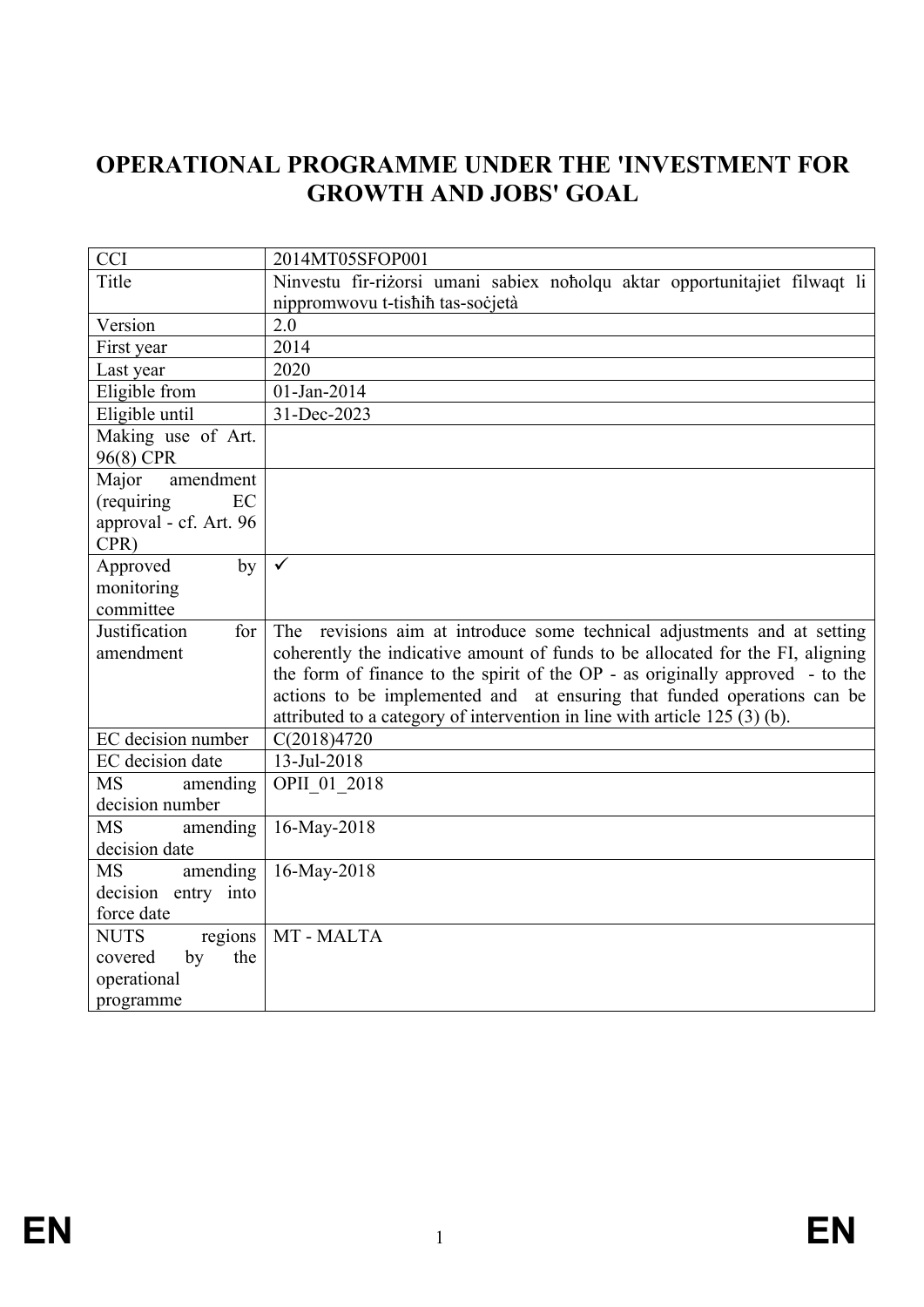# OPERATIONAL PROGRAMME UNDER THE 'INVESTMENT FOR GROWTH AND JOBS' GOAL

| | |
|---|---|
| CCI | 2014MT05SFOP001 |
| Title | Ninvestu fir-riżorsi umani sabiex noħolqu aktar opportunitajiet filwaqt li nippromwovu t-tisħiħ tas-soċjetà |
| Version | 2.0 |
| First year | 2014 |
| Last year | 2020 |
| Eligible from | 01-Jan-2014 |
| Eligible until | 31-Dec-2023 |
| Making use of Art. 96(8) CPR | |
| Major amendment (requiring EC approval - cf. Art. 96 CPR) | |
| Approved by monitoring committee | ✓ |
| Justification for amendment | The revisions aim at introduce some technical adjustments and at setting coherently the indicative amount of funds to be allocated for the FI, aligning the form of finance to the spirit of the OP - as originally approved - to the actions to be implemented and at ensuring that funded operations can be attributed to a category of intervention in line with article 125 (3) (b). |
| EC decision number | C(2018)4720 |
| EC decision date | 13-Jul-2018 |
| MS amending decision number | OPII_01_2018 |
| MS amending decision date | 16-May-2018 |
| MS amending decision entry into force date | 16-May-2018 |
| NUTS regions covered by the operational programme | MT - MALTA |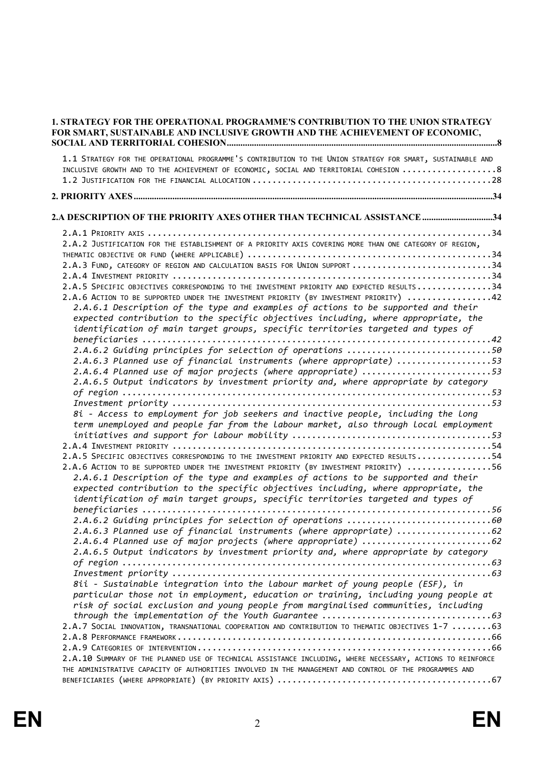**1. STRATEGY FOR THE OPERATIONAL PROGRAMME'S CONTRIBUTION TO THE UNION STRATEGY FOR SMART, SUSTAINABLE AND INCLUSIVE GROWTH AND THE ACHIEVEMENT OF ECONOMIC, SOCIAL AND TERRITORIAL COHESION ........ 8**

1.1 STRATEGY FOR THE OPERATIONAL PROGRAMME'S CONTRIBUTION TO THE UNION STRATEGY FOR SMART, SUSTAINABLE AND INCLUSIVE GROWTH AND TO THE ACHIEVEMENT OF ECONOMIC, SOCIAL AND TERRITORIAL COHESION ........ 8
1.2 JUSTIFICATION FOR THE FINANCIAL ALLOCATION ........ 28

**2. PRIORITY AXES ........ 34**

**2.A DESCRIPTION OF THE PRIORITY AXES OTHER THAN TECHNICAL ASSISTANCE ........ 34**

2.A.1 PRIORITY AXIS ........ 34
2.A.2 JUSTIFICATION FOR THE ESTABLISHMENT OF A PRIORITY AXIS COVERING MORE THAN ONE CATEGORY OF REGION, THEMATIC OBJECTIVE OR FUND (WHERE APPLICABLE) ........ 34
2.A.3 FUND, CATEGORY OF REGION AND CALCULATION BASIS FOR UNION SUPPORT ........ 34
2.A.4 INVESTMENT PRIORITY ........ 34
2.A.5 SPECIFIC OBJECTIVES CORRESPONDING TO THE INVESTMENT PRIORITY AND EXPECTED RESULTS ........ 34
2.A.6 ACTION TO BE SUPPORTED UNDER THE INVESTMENT PRIORITY (BY INVESTMENT PRIORITY) ........ 42
*2.A.6.1 Description of the type and examples of actions to be supported and their expected contribution to the specific objectives including, where appropriate, the identification of main target groups, specific territories targeted and types of beneficiaries ........ 42*
*2.A.6.2 Guiding principles for selection of operations ........ 50*
*2.A.6.3 Planned use of financial instruments (where appropriate) ........ 53*
*2.A.6.4 Planned use of major projects (where appropriate) ........ 53*
*2.A.6.5 Output indicators by investment priority and, where appropriate by category of region ........ 53*
*Investment priority ........ 53*
*8i - Access to employment for job seekers and inactive people, including the long term unemployed and people far from the labour market, also through local employment initiatives and support for labour mobility ........ 53*
2.A.4 INVESTMENT PRIORITY ........ 54
2.A.5 SPECIFIC OBJECTIVES CORRESPONDING TO THE INVESTMENT PRIORITY AND EXPECTED RESULTS ........ 54
2.A.6 ACTION TO BE SUPPORTED UNDER THE INVESTMENT PRIORITY (BY INVESTMENT PRIORITY) ........ 56
*2.A.6.1 Description of the type and examples of actions to be supported and their expected contribution to the specific objectives including, where appropriate, the identification of main target groups, specific territories targeted and types of beneficiaries ........ 56*
*2.A.6.2 Guiding principles for selection of operations ........ 60*
*2.A.6.3 Planned use of financial instruments (where appropriate) ........ 62*
*2.A.6.4 Planned use of major projects (where appropriate) ........ 62*
*2.A.6.5 Output indicators by investment priority and, where appropriate by category of region ........ 63*
*Investment priority ........ 63*
*8ii - Sustainable integration into the labour market of young people (ESF), in particular those not in employment, education or training, including young people at risk of social exclusion and young people from marginalised communities, including through the implementation of the Youth Guarantee ........ 63*
2.A.7 SOCIAL INNOVATION, TRANSNATIONAL COOPERATION AND CONTRIBUTION TO THEMATIC OBJECTIVES 1-7 ........ 63
2.A.8 PERFORMANCE FRAMEWORK ........ 66
2.A.9 CATEGORIES OF INTERVENTION ........ 66
2.A.10 SUMMARY OF THE PLANNED USE OF TECHNICAL ASSISTANCE INCLUDING, WHERE NECESSARY, ACTIONS TO REINFORCE THE ADMINISTRATIVE CAPACITY OF AUTHORITIES INVOLVED IN THE MANAGEMENT AND CONTROL OF THE PROGRAMMES AND BENEFICIARIES (WHERE APPROPRIATE) (BY PRIORITY AXIS) ........ 67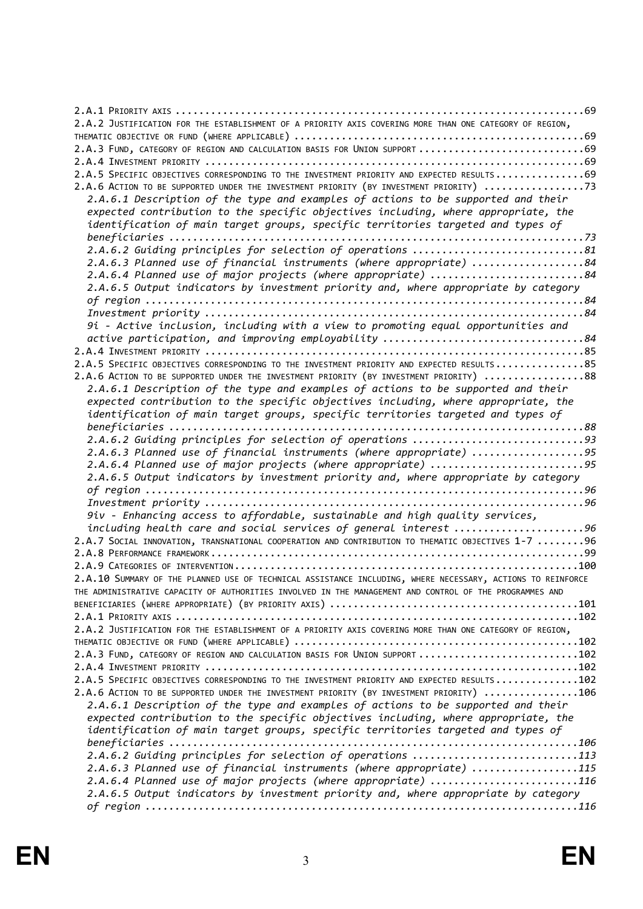2.A.1 PRIORITY AXIS ....................................................................69
2.A.2 JUSTIFICATION FOR THE ESTABLISHMENT OF A PRIORITY AXIS COVERING MORE THAN ONE CATEGORY OF REGION, THEMATIC OBJECTIVE OR FUND (WHERE APPLICABLE) ....................................................................69
2.A.3 FUND, CATEGORY OF REGION AND CALCULATION BASIS FOR UNION SUPPORT ....................................................................69
2.A.4 INVESTMENT PRIORITY ....................................................................69
2.A.5 SPECIFIC OBJECTIVES CORRESPONDING TO THE INVESTMENT PRIORITY AND EXPECTED RESULTS....................................................................69
2.A.6 ACTION TO BE SUPPORTED UNDER THE INVESTMENT PRIORITY (BY INVESTMENT PRIORITY) ....................................................................73

*2.A.6.1 Description of the type and examples of actions to be supported and their expected contribution to the specific objectives including, where appropriate, the identification of main target groups, specific territories targeted and types of beneficiaries ....................................................................73*

*2.A.6.2 Guiding principles for selection of operations ....................................................................81*

*2.A.6.3 Planned use of financial instruments (where appropriate) ....................................................................84*

*2.A.6.4 Planned use of major projects (where appropriate) ....................................................................84*

*2.A.6.5 Output indicators by investment priority and, where appropriate by category of region ....................................................................84*

*Investment priority ....................................................................84*

*9i - Active inclusion, including with a view to promoting equal opportunities and active participation, and improving employability ....................................................................84*

2.A.4 INVESTMENT PRIORITY ....................................................................85
2.A.5 SPECIFIC OBJECTIVES CORRESPONDING TO THE INVESTMENT PRIORITY AND EXPECTED RESULTS....................................................................85
2.A.6 ACTION TO BE SUPPORTED UNDER THE INVESTMENT PRIORITY (BY INVESTMENT PRIORITY) ....................................................................88

*2.A.6.1 Description of the type and examples of actions to be supported and their expected contribution to the specific objectives including, where appropriate, the identification of main target groups, specific territories targeted and types of beneficiaries ....................................................................88*

*2.A.6.2 Guiding principles for selection of operations ....................................................................93*

*2.A.6.3 Planned use of financial instruments (where appropriate) ....................................................................95*

*2.A.6.4 Planned use of major projects (where appropriate) ....................................................................95*

*2.A.6.5 Output indicators by investment priority and, where appropriate by category of region ....................................................................96*

*Investment priority ....................................................................96*

*9iv - Enhancing access to affordable, sustainable and high quality services, including health care and social services of general interest ....................................................................96*

2.A.7 SOCIAL INNOVATION, TRANSNATIONAL COOPERATION AND CONTRIBUTION TO THEMATIC OBJECTIVES 1-7 ....................................................................96
2.A.8 PERFORMANCE FRAMEWORK....................................................................99
2.A.9 CATEGORIES OF INTERVENTION....................................................................100
2.A.10 SUMMARY OF THE PLANNED USE OF TECHNICAL ASSISTANCE INCLUDING, WHERE NECESSARY, ACTIONS TO REINFORCE THE ADMINISTRATIVE CAPACITY OF AUTHORITIES INVOLVED IN THE MANAGEMENT AND CONTROL OF THE PROGRAMMES AND BENEFICIARIES (WHERE APPROPRIATE) (BY PRIORITY AXIS) ....................................................................101
2.A.1 PRIORITY AXIS ....................................................................102
2.A.2 JUSTIFICATION FOR THE ESTABLISHMENT OF A PRIORITY AXIS COVERING MORE THAN ONE CATEGORY OF REGION, THEMATIC OBJECTIVE OR FUND (WHERE APPLICABLE) ....................................................................102
2.A.3 FUND, CATEGORY OF REGION AND CALCULATION BASIS FOR UNION SUPPORT ....................................................................102
2.A.4 INVESTMENT PRIORITY ....................................................................102
2.A.5 SPECIFIC OBJECTIVES CORRESPONDING TO THE INVESTMENT PRIORITY AND EXPECTED RESULTS....................................................................102
2.A.6 ACTION TO BE SUPPORTED UNDER THE INVESTMENT PRIORITY (BY INVESTMENT PRIORITY) ....................................................................106

*2.A.6.1 Description of the type and examples of actions to be supported and their expected contribution to the specific objectives including, where appropriate, the identification of main target groups, specific territories targeted and types of beneficiaries ....................................................................106*

*2.A.6.2 Guiding principles for selection of operations ....................................................................113*

*2.A.6.3 Planned use of financial instruments (where appropriate) ....................................................................115*

*2.A.6.4 Planned use of major projects (where appropriate) ....................................................................116*

*2.A.6.5 Output indicators by investment priority and, where appropriate by category of region ....................................................................116*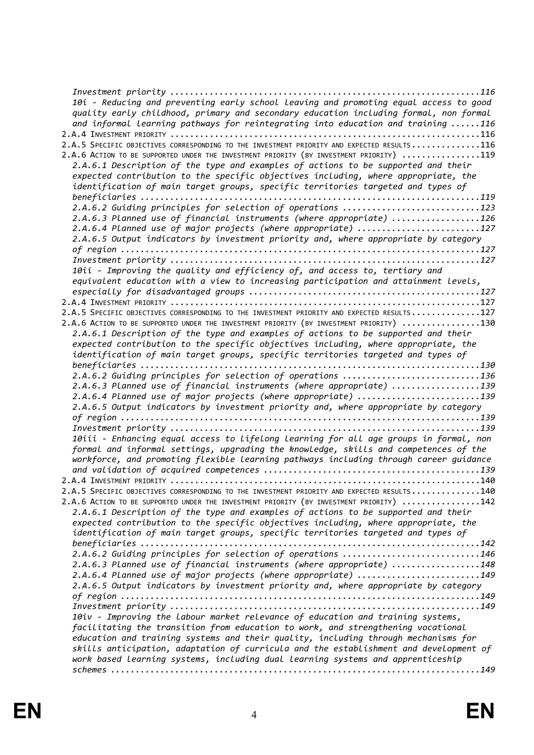*Investment priority .............................................................116*
*10i - Reducing and preventing early school leaving and promoting equal access to good quality early childhood, primary and secondary education including formal, non formal and informal learning pathways for reintegrating into education and training ......116*
2.A.4 INVESTMENT PRIORITY ..............................................................116
2.A.5 SPECIFIC OBJECTIVES CORRESPONDING TO THE INVESTMENT PRIORITY AND EXPECTED RESULTS.............116
2.A.6 ACTION TO BE SUPPORTED UNDER THE INVESTMENT PRIORITY (BY INVESTMENT PRIORITY) ...............119
*2.A.6.1 Description of the type and examples of actions to be supported and their expected contribution to the specific objectives including, where appropriate, the identification of main target groups, specific territories targeted and types of beneficiaries ..................................................................119*
*2.A.6.2 Guiding principles for selection of operations ...........................123*
*2.A.6.3 Planned use of financial instruments (where appropriate) .................126*
*2.A.6.4 Planned use of major projects (where appropriate) ........................127*
*2.A.6.5 Output indicators by investment priority and, where appropriate by category of region ......................................................................127*
*Investment priority .............................................................127*
*10ii - Improving the quality and efficiency of, and access to, tertiary and equivalent education with a view to increasing participation and attainment levels, especially for disadvantaged groups .............................................127*
2.A.4 INVESTMENT PRIORITY ..............................................................127
2.A.5 SPECIFIC OBJECTIVES CORRESPONDING TO THE INVESTMENT PRIORITY AND EXPECTED RESULTS.............127
2.A.6 ACTION TO BE SUPPORTED UNDER THE INVESTMENT PRIORITY (BY INVESTMENT PRIORITY) ...............130
*2.A.6.1 Description of the type and examples of actions to be supported and their expected contribution to the specific objectives including, where appropriate, the identification of main target groups, specific territories targeted and types of beneficiaries ..................................................................130*
*2.A.6.2 Guiding principles for selection of operations ...........................136*
*2.A.6.3 Planned use of financial instruments (where appropriate) .................139*
*2.A.6.4 Planned use of major projects (where appropriate) ........................139*
*2.A.6.5 Output indicators by investment priority and, where appropriate by category of region ......................................................................139*
*Investment priority .............................................................139*
*10iii - Enhancing equal access to lifelong learning for all age groups in formal, non formal and informal settings, upgrading the knowledge, skills and competences of the workforce, and promoting flexible learning pathways including through career guidance and validation of acquired competences ...........................................139*
2.A.4 INVESTMENT PRIORITY ..............................................................140
2.A.5 SPECIFIC OBJECTIVES CORRESPONDING TO THE INVESTMENT PRIORITY AND EXPECTED RESULTS.............140
2.A.6 ACTION TO BE SUPPORTED UNDER THE INVESTMENT PRIORITY (BY INVESTMENT PRIORITY) ...............142
*2.A.6.1 Description of the type and examples of actions to be supported and their expected contribution to the specific objectives including, where appropriate, the identification of main target groups, specific territories targeted and types of beneficiaries ..................................................................142*
*2.A.6.2 Guiding principles for selection of operations ...........................146*
*2.A.6.3 Planned use of financial instruments (where appropriate) .................148*
*2.A.6.4 Planned use of major projects (where appropriate) ........................149*
*2.A.6.5 Output indicators by investment priority and, where appropriate by category of region ......................................................................149*
*Investment priority .............................................................149*
*10iv - Improving the labour market relevance of education and training systems, facilitating the transition from education to work, and strengthening vocational education and training systems and their quality, including through mechanisms for skills anticipation, adaptation of curricula and the establishment and development of work based learning systems, including dual learning systems and apprenticeship schemes ........................................................................149*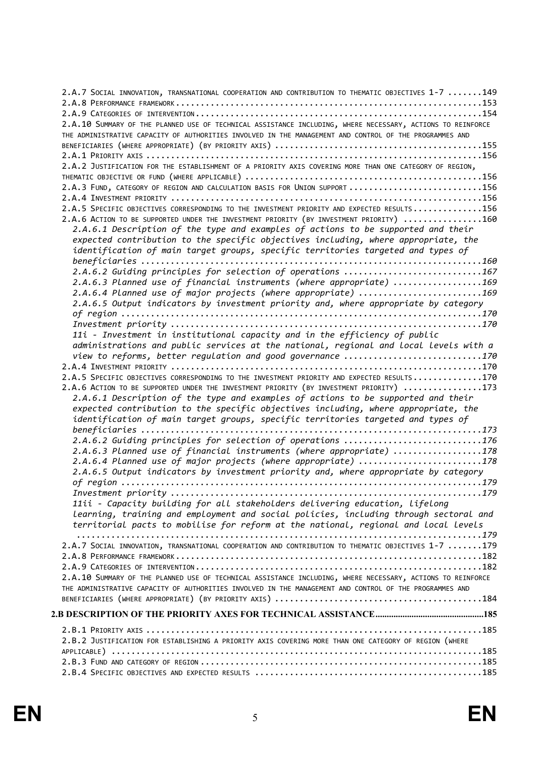2.A.7 Social innovation, transnational cooperation and contribution to thematic objectives 1-7 .......149
2.A.8 Performance framework ...........................................................153
2.A.9 Categories of intervention .......................................................154
2.A.10 Summary of the planned use of technical assistance including, where necessary, actions to reinforce the administrative capacity of authorities involved in the management and control of the programmes and beneficiaries (where appropriate) (by priority axis) .........................................155
2.A.1 Priority axis ....................................................................156
2.A.2 Justification for the establishment of a priority axis covering more than one category of region, thematic objective or fund (where applicable) ...............................................156
2.A.3 Fund, category of region and calculation basis for Union support ...........................156
2.A.4 Investment priority ..............................................................156
2.A.5 Specific objectives corresponding to the investment priority and expected results.............156
2.A.6 Action to be supported under the investment priority (by investment priority) ................160

*2.A.6.1 Description of the type and examples of actions to be supported and their expected contribution to the specific objectives including, where appropriate, the identification of main target groups, specific territories targeted and types of beneficiaries ...................................................................160*
*2.A.6.2 Guiding principles for selection of operations ...........................167*
*2.A.6.3 Planned use of financial instruments (where appropriate) .................169*
*2.A.6.4 Planned use of major projects (where appropriate) ........................169*
*2.A.6.5 Output indicators by investment priority and, where appropriate by category of region ......................................................................170*
*Investment priority ...............................................................170*
*11i - Investment in institutional capacity and in the efficiency of public administrations and public services at the national, regional and local levels with a view to reforms, better regulation and good governance ...........................170*

2.A.4 Investment priority ..............................................................170
2.A.5 Specific objectives corresponding to the investment priority and expected results.............170
2.A.6 Action to be supported under the investment priority (by investment priority) ................173

*2.A.6.1 Description of the type and examples of actions to be supported and their expected contribution to the specific objectives including, where appropriate, the identification of main target groups, specific territories targeted and types of beneficiaries ...................................................................173*
*2.A.6.2 Guiding principles for selection of operations ...........................176*
*2.A.6.3 Planned use of financial instruments (where appropriate) .................178*
*2.A.6.4 Planned use of major projects (where appropriate) ........................178*
*2.A.6.5 Output indicators by investment priority and, where appropriate by category of region ......................................................................179*
*Investment priority ...............................................................179*
*11ii - Capacity building for all stakeholders delivering education, lifelong learning, training and employment and social policies, including through sectoral and territorial pacts to mobilise for reform at the national, regional and local levels ...........................................................................179*

2.A.7 Social innovation, transnational cooperation and contribution to thematic objectives 1-7 .......179
2.A.8 Performance framework ...........................................................182
2.A.9 Categories of intervention .......................................................182
2.A.10 Summary of the planned use of technical assistance including, where necessary, actions to reinforce the administrative capacity of authorities involved in the management and control of the programmes and beneficiaries (where appropriate) (by priority axis) .........................................184

**2.B DESCRIPTION OF THE PRIORITY AXES FOR TECHNICAL ASSISTANCE................................................185**

2.B.1 Priority axis ....................................................................185
2.B.2 Justification for establishing a priority axis covering more than one category of region (where applicable) .......................................................................185
2.B.3 Fund and category of region ......................................................185
2.B.4 Specific objectives and expected results .........................................185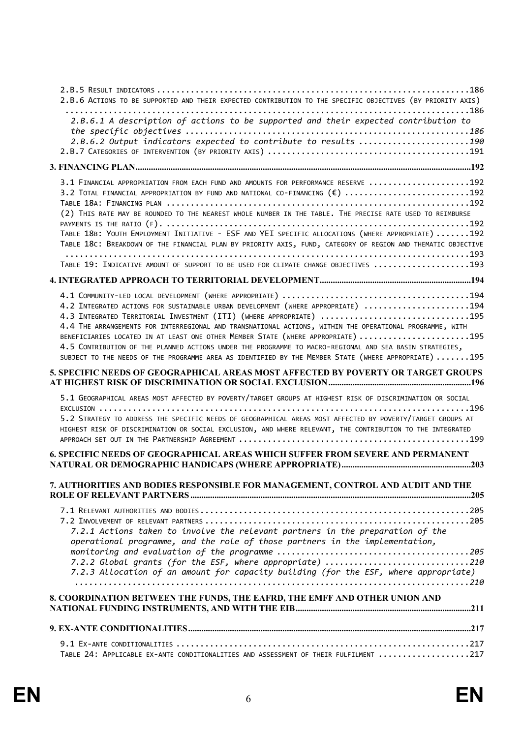2.B.5 Result indicators ......................................................................186
2.B.6 Actions to be supported and their expected contribution to the specific objectives (by priority axis) ......................................................................186

*2.B.6.1 A description of actions to be supported and their expected contribution to the specific objectives ......................................................................186*

*2.B.6.2 Output indicators expected to contribute to results ......................................................................190*

2.B.7 Categories of intervention (by priority axis) ......................................................................191

**3. FINANCING PLAN......................................................................192**

3.1 Financial appropriation from each fund and amounts for performance reserve ......................................................................192
3.2 Total financial appropriation by fund and national co-financing (€) ......................................................................192
Table 18a: Financing plan ......................................................................192
(2) This rate may be rounded to the nearest whole number in the table. The precise rate used to reimburse payments is the ratio (f). ......................................................................192
Table 18b: Youth Employment Initiative - ESF and YEI specific allocations (where appropriate) ......................................................................192
Table 18c: Breakdown of the financial plan by priority axis, fund, category of region and thematic objective ......................................................................193
Table 19: Indicative amount of support to be used for climate change objectives ......................................................................193

**4. INTEGRATED APPROACH TO TERRITORIAL DEVELOPMENT......................................................................194**

4.1 Community-led local development (where appropriate) ......................................................................194
4.2 Integrated actions for sustainable urban development (where appropriate) ......................................................................194
4.3 Integrated Territorial Investment (ITI) (where appropriate) ......................................................................195
4.4 The arrangements for interregional and transnational actions, within the operational programme, with beneficiaries located in at least one other Member State (where appropriate) ......................................................................195
4.5 Contribution of the planned actions under the programme to macro-regional and sea basin strategies, subject to the needs of the programme area as identified by the Member State (where appropriate) ......................................................................195

**5. SPECIFIC NEEDS OF GEOGRAPHICAL AREAS MOST AFFECTED BY POVERTY OR TARGET GROUPS AT HIGHEST RISK OF DISCRIMINATION OR SOCIAL EXCLUSION......................................................................196**

5.1 Geographical areas most affected by poverty/target groups at highest risk of discrimination or social exclusion ......................................................................196
5.2 Strategy to address the specific needs of geographical areas most affected by poverty/target groups at highest risk of discrimination or social exclusion, and where relevant, the contribution to the integrated approach set out in the Partnership Agreement ......................................................................199

**6. SPECIFIC NEEDS OF GEOGRAPHICAL AREAS WHICH SUFFER FROM SEVERE AND PERMANENT NATURAL OR DEMOGRAPHIC HANDICAPS (WHERE APPROPRIATE)......................................................................203**

**7. AUTHORITIES AND BODIES RESPONSIBLE FOR MANAGEMENT, CONTROL AND AUDIT AND THE ROLE OF RELEVANT PARTNERS......................................................................205**

7.1 Relevant authorities and bodies ......................................................................205
7.2 Involvement of relevant partners ......................................................................205

*7.2.1 Actions taken to involve the relevant partners in the preparation of the operational programme, and the role of those partners in the implementation, monitoring and evaluation of the programme ......................................................................205*

*7.2.2 Global grants (for the ESF, where appropriate) ......................................................................210*

*7.2.3 Allocation of an amount for capacity building (for the ESF, where appropriate) ......................................................................210*

**8. COORDINATION BETWEEN THE FUNDS, THE EAFRD, THE EMFF AND OTHER UNION AND NATIONAL FUNDING INSTRUMENTS, AND WITH THE EIB......................................................................211**

**9. EX-ANTE CONDITIONALITIES......................................................................217**

9.1 Ex-ante conditionalities ......................................................................217
Table 24: Applicable ex-ante conditionalities and assessment of their fulfilment ......................................................................217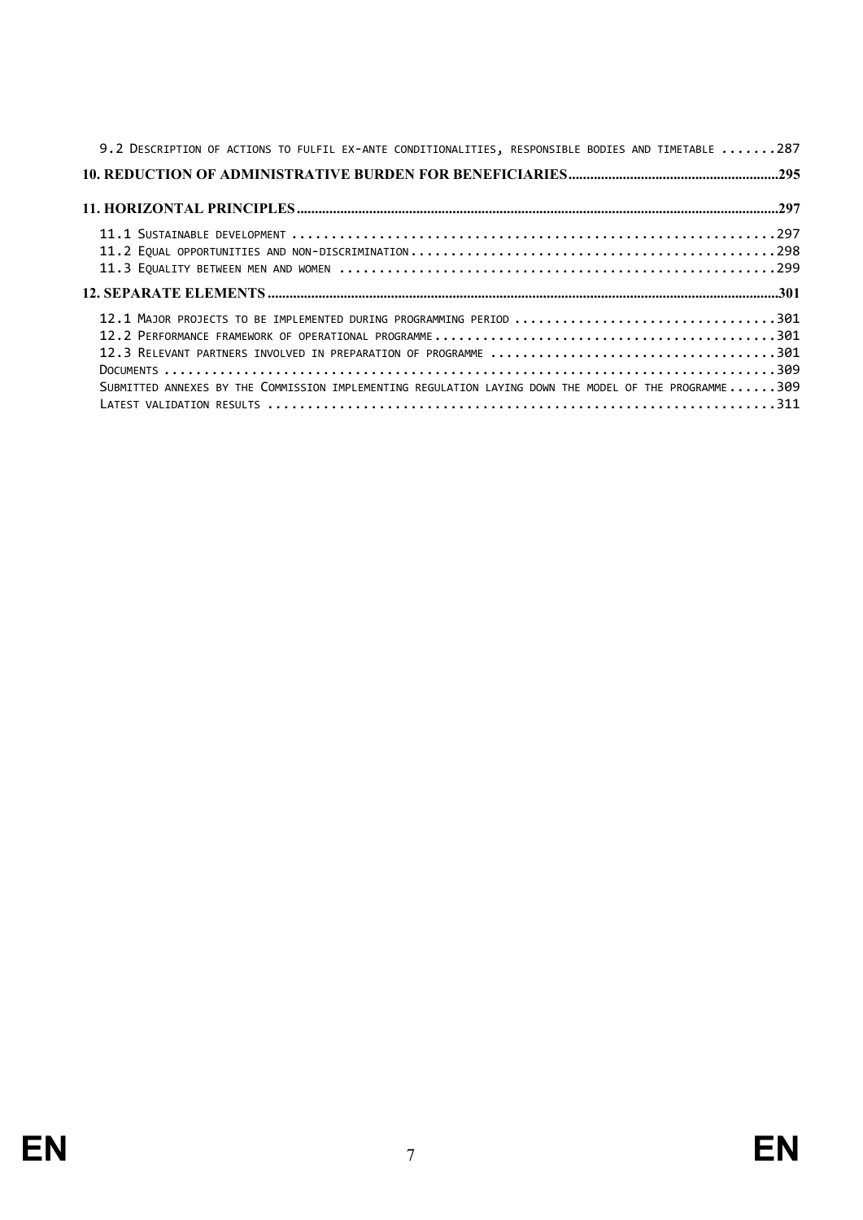9.2 Description of actions to fulfil ex-ante conditionalities, responsible bodies and timetable .......287

**10. REDUCTION OF ADMINISTRATIVE BURDEN FOR BENEFICIARIES.........................................................295**

**11. HORIZONTAL PRINCIPLES...................................................................................................................297**

11.1 Sustainable development ............................................................297
11.2 Equal opportunities and non-discrimination...........................................298
11.3 Equality between men and women ....................................................299

**12. SEPARATE ELEMENTS..........................................................................................................................301**

12.1 Major projects to be implemented during programming period ...............................301
12.2 Performance framework of operational programme.........................................301
12.3 Relevant partners involved in preparation of programme ..................................301
Documents ........................................................................309
Submitted annexes by the Commission implementing regulation laying down the model of the programme......309
Latest validation results ...........................................................311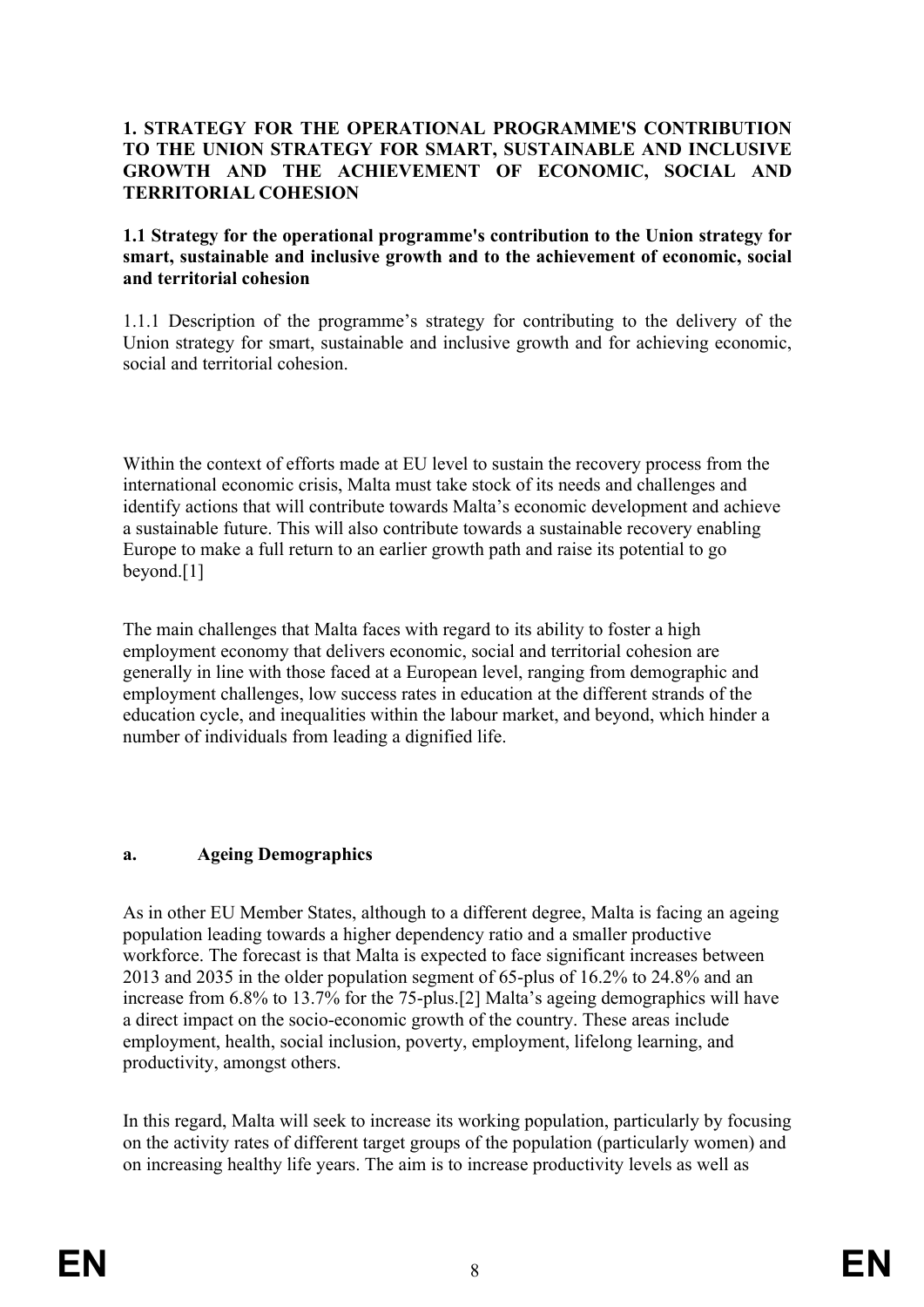## 1. STRATEGY FOR THE OPERATIONAL PROGRAMME'S CONTRIBUTION TO THE UNION STRATEGY FOR SMART, SUSTAINABLE AND INCLUSIVE GROWTH AND THE ACHIEVEMENT OF ECONOMIC, SOCIAL AND TERRITORIAL COHESION

### 1.1 Strategy for the operational programme's contribution to the Union strategy for smart, sustainable and inclusive growth and to the achievement of economic, social and territorial cohesion

1.1.1 Description of the programme's strategy for contributing to the delivery of the Union strategy for smart, sustainable and inclusive growth and for achieving economic, social and territorial cohesion.

Within the context of efforts made at EU level to sustain the recovery process from the international economic crisis, Malta must take stock of its needs and challenges and identify actions that will contribute towards Malta's economic development and achieve a sustainable future. This will also contribute towards a sustainable recovery enabling Europe to make a full return to an earlier growth path and raise its potential to go beyond.[1]

The main challenges that Malta faces with regard to its ability to foster a high employment economy that delivers economic, social and territorial cohesion are generally in line with those faced at a European level, ranging from demographic and employment challenges, low success rates in education at the different strands of the education cycle, and inequalities within the labour market, and beyond, which hinder a number of individuals from leading a dignified life.

#### a. Ageing Demographics

As in other EU Member States, although to a different degree, Malta is facing an ageing population leading towards a higher dependency ratio and a smaller productive workforce. The forecast is that Malta is expected to face significant increases between 2013 and 2035 in the older population segment of 65-plus of 16.2% to 24.8% and an increase from 6.8% to 13.7% for the 75-plus.[2] Malta's ageing demographics will have a direct impact on the socio-economic growth of the country. These areas include employment, health, social inclusion, poverty, employment, lifelong learning, and productivity, amongst others.

In this regard, Malta will seek to increase its working population, particularly by focusing on the activity rates of different target groups of the population (particularly women) and on increasing healthy life years. The aim is to increase productivity levels as well as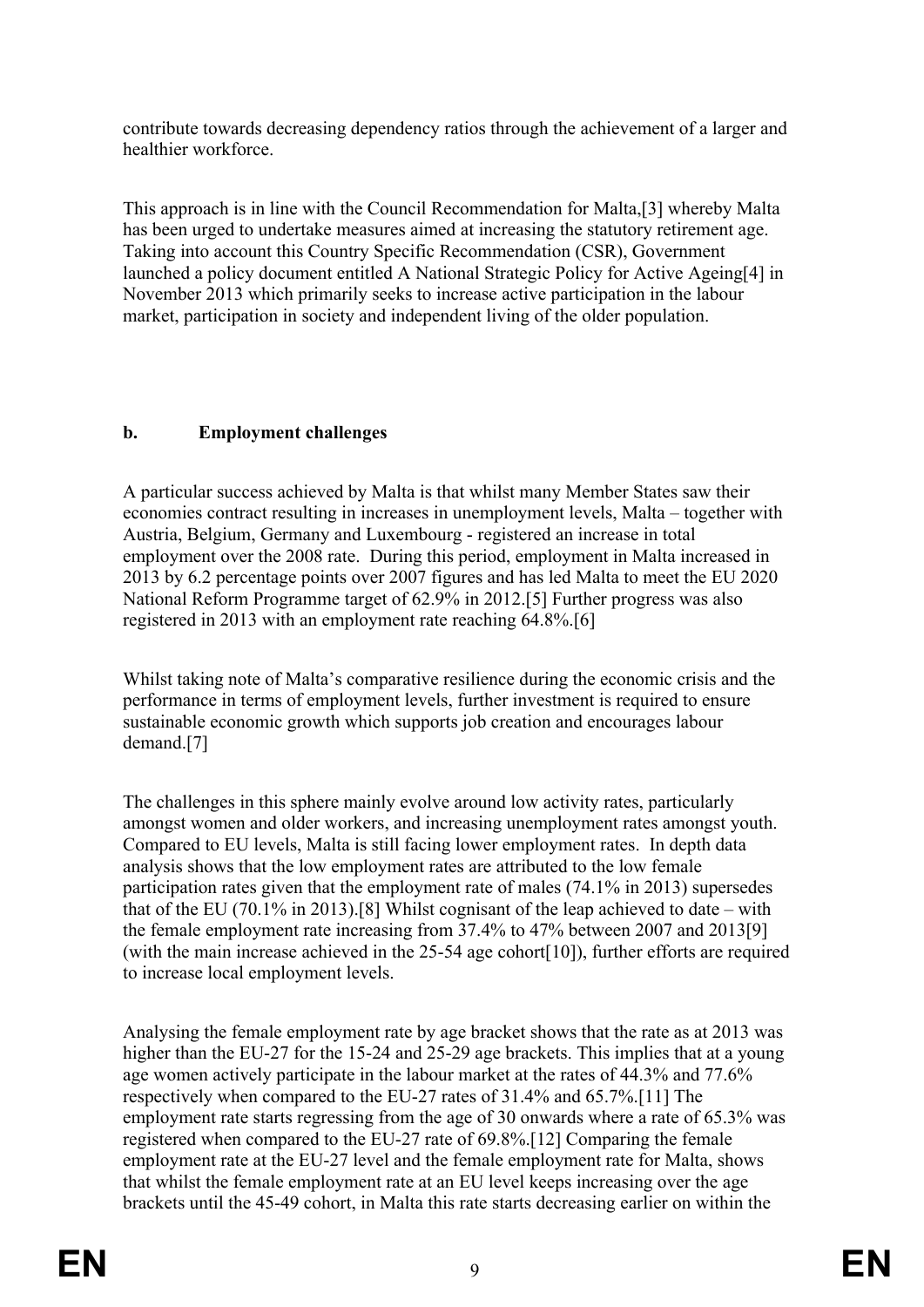contribute towards decreasing dependency ratios through the achievement of a larger and healthier workforce.

This approach is in line with the Council Recommendation for Malta,[3] whereby Malta has been urged to undertake measures aimed at increasing the statutory retirement age. Taking into account this Country Specific Recommendation (CSR), Government launched a policy document entitled A National Strategic Policy for Active Ageing[4] in November 2013 which primarily seeks to increase active participation in the labour market, participation in society and independent living of the older population.

#### b. Employment challenges

A particular success achieved by Malta is that whilst many Member States saw their economies contract resulting in increases in unemployment levels, Malta – together with Austria, Belgium, Germany and Luxembourg - registered an increase in total employment over the 2008 rate. During this period, employment in Malta increased in 2013 by 6.2 percentage points over 2007 figures and has led Malta to meet the EU 2020 National Reform Programme target of 62.9% in 2012.[5] Further progress was also registered in 2013 with an employment rate reaching 64.8%.[6]

Whilst taking note of Malta's comparative resilience during the economic crisis and the performance in terms of employment levels, further investment is required to ensure sustainable economic growth which supports job creation and encourages labour demand.[7]

The challenges in this sphere mainly evolve around low activity rates, particularly amongst women and older workers, and increasing unemployment rates amongst youth. Compared to EU levels, Malta is still facing lower employment rates. In depth data analysis shows that the low employment rates are attributed to the low female participation rates given that the employment rate of males (74.1% in 2013) supersedes that of the EU (70.1% in 2013).[8] Whilst cognisant of the leap achieved to date – with the female employment rate increasing from 37.4% to 47% between 2007 and 2013[9] (with the main increase achieved in the 25-54 age cohort[10]), further efforts are required to increase local employment levels.

Analysing the female employment rate by age bracket shows that the rate as at 2013 was higher than the EU-27 for the 15-24 and 25-29 age brackets. This implies that at a young age women actively participate in the labour market at the rates of 44.3% and 77.6% respectively when compared to the EU-27 rates of 31.4% and 65.7%.[11] The employment rate starts regressing from the age of 30 onwards where a rate of 65.3% was registered when compared to the EU-27 rate of 69.8%.[12] Comparing the female employment rate at the EU-27 level and the female employment rate for Malta, shows that whilst the female employment rate at an EU level keeps increasing over the age brackets until the 45-49 cohort, in Malta this rate starts decreasing earlier on within the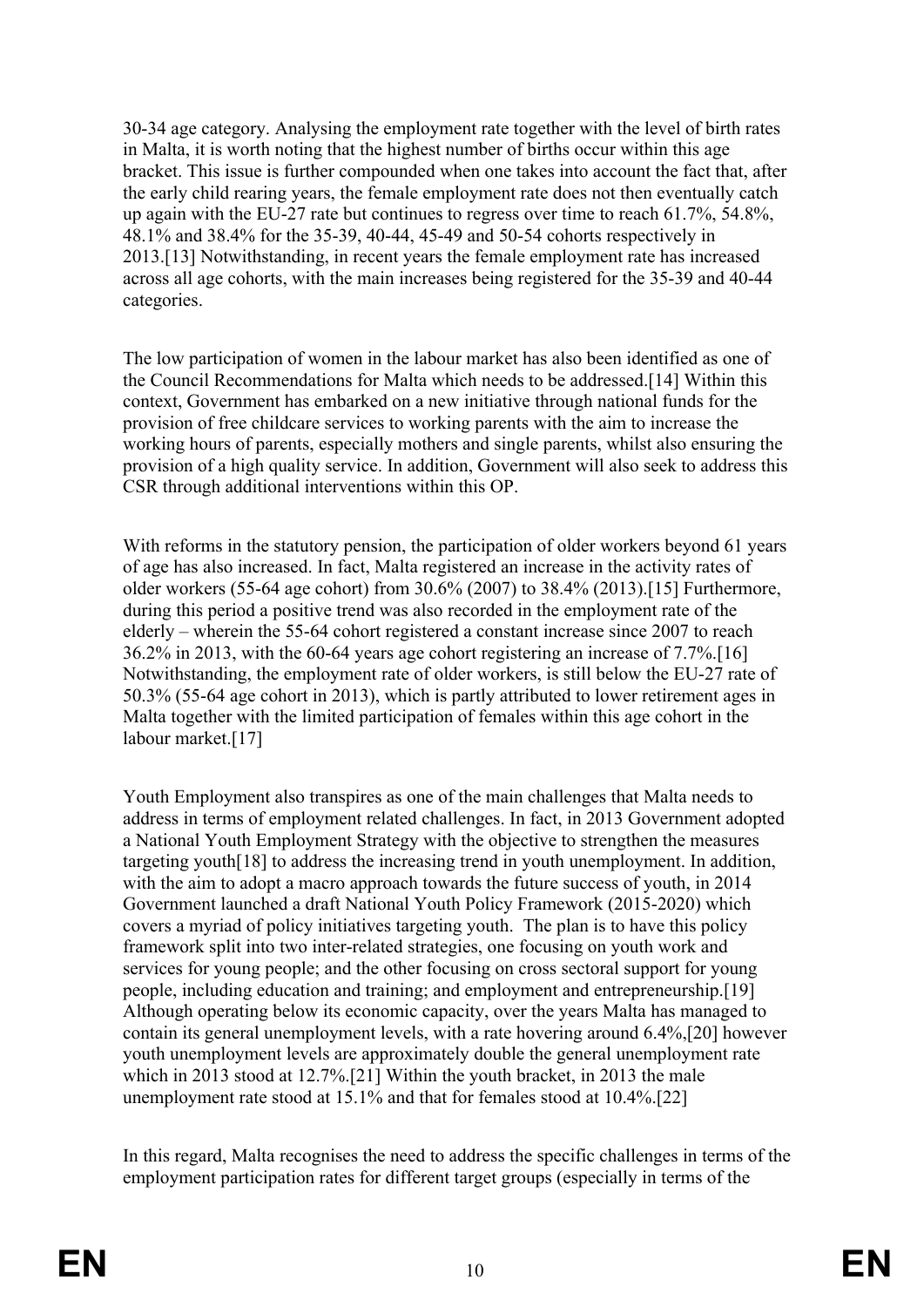30-34 age category. Analysing the employment rate together with the level of birth rates in Malta, it is worth noting that the highest number of births occur within this age bracket. This issue is further compounded when one takes into account the fact that, after the early child rearing years, the female employment rate does not then eventually catch up again with the EU-27 rate but continues to regress over time to reach 61.7%, 54.8%, 48.1% and 38.4% for the 35-39, 40-44, 45-49 and 50-54 cohorts respectively in 2013.[13] Notwithstanding, in recent years the female employment rate has increased across all age cohorts, with the main increases being registered for the 35-39 and 40-44 categories.

The low participation of women in the labour market has also been identified as one of the Council Recommendations for Malta which needs to be addressed.[14] Within this context, Government has embarked on a new initiative through national funds for the provision of free childcare services to working parents with the aim to increase the working hours of parents, especially mothers and single parents, whilst also ensuring the provision of a high quality service. In addition, Government will also seek to address this CSR through additional interventions within this OP.

With reforms in the statutory pension, the participation of older workers beyond 61 years of age has also increased. In fact, Malta registered an increase in the activity rates of older workers (55-64 age cohort) from 30.6% (2007) to 38.4% (2013).[15] Furthermore, during this period a positive trend was also recorded in the employment rate of the elderly – wherein the 55-64 cohort registered a constant increase since 2007 to reach 36.2% in 2013, with the 60-64 years age cohort registering an increase of 7.7%.[16] Notwithstanding, the employment rate of older workers, is still below the EU-27 rate of 50.3% (55-64 age cohort in 2013), which is partly attributed to lower retirement ages in Malta together with the limited participation of females within this age cohort in the labour market.[17]

Youth Employment also transpires as one of the main challenges that Malta needs to address in terms of employment related challenges. In fact, in 2013 Government adopted a National Youth Employment Strategy with the objective to strengthen the measures targeting youth[18] to address the increasing trend in youth unemployment. In addition, with the aim to adopt a macro approach towards the future success of youth, in 2014 Government launched a draft National Youth Policy Framework (2015-2020) which covers a myriad of policy initiatives targeting youth. The plan is to have this policy framework split into two inter-related strategies, one focusing on youth work and services for young people; and the other focusing on cross sectoral support for young people, including education and training; and employment and entrepreneurship.[19] Although operating below its economic capacity, over the years Malta has managed to contain its general unemployment levels, with a rate hovering around 6.4%,[20] however youth unemployment levels are approximately double the general unemployment rate which in 2013 stood at 12.7%.[21] Within the youth bracket, in 2013 the male unemployment rate stood at 15.1% and that for females stood at 10.4%.[22]

In this regard, Malta recognises the need to address the specific challenges in terms of the employment participation rates for different target groups (especially in terms of the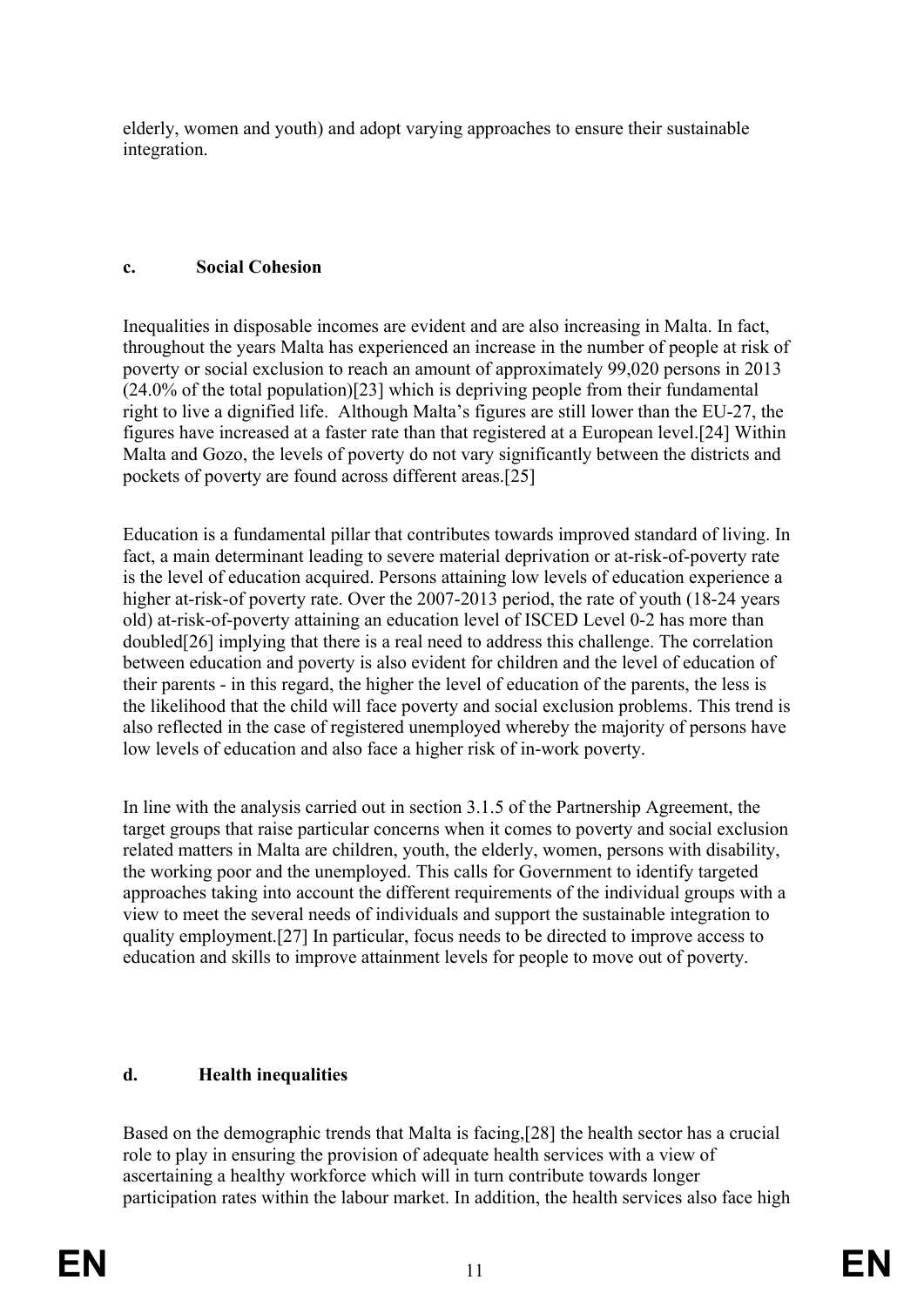elderly, women and youth) and adopt varying approaches to ensure their sustainable integration.

#### c. Social Cohesion

Inequalities in disposable incomes are evident and are also increasing in Malta. In fact, throughout the years Malta has experienced an increase in the number of people at risk of poverty or social exclusion to reach an amount of approximately 99,020 persons in 2013 (24.0% of the total population)[23] which is depriving people from their fundamental right to live a dignified life. Although Malta's figures are still lower than the EU-27, the figures have increased at a faster rate than that registered at a European level.[24] Within Malta and Gozo, the levels of poverty do not vary significantly between the districts and pockets of poverty are found across different areas.[25]

Education is a fundamental pillar that contributes towards improved standard of living. In fact, a main determinant leading to severe material deprivation or at-risk-of-poverty rate is the level of education acquired. Persons attaining low levels of education experience a higher at-risk-of poverty rate. Over the 2007-2013 period, the rate of youth (18-24 years old) at-risk-of-poverty attaining an education level of ISCED Level 0-2 has more than doubled[26] implying that there is a real need to address this challenge. The correlation between education and poverty is also evident for children and the level of education of their parents - in this regard, the higher the level of education of the parents, the less is the likelihood that the child will face poverty and social exclusion problems. This trend is also reflected in the case of registered unemployed whereby the majority of persons have low levels of education and also face a higher risk of in-work poverty.

In line with the analysis carried out in section 3.1.5 of the Partnership Agreement, the target groups that raise particular concerns when it comes to poverty and social exclusion related matters in Malta are children, youth, the elderly, women, persons with disability, the working poor and the unemployed. This calls for Government to identify targeted approaches taking into account the different requirements of the individual groups with a view to meet the several needs of individuals and support the sustainable integration to quality employment.[27] In particular, focus needs to be directed to improve access to education and skills to improve attainment levels for people to move out of poverty.

#### d. Health inequalities

Based on the demographic trends that Malta is facing,[28] the health sector has a crucial role to play in ensuring the provision of adequate health services with a view of ascertaining a healthy workforce which will in turn contribute towards longer participation rates within the labour market. In addition, the health services also face high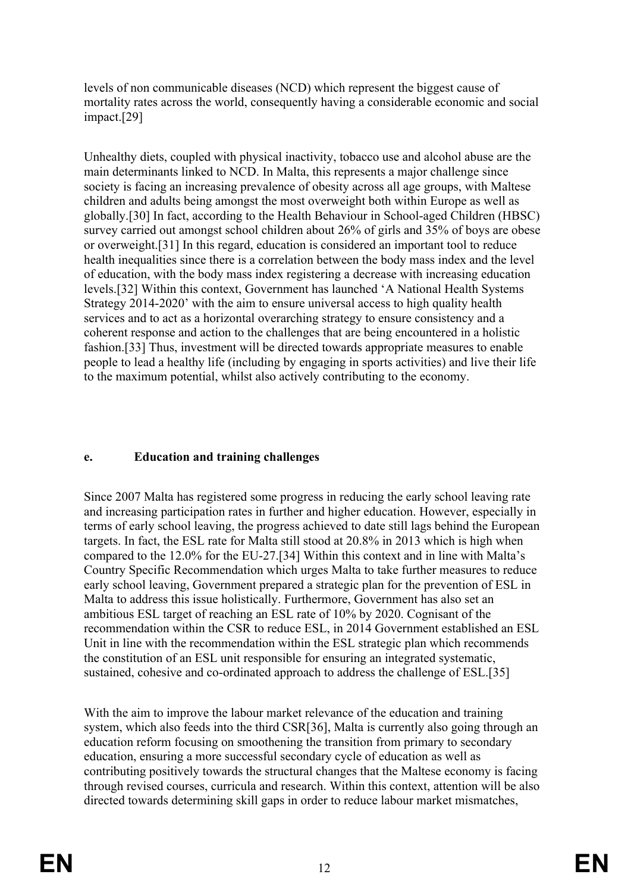levels of non communicable diseases (NCD) which represent the biggest cause of mortality rates across the world, consequently having a considerable economic and social impact.[29]

Unhealthy diets, coupled with physical inactivity, tobacco use and alcohol abuse are the main determinants linked to NCD. In Malta, this represents a major challenge since society is facing an increasing prevalence of obesity across all age groups, with Maltese children and adults being amongst the most overweight both within Europe as well as globally.[30] In fact, according to the Health Behaviour in School-aged Children (HBSC) survey carried out amongst school children about 26% of girls and 35% of boys are obese or overweight.[31] In this regard, education is considered an important tool to reduce health inequalities since there is a correlation between the body mass index and the level of education, with the body mass index registering a decrease with increasing education levels.[32] Within this context, Government has launched 'A National Health Systems Strategy 2014-2020' with the aim to ensure universal access to high quality health services and to act as a horizontal overarching strategy to ensure consistency and a coherent response and action to the challenges that are being encountered in a holistic fashion.[33] Thus, investment will be directed towards appropriate measures to enable people to lead a healthy life (including by engaging in sports activities) and live their life to the maximum potential, whilst also actively contributing to the economy.

#### e. Education and training challenges

Since 2007 Malta has registered some progress in reducing the early school leaving rate and increasing participation rates in further and higher education. However, especially in terms of early school leaving, the progress achieved to date still lags behind the European targets. In fact, the ESL rate for Malta still stood at 20.8% in 2013 which is high when compared to the 12.0% for the EU-27.[34] Within this context and in line with Malta's Country Specific Recommendation which urges Malta to take further measures to reduce early school leaving, Government prepared a strategic plan for the prevention of ESL in Malta to address this issue holistically. Furthermore, Government has also set an ambitious ESL target of reaching an ESL rate of 10% by 2020. Cognisant of the recommendation within the CSR to reduce ESL, in 2014 Government established an ESL Unit in line with the recommendation within the ESL strategic plan which recommends the constitution of an ESL unit responsible for ensuring an integrated systematic, sustained, cohesive and co-ordinated approach to address the challenge of ESL.[35]

With the aim to improve the labour market relevance of the education and training system, which also feeds into the third CSR[36], Malta is currently also going through an education reform focusing on smoothening the transition from primary to secondary education, ensuring a more successful secondary cycle of education as well as contributing positively towards the structural changes that the Maltese economy is facing through revised courses, curricula and research. Within this context, attention will be also directed towards determining skill gaps in order to reduce labour market mismatches,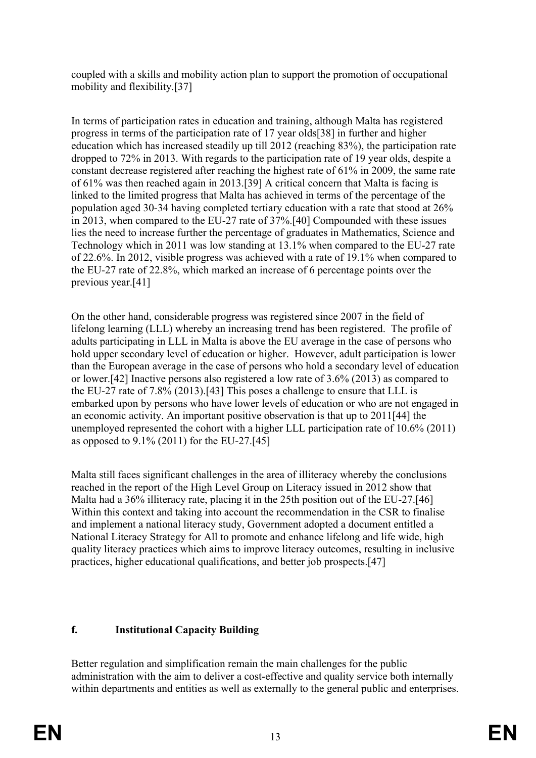coupled with a skills and mobility action plan to support the promotion of occupational mobility and flexibility.[37]

In terms of participation rates in education and training, although Malta has registered progress in terms of the participation rate of 17 year olds[38] in further and higher education which has increased steadily up till 2012 (reaching 83%), the participation rate dropped to 72% in 2013. With regards to the participation rate of 19 year olds, despite a constant decrease registered after reaching the highest rate of 61% in 2009, the same rate of 61% was then reached again in 2013.[39] A critical concern that Malta is facing is linked to the limited progress that Malta has achieved in terms of the percentage of the population aged 30-34 having completed tertiary education with a rate that stood at 26% in 2013, when compared to the EU-27 rate of 37%.[40] Compounded with these issues lies the need to increase further the percentage of graduates in Mathematics, Science and Technology which in 2011 was low standing at 13.1% when compared to the EU-27 rate of 22.6%. In 2012, visible progress was achieved with a rate of 19.1% when compared to the EU-27 rate of 22.8%, which marked an increase of 6 percentage points over the previous year.[41]

On the other hand, considerable progress was registered since 2007 in the field of lifelong learning (LLL) whereby an increasing trend has been registered. The profile of adults participating in LLL in Malta is above the EU average in the case of persons who hold upper secondary level of education or higher. However, adult participation is lower than the European average in the case of persons who hold a secondary level of education or lower.[42] Inactive persons also registered a low rate of 3.6% (2013) as compared to the EU-27 rate of 7.8% (2013).[43] This poses a challenge to ensure that LLL is embarked upon by persons who have lower levels of education or who are not engaged in an economic activity. An important positive observation is that up to 2011[44] the unemployed represented the cohort with a higher LLL participation rate of 10.6% (2011) as opposed to 9.1% (2011) for the EU-27.[45]

Malta still faces significant challenges in the area of illiteracy whereby the conclusions reached in the report of the High Level Group on Literacy issued in 2012 show that Malta had a 36% illiteracy rate, placing it in the 25th position out of the EU-27.[46] Within this context and taking into account the recommendation in the CSR to finalise and implement a national literacy study, Government adopted a document entitled a National Literacy Strategy for All to promote and enhance lifelong and life wide, high quality literacy practices which aims to improve literacy outcomes, resulting in inclusive practices, higher educational qualifications, and better job prospects.[47]

### f. Institutional Capacity Building

Better regulation and simplification remain the main challenges for the public administration with the aim to deliver a cost-effective and quality service both internally within departments and entities as well as externally to the general public and enterprises.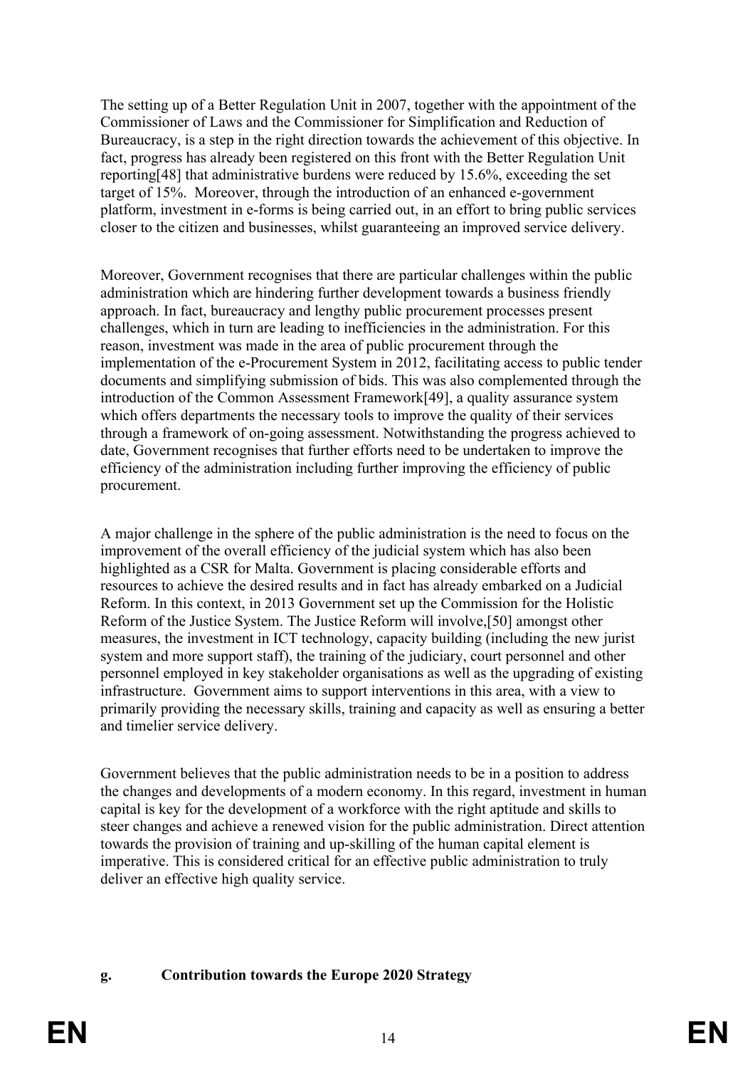The setting up of a Better Regulation Unit in 2007, together with the appointment of the Commissioner of Laws and the Commissioner for Simplification and Reduction of Bureaucracy, is a step in the right direction towards the achievement of this objective. In fact, progress has already been registered on this front with the Better Regulation Unit reporting[48] that administrative burdens were reduced by 15.6%, exceeding the set target of 15%. Moreover, through the introduction of an enhanced e-government platform, investment in e-forms is being carried out, in an effort to bring public services closer to the citizen and businesses, whilst guaranteeing an improved service delivery.

Moreover, Government recognises that there are particular challenges within the public administration which are hindering further development towards a business friendly approach. In fact, bureaucracy and lengthy public procurement processes present challenges, which in turn are leading to inefficiencies in the administration. For this reason, investment was made in the area of public procurement through the implementation of the e-Procurement System in 2012, facilitating access to public tender documents and simplifying submission of bids. This was also complemented through the introduction of the Common Assessment Framework[49], a quality assurance system which offers departments the necessary tools to improve the quality of their services through a framework of on-going assessment. Notwithstanding the progress achieved to date, Government recognises that further efforts need to be undertaken to improve the efficiency of the administration including further improving the efficiency of public procurement.

A major challenge in the sphere of the public administration is the need to focus on the improvement of the overall efficiency of the judicial system which has also been highlighted as a CSR for Malta. Government is placing considerable efforts and resources to achieve the desired results and in fact has already embarked on a Judicial Reform. In this context, in 2013 Government set up the Commission for the Holistic Reform of the Justice System. The Justice Reform will involve,[50] amongst other measures, the investment in ICT technology, capacity building (including the new jurist system and more support staff), the training of the judiciary, court personnel and other personnel employed in key stakeholder organisations as well as the upgrading of existing infrastructure. Government aims to support interventions in this area, with a view to primarily providing the necessary skills, training and capacity as well as ensuring a better and timelier service delivery.

Government believes that the public administration needs to be in a position to address the changes and developments of a modern economy. In this regard, investment in human capital is key for the development of a workforce with the right aptitude and skills to steer changes and achieve a renewed vision for the public administration. Direct attention towards the provision of training and up-skilling of the human capital element is imperative. This is considered critical for an effective public administration to truly deliver an effective high quality service.

### g. Contribution towards the Europe 2020 Strategy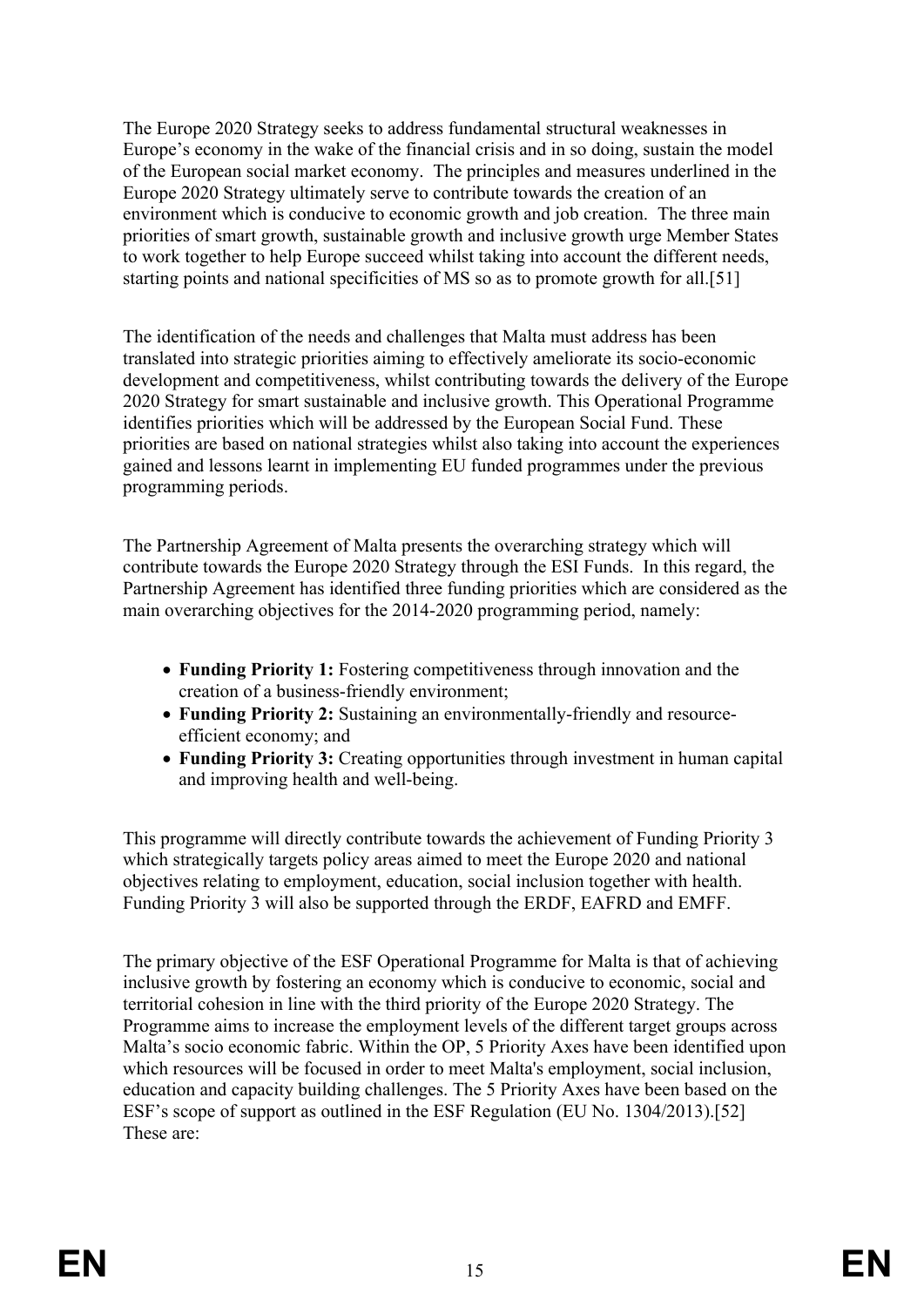The Europe 2020 Strategy seeks to address fundamental structural weaknesses in Europe's economy in the wake of the financial crisis and in so doing, sustain the model of the European social market economy. The principles and measures underlined in the Europe 2020 Strategy ultimately serve to contribute towards the creation of an environment which is conducive to economic growth and job creation. The three main priorities of smart growth, sustainable growth and inclusive growth urge Member States to work together to help Europe succeed whilst taking into account the different needs, starting points and national specificities of MS so as to promote growth for all.[51]

The identification of the needs and challenges that Malta must address has been translated into strategic priorities aiming to effectively ameliorate its socio-economic development and competitiveness, whilst contributing towards the delivery of the Europe 2020 Strategy for smart sustainable and inclusive growth. This Operational Programme identifies priorities which will be addressed by the European Social Fund. These priorities are based on national strategies whilst also taking into account the experiences gained and lessons learnt in implementing EU funded programmes under the previous programming periods.

The Partnership Agreement of Malta presents the overarching strategy which will contribute towards the Europe 2020 Strategy through the ESI Funds. In this regard, the Partnership Agreement has identified three funding priorities which are considered as the main overarching objectives for the 2014-2020 programming period, namely:

- **Funding Priority 1:** Fostering competitiveness through innovation and the creation of a business-friendly environment;
- **Funding Priority 2:** Sustaining an environmentally-friendly and resource-efficient economy; and
- **Funding Priority 3:** Creating opportunities through investment in human capital and improving health and well-being.

This programme will directly contribute towards the achievement of Funding Priority 3 which strategically targets policy areas aimed to meet the Europe 2020 and national objectives relating to employment, education, social inclusion together with health. Funding Priority 3 will also be supported through the ERDF, EAFRD and EMFF.

The primary objective of the ESF Operational Programme for Malta is that of achieving inclusive growth by fostering an economy which is conducive to economic, social and territorial cohesion in line with the third priority of the Europe 2020 Strategy. The Programme aims to increase the employment levels of the different target groups across Malta's socio economic fabric. Within the OP, 5 Priority Axes have been identified upon which resources will be focused in order to meet Malta's employment, social inclusion, education and capacity building challenges. The 5 Priority Axes have been based on the ESF's scope of support as outlined in the ESF Regulation (EU No. 1304/2013).[52] These are: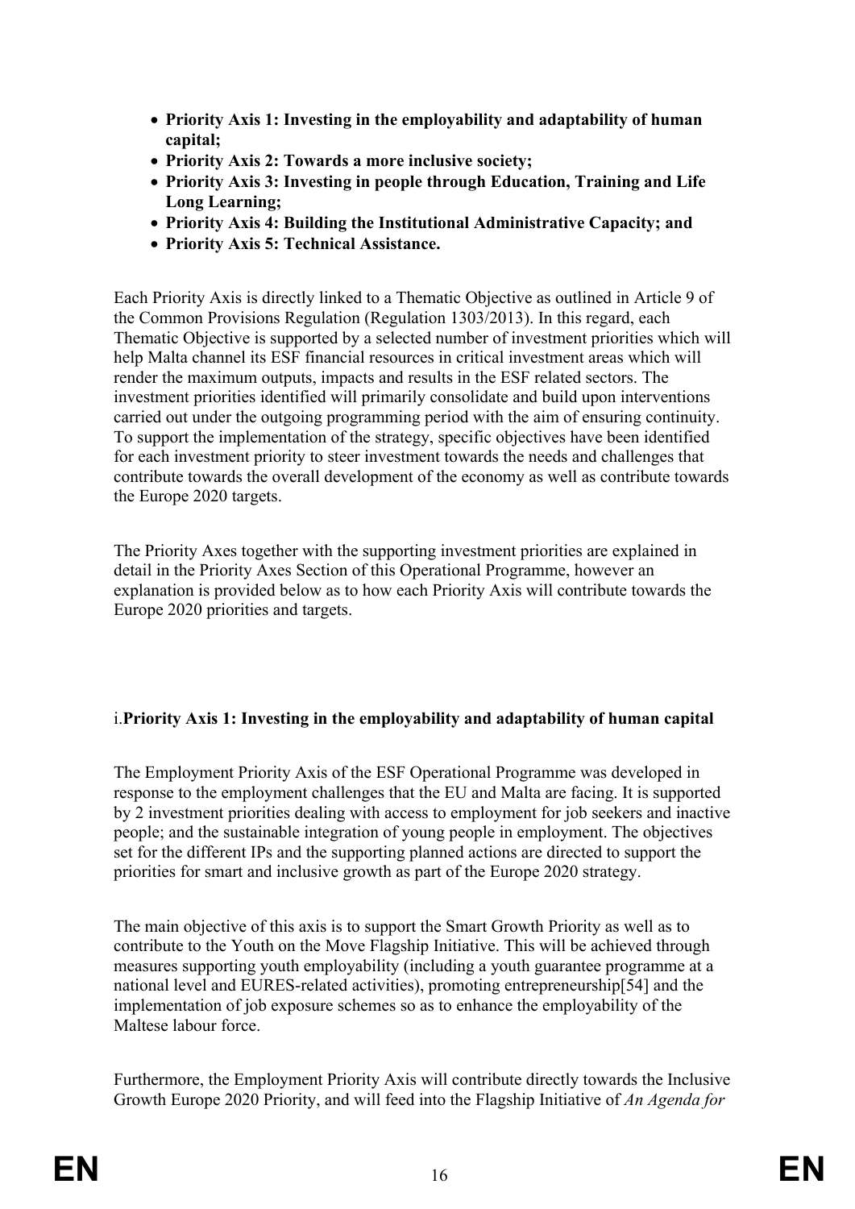- **Priority Axis 1: Investing in the employability and adaptability of human capital;**
- **Priority Axis 2: Towards a more inclusive society;**
- **Priority Axis 3: Investing in people through Education, Training and Life Long Learning;**
- **Priority Axis 4: Building the Institutional Administrative Capacity; and**
- **Priority Axis 5: Technical Assistance.**

Each Priority Axis is directly linked to a Thematic Objective as outlined in Article 9 of the Common Provisions Regulation (Regulation 1303/2013). In this regard, each Thematic Objective is supported by a selected number of investment priorities which will help Malta channel its ESF financial resources in critical investment areas which will render the maximum outputs, impacts and results in the ESF related sectors. The investment priorities identified will primarily consolidate and build upon interventions carried out under the outgoing programming period with the aim of ensuring continuity. To support the implementation of the strategy, specific objectives have been identified for each investment priority to steer investment towards the needs and challenges that contribute towards the overall development of the economy as well as contribute towards the Europe 2020 targets.

The Priority Axes together with the supporting investment priorities are explained in detail in the Priority Axes Section of this Operational Programme, however an explanation is provided below as to how each Priority Axis will contribute towards the Europe 2020 priorities and targets.

i.**Priority Axis 1: Investing in the employability and adaptability of human capital**

The Employment Priority Axis of the ESF Operational Programme was developed in response to the employment challenges that the EU and Malta are facing. It is supported by 2 investment priorities dealing with access to employment for job seekers and inactive people; and the sustainable integration of young people in employment. The objectives set for the different IPs and the supporting planned actions are directed to support the priorities for smart and inclusive growth as part of the Europe 2020 strategy.

The main objective of this axis is to support the Smart Growth Priority as well as to contribute to the Youth on the Move Flagship Initiative. This will be achieved through measures supporting youth employability (including a youth guarantee programme at a national level and EURES-related activities), promoting entrepreneurship[54] and the implementation of job exposure schemes so as to enhance the employability of the Maltese labour force.

Furthermore, the Employment Priority Axis will contribute directly towards the Inclusive Growth Europe 2020 Priority, and will feed into the Flagship Initiative of *An Agenda for*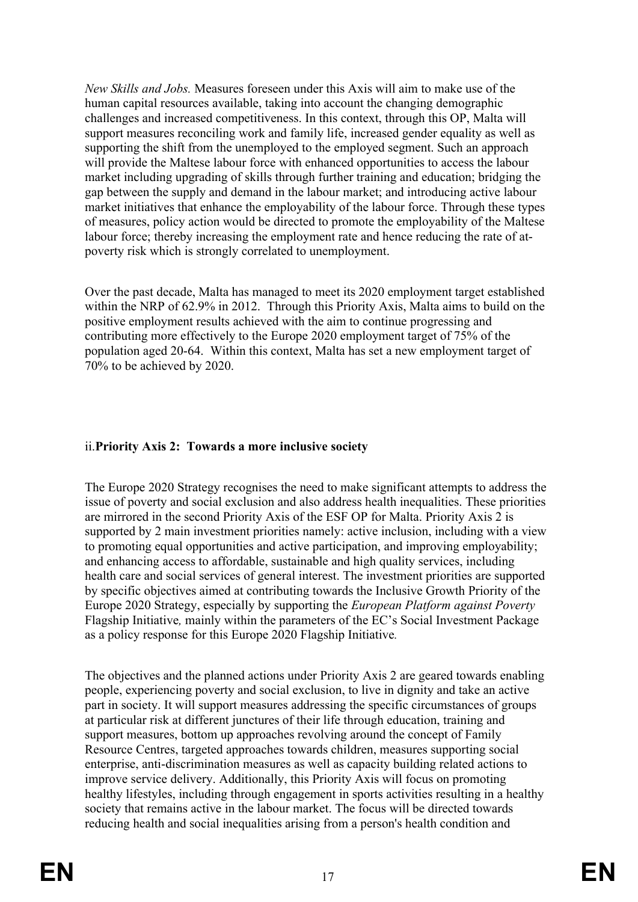*New Skills and Jobs.* Measures foreseen under this Axis will aim to make use of the human capital resources available, taking into account the changing demographic challenges and increased competitiveness. In this context, through this OP, Malta will support measures reconciling work and family life, increased gender equality as well as supporting the shift from the unemployed to the employed segment. Such an approach will provide the Maltese labour force with enhanced opportunities to access the labour market including upgrading of skills through further training and education; bridging the gap between the supply and demand in the labour market; and introducing active labour market initiatives that enhance the employability of the labour force. Through these types of measures, policy action would be directed to promote the employability of the Maltese labour force; thereby increasing the employment rate and hence reducing the rate of at-poverty risk which is strongly correlated to unemployment.

Over the past decade, Malta has managed to meet its 2020 employment target established within the NRP of 62.9% in 2012. Through this Priority Axis, Malta aims to build on the positive employment results achieved with the aim to continue progressing and contributing more effectively to the Europe 2020 employment target of 75% of the population aged 20-64. Within this context, Malta has set a new employment target of 70% to be achieved by 2020.

### ii. **Priority Axis 2: Towards a more inclusive society**

The Europe 2020 Strategy recognises the need to make significant attempts to address the issue of poverty and social exclusion and also address health inequalities. These priorities are mirrored in the second Priority Axis of the ESF OP for Malta. Priority Axis 2 is supported by 2 main investment priorities namely: active inclusion, including with a view to promoting equal opportunities and active participation, and improving employability; and enhancing access to affordable, sustainable and high quality services, including health care and social services of general interest. The investment priorities are supported by specific objectives aimed at contributing towards the Inclusive Growth Priority of the Europe 2020 Strategy, especially by supporting the *European Platform against Poverty* Flagship Initiative*,* mainly within the parameters of the EC's Social Investment Package as a policy response for this Europe 2020 Flagship Initiative*.*

The objectives and the planned actions under Priority Axis 2 are geared towards enabling people, experiencing poverty and social exclusion, to live in dignity and take an active part in society. It will support measures addressing the specific circumstances of groups at particular risk at different junctures of their life through education, training and support measures, bottom up approaches revolving around the concept of Family Resource Centres, targeted approaches towards children, measures supporting social enterprise, anti-discrimination measures as well as capacity building related actions to improve service delivery. Additionally, this Priority Axis will focus on promoting healthy lifestyles, including through engagement in sports activities resulting in a healthy society that remains active in the labour market. The focus will be directed towards reducing health and social inequalities arising from a person's health condition and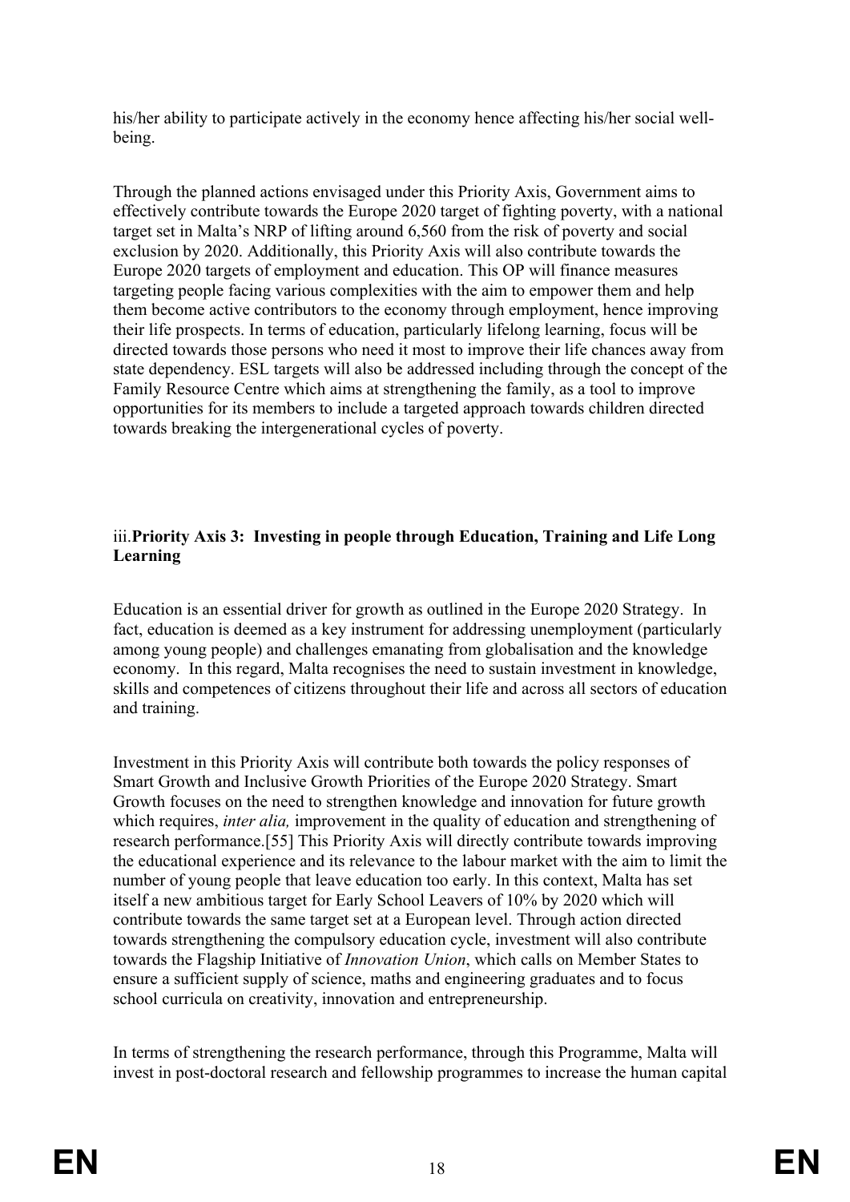his/her ability to participate actively in the economy hence affecting his/her social well-being.

Through the planned actions envisaged under this Priority Axis, Government aims to effectively contribute towards the Europe 2020 target of fighting poverty, with a national target set in Malta's NRP of lifting around 6,560 from the risk of poverty and social exclusion by 2020. Additionally, this Priority Axis will also contribute towards the Europe 2020 targets of employment and education. This OP will finance measures targeting people facing various complexities with the aim to empower them and help them become active contributors to the economy through employment, hence improving their life prospects. In terms of education, particularly lifelong learning, focus will be directed towards those persons who need it most to improve their life chances away from state dependency. ESL targets will also be addressed including through the concept of the Family Resource Centre which aims at strengthening the family, as a tool to improve opportunities for its members to include a targeted approach towards children directed towards breaking the intergenerational cycles of poverty.

### iii. **Priority Axis 3: Investing in people through Education, Training and Life Long Learning**

Education is an essential driver for growth as outlined in the Europe 2020 Strategy. In fact, education is deemed as a key instrument for addressing unemployment (particularly among young people) and challenges emanating from globalisation and the knowledge economy. In this regard, Malta recognises the need to sustain investment in knowledge, skills and competences of citizens throughout their life and across all sectors of education and training.

Investment in this Priority Axis will contribute both towards the policy responses of Smart Growth and Inclusive Growth Priorities of the Europe 2020 Strategy. Smart Growth focuses on the need to strengthen knowledge and innovation for future growth which requires, *inter alia,* improvement in the quality of education and strengthening of research performance.[55] This Priority Axis will directly contribute towards improving the educational experience and its relevance to the labour market with the aim to limit the number of young people that leave education too early. In this context, Malta has set itself a new ambitious target for Early School Leavers of 10% by 2020 which will contribute towards the same target set at a European level. Through action directed towards strengthening the compulsory education cycle, investment will also contribute towards the Flagship Initiative of *Innovation Union*, which calls on Member States to ensure a sufficient supply of science, maths and engineering graduates and to focus school curricula on creativity, innovation and entrepreneurship.

In terms of strengthening the research performance, through this Programme, Malta will invest in post-doctoral research and fellowship programmes to increase the human capital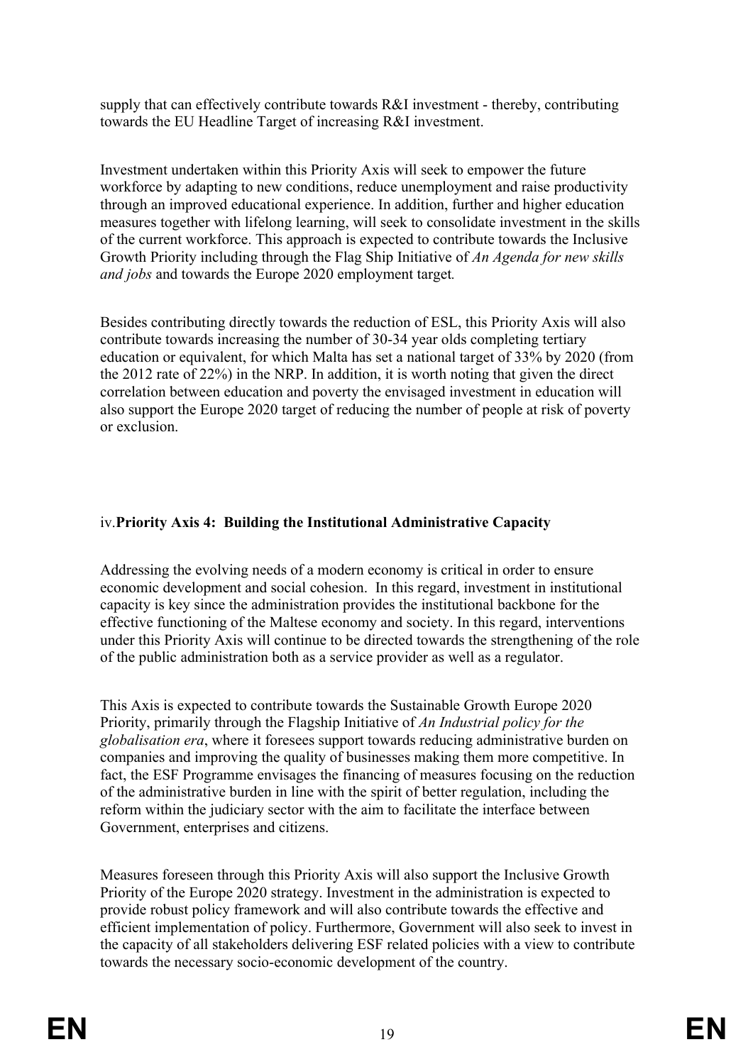supply that can effectively contribute towards R&I investment - thereby, contributing towards the EU Headline Target of increasing R&I investment.

Investment undertaken within this Priority Axis will seek to empower the future workforce by adapting to new conditions, reduce unemployment and raise productivity through an improved educational experience. In addition, further and higher education measures together with lifelong learning, will seek to consolidate investment in the skills of the current workforce. This approach is expected to contribute towards the Inclusive Growth Priority including through the Flag Ship Initiative of *An Agenda for new skills and jobs* and towards the Europe 2020 employment target*.*

Besides contributing directly towards the reduction of ESL, this Priority Axis will also contribute towards increasing the number of 30-34 year olds completing tertiary education or equivalent, for which Malta has set a national target of 33% by 2020 (from the 2012 rate of 22%) in the NRP. In addition, it is worth noting that given the direct correlation between education and poverty the envisaged investment in education will also support the Europe 2020 target of reducing the number of people at risk of poverty or exclusion.

### iv. **Priority Axis 4: Building the Institutional Administrative Capacity**

Addressing the evolving needs of a modern economy is critical in order to ensure economic development and social cohesion. In this regard, investment in institutional capacity is key since the administration provides the institutional backbone for the effective functioning of the Maltese economy and society. In this regard, interventions under this Priority Axis will continue to be directed towards the strengthening of the role of the public administration both as a service provider as well as a regulator.

This Axis is expected to contribute towards the Sustainable Growth Europe 2020 Priority, primarily through the Flagship Initiative of *An Industrial policy for the globalisation era*, where it foresees support towards reducing administrative burden on companies and improving the quality of businesses making them more competitive. In fact, the ESF Programme envisages the financing of measures focusing on the reduction of the administrative burden in line with the spirit of better regulation, including the reform within the judiciary sector with the aim to facilitate the interface between Government, enterprises and citizens.

Measures foreseen through this Priority Axis will also support the Inclusive Growth Priority of the Europe 2020 strategy. Investment in the administration is expected to provide robust policy framework and will also contribute towards the effective and efficient implementation of policy. Furthermore, Government will also seek to invest in the capacity of all stakeholders delivering ESF related policies with a view to contribute towards the necessary socio-economic development of the country.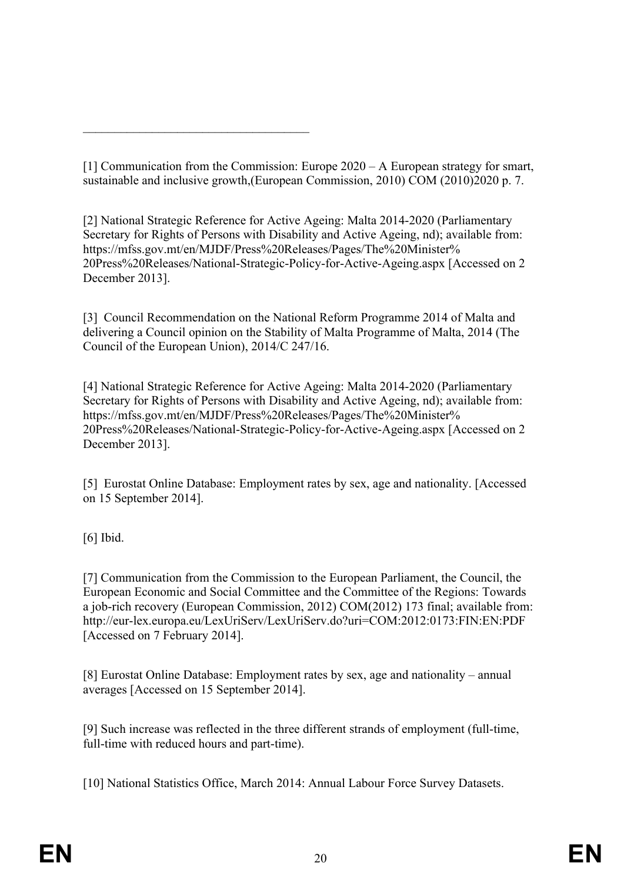---

[1] Communication from the Commission: Europe 2020 – A European strategy for smart, sustainable and inclusive growth,(European Commission, 2010) COM (2010)2020 p. 7.

[2] National Strategic Reference for Active Ageing: Malta 2014-2020 (Parliamentary Secretary for Rights of Persons with Disability and Active Ageing, nd); available from: https://mfss.gov.mt/en/MJDF/Press%20Releases/Pages/The%20Minister%20Press%20Releases/National-Strategic-Policy-for-Active-Ageing.aspx [Accessed on 2 December 2013].

[3] Council Recommendation on the National Reform Programme 2014 of Malta and delivering a Council opinion on the Stability of Malta Programme of Malta, 2014 (The Council of the European Union), 2014/C 247/16.

[4] National Strategic Reference for Active Ageing: Malta 2014-2020 (Parliamentary Secretary for Rights of Persons with Disability and Active Ageing, nd); available from: https://mfss.gov.mt/en/MJDF/Press%20Releases/Pages/The%20Minister%20Press%20Releases/National-Strategic-Policy-for-Active-Ageing.aspx [Accessed on 2 December 2013].

[5] Eurostat Online Database: Employment rates by sex, age and nationality. [Accessed on 15 September 2014].

[6] Ibid.

[7] Communication from the Commission to the European Parliament, the Council, the European Economic and Social Committee and the Committee of the Regions: Towards a job-rich recovery (European Commission, 2012) COM(2012) 173 final; available from: http://eur-lex.europa.eu/LexUriServ/LexUriServ.do?uri=COM:2012:0173:FIN:EN:PDF [Accessed on 7 February 2014].

[8] Eurostat Online Database: Employment rates by sex, age and nationality – annual averages [Accessed on 15 September 2014].

[9] Such increase was reflected in the three different strands of employment (full-time, full-time with reduced hours and part-time).

[10] National Statistics Office, March 2014: Annual Labour Force Survey Datasets.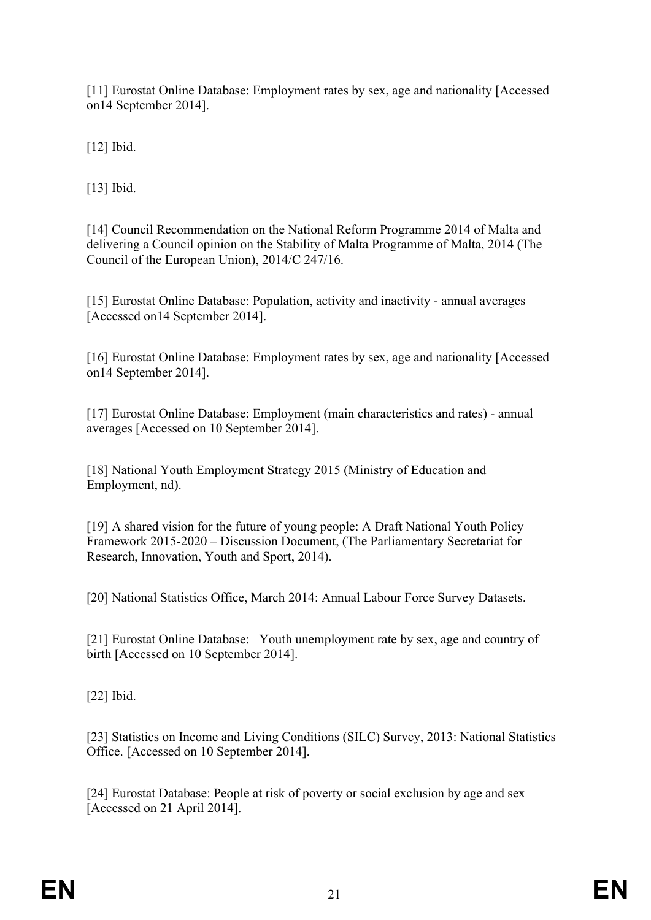[11] Eurostat Online Database: Employment rates by sex, age and nationality [Accessed on14 September 2014].

[12] Ibid.

[13] Ibid.

[14] Council Recommendation on the National Reform Programme 2014 of Malta and delivering a Council opinion on the Stability of Malta Programme of Malta, 2014 (The Council of the European Union), 2014/C 247/16.

[15] Eurostat Online Database: Population, activity and inactivity - annual averages [Accessed on14 September 2014].

[16] Eurostat Online Database: Employment rates by sex, age and nationality [Accessed on14 September 2014].

[17] Eurostat Online Database: Employment (main characteristics and rates) - annual averages [Accessed on 10 September 2014].

[18] National Youth Employment Strategy 2015 (Ministry of Education and Employment, nd).

[19] A shared vision for the future of young people: A Draft National Youth Policy Framework 2015-2020 – Discussion Document, (The Parliamentary Secretariat for Research, Innovation, Youth and Sport, 2014).

[20] National Statistics Office, March 2014: Annual Labour Force Survey Datasets.

[21] Eurostat Online Database: Youth unemployment rate by sex, age and country of birth [Accessed on 10 September 2014].

[22] Ibid.

[23] Statistics on Income and Living Conditions (SILC) Survey, 2013: National Statistics Office. [Accessed on 10 September 2014].

[24] Eurostat Database: People at risk of poverty or social exclusion by age and sex [Accessed on 21 April 2014].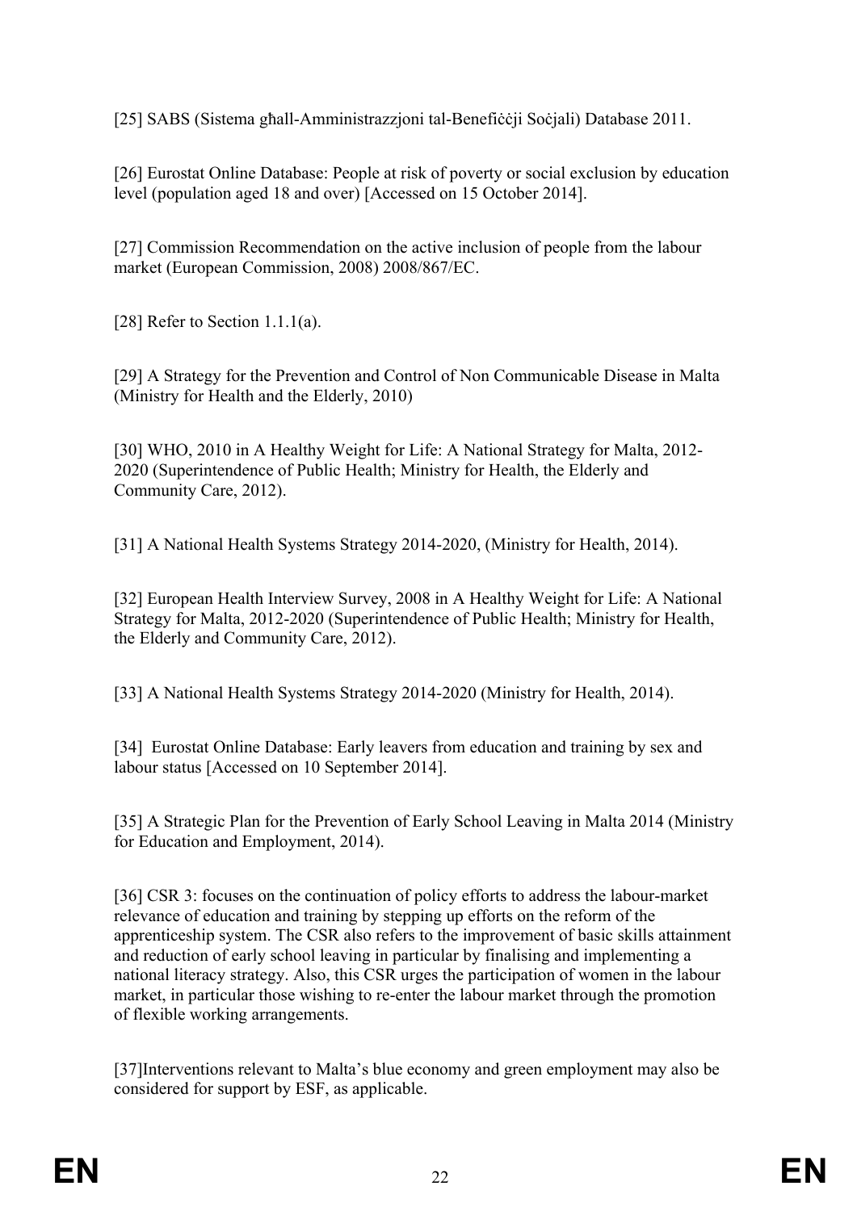[25] SABS (Sistema għall-Amministrazzjoni tal-Benefiċċji Soċjali) Database 2011.

[26] Eurostat Online Database: People at risk of poverty or social exclusion by education level (population aged 18 and over) [Accessed on 15 October 2014].

[27] Commission Recommendation on the active inclusion of people from the labour market (European Commission, 2008) 2008/867/EC.

[28] Refer to Section 1.1.1(a).

[29] A Strategy for the Prevention and Control of Non Communicable Disease in Malta (Ministry for Health and the Elderly, 2010)

[30] WHO, 2010 in A Healthy Weight for Life: A National Strategy for Malta, 2012-2020 (Superintendence of Public Health; Ministry for Health, the Elderly and Community Care, 2012).

[31] A National Health Systems Strategy 2014-2020, (Ministry for Health, 2014).

[32] European Health Interview Survey, 2008 in A Healthy Weight for Life: A National Strategy for Malta, 2012-2020 (Superintendence of Public Health; Ministry for Health, the Elderly and Community Care, 2012).

[33] A National Health Systems Strategy 2014-2020 (Ministry for Health, 2014).

[34] Eurostat Online Database: Early leavers from education and training by sex and labour status [Accessed on 10 September 2014].

[35] A Strategic Plan for the Prevention of Early School Leaving in Malta 2014 (Ministry for Education and Employment, 2014).

[36] CSR 3: focuses on the continuation of policy efforts to address the labour-market relevance of education and training by stepping up efforts on the reform of the apprenticeship system. The CSR also refers to the improvement of basic skills attainment and reduction of early school leaving in particular by finalising and implementing a national literacy strategy. Also, this CSR urges the participation of women in the labour market, in particular those wishing to re-enter the labour market through the promotion of flexible working arrangements.

[37]Interventions relevant to Malta's blue economy and green employment may also be considered for support by ESF, as applicable.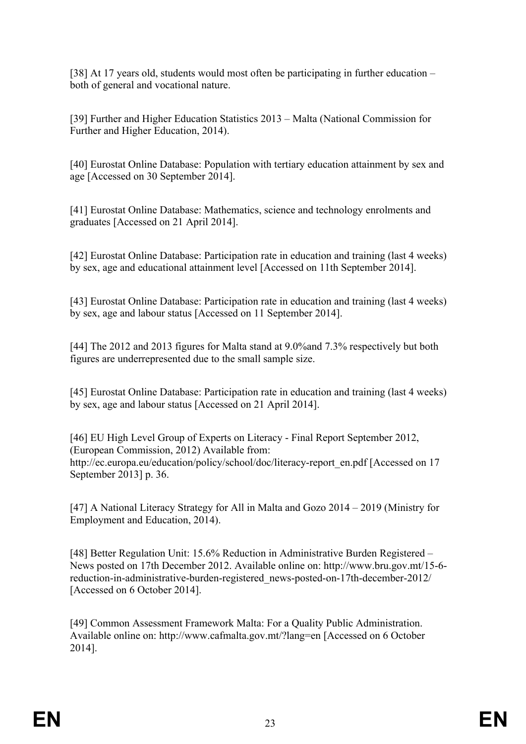[38] At 17 years old, students would most often be participating in further education – both of general and vocational nature.

[39] Further and Higher Education Statistics 2013 – Malta (National Commission for Further and Higher Education, 2014).

[40] Eurostat Online Database: Population with tertiary education attainment by sex and age [Accessed on 30 September 2014].

[41] Eurostat Online Database: Mathematics, science and technology enrolments and graduates [Accessed on 21 April 2014].

[42] Eurostat Online Database: Participation rate in education and training (last 4 weeks) by sex, age and educational attainment level [Accessed on 11th September 2014].

[43] Eurostat Online Database: Participation rate in education and training (last 4 weeks) by sex, age and labour status [Accessed on 11 September 2014].

[44] The 2012 and 2013 figures for Malta stand at 9.0%and 7.3% respectively but both figures are underrepresented due to the small sample size.

[45] Eurostat Online Database: Participation rate in education and training (last 4 weeks) by sex, age and labour status [Accessed on 21 April 2014].

[46] EU High Level Group of Experts on Literacy - Final Report September 2012, (European Commission, 2012) Available from: http://ec.europa.eu/education/policy/school/doc/literacy-report_en.pdf [Accessed on 17 September 2013] p. 36.

[47] A National Literacy Strategy for All in Malta and Gozo 2014 – 2019 (Ministry for Employment and Education, 2014).

[48] Better Regulation Unit: 15.6% Reduction in Administrative Burden Registered – News posted on 17th December 2012. Available online on: http://www.bru.gov.mt/15-6-reduction-in-administrative-burden-registered_news-posted-on-17th-december-2012/ [Accessed on 6 October 2014].

[49] Common Assessment Framework Malta: For a Quality Public Administration. Available online on: http://www.cafmalta.gov.mt/?lang=en [Accessed on 6 October 2014].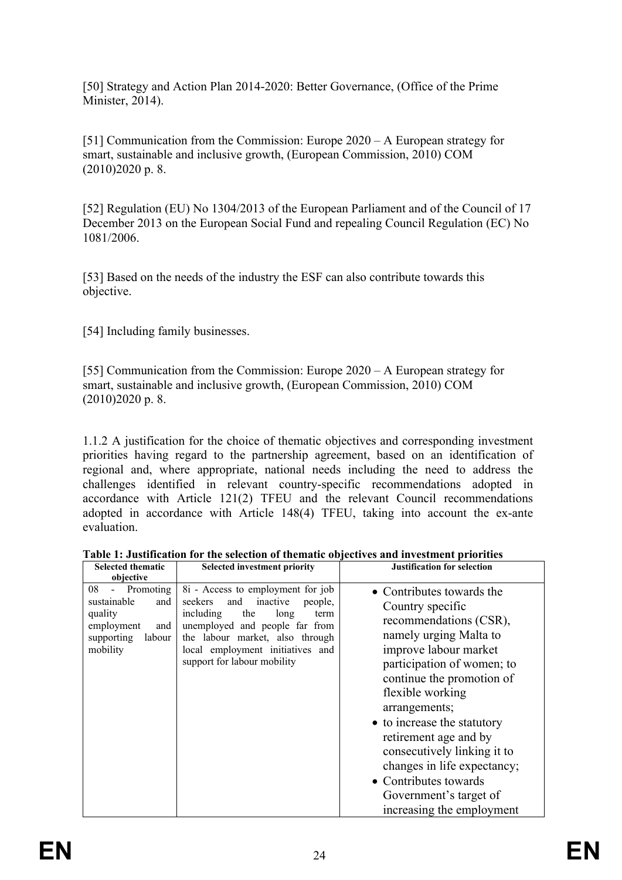[50] Strategy and Action Plan 2014-2020: Better Governance, (Office of the Prime Minister, 2014).

[51] Communication from the Commission: Europe 2020 – A European strategy for smart, sustainable and inclusive growth, (European Commission, 2010) COM (2010)2020 p. 8.

[52] Regulation (EU) No 1304/2013 of the European Parliament and of the Council of 17 December 2013 on the European Social Fund and repealing Council Regulation (EC) No 1081/2006.

[53] Based on the needs of the industry the ESF can also contribute towards this objective.

[54] Including family businesses.

[55] Communication from the Commission: Europe 2020 – A European strategy for smart, sustainable and inclusive growth, (European Commission, 2010) COM (2010)2020 p. 8.

1.1.2 A justification for the choice of thematic objectives and corresponding investment priorities having regard to the partnership agreement, based on an identification of regional and, where appropriate, national needs including the need to address the challenges identified in relevant country-specific recommendations adopted in accordance with Article 121(2) TFEU and the relevant Council recommendations adopted in accordance with Article 148(4) TFEU, taking into account the ex-ante evaluation.

**Table 1: Justification for the selection of thematic objectives and investment priorities**

| Selected thematic objective | Selected investment priority | Justification for selection |
|---|---|---|
| 08 - Promoting sustainable and quality employment and supporting labour mobility | 8i - Access to employment for job seekers and inactive people, including the long term unemployed and people far from the labour market, also through local employment initiatives and support for labour mobility | • Contributes towards the Country specific recommendations (CSR), namely urging Malta to improve labour market participation of women; to continue the promotion of flexible working arrangements;<br>• to increase the statutory retirement age and by consecutively linking it to changes in life expectancy;<br>• Contributes towards Government's target of increasing the employment |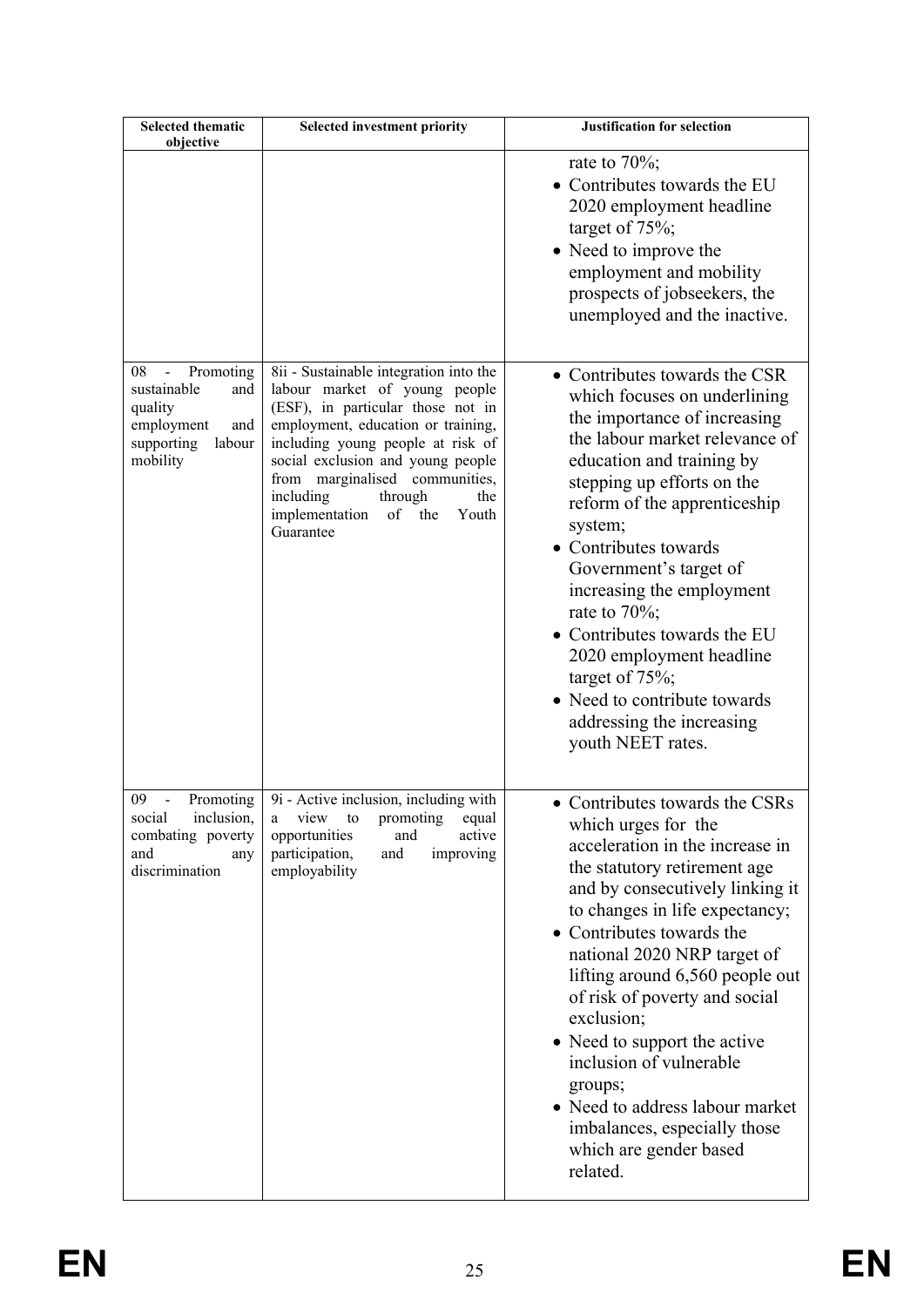| Selected thematic objective | Selected investment priority | Justification for selection |
|---|---|---|
| | | rate to 70%; <br>• Contributes towards the EU 2020 employment headline target of 75%; <br>• Need to improve the employment and mobility prospects of jobseekers, the unemployed and the inactive. |
| 08 - Promoting sustainable and quality employment and supporting labour mobility | 8ii - Sustainable integration into the labour market of young people (ESF), in particular those not in employment, education or training, including young people at risk of social exclusion and young people from marginalised communities, including through the implementation of the Youth Guarantee | • Contributes towards the CSR which focuses on underlining the importance of increasing the labour market relevance of education and training by stepping up efforts on the reform of the apprenticeship system; <br>• Contributes towards Government's target of increasing the employment rate to 70%; <br>• Contributes towards the EU 2020 employment headline target of 75%; <br>• Need to contribute towards addressing the increasing youth NEET rates. |
| 09 - Promoting social inclusion, combating poverty and any discrimination | 9i - Active inclusion, including with a view to promoting equal opportunities and active participation, and improving employability | • Contributes towards the CSRs which urges for the acceleration in the increase in the statutory retirement age and by consecutively linking it to changes in life expectancy; <br>• Contributes towards the national 2020 NRP target of lifting around 6,560 people out of risk of poverty and social exclusion; <br>• Need to support the active inclusion of vulnerable groups; <br>• Need to address labour market imbalances, especially those which are gender based related. |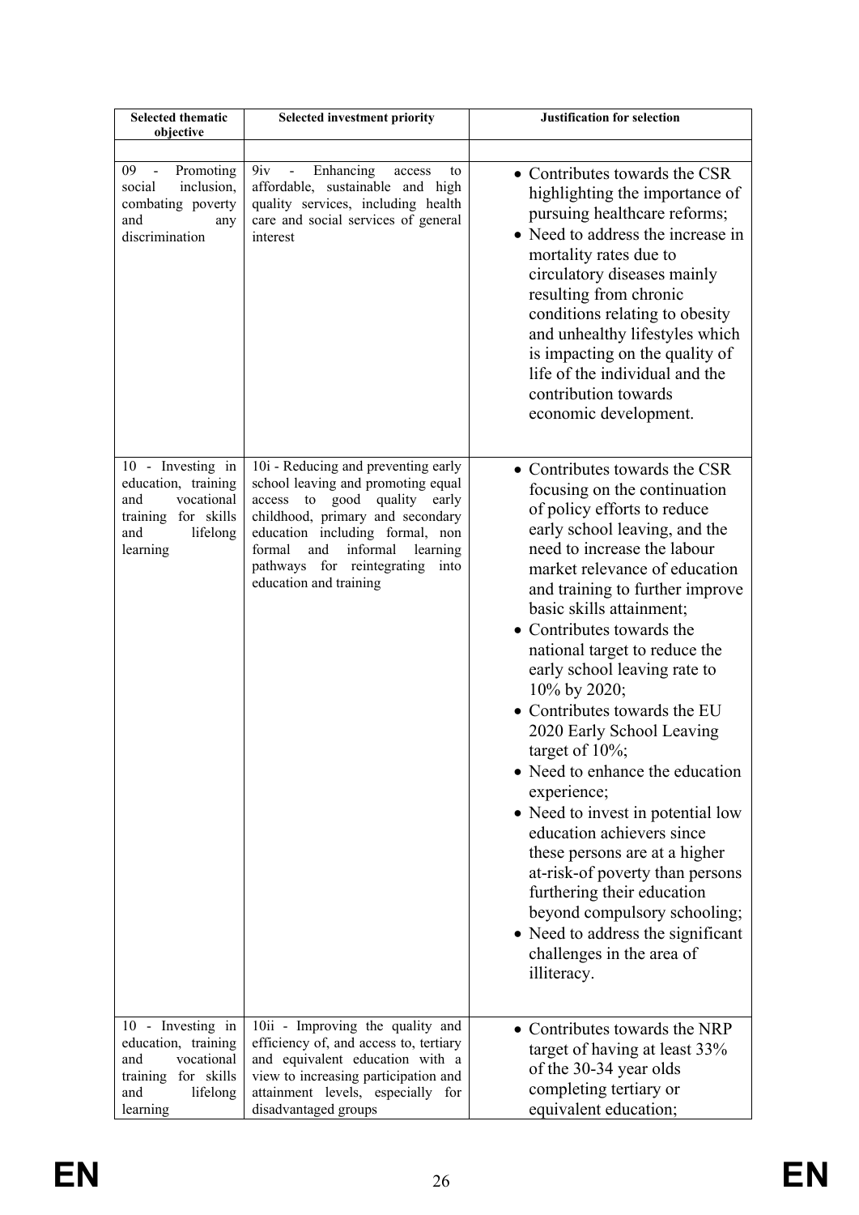| Selected thematic objective | Selected investment priority | Justification for selection |
|---|---|---|
| | | |
| 09 - Promoting social inclusion, combating poverty and any discrimination | 9iv - Enhancing access to affordable, sustainable and high quality services, including health care and social services of general interest | • Contributes towards the CSR highlighting the importance of pursuing healthcare reforms;<br>• Need to address the increase in mortality rates due to circulatory diseases mainly resulting from chronic conditions relating to obesity and unhealthy lifestyles which is impacting on the quality of life of the individual and the contribution towards economic development. |
| 10 - Investing in education, training and vocational training for skills and lifelong learning | 10i - Reducing and preventing early school leaving and promoting equal access to good quality early childhood, primary and secondary education including formal, non formal and informal learning pathways for reintegrating into education and training | • Contributes towards the CSR focusing on the continuation of policy efforts to reduce early school leaving, and the need to increase the labour market relevance of education and training to further improve basic skills attainment;<br>• Contributes towards the national target to reduce the early school leaving rate to 10% by 2020;<br>• Contributes towards the EU 2020 Early School Leaving target of 10%;<br>• Need to enhance the education experience;<br>• Need to invest in potential low education achievers since these persons are at a higher at-risk-of poverty than persons furthering their education beyond compulsory schooling;<br>• Need to address the significant challenges in the area of illiteracy. |
| 10 - Investing in education, training and vocational training for skills and lifelong learning | 10ii - Improving the quality and efficiency of, and access to, tertiary and equivalent education with a view to increasing participation and attainment levels, especially for disadvantaged groups | • Contributes towards the NRP target of having at least 33% of the 30-34 year olds completing tertiary or equivalent education; |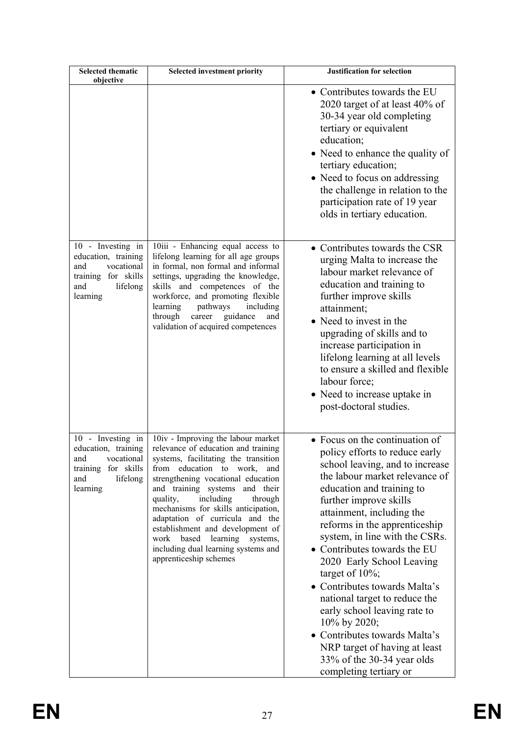| Selected thematic objective | Selected investment priority | Justification for selection |
|---|---|---|
| | | • Contributes towards the EU 2020 target of at least 40% of 30-34 year old completing tertiary or equivalent education;<br>• Need to enhance the quality of tertiary education;<br>• Need to focus on addressing the challenge in relation to the participation rate of 19 year olds in tertiary education. |
| 10 - Investing in education, training and vocational training for skills and lifelong learning | 10iii - Enhancing equal access to lifelong learning for all age groups in formal, non formal and informal settings, upgrading the knowledge, skills and competences of the workforce, and promoting flexible learning pathways including through career guidance and validation of acquired competences | • Contributes towards the CSR urging Malta to increase the labour market relevance of education and training to further improve skills attainment;<br>• Need to invest in the upgrading of skills and to increase participation in lifelong learning at all levels to ensure a skilled and flexible labour force;<br>• Need to increase uptake in post-doctoral studies. |
| 10 - Investing in education, training and vocational training for skills and lifelong learning | 10iv - Improving the labour market relevance of education and training systems, facilitating the transition from education to work, and strengthening vocational education and training systems and their quality, including through mechanisms for skills anticipation, adaptation of curricula and the establishment and development of work based learning systems, including dual learning systems and apprenticeship schemes | • Focus on the continuation of policy efforts to reduce early school leaving, and to increase the labour market relevance of education and training to further improve skills attainment, including the reforms in the apprenticeship system, in line with the CSRs.<br>• Contributes towards the EU 2020 Early School Leaving target of 10%;<br>• Contributes towards Malta's national target to reduce the early school leaving rate to 10% by 2020;<br>• Contributes towards Malta's NRP target of having at least 33% of the 30-34 year olds completing tertiary or |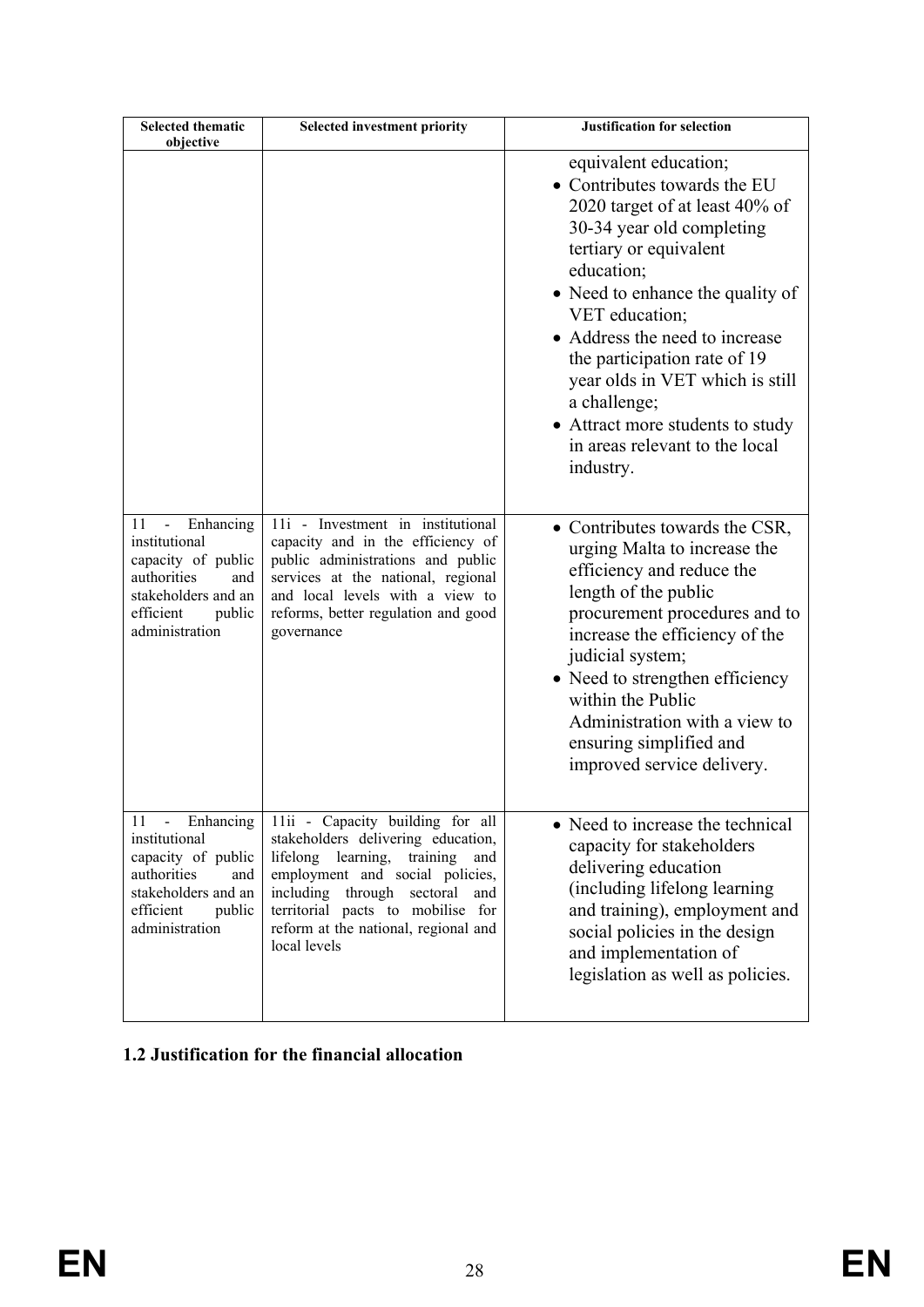| Selected thematic objective | Selected investment priority | Justification for selection |
|---|---|---|
| | | equivalent education;<br>• Contributes towards the EU 2020 target of at least 40% of 30-34 year old completing tertiary or equivalent education;<br>• Need to enhance the quality of VET education;<br>• Address the need to increase the participation rate of 19 year olds in VET which is still a challenge;<br>• Attract more students to study in areas relevant to the local industry. |
| 11 - Enhancing institutional capacity of public authorities and stakeholders and an efficient public administration | 11i - Investment in institutional capacity and in the efficiency of public administrations and public services at the national, regional and local levels with a view to reforms, better regulation and good governance | • Contributes towards the CSR, urging Malta to increase the efficiency and reduce the length of the public procurement procedures and to increase the efficiency of the judicial system;<br>• Need to strengthen efficiency within the Public Administration with a view to ensuring simplified and improved service delivery. |
| 11 - Enhancing institutional capacity of public authorities and stakeholders and an efficient public administration | 11ii - Capacity building for all stakeholders delivering education, lifelong learning, training and employment and social policies, including through sectoral and territorial pacts to mobilise for reform at the national, regional and local levels | • Need to increase the technical capacity for stakeholders delivering education (including lifelong learning and training), employment and social policies in the design and implementation of legislation as well as policies. |

## 1.2 Justification for the financial allocation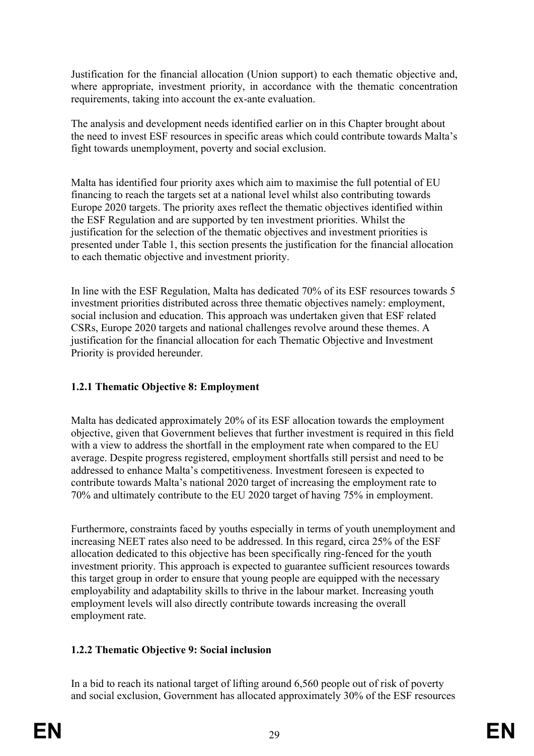Justification for the financial allocation (Union support) to each thematic objective and, where appropriate, investment priority, in accordance with the thematic concentration requirements, taking into account the ex-ante evaluation.

The analysis and development needs identified earlier on in this Chapter brought about the need to invest ESF resources in specific areas which could contribute towards Malta's fight towards unemployment, poverty and social exclusion.

Malta has identified four priority axes which aim to maximise the full potential of EU financing to reach the targets set at a national level whilst also contributing towards Europe 2020 targets. The priority axes reflect the thematic objectives identified within the ESF Regulation and are supported by ten investment priorities. Whilst the justification for the selection of the thematic objectives and investment priorities is presented under Table 1, this section presents the justification for the financial allocation to each thematic objective and investment priority.

In line with the ESF Regulation, Malta has dedicated 70% of its ESF resources towards 5 investment priorities distributed across three thematic objectives namely: employment, social inclusion and education. This approach was undertaken given that ESF related CSRs, Europe 2020 targets and national challenges revolve around these themes. A justification for the financial allocation for each Thematic Objective and Investment Priority is provided hereunder.

### 1.2.1 Thematic Objective 8: Employment

Malta has dedicated approximately 20% of its ESF allocation towards the employment objective, given that Government believes that further investment is required in this field with a view to address the shortfall in the employment rate when compared to the EU average. Despite progress registered, employment shortfalls still persist and need to be addressed to enhance Malta's competitiveness. Investment foreseen is expected to contribute towards Malta's national 2020 target of increasing the employment rate to 70% and ultimately contribute to the EU 2020 target of having 75% in employment.

Furthermore, constraints faced by youths especially in terms of youth unemployment and increasing NEET rates also need to be addressed. In this regard, circa 25% of the ESF allocation dedicated to this objective has been specifically ring-fenced for the youth investment priority. This approach is expected to guarantee sufficient resources towards this target group in order to ensure that young people are equipped with the necessary employability and adaptability skills to thrive in the labour market. Increasing youth employment levels will also directly contribute towards increasing the overall employment rate.

### 1.2.2 Thematic Objective 9: Social inclusion

In a bid to reach its national target of lifting around 6,560 people out of risk of poverty and social exclusion, Government has allocated approximately 30% of the ESF resources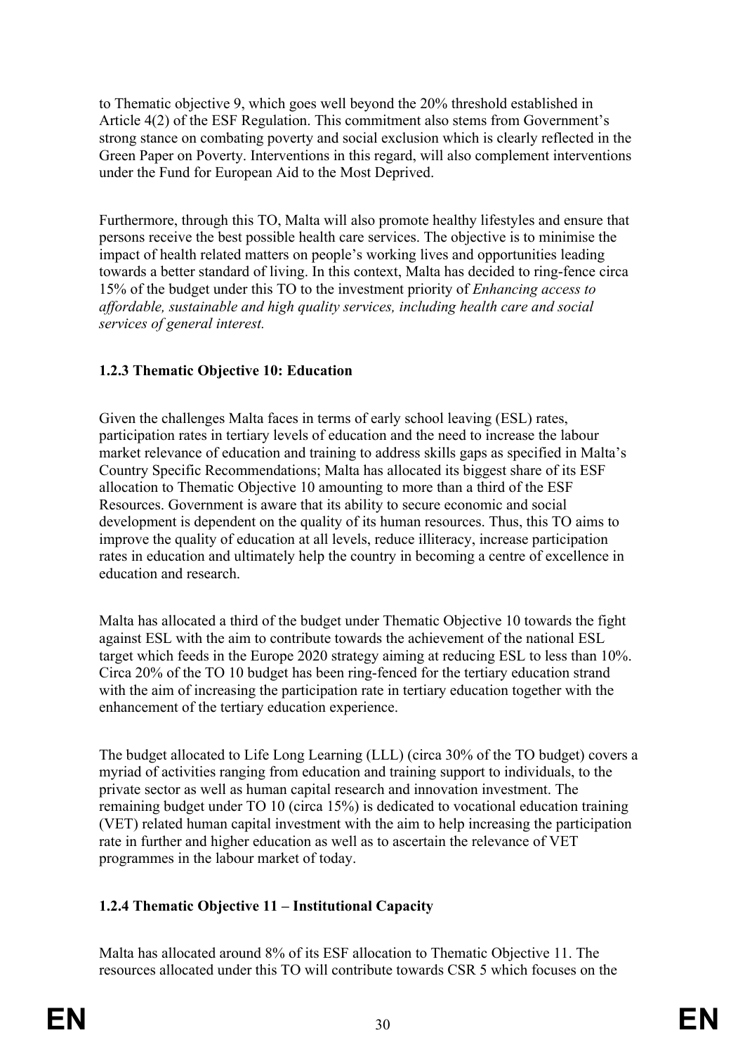to Thematic objective 9, which goes well beyond the 20% threshold established in Article 4(2) of the ESF Regulation. This commitment also stems from Government's strong stance on combating poverty and social exclusion which is clearly reflected in the Green Paper on Poverty. Interventions in this regard, will also complement interventions under the Fund for European Aid to the Most Deprived.

Furthermore, through this TO, Malta will also promote healthy lifestyles and ensure that persons receive the best possible health care services. The objective is to minimise the impact of health related matters on people's working lives and opportunities leading towards a better standard of living. In this context, Malta has decided to ring-fence circa 15% of the budget under this TO to the investment priority of *Enhancing access to affordable, sustainable and high quality services, including health care and social services of general interest.*

### 1.2.3 Thematic Objective 10: Education

Given the challenges Malta faces in terms of early school leaving (ESL) rates, participation rates in tertiary levels of education and the need to increase the labour market relevance of education and training to address skills gaps as specified in Malta's Country Specific Recommendations; Malta has allocated its biggest share of its ESF allocation to Thematic Objective 10 amounting to more than a third of the ESF Resources. Government is aware that its ability to secure economic and social development is dependent on the quality of its human resources. Thus, this TO aims to improve the quality of education at all levels, reduce illiteracy, increase participation rates in education and ultimately help the country in becoming a centre of excellence in education and research.

Malta has allocated a third of the budget under Thematic Objective 10 towards the fight against ESL with the aim to contribute towards the achievement of the national ESL target which feeds in the Europe 2020 strategy aiming at reducing ESL to less than 10%. Circa 20% of the TO 10 budget has been ring-fenced for the tertiary education strand with the aim of increasing the participation rate in tertiary education together with the enhancement of the tertiary education experience.

The budget allocated to Life Long Learning (LLL) (circa 30% of the TO budget) covers a myriad of activities ranging from education and training support to individuals, to the private sector as well as human capital research and innovation investment. The remaining budget under TO 10 (circa 15%) is dedicated to vocational education training (VET) related human capital investment with the aim to help increasing the participation rate in further and higher education as well as to ascertain the relevance of VET programmes in the labour market of today.

### 1.2.4 Thematic Objective 11 – Institutional Capacity

Malta has allocated around 8% of its ESF allocation to Thematic Objective 11. The resources allocated under this TO will contribute towards CSR 5 which focuses on the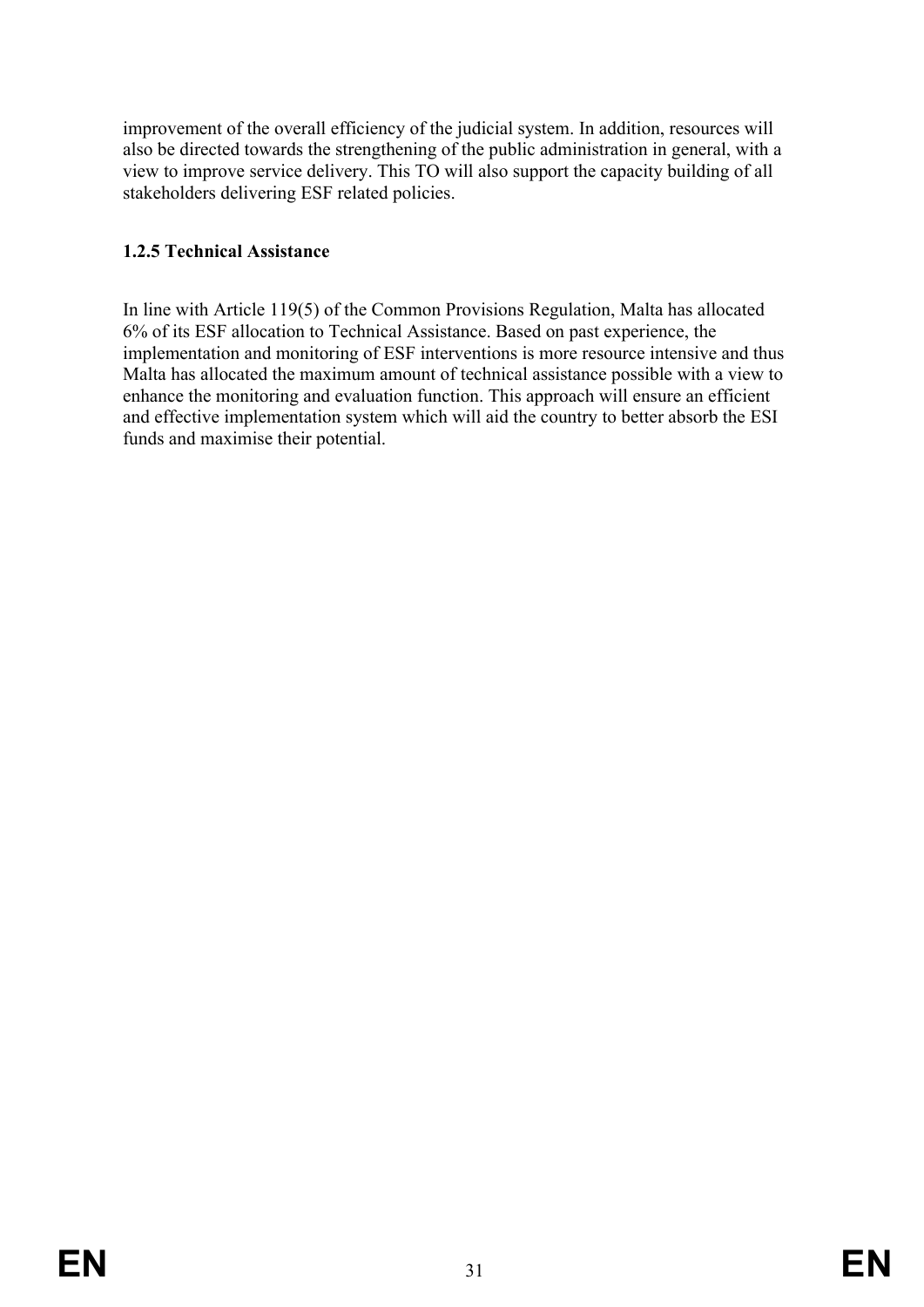improvement of the overall efficiency of the judicial system. In addition, resources will also be directed towards the strengthening of the public administration in general, with a view to improve service delivery. This TO will also support the capacity building of all stakeholders delivering ESF related policies.

### 1.2.5 Technical Assistance

In line with Article 119(5) of the Common Provisions Regulation, Malta has allocated 6% of its ESF allocation to Technical Assistance. Based on past experience, the implementation and monitoring of ESF interventions is more resource intensive and thus Malta has allocated the maximum amount of technical assistance possible with a view to enhance the monitoring and evaluation function. This approach will ensure an efficient and effective implementation system which will aid the country to better absorb the ESI funds and maximise their potential.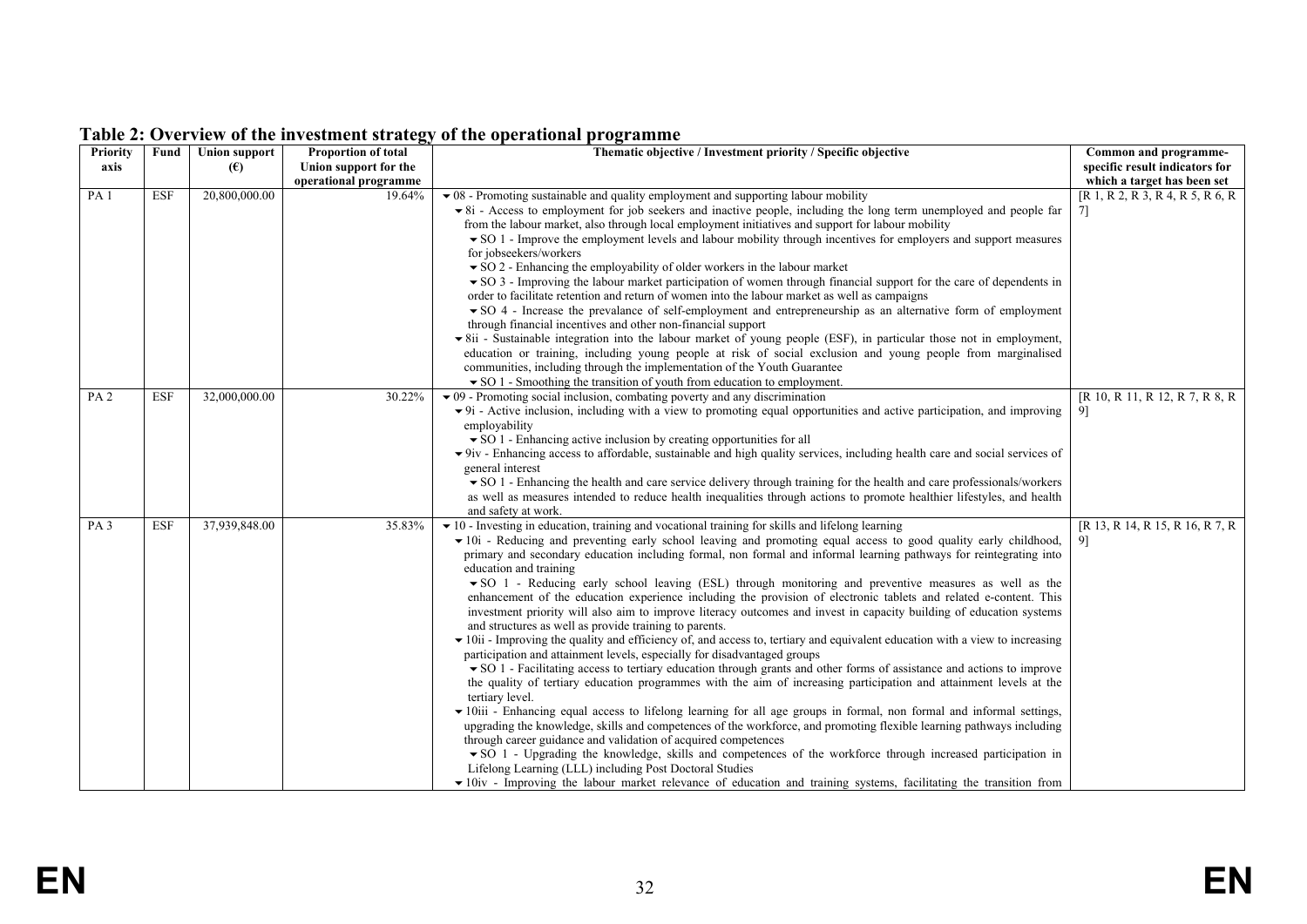**Table 2: Overview of the investment strategy of the operational programme**

| Priority axis | Fund | Union support (€) | Proportion of total Union support for the operational programme | Thematic objective / Investment priority / Specific objective | Common and programme-specific result indicators for which a target has been set |
|---|---|---|---|---|---|
| PA 1 | ESF | 20,800,000.00 | 19.64% | ▾ 08 - Promoting sustainable and quality employment and supporting labour mobility<br>▾ 8i - Access to employment for job seekers and inactive people, including the long term unemployed and people far from the labour market, also through local employment initiatives and support for labour mobility<br>▾ SO 1 - Improve the employment levels and labour mobility through incentives for employers and support measures for jobseekers/workers<br>▾ SO 2 - Enhancing the employability of older workers in the labour market<br>▾ SO 3 - Improving the labour market participation of women through financial support for the care of dependents in order to facilitate retention and return of women into the labour market as well as campaigns<br>▾ SO 4 - Increase the prevalance of self-employment and entrepreneurship as an alternative form of employment through financial incentives and other non-financial support<br>▾ 8ii - Sustainable integration into the labour market of young people (ESF), in particular those not in employment, education or training, including young people at risk of social exclusion and young people from marginalised communities, including through the implementation of the Youth Guarantee<br>▾ SO 1 - Smoothing the transition of youth from education to employment. | [R 1, R 2, R 3, R 4, R 5, R 6, R 7] |
| PA 2 | ESF | 32,000,000.00 | 30.22% | ▾ 09 - Promoting social inclusion, combating poverty and any discrimination<br>▾ 9i - Active inclusion, including with a view to promoting equal opportunities and active participation, and improving employability<br>▾ SO 1 - Enhancing active inclusion by creating opportunities for all<br>▾ 9iv - Enhancing access to affordable, sustainable and high quality services, including health care and social services of general interest<br>▾ SO 1 - Enhancing the health and care service delivery through training for the health and care professionals/workers as well as measures intended to reduce health inequalities through actions to promote healthier lifestyles, and health and safety at work. | [R 10, R 11, R 12, R 7, R 8, R 9] |
| PA 3 | ESF | 37,939,848.00 | 35.83% | ▾ 10 - Investing in education, training and vocational training for skills and lifelong learning<br>▾ 10i - Reducing and preventing early school leaving and promoting equal access to good quality early childhood, primary and secondary education including formal, non formal and informal learning pathways for reintegrating into education and training<br>▾ SO 1 - Reducing early school leaving (ESL) through monitoring and preventive measures as well as the enhancement of the education experience including the provision of electronic tablets and related e-content. This investment priority will also aim to improve literacy outcomes and invest in capacity building of education systems and structures as well as provide training to parents.<br>▾ 10ii - Improving the quality and efficiency of, and access to, tertiary and equivalent education with a view to increasing participation and attainment levels, especially for disadvantaged groups<br>▾ SO 1 - Facilitating access to tertiary education through grants and other forms of assistance and actions to improve the quality of tertiary education programmes with the aim of increasing participation and attainment levels at the tertiary level.<br>▾ 10iii - Enhancing equal access to lifelong learning for all age groups in formal, non formal and informal settings, upgrading the knowledge, skills and competences of the workforce, and promoting flexible learning pathways including through career guidance and validation of acquired competences<br>▾ SO 1 - Upgrading the knowledge, skills and competences of the workforce through increased participation in Lifelong Learning (LLL) including Post Doctoral Studies<br>▾ 10iv - Improving the labour market relevance of education and training systems, facilitating the transition from | [R 13, R 14, R 15, R 16, R 7, R 9] |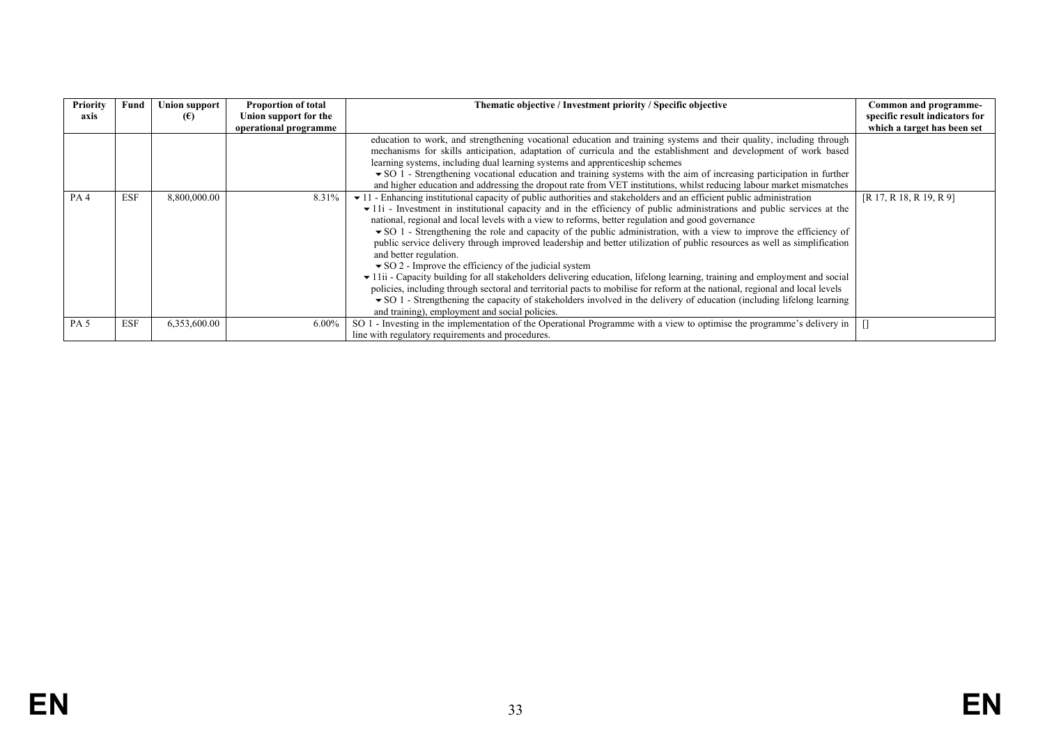| Priority axis | Fund | Union support (€) | Proportion of total Union support for the operational programme | Thematic objective / Investment priority / Specific objective | Common and programme-specific result indicators for which a target has been set |
|---|---|---|---|---|---|
| | | | | education to work, and strengthening vocational education and training systems and their quality, including through mechanisms for skills anticipation, adaptation of curricula and the establishment and development of work based learning systems, including dual learning systems and apprenticeship schemes<br>▾ SO 1 - Strengthening vocational education and training systems with the aim of increasing participation in further and higher education and addressing the dropout rate from VET institutions, whilst reducing labour market mismatches | |
| PA 4 | ESF | 8,800,000.00 | 8.31% | ▾ 11 - Enhancing institutional capacity of public authorities and stakeholders and an efficient public administration<br>▾ 11i - Investment in institutional capacity and in the efficiency of public administrations and public services at the national, regional and local levels with a view to reforms, better regulation and good governance<br>▾ SO 1 - Strengthening the role and capacity of the public administration, with a view to improve the efficiency of public service delivery through improved leadership and better utilization of public resources as well as simplification and better regulation.<br>▾ SO 2 - Improve the efficiency of the judicial system<br>▾ 11ii - Capacity building for all stakeholders delivering education, lifelong learning, training and employment and social policies, including through sectoral and territorial pacts to mobilise for reform at the national, regional and local levels<br>▾ SO 1 - Strengthening the capacity of stakeholders involved in the delivery of education (including lifelong learning and training), employment and social policies. | [R 17, R 18, R 19, R 9] |
| PA 5 | ESF | 6,353,600.00 | 6.00% | SO 1 - Investing in the implementation of the Operational Programme with a view to optimise the programme's delivery in line with regulatory requirements and procedures. | [] |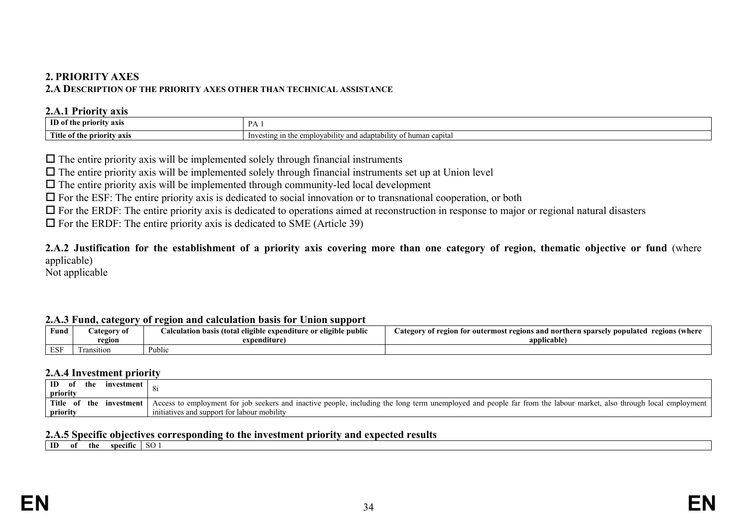# 2. PRIORITY AXES

## 2.A DESCRIPTION OF THE PRIORITY AXES OTHER THAN TECHNICAL ASSISTANCE

### 2.A.1 Priority axis

| ID of the priority axis | PA 1 |
|---|---|
| Title of the priority axis | Investing in the employability and adaptability of human capital |

☐ The entire priority axis will be implemented solely through financial instruments

☐ The entire priority axis will be implemented solely through financial instruments set up at Union level

☐ The entire priority axis will be implemented through community-led local development

☐ For the ESF: The entire priority axis is dedicated to social innovation or to transnational cooperation, or both

☐ For the ERDF: The entire priority axis is dedicated to operations aimed at reconstruction in response to major or regional natural disasters

☐ For the ERDF: The entire priority axis is dedicated to SME (Article 39)

### 2.A.2 Justification for the establishment of a priority axis covering more than one category of region, thematic objective or fund (where applicable)

Not applicable

### 2.A.3 Fund, category of region and calculation basis for Union support

| Fund | Category of region | Calculation basis (total eligible expenditure or eligible public expenditure) | Category of region for outermost regions and northern sparsely populated regions (where applicable) |
|---|---|---|---|
| ESF | Transition | Public | |

### 2.A.4 Investment priority

| ID of the investment priority | 8i |
|---|---|
| Title of the investment priority | Access to employment for job seekers and inactive people, including the long term unemployed and people far from the labour market, also through local employment initiatives and support for labour mobility |

### 2.A.5 Specific objectives corresponding to the investment priority and expected results

| ID of the specific | SO 1 |
|---|---|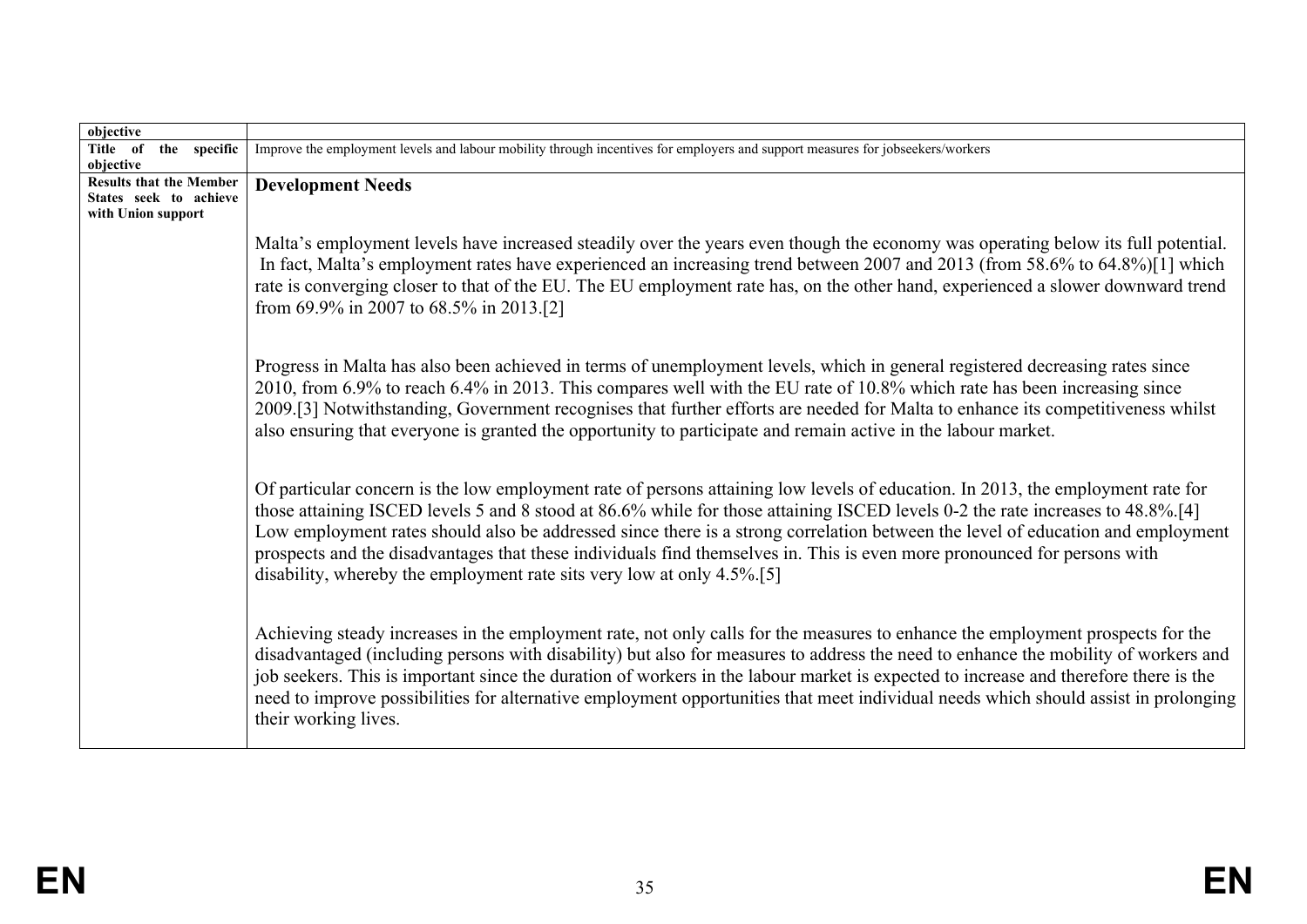| objective | |
|---|---|
| Title of the specific objective | Improve the employment levels and labour mobility through incentives for employers and support measures for jobseekers/workers |
| Results that the Member States seek to achieve with Union support | **Development Needs**<br><br>Malta's employment levels have increased steadily over the years even though the economy was operating below its full potential. In fact, Malta's employment rates have experienced an increasing trend between 2007 and 2013 (from 58.6% to 64.8%)[1] which rate is converging closer to that of the EU. The EU employment rate has, on the other hand, experienced a slower downward trend from 69.9% in 2007 to 68.5% in 2013.[2]<br><br>Progress in Malta has also been achieved in terms of unemployment levels, which in general registered decreasing rates since 2010, from 6.9% to reach 6.4% in 2013. This compares well with the EU rate of 10.8% which rate has been increasing since 2009.[3] Notwithstanding, Government recognises that further efforts are needed for Malta to enhance its competitiveness whilst also ensuring that everyone is granted the opportunity to participate and remain active in the labour market.<br><br>Of particular concern is the low employment rate of persons attaining low levels of education. In 2013, the employment rate for those attaining ISCED levels 5 and 8 stood at 86.6% while for those attaining ISCED levels 0-2 the rate increases to 48.8%.[4] Low employment rates should also be addressed since there is a strong correlation between the level of education and employment prospects and the disadvantages that these individuals find themselves in. This is even more pronounced for persons with disability, whereby the employment rate sits very low at only 4.5%.[5]<br><br>Achieving steady increases in the employment rate, not only calls for the measures to enhance the employment prospects for the disadvantaged (including persons with disability) but also for measures to address the need to enhance the mobility of workers and job seekers. This is important since the duration of workers in the labour market is expected to increase and therefore there is the need to improve possibilities for alternative employment opportunities that meet individual needs which should assist in prolonging their working lives. |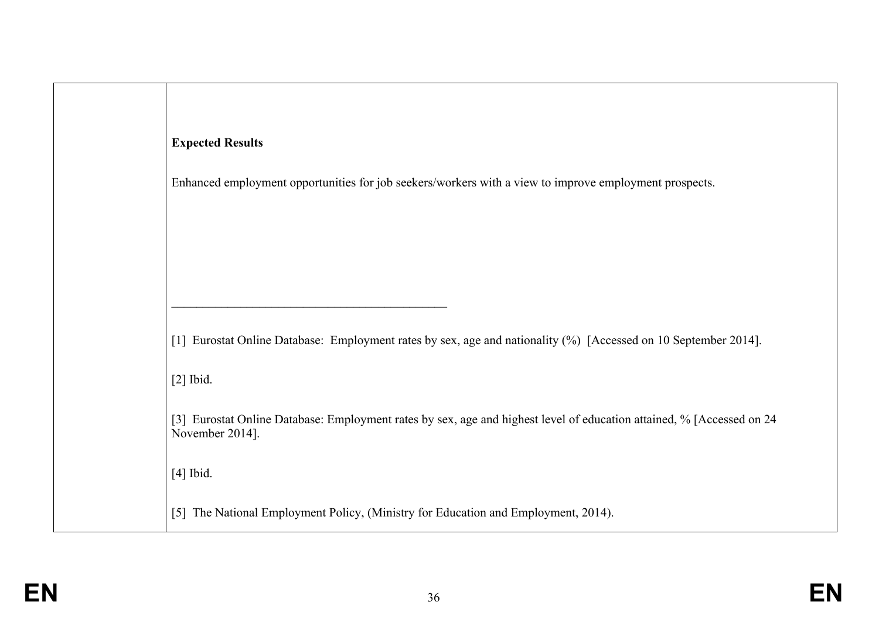**Expected Results**

Enhanced employment opportunities for job seekers/workers with a view to improve employment prospects.

---

[1] Eurostat Online Database: Employment rates by sex, age and nationality (%) [Accessed on 10 September 2014].

[2] Ibid.

[3] Eurostat Online Database: Employment rates by sex, age and highest level of education attained, % [Accessed on 24 November 2014].

[4] Ibid.

[5] The National Employment Policy, (Ministry for Education and Employment, 2014).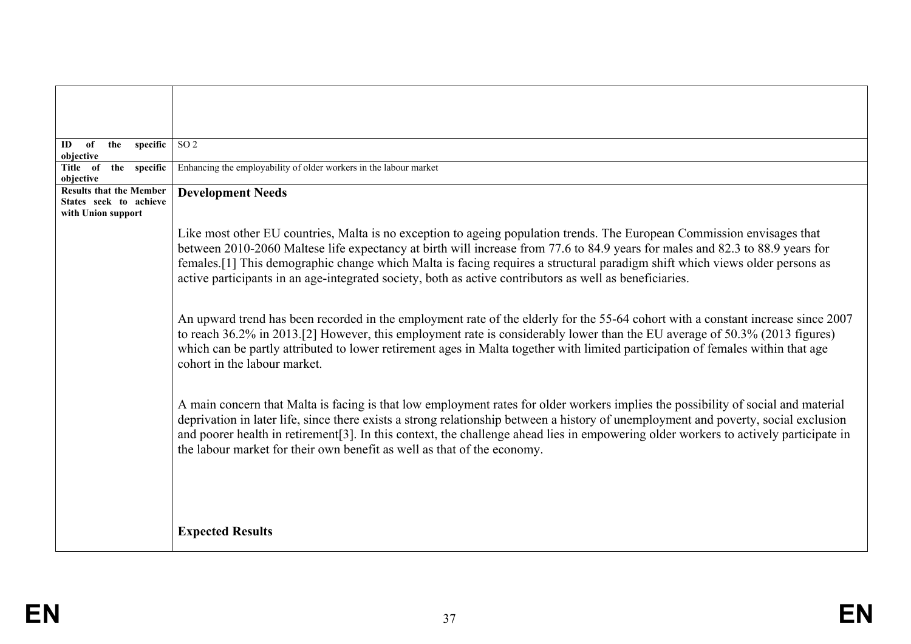| | |
|---|---|
| **ID of the specific objective** | SO 2 |
| **Title of the specific objective** | Enhancing the employability of older workers in the labour market |
| **Results that the Member States seek to achieve with Union support** | **Development Needs**<br><br>Like most other EU countries, Malta is no exception to ageing population trends. The European Commission envisages that between 2010-2060 Maltese life expectancy at birth will increase from 77.6 to 84.9 years for males and 82.3 to 88.9 years for females.[1] This demographic change which Malta is facing requires a structural paradigm shift which views older persons as active participants in an age-integrated society, both as active contributors as well as beneficiaries.<br><br>An upward trend has been recorded in the employment rate of the elderly for the 55-64 cohort with a constant increase since 2007 to reach 36.2% in 2013.[2] However, this employment rate is considerably lower than the EU average of 50.3% (2013 figures) which can be partly attributed to lower retirement ages in Malta together with limited participation of females within that age cohort in the labour market.<br><br>A main concern that Malta is facing is that low employment rates for older workers implies the possibility of social and material deprivation in later life, since there exists a strong relationship between a history of unemployment and poverty, social exclusion and poorer health in retirement[3]. In this context, the challenge ahead lies in empowering older workers to actively participate in the labour market for their own benefit as well as that of the economy.<br><br>**Expected Results** |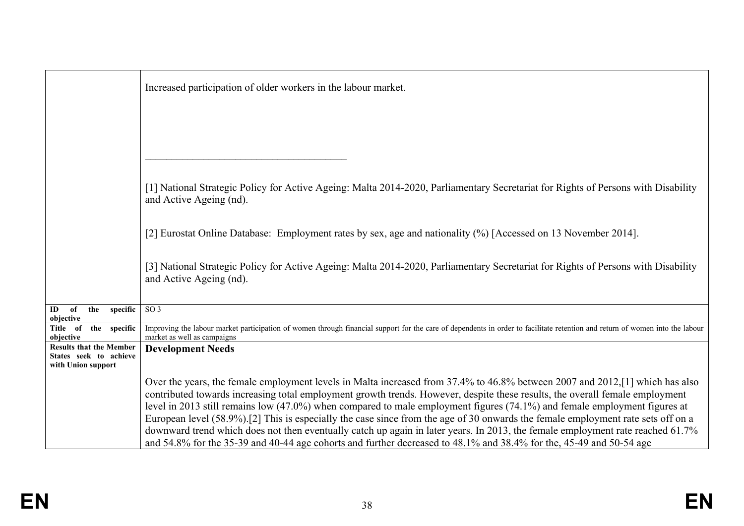| | |
|---|---|
| | Increased participation of older workers in the labour market.<br><br>_______________________________________<br><br>[1] National Strategic Policy for Active Ageing: Malta 2014-2020, Parliamentary Secretariat for Rights of Persons with Disability and Active Ageing (nd).<br><br>[2] Eurostat Online Database: Employment rates by sex, age and nationality (%) [Accessed on 13 November 2014].<br><br>[3] National Strategic Policy for Active Ageing: Malta 2014-2020, Parliamentary Secretariat for Rights of Persons with Disability and Active Ageing (nd). |
| **ID of the specific objective** | SO 3 |
| **Title of the specific objective** | Improving the labour market participation of women through financial support for the care of dependents in order to facilitate retention and return of women into the labour market as well as campaigns |
| **Results that the Member States seek to achieve with Union support** | **Development Needs**<br><br>Over the years, the female employment levels in Malta increased from 37.4% to 46.8% between 2007 and 2012,[1] which has also contributed towards increasing total employment growth trends. However, despite these results, the overall female employment level in 2013 still remains low (47.0%) when compared to male employment figures (74.1%) and female employment figures at European level (58.9%).[2] This is especially the case since from the age of 30 onwards the female employment rate sets off on a downward trend which does not then eventually catch up again in later years. In 2013, the female employment rate reached 61.7% and 54.8% for the 35-39 and 40-44 age cohorts and further decreased to 48.1% and 38.4% for the, 45-49 and 50-54 age |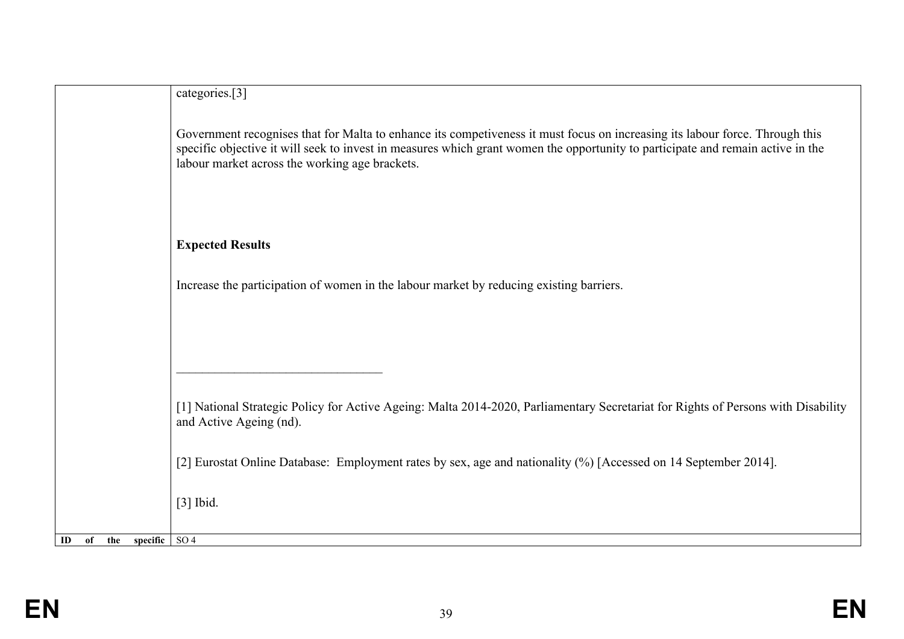| | |
|---|---|
| | categories.[3]<br><br>Government recognises that for Malta to enhance its competiveness it must focus on increasing its labour force. Through this specific objective it will seek to invest in measures which grant women the opportunity to participate and remain active in the labour market across the working age brackets.<br><br>**Expected Results**<br><br>Increase the participation of women in the labour market by reducing existing barriers.<br><br>\_\_\_\_\_\_\_\_\_\_\_\_\_\_\_\_\_\_\_\_\_\_\_\_\_\_\_\_\_\_\_\_<br><br>[1] National Strategic Policy for Active Ageing: Malta 2014-2020, Parliamentary Secretariat for Rights of Persons with Disability and Active Ageing (nd).<br><br>[2] Eurostat Online Database: Employment rates by sex, age and nationality (%) [Accessed on 14 September 2014].<br><br>[3] Ibid. |
| **ID of the specific** | SO 4 |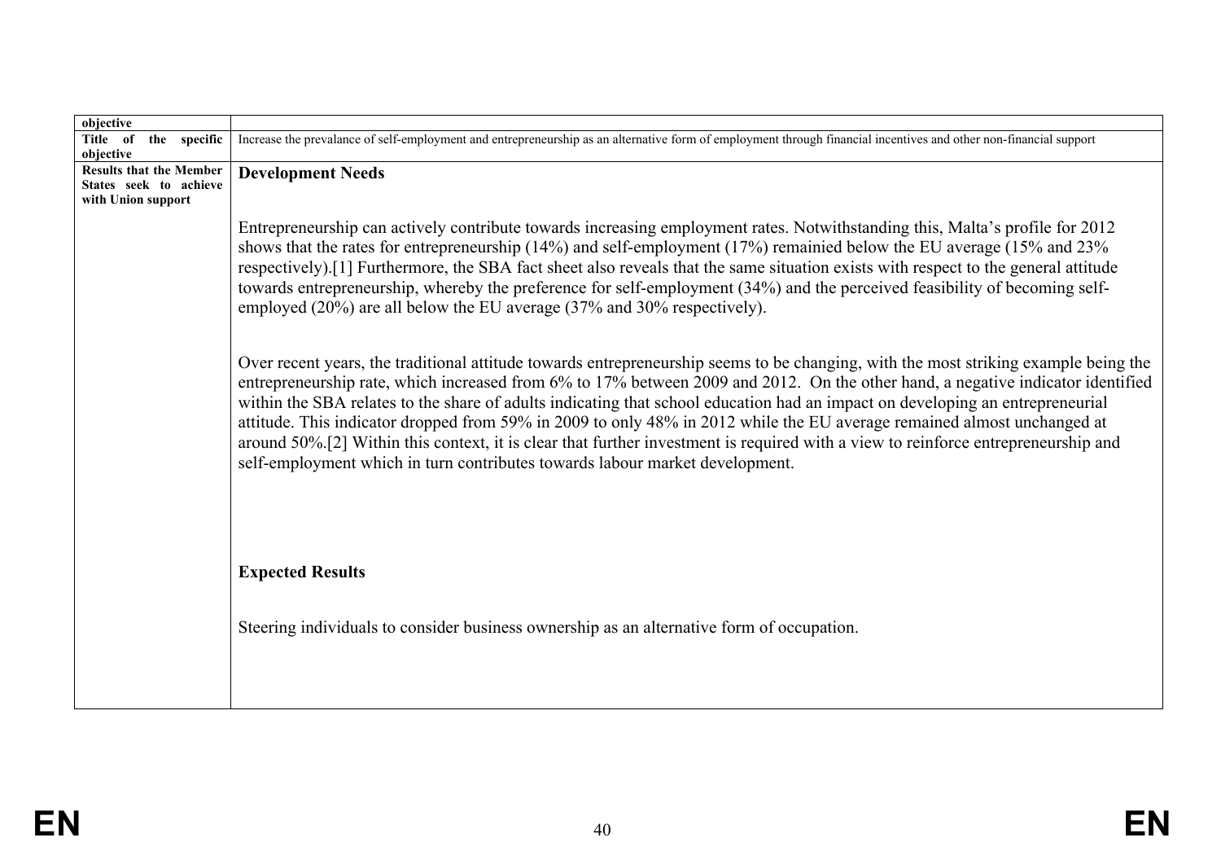| objective | |
|---|---|
| Title of the specific objective | Increase the prevalance of self-employment and entrepreneurship as an alternative form of employment through financial incentives and other non-financial support |
| Results that the Member States seek to achieve with Union support | **Development Needs**<br><br>Entrepreneurship can actively contribute towards increasing employment rates. Notwithstanding this, Malta's profile for 2012 shows that the rates for entrepreneurship (14%) and self-employment (17%) remainied below the EU average (15% and 23% respectively).[1] Furthermore, the SBA fact sheet also reveals that the same situation exists with respect to the general attitude towards entrepreneurship, whereby the preference for self-employment (34%) and the perceived feasibility of becoming self-employed (20%) are all below the EU average (37% and 30% respectively).<br><br>Over recent years, the traditional attitude towards entrepreneurship seems to be changing, with the most striking example being the entrepreneurship rate, which increased from 6% to 17% between 2009 and 2012. On the other hand, a negative indicator identified within the SBA relates to the share of adults indicating that school education had an impact on developing an entrepreneurial attitude. This indicator dropped from 59% in 2009 to only 48% in 2012 while the EU average remained almost unchanged at around 50%.[2] Within this context, it is clear that further investment is required with a view to reinforce entrepreneurship and self-employment which in turn contributes towards labour market development.<br><br>**Expected Results**<br><br>Steering individuals to consider business ownership as an alternative form of occupation. |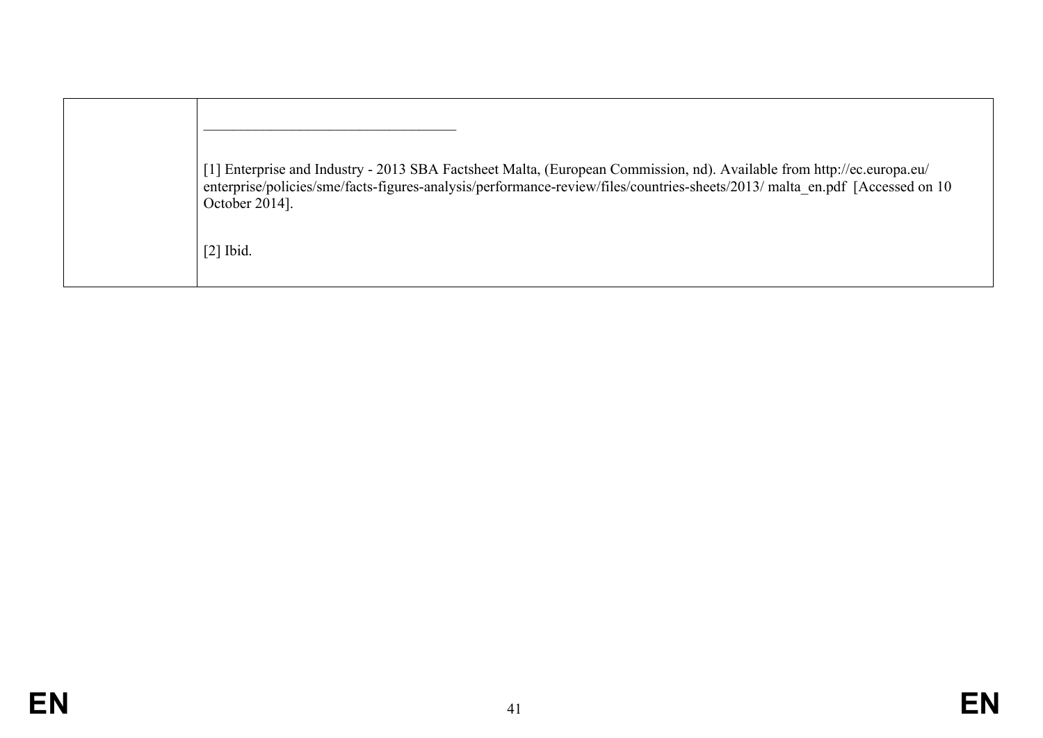| | _________________________________<br><br>[1] Enterprise and Industry - 2013 SBA Factsheet Malta, (European Commission, nd). Available from http://ec.europa.eu/ enterprise/policies/sme/facts-figures-analysis/performance-review/files/countries-sheets/2013/ malta_en.pdf [Accessed on 10 October 2014].<br><br>[2] Ibid. |
|---|---|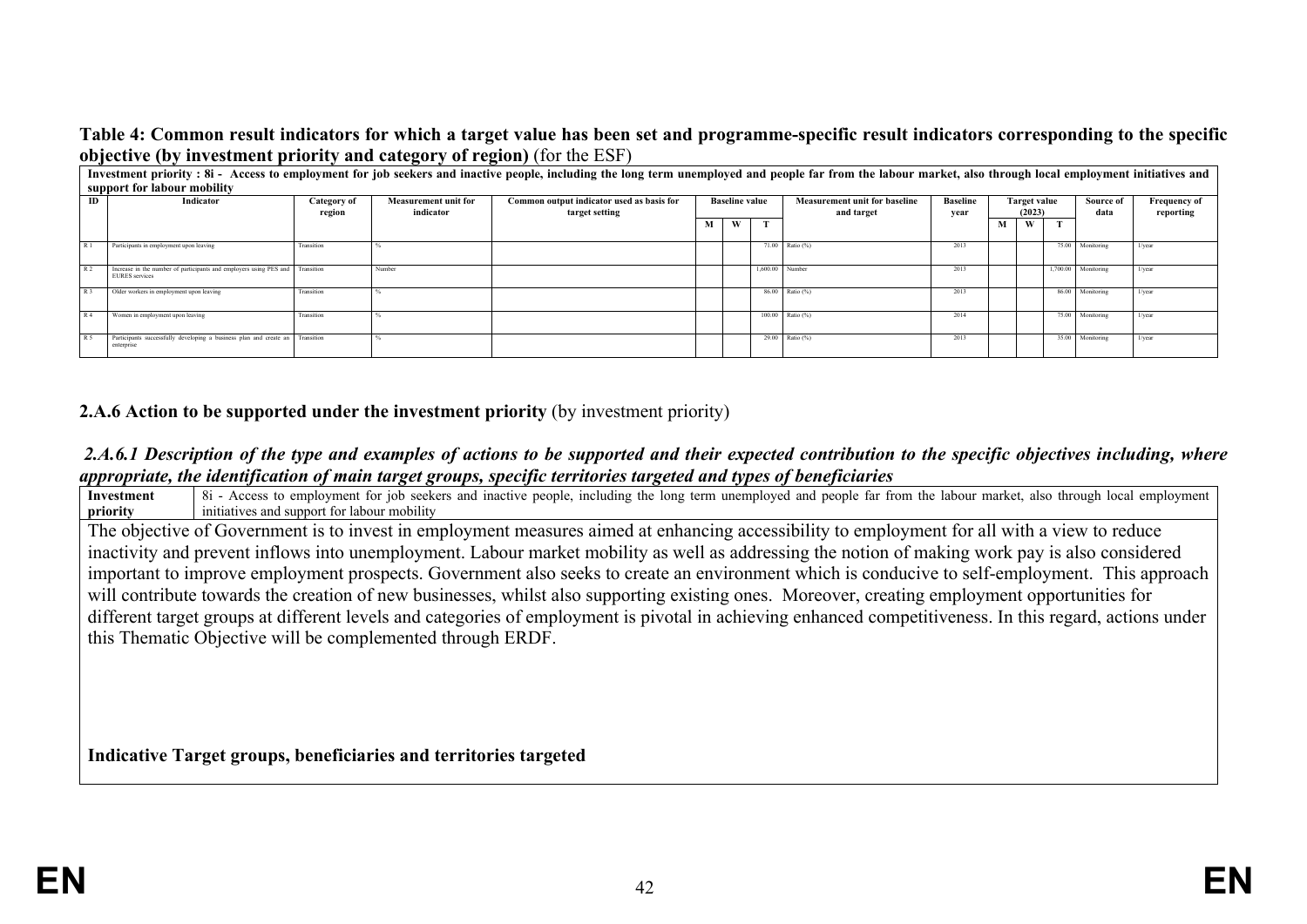**Table 4: Common result indicators for which a target value has been set and programme-specific result indicators corresponding to the specific objective (by investment priority and category of region)** (for the ESF)

| Investment priority : 8i - Access to employment for job seekers and inactive people, including the long term unemployed and people far from the labour market, also through local employment initiatives and support for labour mobility | | | | | | | | | | | | | | | |
|---|---|---|---|---|---|---|---|---|---|---|---|---|---|---|---|
| **ID** | **Indicator** | **Category of region** | **Measurement unit for indicator** | **Common output indicator used as basis for target setting** | **Baseline value** | | | **Measurement unit for baseline and target** | **Baseline year** | **Target value (2023)** | | | **Source of data** | **Frequency of reporting** |
| | | | | | **M** | **W** | **T** | | | **M** | **W** | **T** | | |
| R 1 | Participants in employment upon leaving | Transition | % | | | | 71.00 | Ratio (%) | 2013 | | | 75.00 | Monitoring | 1/year |
| R 2 | Increase in the number of participants and employers using PES and EURES services | Transition | Number | | | | 1,600.00 | Number | 2013 | | | 1,700.00 | Monitoring | 1/year |
| R 3 | Older workers in employment upon leaving | Transition | % | | | | 86.00 | Ratio (%) | 2013 | | | 86.00 | Monitoring | 1/year |
| R 4 | Women in employment upon leaving | Transition | % | | | | 100.00 | Ratio (%) | 2014 | | | 75.00 | Monitoring | 1/year |
| R 5 | Participants successfully developing a business plan and create an enterprise | Transition | % | | | | 29.00 | Ratio (%) | 2013 | | | 35.00 | Monitoring | 1/year |

### 2.A.6 Action to be supported under the investment priority (by investment priority)

#### *2.A.6.1 Description of the type and examples of actions to be supported and their expected contribution to the specific objectives including, where appropriate, the identification of main target groups, specific territories targeted and types of beneficiaries*

| **Investment priority** | 8i - Access to employment for job seekers and inactive people, including the long term unemployed and people far from the labour market, also through local employment initiatives and support for labour mobility |
|---|---|

The objective of Government is to invest in employment measures aimed at enhancing accessibility to employment for all with a view to reduce inactivity and prevent inflows into unemployment. Labour market mobility as well as addressing the notion of making work pay is also considered important to improve employment prospects. Government also seeks to create an environment which is conducive to self-employment. This approach will contribute towards the creation of new businesses, whilst also supporting existing ones. Moreover, creating employment opportunities for different target groups at different levels and categories of employment is pivotal in achieving enhanced competitiveness. In this regard, actions under this Thematic Objective will be complemented through ERDF.

**Indicative Target groups, beneficiaries and territories targeted**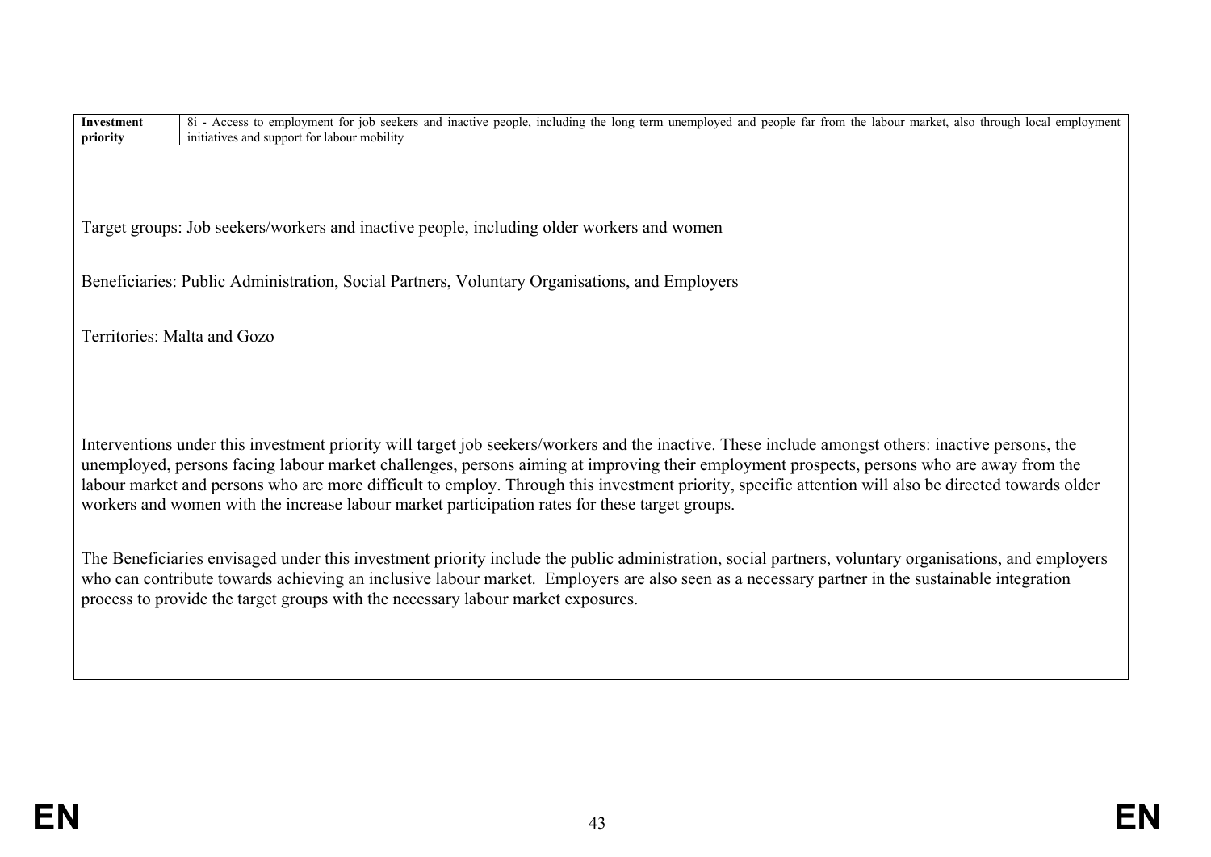| Investment priority | 8i - Access to employment for job seekers and inactive people, including the long term unemployed and people far from the labour market, also through local employment initiatives and support for labour mobility |
|---|---|

Target groups: Job seekers/workers and inactive people, including older workers and women

Beneficiaries: Public Administration, Social Partners, Voluntary Organisations, and Employers

Territories: Malta and Gozo

Interventions under this investment priority will target job seekers/workers and the inactive. These include amongst others: inactive persons, the unemployed, persons facing labour market challenges, persons aiming at improving their employment prospects, persons who are away from the labour market and persons who are more difficult to employ. Through this investment priority, specific attention will also be directed towards older workers and women with the increase labour market participation rates for these target groups.

The Beneficiaries envisaged under this investment priority include the public administration, social partners, voluntary organisations, and employers who can contribute towards achieving an inclusive labour market. Employers are also seen as a necessary partner in the sustainable integration process to provide the target groups with the necessary labour market exposures.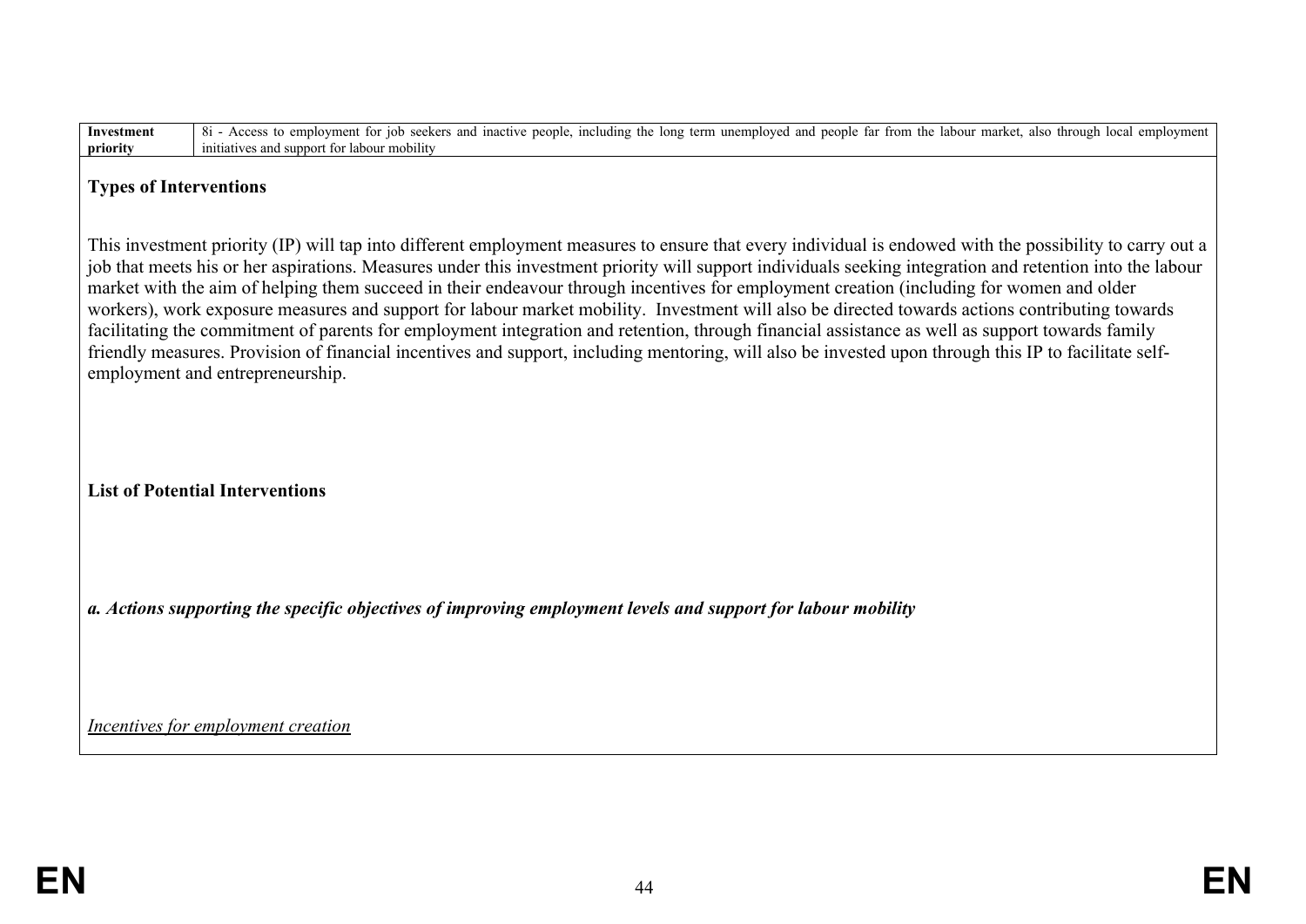| Investment priority | 8i - Access to employment for job seekers and inactive people, including the long term unemployed and people far from the labour market, also through local employment initiatives and support for labour mobility |
|---|---|

**Types of Interventions**

This investment priority (IP) will tap into different employment measures to ensure that every individual is endowed with the possibility to carry out a job that meets his or her aspirations. Measures under this investment priority will support individuals seeking integration and retention into the labour market with the aim of helping them succeed in their endeavour through incentives for employment creation (including for women and older workers), work exposure measures and support for labour market mobility. Investment will also be directed towards actions contributing towards facilitating the commitment of parents for employment integration and retention, through financial assistance as well as support towards family friendly measures. Provision of financial incentives and support, including mentoring, will also be invested upon through this IP to facilitate self-employment and entrepreneurship.

**List of Potential Interventions**

***a. Actions supporting the specific objectives of improving employment levels and support for labour mobility***

*Incentives for employment creation*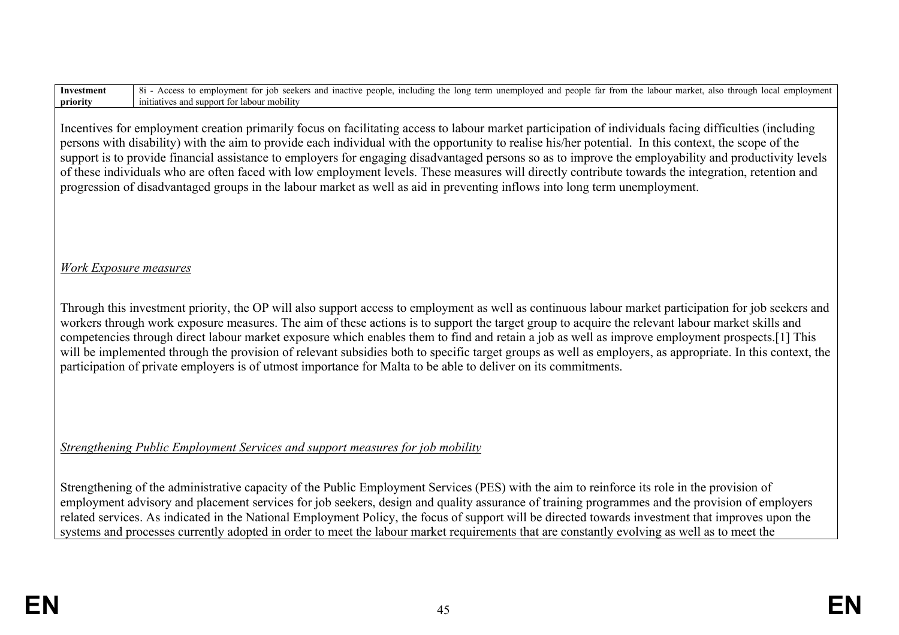| Investment priority | 8i - Access to employment for job seekers and inactive people, including the long term unemployed and people far from the labour market, also through local employment initiatives and support for labour mobility |
|---|---|

Incentives for employment creation primarily focus on facilitating access to labour market participation of individuals facing difficulties (including persons with disability) with the aim to provide each individual with the opportunity to realise his/her potential. In this context, the scope of the support is to provide financial assistance to employers for engaging disadvantaged persons so as to improve the employability and productivity levels of these individuals who are often faced with low employment levels. These measures will directly contribute towards the integration, retention and progression of disadvantaged groups in the labour market as well as aid in preventing inflows into long term unemployment.

*Work Exposure measures*

Through this investment priority, the OP will also support access to employment as well as continuous labour market participation for job seekers and workers through work exposure measures. The aim of these actions is to support the target group to acquire the relevant labour market skills and competencies through direct labour market exposure which enables them to find and retain a job as well as improve employment prospects.[1] This will be implemented through the provision of relevant subsidies both to specific target groups as well as employers, as appropriate. In this context, the participation of private employers is of utmost importance for Malta to be able to deliver on its commitments.

*Strengthening Public Employment Services and support measures for job mobility*

Strengthening of the administrative capacity of the Public Employment Services (PES) with the aim to reinforce its role in the provision of employment advisory and placement services for job seekers, design and quality assurance of training programmes and the provision of employers related services. As indicated in the National Employment Policy, the focus of support will be directed towards investment that improves upon the systems and processes currently adopted in order to meet the labour market requirements that are constantly evolving as well as to meet the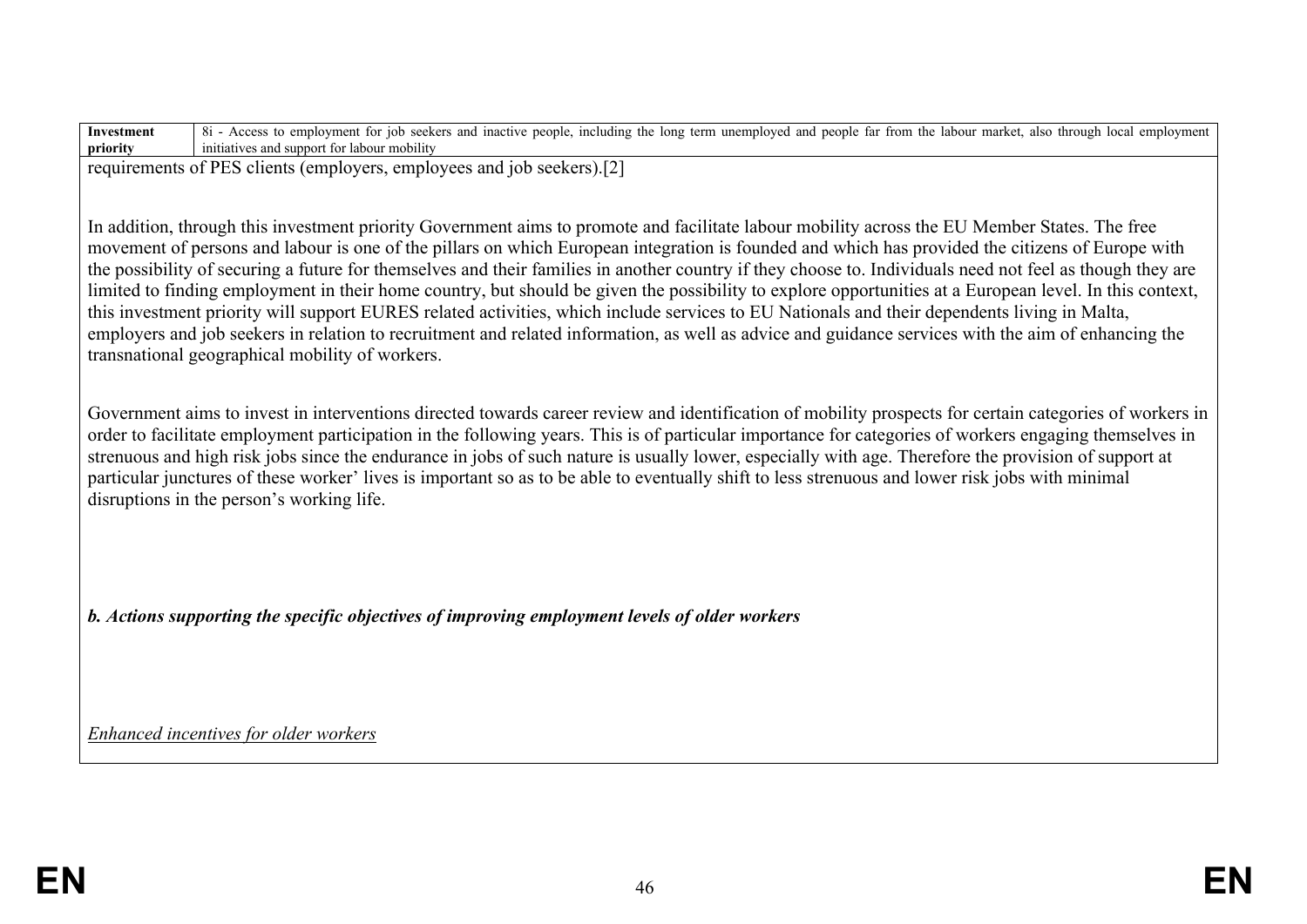| Investment priority | 8i - Access to employment for job seekers and inactive people, including the long term unemployed and people far from the labour market, also through local employment initiatives and support for labour mobility |
|---|---|

requirements of PES clients (employers, employees and job seekers).[2]

In addition, through this investment priority Government aims to promote and facilitate labour mobility across the EU Member States. The free movement of persons and labour is one of the pillars on which European integration is founded and which has provided the citizens of Europe with the possibility of securing a future for themselves and their families in another country if they choose to. Individuals need not feel as though they are limited to finding employment in their home country, but should be given the possibility to explore opportunities at a European level. In this context, this investment priority will support EURES related activities, which include services to EU Nationals and their dependents living in Malta, employers and job seekers in relation to recruitment and related information, as well as advice and guidance services with the aim of enhancing the transnational geographical mobility of workers.

Government aims to invest in interventions directed towards career review and identification of mobility prospects for certain categories of workers in order to facilitate employment participation in the following years. This is of particular importance for categories of workers engaging themselves in strenuous and high risk jobs since the endurance in jobs of such nature is usually lower, especially with age. Therefore the provision of support at particular junctures of these worker' lives is important so as to be able to eventually shift to less strenuous and lower risk jobs with minimal disruptions in the person's working life.

***b. Actions supporting the specific objectives of improving employment levels of older workers***

<u>*Enhanced incentives for older workers*</u>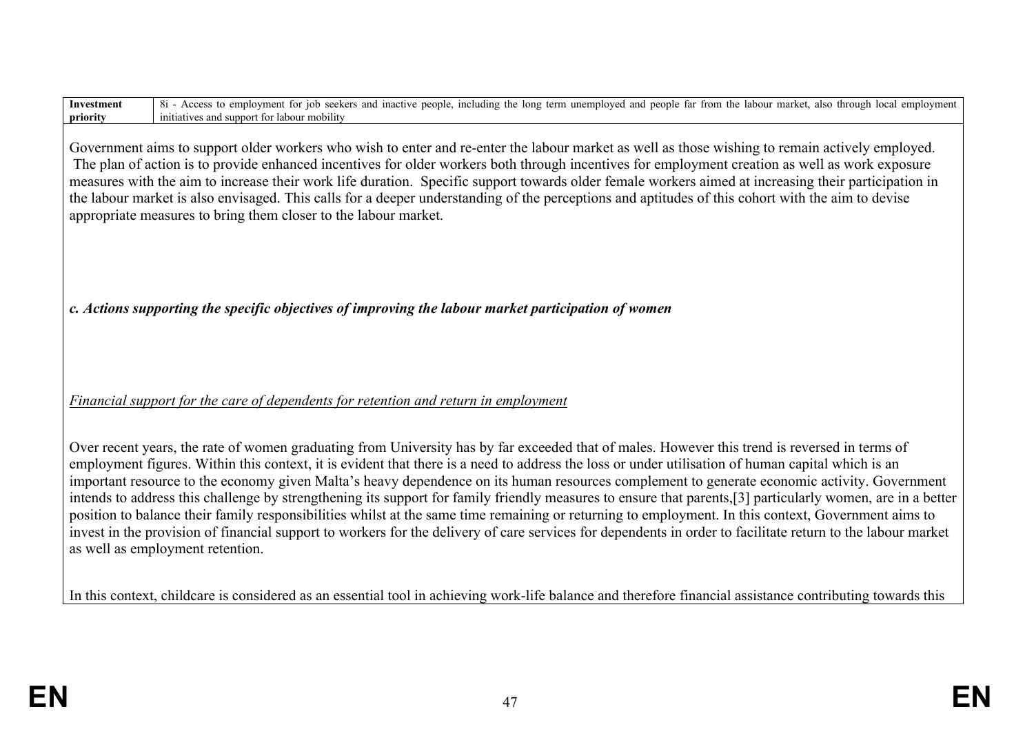| Investment priority | 8i - Access to employment for job seekers and inactive people, including the long term unemployed and people far from the labour market, also through local employment initiatives and support for labour mobility |
|---|---|

Government aims to support older workers who wish to enter and re-enter the labour market as well as those wishing to remain actively employed. The plan of action is to provide enhanced incentives for older workers both through incentives for employment creation as well as work exposure measures with the aim to increase their work life duration. Specific support towards older female workers aimed at increasing their participation in the labour market is also envisaged. This calls for a deeper understanding of the perceptions and aptitudes of this cohort with the aim to devise appropriate measures to bring them closer to the labour market.

***c. Actions supporting the specific objectives of improving the labour market participation of women***

*Financial support for the care of dependents for retention and return in employment*

Over recent years, the rate of women graduating from University has by far exceeded that of males. However this trend is reversed in terms of employment figures. Within this context, it is evident that there is a need to address the loss or under utilisation of human capital which is an important resource to the economy given Malta's heavy dependence on its human resources complement to generate economic activity. Government intends to address this challenge by strengthening its support for family friendly measures to ensure that parents,[3] particularly women, are in a better position to balance their family responsibilities whilst at the same time remaining or returning to employment. In this context, Government aims to invest in the provision of financial support to workers for the delivery of care services for dependents in order to facilitate return to the labour market as well as employment retention.

In this context, childcare is considered as an essential tool in achieving work-life balance and therefore financial assistance contributing towards this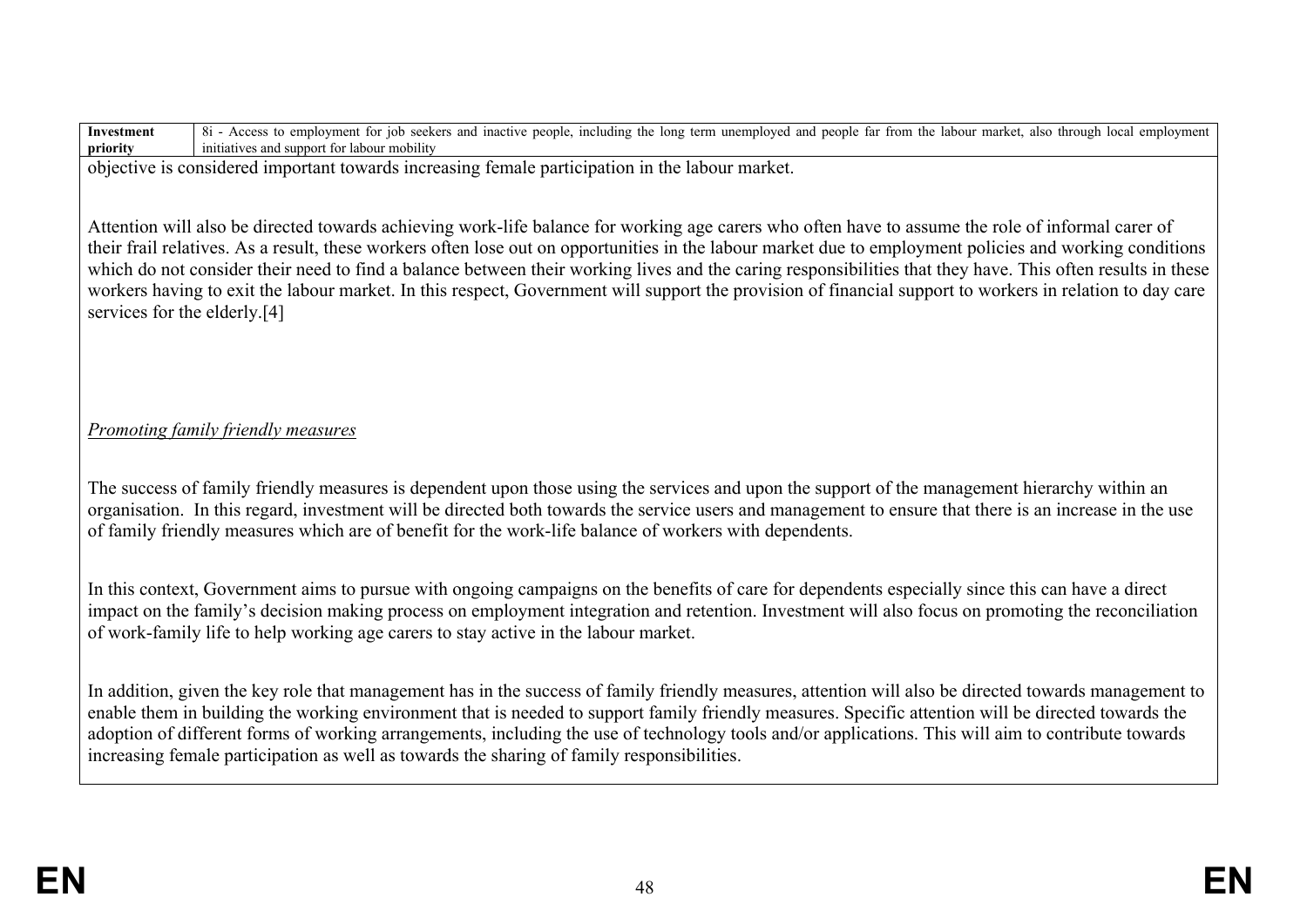| Investment priority | 8i - Access to employment for job seekers and inactive people, including the long term unemployed and people far from the labour market, also through local employment initiatives and support for labour mobility |
|---|---|

objective is considered important towards increasing female participation in the labour market.

Attention will also be directed towards achieving work-life balance for working age carers who often have to assume the role of informal carer of their frail relatives. As a result, these workers often lose out on opportunities in the labour market due to employment policies and working conditions which do not consider their need to find a balance between their working lives and the caring responsibilities that they have. This often results in these workers having to exit the labour market. In this respect, Government will support the provision of financial support to workers in relation to day care services for the elderly.[4]

*Promoting family friendly measures*

The success of family friendly measures is dependent upon those using the services and upon the support of the management hierarchy within an organisation. In this regard, investment will be directed both towards the service users and management to ensure that there is an increase in the use of family friendly measures which are of benefit for the work-life balance of workers with dependents.

In this context, Government aims to pursue with ongoing campaigns on the benefits of care for dependents especially since this can have a direct impact on the family's decision making process on employment integration and retention. Investment will also focus on promoting the reconciliation of work-family life to help working age carers to stay active in the labour market.

In addition, given the key role that management has in the success of family friendly measures, attention will also be directed towards management to enable them in building the working environment that is needed to support family friendly measures. Specific attention will be directed towards the adoption of different forms of working arrangements, including the use of technology tools and/or applications. This will aim to contribute towards increasing female participation as well as towards the sharing of family responsibilities.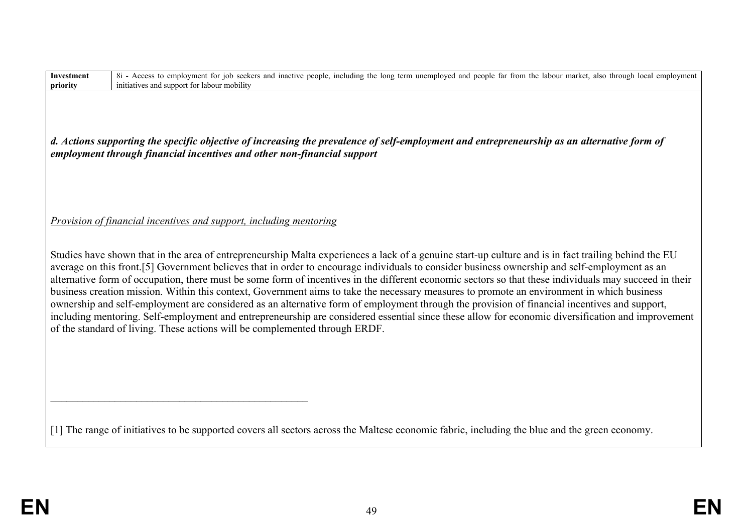| Investment priority | 8i - Access to employment for job seekers and inactive people, including the long term unemployed and people far from the labour market, also through local employment initiatives and support for labour mobility |
| --- | --- |

***d. Actions supporting the specific objective of increasing the prevalence of self-employment and entrepreneurship as an alternative form of employment through financial incentives and other non-financial support***

_Provision of financial incentives and support, including mentoring_

Studies have shown that in the area of entrepreneurship Malta experiences a lack of a genuine start-up culture and is in fact trailing behind the EU average on this front.[5] Government believes that in order to encourage individuals to consider business ownership and self-employment as an alternative form of occupation, there must be some form of incentives in the different economic sectors so that these individuals may succeed in their business creation mission. Within this context, Government aims to take the necessary measures to promote an environment in which business ownership and self-employment are considered as an alternative form of employment through the provision of financial incentives and support, including mentoring. Self-employment and entrepreneurship are considered essential since these allow for economic diversification and improvement of the standard of living. These actions will be complemented through ERDF.

---

[1] The range of initiatives to be supported covers all sectors across the Maltese economic fabric, including the blue and the green economy.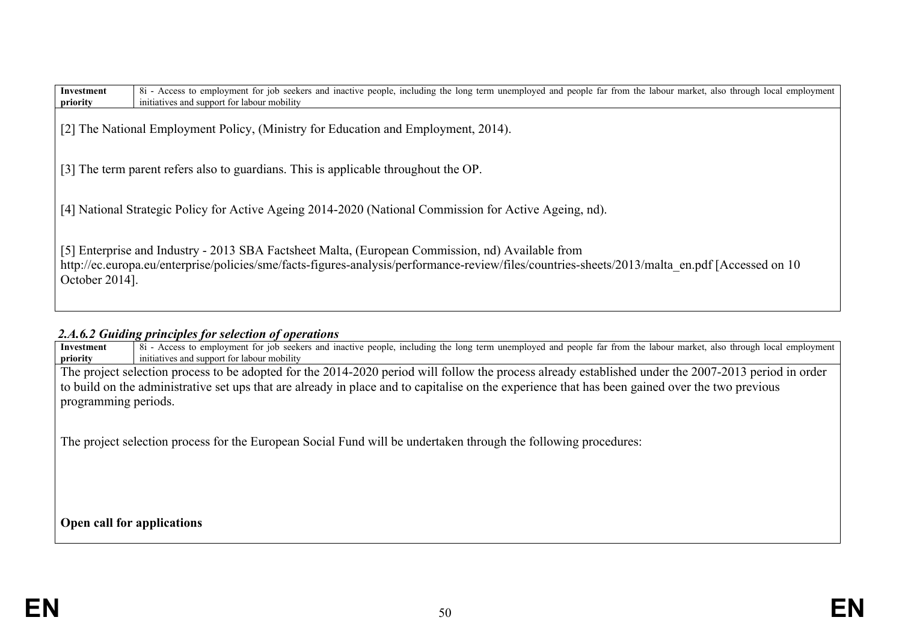| Investment priority | 8i - Access to employment for job seekers and inactive people, including the long term unemployed and people far from the labour market, also through local employment initiatives and support for labour mobility |
|---|---|

[2] The National Employment Policy, (Ministry for Education and Employment, 2014).

[3] The term parent refers also to guardians. This is applicable throughout the OP.

[4] National Strategic Policy for Active Ageing 2014-2020 (National Commission for Active Ageing, nd).

[5] Enterprise and Industry - 2013 SBA Factsheet Malta, (European Commission, nd) Available from http://ec.europa.eu/enterprise/policies/sme/facts-figures-analysis/performance-review/files/countries-sheets/2013/malta_en.pdf [Accessed on 10 October 2014].

### *2.A.6.2 Guiding principles for selection of operations*

| Investment priority | 8i - Access to employment for job seekers and inactive people, including the long term unemployed and people far from the labour market, also through local employment initiatives and support for labour mobility |
|---|---|

The project selection process to be adopted for the 2014-2020 period will follow the process already established under the 2007-2013 period in order to build on the administrative set ups that are already in place and to capitalise on the experience that has been gained over the two previous programming periods.

The project selection process for the European Social Fund will be undertaken through the following procedures:

**Open call for applications**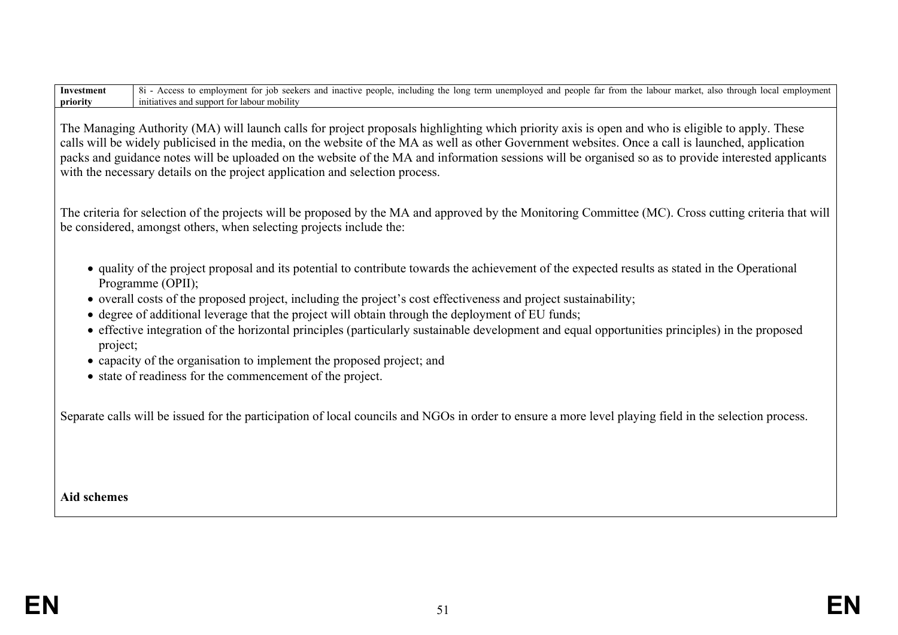| Investment priority | 8i - Access to employment for job seekers and inactive people, including the long term unemployed and people far from the labour market, also through local employment initiatives and support for labour mobility |
|---|---|

The Managing Authority (MA) will launch calls for project proposals highlighting which priority axis is open and who is eligible to apply. These calls will be widely publicised in the media, on the website of the MA as well as other Government websites. Once a call is launched, application packs and guidance notes will be uploaded on the website of the MA and information sessions will be organised so as to provide interested applicants with the necessary details on the project application and selection process.

The criteria for selection of the projects will be proposed by the MA and approved by the Monitoring Committee (MC). Cross cutting criteria that will be considered, amongst others, when selecting projects include the:

- quality of the project proposal and its potential to contribute towards the achievement of the expected results as stated in the Operational Programme (OPII);
- overall costs of the proposed project, including the project's cost effectiveness and project sustainability;
- degree of additional leverage that the project will obtain through the deployment of EU funds;
- effective integration of the horizontal principles (particularly sustainable development and equal opportunities principles) in the proposed project;
- capacity of the organisation to implement the proposed project; and
- state of readiness for the commencement of the project.

Separate calls will be issued for the participation of local councils and NGOs in order to ensure a more level playing field in the selection process.

**Aid schemes**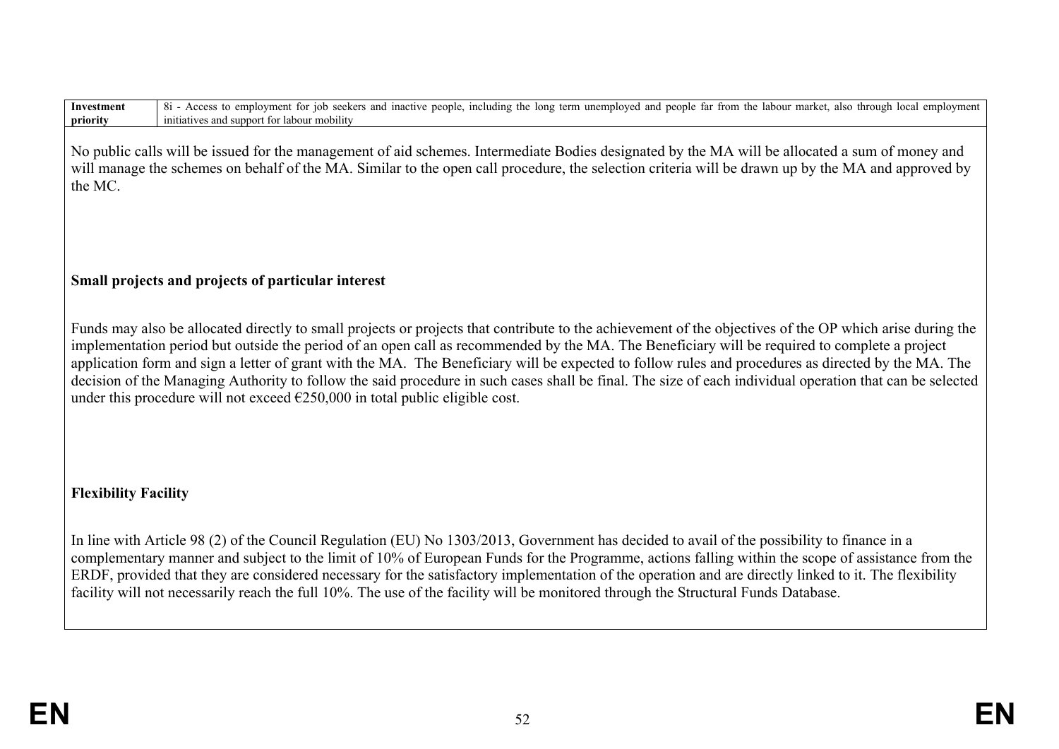| Investment priority | 8i - Access to employment for job seekers and inactive people, including the long term unemployed and people far from the labour market, also through local employment initiatives and support for labour mobility |
|---|---|

No public calls will be issued for the management of aid schemes. Intermediate Bodies designated by the MA will be allocated a sum of money and will manage the schemes on behalf of the MA. Similar to the open call procedure, the selection criteria will be drawn up by the MA and approved by the MC.

**Small projects and projects of particular interest**

Funds may also be allocated directly to small projects or projects that contribute to the achievement of the objectives of the OP which arise during the implementation period but outside the period of an open call as recommended by the MA. The Beneficiary will be required to complete a project application form and sign a letter of grant with the MA. The Beneficiary will be expected to follow rules and procedures as directed by the MA. The decision of the Managing Authority to follow the said procedure in such cases shall be final. The size of each individual operation that can be selected under this procedure will not exceed €250,000 in total public eligible cost.

**Flexibility Facility**

In line with Article 98 (2) of the Council Regulation (EU) No 1303/2013, Government has decided to avail of the possibility to finance in a complementary manner and subject to the limit of 10% of European Funds for the Programme, actions falling within the scope of assistance from the ERDF, provided that they are considered necessary for the satisfactory implementation of the operation and are directly linked to it. The flexibility facility will not necessarily reach the full 10%. The use of the facility will be monitored through the Structural Funds Database.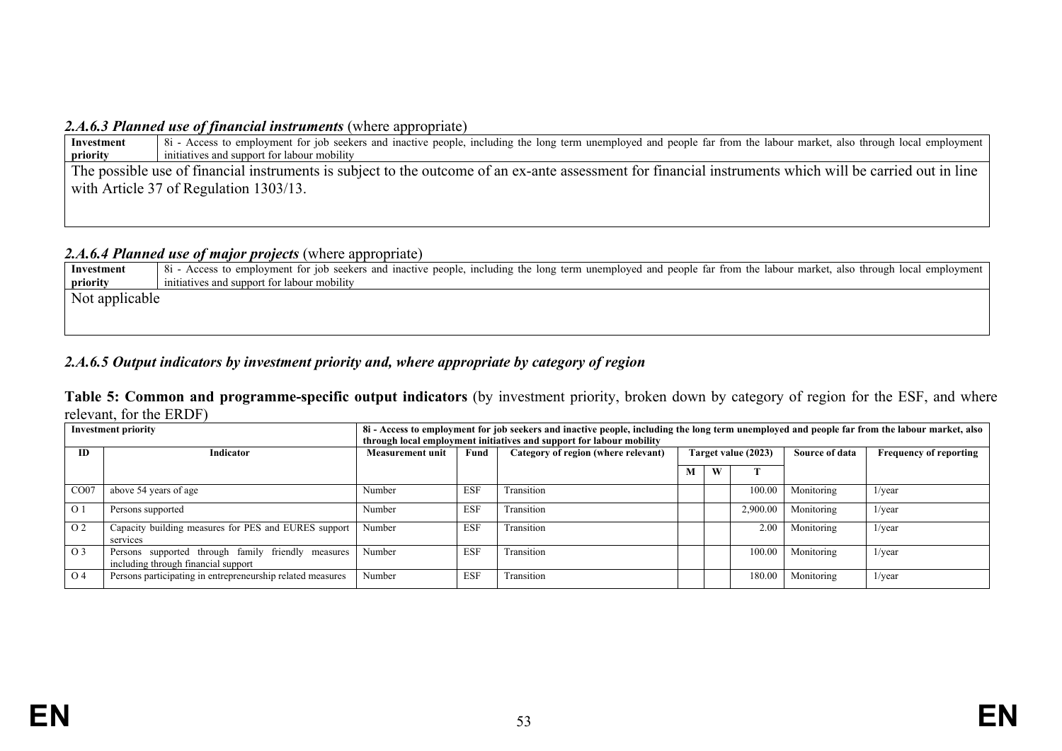### *2.A.6.3 Planned use of financial instruments* (where appropriate)

| **Investment priority** | 8i - Access to employment for job seekers and inactive people, including the long term unemployed and people far from the labour market, also through local employment initiatives and support for labour mobility |
|---|---|

The possible use of financial instruments is subject to the outcome of an ex-ante assessment for financial instruments which will be carried out in line with Article 37 of Regulation 1303/13.

### *2.A.6.4 Planned use of major projects* (where appropriate)

| **Investment priority** | 8i - Access to employment for job seekers and inactive people, including the long term unemployed and people far from the labour market, also through local employment initiatives and support for labour mobility |
|---|---|

Not applicable

### *2.A.6.5 Output indicators by investment priority and, where appropriate by category of region*

**Table 5: Common and programme-specific output indicators** (by investment priority, broken down by category of region for the ESF, and where relevant, for the ERDF)

| **Investment priority** | | **8i - Access to employment for job seekers and inactive people, including the long term unemployed and people far from the labour market, also through local employment initiatives and support for labour mobility** | | | | | | | |
|---|---|---|---|---|---|---|---|---|---|
| **ID** | **Indicator** | **Measurement unit** | **Fund** | **Category of region (where relevant)** | **Target value (2023)** | | | **Source of data** | **Frequency of reporting** |
| | | | | | **M** | **W** | **T** | | |
| CO07 | above 54 years of age | Number | ESF | Transition | | | 100.00 | Monitoring | 1/year |
| O 1 | Persons supported | Number | ESF | Transition | | | 2,900.00 | Monitoring | 1/year |
| O 2 | Capacity building measures for PES and EURES support services | Number | ESF | Transition | | | 2.00 | Monitoring | 1/year |
| O 3 | Persons supported through family friendly measures including through financial support | Number | ESF | Transition | | | 100.00 | Monitoring | 1/year |
| O 4 | Persons participating in entrepreneurship related measures | Number | ESF | Transition | | | 180.00 | Monitoring | 1/year |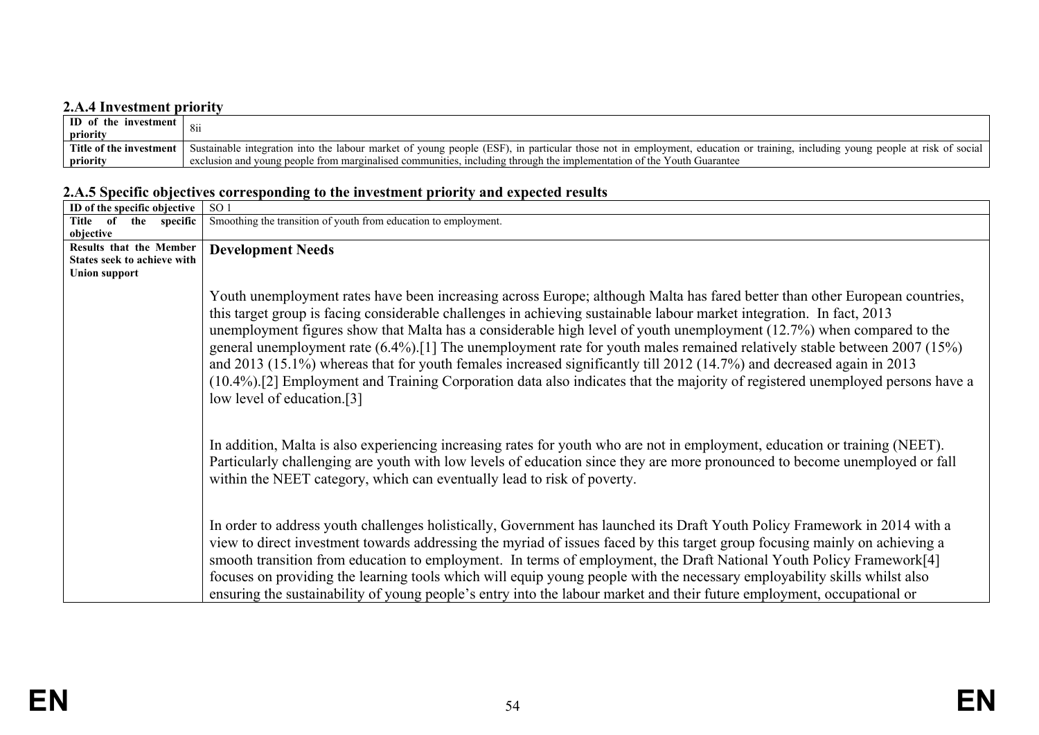### 2.A.4 Investment priority

| ID of the investment priority | 8ii |
|---|---|
| Title of the investment priority | Sustainable integration into the labour market of young people (ESF), in particular those not in employment, education or training, including young people at risk of social exclusion and young people from marginalised communities, including through the implementation of the Youth Guarantee |

### 2.A.5 Specific objectives corresponding to the investment priority and expected results

| ID of the specific objective | SO 1 |
|---|---|
| Title of the specific objective | Smoothing the transition of youth from education to employment. |
| Results that the Member States seek to achieve with Union support | **Development Needs**<br><br>Youth unemployment rates have been increasing across Europe; although Malta has fared better than other European countries, this target group is facing considerable challenges in achieving sustainable labour market integration. In fact, 2013 unemployment figures show that Malta has a considerable high level of youth unemployment (12.7%) when compared to the general unemployment rate (6.4%).[1] The unemployment rate for youth males remained relatively stable between 2007 (15%) and 2013 (15.1%) whereas that for youth females increased significantly till 2012 (14.7%) and decreased again in 2013 (10.4%).[2] Employment and Training Corporation data also indicates that the majority of registered unemployed persons have a low level of education.[3]<br><br>In addition, Malta is also experiencing increasing rates for youth who are not in employment, education or training (NEET). Particularly challenging are youth with low levels of education since they are more pronounced to become unemployed or fall within the NEET category, which can eventually lead to risk of poverty.<br><br>In order to address youth challenges holistically, Government has launched its Draft Youth Policy Framework in 2014 with a view to direct investment towards addressing the myriad of issues faced by this target group focusing mainly on achieving a smooth transition from education to employment. In terms of employment, the Draft National Youth Policy Framework[4] focuses on providing the learning tools which will equip young people with the necessary employability skills whilst also ensuring the sustainability of young people's entry into the labour market and their future employment, occupational or |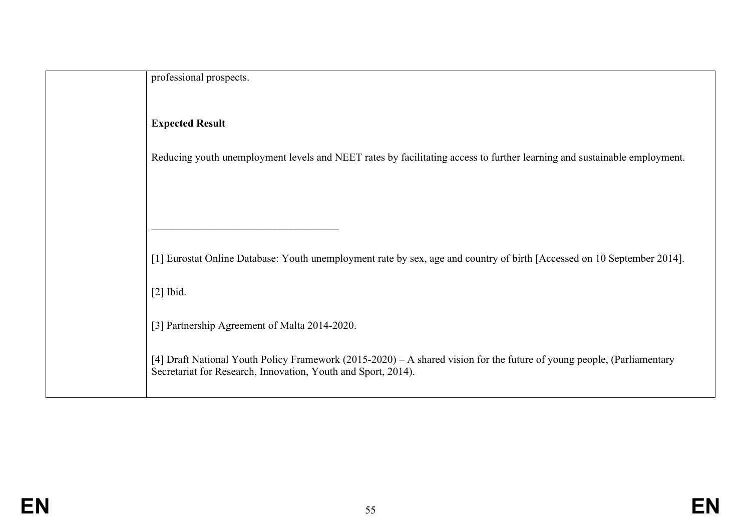| | professional prospects.<br><br>**Expected Result**<br><br>Reducing youth unemployment levels and NEET rates by facilitating access to further learning and sustainable employment.<br><br>___________________________________<br><br>[1] Eurostat Online Database: Youth unemployment rate by sex, age and country of birth [Accessed on 10 September 2014].<br><br>[2] Ibid.<br><br>[3] Partnership Agreement of Malta 2014-2020.<br><br>[4] Draft National Youth Policy Framework (2015-2020) – A shared vision for the future of young people, (Parliamentary Secretariat for Research, Innovation, Youth and Sport, 2014). |
|---|---|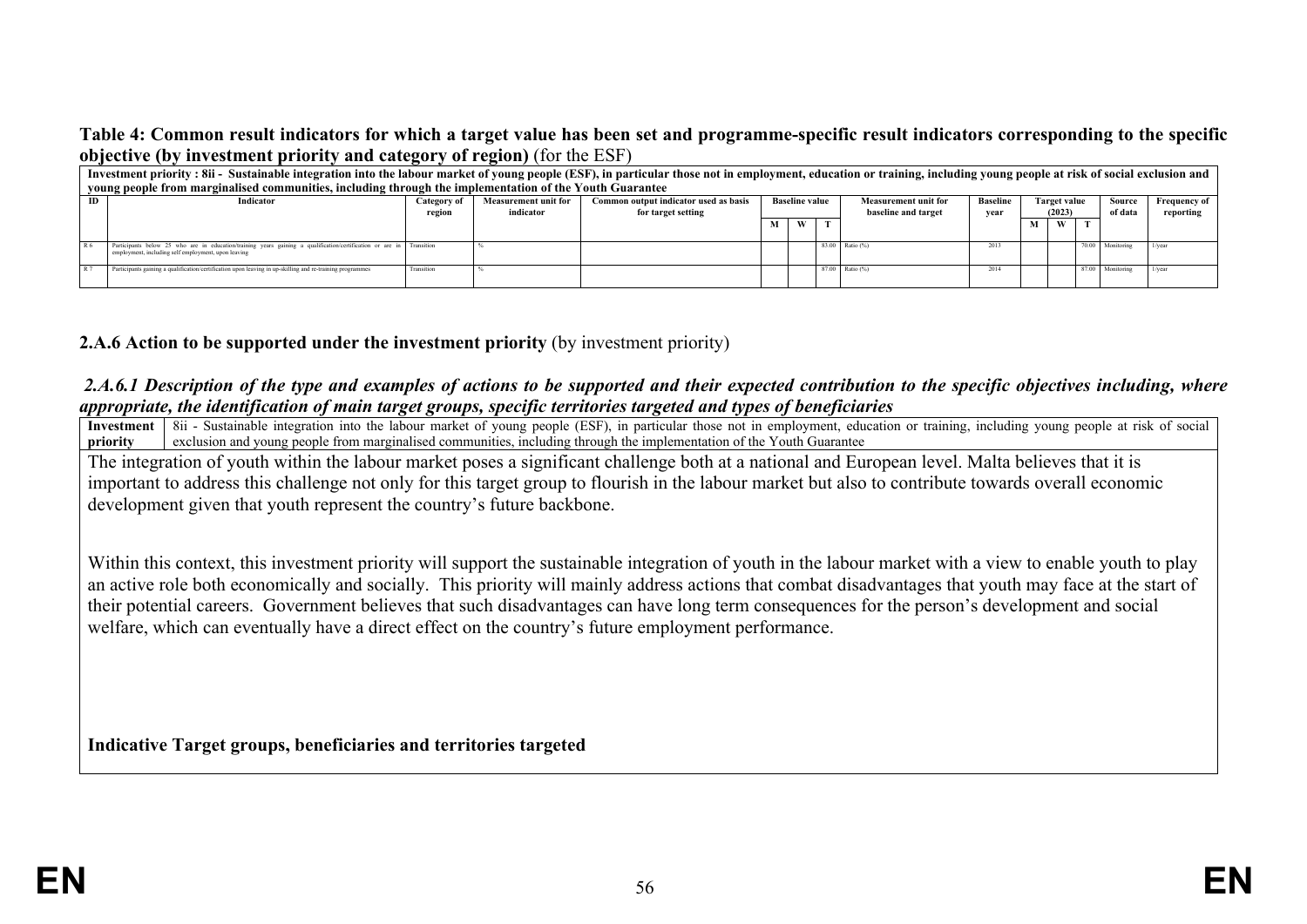**Table 4: Common result indicators for which a target value has been set and programme-specific result indicators corresponding to the specific objective (by investment priority and category of region)** (for the ESF)

| Investment priority : 8ii - Sustainable integration into the labour market of young people (ESF), in particular those not in employment, education or training, including young people at risk of social exclusion and young people from marginalised communities, including through the implementation of the Youth Guarantee | | | | | | | | | | | | | | | |
|---|---|---|---|---|---|---|---|---|---|---|---|---|---|---|---|
| ID | Indicator | Category of region | Measurement unit for indicator | Common output indicator used as basis for target setting | Baseline value | | | Measurement unit for baseline and target | Baseline year | Target value (2023) | | | Source of data | Frequency of reporting |
| | | | | | M | W | T | | | M | W | T | | |
| R 6 | Participants below 25 who are in education/training years gaining a qualification/certification or are in employment, including self employment, upon leaving | Transition | % | | | | 83.00 | Ratio (%) | 2013 | | | 70.00 | Monitoring | 1/year |
| R 7 | Participants gaining a qualification/certification upon leaving in up-skilling and re-training programmes | Transition | % | | | | 87.00 | Ratio (%) | 2014 | | | 87.00 | Monitoring | 1/year |

### 2.A.6 Action to be supported under the investment priority (by investment priority)

#### *2.A.6.1 Description of the type and examples of actions to be supported and their expected contribution to the specific objectives including, where appropriate, the identification of main target groups, specific territories targeted and types of beneficiaries*

| **Investment priority** | 8ii - Sustainable integration into the labour market of young people (ESF), in particular those not in employment, education or training, including young people at risk of social exclusion and young people from marginalised communities, including through the implementation of the Youth Guarantee |
|---|---|

The integration of youth within the labour market poses a significant challenge both at a national and European level. Malta believes that it is important to address this challenge not only for this target group to flourish in the labour market but also to contribute towards overall economic development given that youth represent the country's future backbone.

Within this context, this investment priority will support the sustainable integration of youth in the labour market with a view to enable youth to play an active role both economically and socially. This priority will mainly address actions that combat disadvantages that youth may face at the start of their potential careers. Government believes that such disadvantages can have long term consequences for the person's development and social welfare, which can eventually have a direct effect on the country's future employment performance.

**Indicative Target groups, beneficiaries and territories targeted**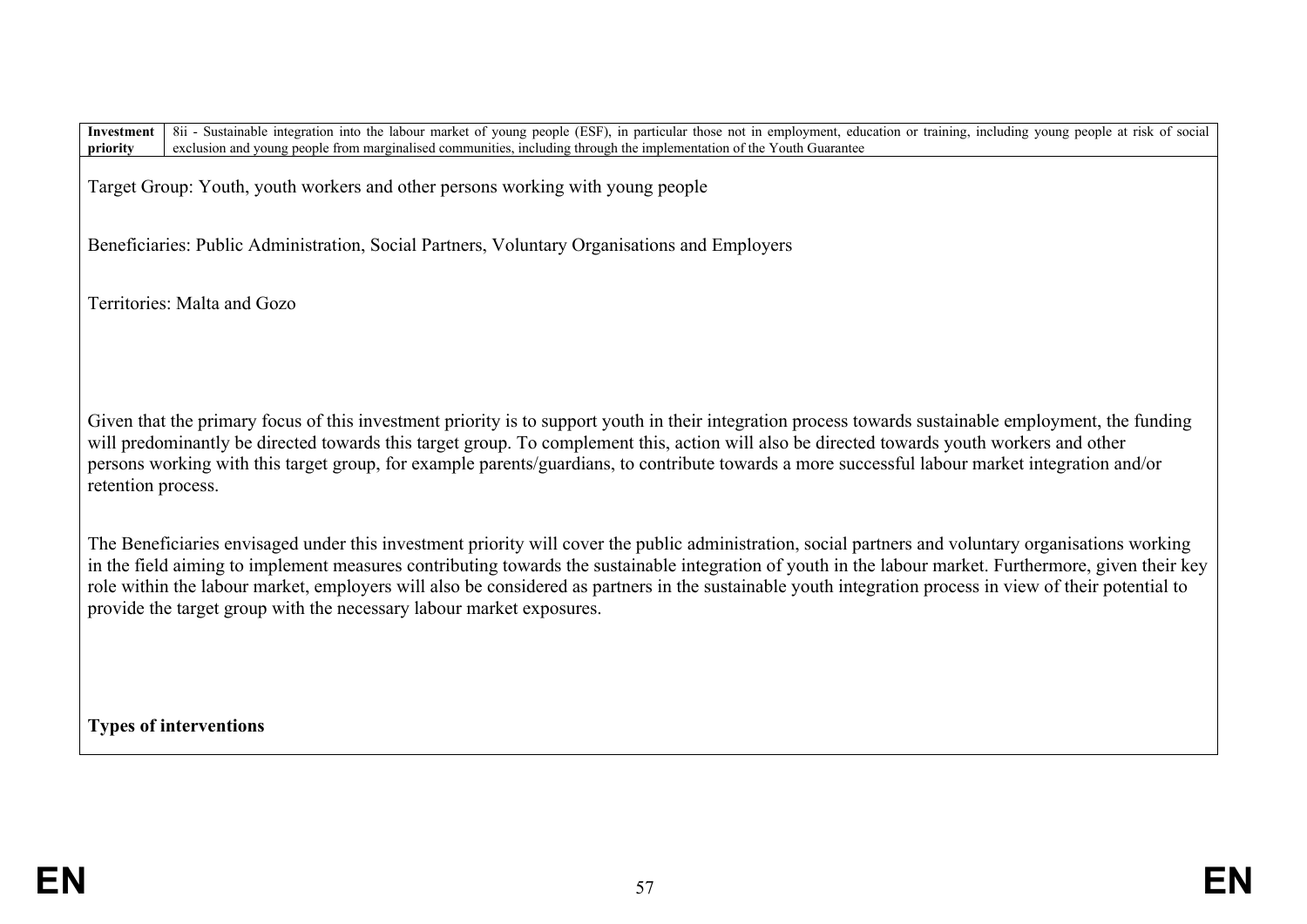| Investment priority | 8ii - Sustainable integration into the labour market of young people (ESF), in particular those not in employment, education or training, including young people at risk of social exclusion and young people from marginalised communities, including through the implementation of the Youth Guarantee |
| --- | --- |

Target Group: Youth, youth workers and other persons working with young people

Beneficiaries: Public Administration, Social Partners, Voluntary Organisations and Employers

Territories: Malta and Gozo

Given that the primary focus of this investment priority is to support youth in their integration process towards sustainable employment, the funding will predominantly be directed towards this target group. To complement this, action will also be directed towards youth workers and other persons working with this target group, for example parents/guardians, to contribute towards a more successful labour market integration and/or retention process.

The Beneficiaries envisaged under this investment priority will cover the public administration, social partners and voluntary organisations working in the field aiming to implement measures contributing towards the sustainable integration of youth in the labour market. Furthermore, given their key role within the labour market, employers will also be considered as partners in the sustainable youth integration process in view of their potential to provide the target group with the necessary labour market exposures.

**Types of interventions**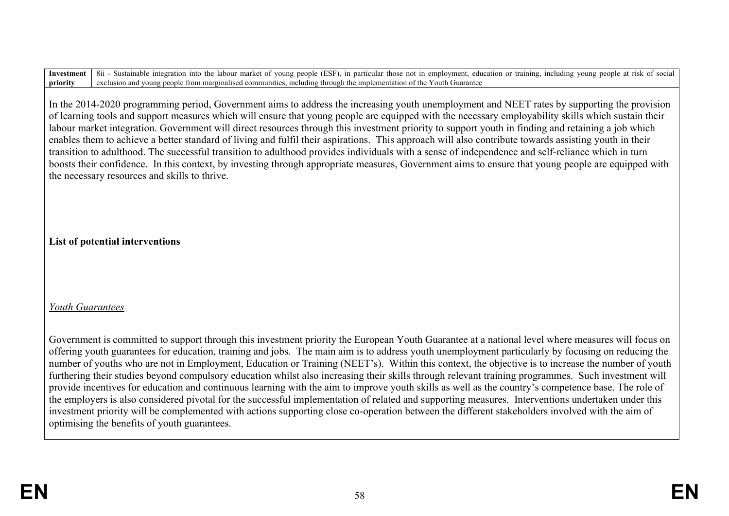| Investment priority | 8ii - Sustainable integration into the labour market of young people (ESF), in particular those not in employment, education or training, including young people at risk of social exclusion and young people from marginalised communities, including through the implementation of the Youth Guarantee |
|---|---|

In the 2014-2020 programming period, Government aims to address the increasing youth unemployment and NEET rates by supporting the provision of learning tools and support measures which will ensure that young people are equipped with the necessary employability skills which sustain their labour market integration. Government will direct resources through this investment priority to support youth in finding and retaining a job which enables them to achieve a better standard of living and fulfil their aspirations. This approach will also contribute towards assisting youth in their transition to adulthood. The successful transition to adulthood provides individuals with a sense of independence and self-reliance which in turn boosts their confidence. In this context, by investing through appropriate measures, Government aims to ensure that young people are equipped with the necessary resources and skills to thrive.

**List of potential interventions**

*Youth Guarantees*

Government is committed to support through this investment priority the European Youth Guarantee at a national level where measures will focus on offering youth guarantees for education, training and jobs. The main aim is to address youth unemployment particularly by focusing on reducing the number of youths who are not in Employment, Education or Training (NEET's). Within this context, the objective is to increase the number of youth furthering their studies beyond compulsory education whilst also increasing their skills through relevant training programmes. Such investment will provide incentives for education and continuous learning with the aim to improve youth skills as well as the country's competence base. The role of the employers is also considered pivotal for the successful implementation of related and supporting measures. Interventions undertaken under this investment priority will be complemented with actions supporting close co-operation between the different stakeholders involved with the aim of optimising the benefits of youth guarantees.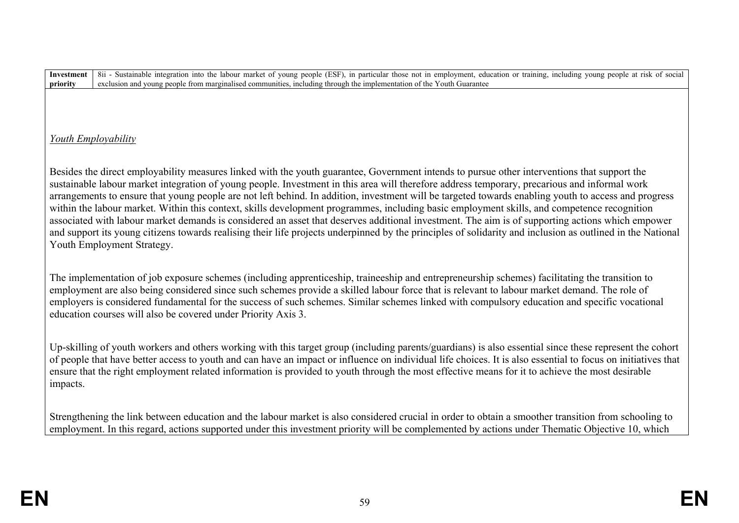| Investment priority | 8ii - Sustainable integration into the labour market of young people (ESF), in particular those not in employment, education or training, including young people at risk of social exclusion and young people from marginalised communities, including through the implementation of the Youth Guarantee |
|---|---|

*Youth Employability*

Besides the direct employability measures linked with the youth guarantee, Government intends to pursue other interventions that support the sustainable labour market integration of young people. Investment in this area will therefore address temporary, precarious and informal work arrangements to ensure that young people are not left behind. In addition, investment will be targeted towards enabling youth to access and progress within the labour market. Within this context, skills development programmes, including basic employment skills, and competence recognition associated with labour market demands is considered an asset that deserves additional investment. The aim is of supporting actions which empower and support its young citizens towards realising their life projects underpinned by the principles of solidarity and inclusion as outlined in the National Youth Employment Strategy.

The implementation of job exposure schemes (including apprenticeship, traineeship and entrepreneurship schemes) facilitating the transition to employment are also being considered since such schemes provide a skilled labour force that is relevant to labour market demand. The role of employers is considered fundamental for the success of such schemes. Similar schemes linked with compulsory education and specific vocational education courses will also be covered under Priority Axis 3.

Up-skilling of youth workers and others working with this target group (including parents/guardians) is also essential since these represent the cohort of people that have better access to youth and can have an impact or influence on individual life choices. It is also essential to focus on initiatives that ensure that the right employment related information is provided to youth through the most effective means for it to achieve the most desirable impacts.

Strengthening the link between education and the labour market is also considered crucial in order to obtain a smoother transition from schooling to employment. In this regard, actions supported under this investment priority will be complemented by actions under Thematic Objective 10, which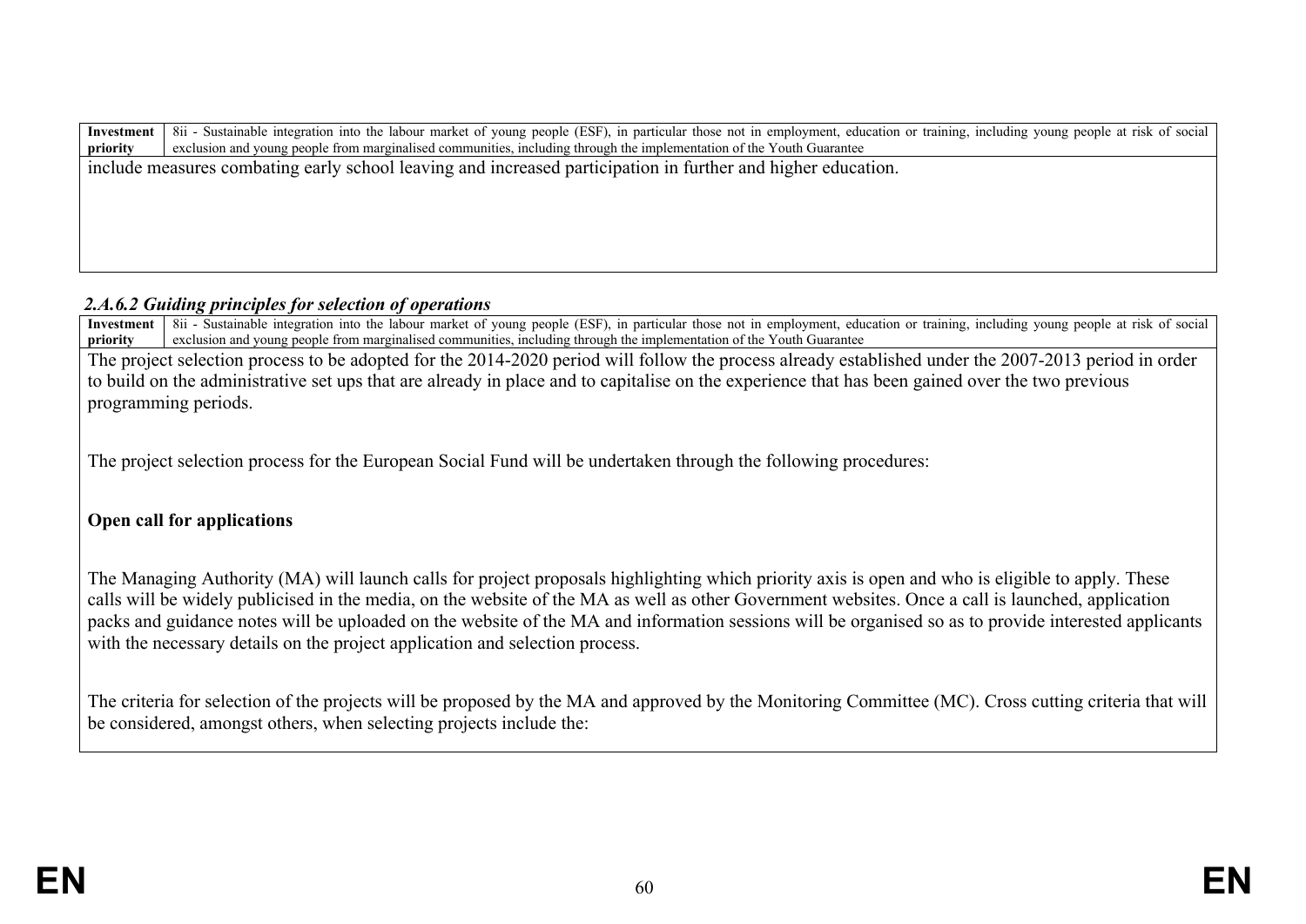| Investment priority | 8ii - Sustainable integration into the labour market of young people (ESF), in particular those not in employment, education or training, including young people at risk of social exclusion and young people from marginalised communities, including through the implementation of the Youth Guarantee |
|---|---|
| include measures combating early school leaving and increased participation in further and higher education. | |

### *2.A.6.2 Guiding principles for selection of operations*

| Investment priority | 8ii - Sustainable integration into the labour market of young people (ESF), in particular those not in employment, education or training, including young people at risk of social exclusion and young people from marginalised communities, including through the implementation of the Youth Guarantee |
|---|---|

The project selection process to be adopted for the 2014-2020 period will follow the process already established under the 2007-2013 period in order to build on the administrative set ups that are already in place and to capitalise on the experience that has been gained over the two previous programming periods.

The project selection process for the European Social Fund will be undertaken through the following procedures:

**Open call for applications**

The Managing Authority (MA) will launch calls for project proposals highlighting which priority axis is open and who is eligible to apply. These calls will be widely publicised in the media, on the website of the MA as well as other Government websites. Once a call is launched, application packs and guidance notes will be uploaded on the website of the MA and information sessions will be organised so as to provide interested applicants with the necessary details on the project application and selection process.

The criteria for selection of the projects will be proposed by the MA and approved by the Monitoring Committee (MC). Cross cutting criteria that will be considered, amongst others, when selecting projects include the: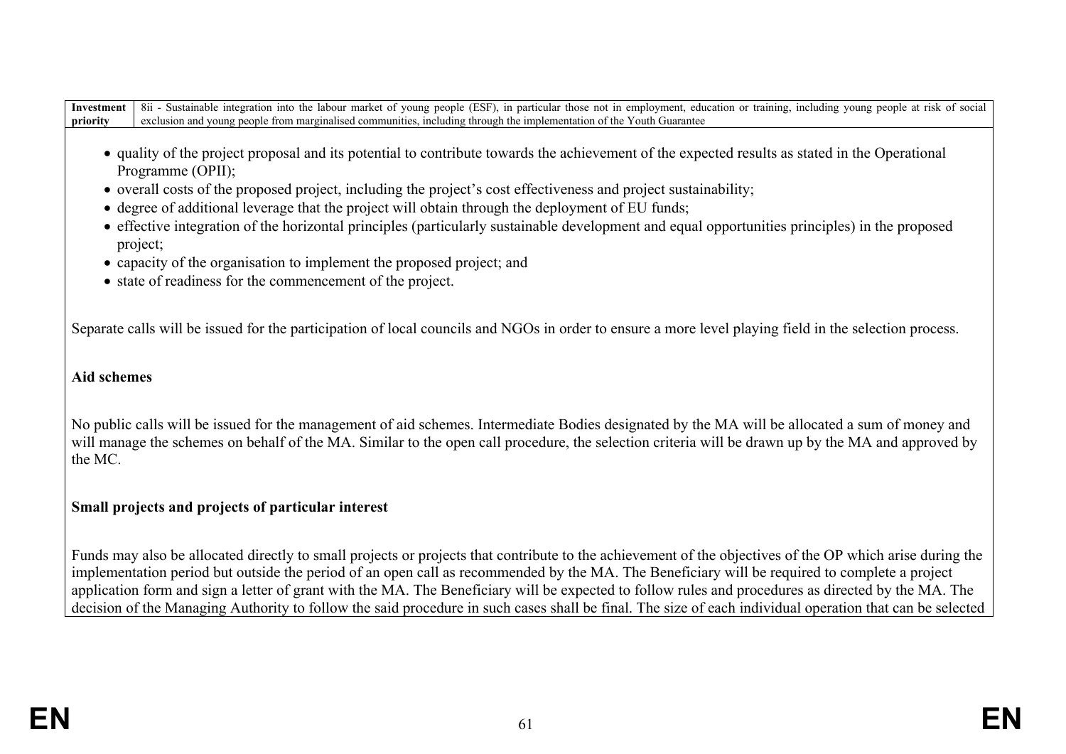| Investment priority | 8ii - Sustainable integration into the labour market of young people (ESF), in particular those not in employment, education or training, including young people at risk of social exclusion and young people from marginalised communities, including through the implementation of the Youth Guarantee |
|---|---|

- quality of the project proposal and its potential to contribute towards the achievement of the expected results as stated in the Operational Programme (OPII);
- overall costs of the proposed project, including the project's cost effectiveness and project sustainability;
- degree of additional leverage that the project will obtain through the deployment of EU funds;
- effective integration of the horizontal principles (particularly sustainable development and equal opportunities principles) in the proposed project;
- capacity of the organisation to implement the proposed project; and
- state of readiness for the commencement of the project.

Separate calls will be issued for the participation of local councils and NGOs in order to ensure a more level playing field in the selection process.

**Aid schemes**

No public calls will be issued for the management of aid schemes. Intermediate Bodies designated by the MA will be allocated a sum of money and will manage the schemes on behalf of the MA. Similar to the open call procedure, the selection criteria will be drawn up by the MA and approved by the MC.

**Small projects and projects of particular interest**

Funds may also be allocated directly to small projects or projects that contribute to the achievement of the objectives of the OP which arise during the implementation period but outside the period of an open call as recommended by the MA. The Beneficiary will be required to complete a project application form and sign a letter of grant with the MA. The Beneficiary will be expected to follow rules and procedures as directed by the MA. The decision of the Managing Authority to follow the said procedure in such cases shall be final. The size of each individual operation that can be selected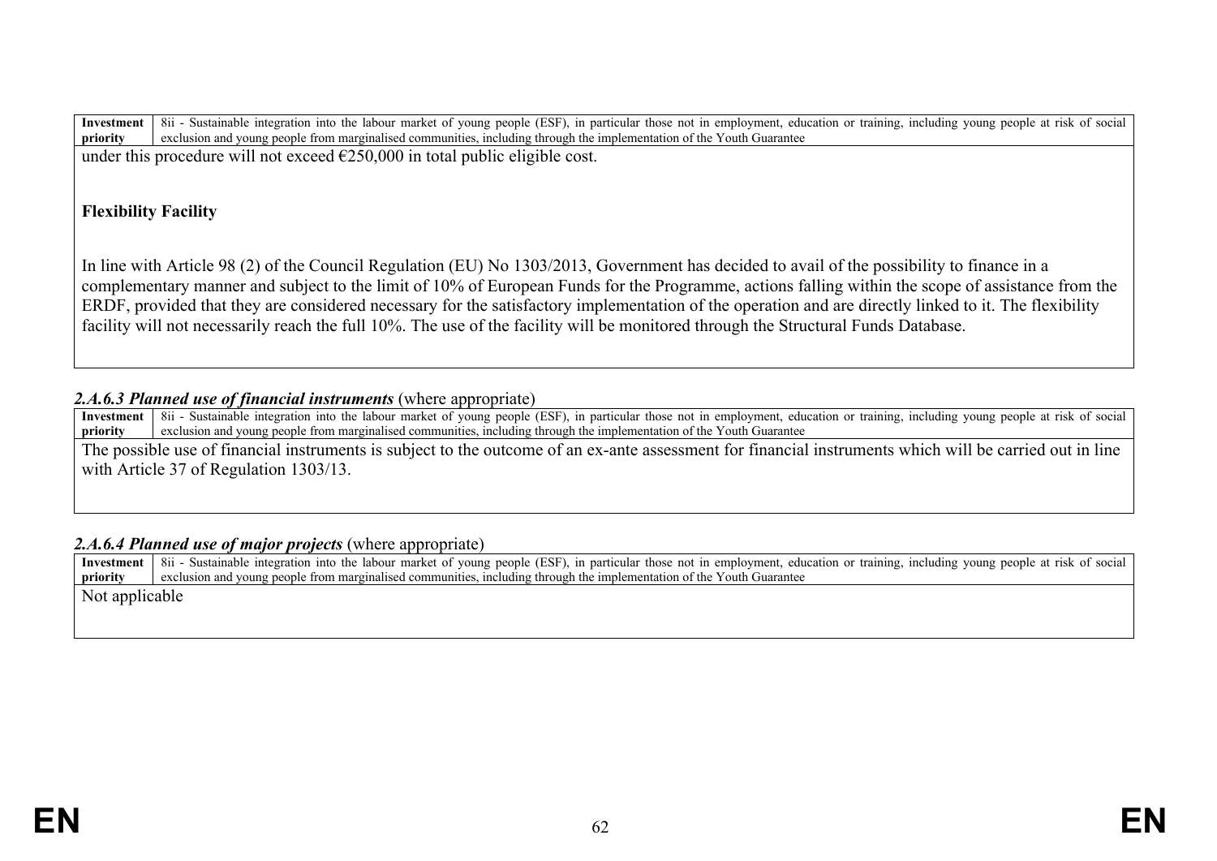| Investment priority | 8ii - Sustainable integration into the labour market of young people (ESF), in particular those not in employment, education or training, including young people at risk of social exclusion and young people from marginalised communities, including through the implementation of the Youth Guarantee |
|---|---|

under this procedure will not exceed €250,000 in total public eligible cost.

**Flexibility Facility**

In line with Article 98 (2) of the Council Regulation (EU) No 1303/2013, Government has decided to avail of the possibility to finance in a complementary manner and subject to the limit of 10% of European Funds for the Programme, actions falling within the scope of assistance from the ERDF, provided that they are considered necessary for the satisfactory implementation of the operation and are directly linked to it. The flexibility facility will not necessarily reach the full 10%. The use of the facility will be monitored through the Structural Funds Database.

#### *2.A.6.3 Planned use of financial instruments* (where appropriate)

| Investment priority | 8ii - Sustainable integration into the labour market of young people (ESF), in particular those not in employment, education or training, including young people at risk of social exclusion and young people from marginalised communities, including through the implementation of the Youth Guarantee |
|---|---|

The possible use of financial instruments is subject to the outcome of an ex-ante assessment for financial instruments which will be carried out in line with Article 37 of Regulation 1303/13.

#### *2.A.6.4 Planned use of major projects* (where appropriate)

| Investment priority | 8ii - Sustainable integration into the labour market of young people (ESF), in particular those not in employment, education or training, including young people at risk of social exclusion and young people from marginalised communities, including through the implementation of the Youth Guarantee |
|---|---|

Not applicable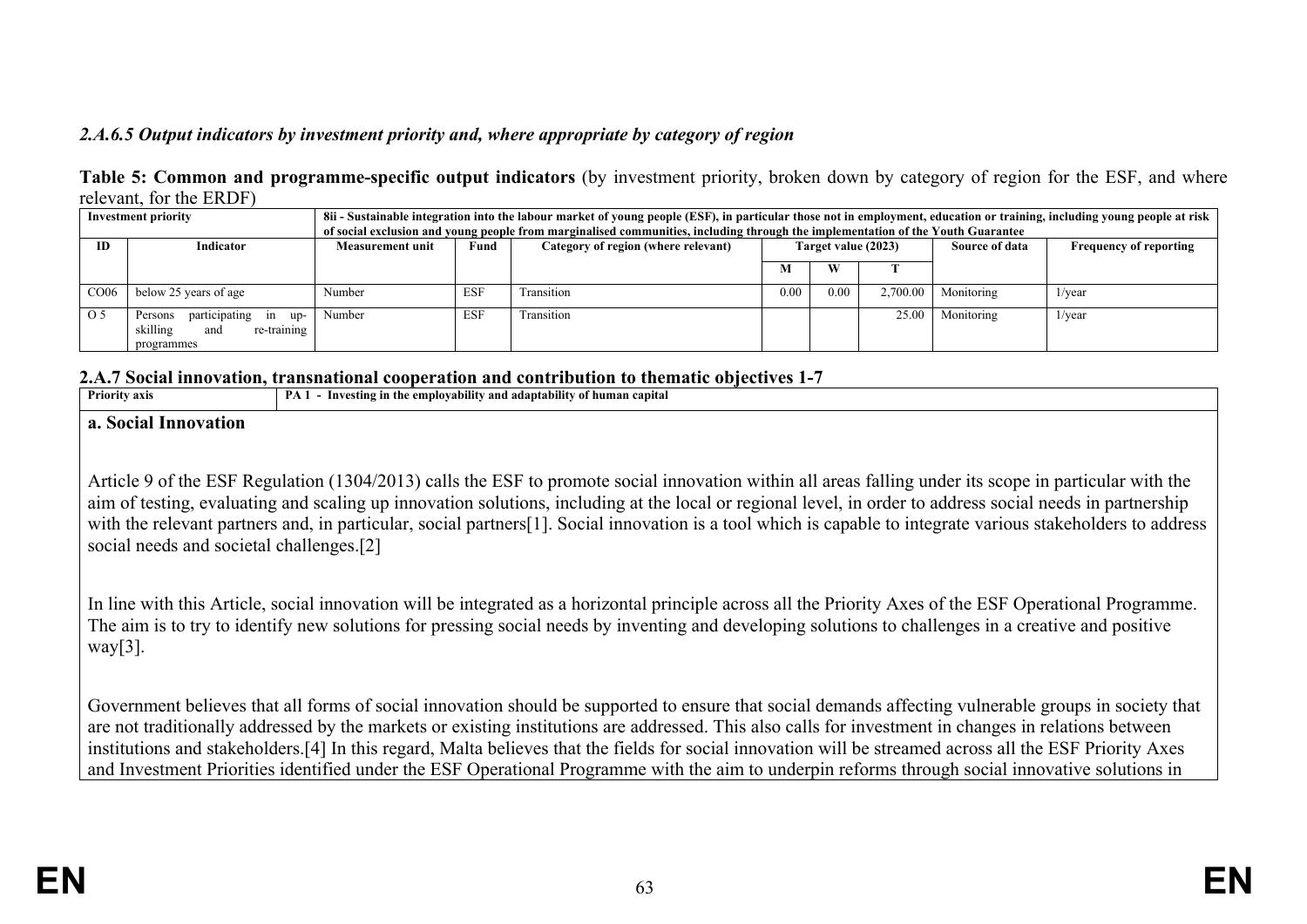### *2.A.6.5 Output indicators by investment priority and, where appropriate by category of region*

**Table 5: Common and programme-specific output indicators** (by investment priority, broken down by category of region for the ESF, and where relevant, for the ERDF)

| **Investment priority** | | **8ii - Sustainable integration into the labour market of young people (ESF), in particular those not in employment, education or training, including young people at risk of social exclusion and young people from marginalised communities, including through the implementation of the Youth Guarantee** | | | | | | | |
|---|---|---|---|---|---|---|---|---|---|
| **ID** | **Indicator** | **Measurement unit** | **Fund** | **Category of region (where relevant)** | **Target value (2023)** | | | **Source of data** | **Frequency of reporting** |
| | | | | | **M** | **W** | **T** | | |
| CO06 | below 25 years of age | Number | ESF | Transition | 0.00 | 0.00 | 2,700.00 | Monitoring | 1/year |
| O 5 | Persons participating in up-skilling and re-training programmes | Number | ESF | Transition | | | 25.00 | Monitoring | 1/year |

## 2.A.7 Social innovation, transnational cooperation and contribution to thematic objectives 1-7

| **Priority axis** | **PA 1 - Investing in the employability and adaptability of human capital** |
|---|---|

### a. Social Innovation

Article 9 of the ESF Regulation (1304/2013) calls the ESF to promote social innovation within all areas falling under its scope in particular with the aim of testing, evaluating and scaling up innovation solutions, including at the local or regional level, in order to address social needs in partnership with the relevant partners and, in particular, social partners[1]. Social innovation is a tool which is capable to integrate various stakeholders to address social needs and societal challenges.[2]

In line with this Article, social innovation will be integrated as a horizontal principle across all the Priority Axes of the ESF Operational Programme. The aim is to try to identify new solutions for pressing social needs by inventing and developing solutions to challenges in a creative and positive way[3].

Government believes that all forms of social innovation should be supported to ensure that social demands affecting vulnerable groups in society that are not traditionally addressed by the markets or existing institutions are addressed. This also calls for investment in changes in relations between institutions and stakeholders.[4] In this regard, Malta believes that the fields for social innovation will be streamed across all the ESF Priority Axes and Investment Priorities identified under the ESF Operational Programme with the aim to underpin reforms through social innovative solutions in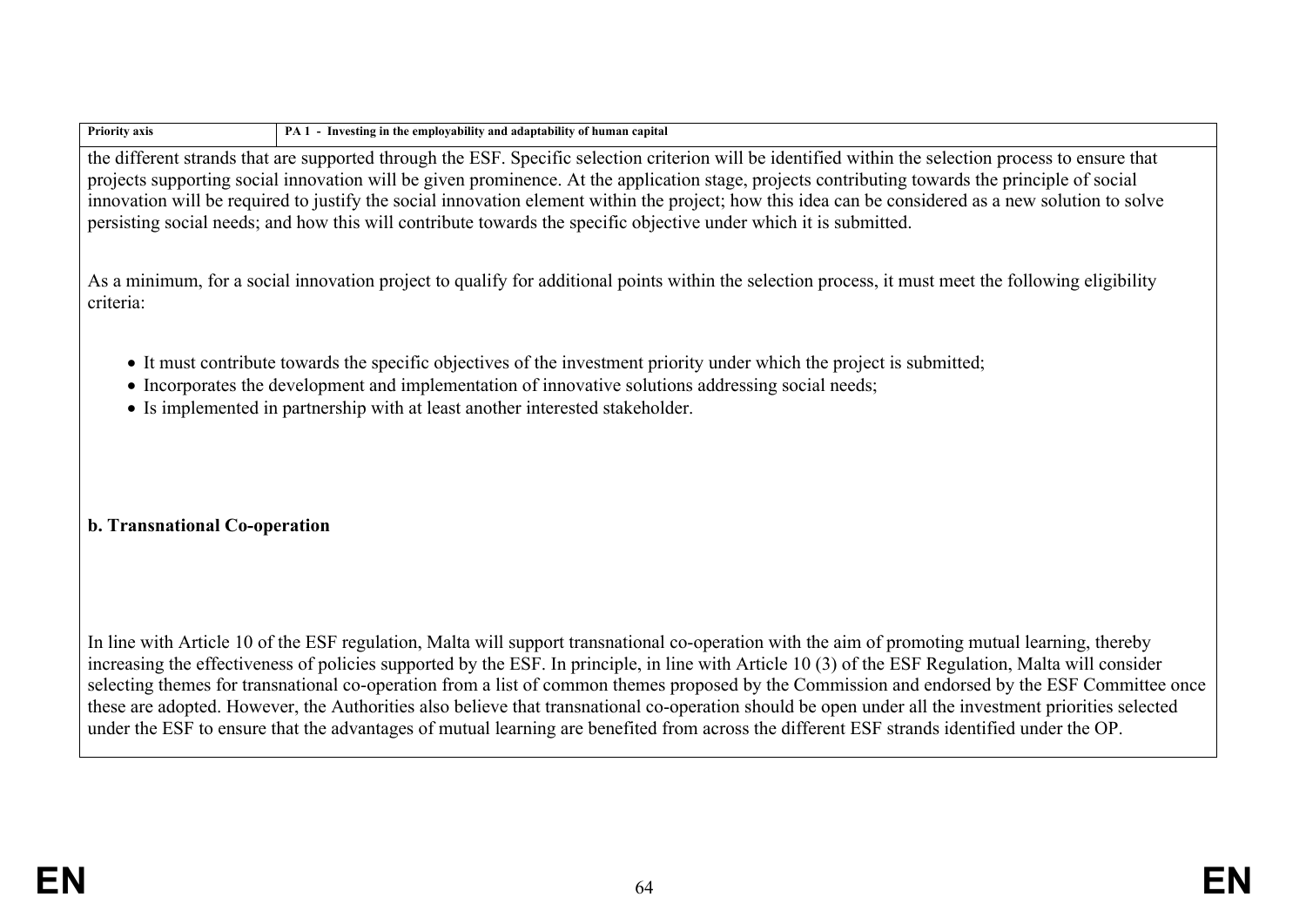| Priority axis | PA 1 - Investing in the employability and adaptability of human capital |
|---|---|

the different strands that are supported through the ESF. Specific selection criterion will be identified within the selection process to ensure that projects supporting social innovation will be given prominence. At the application stage, projects contributing towards the principle of social innovation will be required to justify the social innovation element within the project; how this idea can be considered as a new solution to solve persisting social needs; and how this will contribute towards the specific objective under which it is submitted.

As a minimum, for a social innovation project to qualify for additional points within the selection process, it must meet the following eligibility criteria:

- It must contribute towards the specific objectives of the investment priority under which the project is submitted;
- Incorporates the development and implementation of innovative solutions addressing social needs;
- Is implemented in partnership with at least another interested stakeholder.

**b. Transnational Co-operation**

In line with Article 10 of the ESF regulation, Malta will support transnational co-operation with the aim of promoting mutual learning, thereby increasing the effectiveness of policies supported by the ESF. In principle, in line with Article 10 (3) of the ESF Regulation, Malta will consider selecting themes for transnational co-operation from a list of common themes proposed by the Commission and endorsed by the ESF Committee once these are adopted. However, the Authorities also believe that transnational co-operation should be open under all the investment priorities selected under the ESF to ensure that the advantages of mutual learning are benefited from across the different ESF strands identified under the OP.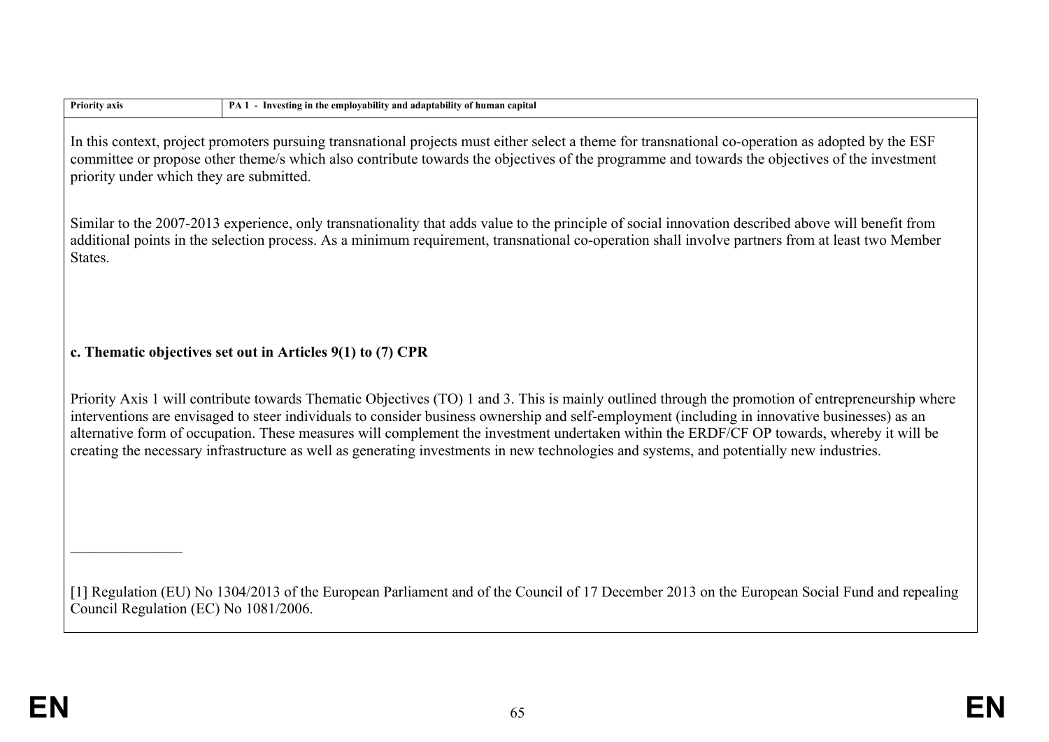| Priority axis | PA 1 - Investing in the employability and adaptability of human capital |
|---|---|

In this context, project promoters pursuing transnational projects must either select a theme for transnational co-operation as adopted by the ESF committee or propose other theme/s which also contribute towards the objectives of the programme and towards the objectives of the investment priority under which they are submitted.

Similar to the 2007-2013 experience, only transnationality that adds value to the principle of social innovation described above will benefit from additional points in the selection process. As a minimum requirement, transnational co-operation shall involve partners from at least two Member States.

**c. Thematic objectives set out in Articles 9(1) to (7) CPR**

Priority Axis 1 will contribute towards Thematic Objectives (TO) 1 and 3. This is mainly outlined through the promotion of entrepreneurship where interventions are envisaged to steer individuals to consider business ownership and self-employment (including in innovative businesses) as an alternative form of occupation. These measures will complement the investment undertaken within the ERDF/CF OP towards, whereby it will be creating the necessary infrastructure as well as generating investments in new technologies and systems, and potentially new industries.

---

[1] Regulation (EU) No 1304/2013 of the European Parliament and of the Council of 17 December 2013 on the European Social Fund and repealing Council Regulation (EC) No 1081/2006.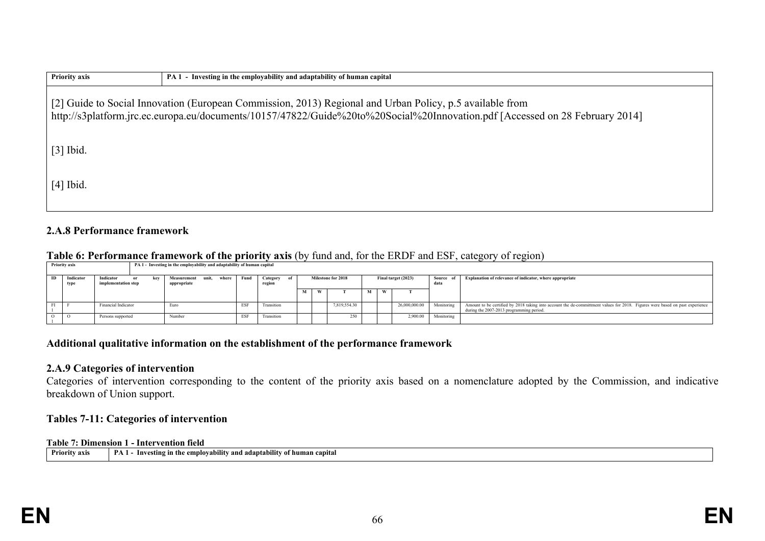| Priority axis | PA 1 - Investing in the employability and adaptability of human capital |
|---|---|

[2] Guide to Social Innovation (European Commission, 2013) Regional and Urban Policy, p.5 available from http://s3platform.jrc.ec.europa.eu/documents/10157/47822/Guide%20to%20Social%20Innovation.pdf [Accessed on 28 February 2014]

[3] Ibid.

[4] Ibid.

### 2.A.8 Performance framework

**Table 6: Performance framework of the priority axis** (by fund and, for the ERDF and ESF, category of region)

| Priority axis | PA 1 - Investing in the employability and adaptability of human capital | | | | | | | | | | | | | |
|---|---|---|---|---|---|---|---|---|---|---|---|---|---|---|
| ID | Indicator type | Indicator or key implementation step | Measurement unit, where appropriate | Fund | Category of region | Milestone for 2018 | | | Final target (2023) | | | Source of data | Explanation of relevance of indicator, where appropriate |
| | | | | | | M | W | T | M | W | T | | |
| FI1 | F | Financial Indicator | Euro | ESF | Transition | | | 7,819,554.30 | | | 26,000,000.00 | Monitoring | Amount to be certified by 2018 taking into account the de-committment values for 2018. Figures were based on past experience during the 2007-2013 programming period. |
| O1 | O | Persons supported | Number | ESF | Transition | | | 250 | | | 2,900.00 | Monitoring | |

**Additional qualitative information on the establishment of the performance framework**

### 2.A.9 Categories of intervention

Categories of intervention corresponding to the content of the priority axis based on a nomenclature adopted by the Commission, and indicative breakdown of Union support.

**Tables 7-11: Categories of intervention**

**Table 7: Dimension 1 - Intervention field**

| Priority axis | PA 1 - Investing in the employability and adaptability of human capital |
|---|---|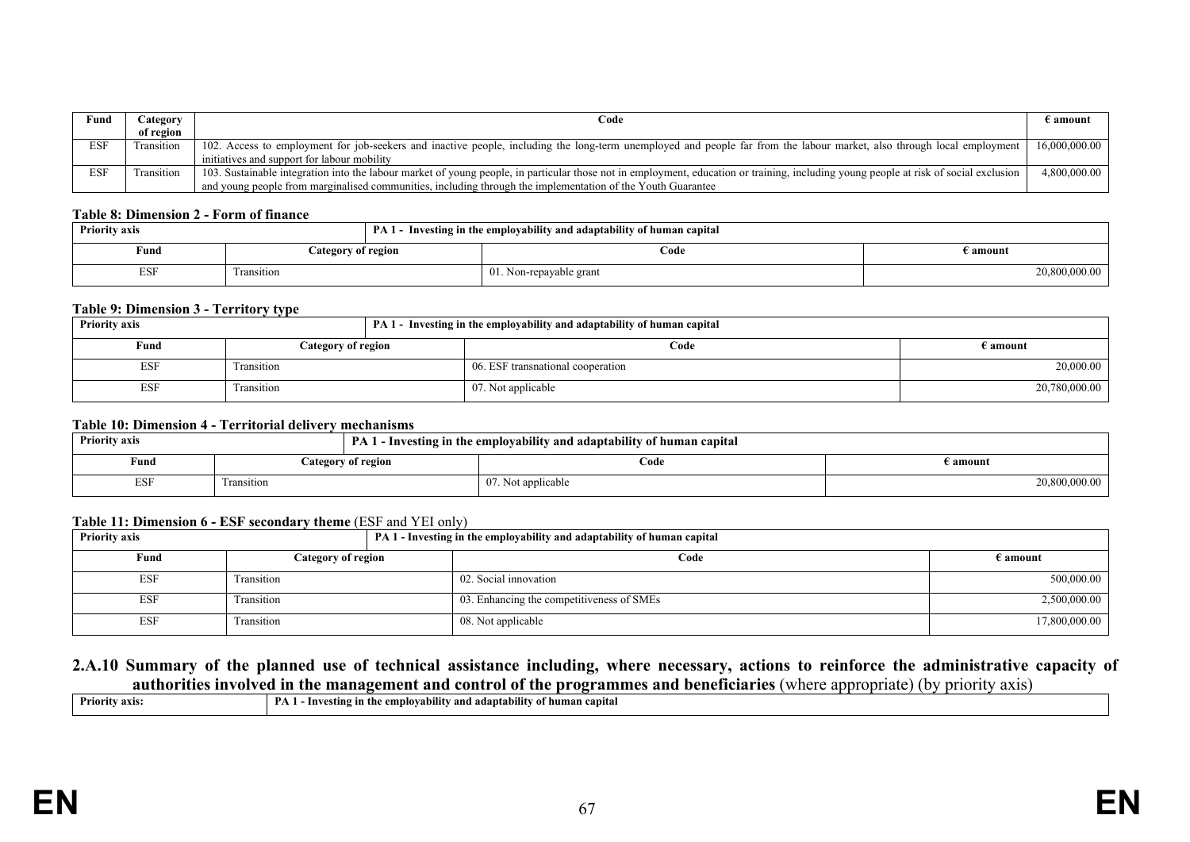| Fund | Category of region | Code | € amount |
|---|---|---|---|
| ESF | Transition | 102. Access to employment for job-seekers and inactive people, including the long-term unemployed and people far from the labour market, also through local employment initiatives and support for labour mobility | 16,000,000.00 |
| ESF | Transition | 103. Sustainable integration into the labour market of young people, in particular those not in employment, education or training, including young people at risk of social exclusion and young people from marginalised communities, including through the implementation of the Youth Guarantee | 4,800,000.00 |

**Table 8: Dimension 2 - Form of finance**

| Priority axis | PA 1 - Investing in the employability and adaptability of human capital | | |
|---|---|---|---|
| **Fund** | **Category of region** | **Code** | **€ amount** |
| ESF | Transition | 01. Non-repayable grant | 20,800,000.00 |

**Table 9: Dimension 3 - Territory type**

| Priority axis | PA 1 - Investing in the employability and adaptability of human capital | | |
|---|---|---|---|
| **Fund** | **Category of region** | **Code** | **€ amount** |
| ESF | Transition | 06. ESF transnational cooperation | 20,000.00 |
| ESF | Transition | 07. Not applicable | 20,780,000.00 |

**Table 10: Dimension 4 - Territorial delivery mechanisms**

| Priority axis | PA 1 - Investing in the employability and adaptability of human capital | | |
|---|---|---|---|
| **Fund** | **Category of region** | **Code** | **€ amount** |
| ESF | Transition | 07. Not applicable | 20,800,000.00 |

**Table 11: Dimension 6 - ESF secondary theme** (ESF and YEI only)

| Priority axis | PA 1 - Investing in the employability and adaptability of human capital | | |
|---|---|---|---|
| **Fund** | **Category of region** | **Code** | **€ amount** |
| ESF | Transition | 02. Social innovation | 500,000.00 |
| ESF | Transition | 03. Enhancing the competitiveness of SMEs | 2,500,000.00 |
| ESF | Transition | 08. Not applicable | 17,800,000.00 |

## 2.A.10 Summary of the planned use of technical assistance including, where necessary, actions to reinforce the administrative capacity of authorities involved in the management and control of the programmes and beneficiaries (where appropriate) (by priority axis)

| Priority axis: | PA 1 - Investing in the employability and adaptability of human capital |
|---|---|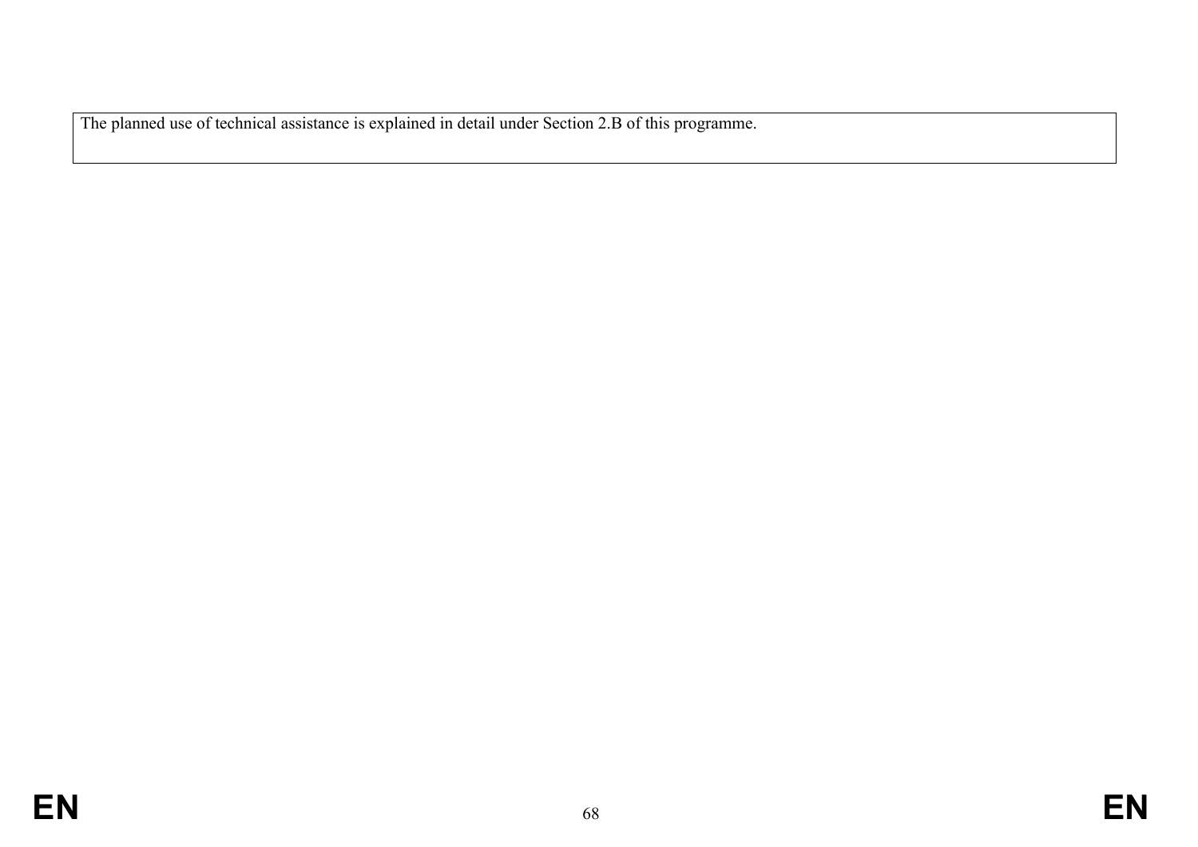| The planned use of technical assistance is explained in detail under Section 2.B of this programme. |
| --- |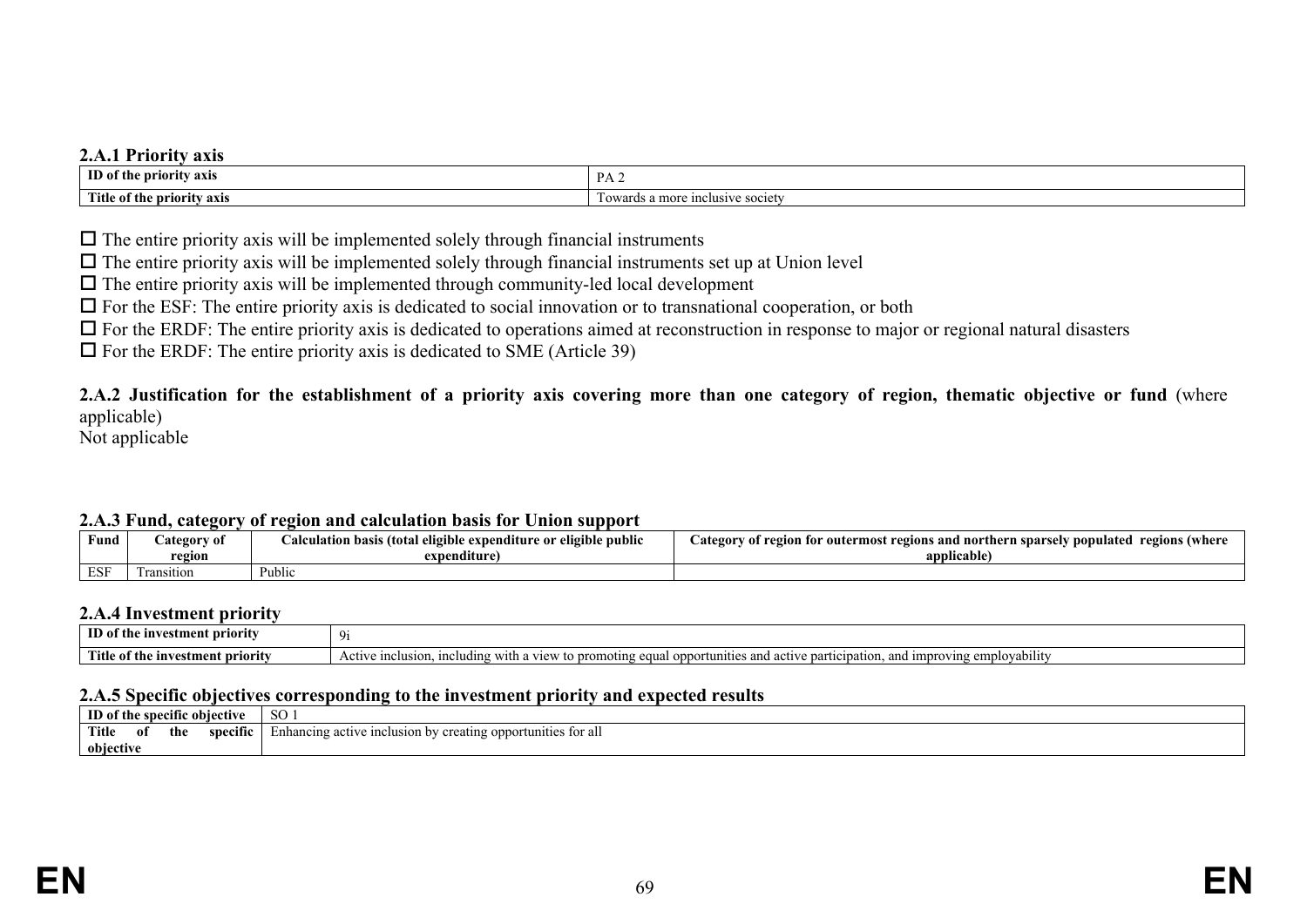### 2.A.1 Priority axis

| ID of the priority axis | PA 2 |
|---|---|
| Title of the priority axis | Towards a more inclusive society |

☐ The entire priority axis will be implemented solely through financial instruments

☐ The entire priority axis will be implemented solely through financial instruments set up at Union level

☐ The entire priority axis will be implemented through community-led local development

☐ For the ESF: The entire priority axis is dedicated to social innovation or to transnational cooperation, or both

☐ For the ERDF: The entire priority axis is dedicated to operations aimed at reconstruction in response to major or regional natural disasters

☐ For the ERDF: The entire priority axis is dedicated to SME (Article 39)

**2.A.2 Justification for the establishment of a priority axis covering more than one category of region, thematic objective or fund** (where applicable)

Not applicable

### 2.A.3 Fund, category of region and calculation basis for Union support

| Fund | Category of region | Calculation basis (total eligible expenditure or eligible public expenditure) | Category of region for outermost regions and northern sparsely populated regions (where applicable) |
|---|---|---|---|
| ESF | Transition | Public | |

### 2.A.4 Investment priority

| ID of the investment priority | 9i |
|---|---|
| Title of the investment priority | Active inclusion, including with a view to promoting equal opportunities and active participation, and improving employability |

### 2.A.5 Specific objectives corresponding to the investment priority and expected results

| ID of the specific objective | SO 1 |
|---|---|
| Title of the specific objective | Enhancing active inclusion by creating opportunities for all |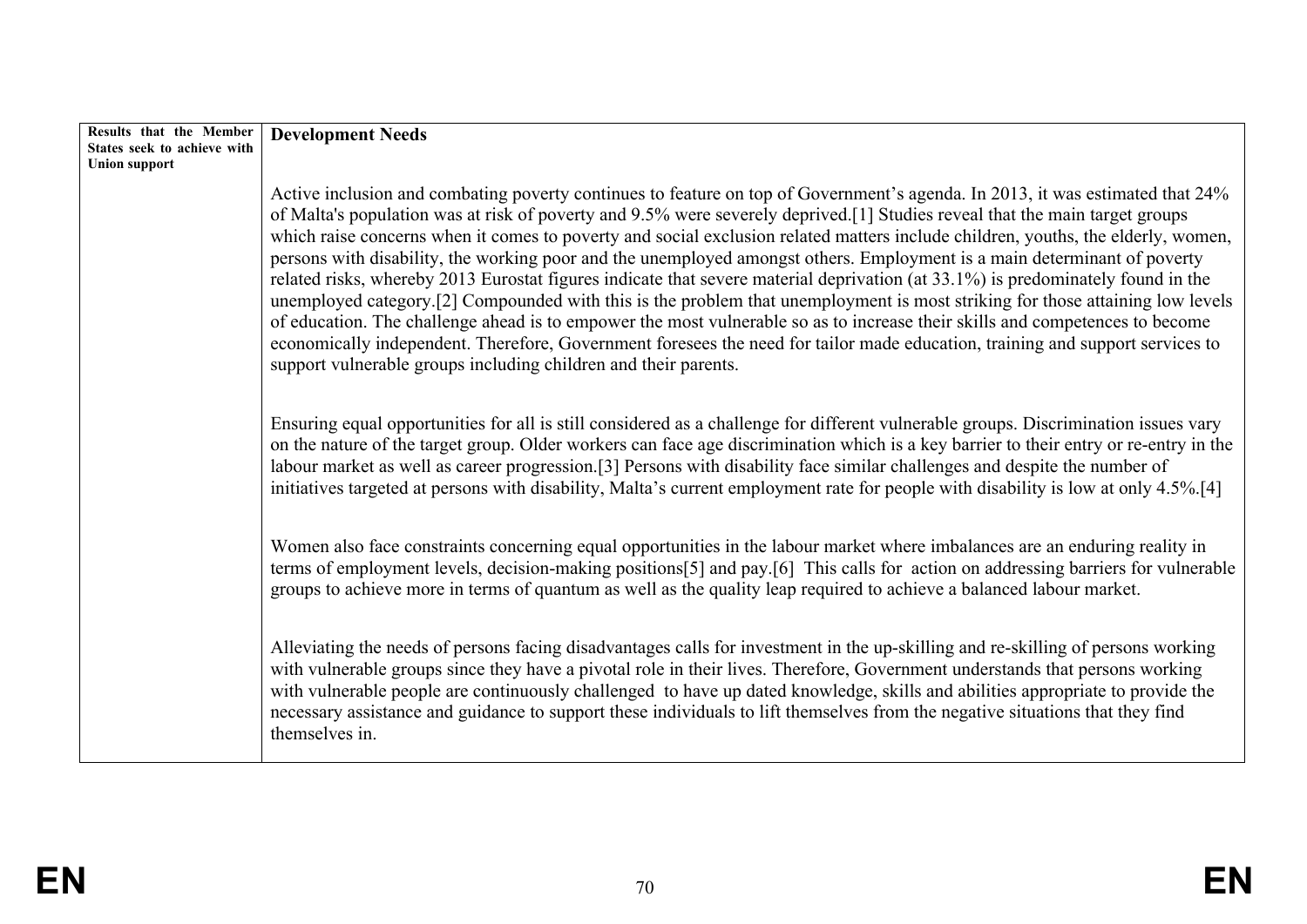| Results that the Member States seek to achieve with Union support | **Development Needs**<br><br>Active inclusion and combating poverty continues to feature on top of Government's agenda. In 2013, it was estimated that 24% of Malta's population was at risk of poverty and 9.5% were severely deprived.[1] Studies reveal that the main target groups which raise concerns when it comes to poverty and social exclusion related matters include children, youths, the elderly, women, persons with disability, the working poor and the unemployed amongst others. Employment is a main determinant of poverty related risks, whereby 2013 Eurostat figures indicate that severe material deprivation (at 33.1%) is predominately found in the unemployed category.[2] Compounded with this is the problem that unemployment is most striking for those attaining low levels of education. The challenge ahead is to empower the most vulnerable so as to increase their skills and competences to become economically independent. Therefore, Government foresees the need for tailor made education, training and support services to support vulnerable groups including children and their parents.<br><br>Ensuring equal opportunities for all is still considered as a challenge for different vulnerable groups. Discrimination issues vary on the nature of the target group. Older workers can face age discrimination which is a key barrier to their entry or re-entry in the labour market as well as career progression.[3] Persons with disability face similar challenges and despite the number of initiatives targeted at persons with disability, Malta's current employment rate for people with disability is low at only 4.5%.[4]<br><br>Women also face constraints concerning equal opportunities in the labour market where imbalances are an enduring reality in terms of employment levels, decision-making positions[5] and pay.[6] This calls for action on addressing barriers for vulnerable groups to achieve more in terms of quantum as well as the quality leap required to achieve a balanced labour market.<br><br>Alleviating the needs of persons facing disadvantages calls for investment in the up-skilling and re-skilling of persons working with vulnerable groups since they have a pivotal role in their lives. Therefore, Government understands that persons working with vulnerable people are continuously challenged to have up dated knowledge, skills and abilities appropriate to provide the necessary assistance and guidance to support these individuals to lift themselves from the negative situations that they find themselves in. |
|---|---|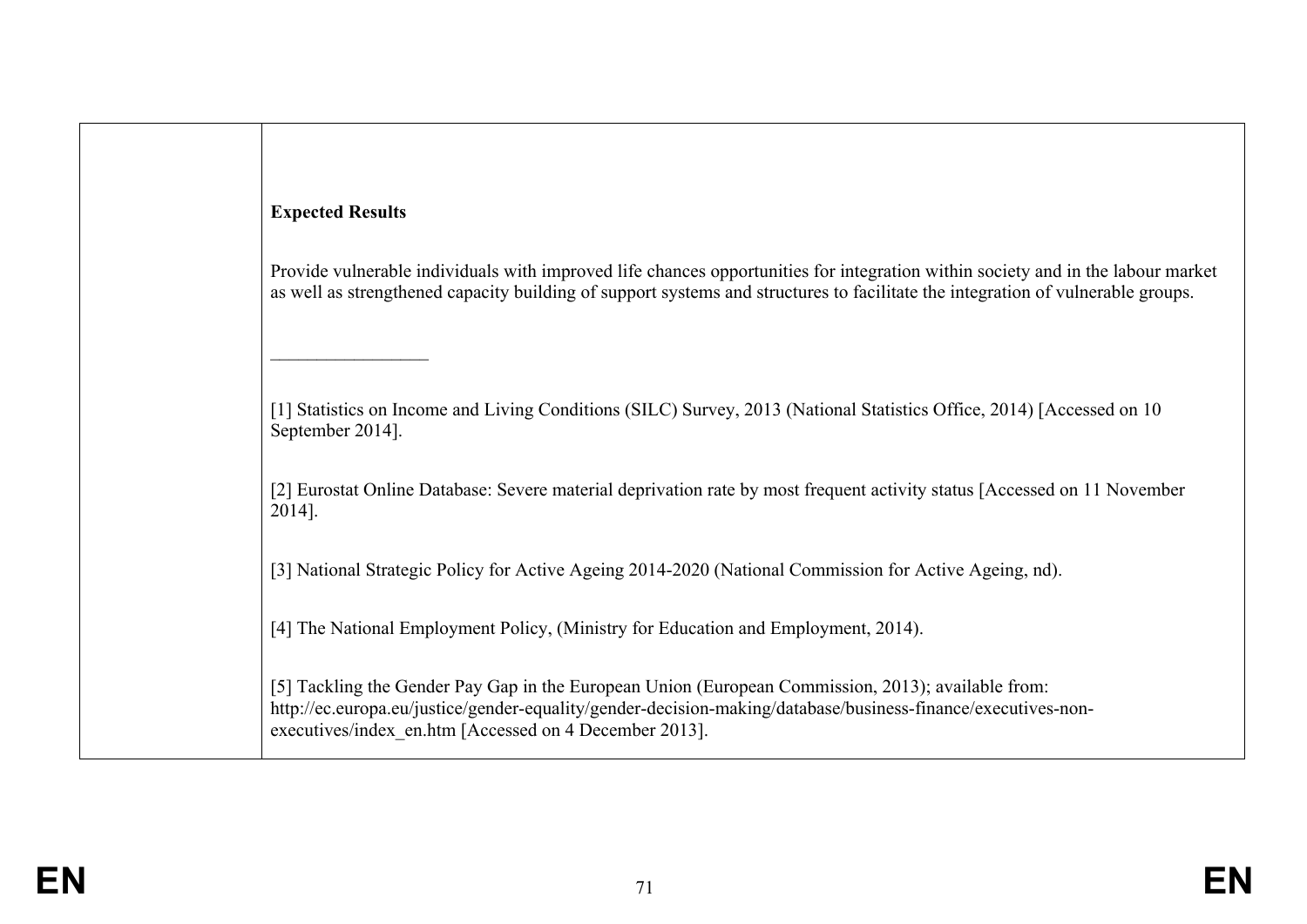**Expected Results**

Provide vulnerable individuals with improved life chances opportunities for integration within society and in the labour market as well as strengthened capacity building of support systems and structures to facilitate the integration of vulnerable groups.

---

[1] Statistics on Income and Living Conditions (SILC) Survey, 2013 (National Statistics Office, 2014) [Accessed on 10 September 2014].

[2] Eurostat Online Database: Severe material deprivation rate by most frequent activity status [Accessed on 11 November 2014].

[3] National Strategic Policy for Active Ageing 2014-2020 (National Commission for Active Ageing, nd).

[4] The National Employment Policy, (Ministry for Education and Employment, 2014).

[5] Tackling the Gender Pay Gap in the European Union (European Commission, 2013); available from: http://ec.europa.eu/justice/gender-equality/gender-decision-making/database/business-finance/executives-non-executives/index_en.htm [Accessed on 4 December 2013].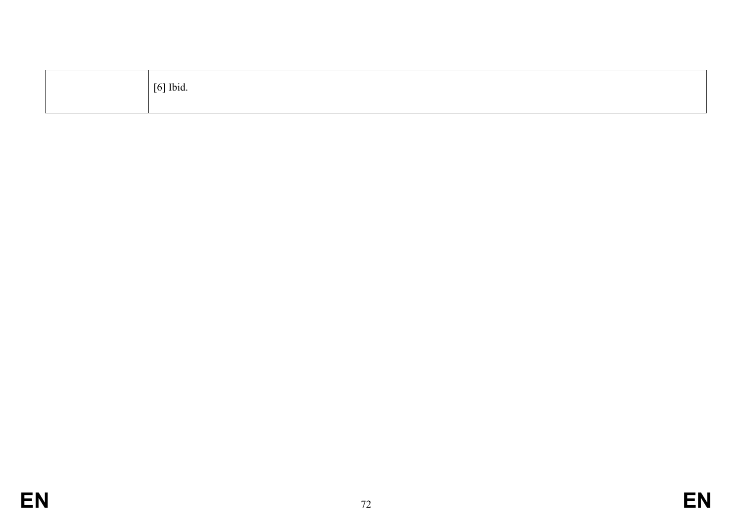|   | [6] Ibid. |
|---|---|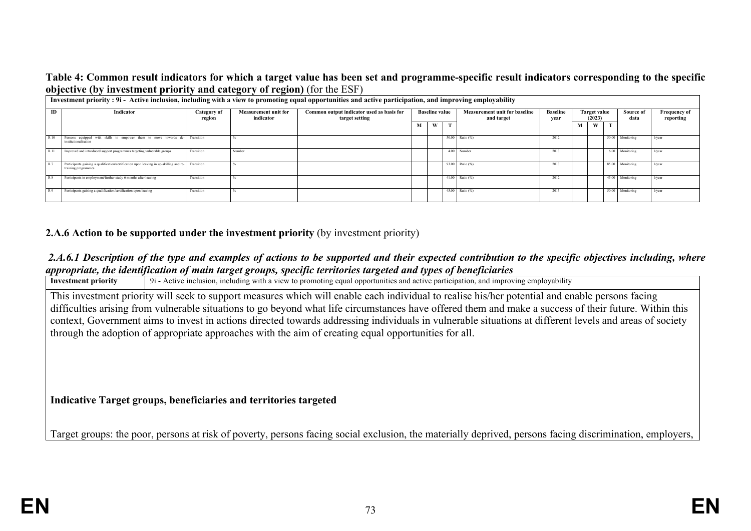**Table 4: Common result indicators for which a target value has been set and programme-specific result indicators corresponding to the specific objective (by investment priority and category of region)** (for the ESF)

| Investment priority : 9i - Active inclusion, including with a view to promoting equal opportunities and active participation, and improving employability | | | | | | | | | | | | | | |
|---|---|---|---|---|---|---|---|---|---|---|---|---|---|---|
| ID | Indicator | Category of region | Measurement unit for indicator | Common output indicator used as basis for target setting | Baseline value | | | Measurement unit for baseline and target | Baseline year | Target value (2023) | | | Source of data | Frequency of reporting |
| | | | | | M | W | T | | | M | W | T | | |
| R 10 | Persons equipped with skills to empower them to move towards de-institutionalisation | Transition | % | | | | 50.00 | Ratio (%) | 2012 | | | 50.00 | Monitoring | 1/year |
| R 11 | Improved and introduced support programmes targeting vulnerable groups | Transition | Number | | | | 4.00 | Number | 2013 | | | 6.00 | Monitoring | 1/year |
| R 7 | Participants gaining a qualification/certification upon leaving in up-skilling and re-training programmes | Transition | % | | | | 93.00 | Ratio (%) | 2013 | | | 85.00 | Monitoring | 1/year |
| R 8 | Participants in employment/further study 6 months after leaving | Transition | % | | | | 41.00 | Ratio (%) | 2012 | | | 45.00 | Monitoring | 1/year |
| R 9 | Participants gaining a qualification/certification upon leaving | Transition | % | | | | 45.00 | Ratio (%) | 2013 | | | 50.00 | Monitoring | 1/year |

### 2.A.6 Action to be supported under the investment priority (by investment priority)

#### *2.A.6.1 Description of the type and examples of actions to be supported and their expected contribution to the specific objectives including, where appropriate, the identification of main target groups, specific territories targeted and types of beneficiaries*

| Investment priority | 9i - Active inclusion, including with a view to promoting equal opportunities and active participation, and improving employability |
|---|---|

This investment priority will seek to support measures which will enable each individual to realise his/her potential and enable persons facing difficulties arising from vulnerable situations to go beyond what life circumstances have offered them and make a success of their future. Within this context, Government aims to invest in actions directed towards addressing individuals in vulnerable situations at different levels and areas of society through the adoption of appropriate approaches with the aim of creating equal opportunities for all.

**Indicative Target groups, beneficiaries and territories targeted**

Target groups: the poor, persons at risk of poverty, persons facing social exclusion, the materially deprived, persons facing discrimination, employers,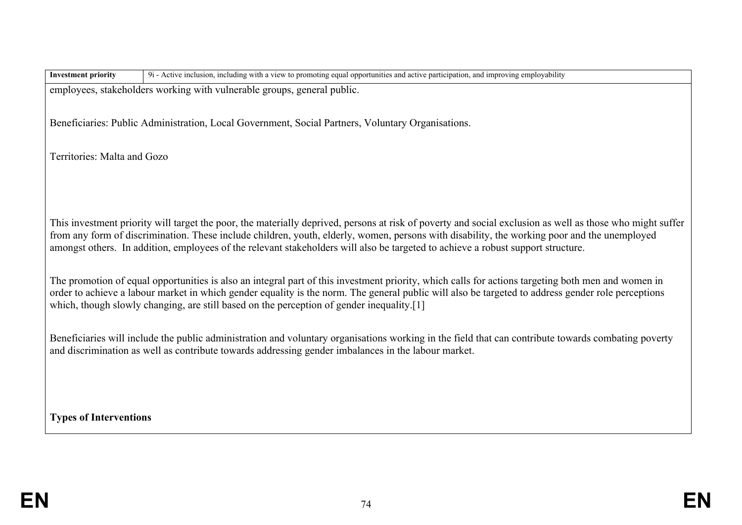| **Investment priority** | 9i - Active inclusion, including with a view to promoting equal opportunities and active participation, and improving employability |
|---|---|

employees, stakeholders working with vulnerable groups, general public.

Beneficiaries: Public Administration, Local Government, Social Partners, Voluntary Organisations.

Territories: Malta and Gozo

This investment priority will target the poor, the materially deprived, persons at risk of poverty and social exclusion as well as those who might suffer from any form of discrimination. These include children, youth, elderly, women, persons with disability, the working poor and the unemployed amongst others. In addition, employees of the relevant stakeholders will also be targeted to achieve a robust support structure.

The promotion of equal opportunities is also an integral part of this investment priority, which calls for actions targeting both men and women in order to achieve a labour market in which gender equality is the norm. The general public will also be targeted to address gender role perceptions which, though slowly changing, are still based on the perception of gender inequality.[1]

Beneficiaries will include the public administration and voluntary organisations working in the field that can contribute towards combating poverty and discrimination as well as contribute towards addressing gender imbalances in the labour market.

**Types of Interventions**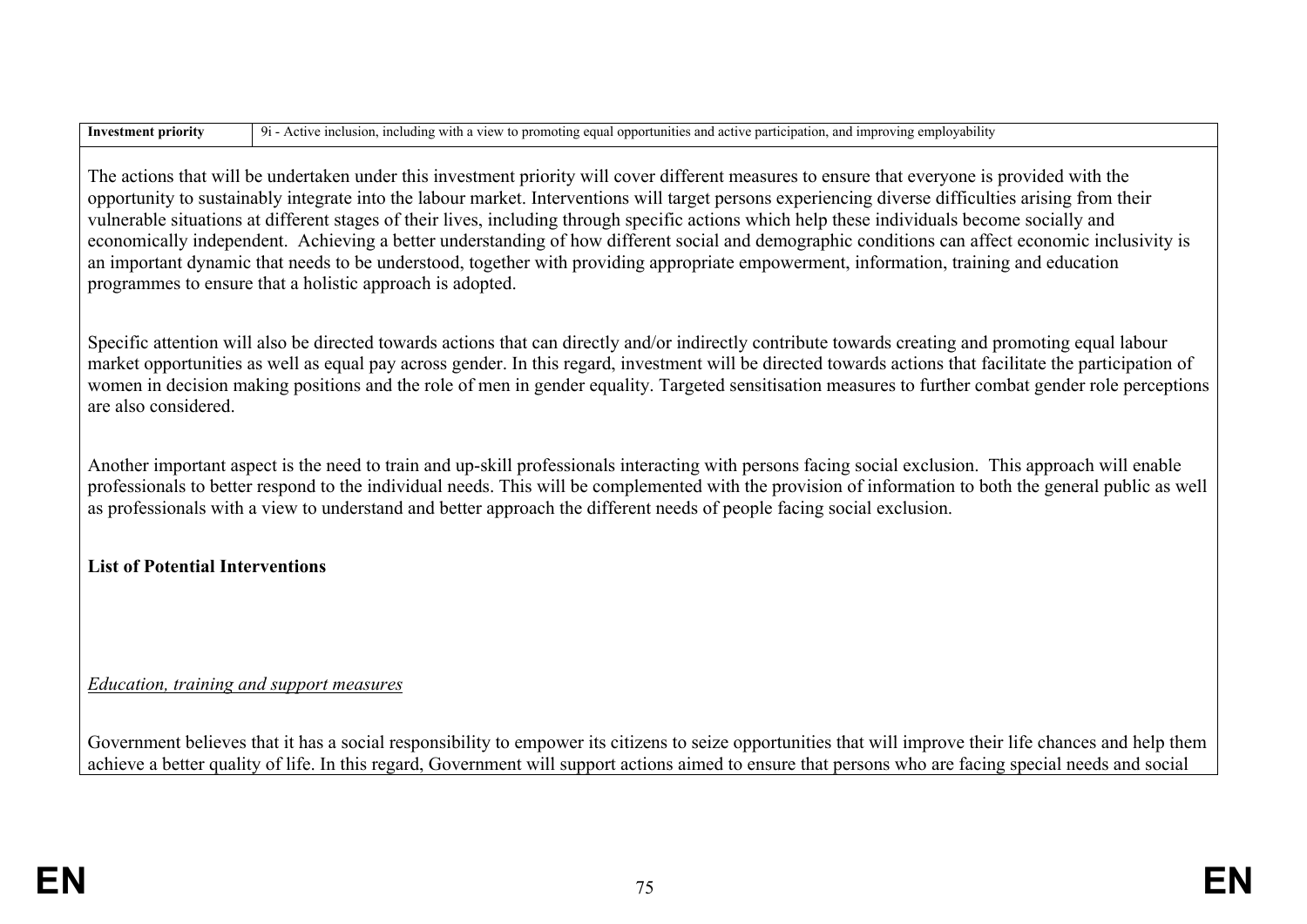| Investment priority | 9i - Active inclusion, including with a view to promoting equal opportunities and active participation, and improving employability |
| --- | --- |

The actions that will be undertaken under this investment priority will cover different measures to ensure that everyone is provided with the opportunity to sustainably integrate into the labour market. Interventions will target persons experiencing diverse difficulties arising from their vulnerable situations at different stages of their lives, including through specific actions which help these individuals become socially and economically independent. Achieving a better understanding of how different social and demographic conditions can affect economic inclusivity is an important dynamic that needs to be understood, together with providing appropriate empowerment, information, training and education programmes to ensure that a holistic approach is adopted.

Specific attention will also be directed towards actions that can directly and/or indirectly contribute towards creating and promoting equal labour market opportunities as well as equal pay across gender. In this regard, investment will be directed towards actions that facilitate the participation of women in decision making positions and the role of men in gender equality. Targeted sensitisation measures to further combat gender role perceptions are also considered.

Another important aspect is the need to train and up-skill professionals interacting with persons facing social exclusion. This approach will enable professionals to better respond to the individual needs. This will be complemented with the provision of information to both the general public as well as professionals with a view to understand and better approach the different needs of people facing social exclusion.

**List of Potential Interventions**

*Education, training and support measures*

Government believes that it has a social responsibility to empower its citizens to seize opportunities that will improve their life chances and help them achieve a better quality of life. In this regard, Government will support actions aimed to ensure that persons who are facing special needs and social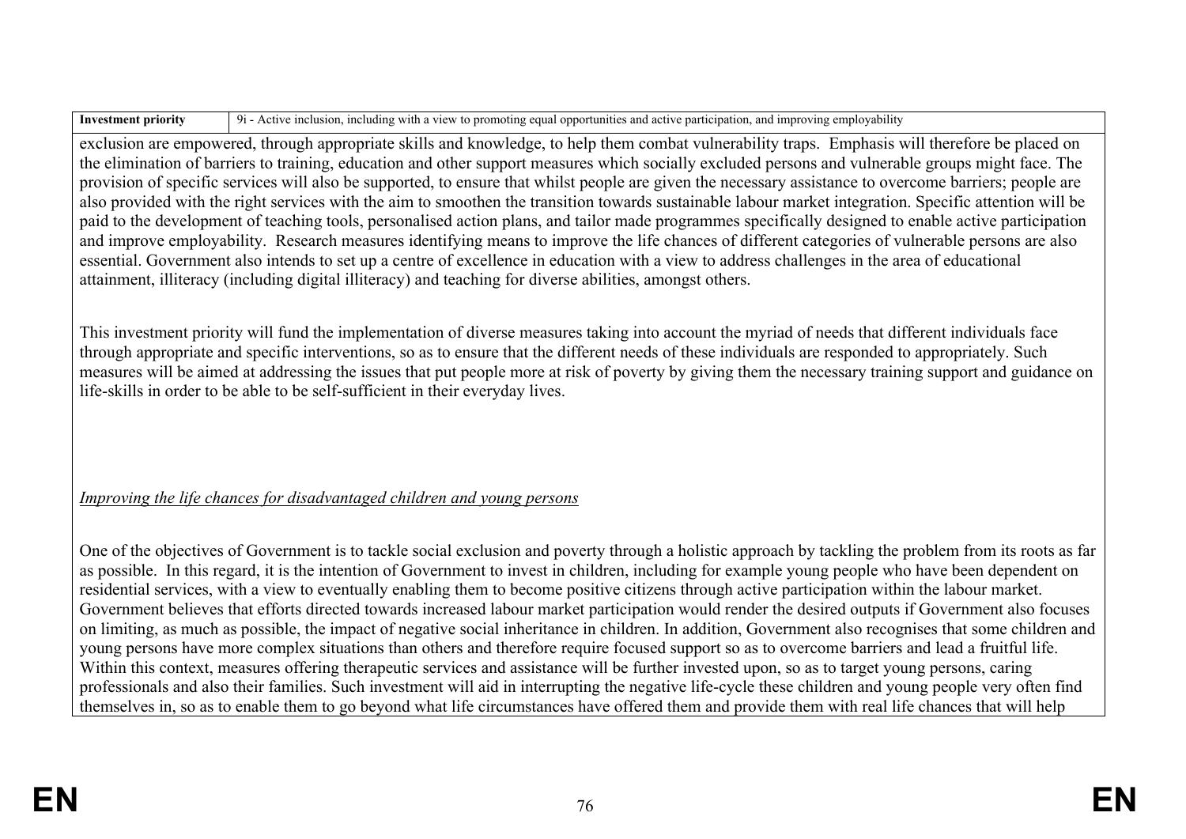| Investment priority | 9i - Active inclusion, including with a view to promoting equal opportunities and active participation, and improving employability |
|---|---|

exclusion are empowered, through appropriate skills and knowledge, to help them combat vulnerability traps. Emphasis will therefore be placed on the elimination of barriers to training, education and other support measures which socially excluded persons and vulnerable groups might face. The provision of specific services will also be supported, to ensure that whilst people are given the necessary assistance to overcome barriers; people are also provided with the right services with the aim to smoothen the transition towards sustainable labour market integration. Specific attention will be paid to the development of teaching tools, personalised action plans, and tailor made programmes specifically designed to enable active participation and improve employability. Research measures identifying means to improve the life chances of different categories of vulnerable persons are also essential. Government also intends to set up a centre of excellence in education with a view to address challenges in the area of educational attainment, illiteracy (including digital illiteracy) and teaching for diverse abilities, amongst others.

This investment priority will fund the implementation of diverse measures taking into account the myriad of needs that different individuals face through appropriate and specific interventions, so as to ensure that the different needs of these individuals are responded to appropriately. Such measures will be aimed at addressing the issues that put people more at risk of poverty by giving them the necessary training support and guidance on life-skills in order to be able to be self-sufficient in their everyday lives.

*Improving the life chances for disadvantaged children and young persons*

One of the objectives of Government is to tackle social exclusion and poverty through a holistic approach by tackling the problem from its roots as far as possible. In this regard, it is the intention of Government to invest in children, including for example young people who have been dependent on residential services, with a view to eventually enabling them to become positive citizens through active participation within the labour market. Government believes that efforts directed towards increased labour market participation would render the desired outputs if Government also focuses on limiting, as much as possible, the impact of negative social inheritance in children. In addition, Government also recognises that some children and young persons have more complex situations than others and therefore require focused support so as to overcome barriers and lead a fruitful life. Within this context, measures offering therapeutic services and assistance will be further invested upon, so as to target young persons, caring professionals and also their families. Such investment will aid in interrupting the negative life-cycle these children and young people very often find themselves in, so as to enable them to go beyond what life circumstances have offered them and provide them with real life chances that will help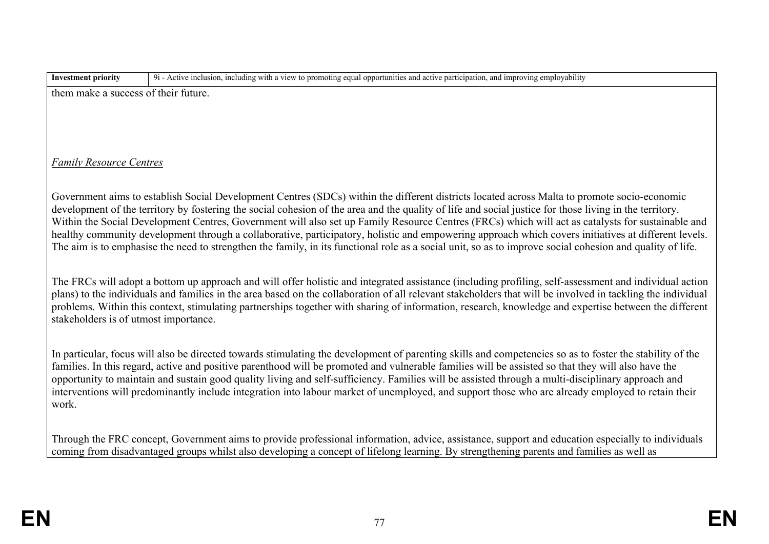| Investment priority | 9i - Active inclusion, including with a view to promoting equal opportunities and active participation, and improving employability |
|---|---|

them make a success of their future.

*Family Resource Centres*

Government aims to establish Social Development Centres (SDCs) within the different districts located across Malta to promote socio-economic development of the territory by fostering the social cohesion of the area and the quality of life and social justice for those living in the territory. Within the Social Development Centres, Government will also set up Family Resource Centres (FRCs) which will act as catalysts for sustainable and healthy community development through a collaborative, participatory, holistic and empowering approach which covers initiatives at different levels. The aim is to emphasise the need to strengthen the family, in its functional role as a social unit, so as to improve social cohesion and quality of life.

The FRCs will adopt a bottom up approach and will offer holistic and integrated assistance (including profiling, self-assessment and individual action plans) to the individuals and families in the area based on the collaboration of all relevant stakeholders that will be involved in tackling the individual problems. Within this context, stimulating partnerships together with sharing of information, research, knowledge and expertise between the different stakeholders is of utmost importance.

In particular, focus will also be directed towards stimulating the development of parenting skills and competencies so as to foster the stability of the families. In this regard, active and positive parenthood will be promoted and vulnerable families will be assisted so that they will also have the opportunity to maintain and sustain good quality living and self-sufficiency. Families will be assisted through a multi-disciplinary approach and interventions will predominantly include integration into labour market of unemployed, and support those who are already employed to retain their work.

Through the FRC concept, Government aims to provide professional information, advice, assistance, support and education especially to individuals coming from disadvantaged groups whilst also developing a concept of lifelong learning. By strengthening parents and families as well as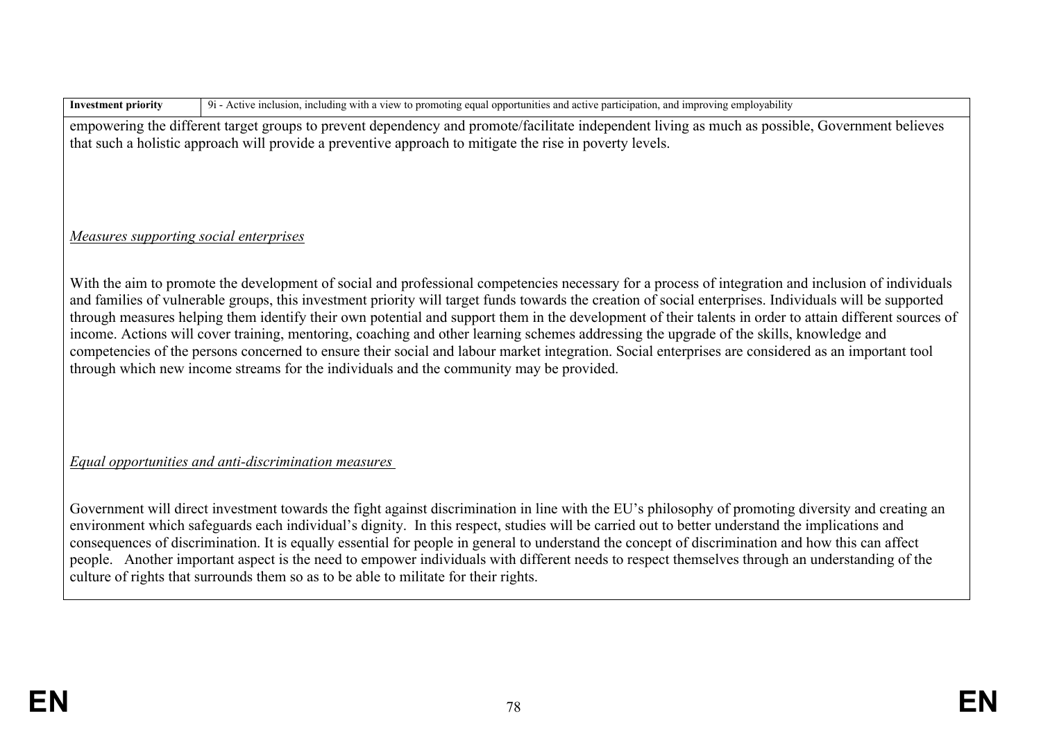| Investment priority | 9i - Active inclusion, including with a view to promoting equal opportunities and active participation, and improving employability |
|---|---|

empowering the different target groups to prevent dependency and promote/facilitate independent living as much as possible, Government believes that such a holistic approach will provide a preventive approach to mitigate the rise in poverty levels.

*Measures supporting social enterprises*

With the aim to promote the development of social and professional competencies necessary for a process of integration and inclusion of individuals and families of vulnerable groups, this investment priority will target funds towards the creation of social enterprises. Individuals will be supported through measures helping them identify their own potential and support them in the development of their talents in order to attain different sources of income. Actions will cover training, mentoring, coaching and other learning schemes addressing the upgrade of the skills, knowledge and competencies of the persons concerned to ensure their social and labour market integration. Social enterprises are considered as an important tool through which new income streams for the individuals and the community may be provided.

*Equal opportunities and anti-discrimination measures*

Government will direct investment towards the fight against discrimination in line with the EU's philosophy of promoting diversity and creating an environment which safeguards each individual's dignity. In this respect, studies will be carried out to better understand the implications and consequences of discrimination. It is equally essential for people in general to understand the concept of discrimination and how this can affect people. Another important aspect is the need to empower individuals with different needs to respect themselves through an understanding of the culture of rights that surrounds them so as to be able to militate for their rights.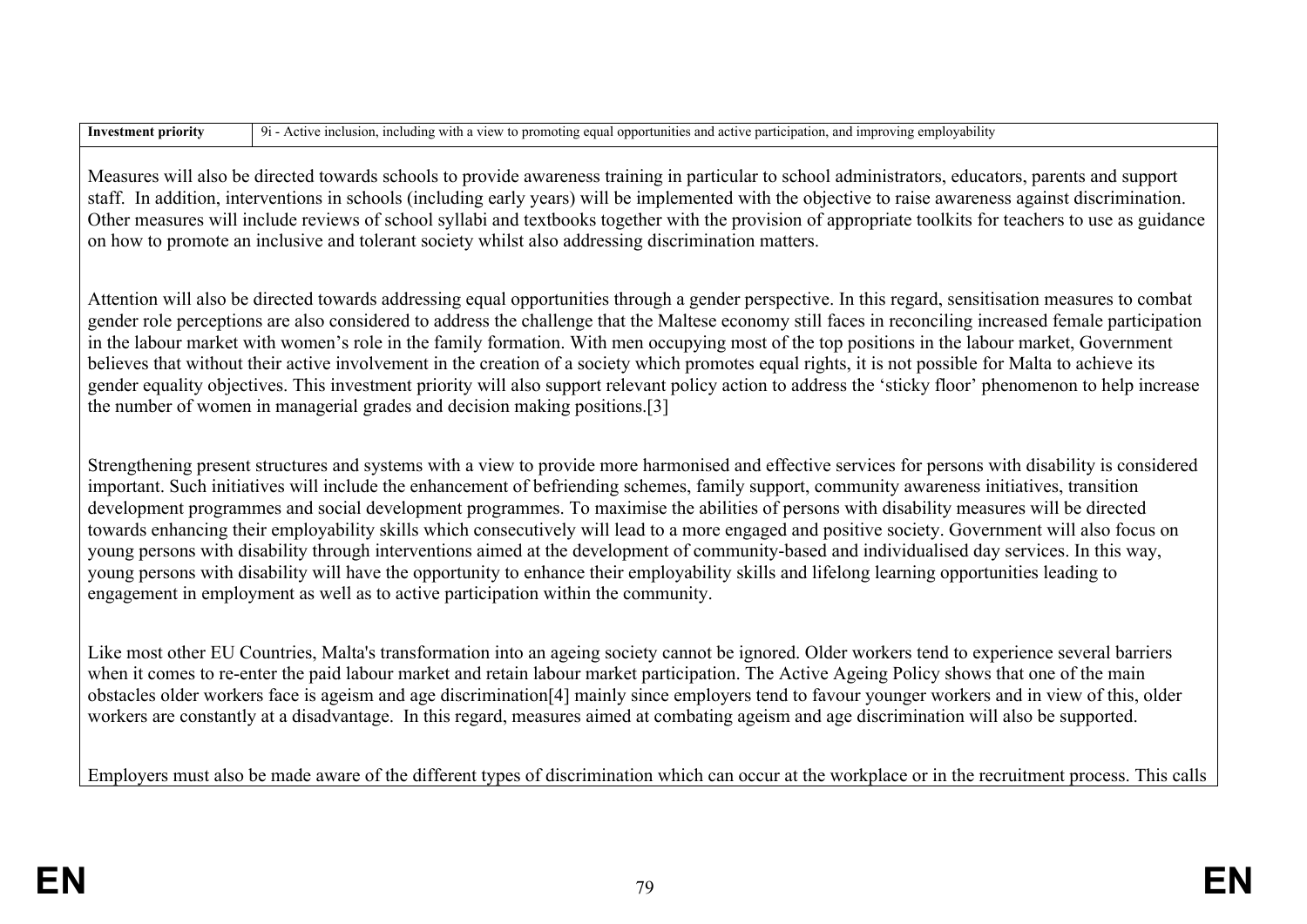| Investment priority | 9i - Active inclusion, including with a view to promoting equal opportunities and active participation, and improving employability |
|---|---|

Measures will also be directed towards schools to provide awareness training in particular to school administrators, educators, parents and support staff. In addition, interventions in schools (including early years) will be implemented with the objective to raise awareness against discrimination. Other measures will include reviews of school syllabi and textbooks together with the provision of appropriate toolkits for teachers to use as guidance on how to promote an inclusive and tolerant society whilst also addressing discrimination matters.

Attention will also be directed towards addressing equal opportunities through a gender perspective. In this regard, sensitisation measures to combat gender role perceptions are also considered to address the challenge that the Maltese economy still faces in reconciling increased female participation in the labour market with women's role in the family formation. With men occupying most of the top positions in the labour market, Government believes that without their active involvement in the creation of a society which promotes equal rights, it is not possible for Malta to achieve its gender equality objectives. This investment priority will also support relevant policy action to address the 'sticky floor' phenomenon to help increase the number of women in managerial grades and decision making positions.[3]

Strengthening present structures and systems with a view to provide more harmonised and effective services for persons with disability is considered important. Such initiatives will include the enhancement of befriending schemes, family support, community awareness initiatives, transition development programmes and social development programmes. To maximise the abilities of persons with disability measures will be directed towards enhancing their employability skills which consecutively will lead to a more engaged and positive society. Government will also focus on young persons with disability through interventions aimed at the development of community-based and individualised day services. In this way, young persons with disability will have the opportunity to enhance their employability skills and lifelong learning opportunities leading to engagement in employment as well as to active participation within the community.

Like most other EU Countries, Malta's transformation into an ageing society cannot be ignored. Older workers tend to experience several barriers when it comes to re-enter the paid labour market and retain labour market participation. The Active Ageing Policy shows that one of the main obstacles older workers face is ageism and age discrimination[4] mainly since employers tend to favour younger workers and in view of this, older workers are constantly at a disadvantage. In this regard, measures aimed at combating ageism and age discrimination will also be supported.

Employers must also be made aware of the different types of discrimination which can occur at the workplace or in the recruitment process. This calls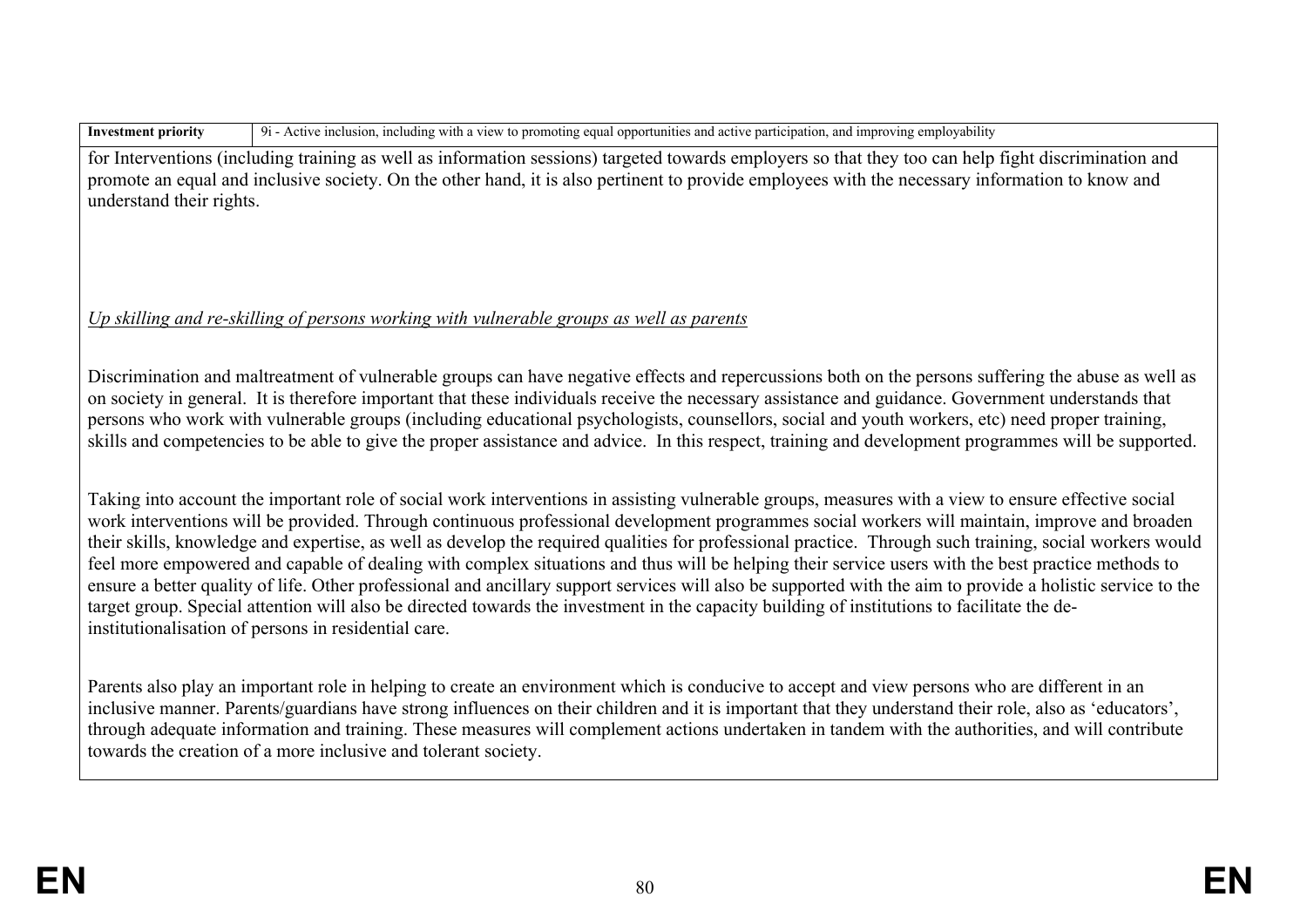| Investment priority | 9i - Active inclusion, including with a view to promoting equal opportunities and active participation, and improving employability |
|---|---|

for Interventions (including training as well as information sessions) targeted towards employers so that they too can help fight discrimination and promote an equal and inclusive society. On the other hand, it is also pertinent to provide employees with the necessary information to know and understand their rights.

*Up skilling and re-skilling of persons working with vulnerable groups as well as parents*

Discrimination and maltreatment of vulnerable groups can have negative effects and repercussions both on the persons suffering the abuse as well as on society in general. It is therefore important that these individuals receive the necessary assistance and guidance. Government understands that persons who work with vulnerable groups (including educational psychologists, counsellors, social and youth workers, etc) need proper training, skills and competencies to be able to give the proper assistance and advice. In this respect, training and development programmes will be supported.

Taking into account the important role of social work interventions in assisting vulnerable groups, measures with a view to ensure effective social work interventions will be provided. Through continuous professional development programmes social workers will maintain, improve and broaden their skills, knowledge and expertise, as well as develop the required qualities for professional practice. Through such training, social workers would feel more empowered and capable of dealing with complex situations and thus will be helping their service users with the best practice methods to ensure a better quality of life. Other professional and ancillary support services will also be supported with the aim to provide a holistic service to the target group. Special attention will also be directed towards the investment in the capacity building of institutions to facilitate the de-institutionalisation of persons in residential care.

Parents also play an important role in helping to create an environment which is conducive to accept and view persons who are different in an inclusive manner. Parents/guardians have strong influences on their children and it is important that they understand their role, also as 'educators', through adequate information and training. These measures will complement actions undertaken in tandem with the authorities, and will contribute towards the creation of a more inclusive and tolerant society.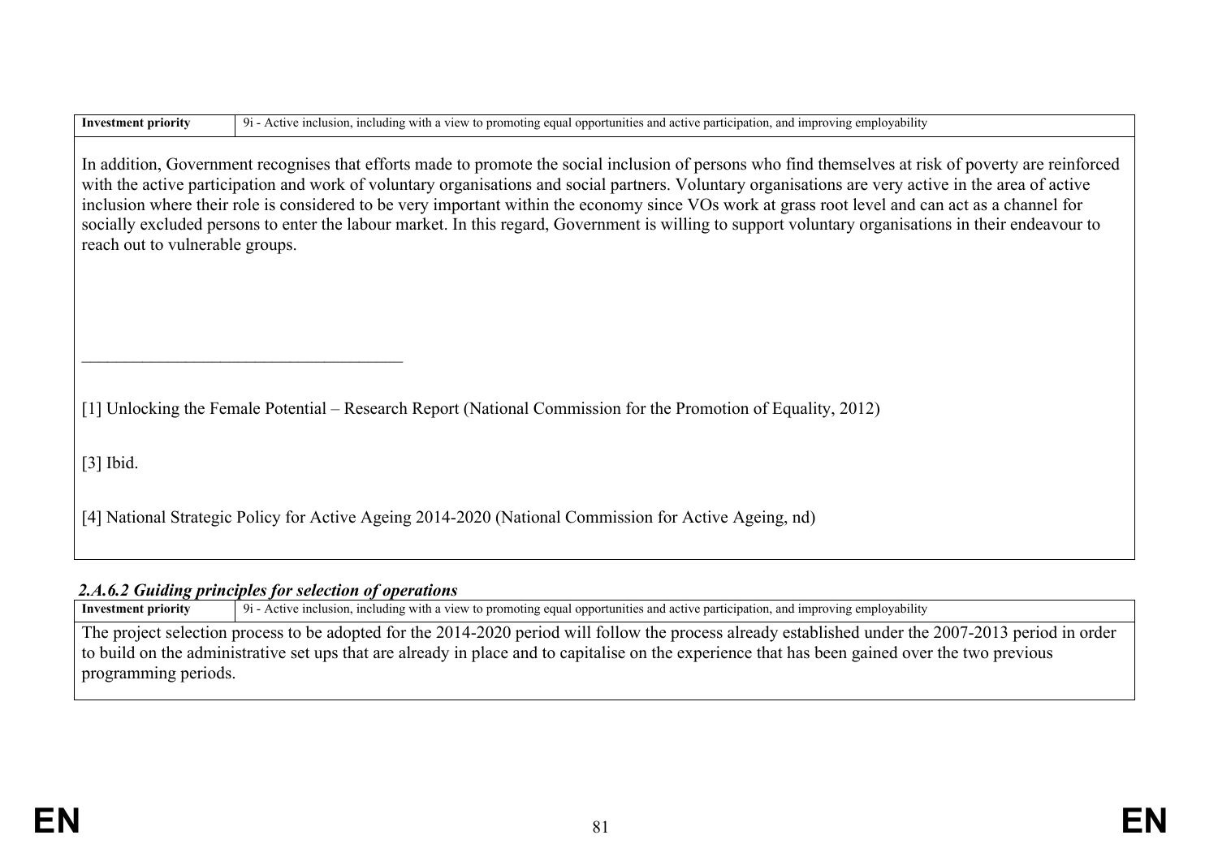| Investment priority | 9i - Active inclusion, including with a view to promoting equal opportunities and active participation, and improving employability |
|---|---|

In addition, Government recognises that efforts made to promote the social inclusion of persons who find themselves at risk of poverty are reinforced with the active participation and work of voluntary organisations and social partners. Voluntary organisations are very active in the area of active inclusion where their role is considered to be very important within the economy since VOs work at grass root level and can act as a channel for socially excluded persons to enter the labour market. In this regard, Government is willing to support voluntary organisations in their endeavour to reach out to vulnerable groups.

---

[1] Unlocking the Female Potential – Research Report (National Commission for the Promotion of Equality, 2012)

[3] Ibid.

[4] National Strategic Policy for Active Ageing 2014-2020 (National Commission for Active Ageing, nd)

#### *2.A.6.2 Guiding principles for selection of operations*

| Investment priority | 9i - Active inclusion, including with a view to promoting equal opportunities and active participation, and improving employability |
|---|---|

The project selection process to be adopted for the 2014-2020 period will follow the process already established under the 2007-2013 period in order to build on the administrative set ups that are already in place and to capitalise on the experience that has been gained over the two previous programming periods.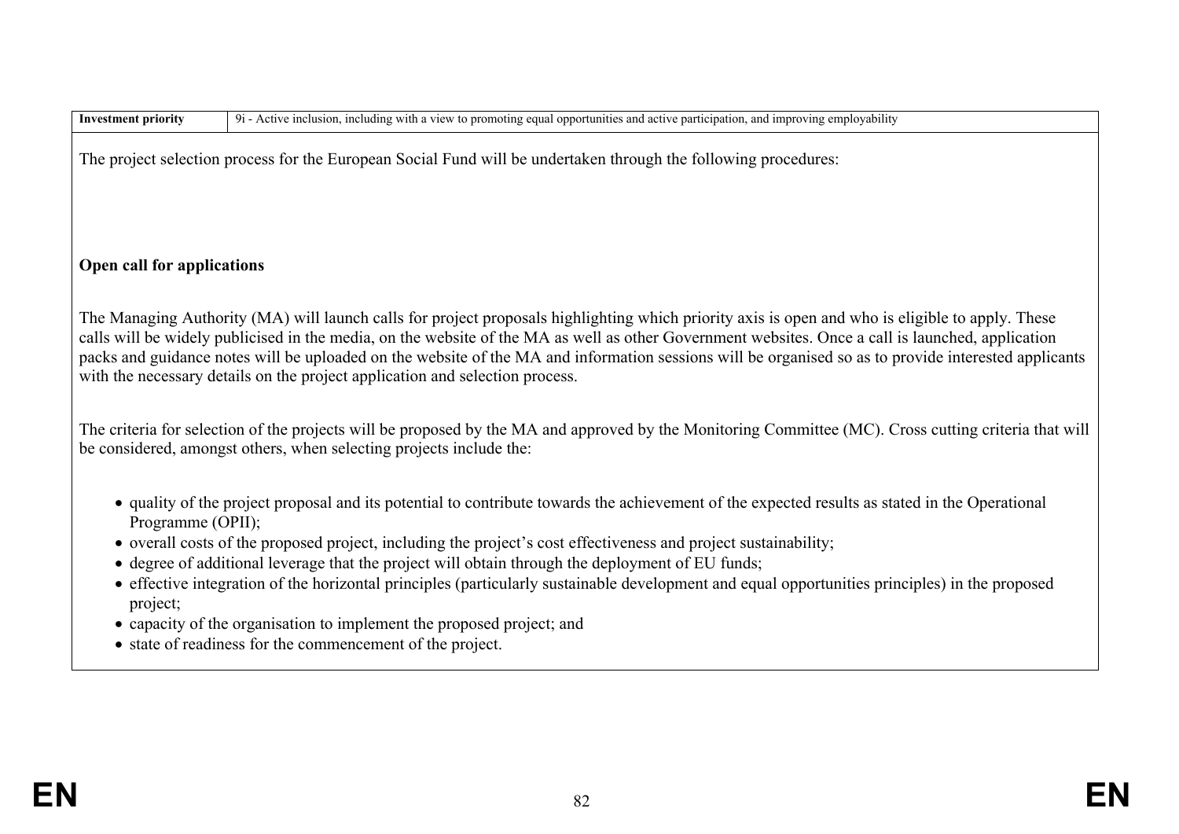| Investment priority | 9i - Active inclusion, including with a view to promoting equal opportunities and active participation, and improving employability |
| --- | --- |

The project selection process for the European Social Fund will be undertaken through the following procedures:

**Open call for applications**

The Managing Authority (MA) will launch calls for project proposals highlighting which priority axis is open and who is eligible to apply. These calls will be widely publicised in the media, on the website of the MA as well as other Government websites. Once a call is launched, application packs and guidance notes will be uploaded on the website of the MA and information sessions will be organised so as to provide interested applicants with the necessary details on the project application and selection process.

The criteria for selection of the projects will be proposed by the MA and approved by the Monitoring Committee (MC). Cross cutting criteria that will be considered, amongst others, when selecting projects include the:

- quality of the project proposal and its potential to contribute towards the achievement of the expected results as stated in the Operational Programme (OPII);
- overall costs of the proposed project, including the project's cost effectiveness and project sustainability;
- degree of additional leverage that the project will obtain through the deployment of EU funds;
- effective integration of the horizontal principles (particularly sustainable development and equal opportunities principles) in the proposed project;
- capacity of the organisation to implement the proposed project; and
- state of readiness for the commencement of the project.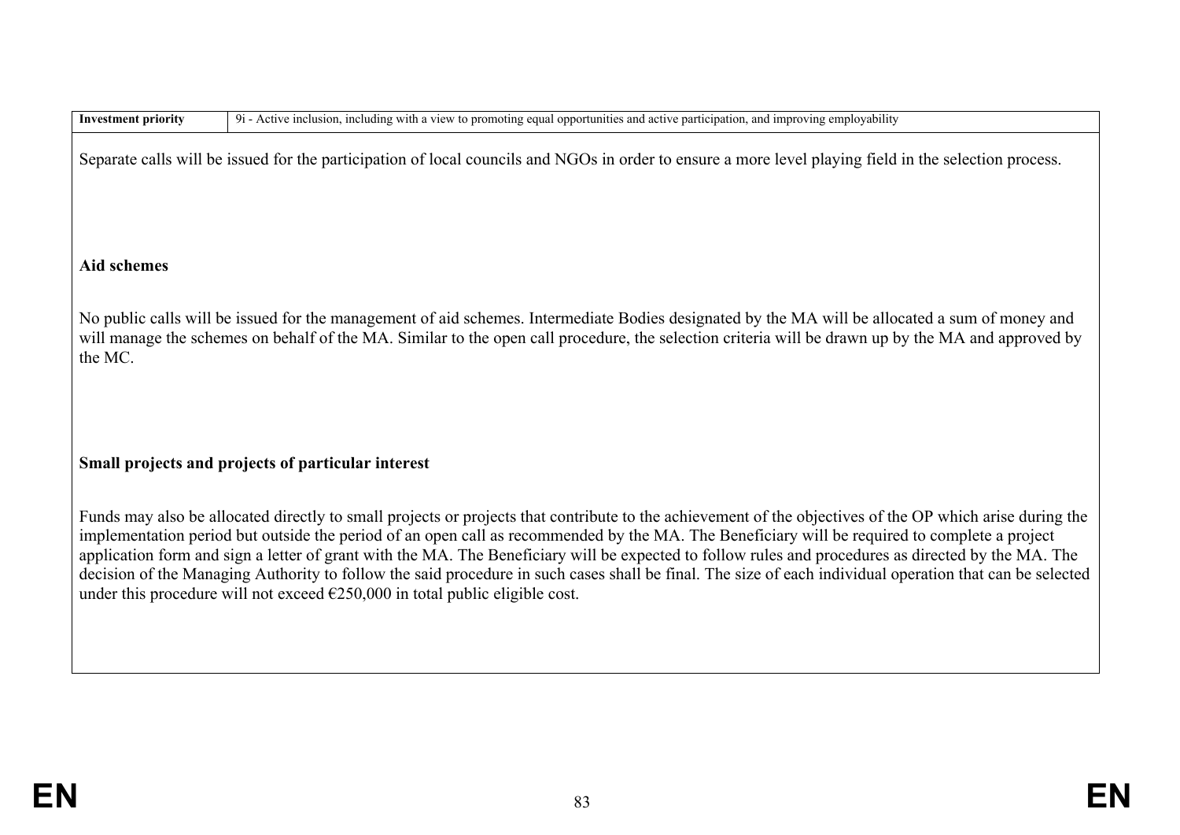| **Investment priority** | 9i - Active inclusion, including with a view to promoting equal opportunities and active participation, and improving employability |
|---|---|

Separate calls will be issued for the participation of local councils and NGOs in order to ensure a more level playing field in the selection process.

**Aid schemes**

No public calls will be issued for the management of aid schemes. Intermediate Bodies designated by the MA will be allocated a sum of money and will manage the schemes on behalf of the MA. Similar to the open call procedure, the selection criteria will be drawn up by the MA and approved by the MC.

**Small projects and projects of particular interest**

Funds may also be allocated directly to small projects or projects that contribute to the achievement of the objectives of the OP which arise during the implementation period but outside the period of an open call as recommended by the MA. The Beneficiary will be required to complete a project application form and sign a letter of grant with the MA. The Beneficiary will be expected to follow rules and procedures as directed by the MA. The decision of the Managing Authority to follow the said procedure in such cases shall be final. The size of each individual operation that can be selected under this procedure will not exceed €250,000 in total public eligible cost.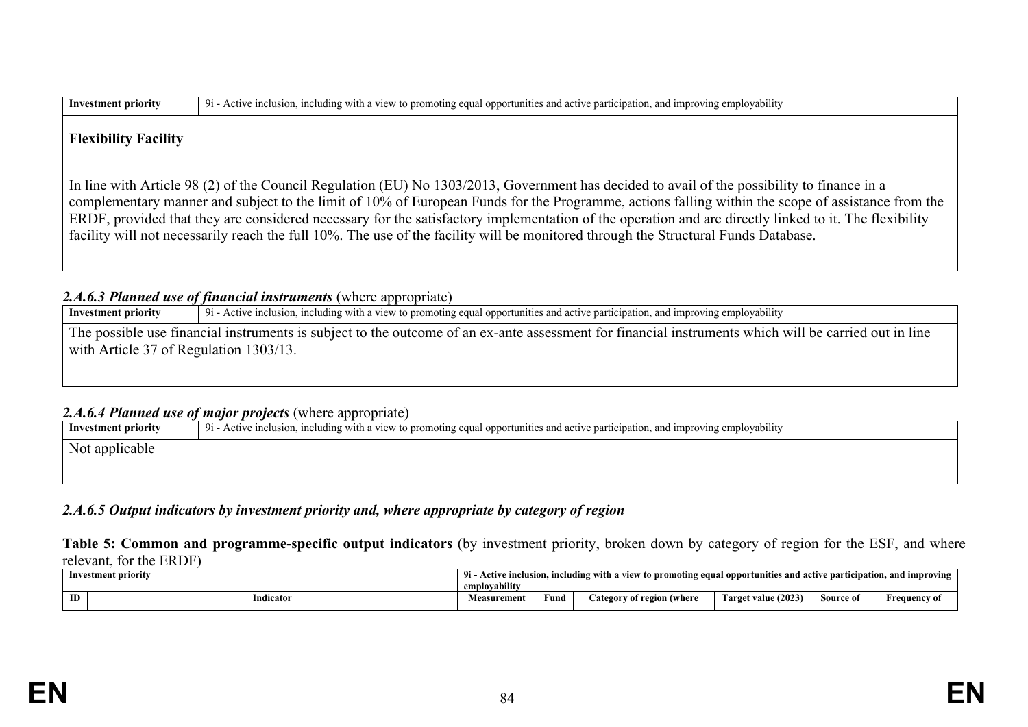| Investment priority | 9i - Active inclusion, including with a view to promoting equal opportunities and active participation, and improving employability |
|---|---|

**Flexibility Facility**

In line with Article 98 (2) of the Council Regulation (EU) No 1303/2013, Government has decided to avail of the possibility to finance in a complementary manner and subject to the limit of 10% of European Funds for the Programme, actions falling within the scope of assistance from the ERDF, provided that they are considered necessary for the satisfactory implementation of the operation and are directly linked to it. The flexibility facility will not necessarily reach the full 10%. The use of the facility will be monitored through the Structural Funds Database.

### *2.A.6.3 Planned use of financial instruments* (where appropriate)

| Investment priority | 9i - Active inclusion, including with a view to promoting equal opportunities and active participation, and improving employability |
|---|---|

The possible use financial instruments is subject to the outcome of an ex-ante assessment for financial instruments which will be carried out in line with Article 37 of Regulation 1303/13.

### *2.A.6.4 Planned use of major projects* (where appropriate)

| Investment priority | 9i - Active inclusion, including with a view to promoting equal opportunities and active participation, and improving employability |
|---|---|

Not applicable

### *2.A.6.5 Output indicators by investment priority and, where appropriate by category of region*

**Table 5: Common and programme-specific output indicators** (by investment priority, broken down by category of region for the ESF, and where relevant, for the ERDF)

| Investment priority | | 9i - Active inclusion, including with a view to promoting equal opportunities and active participation, and improving employability | | | | | |
|---|---|---|---|---|---|---|---|
| ID | Indicator | Measurement | Fund | Category of region (where | Target value (2023) | Source of | Frequency of |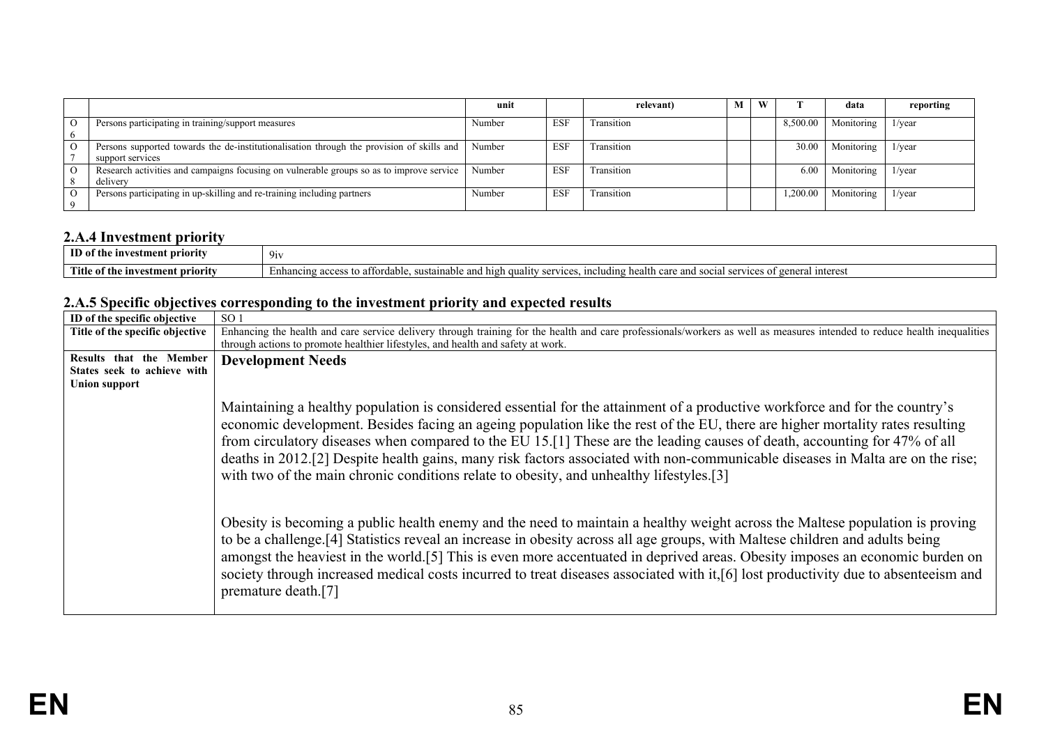| | | unit | | relevant) | M | W | T | data | reporting |
|---|---|---|---|---|---|---|---|---|---|
| O6 | Persons participating in training/support measures | Number | ESF | Transition | | | 8,500.00 | Monitoring | 1/year |
| O7 | Persons supported towards the de-institutionalisation through the provision of skills and support services | Number | ESF | Transition | | | 30.00 | Monitoring | 1/year |
| O8 | Research activities and campaigns focusing on vulnerable groups so as to improve service delivery | Number | ESF | Transition | | | 6.00 | Monitoring | 1/year |
| O9 | Persons participating in up-skilling and re-training including partners | Number | ESF | Transition | | | 1,200.00 | Monitoring | 1/year |

## 2.A.4 Investment priority

| ID of the investment priority | 9iv |
|---|---|
| Title of the investment priority | Enhancing access to affordable, sustainable and high quality services, including health care and social services of general interest |

## 2.A.5 Specific objectives corresponding to the investment priority and expected results

| ID of the specific objective | SO 1 |
|---|---|
| Title of the specific objective | Enhancing the health and care service delivery through training for the health and care professionals/workers as well as measures intended to reduce health inequalities through actions to promote healthier lifestyles, and health and safety at work. |
| Results that the Member States seek to achieve with Union support | **Development Needs**<br><br>Maintaining a healthy population is considered essential for the attainment of a productive workforce and for the country's economic development. Besides facing an ageing population like the rest of the EU, there are higher mortality rates resulting from circulatory diseases when compared to the EU 15.[1] These are the leading causes of death, accounting for 47% of all deaths in 2012.[2] Despite health gains, many risk factors associated with non-communicable diseases in Malta are on the rise; with two of the main chronic conditions relate to obesity, and unhealthy lifestyles.[3]<br><br>Obesity is becoming a public health enemy and the need to maintain a healthy weight across the Maltese population is proving to be a challenge.[4] Statistics reveal an increase in obesity across all age groups, with Maltese children and adults being amongst the heaviest in the world.[5] This is even more accentuated in deprived areas. Obesity imposes an economic burden on society through increased medical costs incurred to treat diseases associated with it,[6] lost productivity due to absenteeism and premature death.[7] |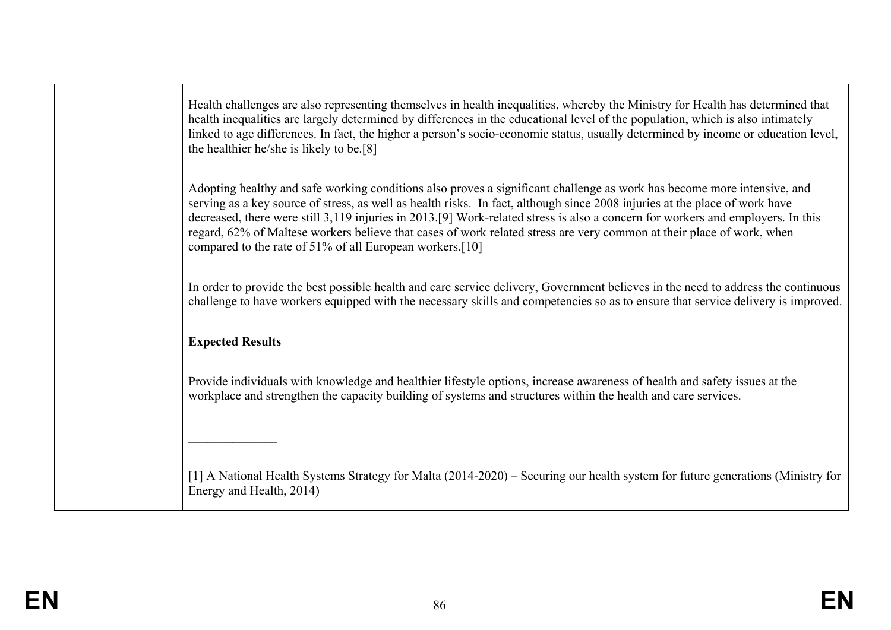Health challenges are also representing themselves in health inequalities, whereby the Ministry for Health has determined that health inequalities are largely determined by differences in the educational level of the population, which is also intimately linked to age differences. In fact, the higher a person's socio-economic status, usually determined by income or education level, the healthier he/she is likely to be.[8]

Adopting healthy and safe working conditions also proves a significant challenge as work has become more intensive, and serving as a key source of stress, as well as health risks. In fact, although since 2008 injuries at the place of work have decreased, there were still 3,119 injuries in 2013.[9] Work-related stress is also a concern for workers and employers. In this regard, 62% of Maltese workers believe that cases of work related stress are very common at their place of work, when compared to the rate of 51% of all European workers.[10]

In order to provide the best possible health and care service delivery, Government believes in the need to address the continuous challenge to have workers equipped with the necessary skills and competencies so as to ensure that service delivery is improved.

**Expected Results**

Provide individuals with knowledge and healthier lifestyle options, increase awareness of health and safety issues at the workplace and strengthen the capacity building of systems and structures within the health and care services.

______________

[1] A National Health Systems Strategy for Malta (2014-2020) – Securing our health system for future generations (Ministry for Energy and Health, 2014)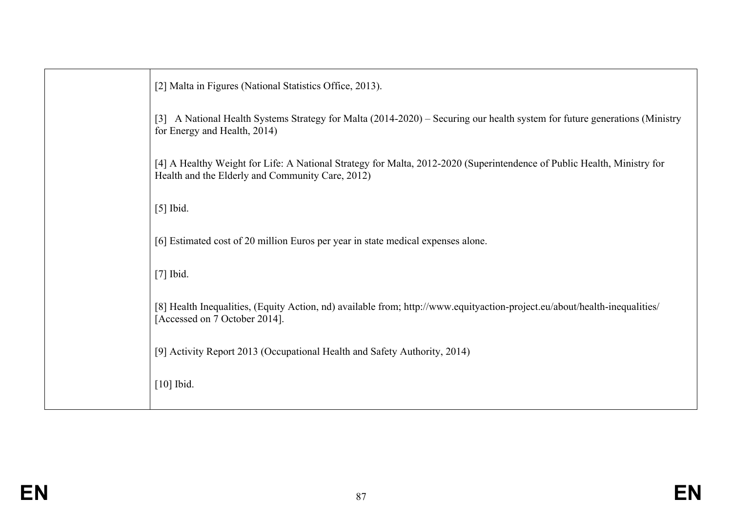|  | [2] Malta in Figures (National Statistics Office, 2013).<br><br>[3] A National Health Systems Strategy for Malta (2014-2020) – Securing our health system for future generations (Ministry for Energy and Health, 2014)<br><br>[4] A Healthy Weight for Life: A National Strategy for Malta, 2012-2020 (Superintendence of Public Health, Ministry for Health and the Elderly and Community Care, 2012)<br><br>[5] Ibid.<br><br>[6] Estimated cost of 20 million Euros per year in state medical expenses alone.<br><br>[7] Ibid.<br><br>[8] Health Inequalities, (Equity Action, nd) available from; http://www.equityaction-project.eu/about/health-inequalities/ [Accessed on 7 October 2014].<br><br>[9] Activity Report 2013 (Occupational Health and Safety Authority, 2014)<br><br>[10] Ibid. |
|---|---|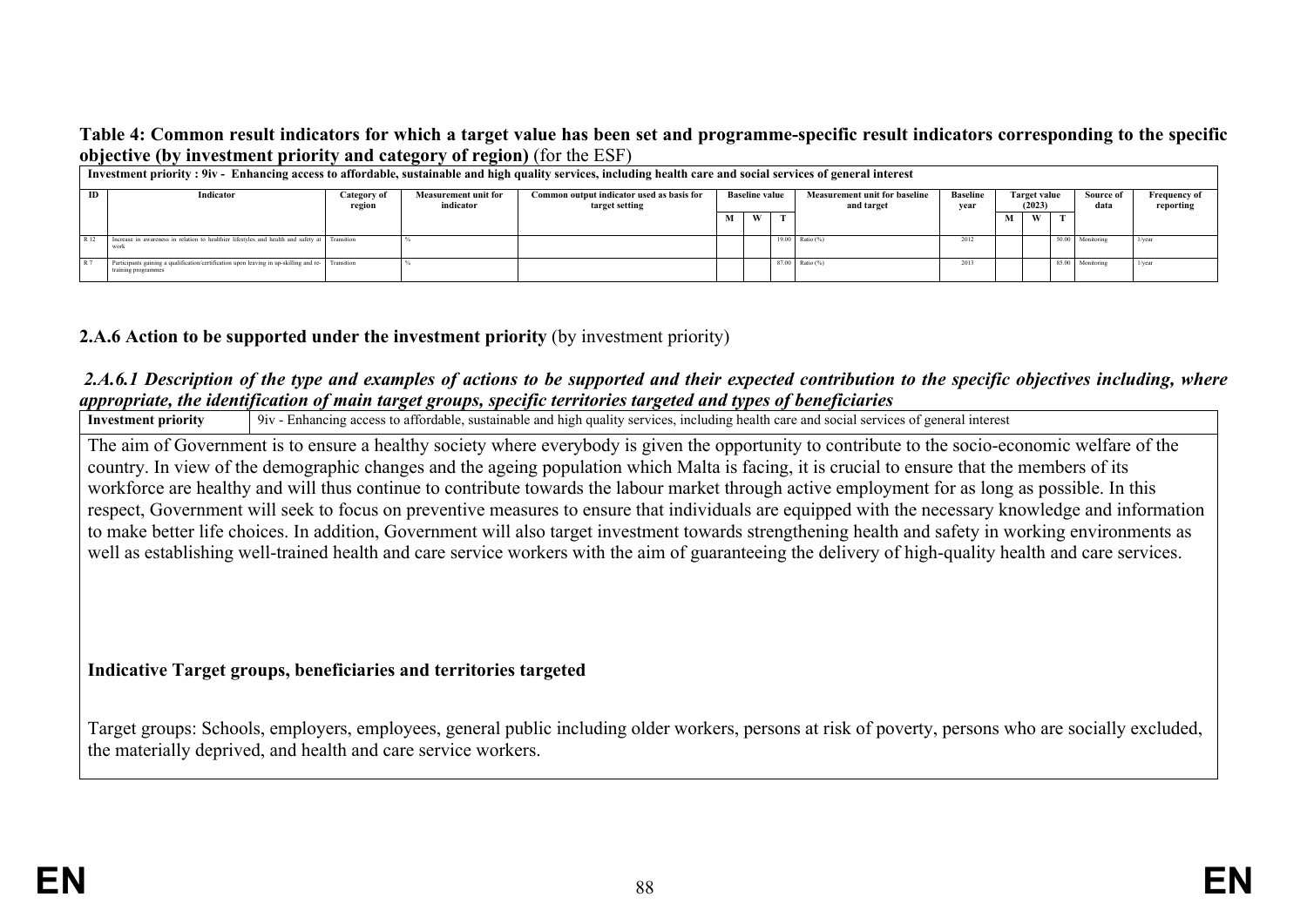**Table 4: Common result indicators for which a target value has been set and programme-specific result indicators corresponding to the specific objective (by investment priority and category of region)** (for the ESF)

| Investment priority : 9iv - Enhancing access to affordable, sustainable and high quality services, including health care and social services of general interest | | | | | | | | | | | | | | |
|---|---|---|---|---|---|---|---|---|---|---|---|---|---|---|
| **ID** | **Indicator** | **Category of region** | **Measurement unit for indicator** | **Common output indicator used as basis for target setting** | **Baseline value** | | | **Measurement unit for baseline and target** | **Baseline year** | **Target value (2023)** | | | **Source of data** | **Frequency of reporting** |
| | | | | | **M** | **W** | **T** | | | **M** | **W** | **T** | | |
| R 12 | Increase in awareness in relation to healthier lifestyles and health and safety at work | Transition | % | | | | 19.00 | Ratio (%) | 2012 | | | 50.00 | Monitoring | 1/year |
| R 7 | Participants gaining a qualification/certification upon leaving in up-skilling and re-training programmes | Transition | % | | | | 87.00 | Ratio (%) | 2013 | | | 85.00 | Monitoring | 1/year |

**2.A.6 Action to be supported under the investment priority** (by investment priority)

***2.A.6.1 Description of the type and examples of actions to be supported and their expected contribution to the specific objectives including, where appropriate, the identification of main target groups, specific territories targeted and types of beneficiaries***

| **Investment priority** | 9iv - Enhancing access to affordable, sustainable and high quality services, including health care and social services of general interest |
|---|---|

The aim of Government is to ensure a healthy society where everybody is given the opportunity to contribute to the socio-economic welfare of the country. In view of the demographic changes and the ageing population which Malta is facing, it is crucial to ensure that the members of its workforce are healthy and will thus continue to contribute towards the labour market through active employment for as long as possible. In this respect, Government will seek to focus on preventive measures to ensure that individuals are equipped with the necessary knowledge and information to make better life choices. In addition, Government will also target investment towards strengthening health and safety in working environments as well as establishing well-trained health and care service workers with the aim of guaranteeing the delivery of high-quality health and care services.

**Indicative Target groups, beneficiaries and territories targeted**

Target groups: Schools, employers, employees, general public including older workers, persons at risk of poverty, persons who are socially excluded, the materially deprived, and health and care service workers.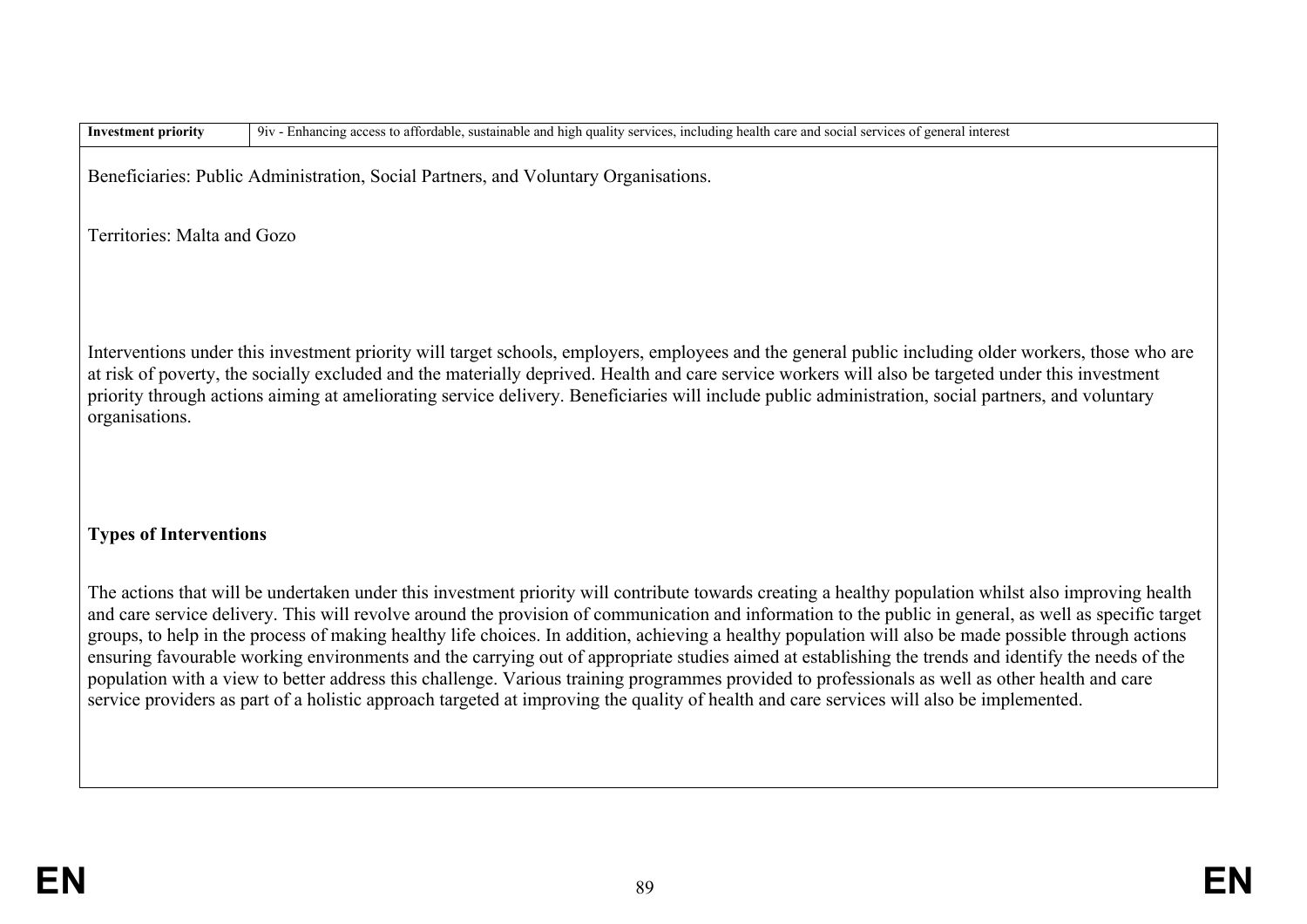| Investment priority | 9iv - Enhancing access to affordable, sustainable and high quality services, including health care and social services of general interest |
|---|---|

Beneficiaries: Public Administration, Social Partners, and Voluntary Organisations.

Territories: Malta and Gozo

Interventions under this investment priority will target schools, employers, employees and the general public including older workers, those who are at risk of poverty, the socially excluded and the materially deprived. Health and care service workers will also be targeted under this investment priority through actions aiming at ameliorating service delivery. Beneficiaries will include public administration, social partners, and voluntary organisations.

**Types of Interventions**

The actions that will be undertaken under this investment priority will contribute towards creating a healthy population whilst also improving health and care service delivery. This will revolve around the provision of communication and information to the public in general, as well as specific target groups, to help in the process of making healthy life choices. In addition, achieving a healthy population will also be made possible through actions ensuring favourable working environments and the carrying out of appropriate studies aimed at establishing the trends and identify the needs of the population with a view to better address this challenge. Various training programmes provided to professionals as well as other health and care service providers as part of a holistic approach targeted at improving the quality of health and care services will also be implemented.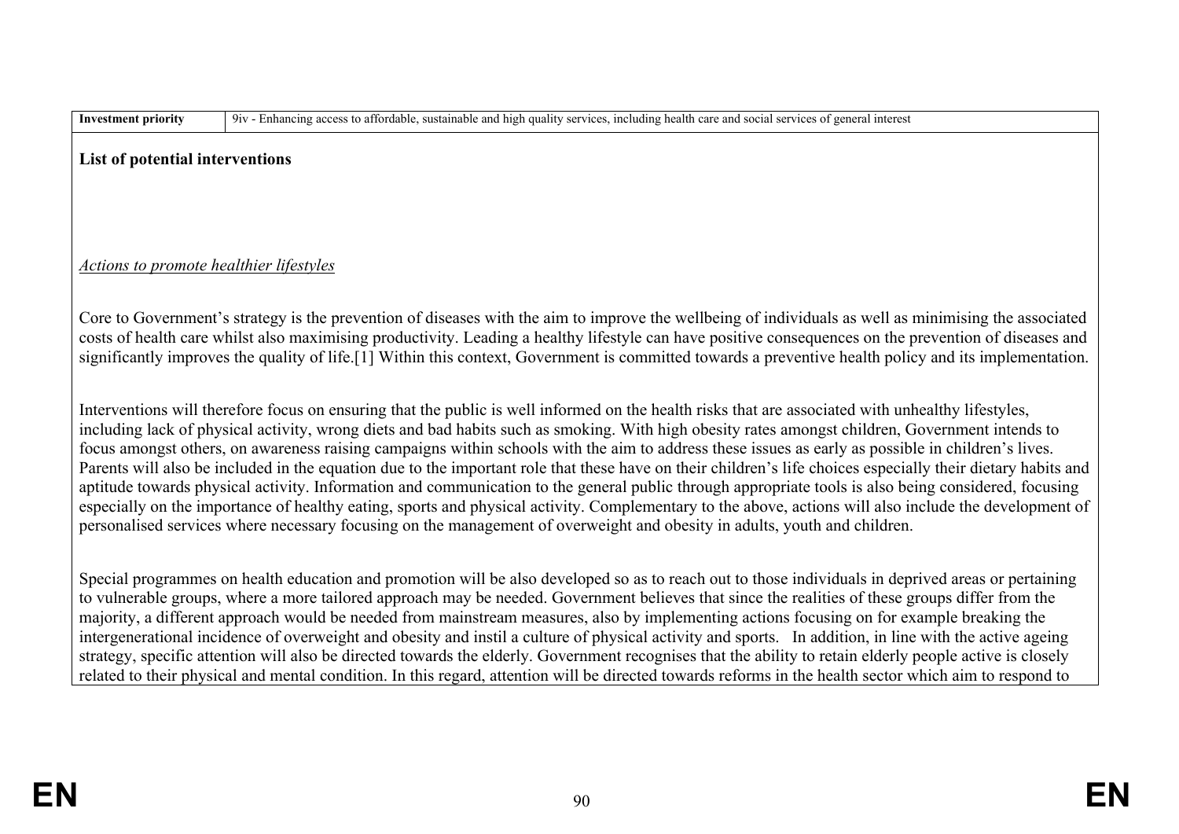| Investment priority | 9iv - Enhancing access to affordable, sustainable and high quality services, including health care and social services of general interest |
|---|---|

**List of potential interventions**

*Actions to promote healthier lifestyles*

Core to Government's strategy is the prevention of diseases with the aim to improve the wellbeing of individuals as well as minimising the associated costs of health care whilst also maximising productivity. Leading a healthy lifestyle can have positive consequences on the prevention of diseases and significantly improves the quality of life.[1] Within this context, Government is committed towards a preventive health policy and its implementation.

Interventions will therefore focus on ensuring that the public is well informed on the health risks that are associated with unhealthy lifestyles, including lack of physical activity, wrong diets and bad habits such as smoking. With high obesity rates amongst children, Government intends to focus amongst others, on awareness raising campaigns within schools with the aim to address these issues as early as possible in children's lives. Parents will also be included in the equation due to the important role that these have on their children's life choices especially their dietary habits and aptitude towards physical activity. Information and communication to the general public through appropriate tools is also being considered, focusing especially on the importance of healthy eating, sports and physical activity. Complementary to the above, actions will also include the development of personalised services where necessary focusing on the management of overweight and obesity in adults, youth and children.

Special programmes on health education and promotion will be also developed so as to reach out to those individuals in deprived areas or pertaining to vulnerable groups, where a more tailored approach may be needed. Government believes that since the realities of these groups differ from the majority, a different approach would be needed from mainstream measures, also by implementing actions focusing on for example breaking the intergenerational incidence of overweight and obesity and instil a culture of physical activity and sports. In addition, in line with the active ageing strategy, specific attention will also be directed towards the elderly. Government recognises that the ability to retain elderly people active is closely related to their physical and mental condition. In this regard, attention will be directed towards reforms in the health sector which aim to respond to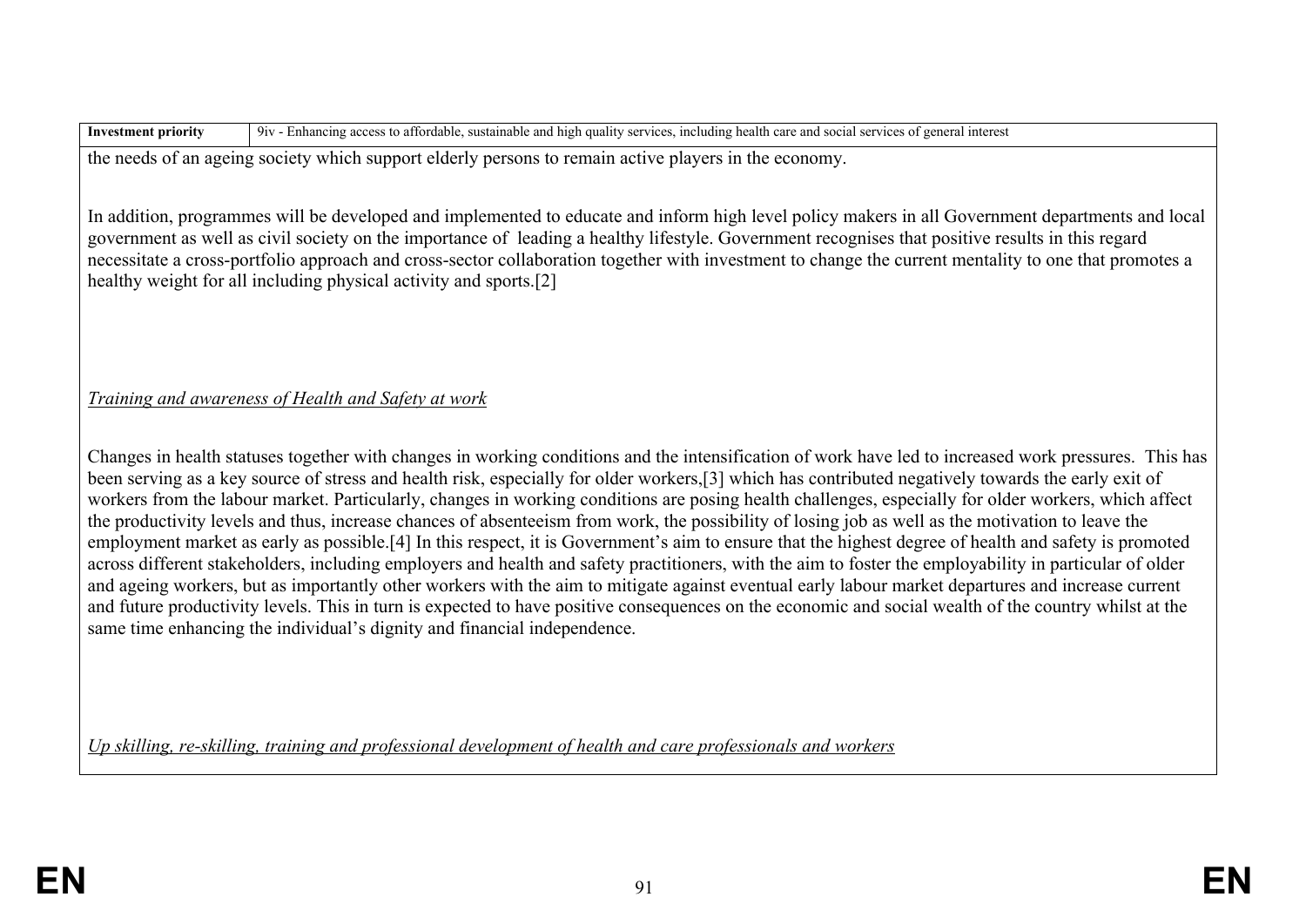| Investment priority | 9iv - Enhancing access to affordable, sustainable and high quality services, including health care and social services of general interest |
|---|---|

the needs of an ageing society which support elderly persons to remain active players in the economy.

In addition, programmes will be developed and implemented to educate and inform high level policy makers in all Government departments and local government as well as civil society on the importance of leading a healthy lifestyle. Government recognises that positive results in this regard necessitate a cross-portfolio approach and cross-sector collaboration together with investment to change the current mentality to one that promotes a healthy weight for all including physical activity and sports.[2]

*Training and awareness of Health and Safety at work*

Changes in health statuses together with changes in working conditions and the intensification of work have led to increased work pressures. This has been serving as a key source of stress and health risk, especially for older workers,[3] which has contributed negatively towards the early exit of workers from the labour market. Particularly, changes in working conditions are posing health challenges, especially for older workers, which affect the productivity levels and thus, increase chances of absenteeism from work, the possibility of losing job as well as the motivation to leave the employment market as early as possible.[4] In this respect, it is Government's aim to ensure that the highest degree of health and safety is promoted across different stakeholders, including employers and health and safety practitioners, with the aim to foster the employability in particular of older and ageing workers, but as importantly other workers with the aim to mitigate against eventual early labour market departures and increase current and future productivity levels. This in turn is expected to have positive consequences on the economic and social wealth of the country whilst at the same time enhancing the individual's dignity and financial independence.

*Up skilling, re-skilling, training and professional development of health and care professionals and workers*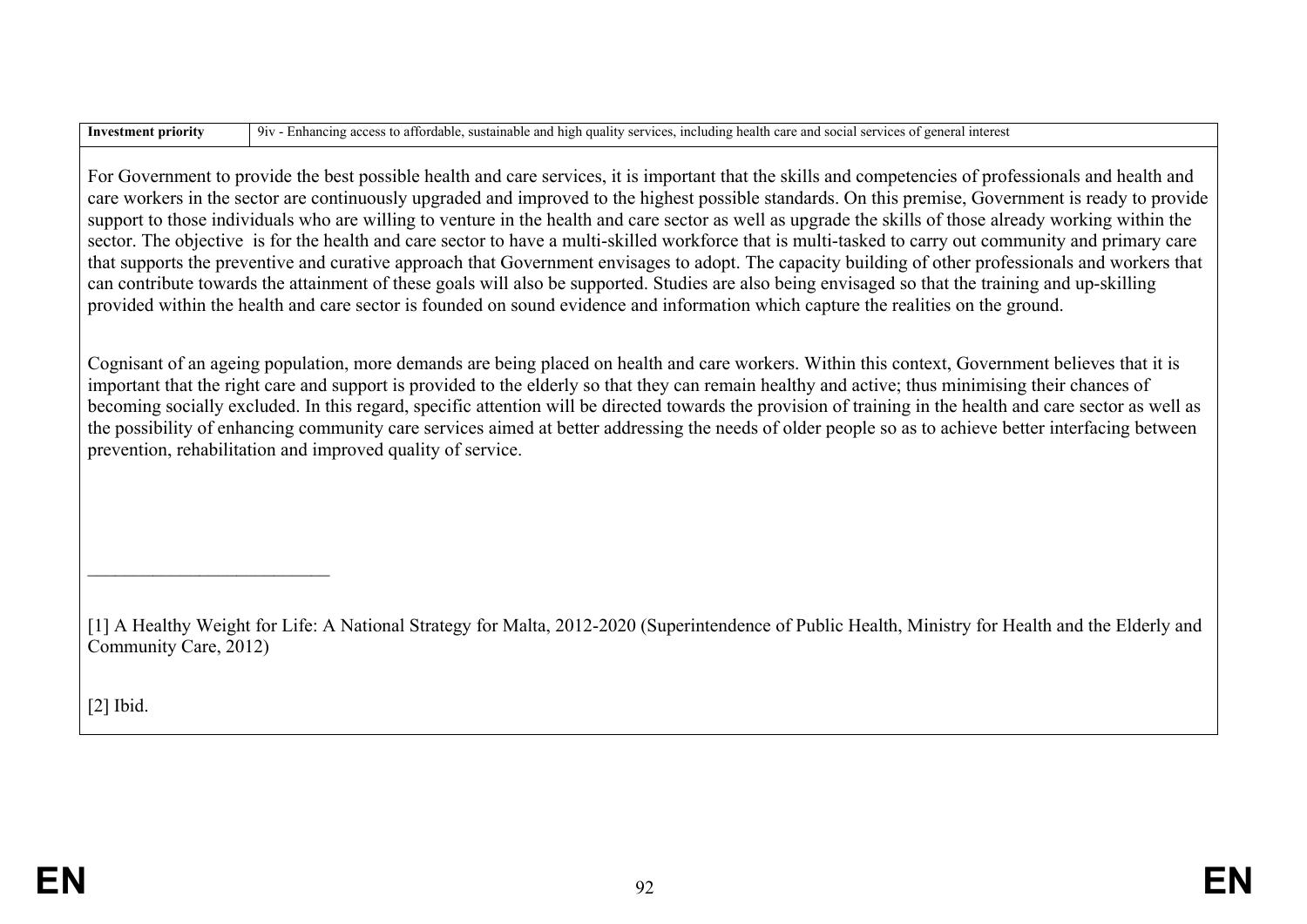| Investment priority | 9iv - Enhancing access to affordable, sustainable and high quality services, including health care and social services of general interest |
|---|---|

For Government to provide the best possible health and care services, it is important that the skills and competencies of professionals and health and care workers in the sector are continuously upgraded and improved to the highest possible standards. On this premise, Government is ready to provide support to those individuals who are willing to venture in the health and care sector as well as upgrade the skills of those already working within the sector. The objective is for the health and care sector to have a multi-skilled workforce that is multi-tasked to carry out community and primary care that supports the preventive and curative approach that Government envisages to adopt. The capacity building of other professionals and workers that can contribute towards the attainment of these goals will also be supported. Studies are also being envisaged so that the training and up-skilling provided within the health and care sector is founded on sound evidence and information which capture the realities on the ground.

Cognisant of an ageing population, more demands are being placed on health and care workers. Within this context, Government believes that it is important that the right care and support is provided to the elderly so that they can remain healthy and active; thus minimising their chances of becoming socially excluded. In this regard, specific attention will be directed towards the provision of training in the health and care sector as well as the possibility of enhancing community care services aimed at better addressing the needs of older people so as to achieve better interfacing between prevention, rehabilitation and improved quality of service.

---

[1] A Healthy Weight for Life: A National Strategy for Malta, 2012-2020 (Superintendence of Public Health, Ministry for Health and the Elderly and Community Care, 2012)

[2] Ibid.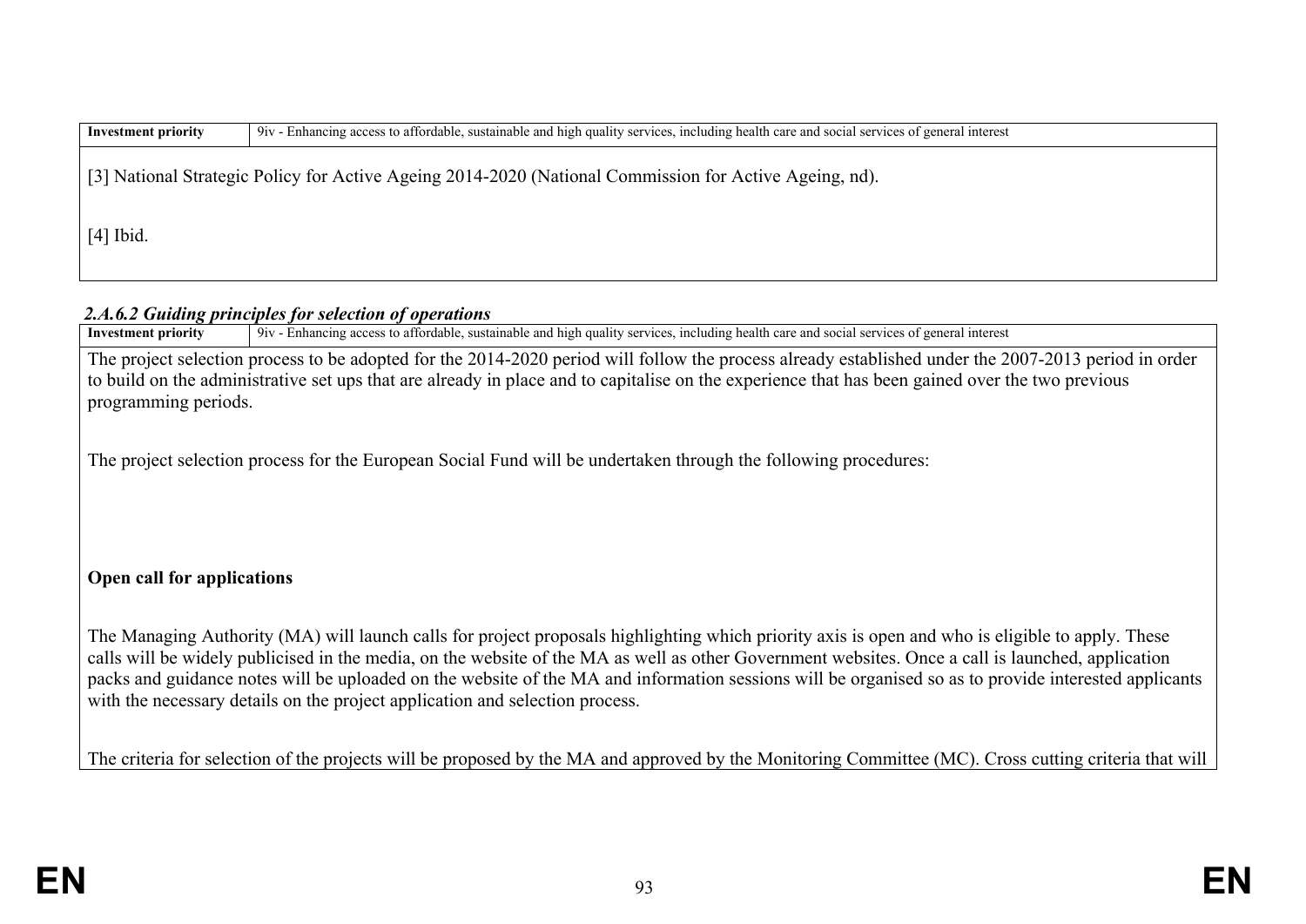| Investment priority | 9iv - Enhancing access to affordable, sustainable and high quality services, including health care and social services of general interest |
|---|---|

[3] National Strategic Policy for Active Ageing 2014-2020 (National Commission for Active Ageing, nd).

[4] Ibid.

### *2.A.6.2 Guiding principles for selection of operations*

| Investment priority | 9iv - Enhancing access to affordable, sustainable and high quality services, including health care and social services of general interest |
|---|---|

The project selection process to be adopted for the 2014-2020 period will follow the process already established under the 2007-2013 period in order to build on the administrative set ups that are already in place and to capitalise on the experience that has been gained over the two previous programming periods.

The project selection process for the European Social Fund will be undertaken through the following procedures:

**Open call for applications**

The Managing Authority (MA) will launch calls for project proposals highlighting which priority axis is open and who is eligible to apply. These calls will be widely publicised in the media, on the website of the MA as well as other Government websites. Once a call is launched, application packs and guidance notes will be uploaded on the website of the MA and information sessions will be organised so as to provide interested applicants with the necessary details on the project application and selection process.

The criteria for selection of the projects will be proposed by the MA and approved by the Monitoring Committee (MC). Cross cutting criteria that will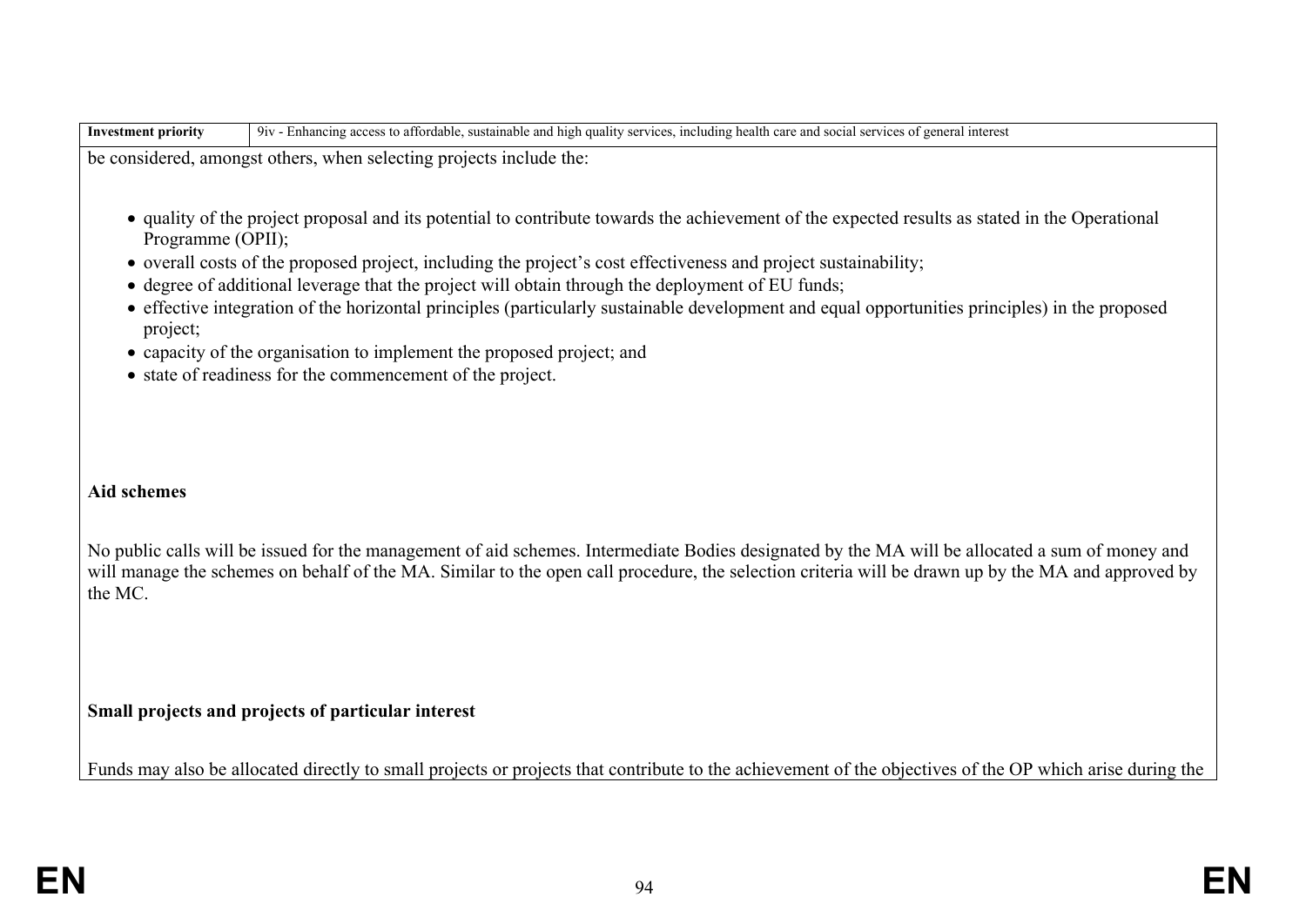| Investment priority | 9iv - Enhancing access to affordable, sustainable and high quality services, including health care and social services of general interest |
|---|---|

be considered, amongst others, when selecting projects include the:

- quality of the project proposal and its potential to contribute towards the achievement of the expected results as stated in the Operational Programme (OPII);
- overall costs of the proposed project, including the project's cost effectiveness and project sustainability;
- degree of additional leverage that the project will obtain through the deployment of EU funds;
- effective integration of the horizontal principles (particularly sustainable development and equal opportunities principles) in the proposed project;
- capacity of the organisation to implement the proposed project; and
- state of readiness for the commencement of the project.

**Aid schemes**

No public calls will be issued for the management of aid schemes. Intermediate Bodies designated by the MA will be allocated a sum of money and will manage the schemes on behalf of the MA. Similar to the open call procedure, the selection criteria will be drawn up by the MA and approved by the MC.

**Small projects and projects of particular interest**

Funds may also be allocated directly to small projects or projects that contribute to the achievement of the objectives of the OP which arise during the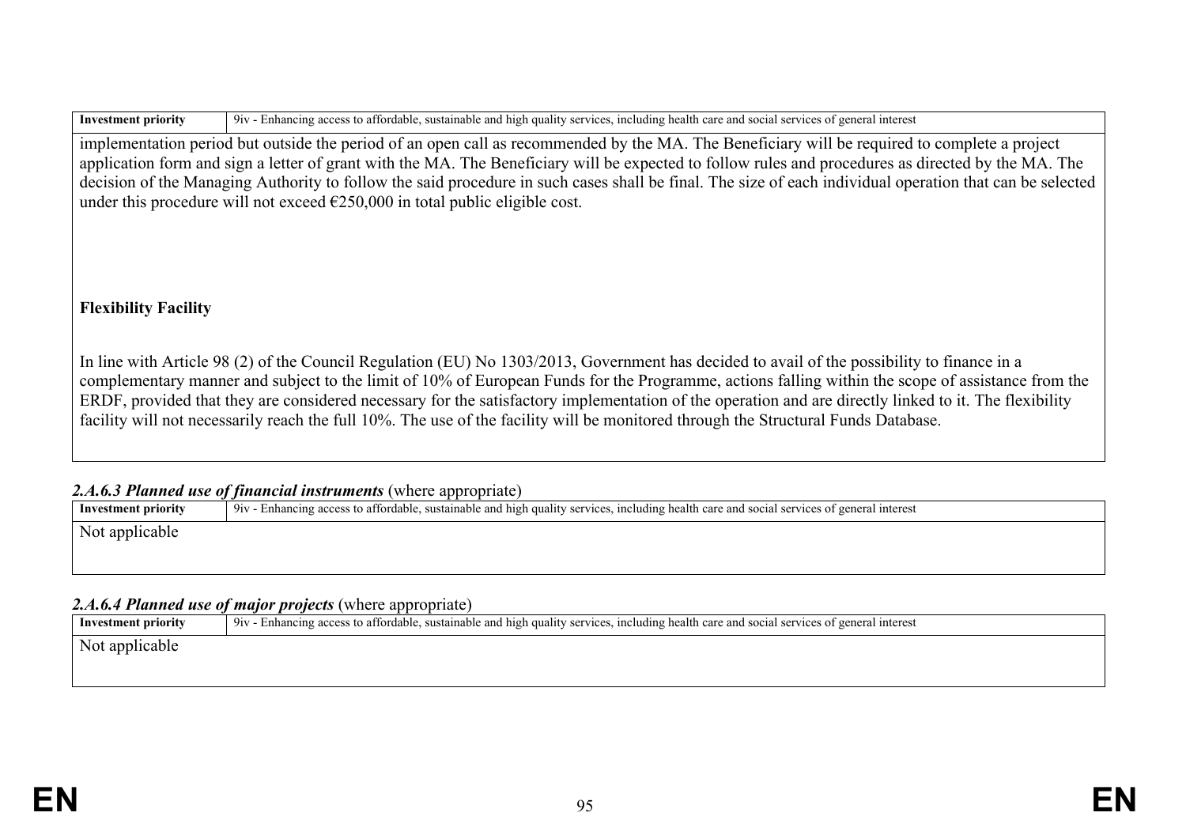| Investment priority | 9iv - Enhancing access to affordable, sustainable and high quality services, including health care and social services of general interest |
|---|---|

implementation period but outside the period of an open call as recommended by the MA. The Beneficiary will be required to complete a project application form and sign a letter of grant with the MA. The Beneficiary will be expected to follow rules and procedures as directed by the MA. The decision of the Managing Authority to follow the said procedure in such cases shall be final. The size of each individual operation that can be selected under this procedure will not exceed €250,000 in total public eligible cost.

**Flexibility Facility**

In line with Article 98 (2) of the Council Regulation (EU) No 1303/2013, Government has decided to avail of the possibility to finance in a complementary manner and subject to the limit of 10% of European Funds for the Programme, actions falling within the scope of assistance from the ERDF, provided that they are considered necessary for the satisfactory implementation of the operation and are directly linked to it. The flexibility facility will not necessarily reach the full 10%. The use of the facility will be monitored through the Structural Funds Database.

#### ***2.A.6.3 Planned use of financial instruments*** (where appropriate)

| Investment priority | 9iv - Enhancing access to affordable, sustainable and high quality services, including health care and social services of general interest |
|---|---|

Not applicable

#### ***2.A.6.4 Planned use of major projects*** (where appropriate)

| Investment priority | 9iv - Enhancing access to affordable, sustainable and high quality services, including health care and social services of general interest |
|---|---|

Not applicable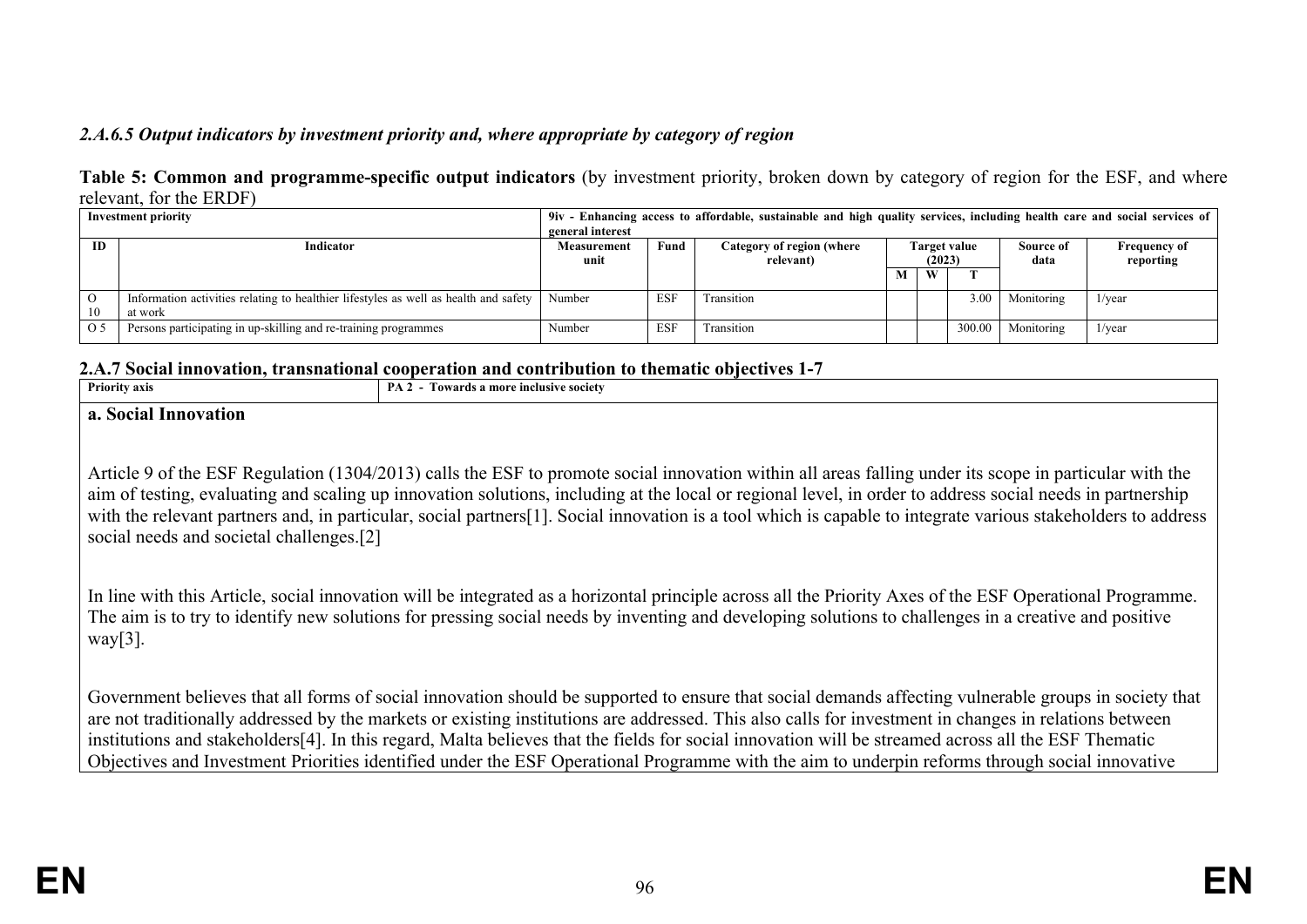*2.A.6.5 Output indicators by investment priority and, where appropriate by category of region*

**Table 5: Common and programme-specific output indicators** (by investment priority, broken down by category of region for the ESF, and where relevant, for the ERDF)

| **Investment priority** | | **9iv - Enhancing access to affordable, sustainable and high quality services, including health care and social services of general interest** | | | | | | | |
|---|---|---|---|---|---|---|---|---|---|
| **ID** | **Indicator** | **Measurement unit** | **Fund** | **Category of region (where relevant)** | **Target value (2023)** | | | **Source of data** | **Frequency of reporting** |
| | | | | | **M** | **W** | **T** | | |
| O 10 | Information activities relating to healthier lifestyles as well as health and safety at work | Number | ESF | Transition | | | 3.00 | Monitoring | 1/year |
| O 5 | Persons participating in up-skilling and re-training programmes | Number | ESF | Transition | | | 300.00 | Monitoring | 1/year |

## 2.A.7 Social innovation, transnational cooperation and contribution to thematic objectives 1-7

| **Priority axis** | **PA 2 - Towards a more inclusive society** |
|---|---|

**a. Social Innovation**

Article 9 of the ESF Regulation (1304/2013) calls the ESF to promote social innovation within all areas falling under its scope in particular with the aim of testing, evaluating and scaling up innovation solutions, including at the local or regional level, in order to address social needs in partnership with the relevant partners and, in particular, social partners[1]. Social innovation is a tool which is capable to integrate various stakeholders to address social needs and societal challenges.[2]

In line with this Article, social innovation will be integrated as a horizontal principle across all the Priority Axes of the ESF Operational Programme. The aim is to try to identify new solutions for pressing social needs by inventing and developing solutions to challenges in a creative and positive way[3].

Government believes that all forms of social innovation should be supported to ensure that social demands affecting vulnerable groups in society that are not traditionally addressed by the markets or existing institutions are addressed. This also calls for investment in changes in relations between institutions and stakeholders[4]. In this regard, Malta believes that the fields for social innovation will be streamed across all the ESF Thematic Objectives and Investment Priorities identified under the ESF Operational Programme with the aim to underpin reforms through social innovative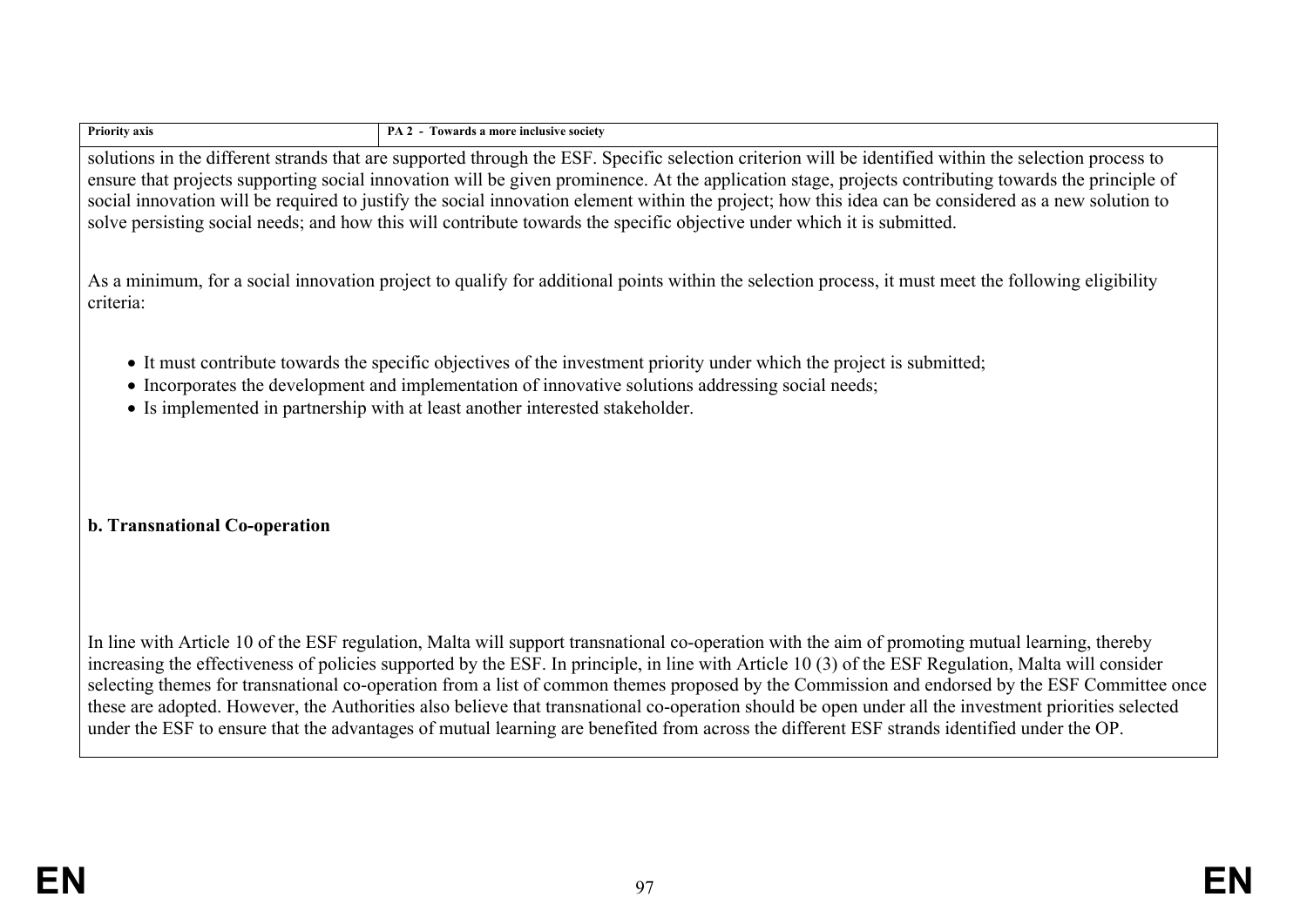| Priority axis | PA 2 - Towards a more inclusive society |
|---|---|

solutions in the different strands that are supported through the ESF. Specific selection criterion will be identified within the selection process to ensure that projects supporting social innovation will be given prominence. At the application stage, projects contributing towards the principle of social innovation will be required to justify the social innovation element within the project; how this idea can be considered as a new solution to solve persisting social needs; and how this will contribute towards the specific objective under which it is submitted.

As a minimum, for a social innovation project to qualify for additional points within the selection process, it must meet the following eligibility criteria:

- It must contribute towards the specific objectives of the investment priority under which the project is submitted;
- Incorporates the development and implementation of innovative solutions addressing social needs;
- Is implemented in partnership with at least another interested stakeholder.

**b. Transnational Co-operation**

In line with Article 10 of the ESF regulation, Malta will support transnational co-operation with the aim of promoting mutual learning, thereby increasing the effectiveness of policies supported by the ESF. In principle, in line with Article 10 (3) of the ESF Regulation, Malta will consider selecting themes for transnational co-operation from a list of common themes proposed by the Commission and endorsed by the ESF Committee once these are adopted. However, the Authorities also believe that transnational co-operation should be open under all the investment priorities selected under the ESF to ensure that the advantages of mutual learning are benefited from across the different ESF strands identified under the OP.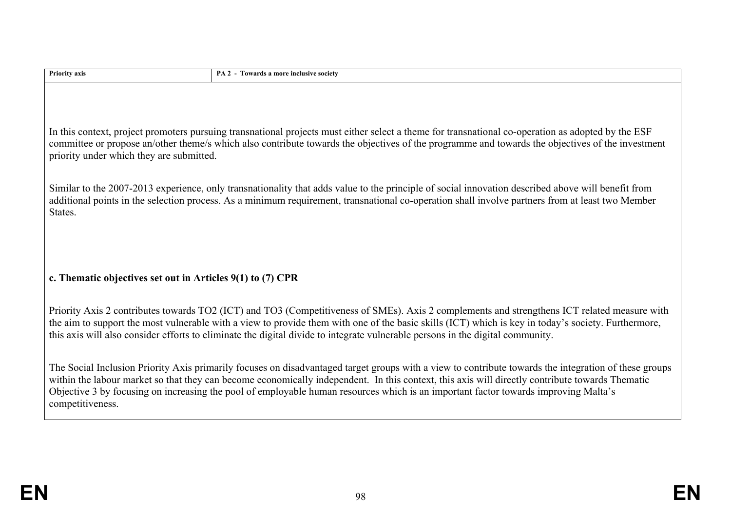| Priority axis | PA 2 - Towards a more inclusive society |
|---|---|

In this context, project promoters pursuing transnational projects must either select a theme for transnational co-operation as adopted by the ESF committee or propose an/other theme/s which also contribute towards the objectives of the programme and towards the objectives of the investment priority under which they are submitted.

Similar to the 2007-2013 experience, only transnationality that adds value to the principle of social innovation described above will benefit from additional points in the selection process. As a minimum requirement, transnational co-operation shall involve partners from at least two Member States.

**c. Thematic objectives set out in Articles 9(1) to (7) CPR**

Priority Axis 2 contributes towards TO2 (ICT) and TO3 (Competitiveness of SMEs). Axis 2 complements and strengthens ICT related measure with the aim to support the most vulnerable with a view to provide them with one of the basic skills (ICT) which is key in today's society. Furthermore, this axis will also consider efforts to eliminate the digital divide to integrate vulnerable persons in the digital community.

The Social Inclusion Priority Axis primarily focuses on disadvantaged target groups with a view to contribute towards the integration of these groups within the labour market so that they can become economically independent. In this context, this axis will directly contribute towards Thematic Objective 3 by focusing on increasing the pool of employable human resources which is an important factor towards improving Malta's competitiveness.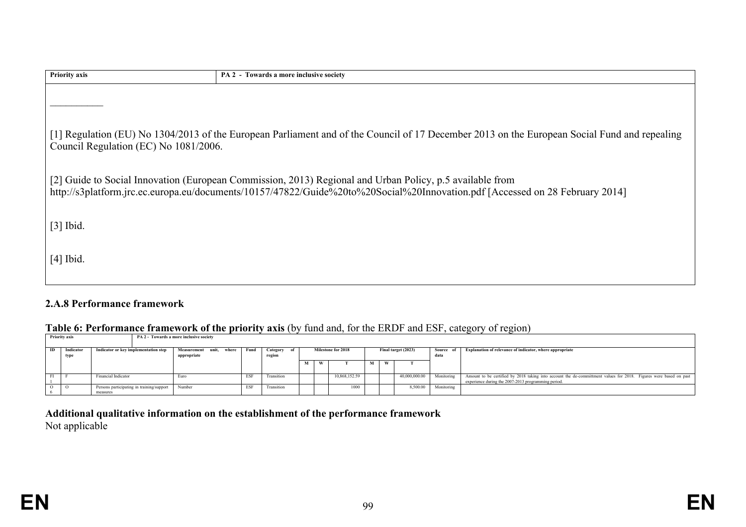| Priority axis | PA 2 - Towards a more inclusive society |
|---|---|

___________

[1] Regulation (EU) No 1304/2013 of the European Parliament and of the Council of 17 December 2013 on the European Social Fund and repealing Council Regulation (EC) No 1081/2006.

[2] Guide to Social Innovation (European Commission, 2013) Regional and Urban Policy, p.5 available from http://s3platform.jrc.ec.europa.eu/documents/10157/47822/Guide%20to%20Social%20Innovation.pdf [Accessed on 28 February 2014]

[3] Ibid.

[4] Ibid.

### 2.A.8 Performance framework

**Table 6: Performance framework of the priority axis** (by fund and, for the ERDF and ESF, category of region)

**Priority axis:** PA 2 - Towards a more inclusive society

| ID | Indicator type | Indicator or key implementation step | Measurement unit, where appropriate | Fund | Category of region | Milestone for 2018 | | | Final target (2023) | | | Source of data | Explanation of relevance of indicator, where appropriate |
|---|---|---|---|---|---|---|---|---|---|---|---|---|---|
| | | | | | | M | W | T | M | W | T | | |
| FI1 | F | Financial Indicator | Euro | ESF | Transition | | | 10,868,152.59 | | | 40,000,000.00 | Monitoring | Amount to be certified by 2018 taking into account the de-committment values for 2018. Figures were based on past experience during the 2007-2013 programming period. |
| O6 | O | Persons participating in training/support measures | Number | ESF | Transition | | | 1000 | | | 8,500.00 | Monitoring | |

**Additional qualitative information on the establishment of the performance framework**

Not applicable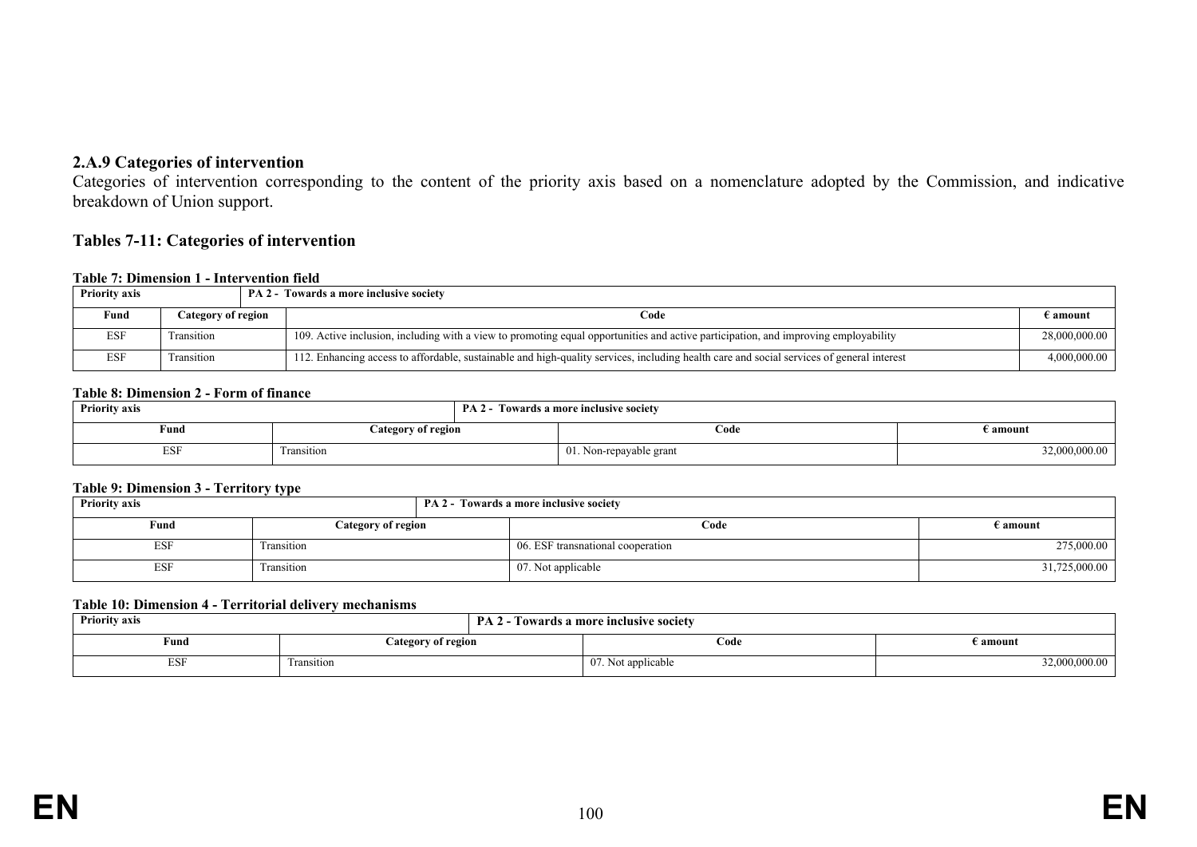### 2.A.9 Categories of intervention

Categories of intervention corresponding to the content of the priority axis based on a nomenclature adopted by the Commission, and indicative breakdown of Union support.

### Tables 7-11: Categories of intervention

**Table 7: Dimension 1 - Intervention field**

| Priority axis | | PA 2 - Towards a more inclusive society | |
|---|---|---|---|
| Fund | Category of region | Code | € amount |
| ESF | Transition | 109. Active inclusion, including with a view to promoting equal opportunities and active participation, and improving employability | 28,000,000.00 |
| ESF | Transition | 112. Enhancing access to affordable, sustainable and high-quality services, including health care and social services of general interest | 4,000,000.00 |

**Table 8: Dimension 2 - Form of finance**

| Priority axis | | PA 2 - Towards a more inclusive society | |
|---|---|---|---|
| Fund | Category of region | Code | € amount |
| ESF | Transition | 01. Non-repayable grant | 32,000,000.00 |

**Table 9: Dimension 3 - Territory type**

| Priority axis | | PA 2 - Towards a more inclusive society | |
|---|---|---|---|
| Fund | Category of region | Code | € amount |
| ESF | Transition | 06. ESF transnational cooperation | 275,000.00 |
| ESF | Transition | 07. Not applicable | 31,725,000.00 |

**Table 10: Dimension 4 - Territorial delivery mechanisms**

| Priority axis | | PA 2 - Towards a more inclusive society | |
|---|---|---|---|
| Fund | Category of region | Code | € amount |
| ESF | Transition | 07. Not applicable | 32,000,000.00 |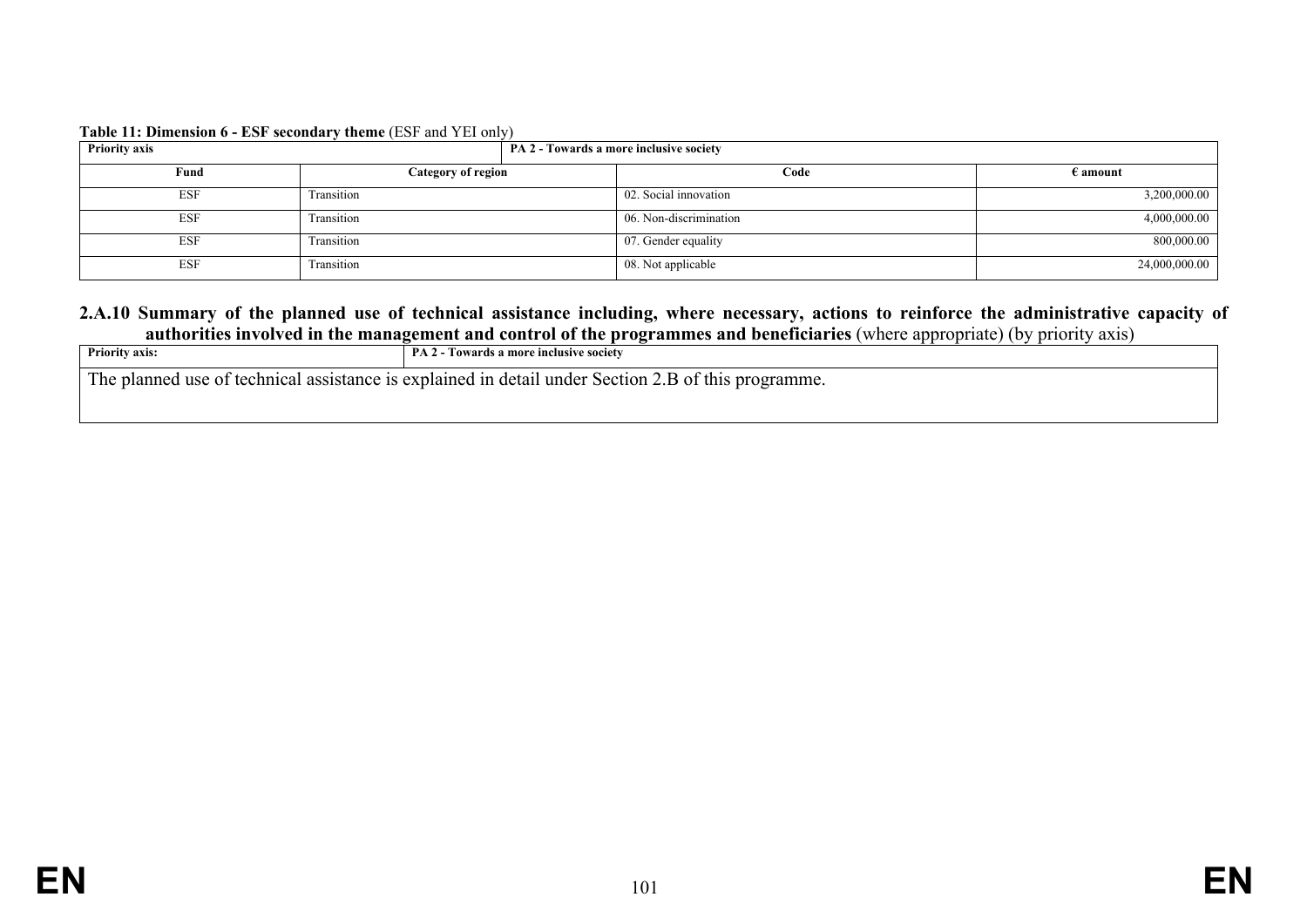**Table 11: Dimension 6 - ESF secondary theme** (ESF and YEI only)

| Priority axis | PA 2 - Towards a more inclusive society | | |
|---|---|---|---|
| **Fund** | **Category of region** | **Code** | **€ amount** |
| ESF | Transition | 02. Social innovation | 3,200,000.00 |
| ESF | Transition | 06. Non-discrimination | 4,000,000.00 |
| ESF | Transition | 07. Gender equality | 800,000.00 |
| ESF | Transition | 08. Not applicable | 24,000,000.00 |

## 2.A.10 Summary of the planned use of technical assistance including, where necessary, actions to reinforce the administrative capacity of authorities involved in the management and control of the programmes and beneficiaries (where appropriate) (by priority axis)

| Priority axis: | PA 2 - Towards a more inclusive society |
|---|---|
| The planned use of technical assistance is explained in detail under Section 2.B of this programme. | |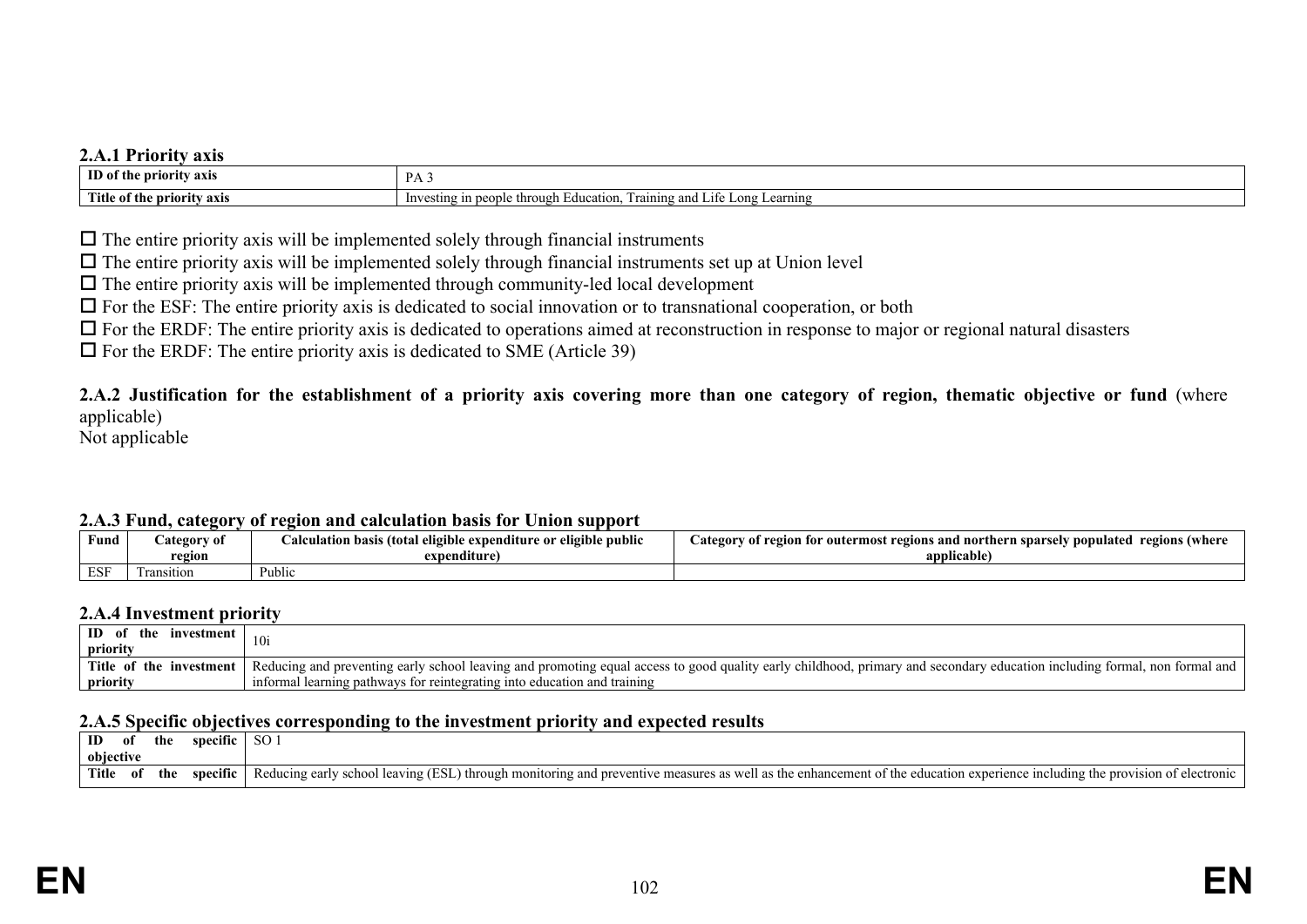### 2.A.1 Priority axis

| ID of the priority axis | PA 3 |
|---|---|
| Title of the priority axis | Investing in people through Education, Training and Life Long Learning |

☐ The entire priority axis will be implemented solely through financial instruments

☐ The entire priority axis will be implemented solely through financial instruments set up at Union level

☐ The entire priority axis will be implemented through community-led local development

☐ For the ESF: The entire priority axis is dedicated to social innovation or to transnational cooperation, or both

☐ For the ERDF: The entire priority axis is dedicated to operations aimed at reconstruction in response to major or regional natural disasters

☐ For the ERDF: The entire priority axis is dedicated to SME (Article 39)

**2.A.2 Justification for the establishment of a priority axis covering more than one category of region, thematic objective or fund** (where applicable)

Not applicable

### 2.A.3 Fund, category of region and calculation basis for Union support

| Fund | Category of region | Calculation basis (total eligible expenditure or eligible public expenditure) | Category of region for outermost regions and northern sparsely populated regions (where applicable) |
|---|---|---|---|
| ESF | Transition | Public | |

### 2.A.4 Investment priority

| ID of the investment priority | 10i |
|---|---|
| Title of the investment priority | Reducing and preventing early school leaving and promoting equal access to good quality early childhood, primary and secondary education including formal, non formal and informal learning pathways for reintegrating into education and training |

### 2.A.5 Specific objectives corresponding to the investment priority and expected results

| ID of the specific objective | SO 1 |
|---|---|
| Title of the specific | Reducing early school leaving (ESL) through monitoring and preventive measures as well as the enhancement of the education experience including the provision of electronic |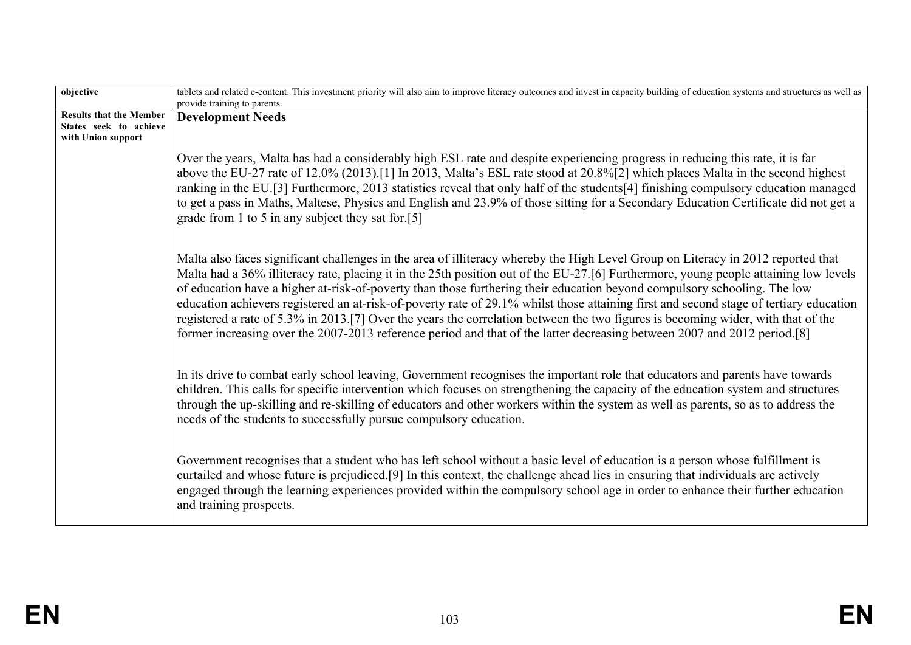| objective | tablets and related e-content. This investment priority will also aim to improve literacy outcomes and invest in capacity building of education systems and structures as well as provide training to parents. |
|---|---|
| **Results that the Member States seek to achieve with Union support** | **Development Needs**<br><br>Over the years, Malta has had a considerably high ESL rate and despite experiencing progress in reducing this rate, it is far above the EU-27 rate of 12.0% (2013).[1] In 2013, Malta's ESL rate stood at 20.8%[2] which places Malta in the second highest ranking in the EU.[3] Furthermore, 2013 statistics reveal that only half of the students[4] finishing compulsory education managed to get a pass in Maths, Maltese, Physics and English and 23.9% of those sitting for a Secondary Education Certificate did not get a grade from 1 to 5 in any subject they sat for.[5]<br><br>Malta also faces significant challenges in the area of illiteracy whereby the High Level Group on Literacy in 2012 reported that Malta had a 36% illiteracy rate, placing it in the 25th position out of the EU-27.[6] Furthermore, young people attaining low levels of education have a higher at-risk-of-poverty than those furthering their education beyond compulsory schooling. The low education achievers registered an at-risk-of-poverty rate of 29.1% whilst those attaining first and second stage of tertiary education registered a rate of 5.3% in 2013.[7] Over the years the correlation between the two figures is becoming wider, with that of the former increasing over the 2007-2013 reference period and that of the latter decreasing between 2007 and 2012 period.[8]<br><br>In its drive to combat early school leaving, Government recognises the important role that educators and parents have towards children. This calls for specific intervention which focuses on strengthening the capacity of the education system and structures through the up-skilling and re-skilling of educators and other workers within the system as well as parents, so as to address the needs of the students to successfully pursue compulsory education.<br><br>Government recognises that a student who has left school without a basic level of education is a person whose fulfillment is curtailed and whose future is prejudiced.[9] In this context, the challenge ahead lies in ensuring that individuals are actively engaged through the learning experiences provided within the compulsory school age in order to enhance their further education and training prospects. |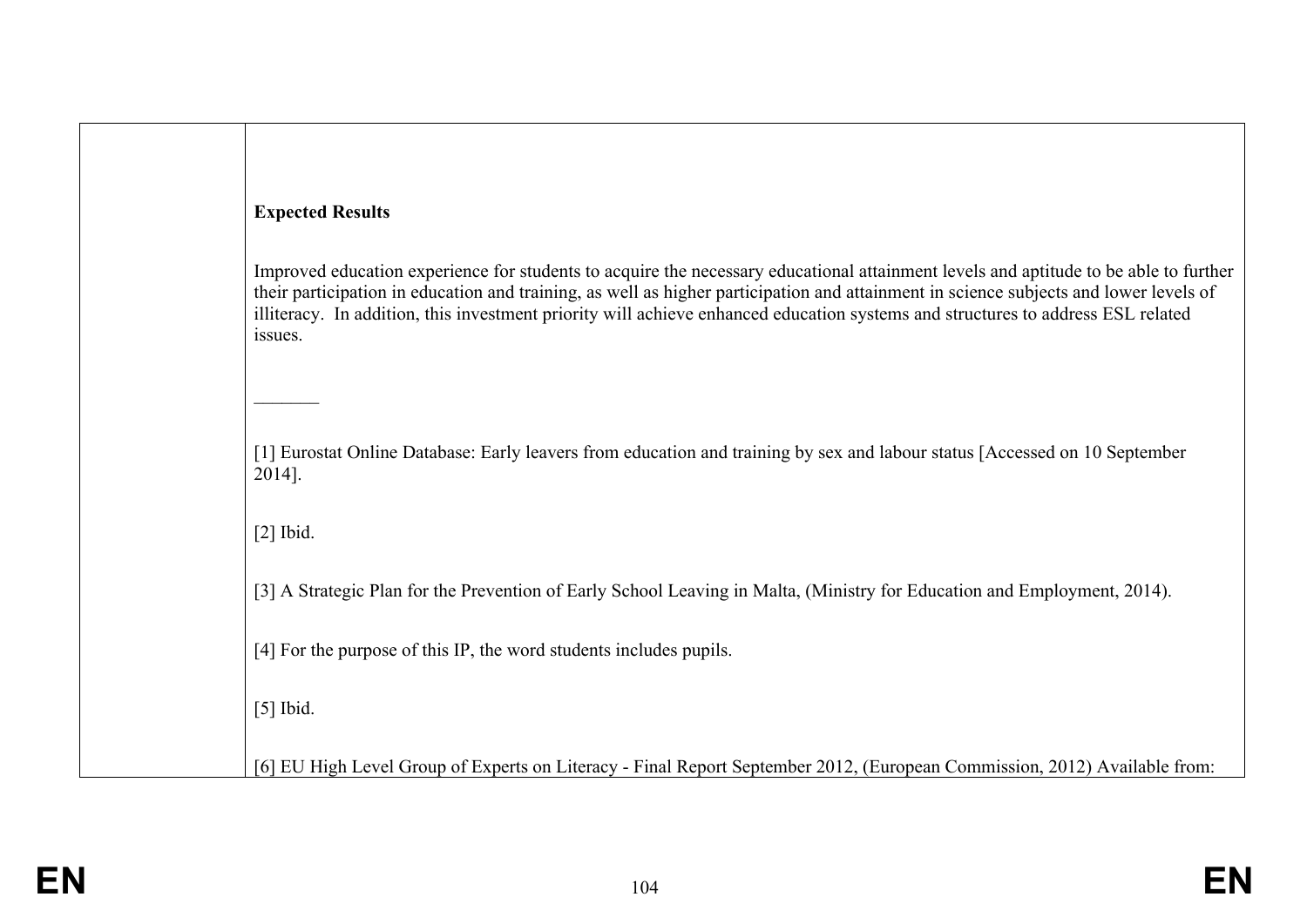**Expected Results**

Improved education experience for students to acquire the necessary educational attainment levels and aptitude to be able to further their participation in education and training, as well as higher participation and attainment in science subjects and lower levels of illiteracy. In addition, this investment priority will achieve enhanced education systems and structures to address ESL related issues.

_______

[1] Eurostat Online Database: Early leavers from education and training by sex and labour status [Accessed on 10 September 2014].

[2] Ibid.

[3] A Strategic Plan for the Prevention of Early School Leaving in Malta, (Ministry for Education and Employment, 2014).

[4] For the purpose of this IP, the word students includes pupils.

[5] Ibid.

[6] EU High Level Group of Experts on Literacy - Final Report September 2012, (European Commission, 2012) Available from: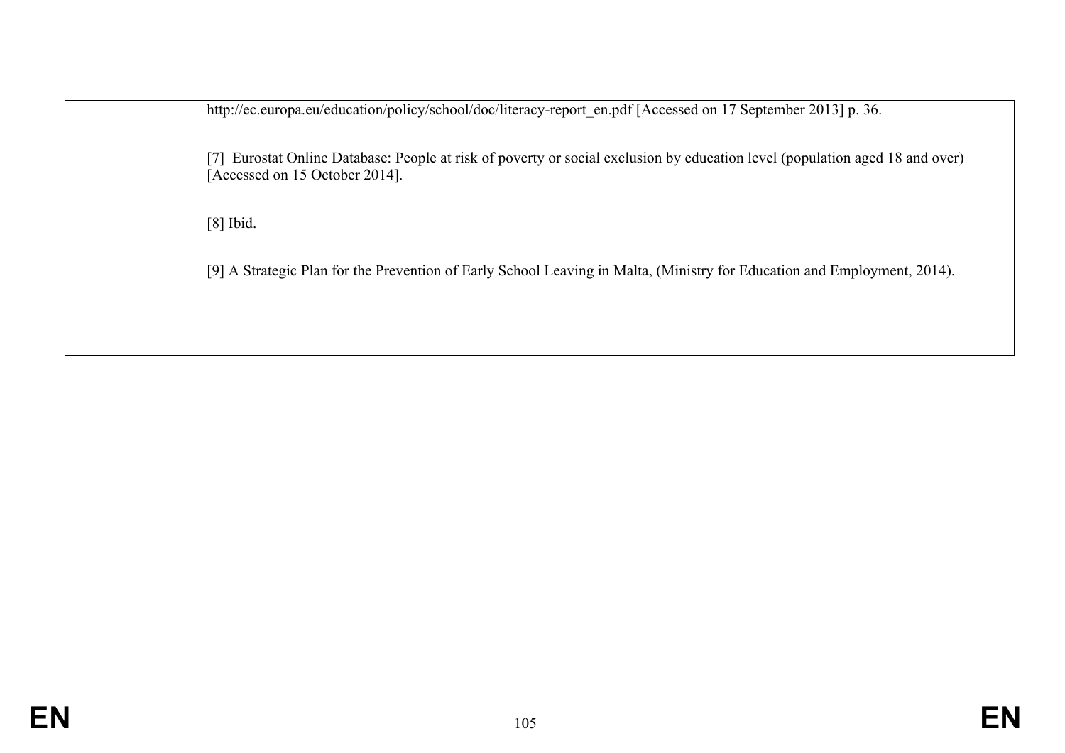| | |
|---|---|
| | http://ec.europa.eu/education/policy/school/doc/literacy-report_en.pdf [Accessed on 17 September 2013] p. 36.<br><br>[7] Eurostat Online Database: People at risk of poverty or social exclusion by education level (population aged 18 and over) [Accessed on 15 October 2014].<br><br>[8] Ibid.<br><br>[9] A Strategic Plan for the Prevention of Early School Leaving in Malta, (Ministry for Education and Employment, 2014). |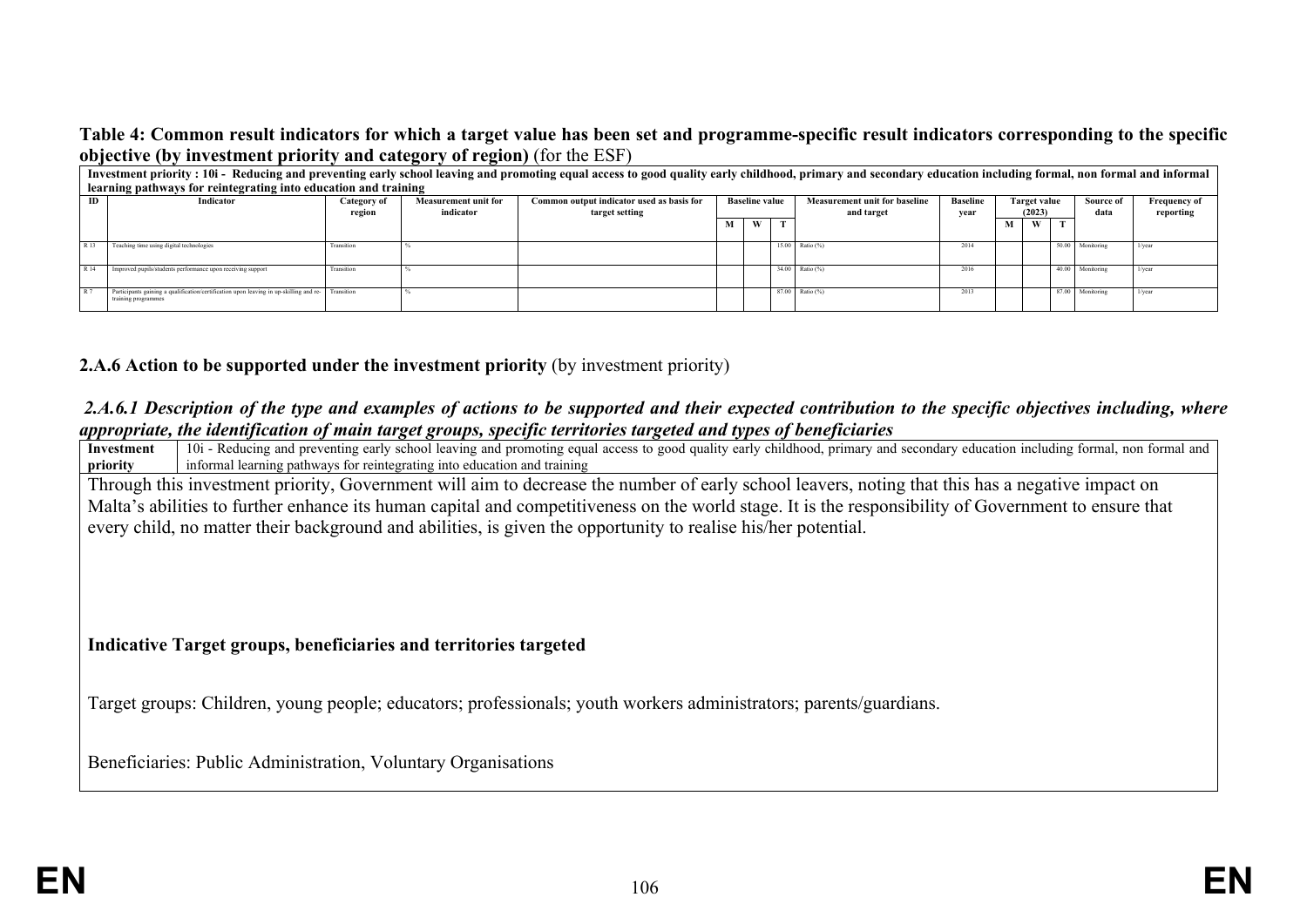**Table 4: Common result indicators for which a target value has been set and programme-specific result indicators corresponding to the specific objective (by investment priority and category of region)** (for the ESF)

| Investment priority : 10i - Reducing and preventing early school leaving and promoting equal access to good quality early childhood, primary and secondary education including formal, non formal and informal learning pathways for reintegrating into education and training | | | | | | | | | | | | | | | |
|---|---|---|---|---|---|---|---|---|---|---|---|---|---|---|---|
| ID | Indicator | Category of region | Measurement unit for indicator | Common output indicator used as basis for target setting | Baseline value | | | Measurement unit for baseline and target | Baseline year | Target value (2023) | | | Source of data | Frequency of reporting |
| | | | | | M | W | T | | | M | W | T | | |
| R 13 | Teaching time using digital technologies | Transition | % | | | | 15.00 | Ratio (%) | 2014 | | | 50.00 | Monitoring | 1/year |
| R 14 | Improved pupils/students performance upon receiving support | Transition | % | | | | 34.00 | Ratio (%) | 2016 | | | 40.00 | Monitoring | 1/year |
| R 7 | Participants gaining a qualification/certification upon leaving in up-skilling and re-training programmes | Transition | % | | | | 87.00 | Ratio (%) | 2013 | | | 87.00 | Monitoring | 1/year |

### 2.A.6 Action to be supported under the investment priority (by investment priority)

#### *2.A.6.1 Description of the type and examples of actions to be supported and their expected contribution to the specific objectives including, where appropriate, the identification of main target groups, specific territories targeted and types of beneficiaries*

| Investment priority | 10i - Reducing and preventing early school leaving and promoting equal access to good quality early childhood, primary and secondary education including formal, non formal and informal learning pathways for reintegrating into education and training |
|---|---|

Through this investment priority, Government will aim to decrease the number of early school leavers, noting that this has a negative impact on Malta's abilities to further enhance its human capital and competitiveness on the world stage. It is the responsibility of Government to ensure that every child, no matter their background and abilities, is given the opportunity to realise his/her potential.

**Indicative Target groups, beneficiaries and territories targeted**

Target groups: Children, young people; educators; professionals; youth workers administrators; parents/guardians.

Beneficiaries: Public Administration, Voluntary Organisations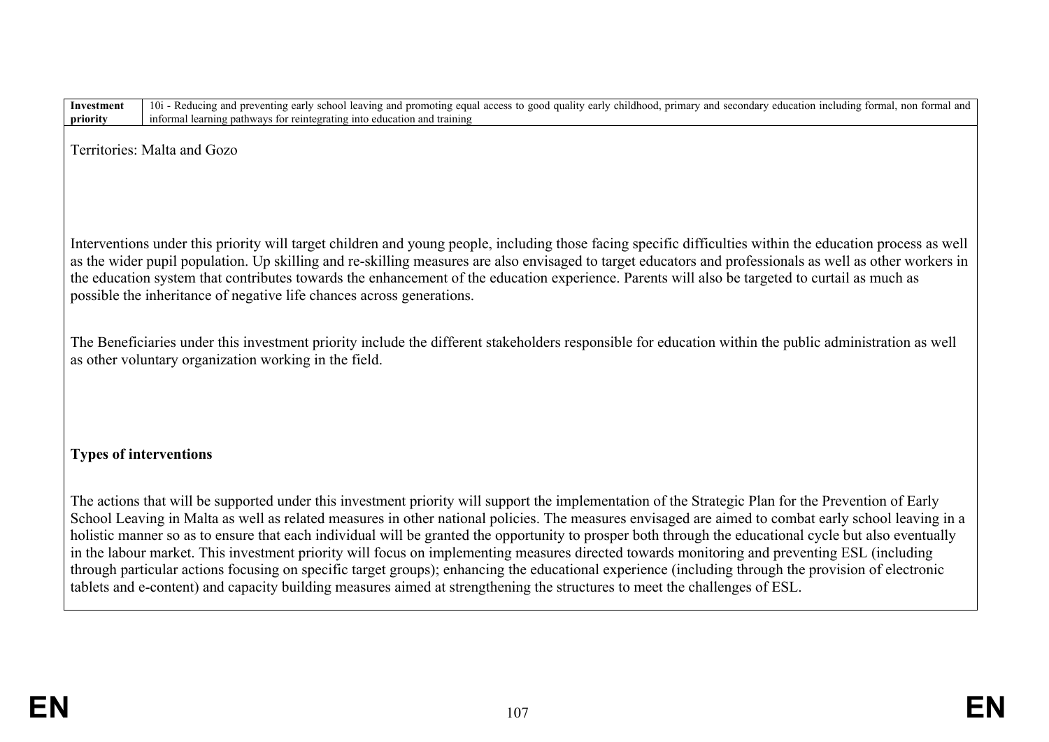| Investment priority | 10i - Reducing and preventing early school leaving and promoting equal access to good quality early childhood, primary and secondary education including formal, non formal and informal learning pathways for reintegrating into education and training |
| --- | --- |

Territories: Malta and Gozo

Interventions under this priority will target children and young people, including those facing specific difficulties within the education process as well as the wider pupil population. Up skilling and re-skilling measures are also envisaged to target educators and professionals as well as other workers in the education system that contributes towards the enhancement of the education experience. Parents will also be targeted to curtail as much as possible the inheritance of negative life chances across generations.

The Beneficiaries under this investment priority include the different stakeholders responsible for education within the public administration as well as other voluntary organization working in the field.

**Types of interventions**

The actions that will be supported under this investment priority will support the implementation of the Strategic Plan for the Prevention of Early School Leaving in Malta as well as related measures in other national policies. The measures envisaged are aimed to combat early school leaving in a holistic manner so as to ensure that each individual will be granted the opportunity to prosper both through the educational cycle but also eventually in the labour market. This investment priority will focus on implementing measures directed towards monitoring and preventing ESL (including through particular actions focusing on specific target groups); enhancing the educational experience (including through the provision of electronic tablets and e-content) and capacity building measures aimed at strengthening the structures to meet the challenges of ESL.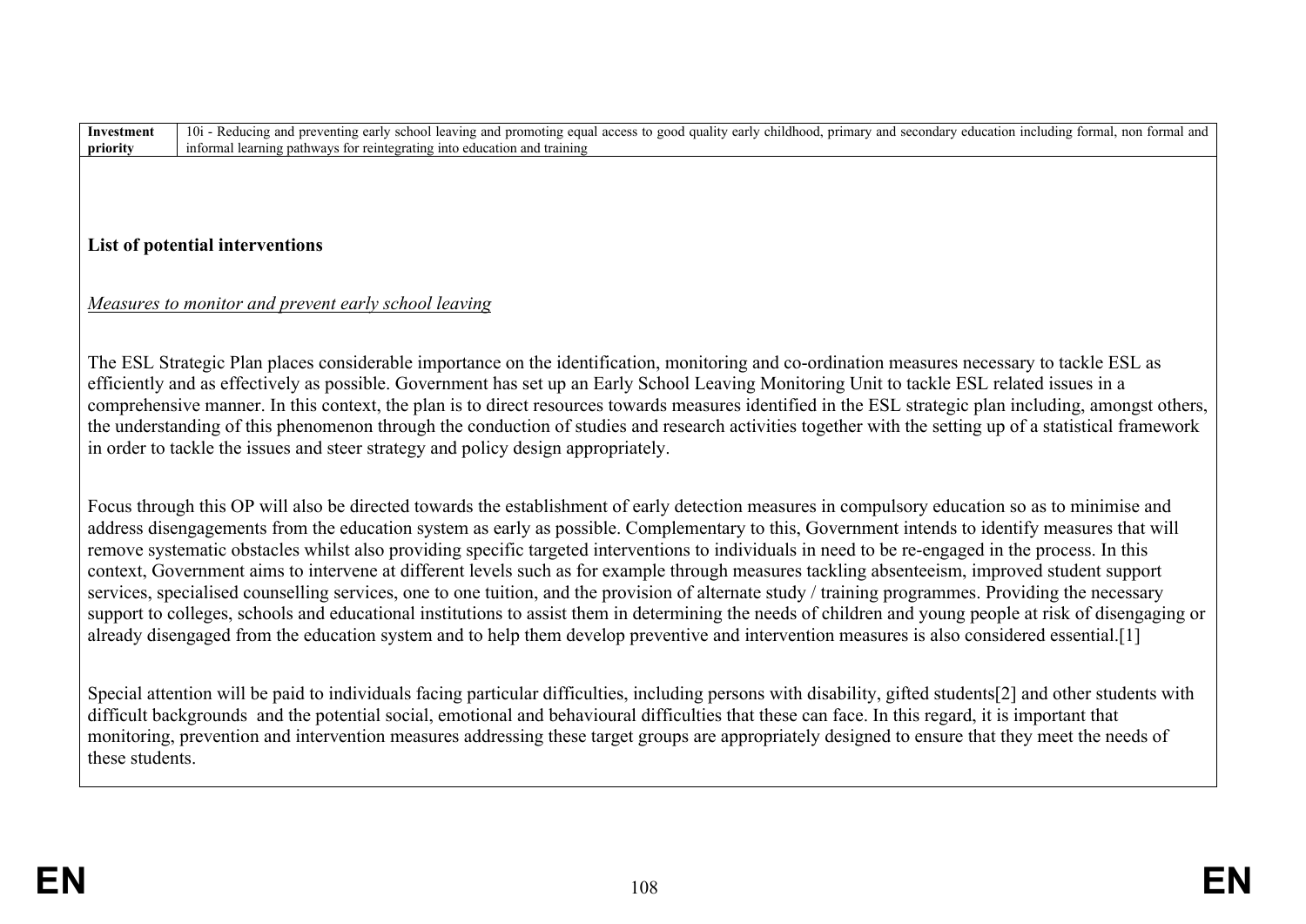| Investment priority | 10i - Reducing and preventing early school leaving and promoting equal access to good quality early childhood, primary and secondary education including formal, non formal and informal learning pathways for reintegrating into education and training |
|---|---|

**List of potential interventions**

*Measures to monitor and prevent early school leaving*

The ESL Strategic Plan places considerable importance on the identification, monitoring and co-ordination measures necessary to tackle ESL as efficiently and as effectively as possible. Government has set up an Early School Leaving Monitoring Unit to tackle ESL related issues in a comprehensive manner. In this context, the plan is to direct resources towards measures identified in the ESL strategic plan including, amongst others, the understanding of this phenomenon through the conduction of studies and research activities together with the setting up of a statistical framework in order to tackle the issues and steer strategy and policy design appropriately.

Focus through this OP will also be directed towards the establishment of early detection measures in compulsory education so as to minimise and address disengagements from the education system as early as possible. Complementary to this, Government intends to identify measures that will remove systematic obstacles whilst also providing specific targeted interventions to individuals in need to be re-engaged in the process. In this context, Government aims to intervene at different levels such as for example through measures tackling absenteeism, improved student support services, specialised counselling services, one to one tuition, and the provision of alternate study / training programmes. Providing the necessary support to colleges, schools and educational institutions to assist them in determining the needs of children and young people at risk of disengaging or already disengaged from the education system and to help them develop preventive and intervention measures is also considered essential.[1]

Special attention will be paid to individuals facing particular difficulties, including persons with disability, gifted students[2] and other students with difficult backgrounds and the potential social, emotional and behavioural difficulties that these can face. In this regard, it is important that monitoring, prevention and intervention measures addressing these target groups are appropriately designed to ensure that they meet the needs of these students.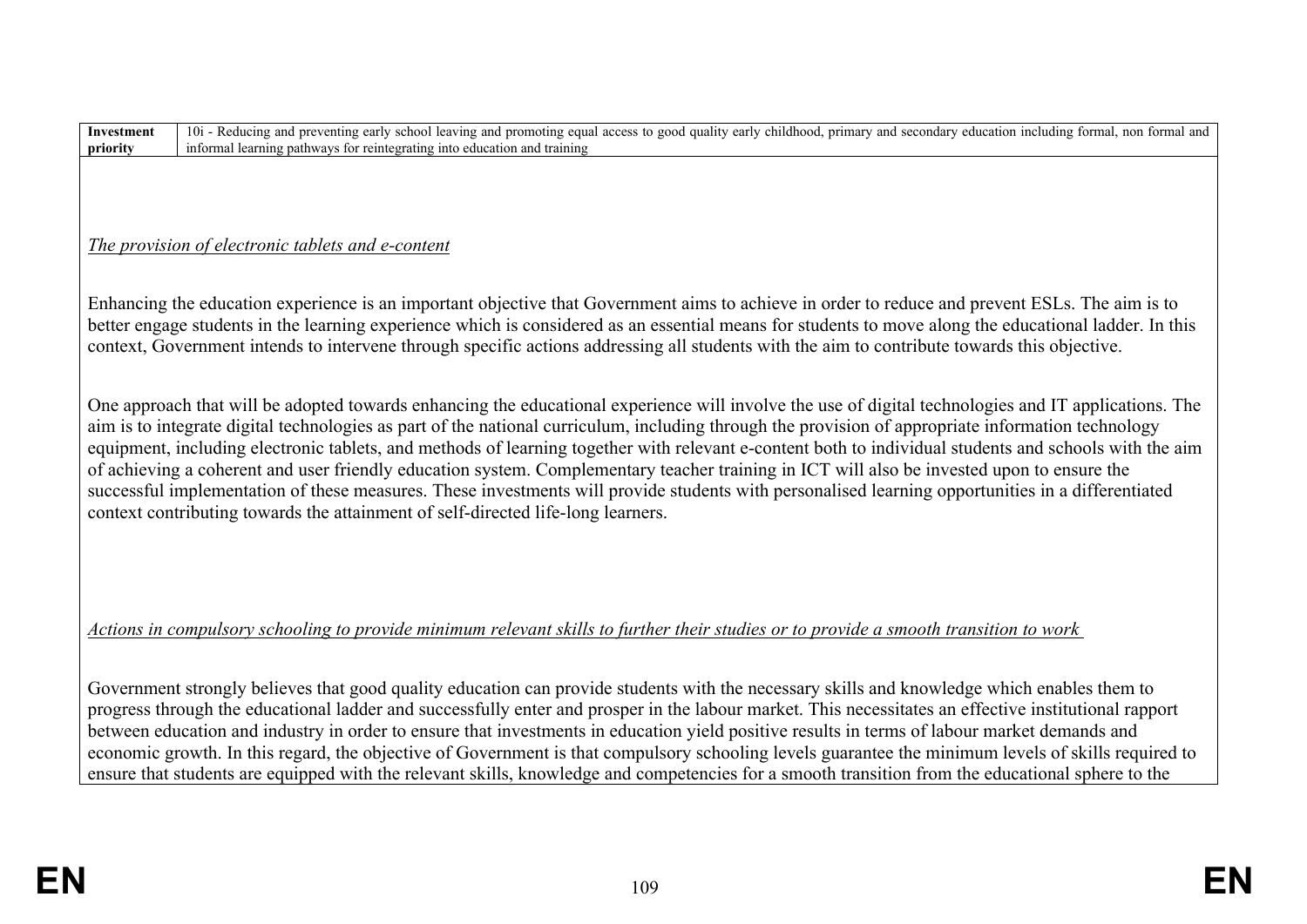| Investment priority | 10i - Reducing and preventing early school leaving and promoting equal access to good quality early childhood, primary and secondary education including formal, non formal and informal learning pathways for reintegrating into education and training |
|---|---|

*The provision of electronic tablets and e-content*

Enhancing the education experience is an important objective that Government aims to achieve in order to reduce and prevent ESLs. The aim is to better engage students in the learning experience which is considered as an essential means for students to move along the educational ladder. In this context, Government intends to intervene through specific actions addressing all students with the aim to contribute towards this objective.

One approach that will be adopted towards enhancing the educational experience will involve the use of digital technologies and IT applications. The aim is to integrate digital technologies as part of the national curriculum, including through the provision of appropriate information technology equipment, including electronic tablets, and methods of learning together with relevant e-content both to individual students and schools with the aim of achieving a coherent and user friendly education system. Complementary teacher training in ICT will also be invested upon to ensure the successful implementation of these measures. These investments will provide students with personalised learning opportunities in a differentiated context contributing towards the attainment of self-directed life-long learners.

*Actions in compulsory schooling to provide minimum relevant skills to further their studies or to provide a smooth transition to work*

Government strongly believes that good quality education can provide students with the necessary skills and knowledge which enables them to progress through the educational ladder and successfully enter and prosper in the labour market. This necessitates an effective institutional rapport between education and industry in order to ensure that investments in education yield positive results in terms of labour market demands and economic growth. In this regard, the objective of Government is that compulsory schooling levels guarantee the minimum levels of skills required to ensure that students are equipped with the relevant skills, knowledge and competencies for a smooth transition from the educational sphere to the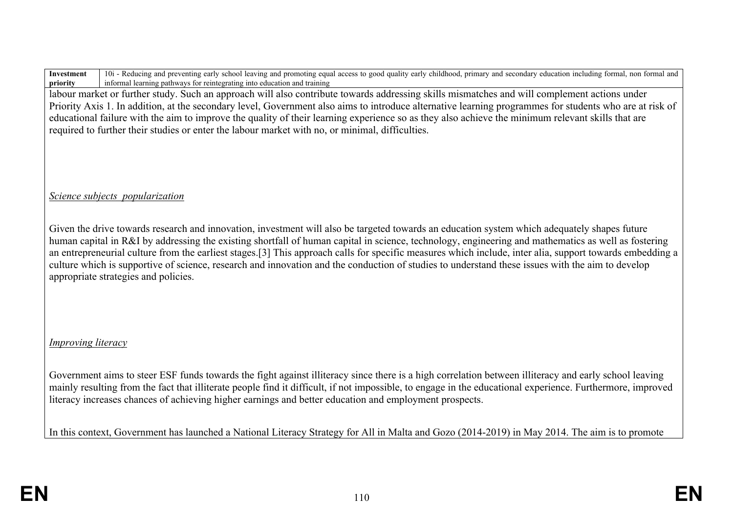| Investment priority | 10i - Reducing and preventing early school leaving and promoting equal access to good quality early childhood, primary and secondary education including formal, non formal and informal learning pathways for reintegrating into education and training |
|---|---|

labour market or further study. Such an approach will also contribute towards addressing skills mismatches and will complement actions under Priority Axis 1. In addition, at the secondary level, Government also aims to introduce alternative learning programmes for students who are at risk of educational failure with the aim to improve the quality of their learning experience so as they also achieve the minimum relevant skills that are required to further their studies or enter the labour market with no, or minimal, difficulties.

*Science subjects popularization*

Given the drive towards research and innovation, investment will also be targeted towards an education system which adequately shapes future human capital in R&I by addressing the existing shortfall of human capital in science, technology, engineering and mathematics as well as fostering an entrepreneurial culture from the earliest stages.[3] This approach calls for specific measures which include, inter alia, support towards embedding a culture which is supportive of science, research and innovation and the conduction of studies to understand these issues with the aim to develop appropriate strategies and policies.

*Improving literacy*

Government aims to steer ESF funds towards the fight against illiteracy since there is a high correlation between illiteracy and early school leaving mainly resulting from the fact that illiterate people find it difficult, if not impossible, to engage in the educational experience. Furthermore, improved literacy increases chances of achieving higher earnings and better education and employment prospects.

In this context, Government has launched a National Literacy Strategy for All in Malta and Gozo (2014-2019) in May 2014. The aim is to promote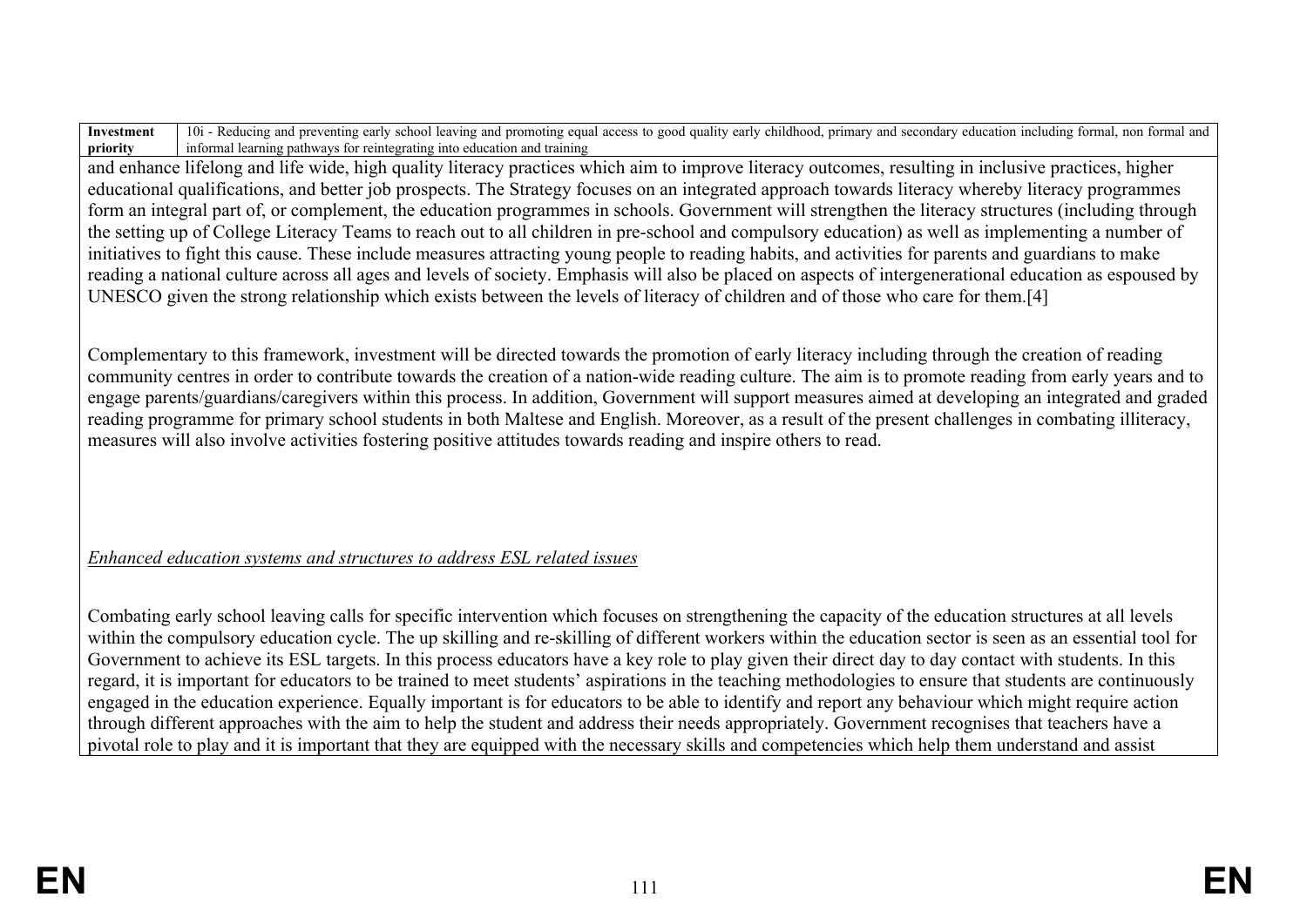| Investment priority | 10i - Reducing and preventing early school leaving and promoting equal access to good quality early childhood, primary and secondary education including formal, non formal and informal learning pathways for reintegrating into education and training |
|---|---|

and enhance lifelong and life wide, high quality literacy practices which aim to improve literacy outcomes, resulting in inclusive practices, higher educational qualifications, and better job prospects. The Strategy focuses on an integrated approach towards literacy whereby literacy programmes form an integral part of, or complement, the education programmes in schools. Government will strengthen the literacy structures (including through the setting up of College Literacy Teams to reach out to all children in pre-school and compulsory education) as well as implementing a number of initiatives to fight this cause. These include measures attracting young people to reading habits, and activities for parents and guardians to make reading a national culture across all ages and levels of society. Emphasis will also be placed on aspects of intergenerational education as espoused by UNESCO given the strong relationship which exists between the levels of literacy of children and of those who care for them.[4]

Complementary to this framework, investment will be directed towards the promotion of early literacy including through the creation of reading community centres in order to contribute towards the creation of a nation-wide reading culture. The aim is to promote reading from early years and to engage parents/guardians/caregivers within this process. In addition, Government will support measures aimed at developing an integrated and graded reading programme for primary school students in both Maltese and English. Moreover, as a result of the present challenges in combating illiteracy, measures will also involve activities fostering positive attitudes towards reading and inspire others to read.

*Enhanced education systems and structures to address ESL related issues*

Combating early school leaving calls for specific intervention which focuses on strengthening the capacity of the education structures at all levels within the compulsory education cycle. The up skilling and re-skilling of different workers within the education sector is seen as an essential tool for Government to achieve its ESL targets. In this process educators have a key role to play given their direct day to day contact with students. In this regard, it is important for educators to be trained to meet students' aspirations in the teaching methodologies to ensure that students are continuously engaged in the education experience. Equally important is for educators to be able to identify and report any behaviour which might require action through different approaches with the aim to help the student and address their needs appropriately. Government recognises that teachers have a pivotal role to play and it is important that they are equipped with the necessary skills and competencies which help them understand and assist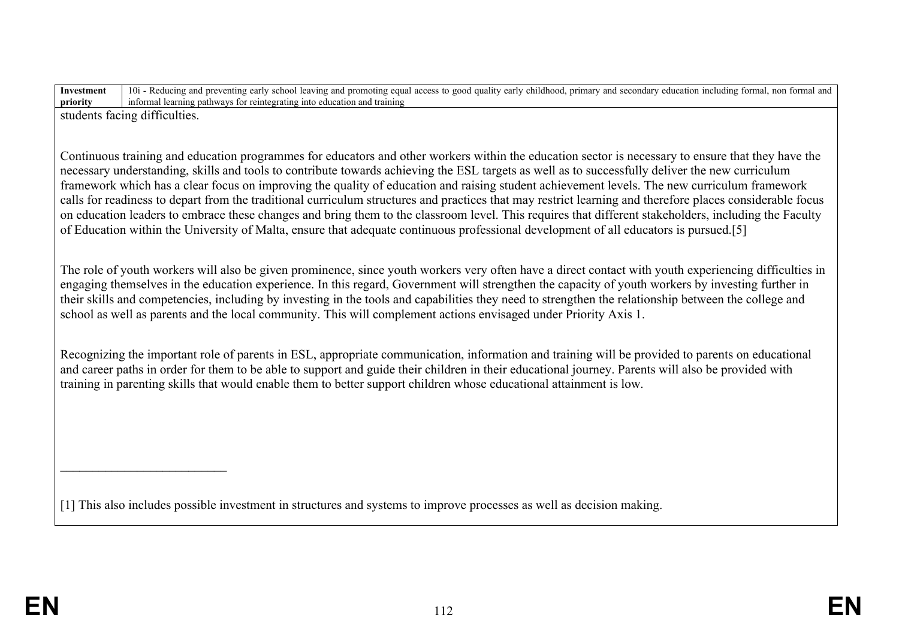| Investment priority | 10i - Reducing and preventing early school leaving and promoting equal access to good quality early childhood, primary and secondary education including formal, non formal and informal learning pathways for reintegrating into education and training |
| --- | --- |

students facing difficulties.

Continuous training and education programmes for educators and other workers within the education sector is necessary to ensure that they have the necessary understanding, skills and tools to contribute towards achieving the ESL targets as well as to successfully deliver the new curriculum framework which has a clear focus on improving the quality of education and raising student achievement levels. The new curriculum framework calls for readiness to depart from the traditional curriculum structures and practices that may restrict learning and therefore places considerable focus on education leaders to embrace these changes and bring them to the classroom level. This requires that different stakeholders, including the Faculty of Education within the University of Malta, ensure that adequate continuous professional development of all educators is pursued.[5]

The role of youth workers will also be given prominence, since youth workers very often have a direct contact with youth experiencing difficulties in engaging themselves in the education experience. In this regard, Government will strengthen the capacity of youth workers by investing further in their skills and competencies, including by investing in the tools and capabilities they need to strengthen the relationship between the college and school as well as parents and the local community. This will complement actions envisaged under Priority Axis 1.

Recognizing the important role of parents in ESL, appropriate communication, information and training will be provided to parents on educational and career paths in order for them to be able to support and guide their children in their educational journey. Parents will also be provided with training in parenting skills that would enable them to better support children whose educational attainment is low.

---

[1] This also includes possible investment in structures and systems to improve processes as well as decision making.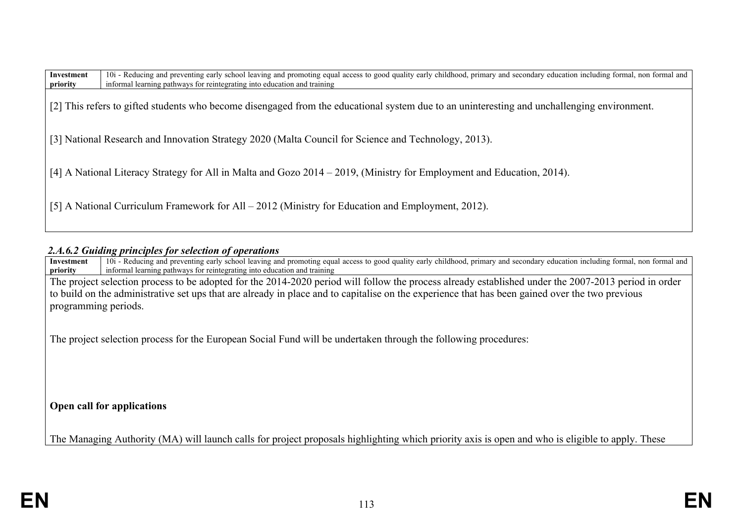| Investment priority | 10i - Reducing and preventing early school leaving and promoting equal access to good quality early childhood, primary and secondary education including formal, non formal and informal learning pathways for reintegrating into education and training |
|---|---|

[2] This refers to gifted students who become disengaged from the educational system due to an uninteresting and unchallenging environment.

[3] National Research and Innovation Strategy 2020 (Malta Council for Science and Technology, 2013).

[4] A National Literacy Strategy for All in Malta and Gozo 2014 – 2019, (Ministry for Employment and Education, 2014).

[5] A National Curriculum Framework for All – 2012 (Ministry for Education and Employment, 2012).

### *2.A.6.2 Guiding principles for selection of operations*

| Investment priority | 10i - Reducing and preventing early school leaving and promoting equal access to good quality early childhood, primary and secondary education including formal, non formal and informal learning pathways for reintegrating into education and training |
|---|---|

The project selection process to be adopted for the 2014-2020 period will follow the process already established under the 2007-2013 period in order to build on the administrative set ups that are already in place and to capitalise on the experience that has been gained over the two previous programming periods.

The project selection process for the European Social Fund will be undertaken through the following procedures:

**Open call for applications**

The Managing Authority (MA) will launch calls for project proposals highlighting which priority axis is open and who is eligible to apply. These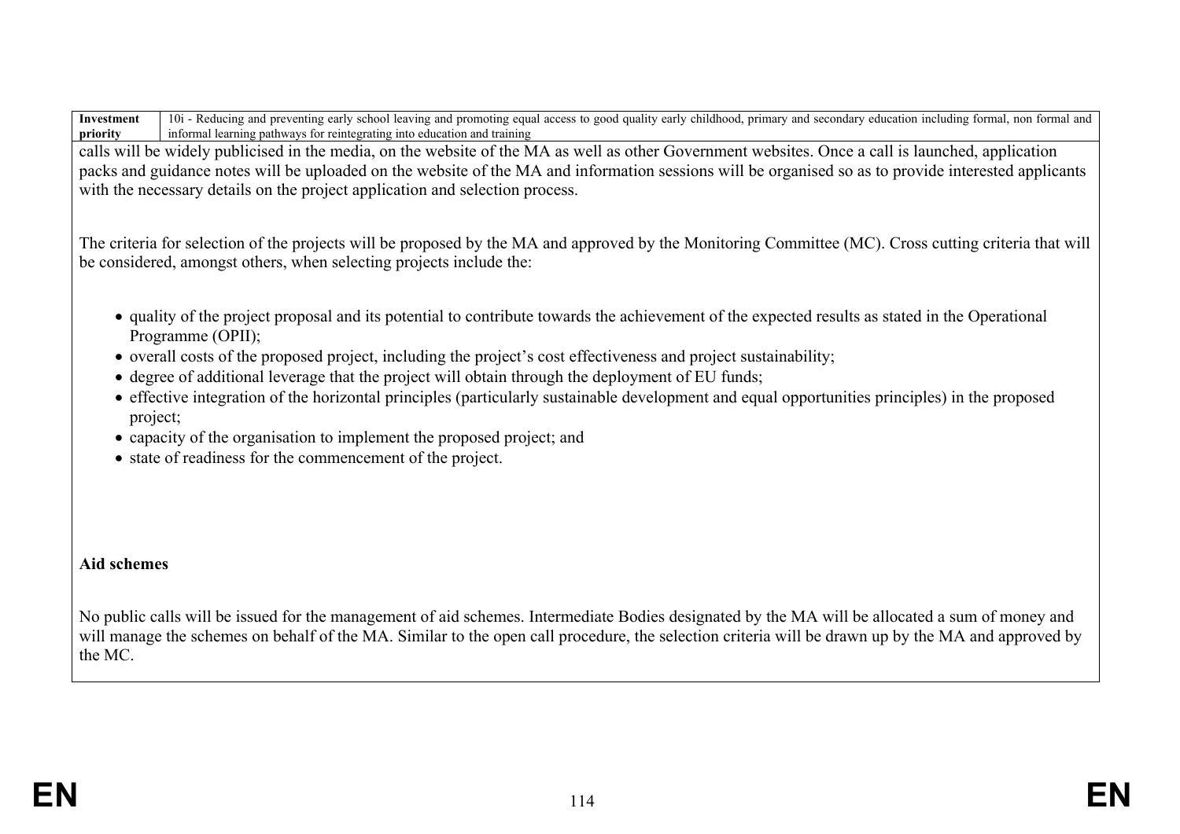| Investment priority | 10i - Reducing and preventing early school leaving and promoting equal access to good quality early childhood, primary and secondary education including formal, non formal and informal learning pathways for reintegrating into education and training |
|---|---|

calls will be widely publicised in the media, on the website of the MA as well as other Government websites. Once a call is launched, application packs and guidance notes will be uploaded on the website of the MA and information sessions will be organised so as to provide interested applicants with the necessary details on the project application and selection process.

The criteria for selection of the projects will be proposed by the MA and approved by the Monitoring Committee (MC). Cross cutting criteria that will be considered, amongst others, when selecting projects include the:

- quality of the project proposal and its potential to contribute towards the achievement of the expected results as stated in the Operational Programme (OPII);
- overall costs of the proposed project, including the project's cost effectiveness and project sustainability;
- degree of additional leverage that the project will obtain through the deployment of EU funds;
- effective integration of the horizontal principles (particularly sustainable development and equal opportunities principles) in the proposed project;
- capacity of the organisation to implement the proposed project; and
- state of readiness for the commencement of the project.

**Aid schemes**

No public calls will be issued for the management of aid schemes. Intermediate Bodies designated by the MA will be allocated a sum of money and will manage the schemes on behalf of the MA. Similar to the open call procedure, the selection criteria will be drawn up by the MA and approved by the MC.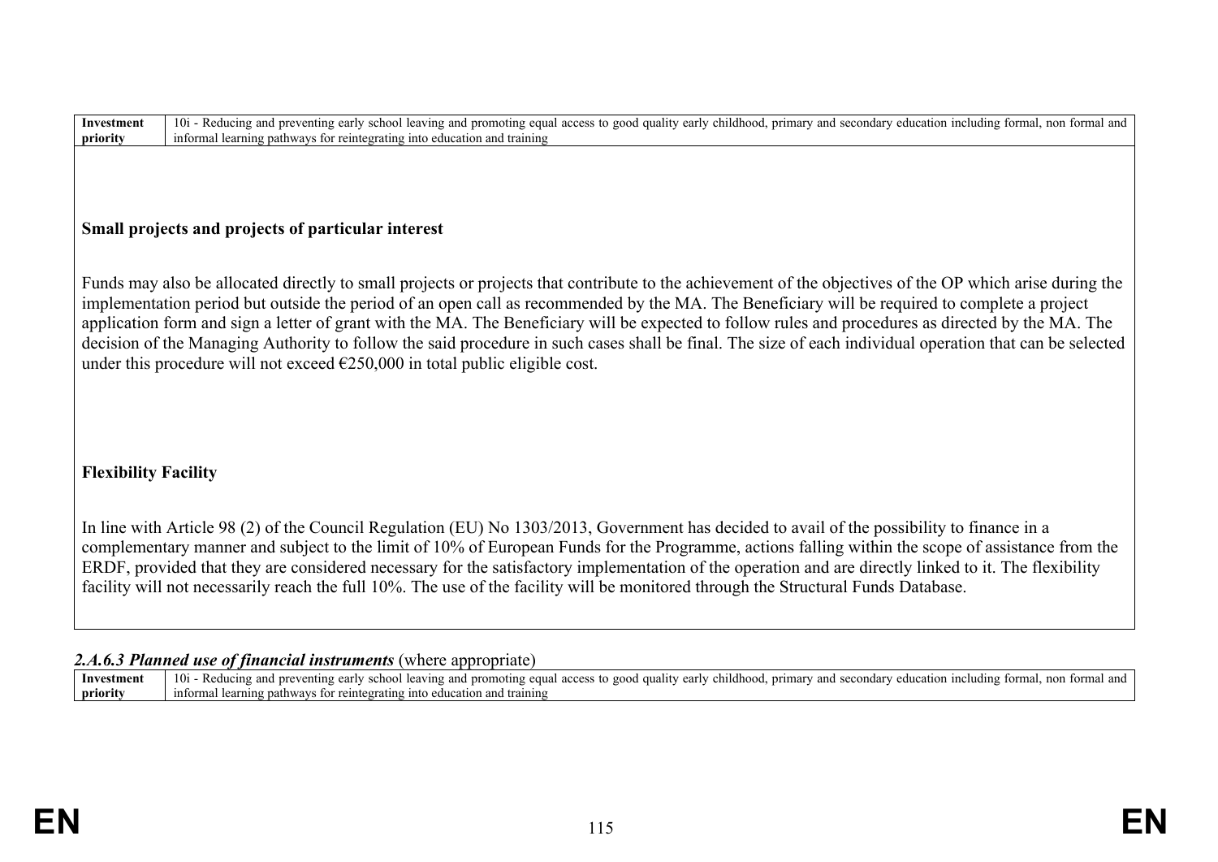| Investment priority | 10i - Reducing and preventing early school leaving and promoting equal access to good quality early childhood, primary and secondary education including formal, non formal and informal learning pathways for reintegrating into education and training |
|---|---|

**Small projects and projects of particular interest**

Funds may also be allocated directly to small projects or projects that contribute to the achievement of the objectives of the OP which arise during the implementation period but outside the period of an open call as recommended by the MA. The Beneficiary will be required to complete a project application form and sign a letter of grant with the MA. The Beneficiary will be expected to follow rules and procedures as directed by the MA. The decision of the Managing Authority to follow the said procedure in such cases shall be final. The size of each individual operation that can be selected under this procedure will not exceed €250,000 in total public eligible cost.

**Flexibility Facility**

In line with Article 98 (2) of the Council Regulation (EU) No 1303/2013, Government has decided to avail of the possibility to finance in a complementary manner and subject to the limit of 10% of European Funds for the Programme, actions falling within the scope of assistance from the ERDF, provided that they are considered necessary for the satisfactory implementation of the operation and are directly linked to it. The flexibility facility will not necessarily reach the full 10%. The use of the facility will be monitored through the Structural Funds Database.

***2.A.6.3 Planned use of financial instruments*** (where appropriate)

| Investment priority | 10i - Reducing and preventing early school leaving and promoting equal access to good quality early childhood, primary and secondary education including formal, non formal and informal learning pathways for reintegrating into education and training |
|---|---|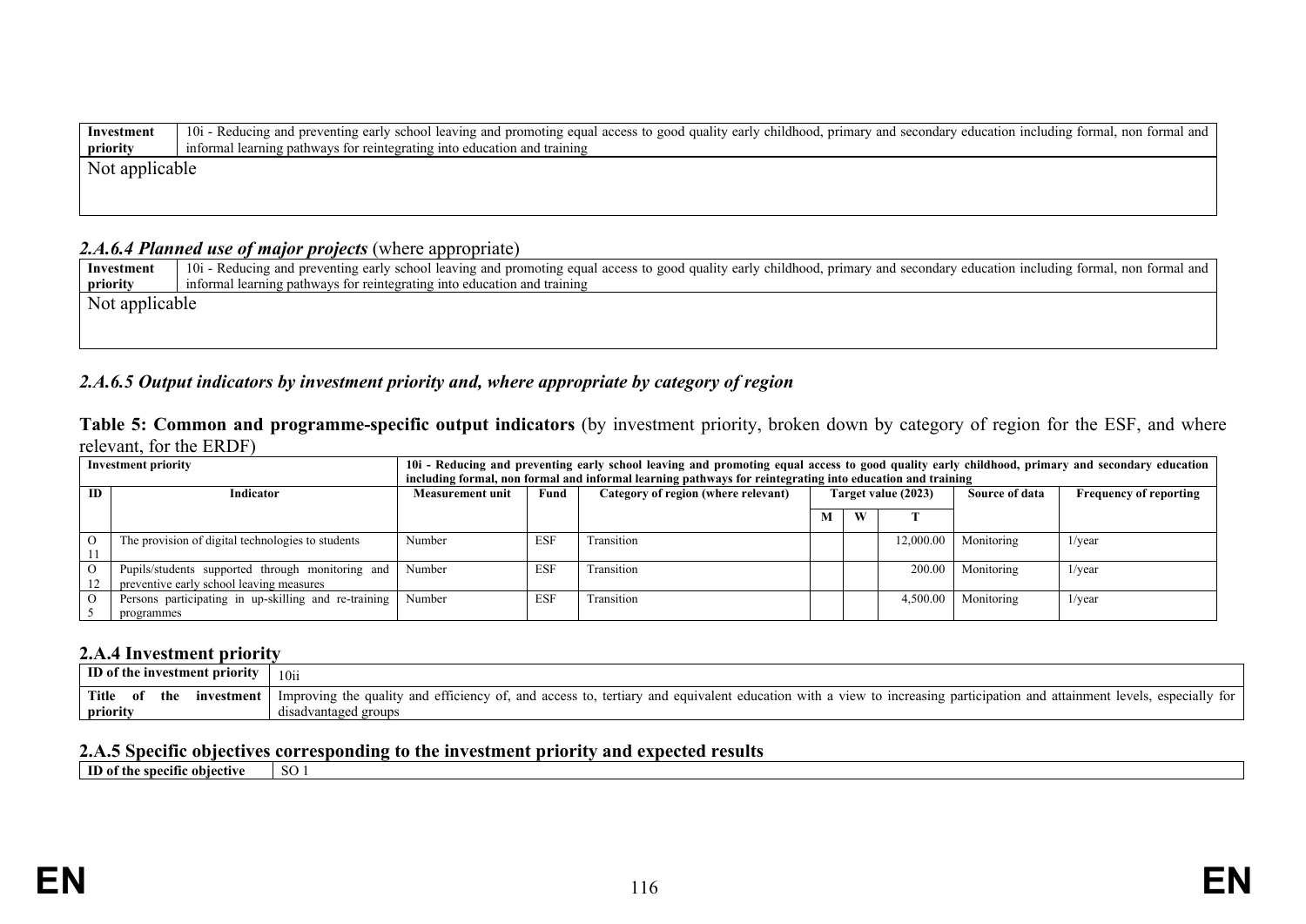| Investment priority | 10i - Reducing and preventing early school leaving and promoting equal access to good quality early childhood, primary and secondary education including formal, non formal and informal learning pathways for reintegrating into education and training |
|---|---|
| Not applicable | |

### *2.A.6.4 Planned use of major projects* (where appropriate)

| Investment priority | 10i - Reducing and preventing early school leaving and promoting equal access to good quality early childhood, primary and secondary education including formal, non formal and informal learning pathways for reintegrating into education and training |
|---|---|
| Not applicable | |

### *2.A.6.5 Output indicators by investment priority and, where appropriate by category of region*

**Table 5: Common and programme-specific output indicators** (by investment priority, broken down by category of region for the ESF, and where relevant, for the ERDF)

| Investment priority | | 10i - Reducing and preventing early school leaving and promoting equal access to good quality early childhood, primary and secondary education including formal, non formal and informal learning pathways for reintegrating into education and training | | | | | | | |
|---|---|---|---|---|---|---|---|---|---|
| ID | Indicator | Measurement unit | Fund | Category of region (where relevant) | Target value (2023) | | | Source of data | Frequency of reporting |
| | | | | | M | W | T | | |
| O 11 | The provision of digital technologies to students | Number | ESF | Transition | | | 12,000.00 | Monitoring | 1/year |
| O 12 | Pupils/students supported through monitoring and preventive early school leaving measures | Number | ESF | Transition | | | 200.00 | Monitoring | 1/year |
| O 5 | Persons participating in up-skilling and re-training programmes | Number | ESF | Transition | | | 4,500.00 | Monitoring | 1/year |

## 2.A.4 Investment priority

| ID of the investment priority | 10ii |
|---|---|
| Title of the investment priority | Improving the quality and efficiency of, and access to, tertiary and equivalent education with a view to increasing participation and attainment levels, especially for disadvantaged groups |

## 2.A.5 Specific objectives corresponding to the investment priority and expected results

| ID of the specific objective | SO 1 |
|---|---|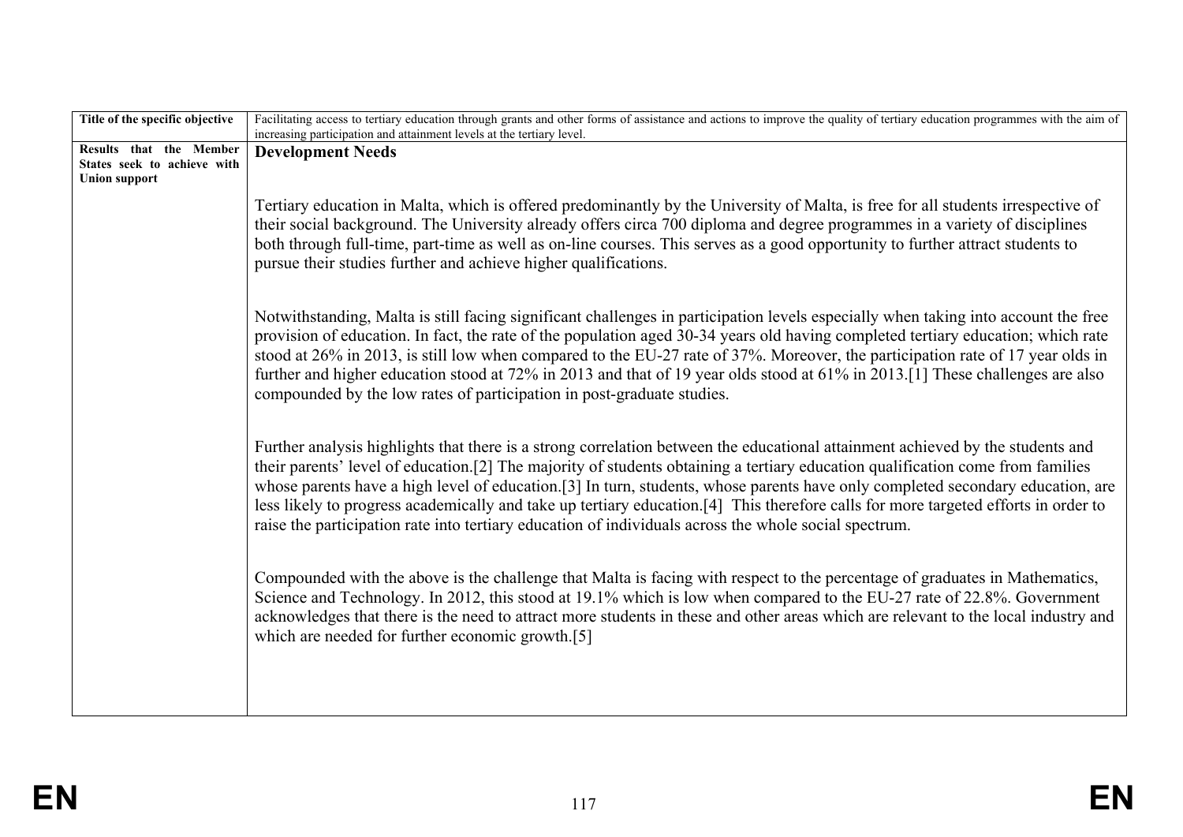| Title of the specific objective | Facilitating access to tertiary education through grants and other forms of assistance and actions to improve the quality of tertiary education programmes with the aim of increasing participation and attainment levels at the tertiary level. |
|---|---|
| Results that the Member States seek to achieve with Union support | **Development Needs**<br><br>Tertiary education in Malta, which is offered predominantly by the University of Malta, is free for all students irrespective of their social background. The University already offers circa 700 diploma and degree programmes in a variety of disciplines both through full-time, part-time as well as on-line courses. This serves as a good opportunity to further attract students to pursue their studies further and achieve higher qualifications.<br><br>Notwithstanding, Malta is still facing significant challenges in participation levels especially when taking into account the free provision of education. In fact, the rate of the population aged 30-34 years old having completed tertiary education; which rate stood at 26% in 2013, is still low when compared to the EU-27 rate of 37%. Moreover, the participation rate of 17 year olds in further and higher education stood at 72% in 2013 and that of 19 year olds stood at 61% in 2013.[1] These challenges are also compounded by the low rates of participation in post-graduate studies.<br><br>Further analysis highlights that there is a strong correlation between the educational attainment achieved by the students and their parents' level of education.[2] The majority of students obtaining a tertiary education qualification come from families whose parents have a high level of education.[3] In turn, students, whose parents have only completed secondary education, are less likely to progress academically and take up tertiary education.[4] This therefore calls for more targeted efforts in order to raise the participation rate into tertiary education of individuals across the whole social spectrum.<br><br>Compounded with the above is the challenge that Malta is facing with respect to the percentage of graduates in Mathematics, Science and Technology. In 2012, this stood at 19.1% which is low when compared to the EU-27 rate of 22.8%. Government acknowledges that there is the need to attract more students in these and other areas which are relevant to the local industry and which are needed for further economic growth.[5] |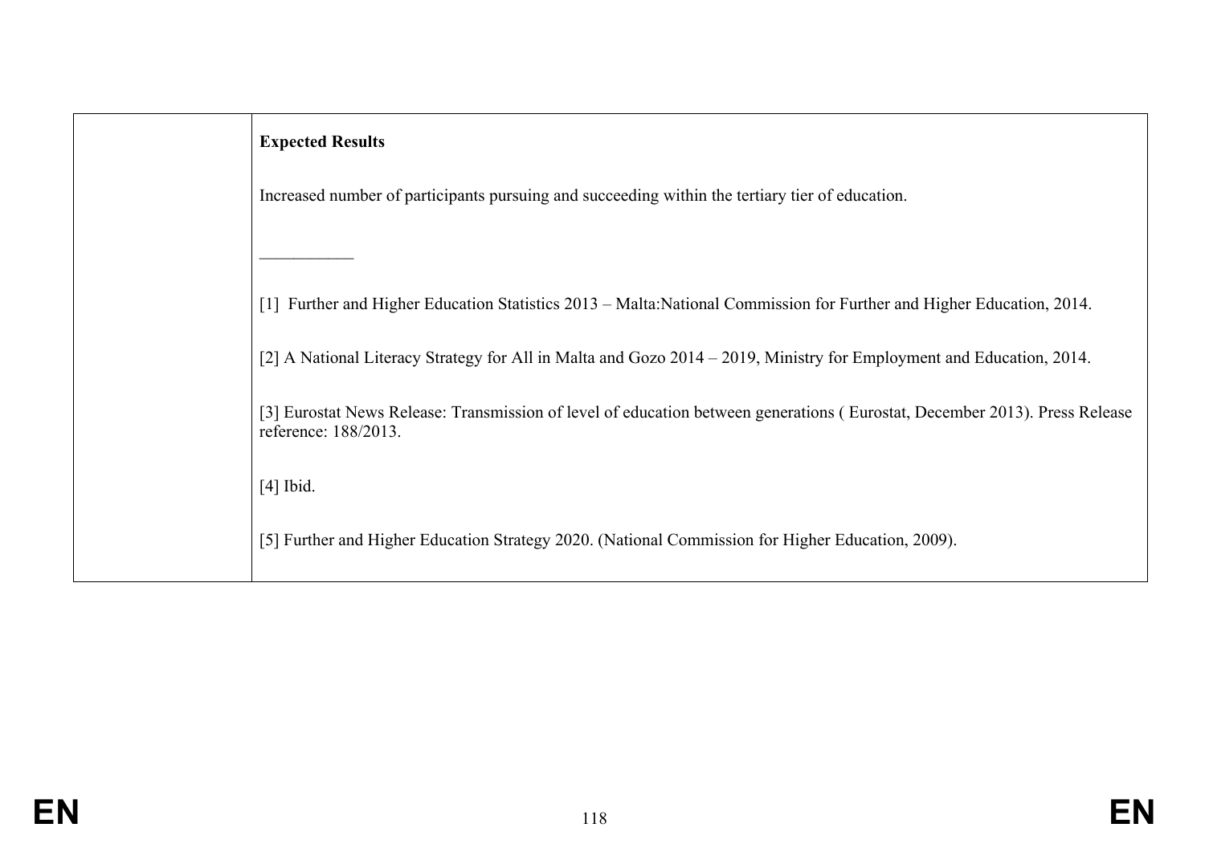| | **Expected Results**<br><br>Increased number of participants pursuing and succeeding within the tertiary tier of education.<br><br>___________<br><br>[1] Further and Higher Education Statistics 2013 – Malta:National Commission for Further and Higher Education, 2014.<br><br>[2] A National Literacy Strategy for All in Malta and Gozo 2014 – 2019, Ministry for Employment and Education, 2014.<br><br>[3] Eurostat News Release: Transmission of level of education between generations ( Eurostat, December 2013). Press Release reference: 188/2013.<br><br>[4] Ibid.<br><br>[5] Further and Higher Education Strategy 2020. (National Commission for Higher Education, 2009). |
|---|---|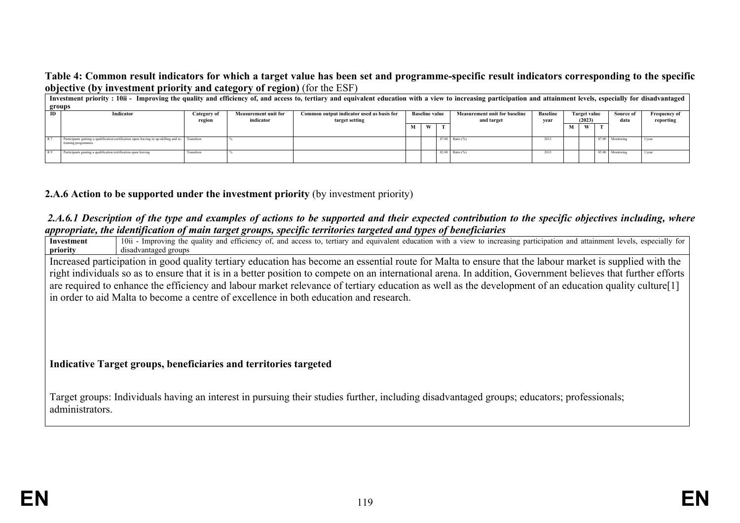**Table 4: Common result indicators for which a target value has been set and programme-specific result indicators corresponding to the specific objective (by investment priority and category of region)** (for the ESF)

| Investment priority : 10ii - Improving the quality and efficiency of, and access to, tertiary and equivalent education with a view to increasing participation and attainment levels, especially for disadvantaged groups | | | | | | | | | | | | | | | |
|---|---|---|---|---|---|---|---|---|---|---|---|---|---|---|---|
| ID | Indicator | Category of region | Measurement unit for indicator | Common output indicator used as basis for target setting | Baseline value | | | Measurement unit for baseline and target | Baseline year | Target value (2023) | | | Source of data | Frequency of reporting |
| | | | | | M | W | T | | | M | W | T | | |
| R 7 | Participants gaining a qualification/certification upon leaving in up-skilling and re-training programmes | Transition | % | | | | 87.00 | Ratio (%) | 2013 | | | 87.00 | Monitoring | 1/year |
| R 9 | Participants gaining a qualification/certification upon leaving | Transition | % | | | | 82.00 | Ratio (%) | 2013 | | | 85.00 | Monitoring | 1/year |

### 2.A.6 Action to be supported under the investment priority (by investment priority)

#### *2.A.6.1 Description of the type and examples of actions to be supported and their expected contribution to the specific objectives including, where appropriate, the identification of main target groups, specific territories targeted and types of beneficiaries*

| **Investment priority** | 10ii - Improving the quality and efficiency of, and access to, tertiary and equivalent education with a view to increasing participation and attainment levels, especially for disadvantaged groups |
|---|---|

Increased participation in good quality tertiary education has become an essential route for Malta to ensure that the labour market is supplied with the right individuals so as to ensure that it is in a better position to compete on an international arena. In addition, Government believes that further efforts are required to enhance the efficiency and labour market relevance of tertiary education as well as the development of an education quality culture[1] in order to aid Malta to become a centre of excellence in both education and research.

**Indicative Target groups, beneficiaries and territories targeted**

Target groups: Individuals having an interest in pursuing their studies further, including disadvantaged groups; educators; professionals; administrators.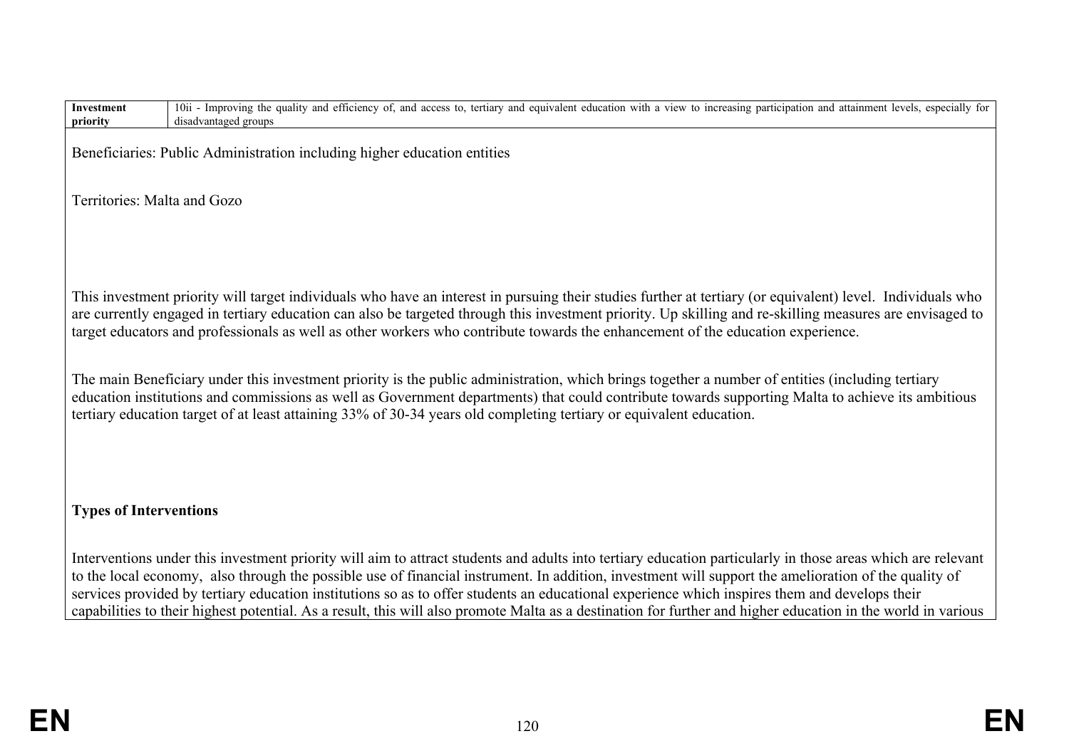| Investment priority | 10ii - Improving the quality and efficiency of, and access to, tertiary and equivalent education with a view to increasing participation and attainment levels, especially for disadvantaged groups |
|---|---|

Beneficiaries: Public Administration including higher education entities

Territories: Malta and Gozo

This investment priority will target individuals who have an interest in pursuing their studies further at tertiary (or equivalent) level. Individuals who are currently engaged in tertiary education can also be targeted through this investment priority. Up skilling and re-skilling measures are envisaged to target educators and professionals as well as other workers who contribute towards the enhancement of the education experience.

The main Beneficiary under this investment priority is the public administration, which brings together a number of entities (including tertiary education institutions and commissions as well as Government departments) that could contribute towards supporting Malta to achieve its ambitious tertiary education target of at least attaining 33% of 30-34 years old completing tertiary or equivalent education.

**Types of Interventions**

Interventions under this investment priority will aim to attract students and adults into tertiary education particularly in those areas which are relevant to the local economy, also through the possible use of financial instrument. In addition, investment will support the amelioration of the quality of services provided by tertiary education institutions so as to offer students an educational experience which inspires them and develops their capabilities to their highest potential. As a result, this will also promote Malta as a destination for further and higher education in the world in various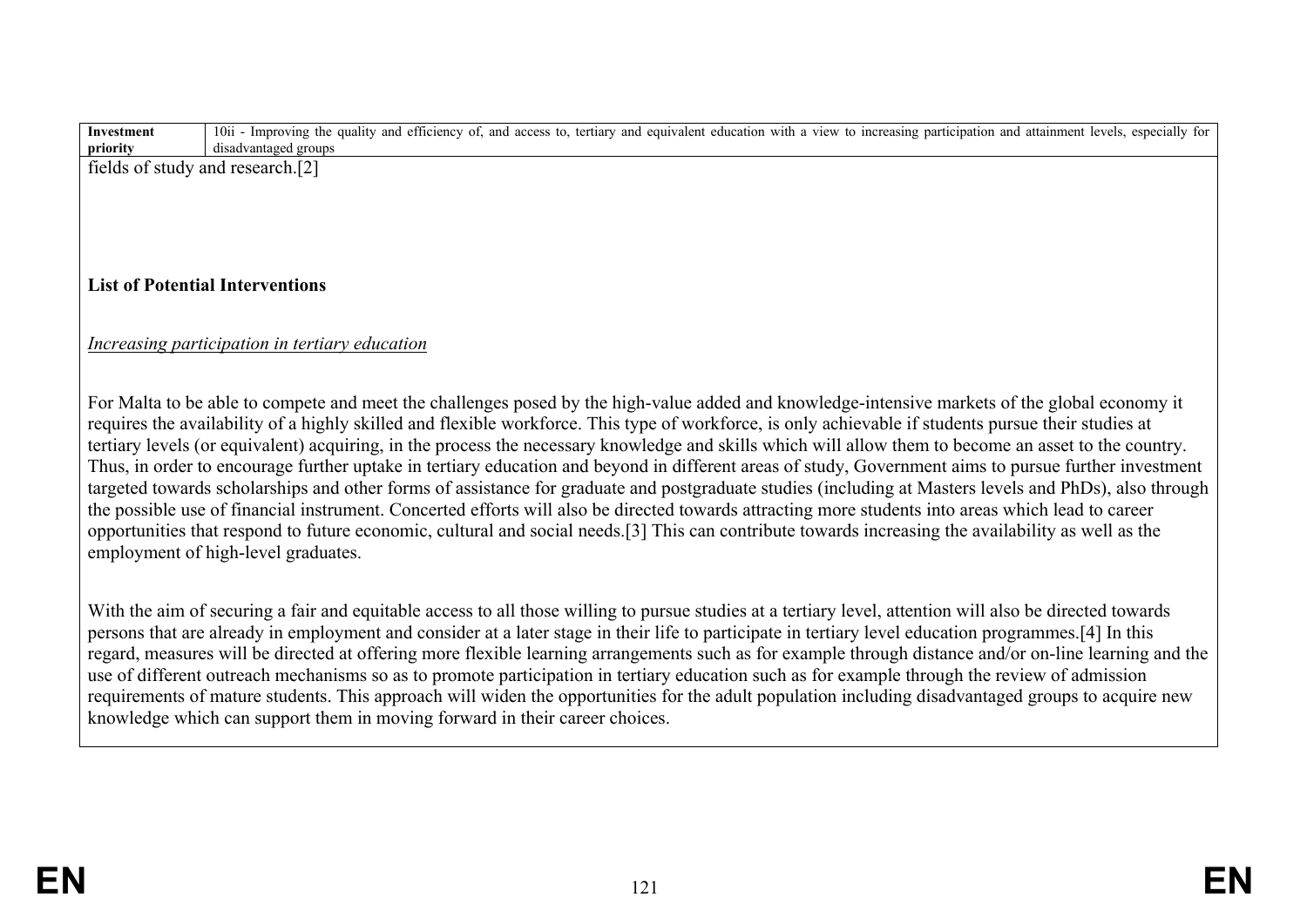| Investment priority | 10ii - Improving the quality and efficiency of, and access to, tertiary and equivalent education with a view to increasing participation and attainment levels, especially for disadvantaged groups |
| --- | --- |

fields of study and research.[2]

**List of Potential Interventions**

*Increasing participation in tertiary education*

For Malta to be able to compete and meet the challenges posed by the high-value added and knowledge-intensive markets of the global economy it requires the availability of a highly skilled and flexible workforce. This type of workforce, is only achievable if students pursue their studies at tertiary levels (or equivalent) acquiring, in the process the necessary knowledge and skills which will allow them to become an asset to the country. Thus, in order to encourage further uptake in tertiary education and beyond in different areas of study, Government aims to pursue further investment targeted towards scholarships and other forms of assistance for graduate and postgraduate studies (including at Masters levels and PhDs), also through the possible use of financial instrument. Concerted efforts will also be directed towards attracting more students into areas which lead to career opportunities that respond to future economic, cultural and social needs.[3] This can contribute towards increasing the availability as well as the employment of high-level graduates.

With the aim of securing a fair and equitable access to all those willing to pursue studies at a tertiary level, attention will also be directed towards persons that are already in employment and consider at a later stage in their life to participate in tertiary level education programmes.[4] In this regard, measures will be directed at offering more flexible learning arrangements such as for example through distance and/or on-line learning and the use of different outreach mechanisms so as to promote participation in tertiary education such as for example through the review of admission requirements of mature students. This approach will widen the opportunities for the adult population including disadvantaged groups to acquire new knowledge which can support them in moving forward in their career choices.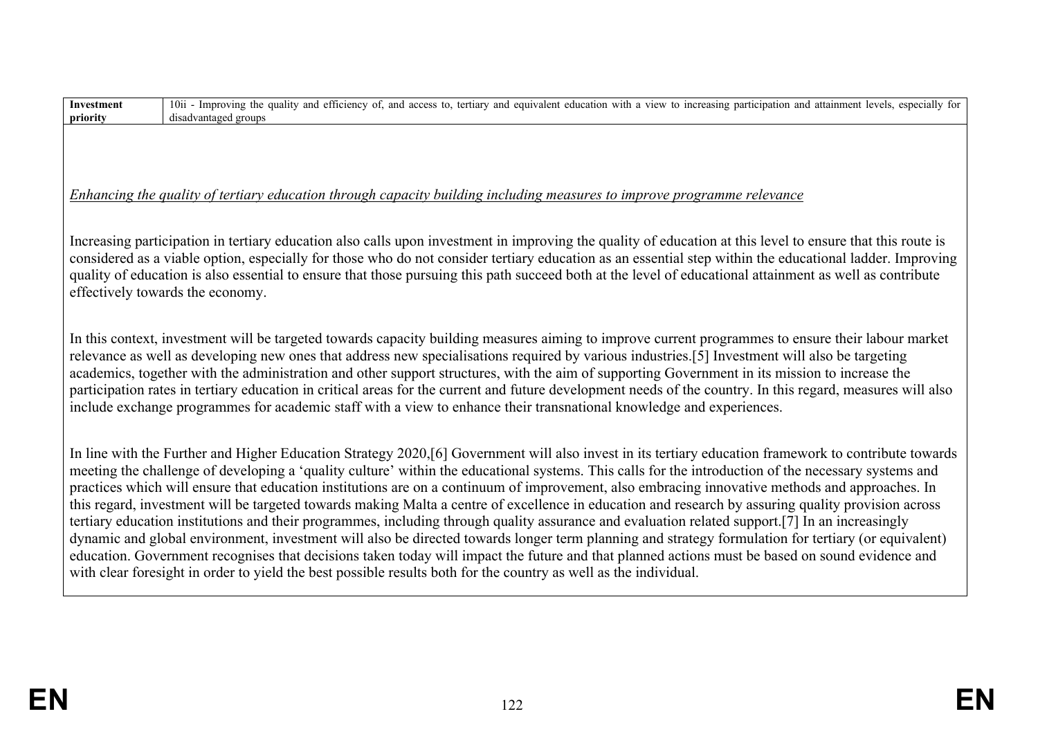| Investment priority | 10ii - Improving the quality and efficiency of, and access to, tertiary and equivalent education with a view to increasing participation and attainment levels, especially for disadvantaged groups |
|---|---|

*Enhancing the quality of tertiary education through capacity building including measures to improve programme relevance*

Increasing participation in tertiary education also calls upon investment in improving the quality of education at this level to ensure that this route is considered as a viable option, especially for those who do not consider tertiary education as an essential step within the educational ladder. Improving quality of education is also essential to ensure that those pursuing this path succeed both at the level of educational attainment as well as contribute effectively towards the economy.

In this context, investment will be targeted towards capacity building measures aiming to improve current programmes to ensure their labour market relevance as well as developing new ones that address new specialisations required by various industries.[5] Investment will also be targeting academics, together with the administration and other support structures, with the aim of supporting Government in its mission to increase the participation rates in tertiary education in critical areas for the current and future development needs of the country. In this regard, measures will also include exchange programmes for academic staff with a view to enhance their transnational knowledge and experiences.

In line with the Further and Higher Education Strategy 2020,[6] Government will also invest in its tertiary education framework to contribute towards meeting the challenge of developing a 'quality culture' within the educational systems. This calls for the introduction of the necessary systems and practices which will ensure that education institutions are on a continuum of improvement, also embracing innovative methods and approaches. In this regard, investment will be targeted towards making Malta a centre of excellence in education and research by assuring quality provision across tertiary education institutions and their programmes, including through quality assurance and evaluation related support.[7] In an increasingly dynamic and global environment, investment will also be directed towards longer term planning and strategy formulation for tertiary (or equivalent) education. Government recognises that decisions taken today will impact the future and that planned actions must be based on sound evidence and with clear foresight in order to yield the best possible results both for the country as well as the individual.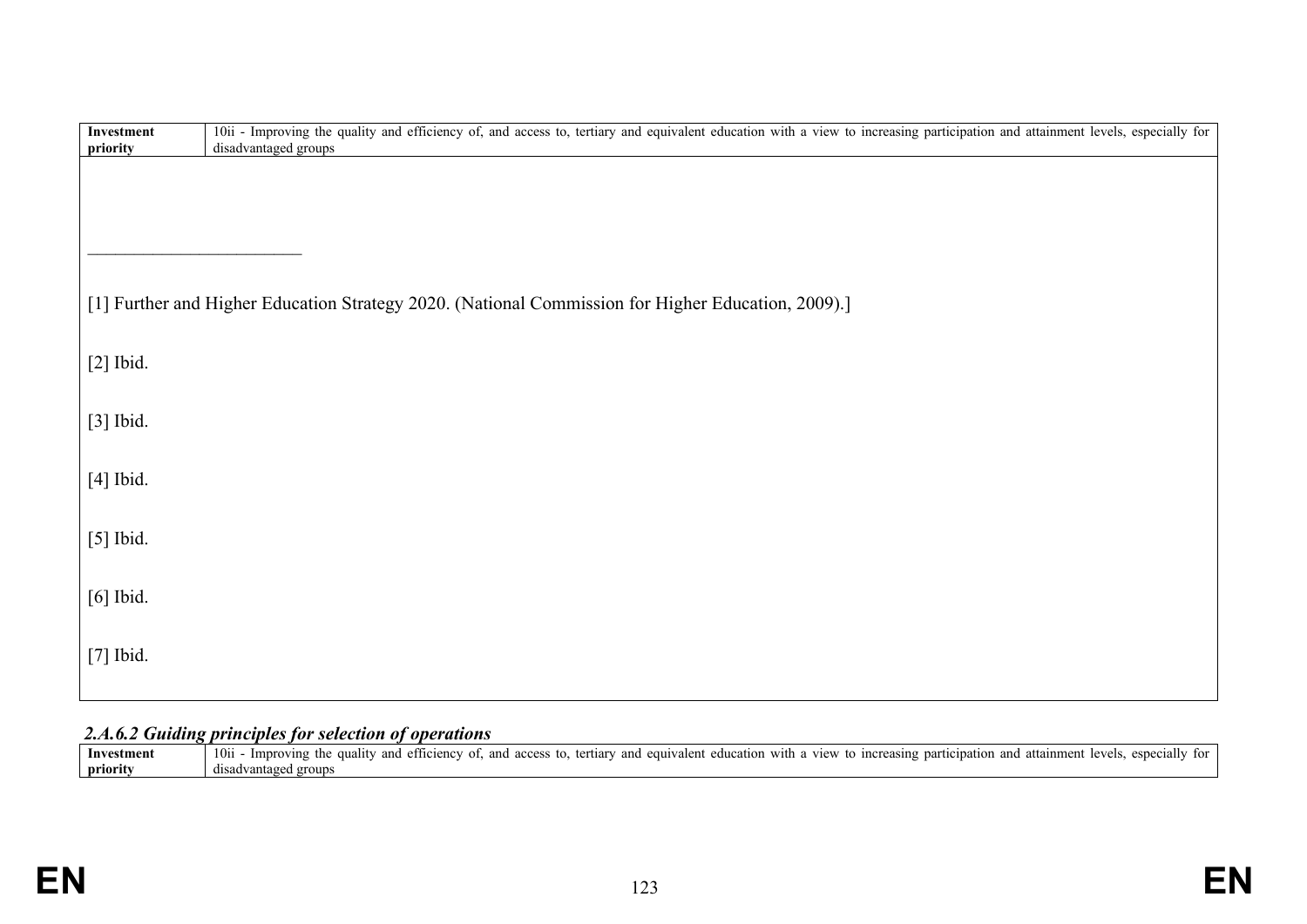| Investment priority | 10ii - Improving the quality and efficiency of, and access to, tertiary and equivalent education with a view to increasing participation and attainment levels, especially for disadvantaged groups |
|---|---|

_________________________

[1] Further and Higher Education Strategy 2020. (National Commission for Higher Education, 2009).]

[2] Ibid.

[3] Ibid.

[4] Ibid.

[5] Ibid.

[6] Ibid.

[7] Ibid.

### *2.A.6.2 Guiding principles for selection of operations*

| Investment priority | 10ii - Improving the quality and efficiency of, and access to, tertiary and equivalent education with a view to increasing participation and attainment levels, especially for disadvantaged groups |
|---|---|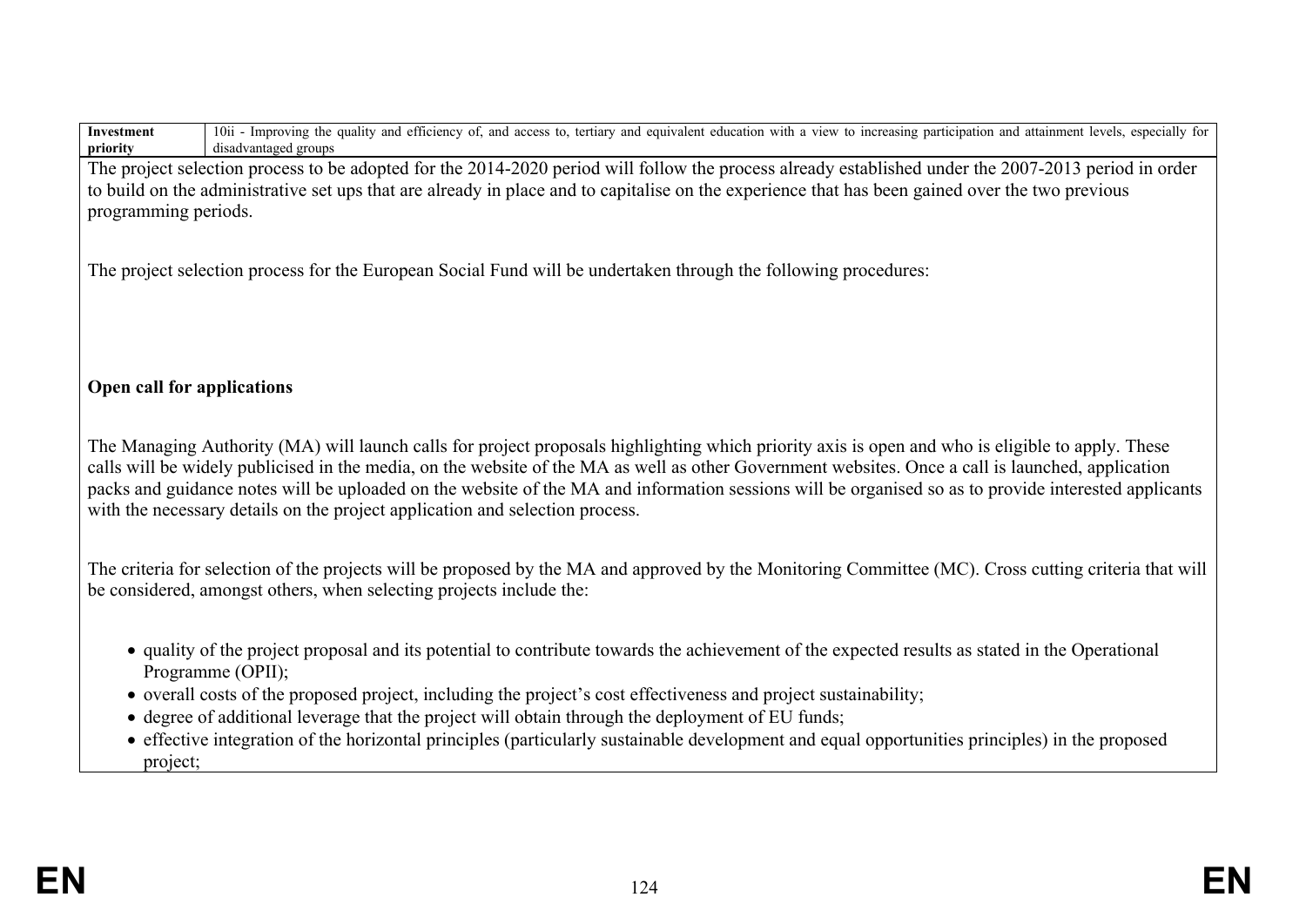| Investment priority | 10ii - Improving the quality and efficiency of, and access to, tertiary and equivalent education with a view to increasing participation and attainment levels, especially for disadvantaged groups |
|---|---|

The project selection process to be adopted for the 2014-2020 period will follow the process already established under the 2007-2013 period in order to build on the administrative set ups that are already in place and to capitalise on the experience that has been gained over the two previous programming periods.

The project selection process for the European Social Fund will be undertaken through the following procedures:

**Open call for applications**

The Managing Authority (MA) will launch calls for project proposals highlighting which priority axis is open and who is eligible to apply. These calls will be widely publicised in the media, on the website of the MA as well as other Government websites. Once a call is launched, application packs and guidance notes will be uploaded on the website of the MA and information sessions will be organised so as to provide interested applicants with the necessary details on the project application and selection process.

The criteria for selection of the projects will be proposed by the MA and approved by the Monitoring Committee (MC). Cross cutting criteria that will be considered, amongst others, when selecting projects include the:

- quality of the project proposal and its potential to contribute towards the achievement of the expected results as stated in the Operational Programme (OPII);
- overall costs of the proposed project, including the project's cost effectiveness and project sustainability;
- degree of additional leverage that the project will obtain through the deployment of EU funds;
- effective integration of the horizontal principles (particularly sustainable development and equal opportunities principles) in the proposed project;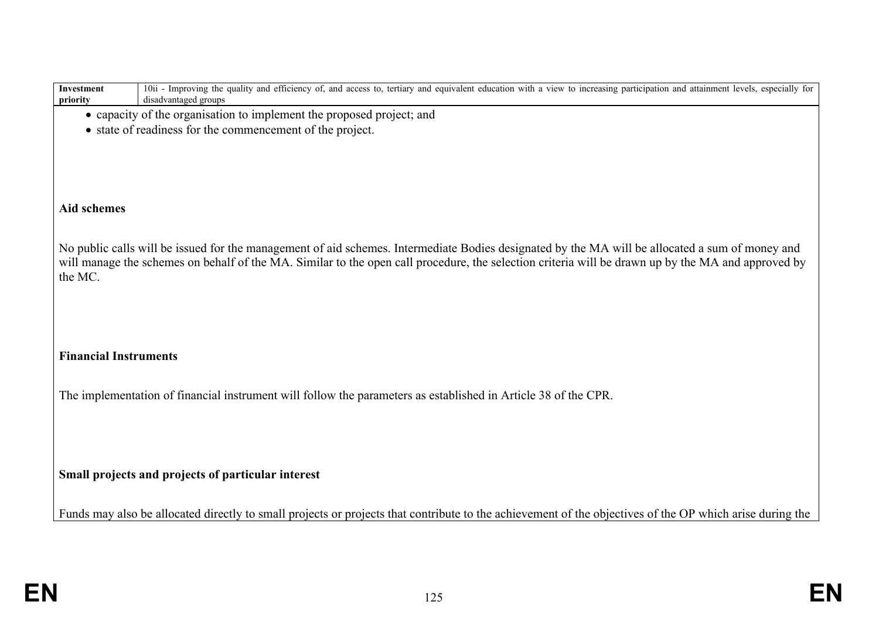| Investment priority | 10ii - Improving the quality and efficiency of, and access to, tertiary and equivalent education with a view to increasing participation and attainment levels, especially for disadvantaged groups |
|---|---|

- capacity of the organisation to implement the proposed project; and
- state of readiness for the commencement of the project.

**Aid schemes**

No public calls will be issued for the management of aid schemes. Intermediate Bodies designated by the MA will be allocated a sum of money and will manage the schemes on behalf of the MA. Similar to the open call procedure, the selection criteria will be drawn up by the MA and approved by the MC.

**Financial Instruments**

The implementation of financial instrument will follow the parameters as established in Article 38 of the CPR.

**Small projects and projects of particular interest**

Funds may also be allocated directly to small projects or projects that contribute to the achievement of the objectives of the OP which arise during the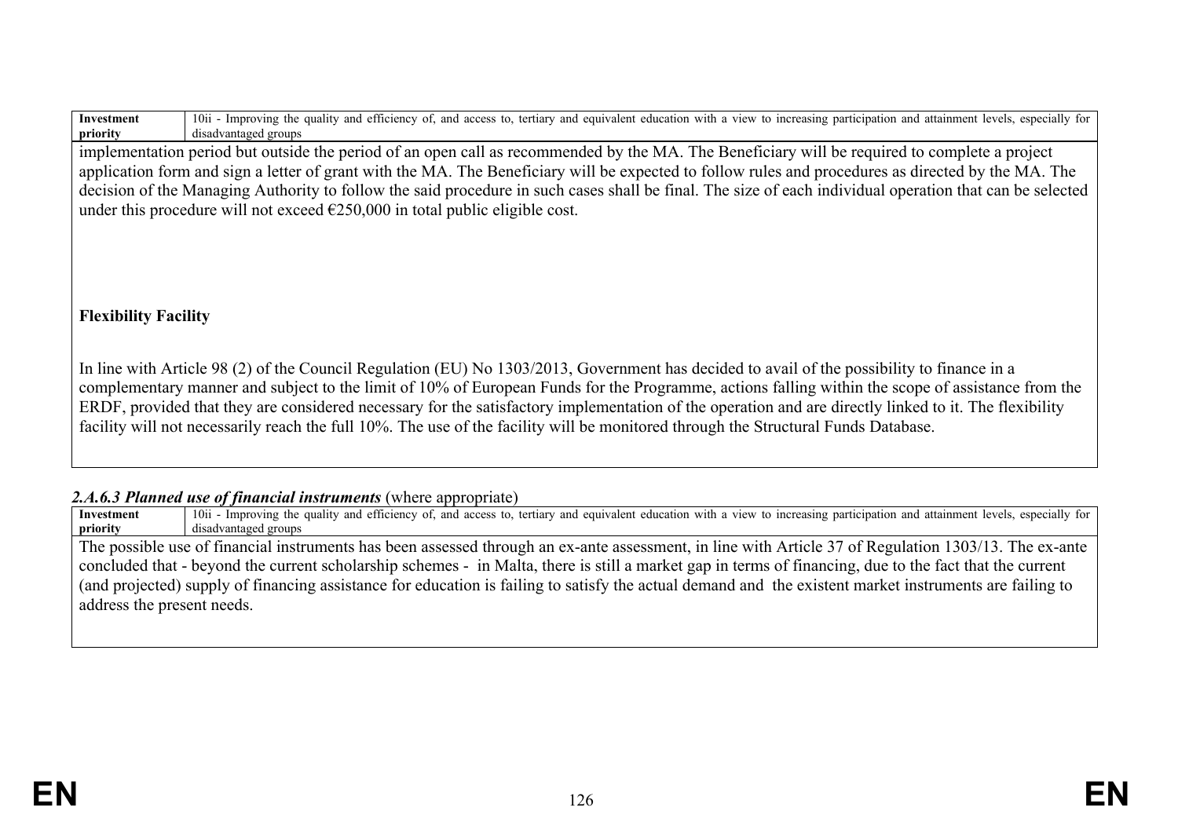| Investment priority | 10ii - Improving the quality and efficiency of, and access to, tertiary and equivalent education with a view to increasing participation and attainment levels, especially for disadvantaged groups |
|---|---|

implementation period but outside the period of an open call as recommended by the MA. The Beneficiary will be required to complete a project application form and sign a letter of grant with the MA. The Beneficiary will be expected to follow rules and procedures as directed by the MA. The decision of the Managing Authority to follow the said procedure in such cases shall be final. The size of each individual operation that can be selected under this procedure will not exceed €250,000 in total public eligible cost.

**Flexibility Facility**

In line with Article 98 (2) of the Council Regulation (EU) No 1303/2013, Government has decided to avail of the possibility to finance in a complementary manner and subject to the limit of 10% of European Funds for the Programme, actions falling within the scope of assistance from the ERDF, provided that they are considered necessary for the satisfactory implementation of the operation and are directly linked to it. The flexibility facility will not necessarily reach the full 10%. The use of the facility will be monitored through the Structural Funds Database.

### *2.A.6.3 Planned use of financial instruments* (where appropriate)

| Investment priority | 10ii - Improving the quality and efficiency of, and access to, tertiary and equivalent education with a view to increasing participation and attainment levels, especially for disadvantaged groups |
|---|---|

The possible use of financial instruments has been assessed through an ex-ante assessment, in line with Article 37 of Regulation 1303/13. The ex-ante concluded that - beyond the current scholarship schemes - in Malta, there is still a market gap in terms of financing, due to the fact that the current (and projected) supply of financing assistance for education is failing to satisfy the actual demand and the existent market instruments are failing to address the present needs.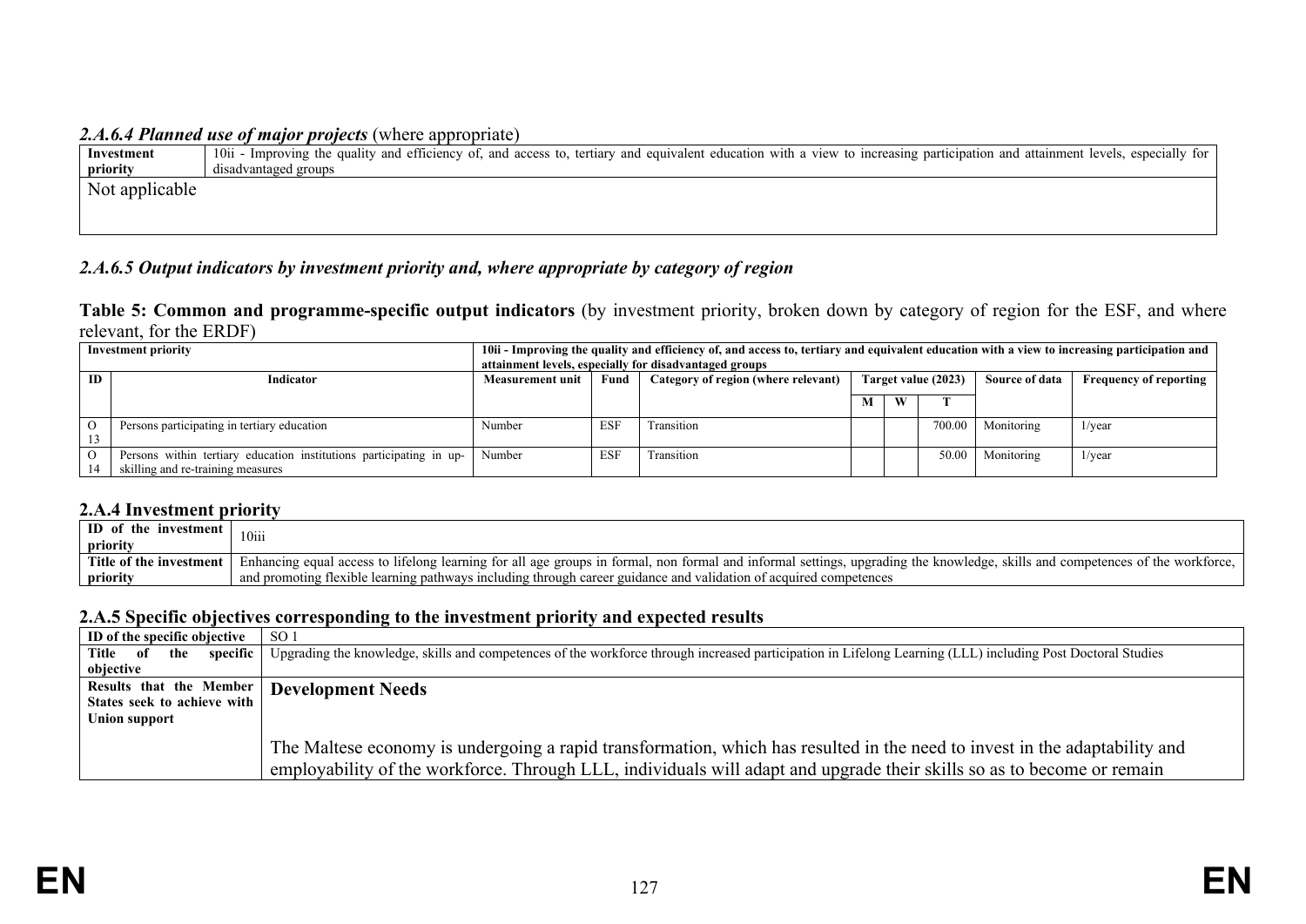#### *2.A.6.4 Planned use of major projects* (where appropriate)

| **Investment priority** | 10ii - Improving the quality and efficiency of, and access to, tertiary and equivalent education with a view to increasing participation and attainment levels, especially for disadvantaged groups |
|---|---|
| Not applicable | |

#### *2.A.6.5 Output indicators by investment priority and, where appropriate by category of region*

**Table 5: Common and programme-specific output indicators** (by investment priority, broken down by category of region for the ESF, and where relevant, for the ERDF)

| **Investment priority** | | **10ii - Improving the quality and efficiency of, and access to, tertiary and equivalent education with a view to increasing participation and attainment levels, especially for disadvantaged groups** | | | | | | | |
|---|---|---|---|---|---|---|---|---|---|
| **ID** | **Indicator** | **Measurement unit** | **Fund** | **Category of region (where relevant)** | **Target value (2023)** | | | **Source of data** | **Frequency of reporting** |
| | | | | | **M** | **W** | **T** | | |
| O13 | Persons participating in tertiary education | Number | ESF | Transition | | | 700.00 | Monitoring | 1/year |
| O14 | Persons within tertiary education institutions participating in up-skilling and re-training measures | Number | ESF | Transition | | | 50.00 | Monitoring | 1/year |

### 2.A.4 Investment priority

| **ID of the investment priority** | 10iii |
|---|---|
| **Title of the investment priority** | Enhancing equal access to lifelong learning for all age groups in formal, non formal and informal settings, upgrading the knowledge, skills and competences of the workforce, and promoting flexible learning pathways including through career guidance and validation of acquired competences |

### 2.A.5 Specific objectives corresponding to the investment priority and expected results

| **ID of the specific objective** | SO 1 |
|---|---|
| **Title of the specific objective** | Upgrading the knowledge, skills and competences of the workforce through increased participation in Lifelong Learning (LLL) including Post Doctoral Studies |
| **Results that the Member States seek to achieve with Union support** | **Development Needs**<br><br>The Maltese economy is undergoing a rapid transformation, which has resulted in the need to invest in the adaptability and employability of the workforce. Through LLL, individuals will adapt and upgrade their skills so as to become or remain |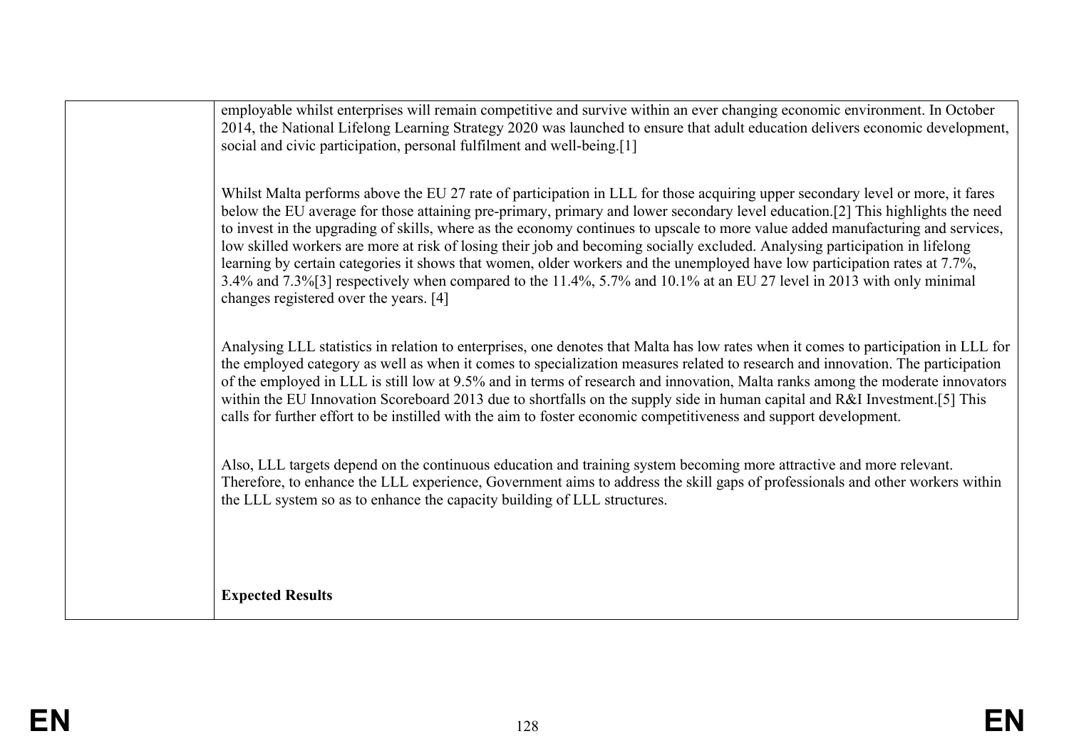| | employable whilst enterprises will remain competitive and survive within an ever changing economic environment. In October 2014, the National Lifelong Learning Strategy 2020 was launched to ensure that adult education delivers economic development, social and civic participation, personal fulfilment and well-being.[1]<br><br>Whilst Malta performs above the EU 27 rate of participation in LLL for those acquiring upper secondary level or more, it fares below the EU average for those attaining pre-primary, primary and lower secondary level education.[2] This highlights the need to invest in the upgrading of skills, where as the economy continues to upscale to more value added manufacturing and services, low skilled workers are more at risk of losing their job and becoming socially excluded. Analysing participation in lifelong learning by certain categories it shows that women, older workers and the unemployed have low participation rates at 7.7%, 3.4% and 7.3%[3] respectively when compared to the 11.4%, 5.7% and 10.1% at an EU 27 level in 2013 with only minimal changes registered over the years. [4]<br><br>Analysing LLL statistics in relation to enterprises, one denotes that Malta has low rates when it comes to participation in LLL for the employed category as well as when it comes to specialization measures related to research and innovation. The participation of the employed in LLL is still low at 9.5% and in terms of research and innovation, Malta ranks among the moderate innovators within the EU Innovation Scoreboard 2013 due to shortfalls on the supply side in human capital and R&I Investment.[5] This calls for further effort to be instilled with the aim to foster economic competitiveness and support development.<br><br>Also, LLL targets depend on the continuous education and training system becoming more attractive and more relevant. Therefore, to enhance the LLL experience, Government aims to address the skill gaps of professionals and other workers within the LLL system so as to enhance the capacity building of LLL structures.<br><br>**Expected Results** |
|---|---|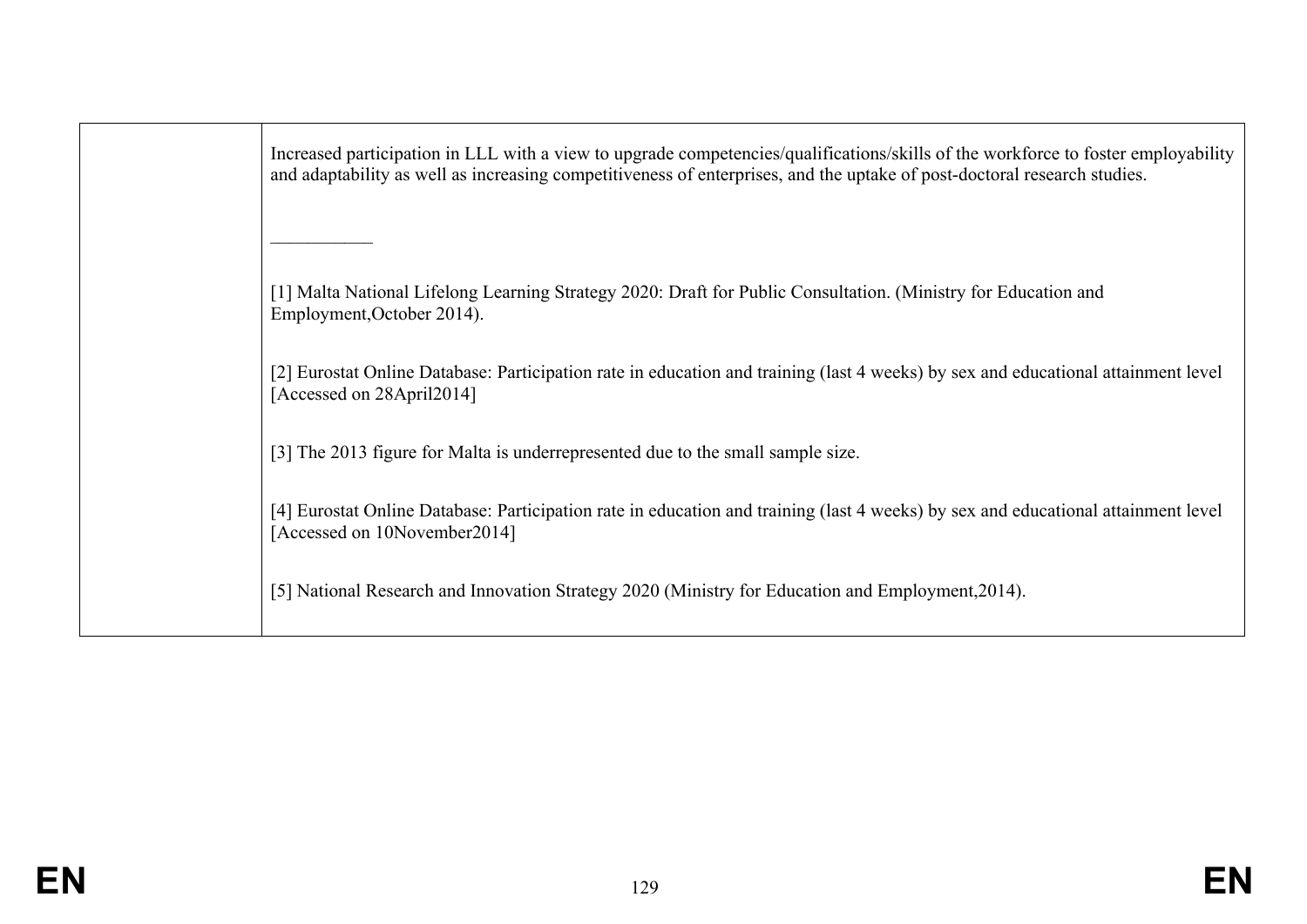| | Increased participation in LLL with a view to upgrade competencies/qualifications/skills of the workforce to foster employability and adaptability as well as increasing competitiveness of enterprises, and the uptake of post-doctoral research studies.<br><br>___________<br><br>[1] Malta National Lifelong Learning Strategy 2020: Draft for Public Consultation. (Ministry for Education and Employment,October 2014).<br><br>[2] Eurostat Online Database: Participation rate in education and training (last 4 weeks) by sex and educational attainment level [Accessed on 28April2014]<br><br>[3] The 2013 figure for Malta is underrepresented due to the small sample size.<br><br>[4] Eurostat Online Database: Participation rate in education and training (last 4 weeks) by sex and educational attainment level [Accessed on 10November2014]<br><br>[5] National Research and Innovation Strategy 2020 (Ministry for Education and Employment,2014). |
|---|---|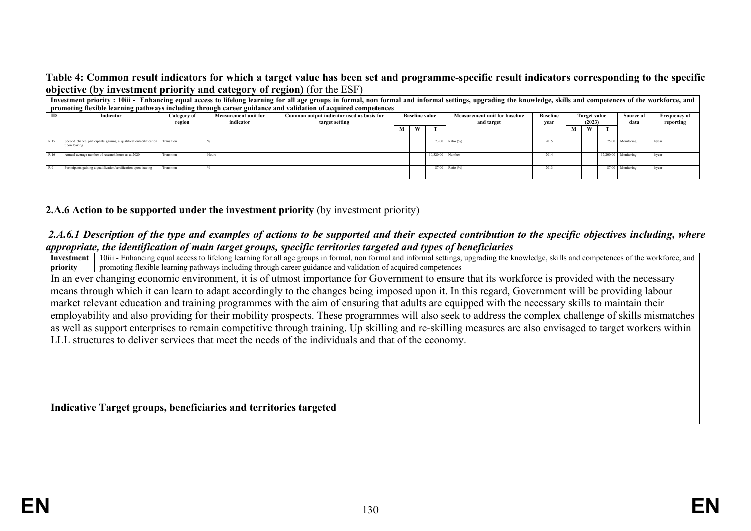**Table 4: Common result indicators for which a target value has been set and programme-specific result indicators corresponding to the specific objective (by investment priority and category of region)** (for the ESF)

| Investment priority : 10iii - Enhancing equal access to lifelong learning for all age groups in formal, non formal and informal settings, upgrading the knowledge, skills and competences of the workforce, and promoting flexible learning pathways including through career guidance and validation of acquired competences | | | | | | | | | | | | | | |
|---|---|---|---|---|---|---|---|---|---|---|---|---|---|---|
| ID | Indicator | Category of region | Measurement unit for indicator | Common output indicator used as basis for target setting | Baseline value | | | Measurement unit for baseline and target | Baseline year | Target value (2023) | | | Source of data | Frequency of reporting |
| | | | | | M | W | T | | | M | W | T | | |
| R 15 | Second chance participants gaining a qualification/certification upon leaving | Transition | % | | | | 73.00 | Ratio (%) | 2015 | | | 75.00 | Monitoring | 1/year |
| R 16 | Annual average number of research hours as at 2020 | Transition | Hours | | | | 10,320.00 | Number | 2014 | | | 17,200.00 | Monitoring | 1/year |
| R 9 | Participants gaining a qualification/certification upon leaving | Transition | % | | | | 87.00 | Ratio (%) | 2013 | | | 87.00 | Monitoring | 1/year |

### 2.A.6 Action to be supported under the investment priority (by investment priority)

#### *2.A.6.1 Description of the type and examples of actions to be supported and their expected contribution to the specific objectives including, where appropriate, the identification of main target groups, specific territories targeted and types of beneficiaries*

| Investment priority | 10iii - Enhancing equal access to lifelong learning for all age groups in formal, non formal and informal settings, upgrading the knowledge, skills and competences of the workforce, and promoting flexible learning pathways including through career guidance and validation of acquired competences |
|---|---|

In an ever changing economic environment, it is of utmost importance for Government to ensure that its workforce is provided with the necessary means through which it can learn to adapt accordingly to the changes being imposed upon it. In this regard, Government will be providing labour market relevant education and training programmes with the aim of ensuring that adults are equipped with the necessary skills to maintain their employability and also providing for their mobility prospects. These programmes will also seek to address the complex challenge of skills mismatches as well as support enterprises to remain competitive through training. Up skilling and re-skilling measures are also envisaged to target workers within LLL structures to deliver services that meet the needs of the individuals and that of the economy.

**Indicative Target groups, beneficiaries and territories targeted**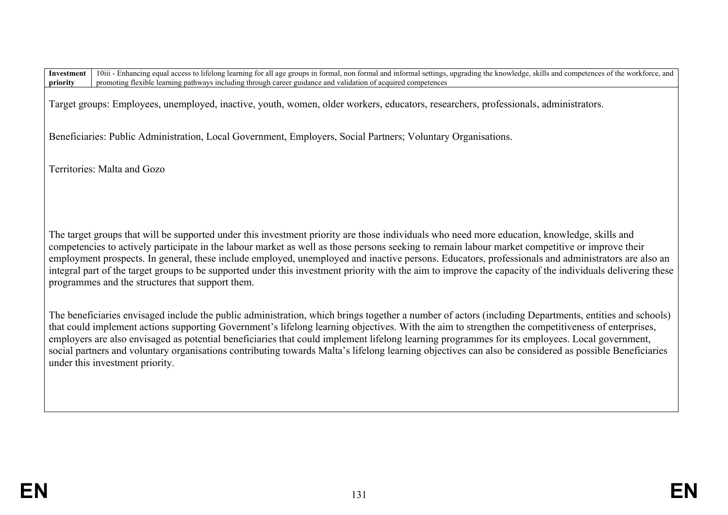| Investment priority | 10iii - Enhancing equal access to lifelong learning for all age groups in formal, non formal and informal settings, upgrading the knowledge, skills and competences of the workforce, and promoting flexible learning pathways including through career guidance and validation of acquired competences |
|---|---|

Target groups: Employees, unemployed, inactive, youth, women, older workers, educators, researchers, professionals, administrators.

Beneficiaries: Public Administration, Local Government, Employers, Social Partners; Voluntary Organisations.

Territories: Malta and Gozo

The target groups that will be supported under this investment priority are those individuals who need more education, knowledge, skills and competencies to actively participate in the labour market as well as those persons seeking to remain labour market competitive or improve their employment prospects. In general, these include employed, unemployed and inactive persons. Educators, professionals and administrators are also an integral part of the target groups to be supported under this investment priority with the aim to improve the capacity of the individuals delivering these programmes and the structures that support them.

The beneficiaries envisaged include the public administration, which brings together a number of actors (including Departments, entities and schools) that could implement actions supporting Government's lifelong learning objectives. With the aim to strengthen the competitiveness of enterprises, employers are also envisaged as potential beneficiaries that could implement lifelong learning programmes for its employees. Local government, social partners and voluntary organisations contributing towards Malta's lifelong learning objectives can also be considered as possible Beneficiaries under this investment priority.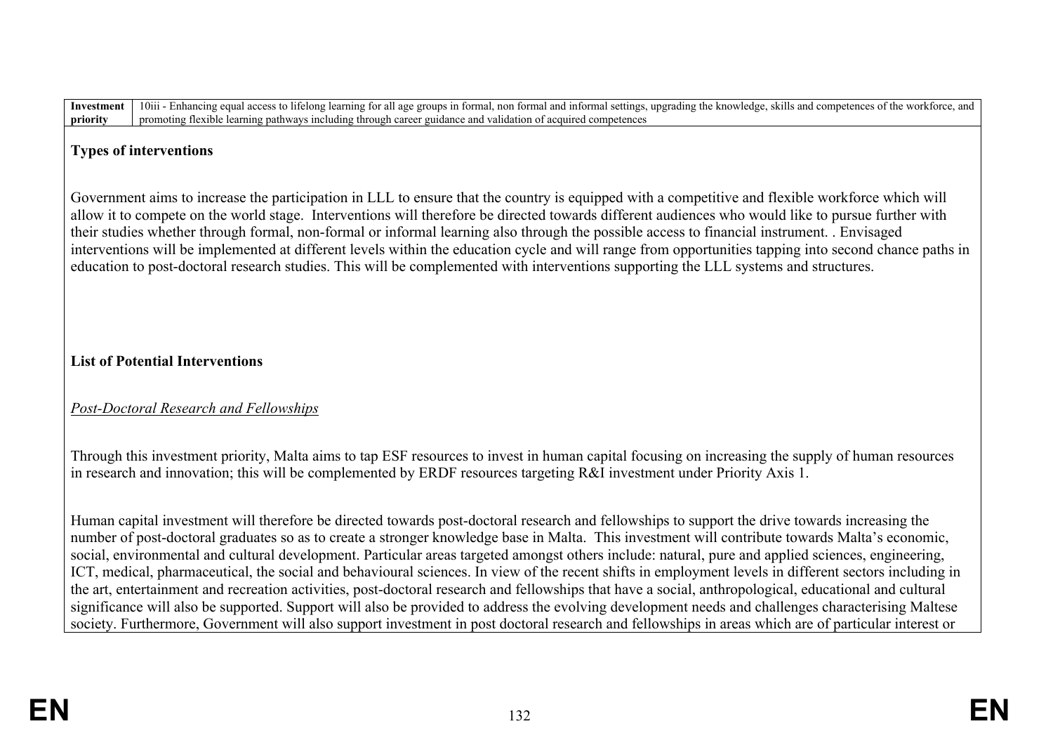| Investment priority | 10iii - Enhancing equal access to lifelong learning for all age groups in formal, non formal and informal settings, upgrading the knowledge, skills and competences of the workforce, and promoting flexible learning pathways including through career guidance and validation of acquired competences |
|---|---|

**Types of interventions**

Government aims to increase the participation in LLL to ensure that the country is equipped with a competitive and flexible workforce which will allow it to compete on the world stage. Interventions will therefore be directed towards different audiences who would like to pursue further with their studies whether through formal, non-formal or informal learning also through the possible access to financial instrument. . Envisaged interventions will be implemented at different levels within the education cycle and will range from opportunities tapping into second chance paths in education to post-doctoral research studies. This will be complemented with interventions supporting the LLL systems and structures.

**List of Potential Interventions**

*Post-Doctoral Research and Fellowships*

Through this investment priority, Malta aims to tap ESF resources to invest in human capital focusing on increasing the supply of human resources in research and innovation; this will be complemented by ERDF resources targeting R&I investment under Priority Axis 1.

Human capital investment will therefore be directed towards post-doctoral research and fellowships to support the drive towards increasing the number of post-doctoral graduates so as to create a stronger knowledge base in Malta. This investment will contribute towards Malta's economic, social, environmental and cultural development. Particular areas targeted amongst others include: natural, pure and applied sciences, engineering, ICT, medical, pharmaceutical, the social and behavioural sciences. In view of the recent shifts in employment levels in different sectors including in the art, entertainment and recreation activities, post-doctoral research and fellowships that have a social, anthropological, educational and cultural significance will also be supported. Support will also be provided to address the evolving development needs and challenges characterising Maltese society. Furthermore, Government will also support investment in post doctoral research and fellowships in areas which are of particular interest or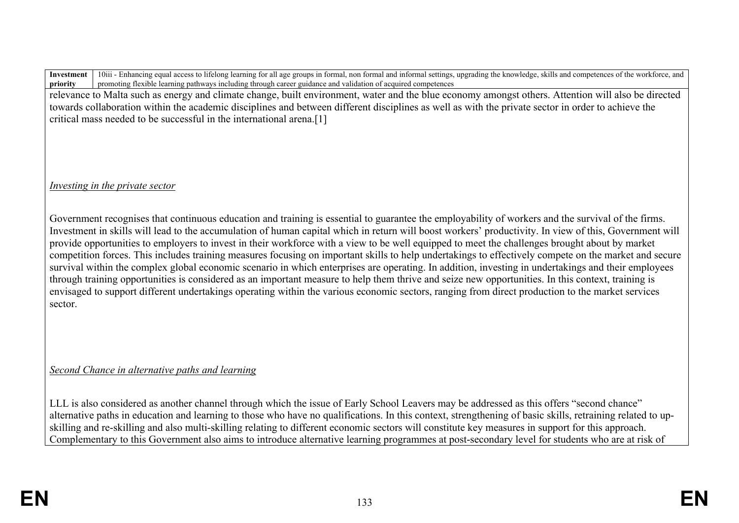| Investment priority | 10iii - Enhancing equal access to lifelong learning for all age groups in formal, non formal and informal settings, upgrading the knowledge, skills and competences of the workforce, and promoting flexible learning pathways including through career guidance and validation of acquired competences |
|---|---|

relevance to Malta such as energy and climate change, built environment, water and the blue economy amongst others. Attention will also be directed towards collaboration within the academic disciplines and between different disciplines as well as with the private sector in order to achieve the critical mass needed to be successful in the international arena.[1]

*Investing in the private sector*

Government recognises that continuous education and training is essential to guarantee the employability of workers and the survival of the firms. Investment in skills will lead to the accumulation of human capital which in return will boost workers' productivity. In view of this, Government will provide opportunities to employers to invest in their workforce with a view to be well equipped to meet the challenges brought about by market competition forces. This includes training measures focusing on important skills to help undertakings to effectively compete on the market and secure survival within the complex global economic scenario in which enterprises are operating. In addition, investing in undertakings and their employees through training opportunities is considered as an important measure to help them thrive and seize new opportunities. In this context, training is envisaged to support different undertakings operating within the various economic sectors, ranging from direct production to the market services sector.

*Second Chance in alternative paths and learning*

LLL is also considered as another channel through which the issue of Early School Leavers may be addressed as this offers "second chance" alternative paths in education and learning to those who have no qualifications. In this context, strengthening of basic skills, retraining related to up-skilling and re-skilling and also multi-skilling relating to different economic sectors will constitute key measures in support for this approach. Complementary to this Government also aims to introduce alternative learning programmes at post-secondary level for students who are at risk of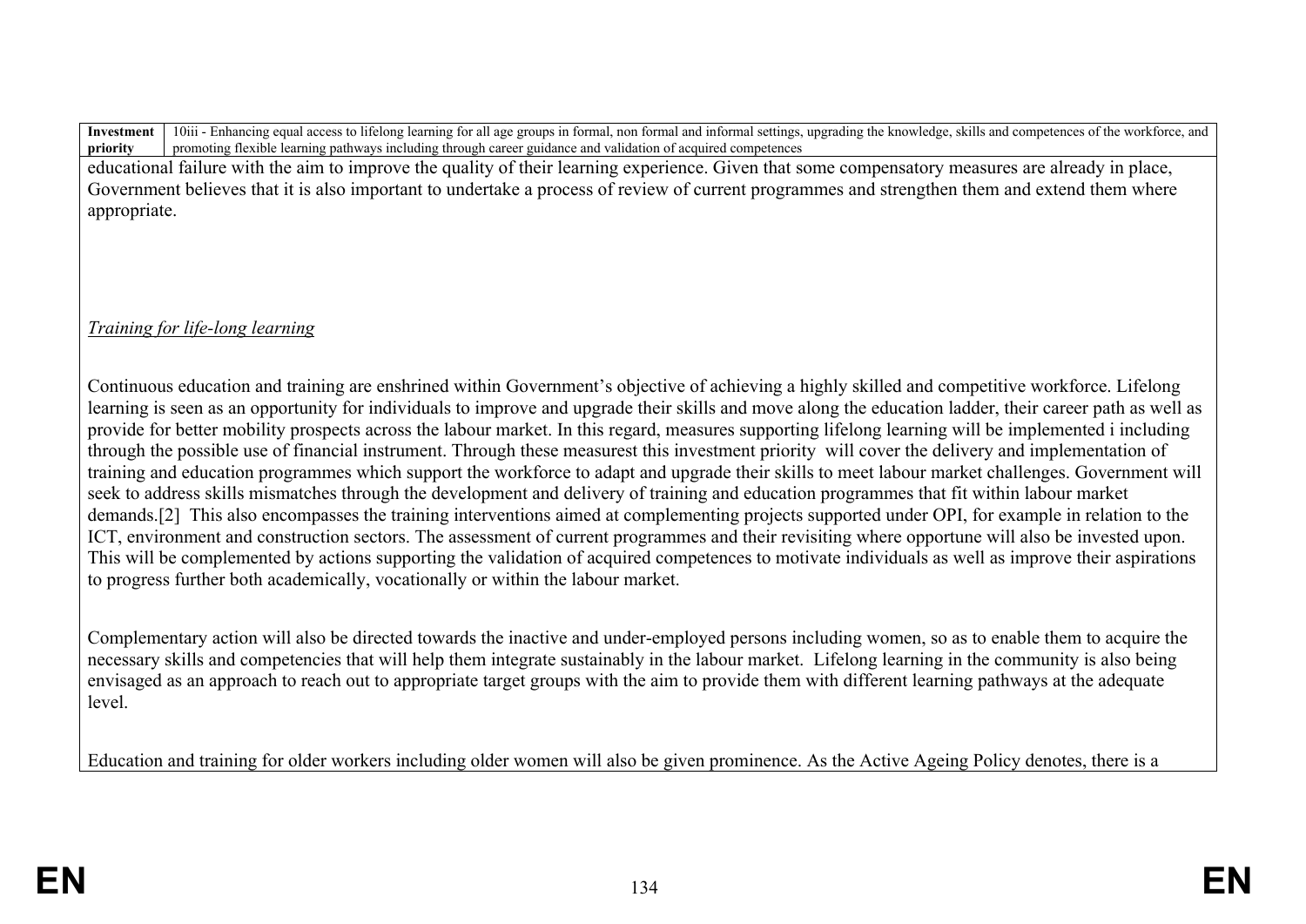| Investment priority | 10iii - Enhancing equal access to lifelong learning for all age groups in formal, non formal and informal settings, upgrading the knowledge, skills and competences of the workforce, and promoting flexible learning pathways including through career guidance and validation of acquired competences |
|---|---|

educational failure with the aim to improve the quality of their learning experience. Given that some compensatory measures are already in place, Government believes that it is also important to undertake a process of review of current programmes and strengthen them and extend them where appropriate.

*Training for life-long learning*

Continuous education and training are enshrined within Government's objective of achieving a highly skilled and competitive workforce. Lifelong learning is seen as an opportunity for individuals to improve and upgrade their skills and move along the education ladder, their career path as well as provide for better mobility prospects across the labour market. In this regard, measures supporting lifelong learning will be implemented i including through the possible use of financial instrument. Through these measurest this investment priority will cover the delivery and implementation of training and education programmes which support the workforce to adapt and upgrade their skills to meet labour market challenges. Government will seek to address skills mismatches through the development and delivery of training and education programmes that fit within labour market demands.[2] This also encompasses the training interventions aimed at complementing projects supported under OPI, for example in relation to the ICT, environment and construction sectors. The assessment of current programmes and their revisiting where opportune will also be invested upon. This will be complemented by actions supporting the validation of acquired competences to motivate individuals as well as improve their aspirations to progress further both academically, vocationally or within the labour market.

Complementary action will also be directed towards the inactive and under-employed persons including women, so as to enable them to acquire the necessary skills and competencies that will help them integrate sustainably in the labour market. Lifelong learning in the community is also being envisaged as an approach to reach out to appropriate target groups with the aim to provide them with different learning pathways at the adequate level.

Education and training for older workers including older women will also be given prominence. As the Active Ageing Policy denotes, there is a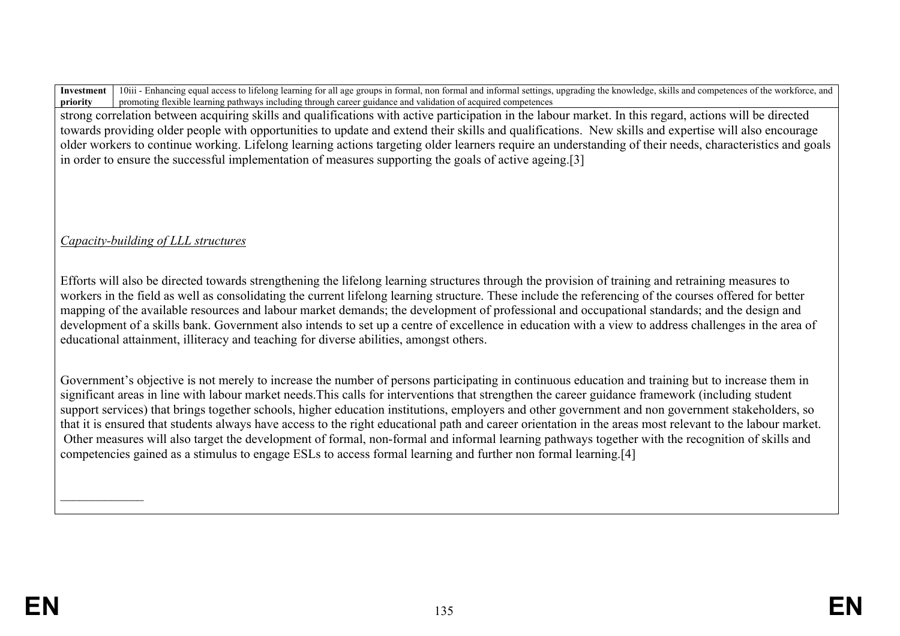| Investment priority | 10iii - Enhancing equal access to lifelong learning for all age groups in formal, non formal and informal settings, upgrading the knowledge, skills and competences of the workforce, and promoting flexible learning pathways including through career guidance and validation of acquired competences |
|---|---|

strong correlation between acquiring skills and qualifications with active participation in the labour market. In this regard, actions will be directed towards providing older people with opportunities to update and extend their skills and qualifications. New skills and expertise will also encourage older workers to continue working. Lifelong learning actions targeting older learners require an understanding of their needs, characteristics and goals in order to ensure the successful implementation of measures supporting the goals of active ageing.[3]

*Capacity-building of LLL structures*

Efforts will also be directed towards strengthening the lifelong learning structures through the provision of training and retraining measures to workers in the field as well as consolidating the current lifelong learning structure. These include the referencing of the courses offered for better mapping of the available resources and labour market demands; the development of professional and occupational standards; and the design and development of a skills bank. Government also intends to set up a centre of excellence in education with a view to address challenges in the area of educational attainment, illiteracy and teaching for diverse abilities, amongst others.

Government's objective is not merely to increase the number of persons participating in continuous education and training but to increase them in significant areas in line with labour market needs.This calls for interventions that strengthen the career guidance framework (including student support services) that brings together schools, higher education institutions, employers and other government and non government stakeholders, so that it is ensured that students always have access to the right educational path and career orientation in the areas most relevant to the labour market. Other measures will also target the development of formal, non-formal and informal learning pathways together with the recognition of skills and competencies gained as a stimulus to engage ESLs to access formal learning and further non formal learning.[4]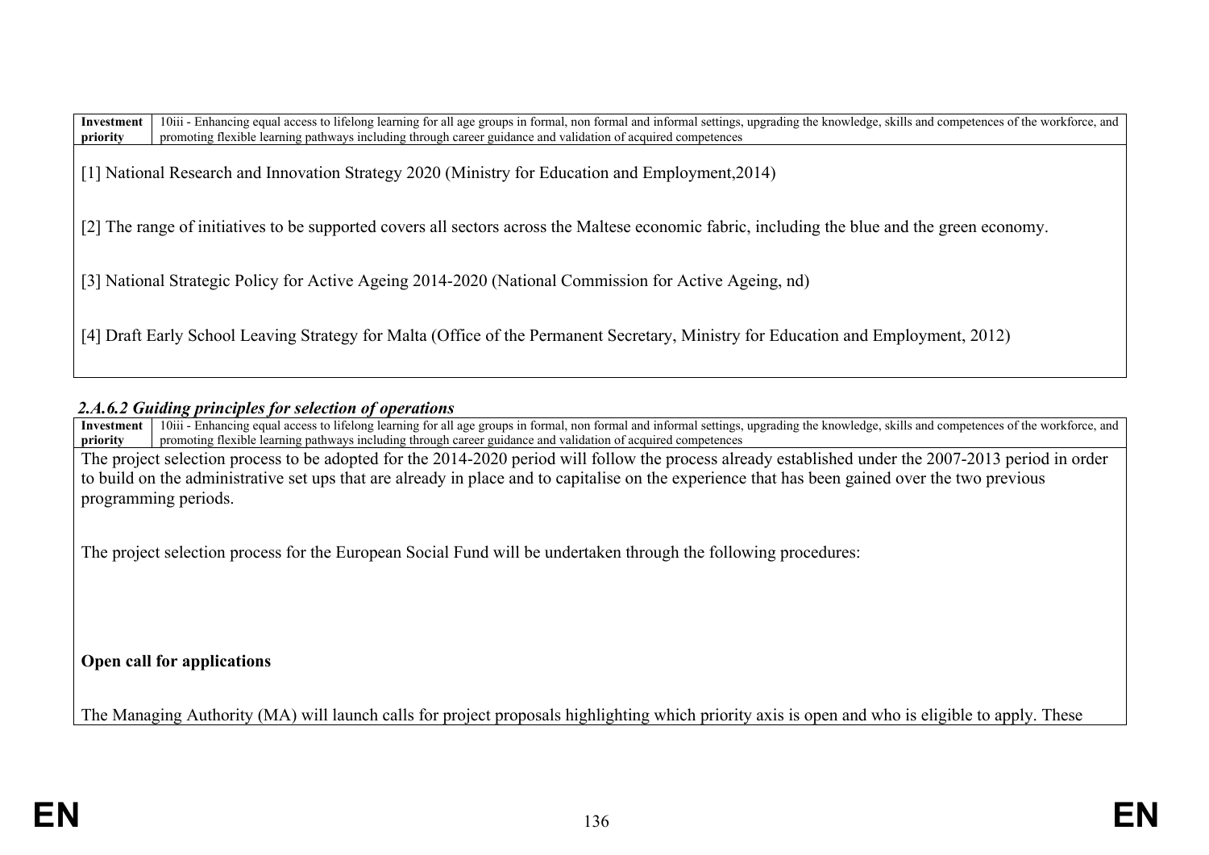| Investment priority | 10iii - Enhancing equal access to lifelong learning for all age groups in formal, non formal and informal settings, upgrading the knowledge, skills and competences of the workforce, and promoting flexible learning pathways including through career guidance and validation of acquired competences |
| --- | --- |

[1] National Research and Innovation Strategy 2020 (Ministry for Education and Employment,2014)

[2] The range of initiatives to be supported covers all sectors across the Maltese economic fabric, including the blue and the green economy.

[3] National Strategic Policy for Active Ageing 2014-2020 (National Commission for Active Ageing, nd)

[4] Draft Early School Leaving Strategy for Malta (Office of the Permanent Secretary, Ministry for Education and Employment, 2012)

#### *2.A.6.2 Guiding principles for selection of operations*

| Investment priority | 10iii - Enhancing equal access to lifelong learning for all age groups in formal, non formal and informal settings, upgrading the knowledge, skills and competences of the workforce, and promoting flexible learning pathways including through career guidance and validation of acquired competences |
| --- | --- |

The project selection process to be adopted for the 2014-2020 period will follow the process already established under the 2007-2013 period in order to build on the administrative set ups that are already in place and to capitalise on the experience that has been gained over the two previous programming periods.

The project selection process for the European Social Fund will be undertaken through the following procedures:

**Open call for applications**

The Managing Authority (MA) will launch calls for project proposals highlighting which priority axis is open and who is eligible to apply. These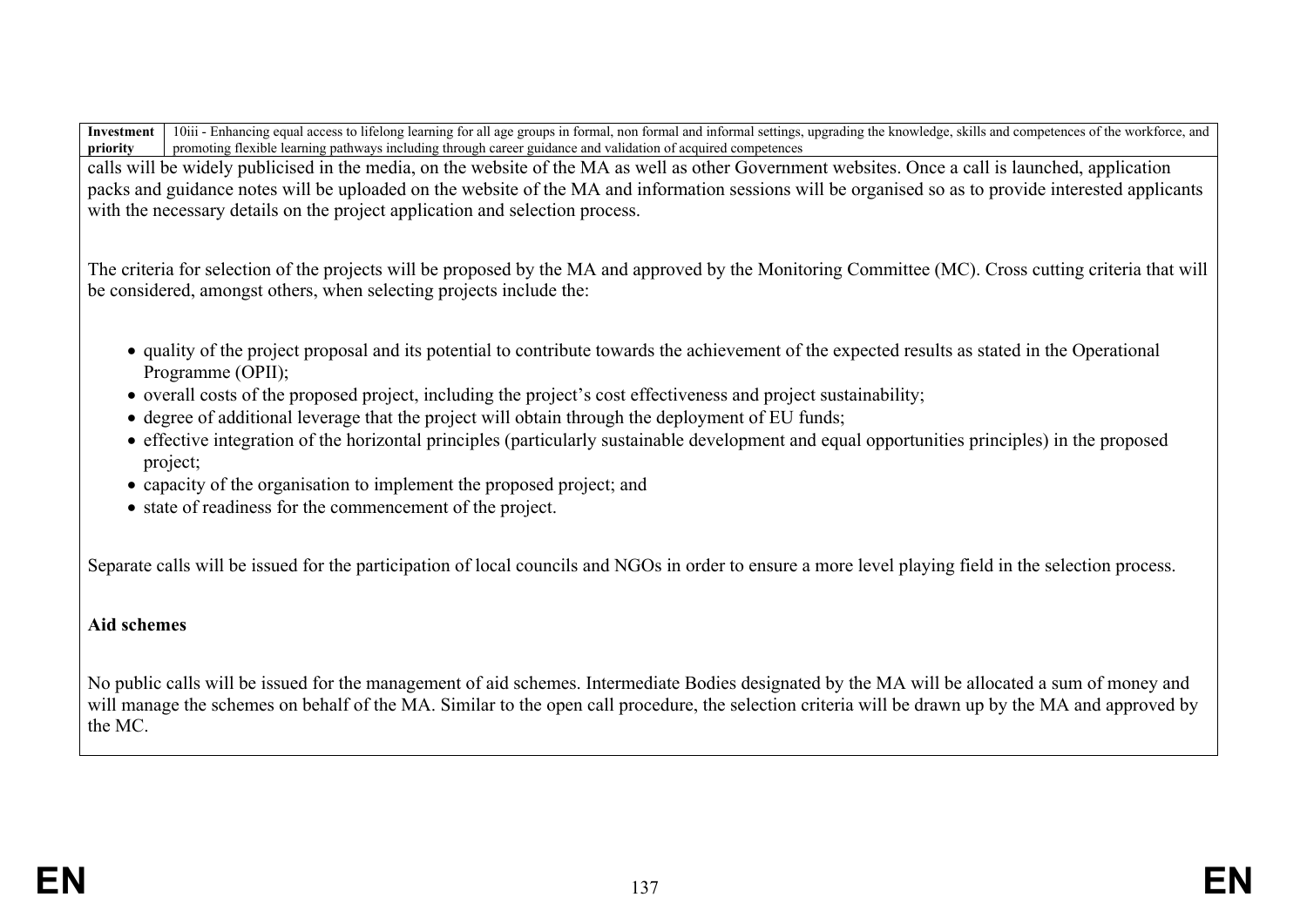| Investment priority | 10iii - Enhancing equal access to lifelong learning for all age groups in formal, non formal and informal settings, upgrading the knowledge, skills and competences of the workforce, and promoting flexible learning pathways including through career guidance and validation of acquired competences |
|---|---|

calls will be widely publicised in the media, on the website of the MA as well as other Government websites. Once a call is launched, application packs and guidance notes will be uploaded on the website of the MA and information sessions will be organised so as to provide interested applicants with the necessary details on the project application and selection process.

The criteria for selection of the projects will be proposed by the MA and approved by the Monitoring Committee (MC). Cross cutting criteria that will be considered, amongst others, when selecting projects include the:

- quality of the project proposal and its potential to contribute towards the achievement of the expected results as stated in the Operational Programme (OPII);
- overall costs of the proposed project, including the project's cost effectiveness and project sustainability;
- degree of additional leverage that the project will obtain through the deployment of EU funds;
- effective integration of the horizontal principles (particularly sustainable development and equal opportunities principles) in the proposed project;
- capacity of the organisation to implement the proposed project; and
- state of readiness for the commencement of the project.

Separate calls will be issued for the participation of local councils and NGOs in order to ensure a more level playing field in the selection process.

**Aid schemes**

No public calls will be issued for the management of aid schemes. Intermediate Bodies designated by the MA will be allocated a sum of money and will manage the schemes on behalf of the MA. Similar to the open call procedure, the selection criteria will be drawn up by the MA and approved by the MC.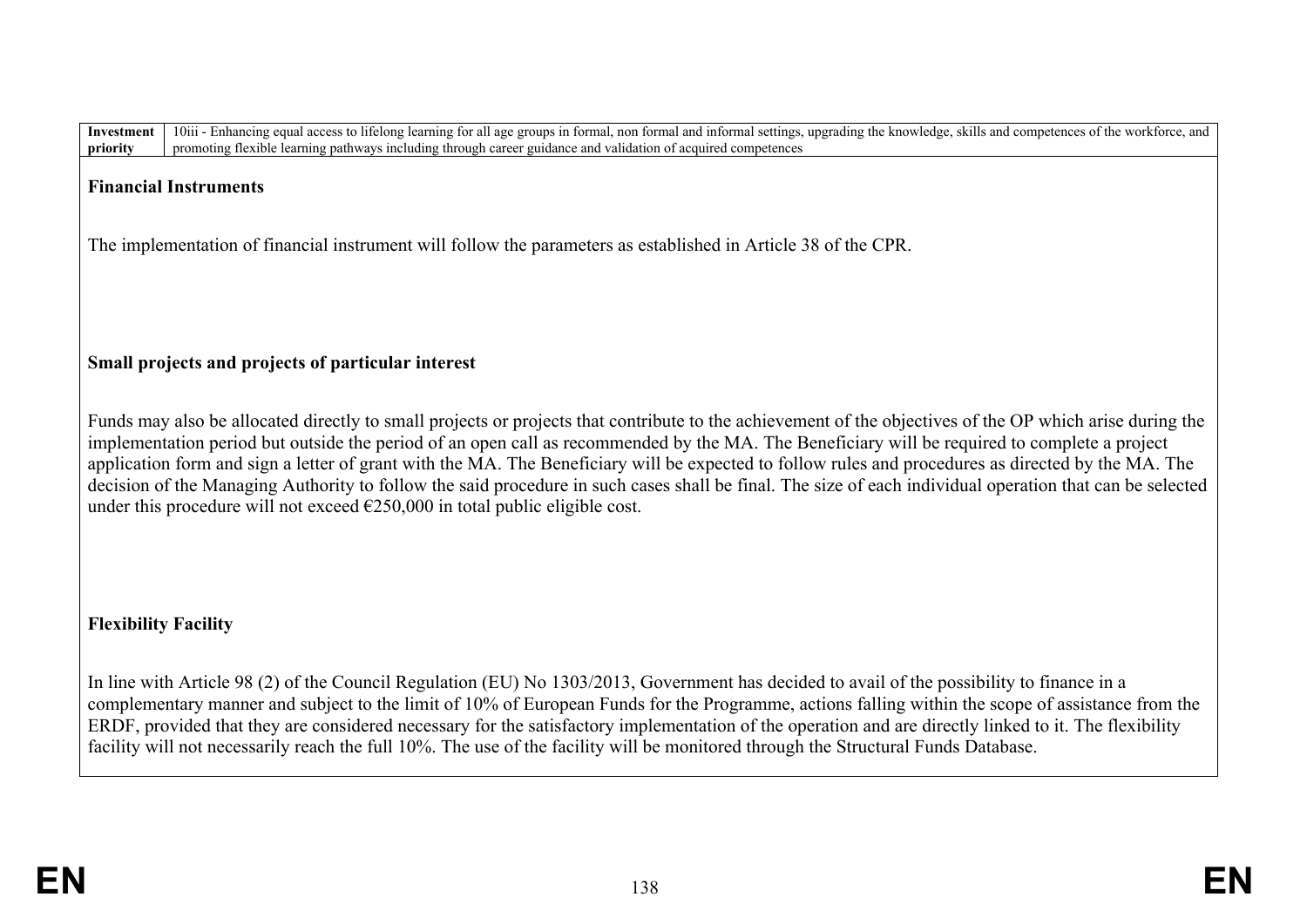| Investment priority | 10iii - Enhancing equal access to lifelong learning for all age groups in formal, non formal and informal settings, upgrading the knowledge, skills and competences of the workforce, and promoting flexible learning pathways including through career guidance and validation of acquired competences |
|---|---|

**Financial Instruments**

The implementation of financial instrument will follow the parameters as established in Article 38 of the CPR.

**Small projects and projects of particular interest**

Funds may also be allocated directly to small projects or projects that contribute to the achievement of the objectives of the OP which arise during the implementation period but outside the period of an open call as recommended by the MA. The Beneficiary will be required to complete a project application form and sign a letter of grant with the MA. The Beneficiary will be expected to follow rules and procedures as directed by the MA. The decision of the Managing Authority to follow the said procedure in such cases shall be final. The size of each individual operation that can be selected under this procedure will not exceed €250,000 in total public eligible cost.

**Flexibility Facility**

In line with Article 98 (2) of the Council Regulation (EU) No 1303/2013, Government has decided to avail of the possibility to finance in a complementary manner and subject to the limit of 10% of European Funds for the Programme, actions falling within the scope of assistance from the ERDF, provided that they are considered necessary for the satisfactory implementation of the operation and are directly linked to it. The flexibility facility will not necessarily reach the full 10%. The use of the facility will be monitored through the Structural Funds Database.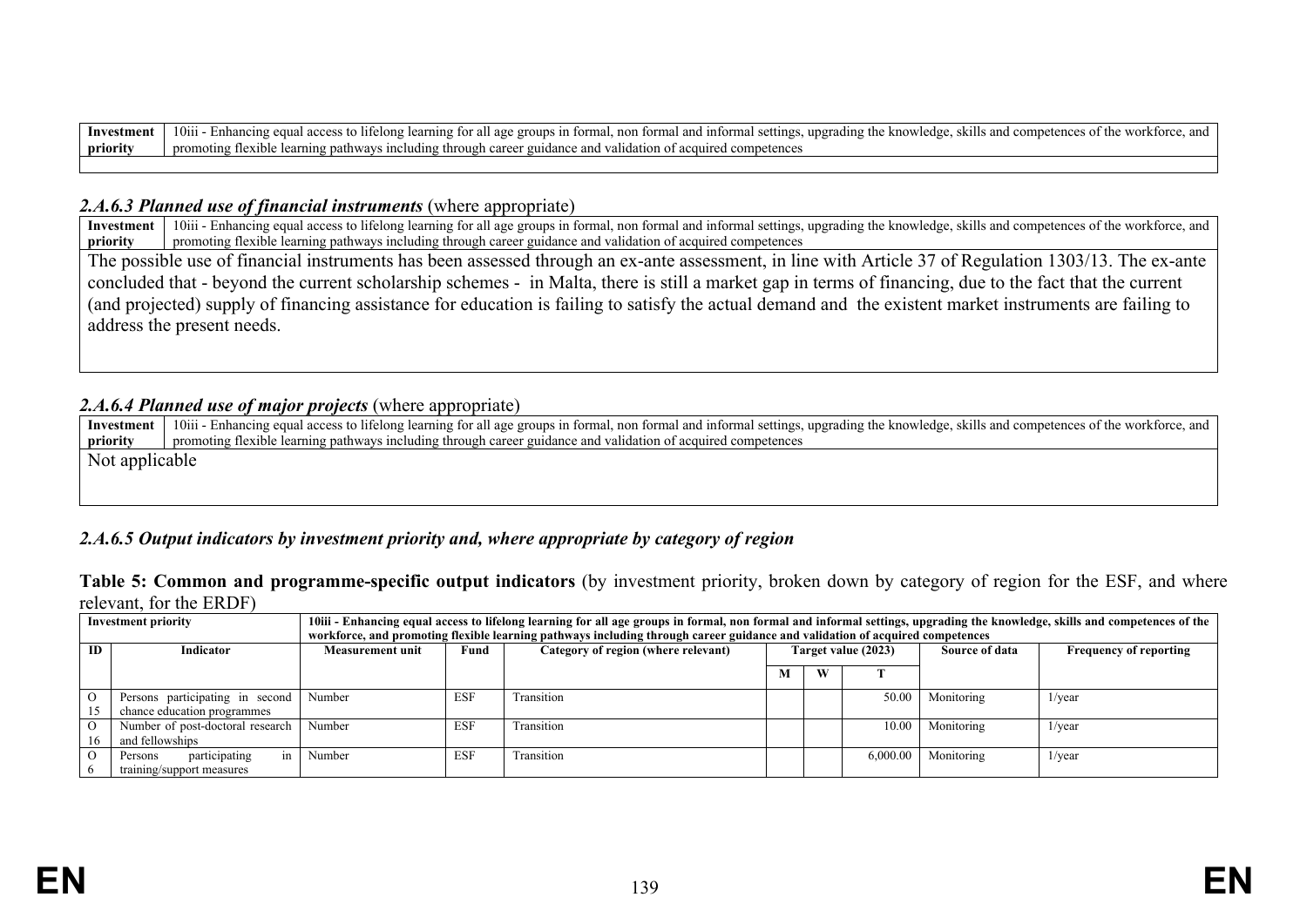| **Investment priority** | 10iii - Enhancing equal access to lifelong learning for all age groups in formal, non formal and informal settings, upgrading the knowledge, skills and competences of the workforce, and promoting flexible learning pathways including through career guidance and validation of acquired competences |
|---|---|
| | |

### *2.A.6.3 Planned use of financial instruments* (where appropriate)

| **Investment priority** | 10iii - Enhancing equal access to lifelong learning for all age groups in formal, non formal and informal settings, upgrading the knowledge, skills and competences of the workforce, and promoting flexible learning pathways including through career guidance and validation of acquired competences |
|---|---|
| The possible use of financial instruments has been assessed through an ex-ante assessment, in line with Article 37 of Regulation 1303/13. The ex-ante concluded that - beyond the current scholarship schemes - in Malta, there is still a market gap in terms of financing, due to the fact that the current (and projected) supply of financing assistance for education is failing to satisfy the actual demand and the existent market instruments are failing to address the present needs. | |

### *2.A.6.4 Planned use of major projects* (where appropriate)

| **Investment priority** | 10iii - Enhancing equal access to lifelong learning for all age groups in formal, non formal and informal settings, upgrading the knowledge, skills and competences of the workforce, and promoting flexible learning pathways including through career guidance and validation of acquired competences |
|---|---|
| Not applicable | |

### *2.A.6.5 Output indicators by investment priority and, where appropriate by category of region*

**Table 5: Common and programme-specific output indicators** (by investment priority, broken down by category of region for the ESF, and where relevant, for the ERDF)

| **Investment priority** | | **10iii - Enhancing equal access to lifelong learning for all age groups in formal, non formal and informal settings, upgrading the knowledge, skills and competences of the workforce, and promoting flexible learning pathways including through career guidance and validation of acquired competences** | | | | | | | |
|---|---|---|---|---|---|---|---|---|---|
| **ID** | **Indicator** | **Measurement unit** | **Fund** | **Category of region (where relevant)** | **Target value (2023)** | | | **Source of data** | **Frequency of reporting** |
| | | | | | **M** | **W** | **T** | | |
| O 15 | Persons participating in second chance education programmes | Number | ESF | Transition | | | 50.00 | Monitoring | 1/year |
| O 16 | Number of post-doctoral research and fellowships | Number | ESF | Transition | | | 10.00 | Monitoring | 1/year |
| O 6 | Persons participating in training/support measures | Number | ESF | Transition | | | 6,000.00 | Monitoring | 1/year |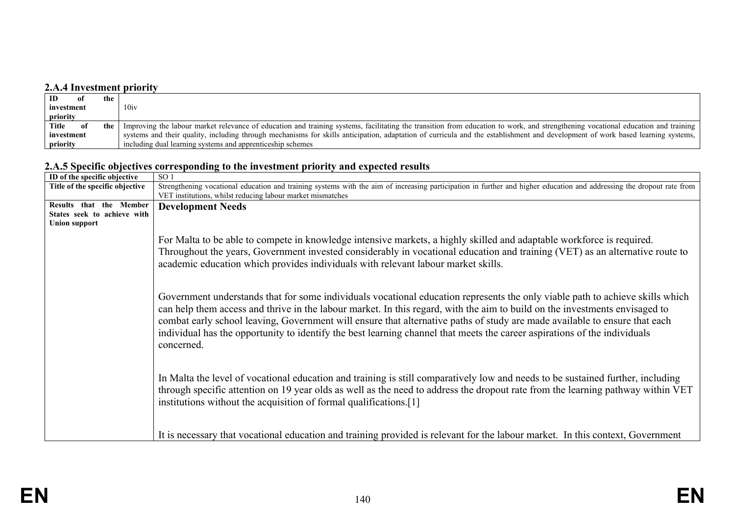### 2.A.4 Investment priority

| ID of the investment priority | 10iv |
|---|---|
| Title of the investment priority | Improving the labour market relevance of education and training systems, facilitating the transition from education to work, and strengthening vocational education and training systems and their quality, including through mechanisms for skills anticipation, adaptation of curricula and the establishment and development of work based learning systems, including dual learning systems and apprenticeship schemes |

### 2.A.5 Specific objectives corresponding to the investment priority and expected results

| ID of the specific objective | SO 1 |
|---|---|
| Title of the specific objective | Strengthening vocational education and training systems with the aim of increasing participation in further and higher education and addressing the dropout rate from VET institutions, whilst reducing labour market mismatches |
| Results that the Member States seek to achieve with Union support | **Development Needs**<br><br>For Malta to be able to compete in knowledge intensive markets, a highly skilled and adaptable workforce is required. Throughout the years, Government invested considerably in vocational education and training (VET) as an alternative route to academic education which provides individuals with relevant labour market skills.<br><br>Government understands that for some individuals vocational education represents the only viable path to achieve skills which can help them access and thrive in the labour market. In this regard, with the aim to build on the investments envisaged to combat early school leaving, Government will ensure that alternative paths of study are made available to ensure that each individual has the opportunity to identify the best learning channel that meets the career aspirations of the individuals concerned.<br><br>In Malta the level of vocational education and training is still comparatively low and needs to be sustained further, including through specific attention on 19 year olds as well as the need to address the dropout rate from the learning pathway within VET institutions without the acquisition of formal qualifications.[1]<br><br>It is necessary that vocational education and training provided is relevant for the labour market. In this context, Government |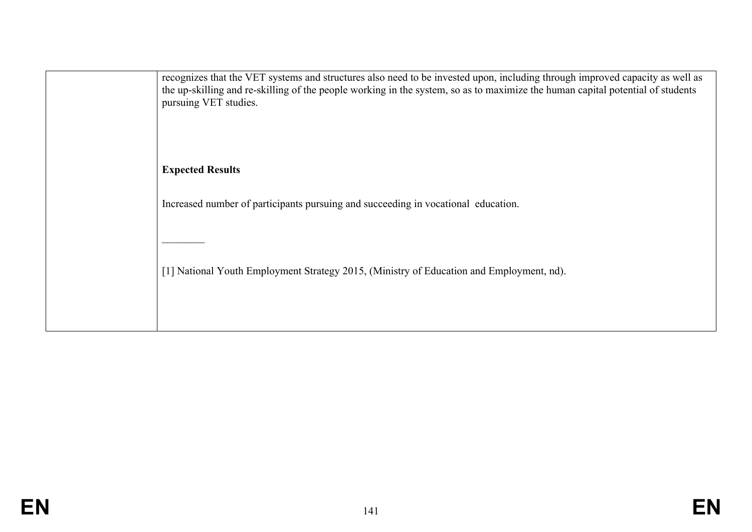| | |
|---|---|
| | recognizes that the VET systems and structures also need to be invested upon, including through improved capacity as well as the up-skilling and re-skilling of the people working in the system, so as to maximize the human capital potential of students pursuing VET studies.<br><br>**Expected Results**<br><br>Increased number of participants pursuing and succeeding in vocational education.<br><br>________<br><br>[1] National Youth Employment Strategy 2015, (Ministry of Education and Employment, nd). |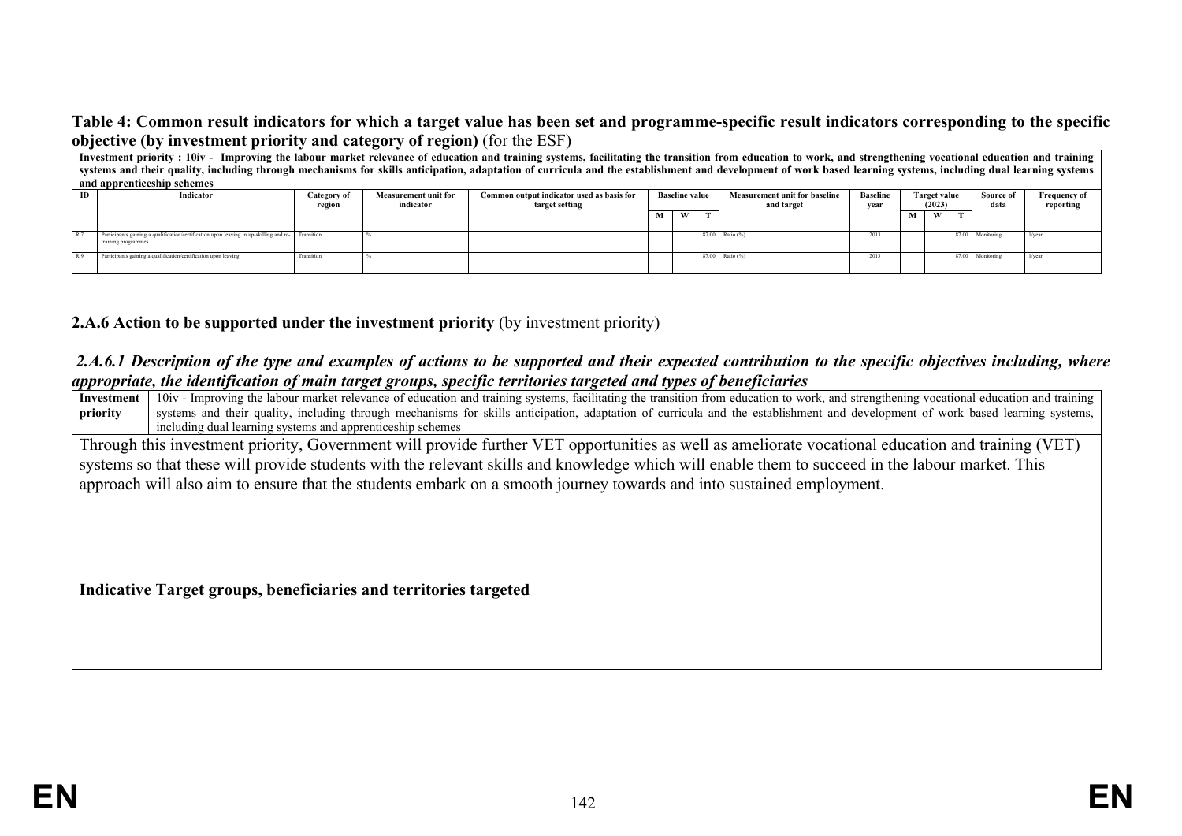**Table 4: Common result indicators for which a target value has been set and programme-specific result indicators corresponding to the specific objective (by investment priority and category of region)** (for the ESF)

**Investment priority : 10iv - Improving the labour market relevance of education and training systems, facilitating the transition from education to work, and strengthening vocational education and training systems and their quality, including through mechanisms for skills anticipation, adaptation of curricula and the establishment and development of work based learning systems, including dual learning systems and apprenticeship schemes**

| ID | Indicator | Category of region | Measurement unit for indicator | Common output indicator used as basis for target setting | Baseline value | | | Measurement unit for baseline and target | Baseline year | Target value (2023) | | | Source of data | Frequency of reporting |
|---|---|---|---|---|---|---|---|---|---|---|---|---|---|---|
| | | | | | M | W | T | | | M | W | T | | |
| R 7 | Participants gaining a qualification/certification upon leaving in up-skilling and re-training programmes | Transition | % | | | | 87.00 | Ratio (%) | 2013 | | | 87.00 | Monitoring | 1/year |
| R 9 | Participants gaining a qualification/certification upon leaving | Transition | % | | | | 87.00 | Ratio (%) | 2013 | | | 87.00 | Monitoring | 1/year |

## 2.A.6 Action to be supported under the investment priority (by investment priority)

### *2.A.6.1 Description of the type and examples of actions to be supported and their expected contribution to the specific objectives including, where appropriate, the identification of main target groups, specific territories targeted and types of beneficiaries*

| **Investment priority** | 10iv - Improving the labour market relevance of education and training systems, facilitating the transition from education to work, and strengthening vocational education and training systems and their quality, including through mechanisms for skills anticipation, adaptation of curricula and the establishment and development of work based learning systems, including dual learning systems and apprenticeship schemes |
|---|---|

Through this investment priority, Government will provide further VET opportunities as well as ameliorate vocational education and training (VET) systems so that these will provide students with the relevant skills and knowledge which will enable them to succeed in the labour market. This approach will also aim to ensure that the students embark on a smooth journey towards and into sustained employment.

**Indicative Target groups, beneficiaries and territories targeted**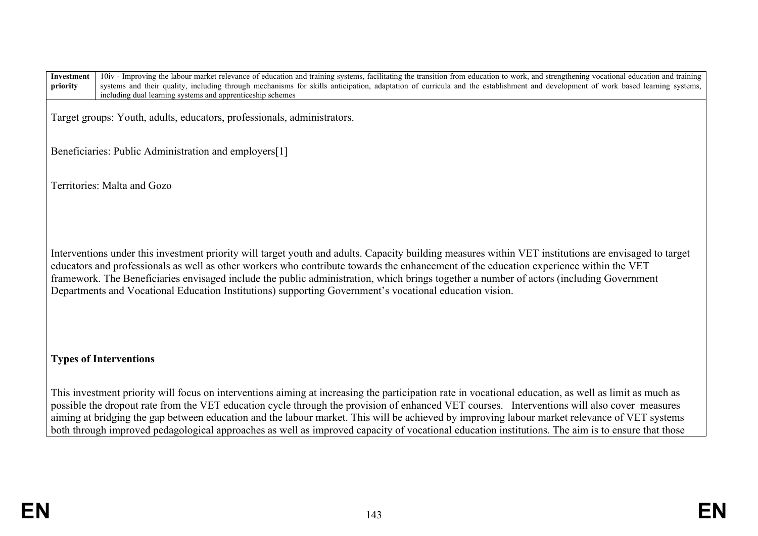| Investment priority | 10iv - Improving the labour market relevance of education and training systems, facilitating the transition from education to work, and strengthening vocational education and training systems and their quality, including through mechanisms for skills anticipation, adaptation of curricula and the establishment and development of work based learning systems, including dual learning systems and apprenticeship schemes |
|---|---|

Target groups: Youth, adults, educators, professionals, administrators.

Beneficiaries: Public Administration and employers[1]

Territories: Malta and Gozo

Interventions under this investment priority will target youth and adults. Capacity building measures within VET institutions are envisaged to target educators and professionals as well as other workers who contribute towards the enhancement of the education experience within the VET framework. The Beneficiaries envisaged include the public administration, which brings together a number of actors (including Government Departments and Vocational Education Institutions) supporting Government's vocational education vision.

**Types of Interventions**

This investment priority will focus on interventions aiming at increasing the participation rate in vocational education, as well as limit as much as possible the dropout rate from the VET education cycle through the provision of enhanced VET courses. Interventions will also cover measures aiming at bridging the gap between education and the labour market. This will be achieved by improving labour market relevance of VET systems both through improved pedagogological approaches as well as improved capacity of vocational education institutions. The aim is to ensure that those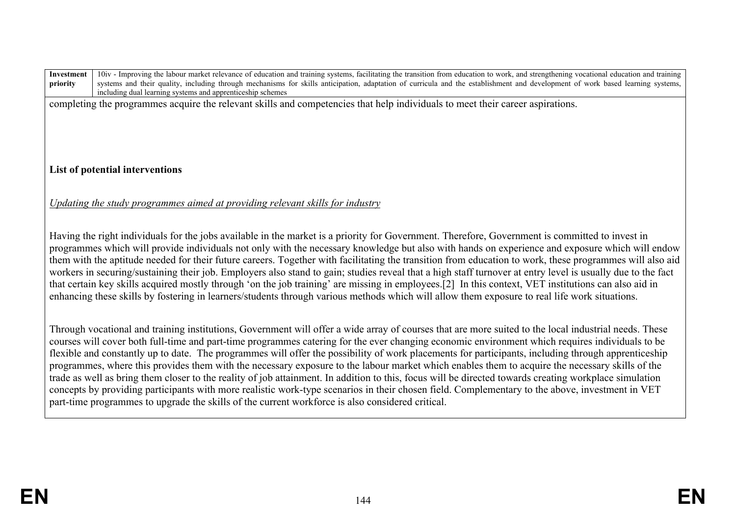| Investment priority | 10iv - Improving the labour market relevance of education and training systems, facilitating the transition from education to work, and strengthening vocational education and training systems and their quality, including through mechanisms for skills anticipation, adaptation of curricula and the establishment and development of work based learning systems, including dual learning systems and apprenticeship schemes |
|---|---|

completing the programmes acquire the relevant skills and competencies that help individuals to meet their career aspirations.

**List of potential interventions**

*Updating the study programmes aimed at providing relevant skills for industry*

Having the right individuals for the jobs available in the market is a priority for Government. Therefore, Government is committed to invest in programmes which will provide individuals not only with the necessary knowledge but also with hands on experience and exposure which will endow them with the aptitude needed for their future careers. Together with facilitating the transition from education to work, these programmes will also aid workers in securing/sustaining their job. Employers also stand to gain; studies reveal that a high staff turnover at entry level is usually due to the fact that certain key skills acquired mostly through 'on the job training' are missing in employees.[2] In this context, VET institutions can also aid in enhancing these skills by fostering in learners/students through various methods which will allow them exposure to real life work situations.

Through vocational and training institutions, Government will offer a wide array of courses that are more suited to the local industrial needs. These courses will cover both full-time and part-time programmes catering for the ever changing economic environment which requires individuals to be flexible and constantly up to date. The programmes will offer the possibility of work placements for participants, including through apprenticeship programmes, where this provides them with the necessary exposure to the labour market which enables them to acquire the necessary skills of the trade as well as bring them closer to the reality of job attainment. In addition to this, focus will be directed towards creating workplace simulation concepts by providing participants with more realistic work-type scenarios in their chosen field. Complementary to the above, investment in VET part-time programmes to upgrade the skills of the current workforce is also considered critical.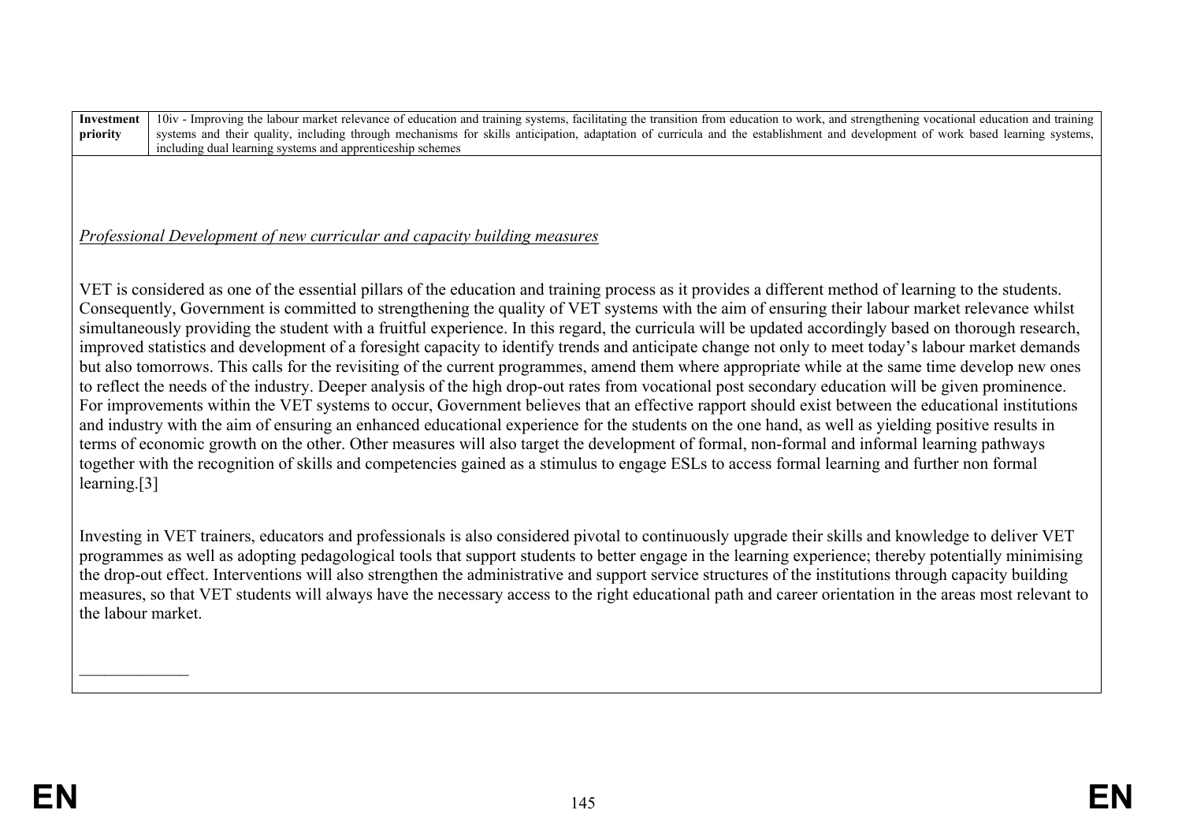| Investment priority | 10iv - Improving the labour market relevance of education and training systems, facilitating the transition from education to work, and strengthening vocational education and training systems and their quality, including through mechanisms for skills anticipation, adaptation of curricula and the establishment and development of work based learning systems, including dual learning systems and apprenticeship schemes |
|---|---|

*Professional Development of new curricular and capacity building measures*

VET is considered as one of the essential pillars of the education and training process as it provides a different method of learning to the students. Consequently, Government is committed to strengthening the quality of VET systems with the aim of ensuring their labour market relevance whilst simultaneously providing the student with a fruitful experience. In this regard, the curricula will be updated accordingly based on thorough research, improved statistics and development of a foresight capacity to identify trends and anticipate change not only to meet today's labour market demands but also tomorrows. This calls for the revisiting of the current programmes, amend them where appropriate while at the same time develop new ones to reflect the needs of the industry. Deeper analysis of the high drop-out rates from vocational post secondary education will be given prominence. For improvements within the VET systems to occur, Government believes that an effective rapport should exist between the educational institutions and industry with the aim of ensuring an enhanced educational experience for the students on the one hand, as well as yielding positive results in terms of economic growth on the other. Other measures will also target the development of formal, non-formal and informal learning pathways together with the recognition of skills and competencies gained as a stimulus to engage ESLs to access formal learning and further non formal learning.[3]

Investing in VET trainers, educators and professionals is also considered pivotal to continuously upgrade their skills and knowledge to deliver VET programmes as well as adopting pedagogical tools that support students to better engage in the learning experience; thereby potentially minimising the drop-out effect. Interventions will also strengthen the administrative and support service structures of the institutions through capacity building measures, so that VET students will always have the necessary access to the right educational path and career orientation in the areas most relevant to the labour market.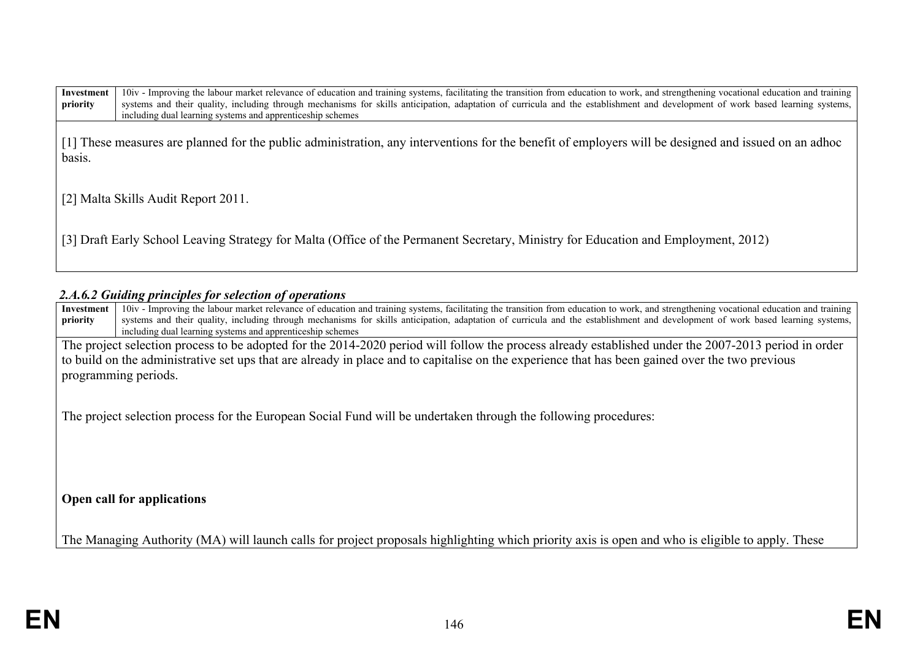| Investment priority | 10iv - Improving the labour market relevance of education and training systems, facilitating the transition from education to work, and strengthening vocational education and training systems and their quality, including through mechanisms for skills anticipation, adaptation of curricula and the establishment and development of work based learning systems, including dual learning systems and apprenticeship schemes |
|---|---|

[1] These measures are planned for the public administration, any interventions for the benefit of employers will be designed and issued on an adhoc basis.

[2] Malta Skills Audit Report 2011.

[3] Draft Early School Leaving Strategy for Malta (Office of the Permanent Secretary, Ministry for Education and Employment, 2012)

### *2.A.6.2 Guiding principles for selection of operations*

| Investment priority | 10iv - Improving the labour market relevance of education and training systems, facilitating the transition from education to work, and strengthening vocational education and training systems and their quality, including through mechanisms for skills anticipation, adaptation of curricula and the establishment and development of work based learning systems, including dual learning systems and apprenticeship schemes |
|---|---|

The project selection process to be adopted for the 2014-2020 period will follow the process already established under the 2007-2013 period in order to build on the administrative set ups that are already in place and to capitalise on the experience that has been gained over the two previous programming periods.

The project selection process for the European Social Fund will be undertaken through the following procedures:

**Open call for applications**

The Managing Authority (MA) will launch calls for project proposals highlighting which priority axis is open and who is eligible to apply. These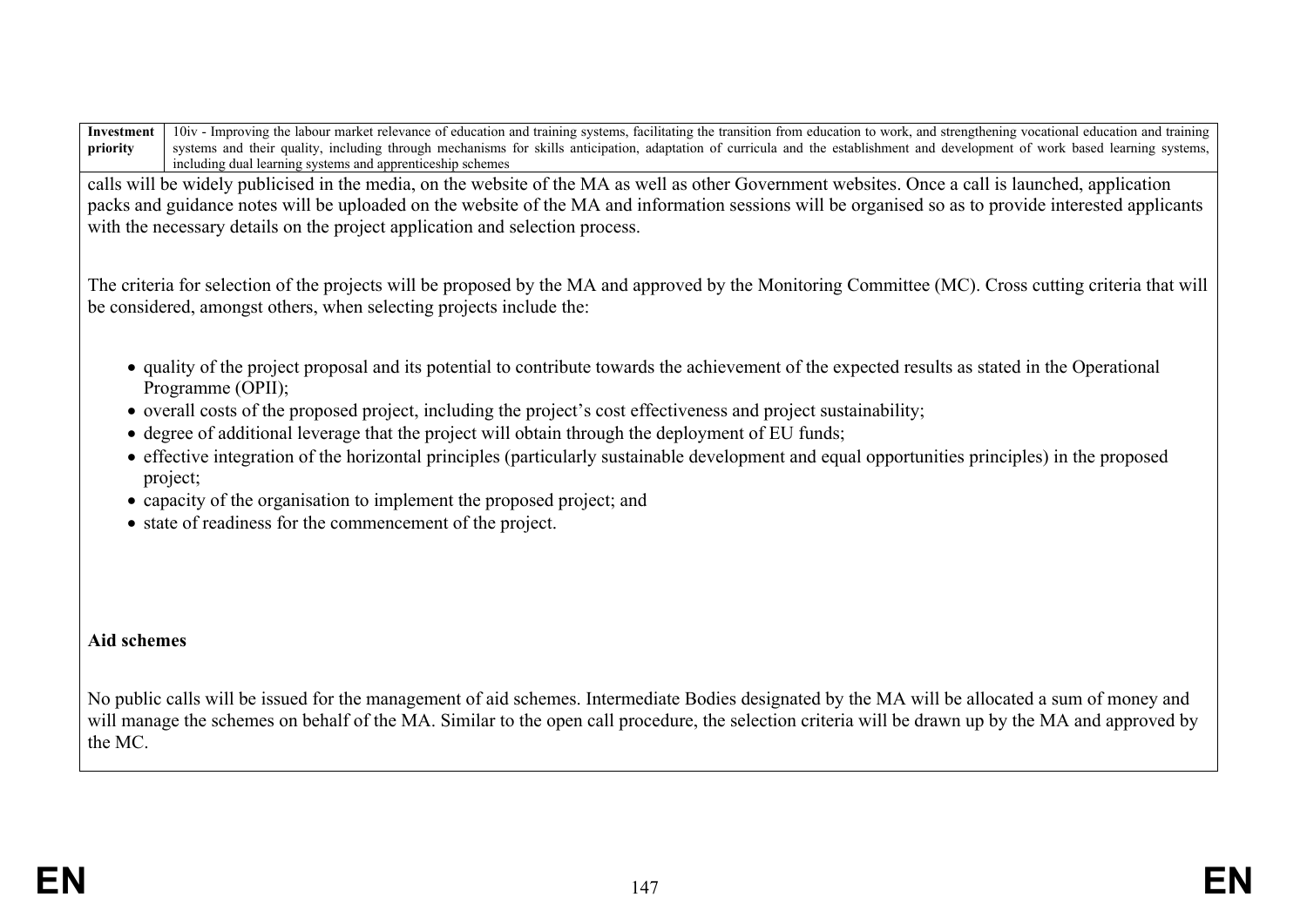| Investment priority | 10iv - Improving the labour market relevance of education and training systems, facilitating the transition from education to work, and strengthening vocational education and training systems and their quality, including through mechanisms for skills anticipation, adaptation of curricula and the establishment and development of work based learning systems, including dual learning systems and apprenticeship schemes |
|---|---|

calls will be widely publicised in the media, on the website of the MA as well as other Government websites. Once a call is launched, application packs and guidance notes will be uploaded on the website of the MA and information sessions will be organised so as to provide interested applicants with the necessary details on the project application and selection process.

The criteria for selection of the projects will be proposed by the MA and approved by the Monitoring Committee (MC). Cross cutting criteria that will be considered, amongst others, when selecting projects include the:

- quality of the project proposal and its potential to contribute towards the achievement of the expected results as stated in the Operational Programme (OPII);
- overall costs of the proposed project, including the project's cost effectiveness and project sustainability;
- degree of additional leverage that the project will obtain through the deployment of EU funds;
- effective integration of the horizontal principles (particularly sustainable development and equal opportunities principles) in the proposed project;
- capacity of the organisation to implement the proposed project; and
- state of readiness for the commencement of the project.

**Aid schemes**

No public calls will be issued for the management of aid schemes. Intermediate Bodies designated by the MA will be allocated a sum of money and will manage the schemes on behalf of the MA. Similar to the open call procedure, the selection criteria will be drawn up by the MA and approved by the MC.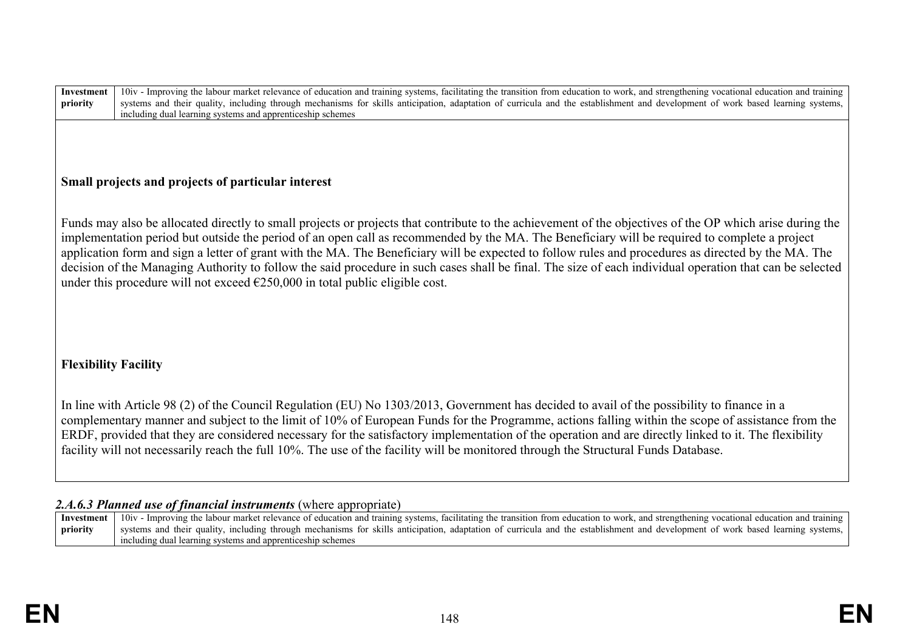| Investment priority | 10iv - Improving the labour market relevance of education and training systems, facilitating the transition from education to work, and strengthening vocational education and training systems and their quality, including through mechanisms for skills anticipation, adaptation of curricula and the establishment and development of work based learning systems, including dual learning systems and apprenticeship schemes |
|---|---|

**Small projects and projects of particular interest**

Funds may also be allocated directly to small projects or projects that contribute to the achievement of the objectives of the OP which arise during the implementation period but outside the period of an open call as recommended by the MA. The Beneficiary will be required to complete a project application form and sign a letter of grant with the MA. The Beneficiary will be expected to follow rules and procedures as directed by the MA. The decision of the Managing Authority to follow the said procedure in such cases shall be final. The size of each individual operation that can be selected under this procedure will not exceed €250,000 in total public eligible cost.

**Flexibility Facility**

In line with Article 98 (2) of the Council Regulation (EU) No 1303/2013, Government has decided to avail of the possibility to finance in a complementary manner and subject to the limit of 10% of European Funds for the Programme, actions falling within the scope of assistance from the ERDF, provided that they are considered necessary for the satisfactory implementation of the operation and are directly linked to it. The flexibility facility will not necessarily reach the full 10%. The use of the facility will be monitored through the Structural Funds Database.

#### *2.A.6.3 Planned use of financial instruments* (where appropriate)

| Investment priority | 10iv - Improving the labour market relevance of education and training systems, facilitating the transition from education to work, and strengthening vocational education and training systems and their quality, including through mechanisms for skills anticipation, adaptation of curricula and the establishment and development of work based learning systems, including dual learning systems and apprenticeship schemes |
|---|---|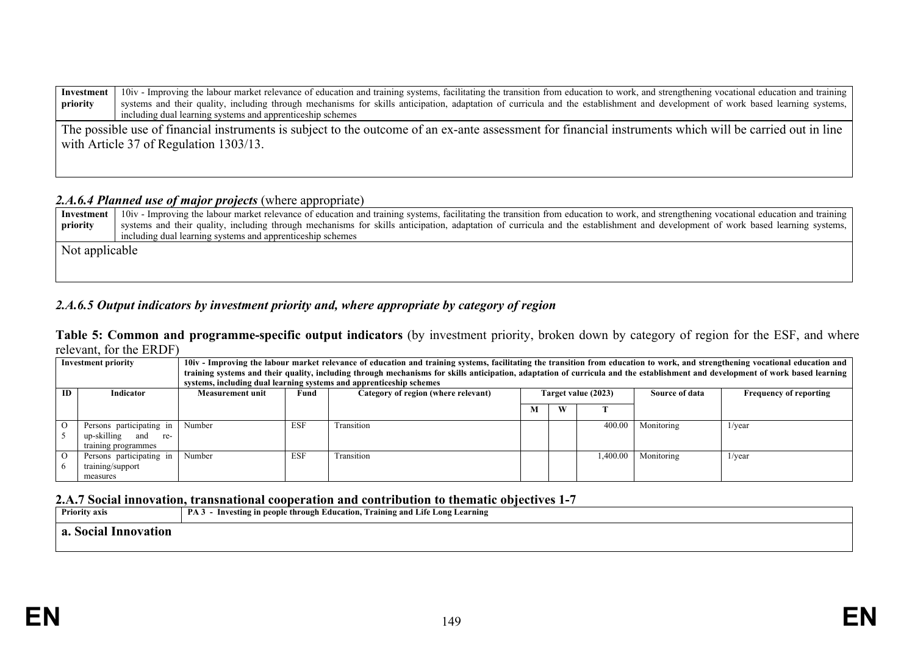| Investment priority | 10iv - Improving the labour market relevance of education and training systems, facilitating the transition from education to work, and strengthening vocational education and training systems and their quality, including through mechanisms for skills anticipation, adaptation of curricula and the establishment and development of work based learning systems, including dual learning systems and apprenticeship schemes |
|---|---|
| The possible use of financial instruments is subject to the outcome of an ex-ante assessment for financial instruments which will be carried out in line with Article 37 of Regulation 1303/13. | |

### *2.A.6.4 Planned use of major projects* (where appropriate)

| Investment priority | 10iv - Improving the labour market relevance of education and training systems, facilitating the transition from education to work, and strengthening vocational education and training systems and their quality, including through mechanisms for skills anticipation, adaptation of curricula and the establishment and development of work based learning systems, including dual learning systems and apprenticeship schemes |
|---|---|
| Not applicable | |

### *2.A.6.5 Output indicators by investment priority and, where appropriate by category of region*

**Table 5: Common and programme-specific output indicators** (by investment priority, broken down by category of region for the ESF, and where relevant, for the ERDF)

| Investment priority | | 10iv - Improving the labour market relevance of education and training systems, facilitating the transition from education to work, and strengthening vocational education and training systems and their quality, including through mechanisms for skills anticipation, adaptation of curricula and the establishment and development of work based learning systems, including dual learning systems and apprenticeship schemes | | | | | | | |
|---|---|---|---|---|---|---|---|---|---|
| ID | Indicator | Measurement unit | Fund | Category of region (where relevant) | Target value (2023) | | | Source of data | Frequency of reporting |
| | | | | | M | W | T | | |
| O5 | Persons participating in up-skilling and re-training programmes | Number | ESF | Transition | | | 400.00 | Monitoring | 1/year |
| O6 | Persons participating in training/support measures | Number | ESF | Transition | | | 1,400.00 | Monitoring | 1/year |

### 2.A.7 Social innovation, transnational cooperation and contribution to thematic objectives 1-7

| Priority axis | PA 3 - Investing in people through Education, Training and Life Long Learning |
|---|---|
| **a. Social Innovation** | |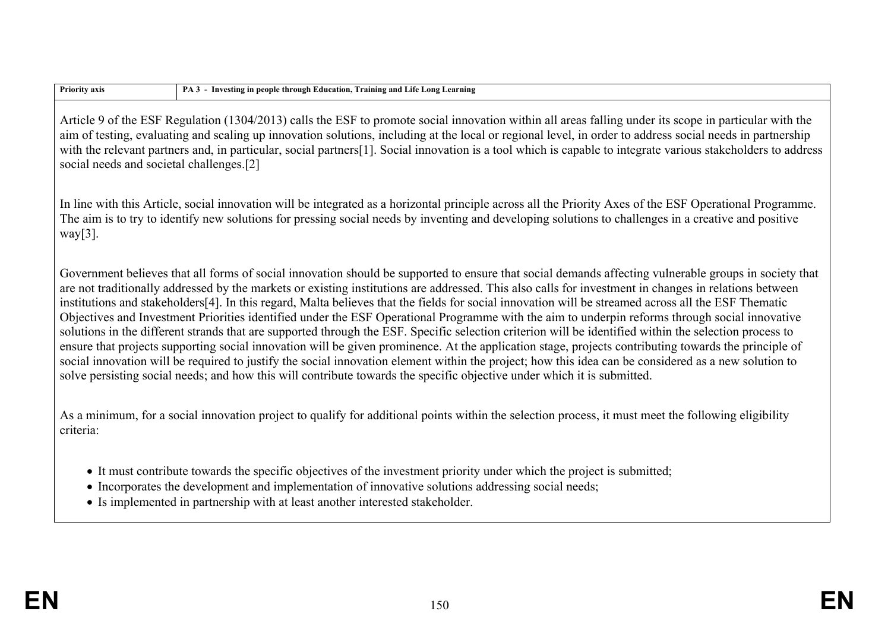| Priority axis | PA 3 - Investing in people through Education, Training and Life Long Learning |
| --- | --- |

Article 9 of the ESF Regulation (1304/2013) calls the ESF to promote social innovation within all areas falling under its scope in particular with the aim of testing, evaluating and scaling up innovation solutions, including at the local or regional level, in order to address social needs in partnership with the relevant partners and, in particular, social partners[1]. Social innovation is a tool which is capable to integrate various stakeholders to address social needs and societal challenges.[2]

In line with this Article, social innovation will be integrated as a horizontal principle across all the Priority Axes of the ESF Operational Programme. The aim is to try to identify new solutions for pressing social needs by inventing and developing solutions to challenges in a creative and positive way[3].

Government believes that all forms of social innovation should be supported to ensure that social demands affecting vulnerable groups in society that are not traditionally addressed by the markets or existing institutions are addressed. This also calls for investment in changes in relations between institutions and stakeholders[4]. In this regard, Malta believes that the fields for social innovation will be streamed across all the ESF Thematic Objectives and Investment Priorities identified under the ESF Operational Programme with the aim to underpin reforms through social innovative solutions in the different strands that are supported through the ESF. Specific selection criterion will be identified within the selection process to ensure that projects supporting social innovation will be given prominence. At the application stage, projects contributing towards the principle of social innovation will be required to justify the social innovation element within the project; how this idea can be considered as a new solution to solve persisting social needs; and how this will contribute towards the specific objective under which it is submitted.

As a minimum, for a social innovation project to qualify for additional points within the selection process, it must meet the following eligibility criteria:

- It must contribute towards the specific objectives of the investment priority under which the project is submitted;
- Incorporates the development and implementation of innovative solutions addressing social needs;
- Is implemented in partnership with at least another interested stakeholder.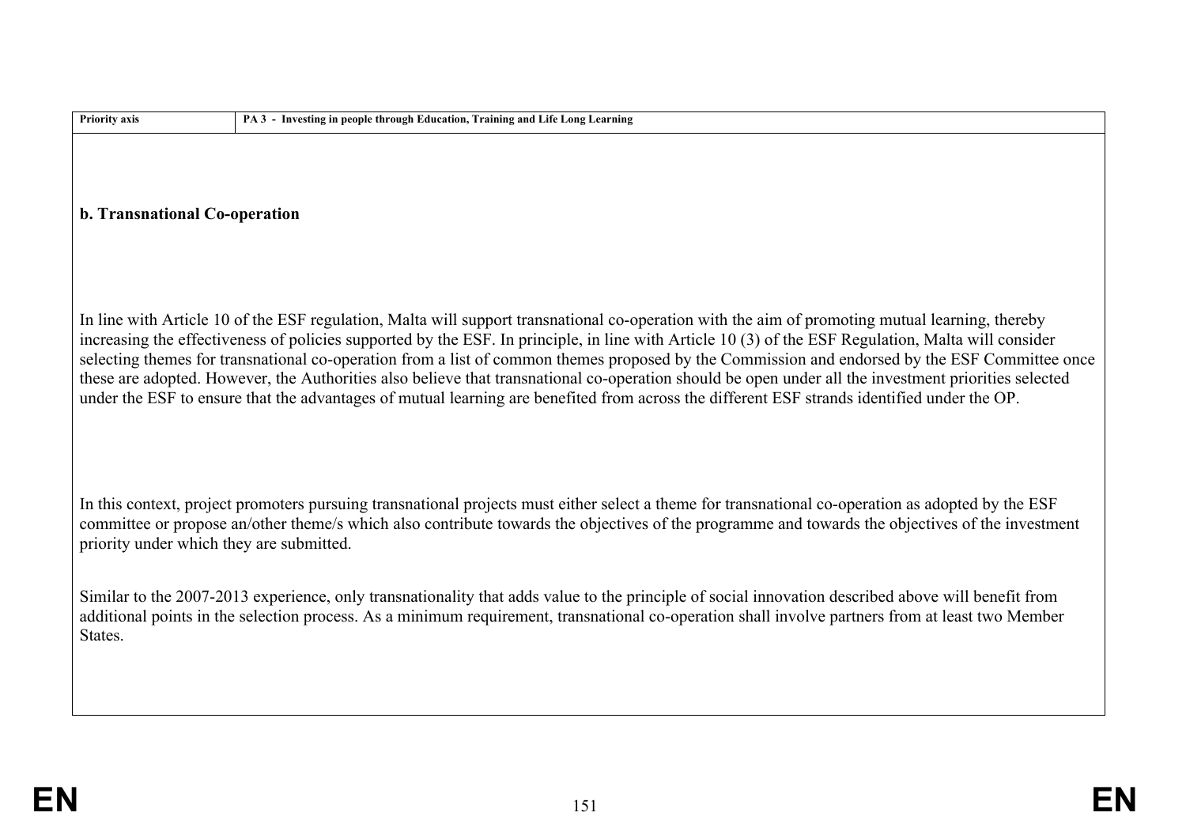| Priority axis | PA 3 - Investing in people through Education, Training and Life Long Learning |
|---|---|

**b. Transnational Co-operation**

In line with Article 10 of the ESF regulation, Malta will support transnational co-operation with the aim of promoting mutual learning, thereby increasing the effectiveness of policies supported by the ESF. In principle, in line with Article 10 (3) of the ESF Regulation, Malta will consider selecting themes for transnational co-operation from a list of common themes proposed by the Commission and endorsed by the ESF Committee once these are adopted. However, the Authorities also believe that transnational co-operation should be open under all the investment priorities selected under the ESF to ensure that the advantages of mutual learning are benefited from across the different ESF strands identified under the OP.

In this context, project promoters pursuing transnational projects must either select a theme for transnational co-operation as adopted by the ESF committee or propose an/other theme/s which also contribute towards the objectives of the programme and towards the objectives of the investment priority under which they are submitted.

Similar to the 2007-2013 experience, only transnationality that adds value to the principle of social innovation described above will benefit from additional points in the selection process. As a minimum requirement, transnational co-operation shall involve partners from at least two Member States.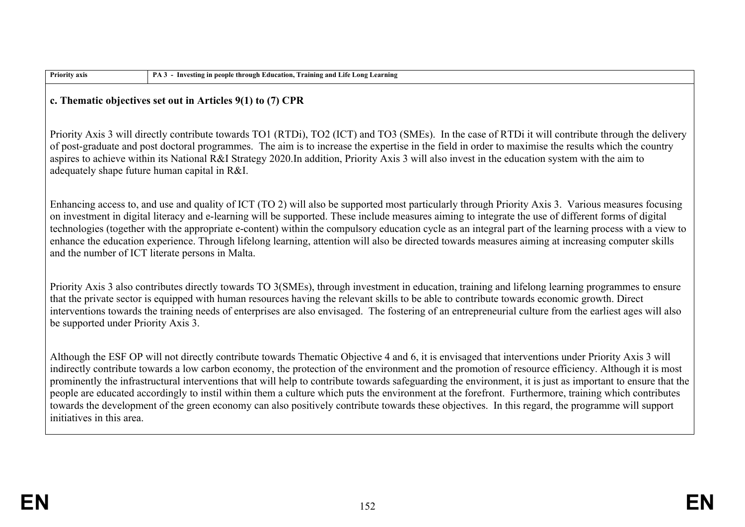| Priority axis | PA 3 - Investing in people through Education, Training and Life Long Learning |
|---|---|

### c. Thematic objectives set out in Articles 9(1) to (7) CPR

Priority Axis 3 will directly contribute towards TO1 (RTDi), TO2 (ICT) and TO3 (SMEs). In the case of RTDi it will contribute through the delivery of post-graduate and post doctoral programmes. The aim is to increase the expertise in the field in order to maximise the results which the country aspires to achieve within its National R&I Strategy 2020.In addition, Priority Axis 3 will also invest in the education system with the aim to adequately shape future human capital in R&I.

Enhancing access to, and use and quality of ICT (TO 2) will also be supported most particularly through Priority Axis 3. Various measures focusing on investment in digital literacy and e-learning will be supported. These include measures aiming to integrate the use of different forms of digital technologies (together with the appropriate e-content) within the compulsory education cycle as an integral part of the learning process with a view to enhance the education experience. Through lifelong learning, attention will also be directed towards measures aiming at increasing computer skills and the number of ICT literate persons in Malta.

Priority Axis 3 also contributes directly towards TO 3(SMEs), through investment in education, training and lifelong learning programmes to ensure that the private sector is equipped with human resources having the relevant skills to be able to contribute towards economic growth. Direct interventions towards the training needs of enterprises are also envisaged. The fostering of an entrepreneurial culture from the earliest ages will also be supported under Priority Axis 3.

Although the ESF OP will not directly contribute towards Thematic Objective 4 and 6, it is envisaged that interventions under Priority Axis 3 will indirectly contribute towards a low carbon economy, the protection of the environment and the promotion of resource efficiency. Although it is most prominently the infrastructural interventions that will help to contribute towards safeguarding the environment, it is just as important to ensure that the people are educated accordingly to instil within them a culture which puts the environment at the forefront. Furthermore, training which contributes towards the development of the green economy can also positively contribute towards these objectives. In this regard, the programme will support initiatives in this area.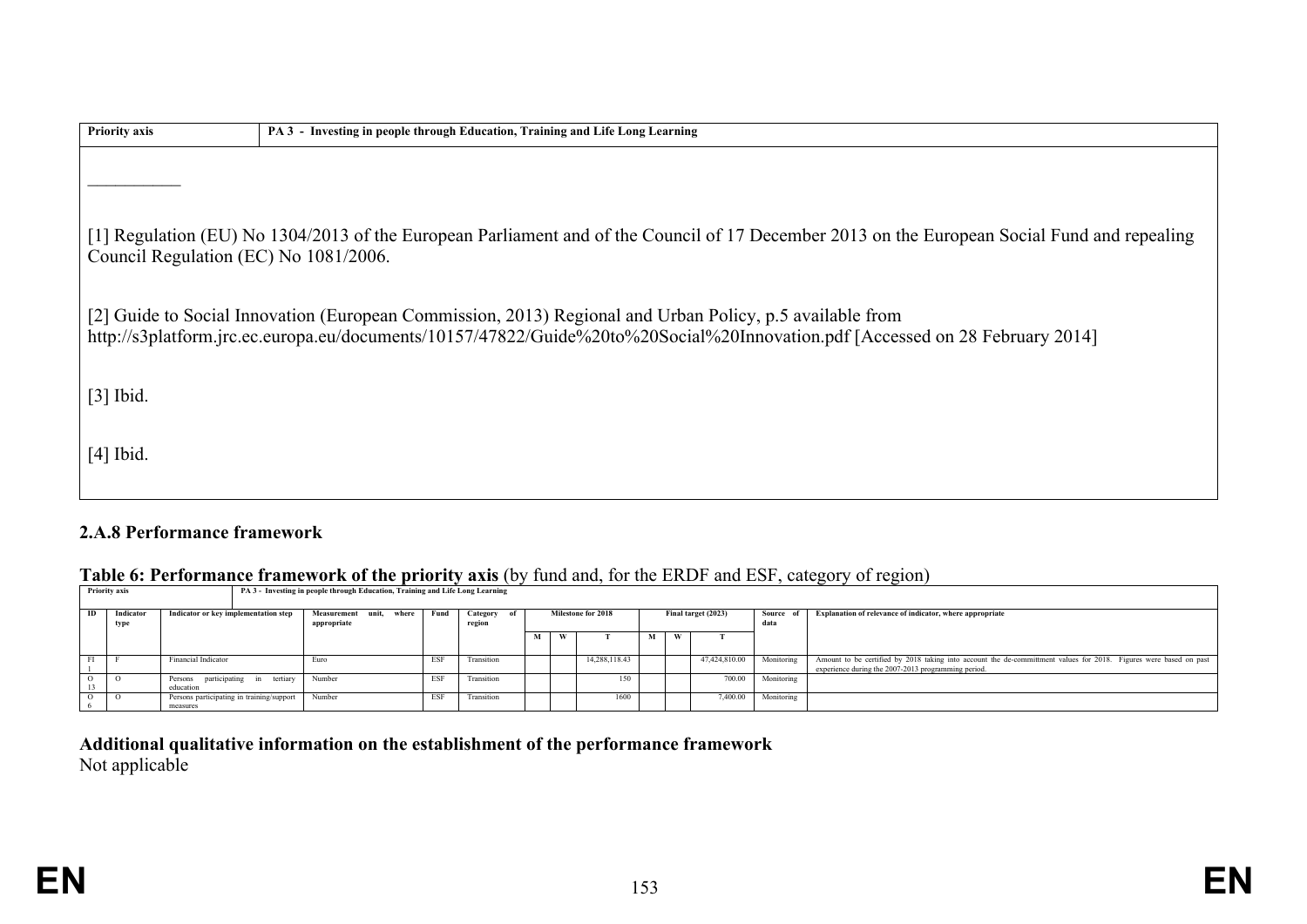| Priority axis | PA 3 - Investing in people through Education, Training and Life Long Learning |
|---|---|

___________

[1] Regulation (EU) No 1304/2013 of the European Parliament and of the Council of 17 December 2013 on the European Social Fund and repealing Council Regulation (EC) No 1081/2006.

[2] Guide to Social Innovation (European Commission, 2013) Regional and Urban Policy, p.5 available from http://s3platform.jrc.ec.europa.eu/documents/10157/47822/Guide%20to%20Social%20Innovation.pdf [Accessed on 28 February 2014]

[3] Ibid.

[4] Ibid.

### 2.A.8 Performance framework

**Table 6: Performance framework of the priority axis** (by fund and, for the ERDF and ESF, category of region)

**Priority axis:** PA 3 - Investing in people through Education, Training and Life Long Learning

| ID | Indicator type | Indicator or key implementation step | Measurement unit, where appropriate | Fund | Category of region | Milestone for 2018 | | | Final target (2023) | | | Source of data | Explanation of relevance of indicator, where appropriate |
|---|---|---|---|---|---|---|---|---|---|---|---|---|---|
| | | | | | | M | W | T | M | W | T | | |
| FI1 | F | Financial Indicator | Euro | ESF | Transition | | | 14,288,118.43 | | | 47,424,810.00 | Monitoring | Amount to be certified by 2018 taking into account the de-committment values for 2018. Figures were based on past experience during the 2007-2013 programming period. |
| O13 | O | Persons participating in tertiary education | Number | ESF | Transition | | | 150 | | | 700.00 | Monitoring | |
| O6 | O | Persons participating in training/support measures | Number | ESF | Transition | | | 1600 | | | 7,400.00 | Monitoring | |

**Additional qualitative information on the establishment of the performance framework**

Not applicable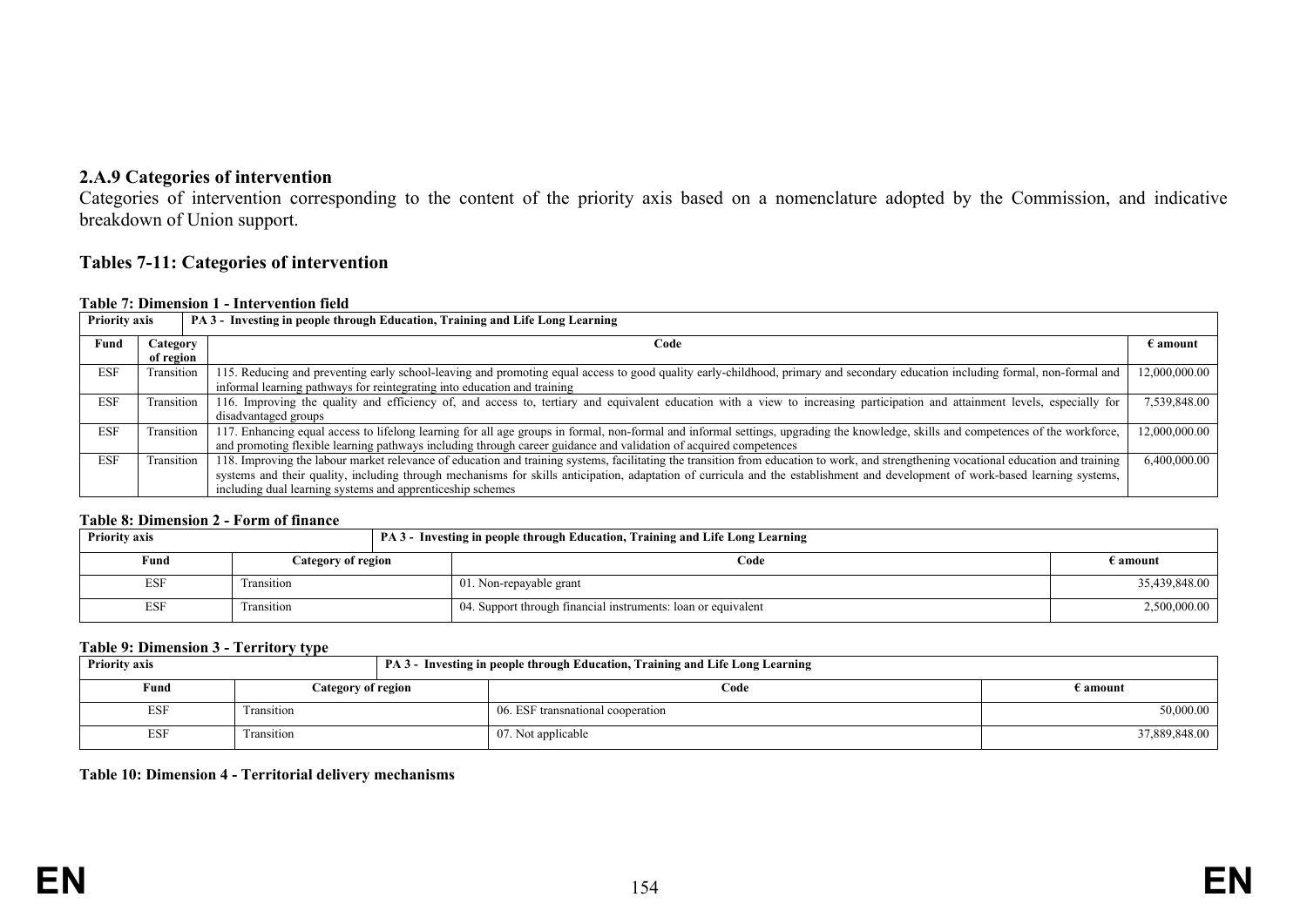### 2.A.9 Categories of intervention

Categories of intervention corresponding to the content of the priority axis based on a nomenclature adopted by the Commission, and indicative breakdown of Union support.

### Tables 7-11: Categories of intervention

**Table 7: Dimension 1 - Intervention field**

| Priority axis | | PA 3 - Investing in people through Education, Training and Life Long Learning | |
|---|---|---|---|
| **Fund** | **Category of region** | **Code** | **€ amount** |
| ESF | Transition | 115. Reducing and preventing early school-leaving and promoting equal access to good quality early-childhood, primary and secondary education including formal, non-formal and informal learning pathways for reintegrating into education and training | 12,000,000.00 |
| ESF | Transition | 116. Improving the quality and efficiency of, and access to, tertiary and equivalent education with a view to increasing participation and attainment levels, especially for disadvantaged groups | 7,539,848.00 |
| ESF | Transition | 117. Enhancing equal access to lifelong learning for all age groups in formal, non-formal and informal settings, upgrading the knowledge, skills and competences of the workforce, and promoting flexible learning pathways including through career guidance and validation of acquired competences | 12,000,000.00 |
| ESF | Transition | 118. Improving the labour market relevance of education and training systems, facilitating the transition from education to work, and strengthening vocational education and training systems and their quality, including through mechanisms for skills anticipation, adaptation of curricula and the establishment and development of work-based learning systems, including dual learning systems and apprenticeship schemes | 6,400,000.00 |

**Table 8: Dimension 2 - Form of finance**

| Priority axis | | PA 3 - Investing in people through Education, Training and Life Long Learning | |
|---|---|---|---|
| **Fund** | **Category of region** | **Code** | **€ amount** |
| ESF | Transition | 01. Non-repayable grant | 35,439,848.00 |
| ESF | Transition | 04. Support through financial instruments: loan or equivalent | 2,500,000.00 |

**Table 9: Dimension 3 - Territory type**

| Priority axis | | PA 3 - Investing in people through Education, Training and Life Long Learning | |
|---|---|---|---|
| **Fund** | **Category of region** | **Code** | **€ amount** |
| ESF | Transition | 06. ESF transnational cooperation | 50,000.00 |
| ESF | Transition | 07. Not applicable | 37,889,848.00 |

**Table 10: Dimension 4 - Territorial delivery mechanisms**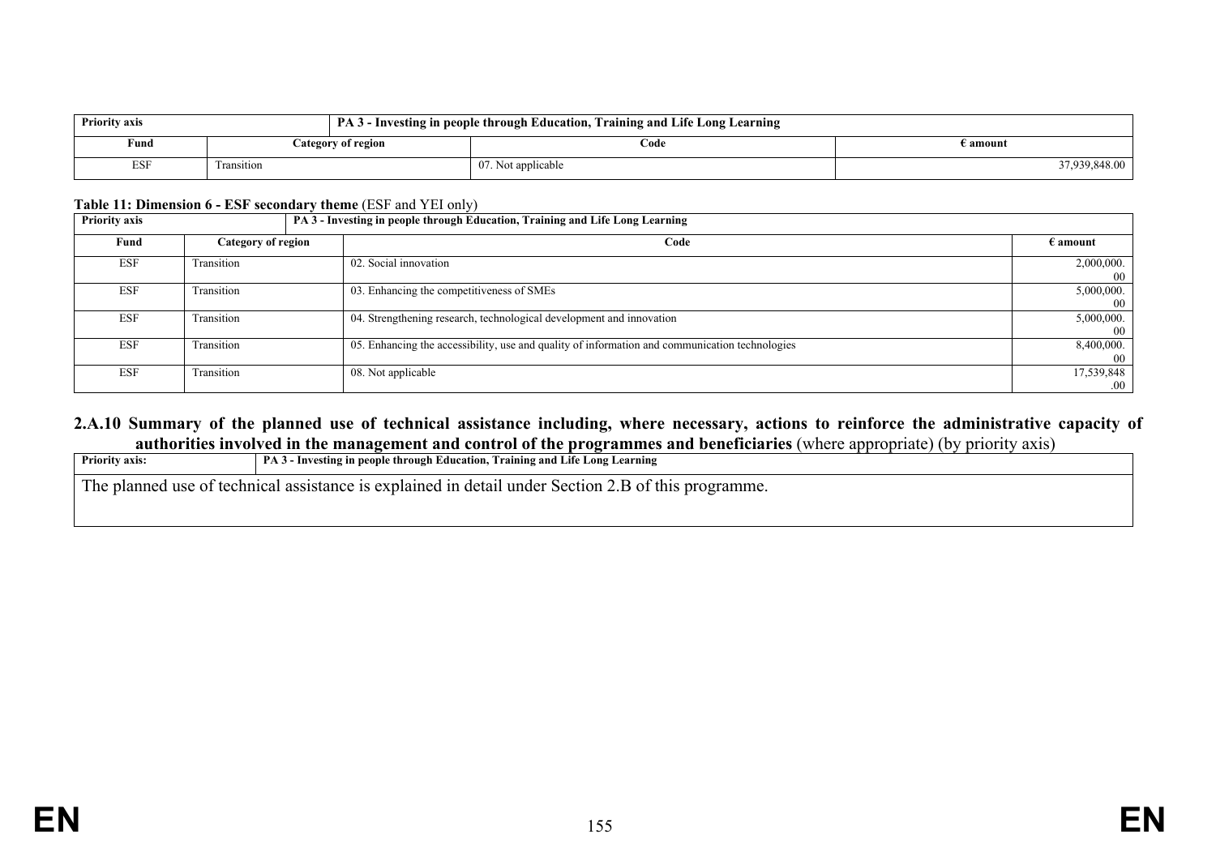| Priority axis | | PA 3 - Investing in people through Education, Training and Life Long Learning | |
|---|---|---|---|
| **Fund** | **Category of region** | **Code** | **€ amount** |
| ESF | Transition | 07. Not applicable | 37,939,848.00 |

**Table 11: Dimension 6 - ESF secondary theme** (ESF and YEI only)

| Priority axis | | PA 3 - Investing in people through Education, Training and Life Long Learning | |
|---|---|---|---|
| **Fund** | **Category of region** | **Code** | **€ amount** |
| ESF | Transition | 02. Social innovation | 2,000,000.00 |
| ESF | Transition | 03. Enhancing the competitiveness of SMEs | 5,000,000.00 |
| ESF | Transition | 04. Strengthening research, technological development and innovation | 5,000,000.00 |
| ESF | Transition | 05. Enhancing the accessibility, use and quality of information and communication technologies | 8,400,000.00 |
| ESF | Transition | 08. Not applicable | 17,539,848.00 |

## 2.A.10 Summary of the planned use of technical assistance including, where necessary, actions to reinforce the administrative capacity of authorities involved in the management and control of the programmes and beneficiaries (where appropriate) (by priority axis)

| Priority axis: | PA 3 - Investing in people through Education, Training and Life Long Learning |
|---|---|
| The planned use of technical assistance is explained in detail under Section 2.B of this programme. | |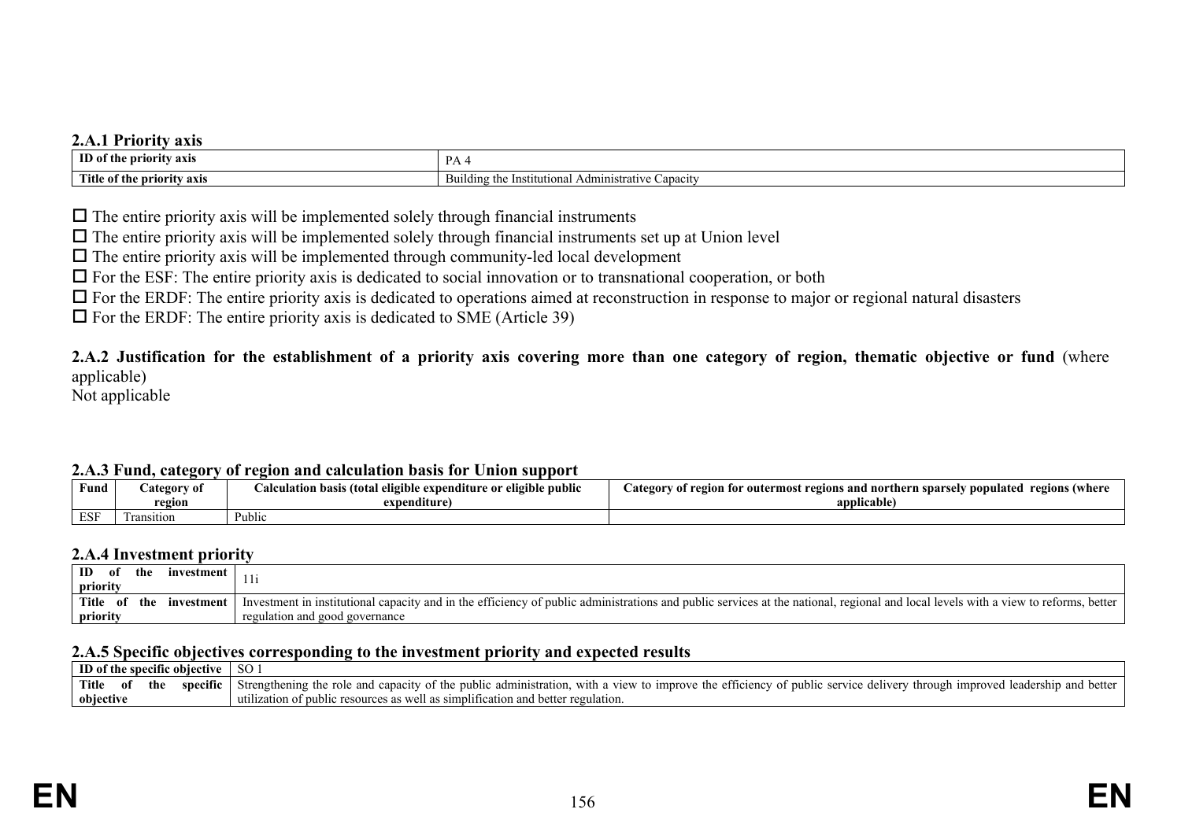### 2.A.1 Priority axis

| ID of the priority axis | PA 4 |
|---|---|
| Title of the priority axis | Building the Institutional Administrative Capacity |

☐ The entire priority axis will be implemented solely through financial instruments

☐ The entire priority axis will be implemented solely through financial instruments set up at Union level

☐ The entire priority axis will be implemented through community-led local development

☐ For the ESF: The entire priority axis is dedicated to social innovation or to transnational cooperation, or both

☐ For the ERDF: The entire priority axis is dedicated to operations aimed at reconstruction in response to major or regional natural disasters

☐ For the ERDF: The entire priority axis is dedicated to SME (Article 39)

### 2.A.2 Justification for the establishment of a priority axis covering more than one category of region, thematic objective or fund (where applicable)

Not applicable

### 2.A.3 Fund, category of region and calculation basis for Union support

| Fund | Category of region | Calculation basis (total eligible expenditure or eligible public expenditure) | Category of region for outermost regions and northern sparsely populated regions (where applicable) |
|---|---|---|---|
| ESF | Transition | Public | |

### 2.A.4 Investment priority

| ID of the investment priority | 11i |
|---|---|
| Title of the investment priority | Investment in institutional capacity and in the efficiency of public administrations and public services at the national, regional and local levels with a view to reforms, better regulation and good governance |

### 2.A.5 Specific objectives corresponding to the investment priority and expected results

| ID of the specific objective | SO 1 |
|---|---|
| Title of the specific objective | Strengthening the role and capacity of the public administration, with a view to improve the efficiency of public service delivery through improved leadership and better utilization of public resources as well as simplification and better regulation. |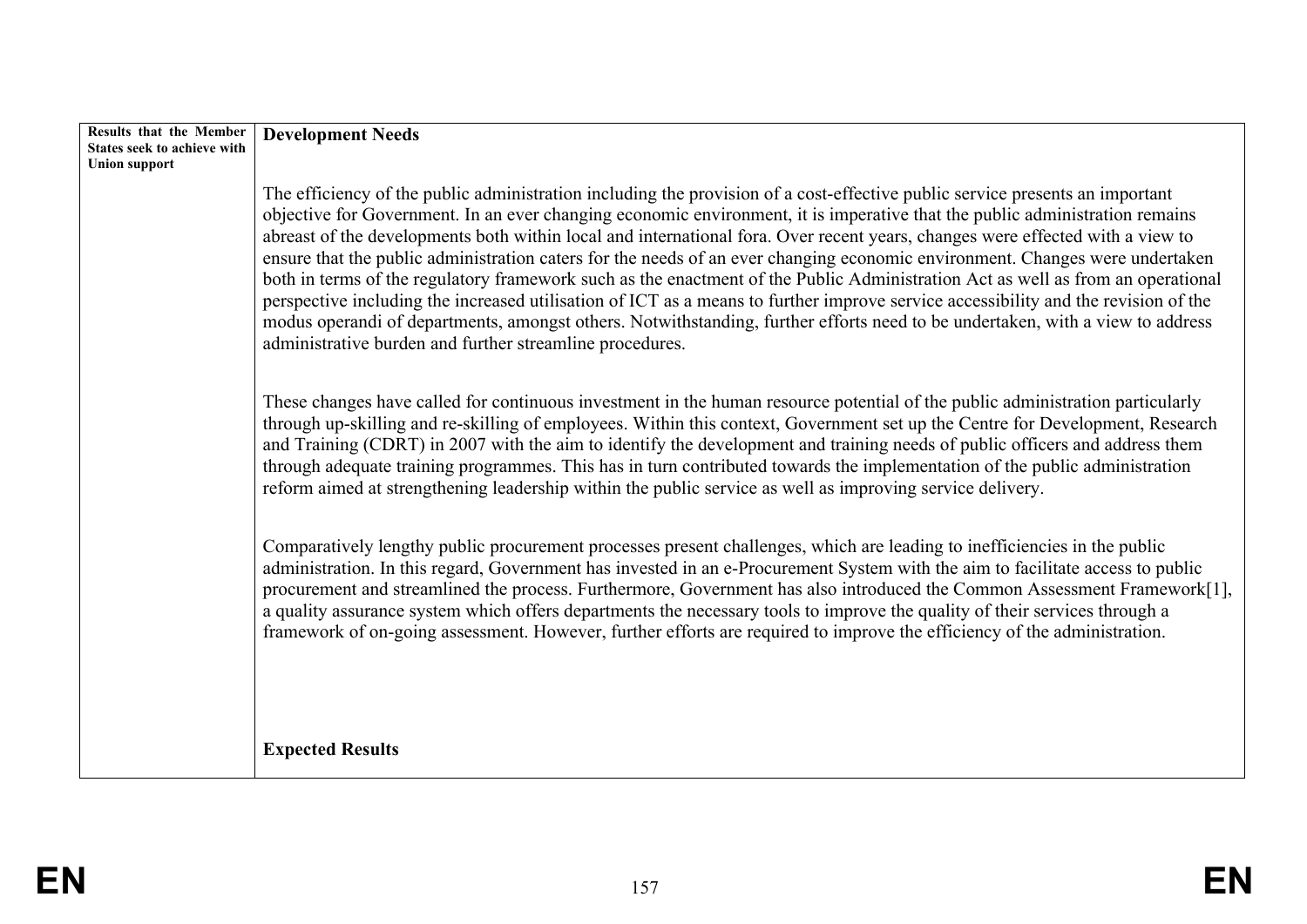| Results that the Member States seek to achieve with Union support | **Development Needs**<br><br>The efficiency of the public administration including the provision of a cost-effective public service presents an important objective for Government. In an ever changing economic environment, it is imperative that the public administration remains abreast of the developments both within local and international fora. Over recent years, changes were effected with a view to ensure that the public administration caters for the needs of an ever changing economic environment. Changes were undertaken both in terms of the regulatory framework such as the enactment of the Public Administration Act as well as from an operational perspective including the increased utilisation of ICT as a means to further improve service accessibility and the revision of the modus operandi of departments, amongst others. Notwithstanding, further efforts need to be undertaken, with a view to address administrative burden and further streamline procedures.<br><br>These changes have called for continuous investment in the human resource potential of the public administration particularly through up-skilling and re-skilling of employees. Within this context, Government set up the Centre for Development, Research and Training (CDRT) in 2007 with the aim to identify the development and training needs of public officers and address them through adequate training programmes. This has in turn contributed towards the implementation of the public administration reform aimed at strengthening leadership within the public service as well as improving service delivery.<br><br>Comparatively lengthy public procurement processes present challenges, which are leading to inefficiencies in the public administration. In this regard, Government has invested in an e-Procurement System with the aim to facilitate access to public procurement and streamlined the process. Furthermore, Government has also introduced the Common Assessment Framework[1], a quality assurance system which offers departments the necessary tools to improve the quality of their services through a framework of on-going assessment. However, further efforts are required to improve the efficiency of the administration.<br><br>**Expected Results** |
|---|---|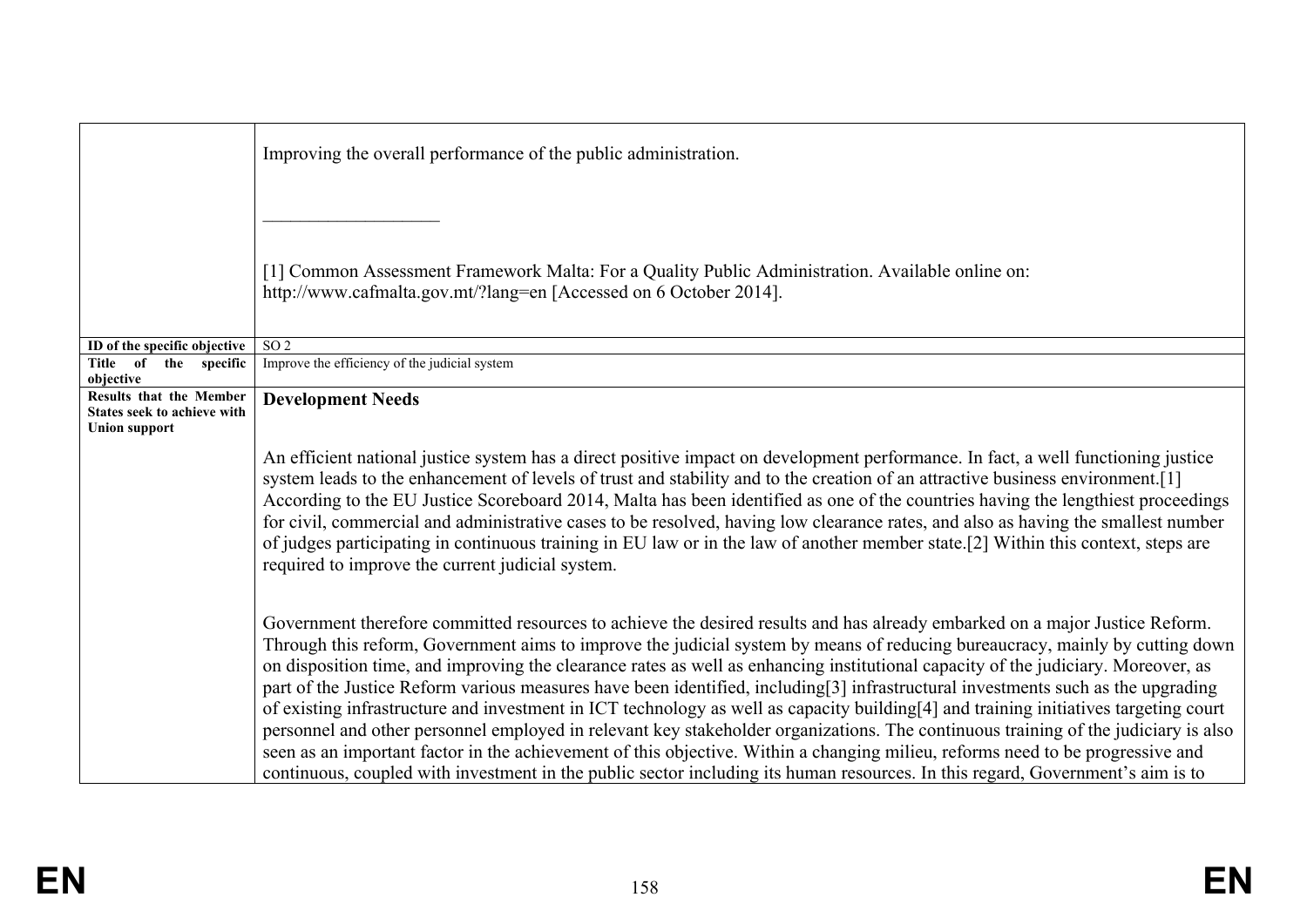| | |
|---|---|
| | Improving the overall performance of the public administration.<br><br>___________________<br><br>[1] Common Assessment Framework Malta: For a Quality Public Administration. Available online on: http://www.cafmalta.gov.mt/?lang=en [Accessed on 6 October 2014]. |
| **ID of the specific objective** | SO 2 |
| **Title of the specific objective** | Improve the efficiency of the judicial system |
| **Results that the Member States seek to achieve with Union support** | **Development Needs**<br><br>An efficient national justice system has a direct positive impact on development performance. In fact, a well functioning justice system leads to the enhancement of levels of trust and stability and to the creation of an attractive business environment.[1] According to the EU Justice Scoreboard 2014, Malta has been identified as one of the countries having the lengthiest proceedings for civil, commercial and administrative cases to be resolved, having low clearance rates, and also as having the smallest number of judges participating in continuous training in EU law or in the law of another member state.[2] Within this context, steps are required to improve the current judicial system.<br><br>Government therefore committed resources to achieve the desired results and has already embarked on a major Justice Reform. Through this reform, Government aims to improve the judicial system by means of reducing bureaucracy, mainly by cutting down on disposition time, and improving the clearance rates as well as enhancing institutional capacity of the judiciary. Moreover, as part of the Justice Reform various measures have been identified, including[3] infrastructural investments such as the upgrading of existing infrastructure and investment in ICT technology as well as capacity building[4] and training initiatives targeting court personnel and other personnel employed in relevant key stakeholder organizations. The continuous training of the judiciary is also seen as an important factor in the achievement of this objective. Within a changing milieu, reforms need to be progressive and continuous, coupled with investment in the public sector including its human resources. In this regard, Government's aim is to |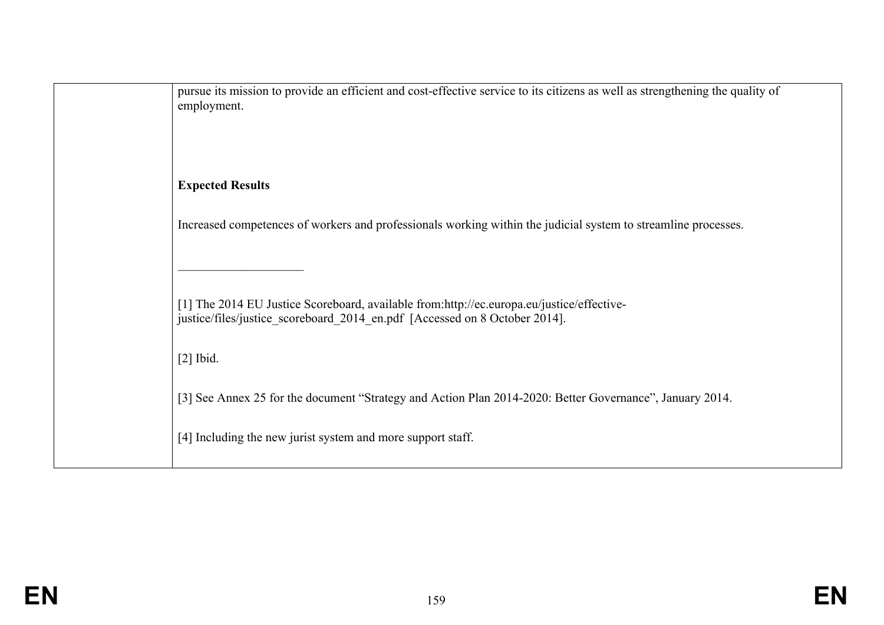| | pursue its mission to provide an efficient and cost-effective service to its citizens as well as strengthening the quality of employment.<br><br>**Expected Results**<br><br>Increased competences of workers and professionals working within the judicial system to streamline processes.<br><br>\_\_\_\_\_\_\_\_\_\_\_\_\_\_\_\_\_\_\_\_<br><br>[1] The 2014 EU Justice Scoreboard, available from:http://ec.europa.eu/justice/effective-justice/files/justice_scoreboard_2014_en.pdf [Accessed on 8 October 2014].<br><br>[2] Ibid.<br><br>[3] See Annex 25 for the document "Strategy and Action Plan 2014-2020: Better Governance", January 2014.<br><br>[4] Including the new jurist system and more support staff. |
|---|---|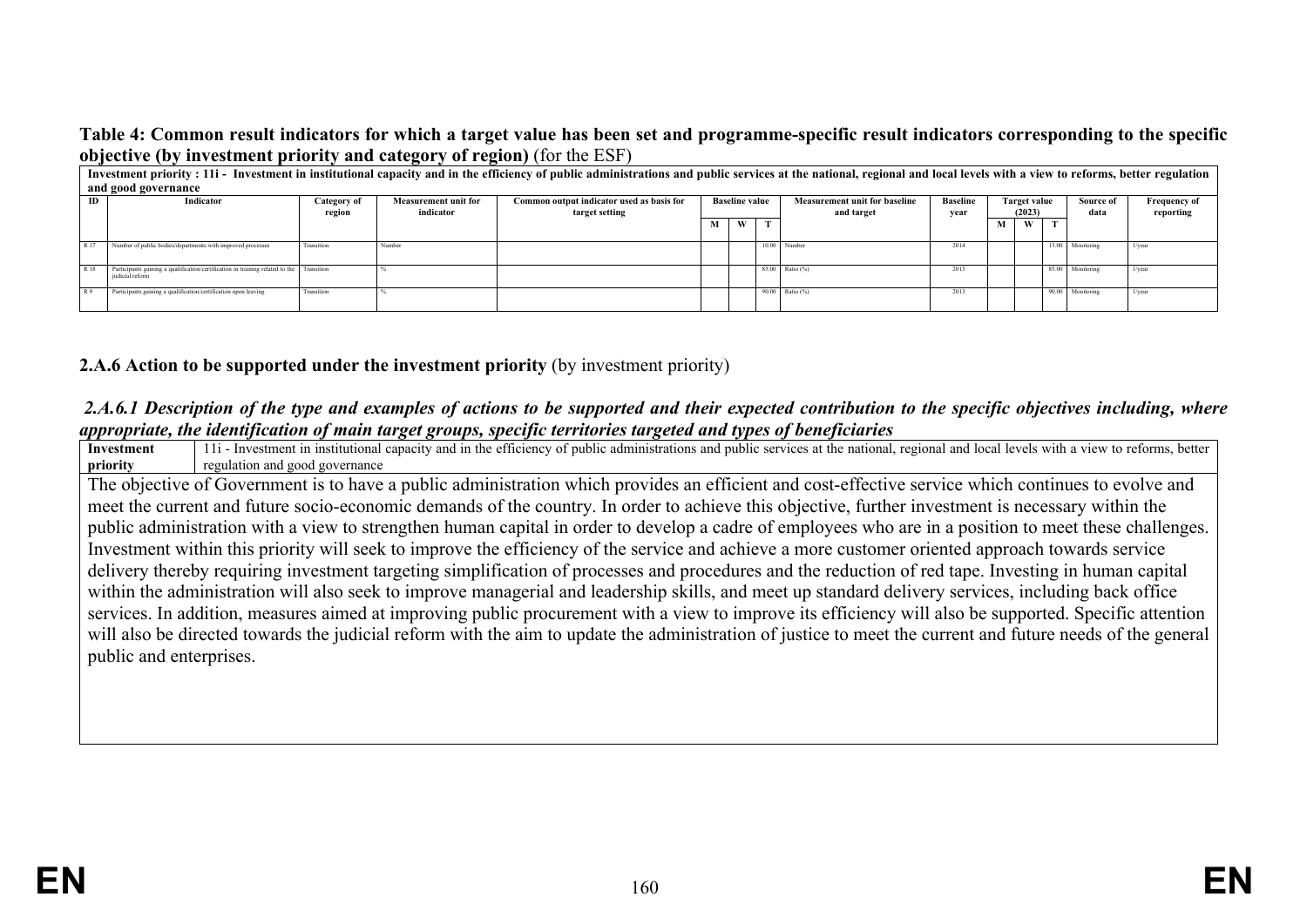**Table 4: Common result indicators for which a target value has been set and programme-specific result indicators corresponding to the specific objective (by investment priority and category of region)** (for the ESF)

| Investment priority : 11i - Investment in institutional capacity and in the efficiency of public administrations and public services at the national, regional and local levels with a view to reforms, better regulation and good governance | | | | | | | | | | | | | | | |
|---|---|---|---|---|---|---|---|---|---|---|---|---|---|---|---|
| ID | Indicator | Category of region | Measurement unit for indicator | Common output indicator used as basis for target setting | Baseline value | | | Measurement unit for baseline and target | Baseline year | Target value (2023) | | | Source of data | Frequency of reporting |
| | | | | | M | W | T | | | M | W | T | | |
| R 17 | Number of public bodies/departments with improved processes | Transition | Number | | | | 10.00 | Number | 2014 | | | 13.00 | Monitoring | 1/year |
| R 18 | Participants gaining a qualification/certification in training related to the judicial reform | Transition | % | | | | 85.00 | Ratio (%) | 2013 | | | 85.00 | Monitoring | 1/year |
| R 9 | Participants gaining a qualification/certification upon leaving | Transition | % | | | | 90.00 | Ratio (%) | 2013 | | | 90.00 | Monitoring | 1/year |

**2.A.6 Action to be supported under the investment priority** (by investment priority)

***2.A.6.1 Description of the type and examples of actions to be supported and their expected contribution to the specific objectives including, where appropriate, the identification of main target groups, specific territories targeted and types of beneficiaries***

| **Investment priority** | 11i - Investment in institutional capacity and in the efficiency of public administrations and public services at the national, regional and local levels with a view to reforms, better regulation and good governance |
|---|---|

The objective of Government is to have a public administration which provides an efficient and cost-effective service which continues to evolve and meet the current and future socio-economic demands of the country. In order to achieve this objective, further investment is necessary within the public administration with a view to strengthen human capital in order to develop a cadre of employees who are in a position to meet these challenges. Investment within this priority will seek to improve the efficiency of the service and achieve a more customer oriented approach towards service delivery thereby requiring investment targeting simplification of processes and procedures and the reduction of red tape. Investing in human capital within the administration will also seek to improve managerial and leadership skills, and meet up standard delivery services, including back office services. In addition, measures aimed at improving public procurement with a view to improve its efficiency will also be supported. Specific attention will also be directed towards the judicial reform with the aim to update the administration of justice to meet the current and future needs of the general public and enterprises.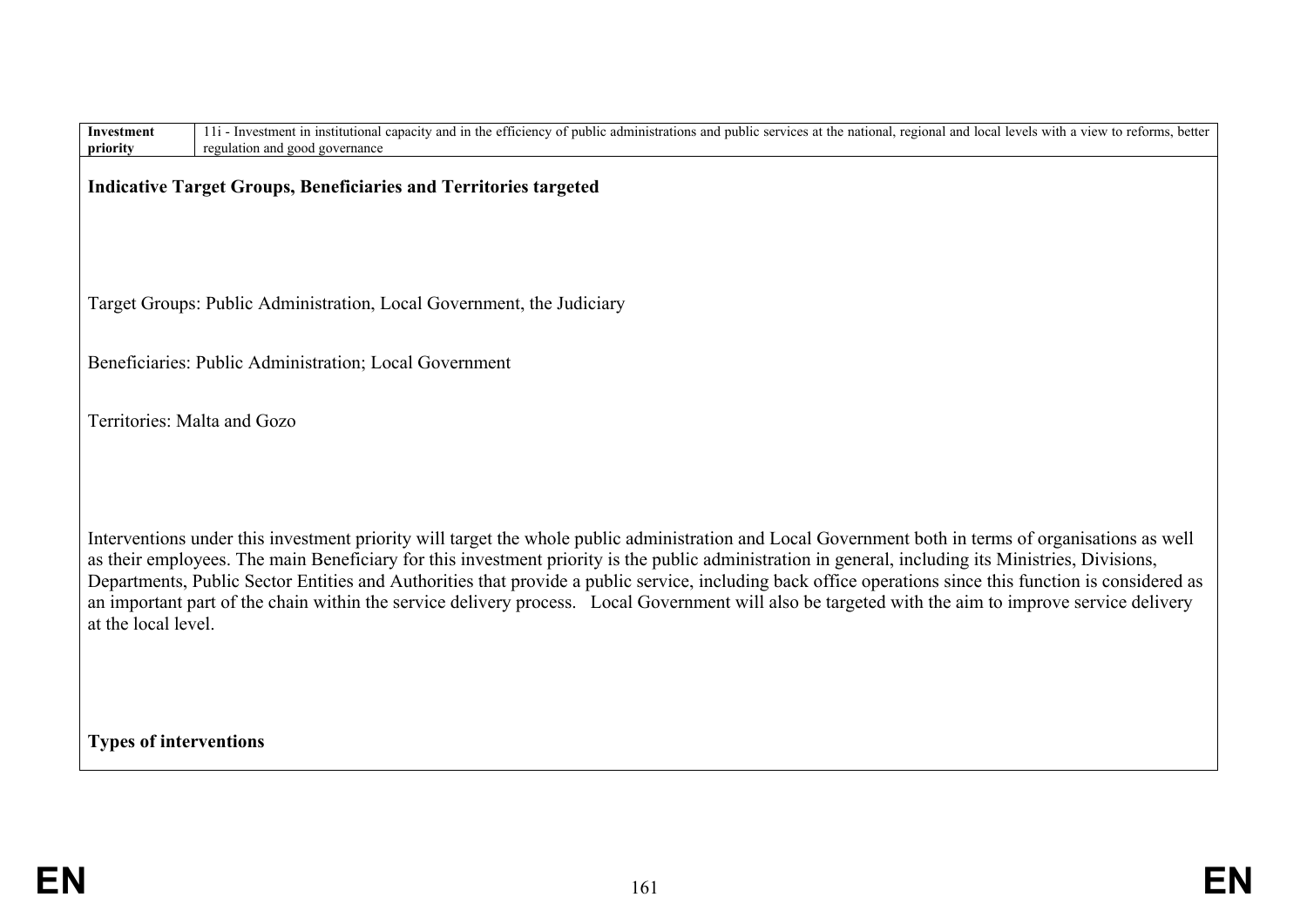| Investment priority | 11i - Investment in institutional capacity and in the efficiency of public administrations and public services at the national, regional and local levels with a view to reforms, better regulation and good governance |
|---|---|

**Indicative Target Groups, Beneficiaries and Territories targeted**

Target Groups: Public Administration, Local Government, the Judiciary

Beneficiaries: Public Administration; Local Government

Territories: Malta and Gozo

Interventions under this investment priority will target the whole public administration and Local Government both in terms of organisations as well as their employees. The main Beneficiary for this investment priority is the public administration in general, including its Ministries, Divisions, Departments, Public Sector Entities and Authorities that provide a public service, including back office operations since this function is considered as an important part of the chain within the service delivery process. Local Government will also be targeted with the aim to improve service delivery at the local level.

**Types of interventions**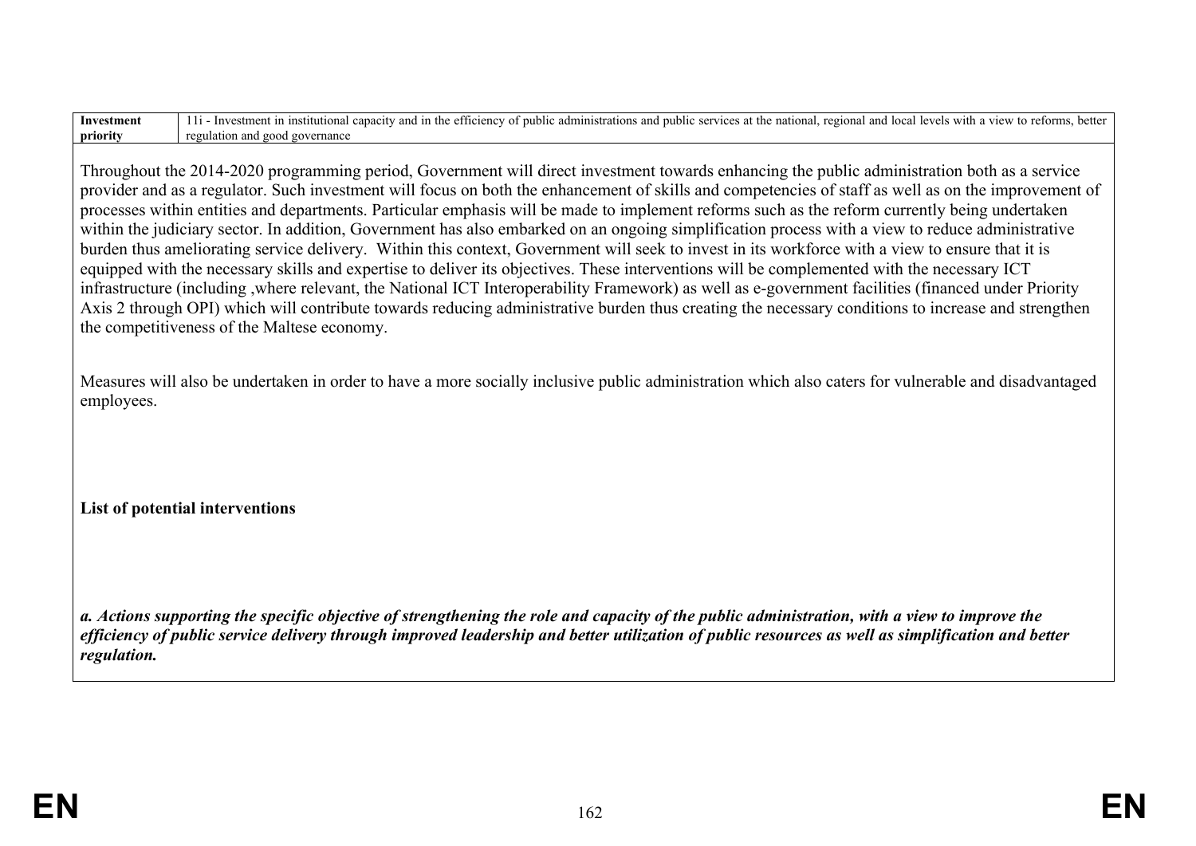| Investment priority | 11i - Investment in institutional capacity and in the efficiency of public administrations and public services at the national, regional and local levels with a view to reforms, better regulation and good governance |
|---|---|

Throughout the 2014-2020 programming period, Government will direct investment towards enhancing the public administration both as a service provider and as a regulator. Such investment will focus on both the enhancement of skills and competencies of staff as well as on the improvement of processes within entities and departments. Particular emphasis will be made to implement reforms such as the reform currently being undertaken within the judiciary sector. In addition, Government has also embarked on an ongoing simplification process with a view to reduce administrative burden thus ameliorating service delivery. Within this context, Government will seek to invest in its workforce with a view to ensure that it is equipped with the necessary skills and expertise to deliver its objectives. These interventions will be complemented with the necessary ICT infrastructure (including ,where relevant, the National ICT Interoperability Framework) as well as e-government facilities (financed under Priority Axis 2 through OPI) which will contribute towards reducing administrative burden thus creating the necessary conditions to increase and strengthen the competitiveness of the Maltese economy.

Measures will also be undertaken in order to have a more socially inclusive public administration which also caters for vulnerable and disadvantaged employees.

**List of potential interventions**

***a. Actions supporting the specific objective of strengthening the role and capacity of the public administration, with a view to improve the efficiency of public service delivery through improved leadership and better utilization of public resources as well as simplification and better regulation.***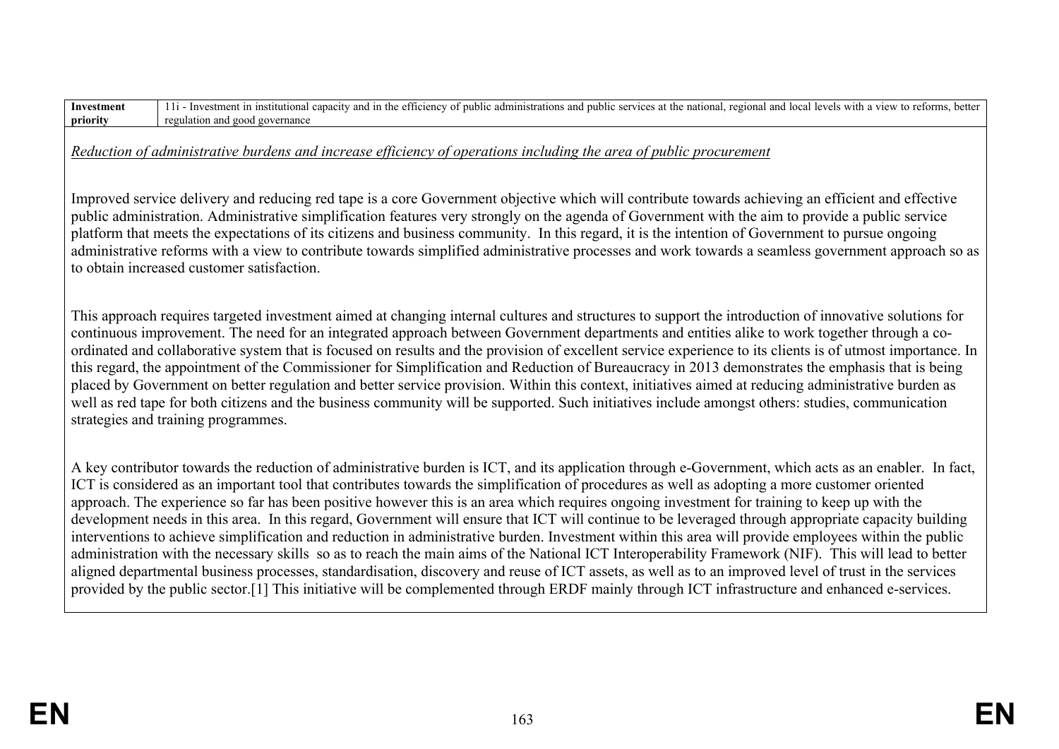| Investment priority | 11i - Investment in institutional capacity and in the efficiency of public administrations and public services at the national, regional and local levels with a view to reforms, better regulation and good governance |
|---|---|

*Reduction of administrative burdens and increase efficiency of operations including the area of public procurement*

Improved service delivery and reducing red tape is a core Government objective which will contribute towards achieving an efficient and effective public administration. Administrative simplification features very strongly on the agenda of Government with the aim to provide a public service platform that meets the expectations of its citizens and business community. In this regard, it is the intention of Government to pursue ongoing administrative reforms with a view to contribute towards simplified administrative processes and work towards a seamless government approach so as to obtain increased customer satisfaction.

This approach requires targeted investment aimed at changing internal cultures and structures to support the introduction of innovative solutions for continuous improvement. The need for an integrated approach between Government departments and entities alike to work together through a co-ordinated and collaborative system that is focused on results and the provision of excellent service experience to its clients is of utmost importance. In this regard, the appointment of the Commissioner for Simplification and Reduction of Bureaucracy in 2013 demonstrates the emphasis that is being placed by Government on better regulation and better service provision. Within this context, initiatives aimed at reducing administrative burden as well as red tape for both citizens and the business community will be supported. Such initiatives include amongst others: studies, communication strategies and training programmes.

A key contributor towards the reduction of administrative burden is ICT, and its application through e-Government, which acts as an enabler. In fact, ICT is considered as an important tool that contributes towards the simplification of procedures as well as adopting a more customer oriented approach. The experience so far has been positive however this is an area which requires ongoing investment for training to keep up with the development needs in this area. In this regard, Government will ensure that ICT will continue to be leveraged through appropriate capacity building interventions to achieve simplification and reduction in administrative burden. Investment within this area will provide employees within the public administration with the necessary skills so as to reach the main aims of the National ICT Interoperability Framework (NIF). This will lead to better aligned departmental business processes, standardisation, discovery and reuse of ICT assets, as well as to an improved level of trust in the services provided by the public sector.[1] This initiative will be complemented through ERDF mainly through ICT infrastructure and enhanced e-services.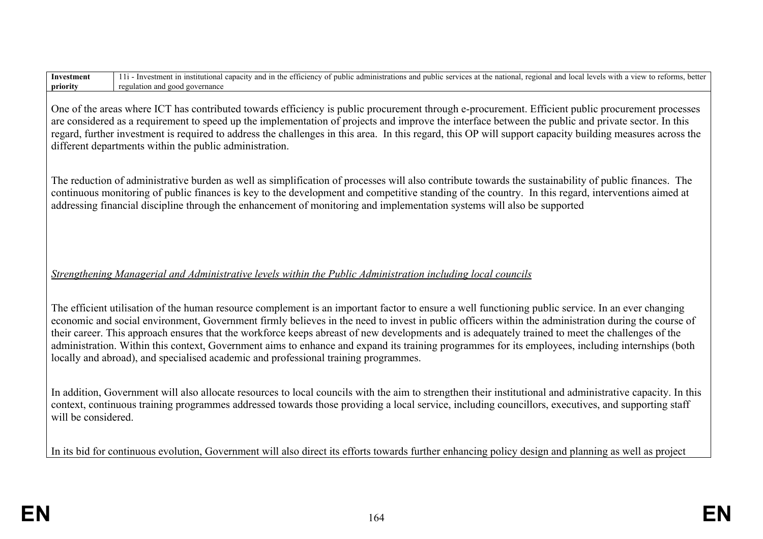| Investment priority | 11i - Investment in institutional capacity and in the efficiency of public administrations and public services at the national, regional and local levels with a view to reforms, better regulation and good governance |
|---|---|

One of the areas where ICT has contributed towards efficiency is public procurement through e-procurement. Efficient public procurement processes are considered as a requirement to speed up the implementation of projects and improve the interface between the public and private sector. In this regard, further investment is required to address the challenges in this area. In this regard, this OP will support capacity building measures across the different departments within the public administration.

The reduction of administrative burden as well as simplification of processes will also contribute towards the sustainability of public finances. The continuous monitoring of public finances is key to the development and competitive standing of the country. In this regard, interventions aimed at addressing financial discipline through the enhancement of monitoring and implementation systems will also be supported

*Strengthening Managerial and Administrative levels within the Public Administration including local councils*

The efficient utilisation of the human resource complement is an important factor to ensure a well functioning public service. In an ever changing economic and social environment, Government firmly believes in the need to invest in public officers within the administration during the course of their career. This approach ensures that the workforce keeps abreast of new developments and is adequately trained to meet the challenges of the administration. Within this context, Government aims to enhance and expand its training programmes for its employees, including internships (both locally and abroad), and specialised academic and professional training programmes.

In addition, Government will also allocate resources to local councils with the aim to strengthen their institutional and administrative capacity. In this context, continuous training programmes addressed towards those providing a local service, including councillors, executives, and supporting staff will be considered.

In its bid for continuous evolution, Government will also direct its efforts towards further enhancing policy design and planning as well as project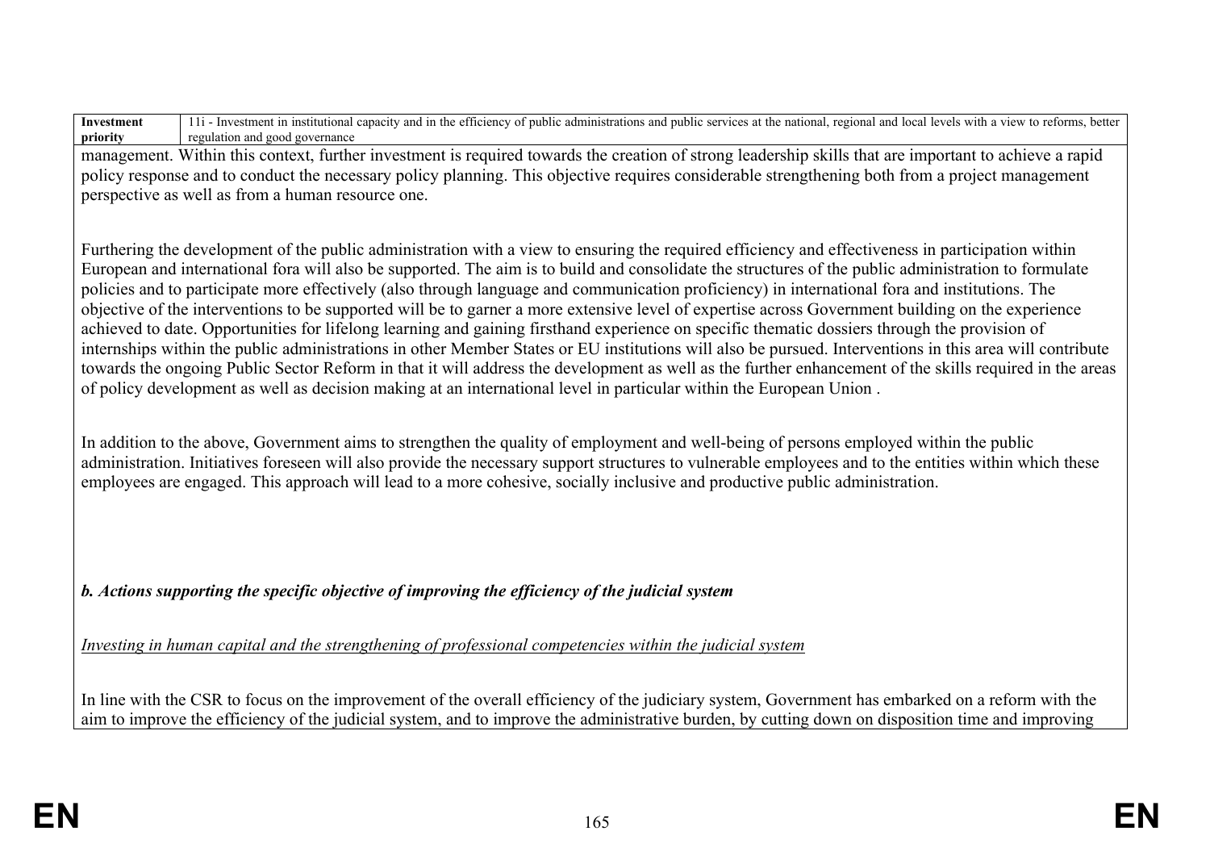| Investment priority | 11i - Investment in institutional capacity and in the efficiency of public administrations and public services at the national, regional and local levels with a view to reforms, better regulation and good governance |
|---|---|

management. Within this context, further investment is required towards the creation of strong leadership skills that are important to achieve a rapid policy response and to conduct the necessary policy planning. This objective requires considerable strengthening both from a project management perspective as well as from a human resource one.

Furthering the development of the public administration with a view to ensuring the required efficiency and effectiveness in participation within European and international fora will also be supported. The aim is to build and consolidate the structures of the public administration to formulate policies and to participate more effectively (also through language and communication proficiency) in international fora and institutions. The objective of the interventions to be supported will be to garner a more extensive level of expertise across Government building on the experience achieved to date. Opportunities for lifelong learning and gaining firsthand experience on specific thematic dossiers through the provision of internships within the public administrations in other Member States or EU institutions will also be pursued. Interventions in this area will contribute towards the ongoing Public Sector Reform in that it will address the development as well as the further enhancement of the skills required in the areas of policy development as well as decision making at an international level in particular within the European Union .

In addition to the above, Government aims to strengthen the quality of employment and well-being of persons employed within the public administration. Initiatives foreseen will also provide the necessary support structures to vulnerable employees and to the entities within which these employees are engaged. This approach will lead to a more cohesive, socially inclusive and productive public administration.

***b. Actions supporting the specific objective of improving the efficiency of the judicial system***

*Investing in human capital and the strengthening of professional competencies within the judicial system*

In line with the CSR to focus on the improvement of the overall efficiency of the judiciary system, Government has embarked on a reform with the aim to improve the efficiency of the judicial system, and to improve the administrative burden, by cutting down on disposition time and improving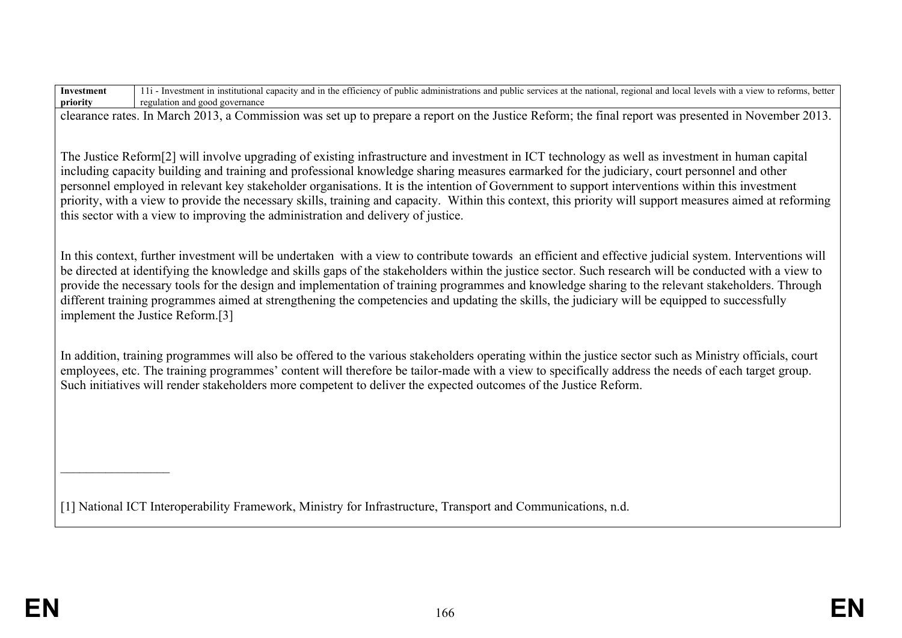| Investment priority | 11i - Investment in institutional capacity and in the efficiency of public administrations and public services at the national, regional and local levels with a view to reforms, better regulation and good governance |
|---|---|

clearance rates. In March 2013, a Commission was set up to prepare a report on the Justice Reform; the final report was presented in November 2013.

The Justice Reform[2] will involve upgrading of existing infrastructure and investment in ICT technology as well as investment in human capital including capacity building and training and professional knowledge sharing measures earmarked for the judiciary, court personnel and other personnel employed in relevant key stakeholder organisations. It is the intention of Government to support interventions within this investment priority, with a view to provide the necessary skills, training and capacity. Within this context, this priority will support measures aimed at reforming this sector with a view to improving the administration and delivery of justice.

In this context, further investment will be undertaken with a view to contribute towards an efficient and effective judicial system. Interventions will be directed at identifying the knowledge and skills gaps of the stakeholders within the justice sector. Such research will be conducted with a view to provide the necessary tools for the design and implementation of training programmes and knowledge sharing to the relevant stakeholders. Through different training programmes aimed at strengthening the competencies and updating the skills, the judiciary will be equipped to successfully implement the Justice Reform.[3]

In addition, training programmes will also be offered to the various stakeholders operating within the justice sector such as Ministry officials, court employees, etc. The training programmes' content will therefore be tailor-made with a view to specifically address the needs of each target group. Such initiatives will render stakeholders more competent to deliver the expected outcomes of the Justice Reform.

---

[1] National ICT Interoperability Framework, Ministry for Infrastructure, Transport and Communications, n.d.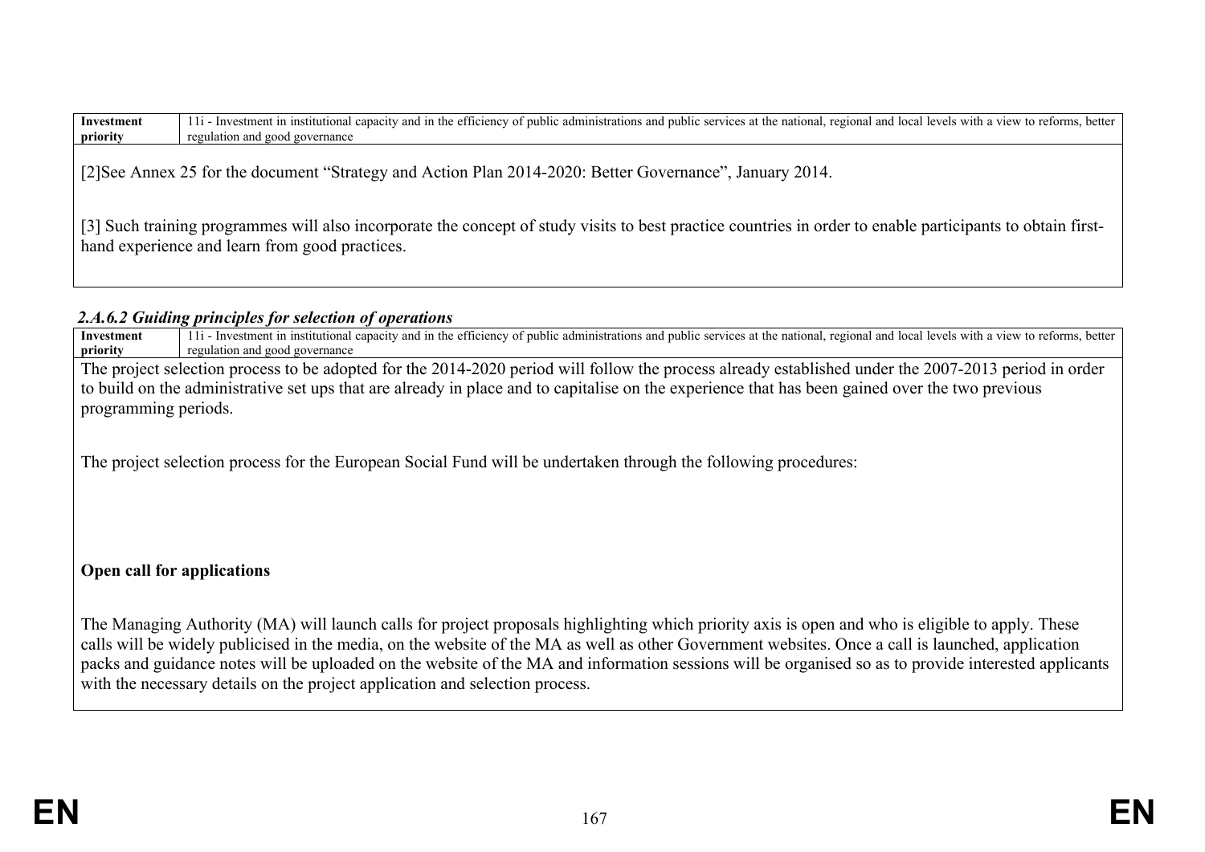| Investment priority | 11i - Investment in institutional capacity and in the efficiency of public administrations and public services at the national, regional and local levels with a view to reforms, better regulation and good governance |
|---|---|

[2]See Annex 25 for the document "Strategy and Action Plan 2014-2020: Better Governance", January 2014.

[3] Such training programmes will also incorporate the concept of study visits to best practice countries in order to enable participants to obtain first-hand experience and learn from good practices.

#### *2.A.6.2 Guiding principles for selection of operations*

| Investment priority | 11i - Investment in institutional capacity and in the efficiency of public administrations and public services at the national, regional and local levels with a view to reforms, better regulation and good governance |
|---|---|

The project selection process to be adopted for the 2014-2020 period will follow the process already established under the 2007-2013 period in order to build on the administrative set ups that are already in place and to capitalise on the experience that has been gained over the two previous programming periods.

The project selection process for the European Social Fund will be undertaken through the following procedures:

**Open call for applications**

The Managing Authority (MA) will launch calls for project proposals highlighting which priority axis is open and who is eligible to apply. These calls will be widely publicised in the media, on the website of the MA as well as other Government websites. Once a call is launched, application packs and guidance notes will be uploaded on the website of the MA and information sessions will be organised so as to provide interested applicants with the necessary details on the project application and selection process.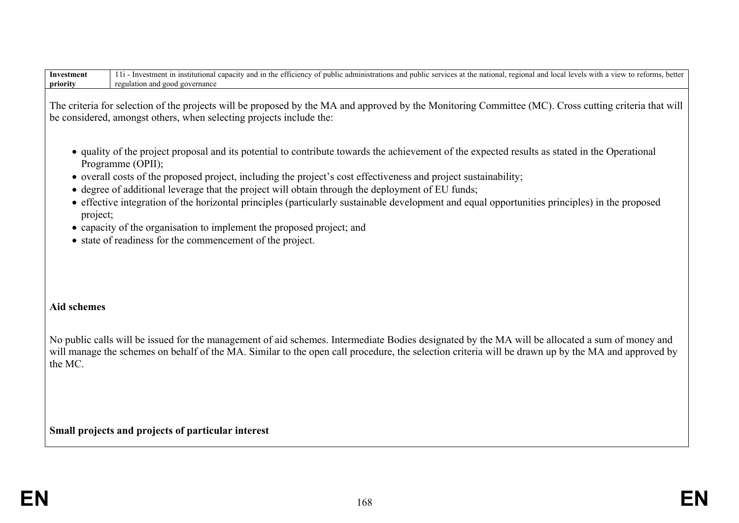| Investment priority | 11i - Investment in institutional capacity and in the efficiency of public administrations and public services at the national, regional and local levels with a view to reforms, better regulation and good governance |
|---|---|

The criteria for selection of the projects will be proposed by the MA and approved by the Monitoring Committee (MC). Cross cutting criteria that will be considered, amongst others, when selecting projects include the:

- quality of the project proposal and its potential to contribute towards the achievement of the expected results as stated in the Operational Programme (OPII);
- overall costs of the proposed project, including the project's cost effectiveness and project sustainability;
- degree of additional leverage that the project will obtain through the deployment of EU funds;
- effective integration of the horizontal principles (particularly sustainable development and equal opportunities principles) in the proposed project;
- capacity of the organisation to implement the proposed project; and
- state of readiness for the commencement of the project.

**Aid schemes**

No public calls will be issued for the management of aid schemes. Intermediate Bodies designated by the MA will be allocated a sum of money and will manage the schemes on behalf of the MA. Similar to the open call procedure, the selection criteria will be drawn up by the MA and approved by the MC.

**Small projects and projects of particular interest**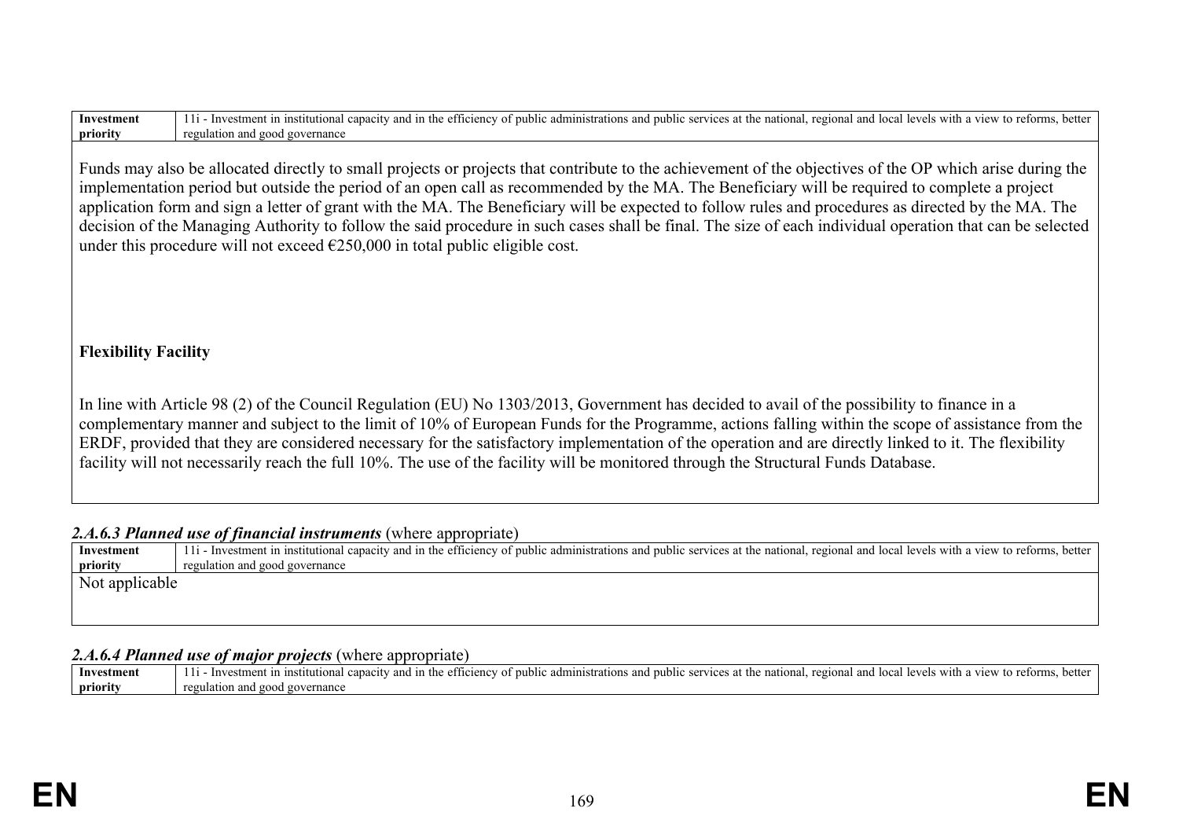| Investment priority | 11i - Investment in institutional capacity and in the efficiency of public administrations and public services at the national, regional and local levels with a view to reforms, better regulation and good governance |
|---|---|

Funds may also be allocated directly to small projects or projects that contribute to the achievement of the objectives of the OP which arise during the implementation period but outside the period of an open call as recommended by the MA. The Beneficiary will be required to complete a project application form and sign a letter of grant with the MA. The Beneficiary will be expected to follow rules and procedures as directed by the MA. The decision of the Managing Authority to follow the said procedure in such cases shall be final. The size of each individual operation that can be selected under this procedure will not exceed €250,000 in total public eligible cost.

**Flexibility Facility**

In line with Article 98 (2) of the Council Regulation (EU) No 1303/2013, Government has decided to avail of the possibility to finance in a complementary manner and subject to the limit of 10% of European Funds for the Programme, actions falling within the scope of assistance from the ERDF, provided that they are considered necessary for the satisfactory implementation of the operation and are directly linked to it. The flexibility facility will not necessarily reach the full 10%. The use of the facility will be monitored through the Structural Funds Database.

#### *2.A.6.3 Planned use of financial instruments* (where appropriate)

| Investment priority | 11i - Investment in institutional capacity and in the efficiency of public administrations and public services at the national, regional and local levels with a view to reforms, better regulation and good governance |
|---|---|

Not applicable

#### *2.A.6.4 Planned use of major projects* (where appropriate)

| Investment priority | 11i - Investment in institutional capacity and in the efficiency of public administrations and public services at the national, regional and local levels with a view to reforms, better regulation and good governance |
|---|---|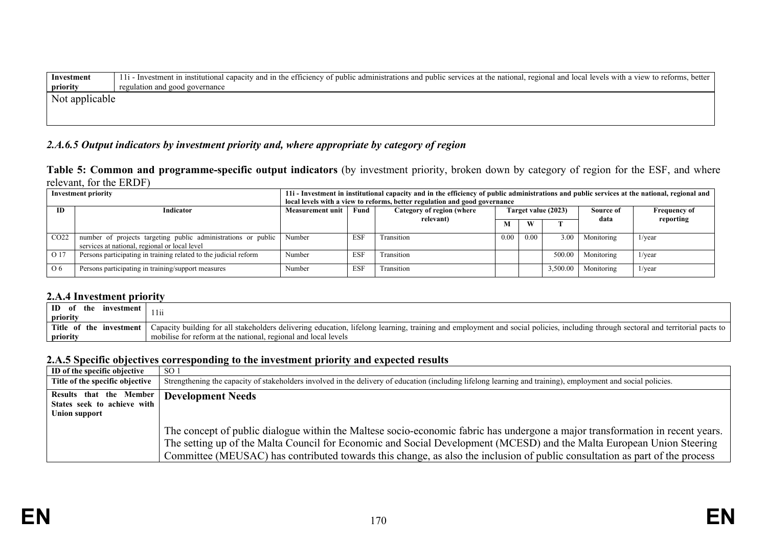| Investment priority | 11i - Investment in institutional capacity and in the efficiency of public administrations and public services at the national, regional and local levels with a view to reforms, better regulation and good governance |
|---|---|
| Not applicable | |

### *2.A.6.5 Output indicators by investment priority and, where appropriate by category of region*

**Table 5: Common and programme-specific output indicators** (by investment priority, broken down by category of region for the ESF, and where relevant, for the ERDF)

| Investment priority | | 11i - Investment in institutional capacity and in the efficiency of public administrations and public services at the national, regional and local levels with a view to reforms, better regulation and good governance | | | | | | | |
|---|---|---|---|---|---|---|---|---|---|
| ID | Indicator | Measurement unit | Fund | Category of region (where relevant) | Target value (2023) | | | Source of data | Frequency of reporting |
| | | | | | M | W | T | | |
| CO22 | number of projects targeting public administrations or public services at national, regional or local level | Number | ESF | Transition | 0.00 | 0.00 | 3.00 | Monitoring | 1/year |
| O 17 | Persons participating in training related to the judicial reform | Number | ESF | Transition | | | 500.00 | Monitoring | 1/year |
| O 6 | Persons participating in training/support measures | Number | ESF | Transition | | | 3,500.00 | Monitoring | 1/year |

### 2.A.4 Investment priority

| ID of the investment priority | 11ii |
|---|---|
| Title of the investment priority | Capacity building for all stakeholders delivering education, lifelong learning, training and employment and social policies, including through sectoral and territorial pacts to mobilise for reform at the national, regional and local levels |

### 2.A.5 Specific objectives corresponding to the investment priority and expected results

| ID of the specific objective | SO 1 |
|---|---|
| Title of the specific objective | Strengthening the capacity of stakeholders involved in the delivery of education (including lifelong learning and training), employment and social policies. |
| Results that the Member States seek to achieve with Union support | **Development Needs**<br><br>The concept of public dialogue within the Maltese socio-economic fabric has undergone a major transformation in recent years. The setting up of the Malta Council for Economic and Social Development (MCESD) and the Malta European Union Steering Committee (MEUSAC) has contributed towards this change, as also the inclusion of public consultation as part of the process |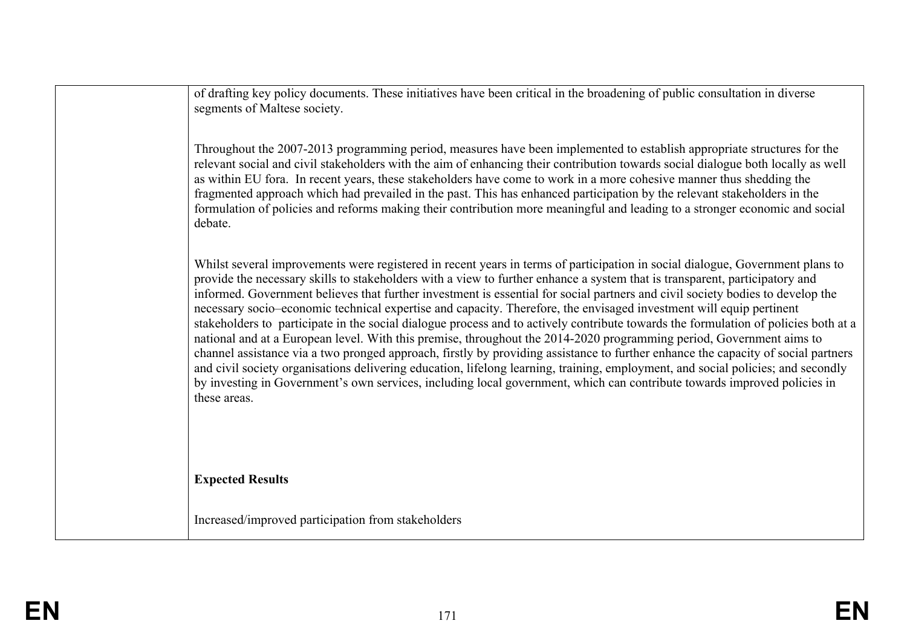| | of drafting key policy documents. These initiatives have been critical in the broadening of public consultation in diverse segments of Maltese society.<br><br>Throughout the 2007-2013 programming period, measures have been implemented to establish appropriate structures for the relevant social and civil stakeholders with the aim of enhancing their contribution towards social dialogue both locally as well as within EU fora. In recent years, these stakeholders have come to work in a more cohesive manner thus shedding the fragmented approach which had prevailed in the past. This has enhanced participation by the relevant stakeholders in the formulation of policies and reforms making their contribution more meaningful and leading to a stronger economic and social debate.<br><br>Whilst several improvements were registered in recent years in terms of participation in social dialogue, Government plans to provide the necessary skills to stakeholders with a view to further enhance a system that is transparent, participatory and informed. Government believes that further investment is essential for social partners and civil society bodies to develop the necessary socio–economic technical expertise and capacity. Therefore, the envisaged investment will equip pertinent stakeholders to participate in the social dialogue process and to actively contribute towards the formulation of policies both at a national and at a European level. With this premise, throughout the 2014-2020 programming period, Government aims to channel assistance via a two pronged approach, firstly by providing assistance to further enhance the capacity of social partners and civil society organisations delivering education, lifelong learning, training, employment, and social policies; and secondly by investing in Government's own services, including local government, which can contribute towards improved policies in these areas.<br><br>**Expected Results**<br><br>Increased/improved participation from stakeholders |
|---|---|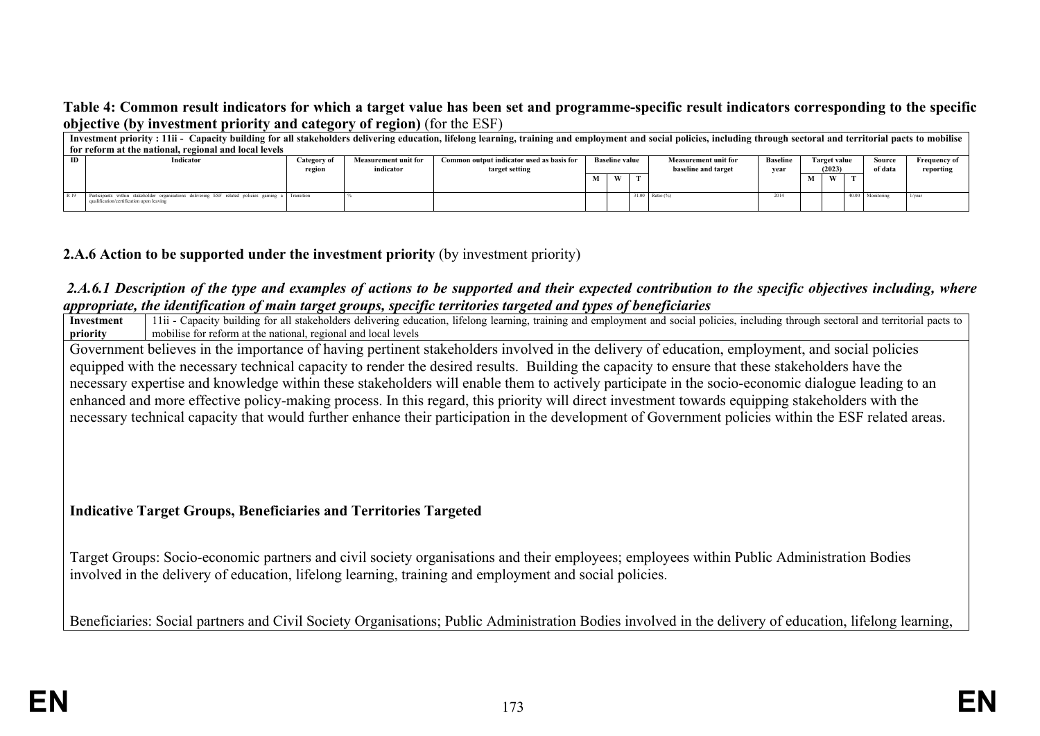**Table 4: Common result indicators for which a target value has been set and programme-specific result indicators corresponding to the specific objective (by investment priority and category of region)** (for the ESF)

**Investment priority : 11ii - Capacity building for all stakeholders delivering education, lifelong learning, training and employment and social policies, including through sectoral and territorial pacts to mobilise for reform at the national, regional and local levels**

| ID | Indicator | Category of region | Measurement unit for indicator | Common output indicator used as basis for target setting | Baseline value | | | Measurement unit for baseline and target | Baseline year | Target value (2023) | | | Source of data | Frequency of reporting |
|---|---|---|---|---|---|---|---|---|---|---|---|---|---|---|
| | | | | | M | W | T | | | M | W | T | | |
| R 19 | Participants within stakeholder organisations delivering ESF related policies gaining a qualification/certification upon leaving | Transition | % | | | | 31.00 | Ratio (%) | 2014 | | | 40.00 | Monitoring | 1/year |

### 2.A.6 Action to be supported under the investment priority (by investment priority)

#### *2.A.6.1 Description of the type and examples of actions to be supported and their expected contribution to the specific objectives including, where appropriate, the identification of main target groups, specific territories targeted and types of beneficiaries*

| Investment priority | 11ii - Capacity building for all stakeholders delivering education, lifelong learning, training and employment and social policies, including through sectoral and territorial pacts to mobilise for reform at the national, regional and local levels |
|---|---|

Government believes in the importance of having pertinent stakeholders involved in the delivery of education, employment, and social policies equipped with the necessary technical capacity to render the desired results. Building the capacity to ensure that these stakeholders have the necessary expertise and knowledge within these stakeholders will enable them to actively participate in the socio-economic dialogue leading to an enhanced and more effective policy-making process. In this regard, this priority will direct investment towards equipping stakeholders with the necessary technical capacity that would further enhance their participation in the development of Government policies within the ESF related areas.

**Indicative Target Groups, Beneficiaries and Territories Targeted**

Target Groups: Socio-economic partners and civil society organisations and their employees; employees within Public Administration Bodies involved in the delivery of education, lifelong learning, training and employment and social policies.

Beneficiaries: Social partners and Civil Society Organisations; Public Administration Bodies involved in the delivery of education, lifelong learning,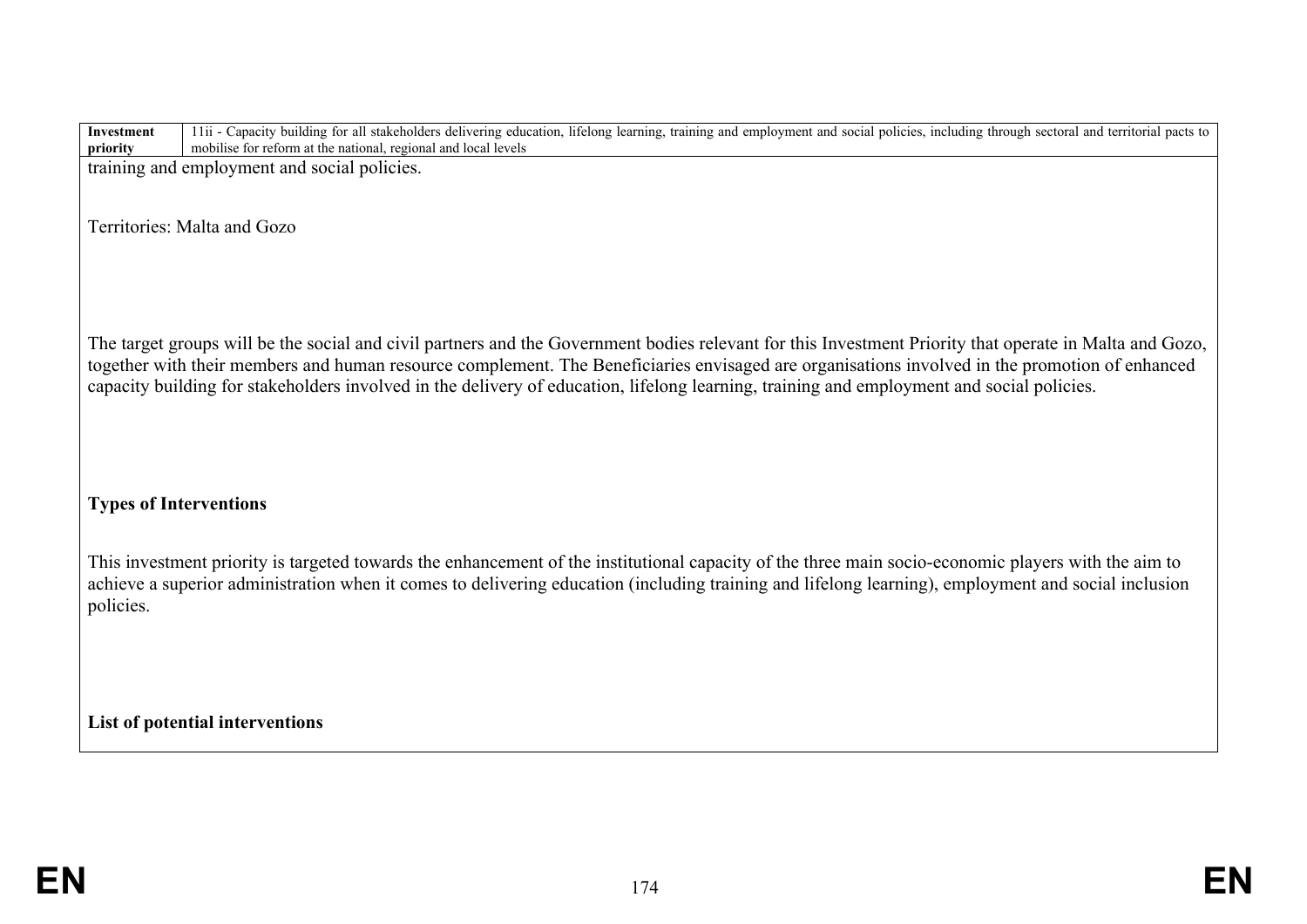| Investment priority | 11ii - Capacity building for all stakeholders delivering education, lifelong learning, training and employment and social policies, including through sectoral and territorial pacts to mobilise for reform at the national, regional and local levels |
|---|---|

training and employment and social policies.

Territories: Malta and Gozo

The target groups will be the social and civil partners and the Government bodies relevant for this Investment Priority that operate in Malta and Gozo, together with their members and human resource complement. The Beneficiaries envisaged are organisations involved in the promotion of enhanced capacity building for stakeholders involved in the delivery of education, lifelong learning, training and employment and social policies.

**Types of Interventions**

This investment priority is targeted towards the enhancement of the institutional capacity of the three main socio-economic players with the aim to achieve a superior administration when it comes to delivering education (including training and lifelong learning), employment and social inclusion policies.

**List of potential interventions**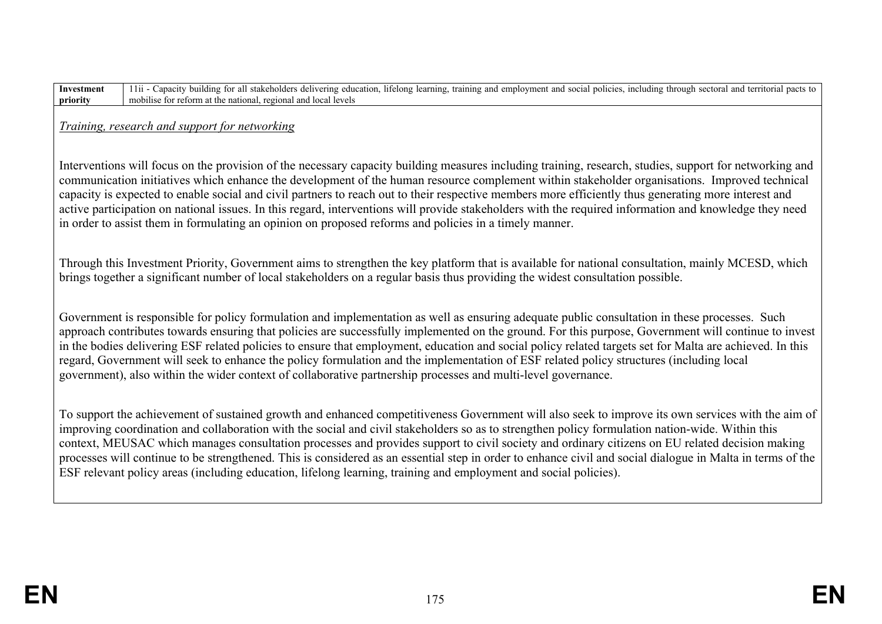| Investment priority | 11ii - Capacity building for all stakeholders delivering education, lifelong learning, training and employment and social policies, including through sectoral and territorial pacts to mobilise for reform at the national, regional and local levels |
|---|---|

*Training, research and support for networking*

Interventions will focus on the provision of the necessary capacity building measures including training, research, studies, support for networking and communication initiatives which enhance the development of the human resource complement within stakeholder organisations. Improved technical capacity is expected to enable social and civil partners to reach out to their respective members more efficiently thus generating more interest and active participation on national issues. In this regard, interventions will provide stakeholders with the required information and knowledge they need in order to assist them in formulating an opinion on proposed reforms and policies in a timely manner.

Through this Investment Priority, Government aims to strengthen the key platform that is available for national consultation, mainly MCESD, which brings together a significant number of local stakeholders on a regular basis thus providing the widest consultation possible.

Government is responsible for policy formulation and implementation as well as ensuring adequate public consultation in these processes. Such approach contributes towards ensuring that policies are successfully implemented on the ground. For this purpose, Government will continue to invest in the bodies delivering ESF related policies to ensure that employment, education and social policy related targets set for Malta are achieved. In this regard, Government will seek to enhance the policy formulation and the implementation of ESF related policy structures (including local government), also within the wider context of collaborative partnership processes and multi-level governance.

To support the achievement of sustained growth and enhanced competitiveness Government will also seek to improve its own services with the aim of improving coordination and collaboration with the social and civil stakeholders so as to strengthen policy formulation nation-wide. Within this context, MEUSAC which manages consultation processes and provides support to civil society and ordinary citizens on EU related decision making processes will continue to be strengthened. This is considered as an essential step in order to enhance civil and social dialogue in Malta in terms of the ESF relevant policy areas (including education, lifelong learning, training and employment and social policies).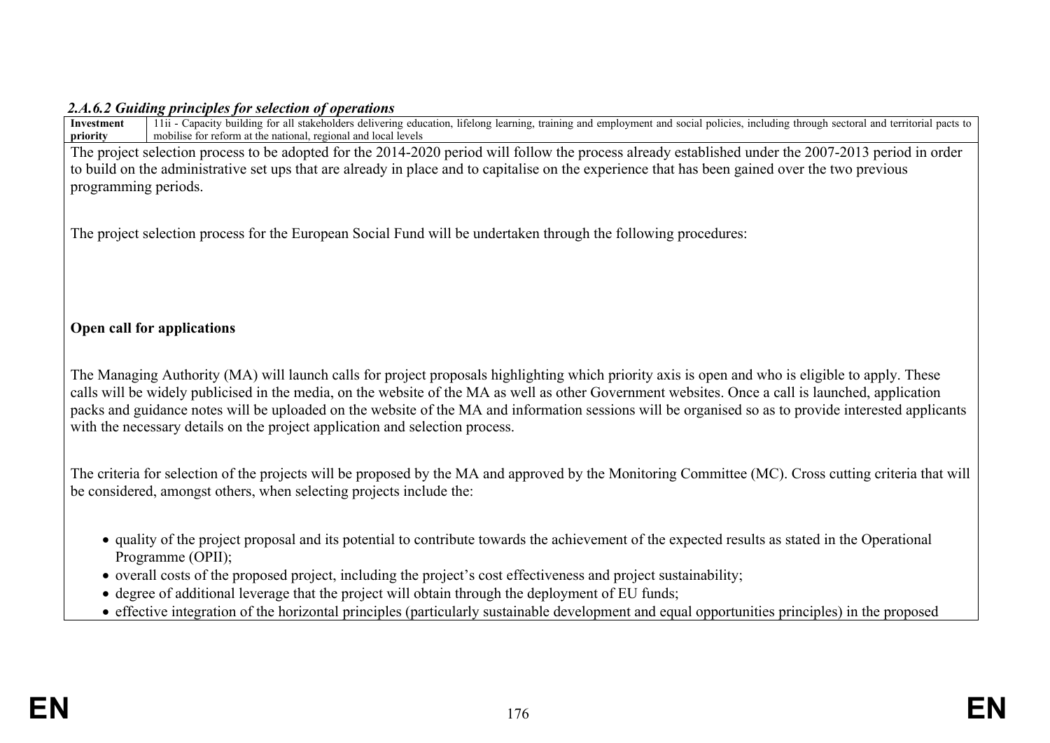### *2.A.6.2 Guiding principles for selection of operations*

| **Investment priority** | 11ii - Capacity building for all stakeholders delivering education, lifelong learning, training and employment and social policies, including through sectoral and territorial pacts to mobilise for reform at the national, regional and local levels |
|---|---|

The project selection process to be adopted for the 2014-2020 period will follow the process already established under the 2007-2013 period in order to build on the administrative set ups that are already in place and to capitalise on the experience that has been gained over the two previous programming periods.

The project selection process for the European Social Fund will be undertaken through the following procedures:

**Open call for applications**

The Managing Authority (MA) will launch calls for project proposals highlighting which priority axis is open and who is eligible to apply. These calls will be widely publicised in the media, on the website of the MA as well as other Government websites. Once a call is launched, application packs and guidance notes will be uploaded on the website of the MA and information sessions will be organised so as to provide interested applicants with the necessary details on the project application and selection process.

The criteria for selection of the projects will be proposed by the MA and approved by the Monitoring Committee (MC). Cross cutting criteria that will be considered, amongst others, when selecting projects include the:

- quality of the project proposal and its potential to contribute towards the achievement of the expected results as stated in the Operational Programme (OPII);
- overall costs of the proposed project, including the project's cost effectiveness and project sustainability;
- degree of additional leverage that the project will obtain through the deployment of EU funds;
- effective integration of the horizontal principles (particularly sustainable development and equal opportunities principles) in the proposed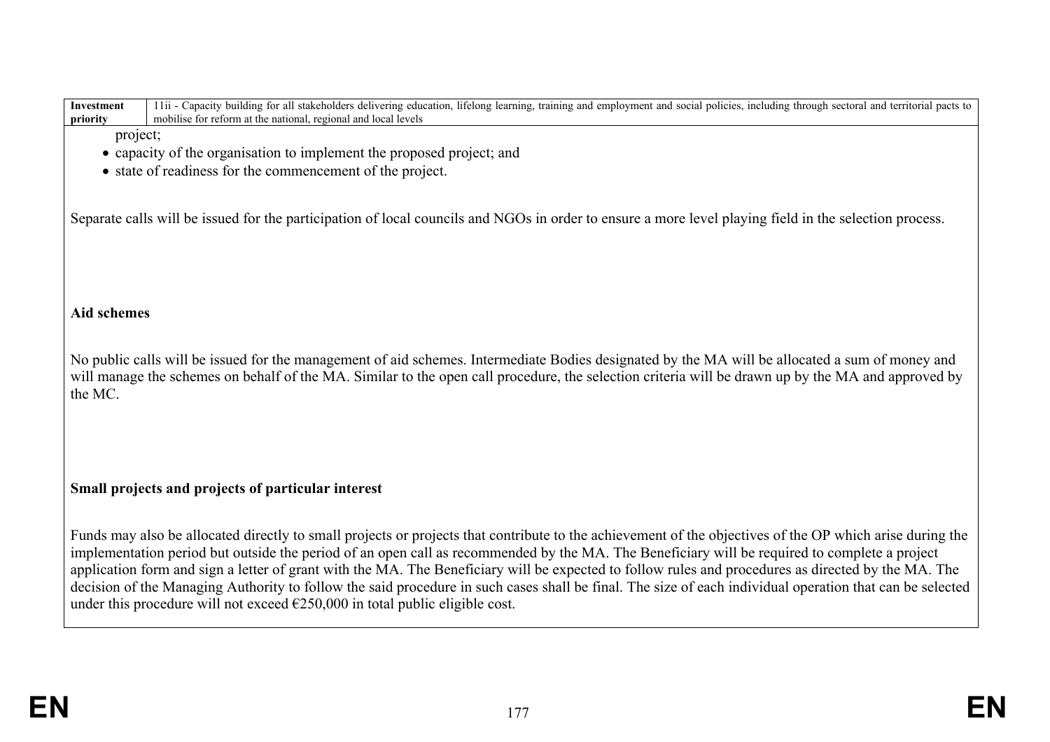| Investment priority | 11ii - Capacity building for all stakeholders delivering education, lifelong learning, training and employment and social policies, including through sectoral and territorial pacts to mobilise for reform at the national, regional and local levels |
|---|---|

project;

- capacity of the organisation to implement the proposed project; and
- state of readiness for the commencement of the project.

Separate calls will be issued for the participation of local councils and NGOs in order to ensure a more level playing field in the selection process.

**Aid schemes**

No public calls will be issued for the management of aid schemes. Intermediate Bodies designated by the MA will be allocated a sum of money and will manage the schemes on behalf of the MA. Similar to the open call procedure, the selection criteria will be drawn up by the MA and approved by the MC.

**Small projects and projects of particular interest**

Funds may also be allocated directly to small projects or projects that contribute to the achievement of the objectives of the OP which arise during the implementation period but outside the period of an open call as recommended by the MA. The Beneficiary will be required to complete a project application form and sign a letter of grant with the MA. The Beneficiary will be expected to follow rules and procedures as directed by the MA. The decision of the Managing Authority to follow the said procedure in such cases shall be final. The size of each individual operation that can be selected under this procedure will not exceed €250,000 in total public eligible cost.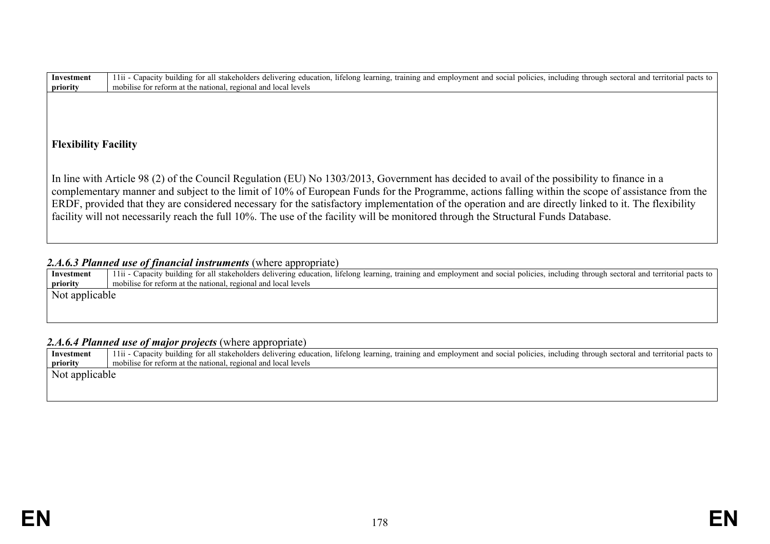| Investment priority | 11ii - Capacity building for all stakeholders delivering education, lifelong learning, training and employment and social policies, including through sectoral and territorial pacts to mobilise for reform at the national, regional and local levels |
|---|---|
| **Flexibility Facility**<br><br>In line with Article 98 (2) of the Council Regulation (EU) No 1303/2013, Government has decided to avail of the possibility to finance in a complementary manner and subject to the limit of 10% of European Funds for the Programme, actions falling within the scope of assistance from the ERDF, provided that they are considered necessary for the satisfactory implementation of the operation and are directly linked to it. The flexibility facility will not necessarily reach the full 10%. The use of the facility will be monitored through the Structural Funds Database. | |

### *2.A.6.3 Planned use of financial instruments* (where appropriate)

| Investment priority | 11ii - Capacity building for all stakeholders delivering education, lifelong learning, training and employment and social policies, including through sectoral and territorial pacts to mobilise for reform at the national, regional and local levels |
|---|---|
| Not applicable | |

### *2.A.6.4 Planned use of major projects* (where appropriate)

| Investment priority | 11ii - Capacity building for all stakeholders delivering education, lifelong learning, training and employment and social policies, including through sectoral and territorial pacts to mobilise for reform at the national, regional and local levels |
|---|---|
| Not applicable | |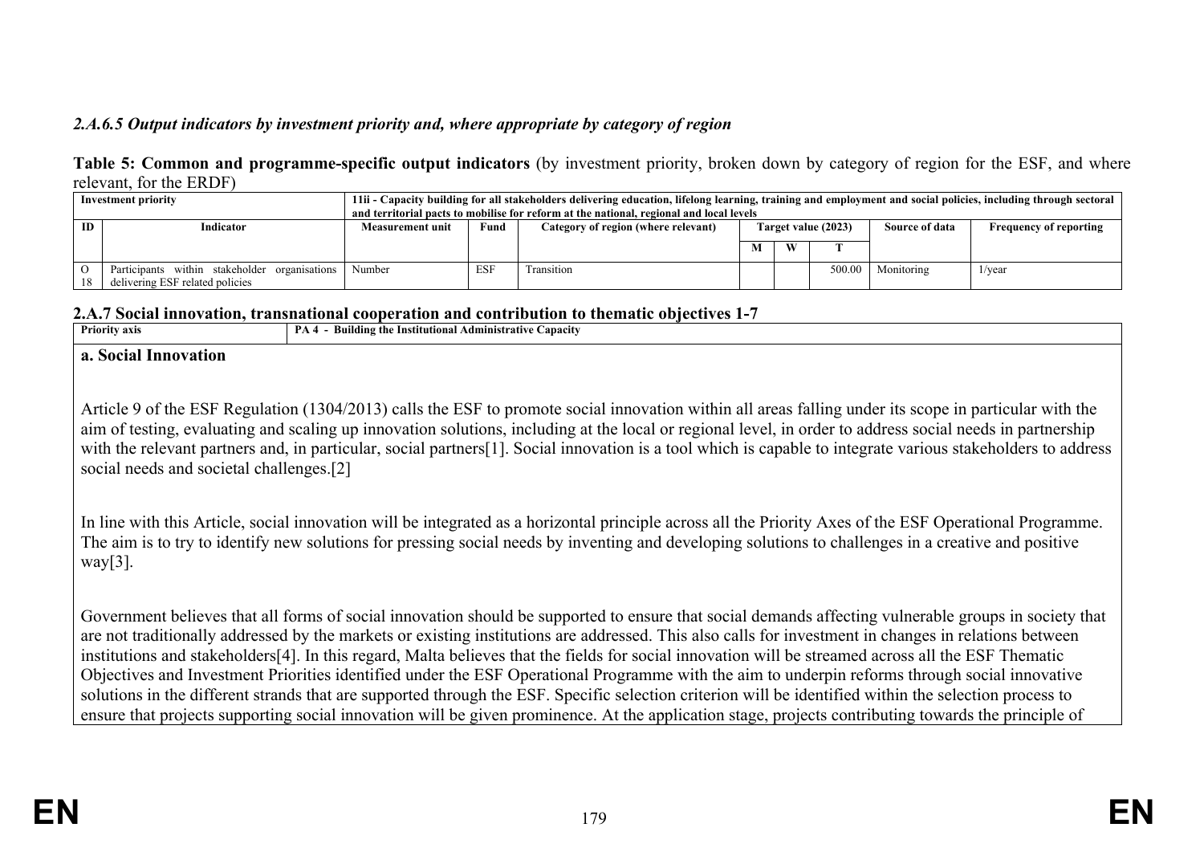*2.A.6.5 Output indicators by investment priority and, where appropriate by category of region*

**Table 5: Common and programme-specific output indicators** (by investment priority, broken down by category of region for the ESF, and where relevant, for the ERDF)

| Investment priority | | 11ii - Capacity building for all stakeholders delivering education, lifelong learning, training and employment and social policies, including through sectoral and territorial pacts to mobilise for reform at the national, regional and local levels | | | | | | | |
|---|---|---|---|---|---|---|---|---|---|
| ID | Indicator | Measurement unit | Fund | Category of region (where relevant) | Target value (2023) | | | Source of data | Frequency of reporting |
| | | | | | M | W | T | | |
| O 18 | Participants within stakeholder organisations delivering ESF related policies | Number | ESF | Transition | | | 500.00 | Monitoring | 1/year |

## 2.A.7 Social innovation, transnational cooperation and contribution to thematic objectives 1-7

| Priority axis | PA 4 - Building the Institutional Administrative Capacity |
|---|---|

**a. Social Innovation**

Article 9 of the ESF Regulation (1304/2013) calls the ESF to promote social innovation within all areas falling under its scope in particular with the aim of testing, evaluating and scaling up innovation solutions, including at the local or regional level, in order to address social needs in partnership with the relevant partners and, in particular, social partners[1]. Social innovation is a tool which is capable to integrate various stakeholders to address social needs and societal challenges.[2]

In line with this Article, social innovation will be integrated as a horizontal principle across all the Priority Axes of the ESF Operational Programme. The aim is to try to identify new solutions for pressing social needs by inventing and developing solutions to challenges in a creative and positive way[3].

Government believes that all forms of social innovation should be supported to ensure that social demands affecting vulnerable groups in society that are not traditionally addressed by the markets or existing institutions are addressed. This also calls for investment in changes in relations between institutions and stakeholders[4]. In this regard, Malta believes that the fields for social innovation will be streamed across all the ESF Thematic Objectives and Investment Priorities identified under the ESF Operational Programme with the aim to underpin reforms through social innovative solutions in the different strands that are supported through the ESF. Specific selection criterion will be identified within the selection process to ensure that projects supporting social innovation will be given prominence. At the application stage, projects contributing towards the principle of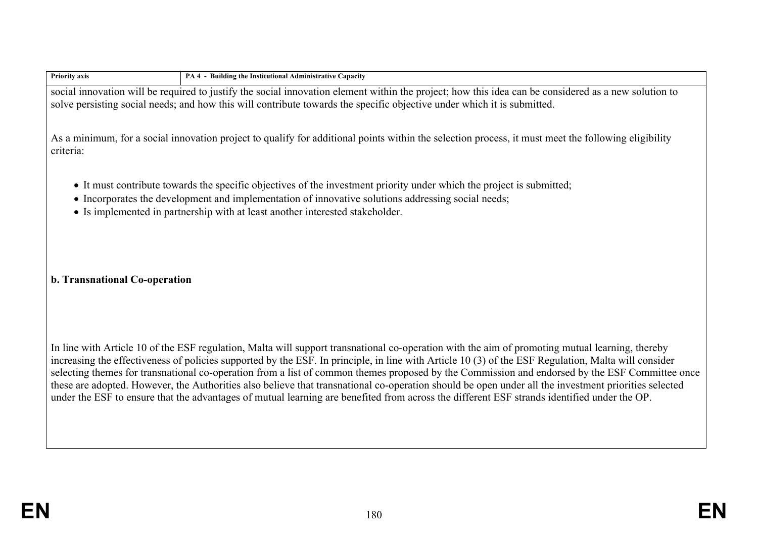| Priority axis | PA 4 - Building the Institutional Administrative Capacity |
|---|---|

social innovation will be required to justify the social innovation element within the project; how this idea can be considered as a new solution to solve persisting social needs; and how this will contribute towards the specific objective under which it is submitted.

As a minimum, for a social innovation project to qualify for additional points within the selection process, it must meet the following eligibility criteria:

- It must contribute towards the specific objectives of the investment priority under which the project is submitted;
- Incorporates the development and implementation of innovative solutions addressing social needs;
- Is implemented in partnership with at least another interested stakeholder.

**b. Transnational Co-operation**

In line with Article 10 of the ESF regulation, Malta will support transnational co-operation with the aim of promoting mutual learning, thereby increasing the effectiveness of policies supported by the ESF. In principle, in line with Article 10 (3) of the ESF Regulation, Malta will consider selecting themes for transnational co-operation from a list of common themes proposed by the Commission and endorsed by the ESF Committee once these are adopted. However, the Authorities also believe that transnational co-operation should be open under all the investment priorities selected under the ESF to ensure that the advantages of mutual learning are benefited from across the different ESF strands identified under the OP.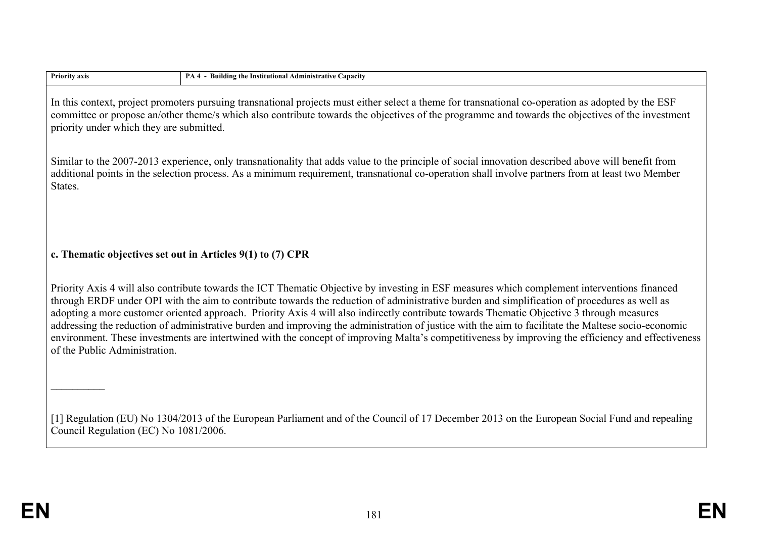| Priority axis | PA 4 - Building the Institutional Administrative Capacity |
|---|---|

In this context, project promoters pursuing transnational projects must either select a theme for transnational co-operation as adopted by the ESF committee or propose an/other theme/s which also contribute towards the objectives of the programme and towards the objectives of the investment priority under which they are submitted.

Similar to the 2007-2013 experience, only transnationality that adds value to the principle of social innovation described above will benefit from additional points in the selection process. As a minimum requirement, transnational co-operation shall involve partners from at least two Member States.

**c. Thematic objectives set out in Articles 9(1) to (7) CPR**

Priority Axis 4 will also contribute towards the ICT Thematic Objective by investing in ESF measures which complement interventions financed through ERDF under OPI with the aim to contribute towards the reduction of administrative burden and simplification of procedures as well as adopting a more customer oriented approach. Priority Axis 4 will also indirectly contribute towards Thematic Objective 3 through measures addressing the reduction of administrative burden and improving the administration of justice with the aim to facilitate the Maltese socio-economic environment. These investments are intertwined with the concept of improving Malta's competitiveness by improving the efficiency and effectiveness of the Public Administration.

__________

[1] Regulation (EU) No 1304/2013 of the European Parliament and of the Council of 17 December 2013 on the European Social Fund and repealing Council Regulation (EC) No 1081/2006.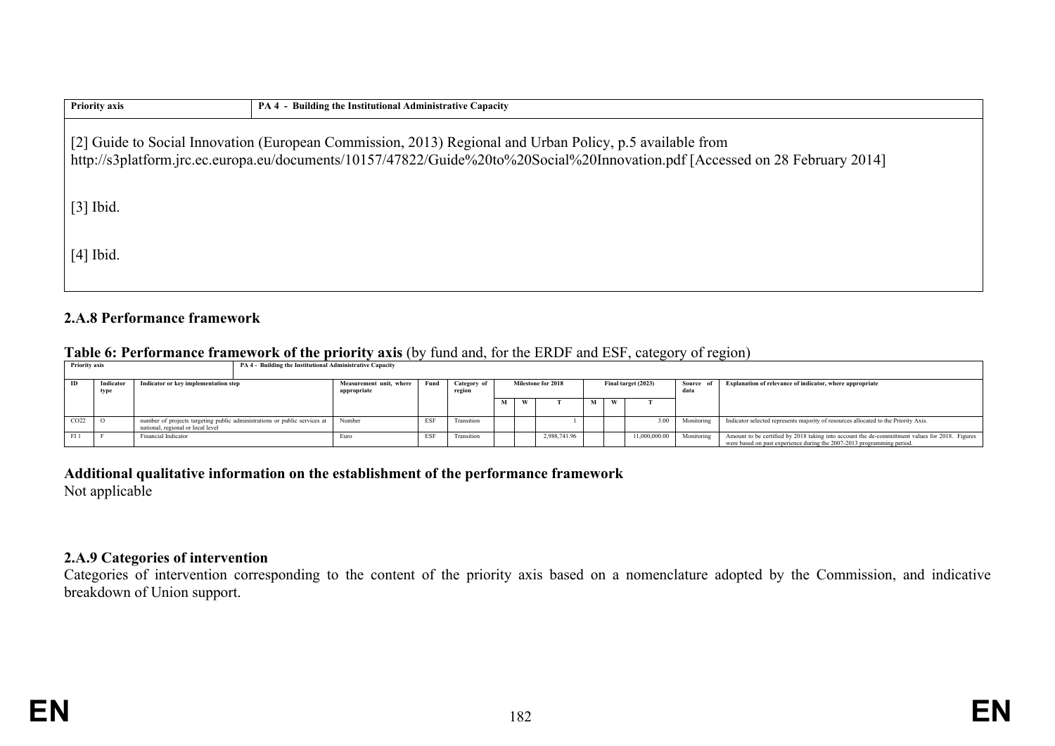| Priority axis | PA 4 - Building the Institutional Administrative Capacity |
|---|---|

[2] Guide to Social Innovation (European Commission, 2013) Regional and Urban Policy, p.5 available from http://s3platform.jrc.ec.europa.eu/documents/10157/47822/Guide%20to%20Social%20Innovation.pdf [Accessed on 28 February 2014]

[3] Ibid.

[4] Ibid.

### 2.A.8 Performance framework

**Table 6: Performance framework of the priority axis** (by fund and, for the ERDF and ESF, category of region)

| Priority axis | | PA 4 - Building the Institutional Administrative Capacity | | | | | | | | | | | | |
|---|---|---|---|---|---|---|---|---|---|---|---|---|---|---|
| ID | Indicator type | Indicator or key implementation step | Measurement unit, where appropriate | Fund | Category of region | Milestone for 2018 | | | Final target (2023) | | | Source of data | Explanation of relevance of indicator, where appropriate |
| | | | | | | M | W | T | M | W | T | | |
| CO22 | O | number of projects targeting public administrations or public services at national, regional or local level | Number | ESF | Transition | | | 1 | | | 3.00 | Monitoring | Indicator selected represents majority of resources allocated to the Priority Axis. |
| FI 1 | F | Financial Indicator | Euro | ESF | Transition | | | 2,988,741.96 | | | 11,000,000.00 | Monitoring | Amount to be certified by 2018 taking into account the de-committment values for 2018. Figures were based on past experience during the 2007-2013 programming period. |

**Additional qualitative information on the establishment of the performance framework**

Not applicable

### 2.A.9 Categories of intervention

Categories of intervention corresponding to the content of the priority axis based on a nomenclature adopted by the Commission, and indicative breakdown of Union support.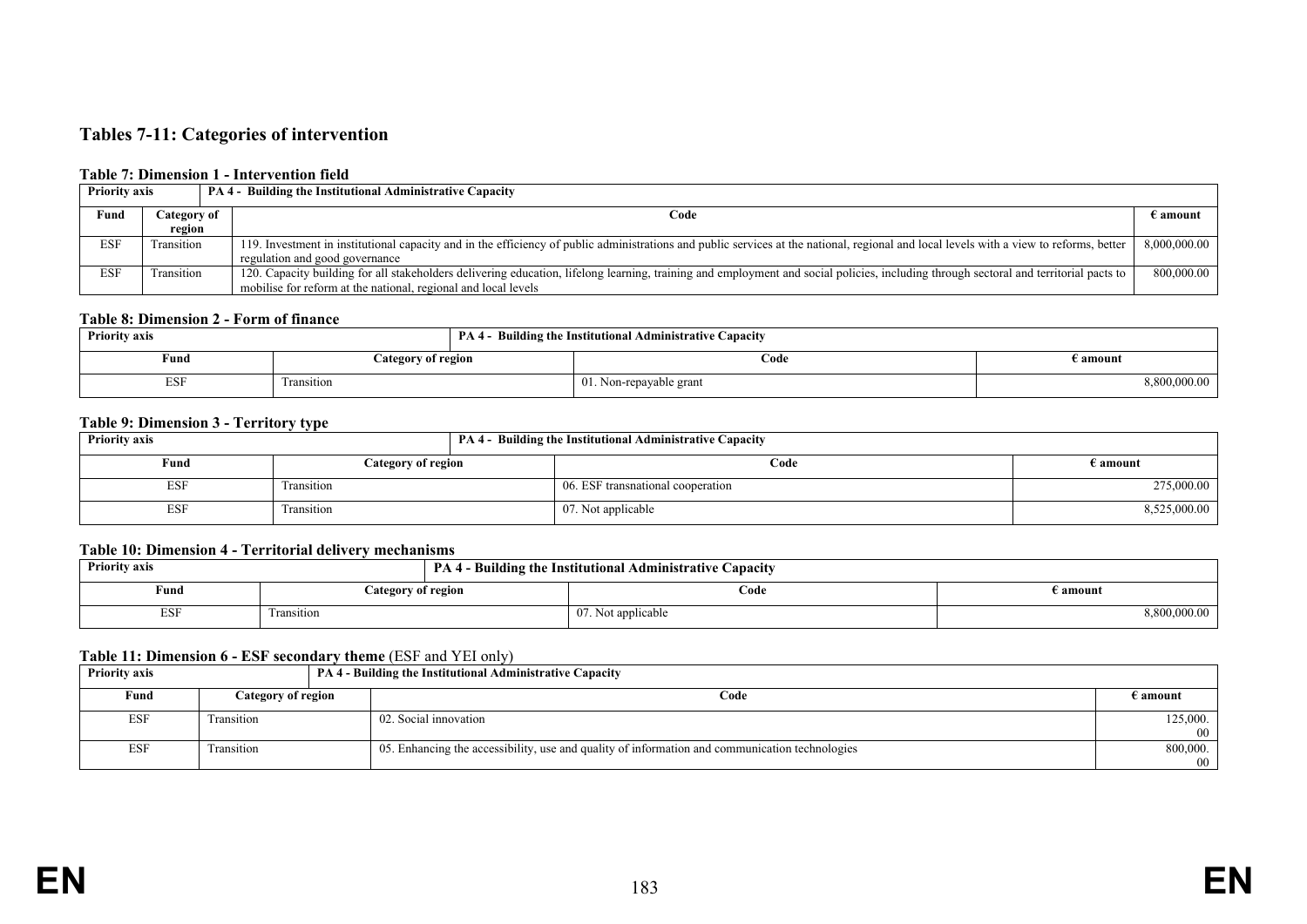## Tables 7-11: Categories of intervention

### Table 7: Dimension 1 - Intervention field

| Priority axis | | PA 4 - Building the Institutional Administrative Capacity | |
|---|---|---|---|
| **Fund** | **Category of region** | **Code** | **€ amount** |
| ESF | Transition | 119. Investment in institutional capacity and in the efficiency of public administrations and public services at the national, regional and local levels with a view to reforms, better regulation and good governance | 8,000,000.00 |
| ESF | Transition | 120. Capacity building for all stakeholders delivering education, lifelong learning, training and employment and social policies, including through sectoral and territorial pacts to mobilise for reform at the national, regional and local levels | 800,000.00 |

### Table 8: Dimension 2 - Form of finance

| Priority axis | | PA 4 - Building the Institutional Administrative Capacity | |
|---|---|---|---|
| **Fund** | **Category of region** | **Code** | **€ amount** |
| ESF | Transition | 01. Non-repayable grant | 8,800,000.00 |

### Table 9: Dimension 3 - Territory type

| Priority axis | | PA 4 - Building the Institutional Administrative Capacity | |
|---|---|---|---|
| **Fund** | **Category of region** | **Code** | **€ amount** |
| ESF | Transition | 06. ESF transnational cooperation | 275,000.00 |
| ESF | Transition | 07. Not applicable | 8,525,000.00 |

### Table 10: Dimension 4 - Territorial delivery mechanisms

| Priority axis | | PA 4 - Building the Institutional Administrative Capacity | |
|---|---|---|---|
| **Fund** | **Category of region** | **Code** | **€ amount** |
| ESF | Transition | 07. Not applicable | 8,800,000.00 |

### Table 11: Dimension 6 - ESF secondary theme (ESF and YEI only)

| Priority axis | | PA 4 - Building the Institutional Administrative Capacity | |
|---|---|---|---|
| **Fund** | **Category of region** | **Code** | **€ amount** |
| ESF | Transition | 02. Social innovation | 125,000.00 |
| ESF | Transition | 05. Enhancing the accessibility, use and quality of information and communication technologies | 800,000.00 |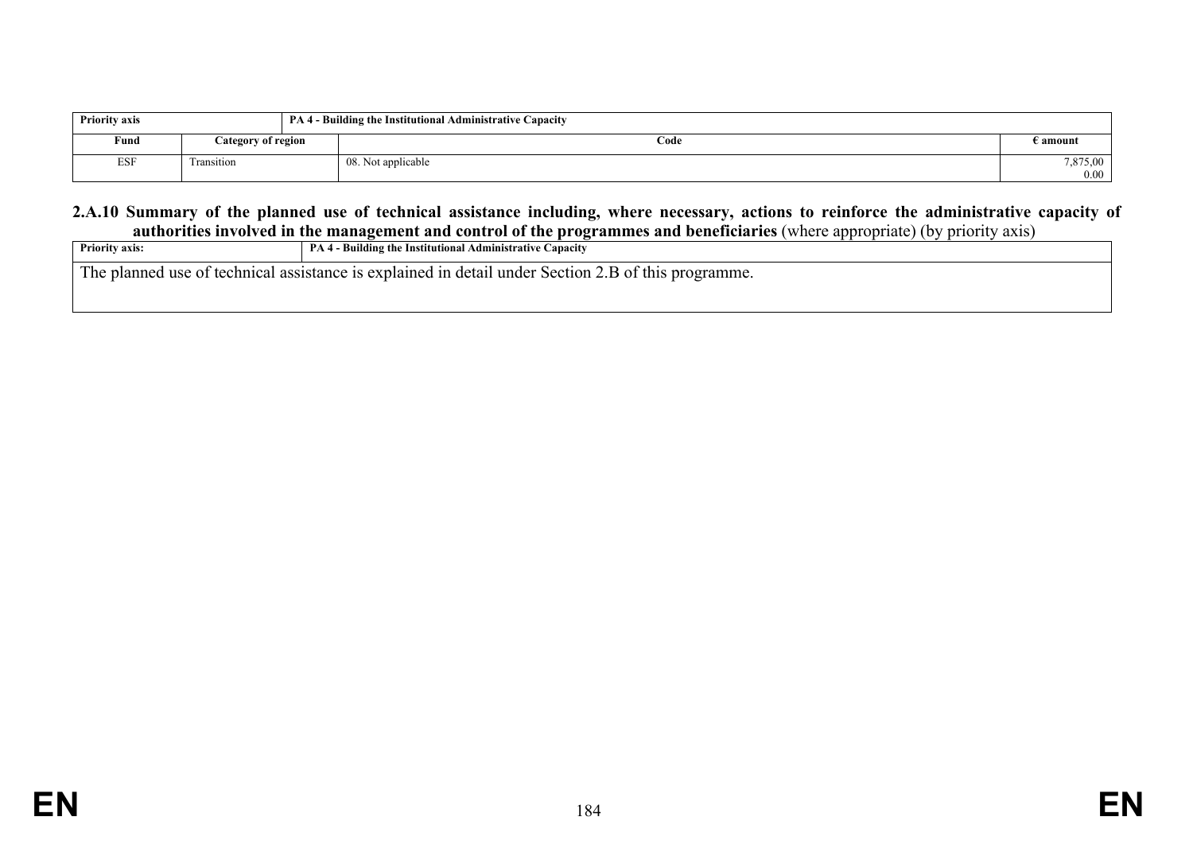| Priority axis | | PA 4 - Building the Institutional Administrative Capacity | |
|---|---|---|---|
| **Fund** | **Category of region** | **Code** | **€ amount** |
| ESF | Transition | 08. Not applicable | 7,875,00 0.00 |

**2.A.10 Summary of the planned use of technical assistance including, where necessary, actions to reinforce the administrative capacity of authorities involved in the management and control of the programmes and beneficiaries** (where appropriate) (by priority axis)

| Priority axis: | PA 4 - Building the Institutional Administrative Capacity |
|---|---|
| The planned use of technical assistance is explained in detail under Section 2.B of this programme. | |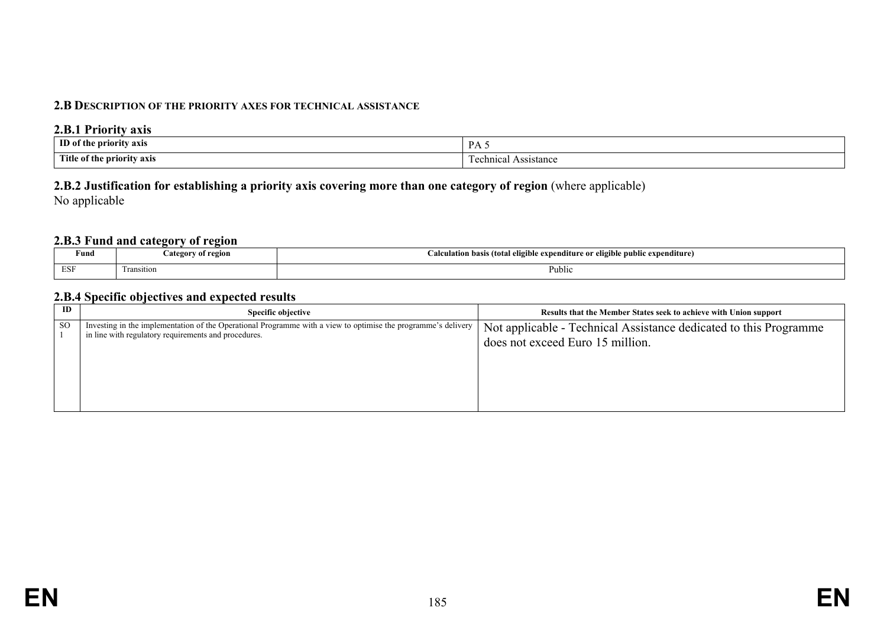## 2.B Description of the priority axes for technical assistance

### 2.B.1 Priority axis

| ID of the priority axis | PA 5 |
|---|---|
| Title of the priority axis | Technical Assistance |

### 2.B.2 Justification for establishing a priority axis covering more than one category of region (where applicable)

No applicable

### 2.B.3 Fund and category of region

| Fund | Category of region | Calculation basis (total eligible expenditure or eligible public expenditure) |
|---|---|---|
| ESF | Transition | Public |

### 2.B.4 Specific objectives and expected results

| ID | Specific objective | Results that the Member States seek to achieve with Union support |
|---|---|---|
| SO 1 | Investing in the implementation of the Operational Programme with a view to optimise the programme's delivery in line with regulatory requirements and procedures. | Not applicable - Technical Assistance dedicated to this Programme does not exceed Euro 15 million. |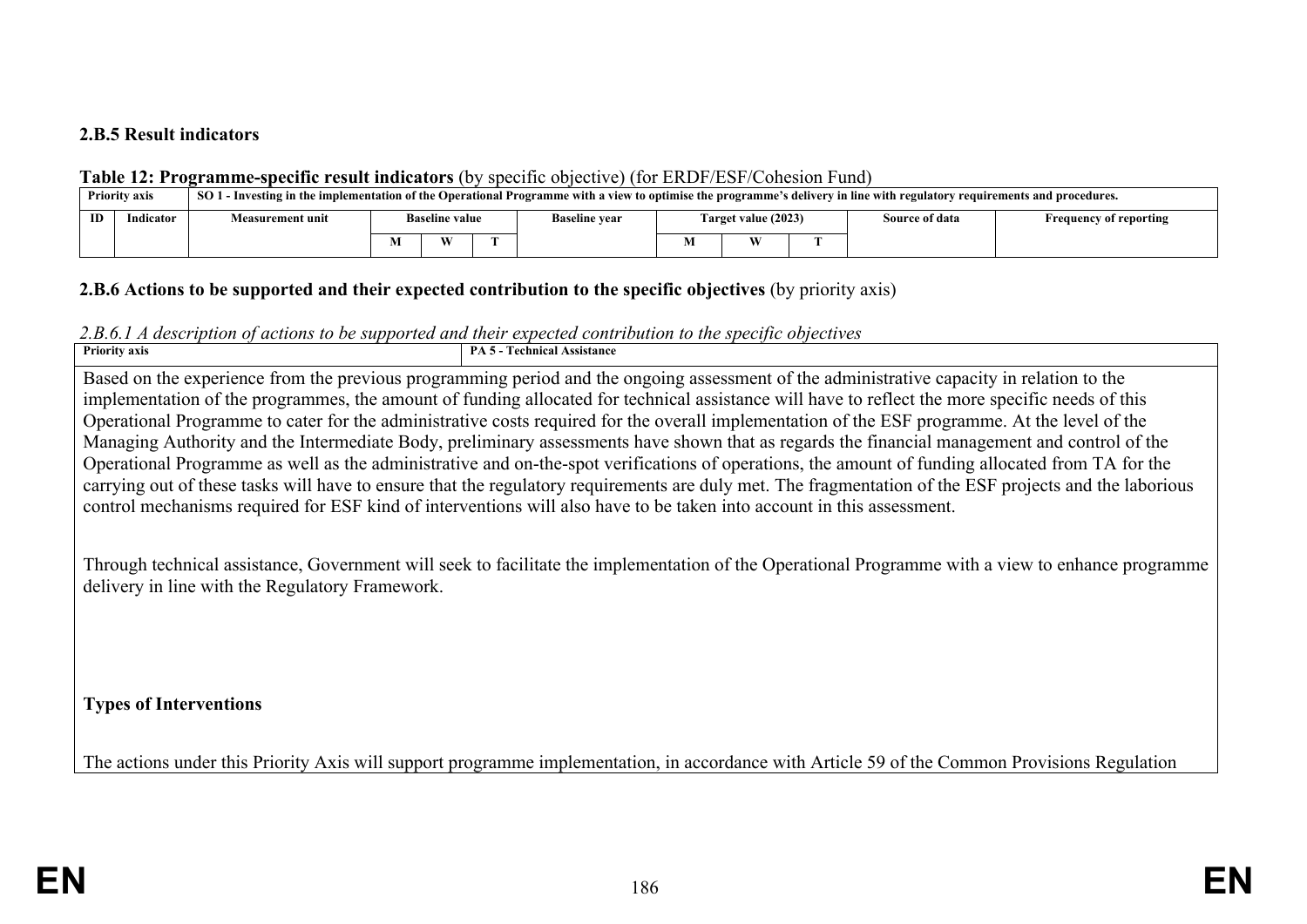**2.B.5 Result indicators**

**Table 12: Programme-specific result indicators** (by specific objective) (for ERDF/ESF/Cohesion Fund)

| Priority axis | | SO 1 - Investing in the implementation of the Operational Programme with a view to optimise the programme's delivery in line with regulatory requirements and procedures. | | | | | | | | | |
|---|---|---|---|---|---|---|---|---|---|---|---|
| ID | Indicator | Measurement unit | Baseline value | | | Baseline year | Target value (2023) | | | Source of data | Frequency of reporting |
| | | | M | W | T | | M | W | T | | |

**2.B.6 Actions to be supported and their expected contribution to the specific objectives** (by priority axis)

*2.B.6.1 A description of actions to be supported and their expected contribution to the specific objectives*

| Priority axis | PA 5 - Technical Assistance |
|---|---|

Based on the experience from the previous programming period and the ongoing assessment of the administrative capacity in relation to the implementation of the programmes, the amount of funding allocated for technical assistance will have to reflect the more specific needs of this Operational Programme to cater for the administrative costs required for the overall implementation of the ESF programme. At the level of the Managing Authority and the Intermediate Body, preliminary assessments have shown that as regards the financial management and control of the Operational Programme as well as the administrative and on-the-spot verifications of operations, the amount of funding allocated from TA for the carrying out of these tasks will have to ensure that the regulatory requirements are duly met. The fragmentation of the ESF projects and the laborious control mechanisms required for ESF kind of interventions will also have to be taken into account in this assessment.

Through technical assistance, Government will seek to facilitate the implementation of the Operational Programme with a view to enhance programme delivery in line with the Regulatory Framework.

**Types of Interventions**

The actions under this Priority Axis will support programme implementation, in accordance with Article 59 of the Common Provisions Regulation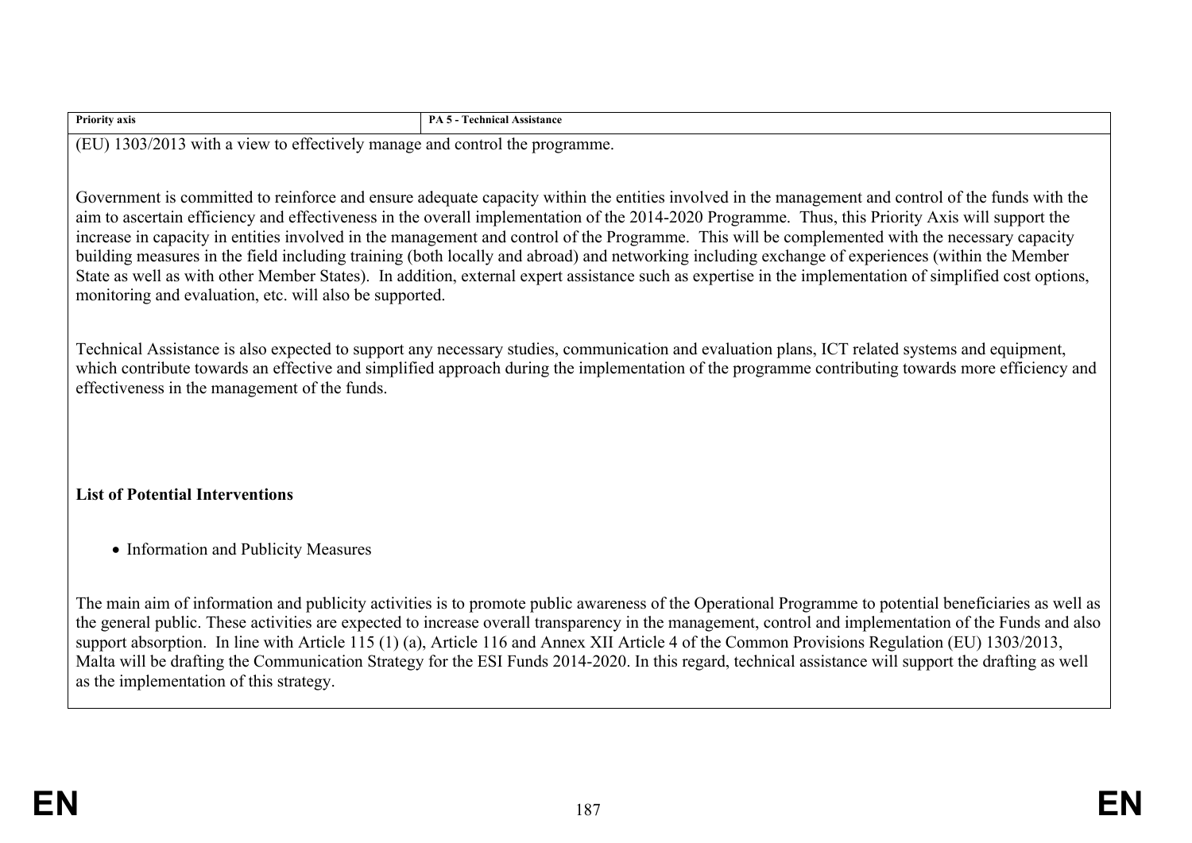| Priority axis | PA 5 - Technical Assistance |
|---|---|

(EU) 1303/2013 with a view to effectively manage and control the programme.

Government is committed to reinforce and ensure adequate capacity within the entities involved in the management and control of the funds with the aim to ascertain efficiency and effectiveness in the overall implementation of the 2014-2020 Programme. Thus, this Priority Axis will support the increase in capacity in entities involved in the management and control of the Programme. This will be complemented with the necessary capacity building measures in the field including training (both locally and abroad) and networking including exchange of experiences (within the Member State as well as with other Member States). In addition, external expert assistance such as expertise in the implementation of simplified cost options, monitoring and evaluation, etc. will also be supported.

Technical Assistance is also expected to support any necessary studies, communication and evaluation plans, ICT related systems and equipment, which contribute towards an effective and simplified approach during the implementation of the programme contributing towards more efficiency and effectiveness in the management of the funds.

**List of Potential Interventions**

- Information and Publicity Measures

The main aim of information and publicity activities is to promote public awareness of the Operational Programme to potential beneficiaries as well as the general public. These activities are expected to increase overall transparency in the management, control and implementation of the Funds and also support absorption. In line with Article 115 (1) (a), Article 116 and Annex XII Article 4 of the Common Provisions Regulation (EU) 1303/2013, Malta will be drafting the Communication Strategy for the ESI Funds 2014-2020. In this regard, technical assistance will support the drafting as well as the implementation of this strategy.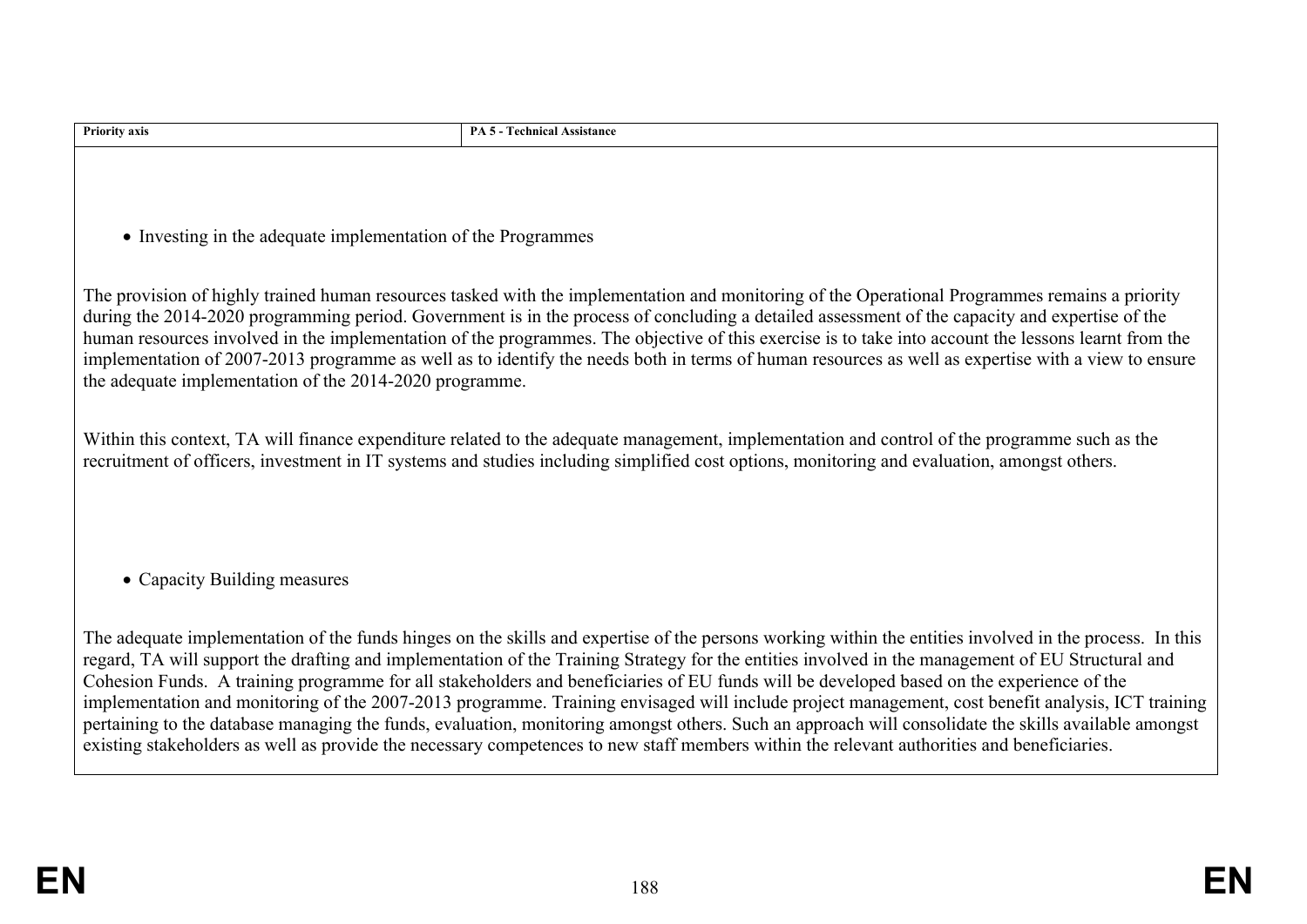| Priority axis | PA 5 - Technical Assistance |
| --- | --- |

- Investing in the adequate implementation of the Programmes

The provision of highly trained human resources tasked with the implementation and monitoring of the Operational Programmes remains a priority during the 2014-2020 programming period. Government is in the process of concluding a detailed assessment of the capacity and expertise of the human resources involved in the implementation of the programmes. The objective of this exercise is to take into account the lessons learnt from the implementation of 2007-2013 programme as well as to identify the needs both in terms of human resources as well as expertise with a view to ensure the adequate implementation of the 2014-2020 programme.

Within this context, TA will finance expenditure related to the adequate management, implementation and control of the programme such as the recruitment of officers, investment in IT systems and studies including simplified cost options, monitoring and evaluation, amongst others.

- Capacity Building measures

The adequate implementation of the funds hinges on the skills and expertise of the persons working within the entities involved in the process. In this regard, TA will support the drafting and implementation of the Training Strategy for the entities involved in the management of EU Structural and Cohesion Funds. A training programme for all stakeholders and beneficiaries of EU funds will be developed based on the experience of the implementation and monitoring of the 2007-2013 programme. Training envisaged will include project management, cost benefit analysis, ICT training pertaining to the database managing the funds, evaluation, monitoring amongst others. Such an approach will consolidate the skills available amongst existing stakeholders as well as provide the necessary competences to new staff members within the relevant authorities and beneficiaries.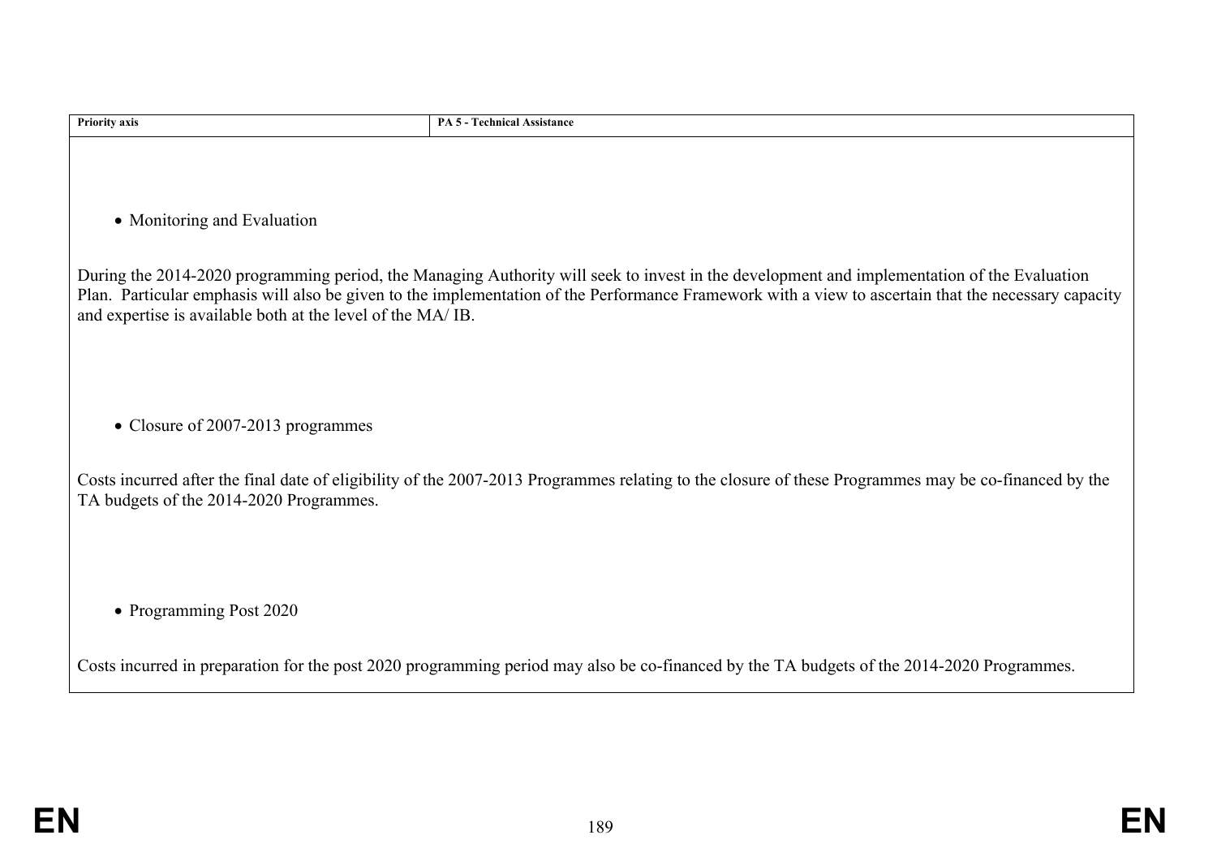| Priority axis | PA 5 - Technical Assistance |
| --- | --- |

- Monitoring and Evaluation

During the 2014-2020 programming period, the Managing Authority will seek to invest in the development and implementation of the Evaluation Plan. Particular emphasis will also be given to the implementation of the Performance Framework with a view to ascertain that the necessary capacity and expertise is available both at the level of the MA/ IB.

- Closure of 2007-2013 programmes

Costs incurred after the final date of eligibility of the 2007-2013 Programmes relating to the closure of these Programmes may be co-financed by the TA budgets of the 2014-2020 Programmes.

- Programming Post 2020

Costs incurred in preparation for the post 2020 programming period may also be co-financed by the TA budgets of the 2014-2020 Programmes.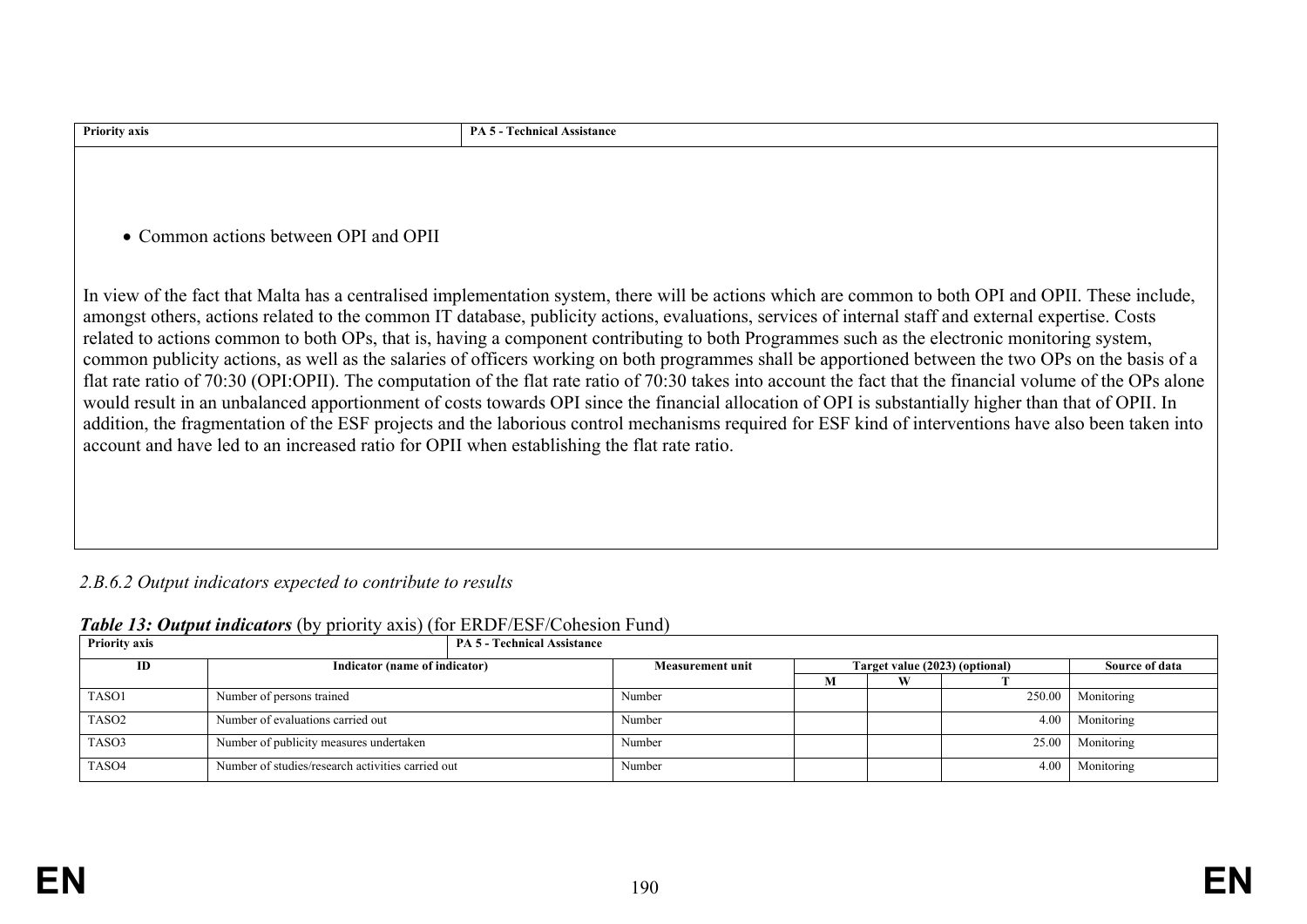| Priority axis | PA 5 - Technical Assistance |
|---|---|

- Common actions between OPI and OPII

In view of the fact that Malta has a centralised implementation system, there will be actions which are common to both OPI and OPII. These include, amongst others, actions related to the common IT database, publicity actions, evaluations, services of internal staff and external expertise. Costs related to actions common to both OPs, that is, having a component contributing to both Programmes such as the electronic monitoring system, common publicity actions, as well as the salaries of officers working on both programmes shall be apportioned between the two OPs on the basis of a flat rate ratio of 70:30 (OPI:OPII). The computation of the flat rate ratio of 70:30 takes into account the fact that the financial volume of the OPs alone would result in an unbalanced apportionment of costs towards OPI since the financial allocation of OPI is substantially higher than that of OPII. In addition, the fragmentation of the ESF projects and the laborious control mechanisms required for ESF kind of interventions have also been taken into account and have led to an increased ratio for OPII when establishing the flat rate ratio.

*2.B.6.2 Output indicators expected to contribute to results*

***Table 13: Output indicators*** (by priority axis) (for ERDF/ESF/Cohesion Fund)

| Priority axis | PA 5 - Technical Assistance | | | | | |
|---|---|---|---|---|---|---|
| **ID** | **Indicator (name of indicator)** | **Measurement unit** | **Target value (2023) (optional)** | | | **Source of data** |
| | | | **M** | **W** | **T** | |
| TASO1 | Number of persons trained | Number | | | 250.00 | Monitoring |
| TASO2 | Number of evaluations carried out | Number | | | 4.00 | Monitoring |
| TASO3 | Number of publicity measures undertaken | Number | | | 25.00 | Monitoring |
| TASO4 | Number of studies/research activities carried out | Number | | | 4.00 | Monitoring |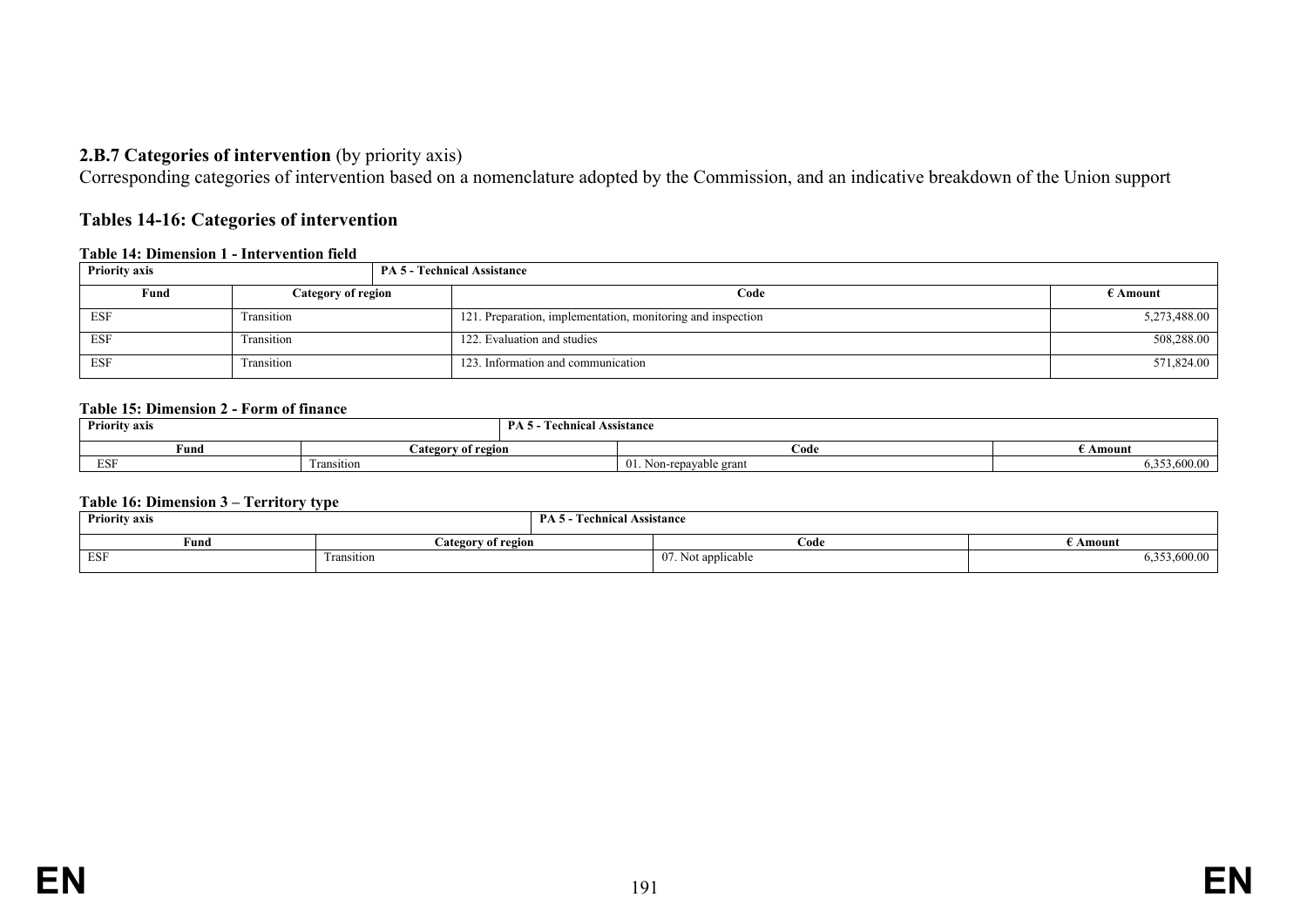**2.B.7 Categories of intervention** (by priority axis)

Corresponding categories of intervention based on a nomenclature adopted by the Commission, and an indicative breakdown of the Union support

## Tables 14-16: Categories of intervention

**Table 14: Dimension 1 - Intervention field**

| Priority axis | | PA 5 - Technical Assistance | |
|---|---|---|---|
| **Fund** | **Category of region** | **Code** | **€ Amount** |
| ESF | Transition | 121. Preparation, implementation, monitoring and inspection | 5,273,488.00 |
| ESF | Transition | 122. Evaluation and studies | 508,288.00 |
| ESF | Transition | 123. Information and communication | 571,824.00 |

**Table 15: Dimension 2 - Form of finance**

| Priority axis | | PA 5 - Technical Assistance | |
|---|---|---|---|
| **Fund** | **Category of region** | **Code** | **€ Amount** |
| ESF | Transition | 01. Non-repayable grant | 6,353,600.00 |

**Table 16: Dimension 3 – Territory type**

| Priority axis | | PA 5 - Technical Assistance | |
|---|---|---|---|
| **Fund** | **Category of region** | **Code** | **€ Amount** |
| ESF | Transition | 07. Not applicable | 6,353,600.00 |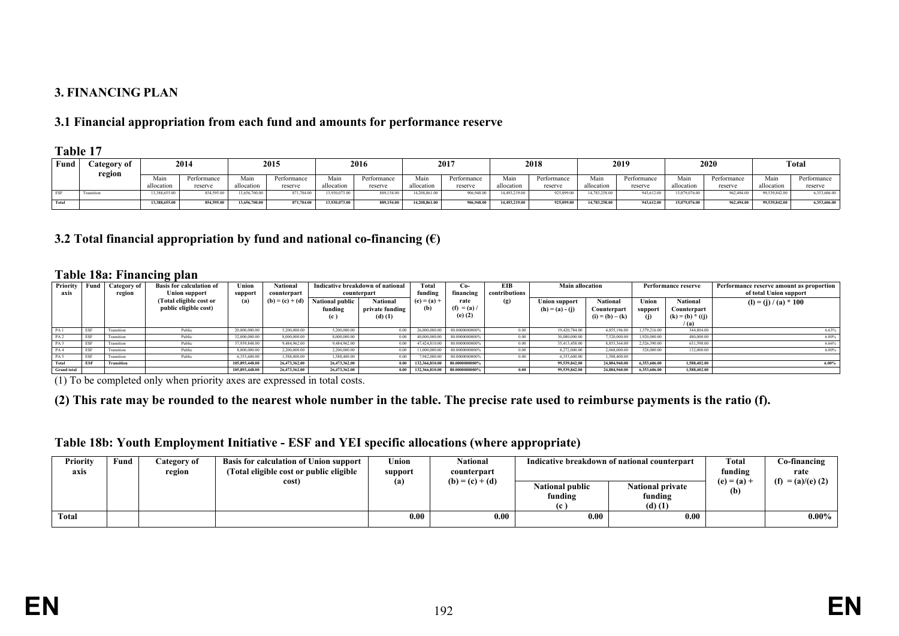## 3. FINANCING PLAN

### 3.1 Financial appropriation from each fund and amounts for performance reserve

**Table 17**

| Fund | Category of region | 2014 | | 2015 | | 2016 | | 2017 | | 2018 | | 2019 | | 2020 | | Total | |
|---|---|---|---|---|---|---|---|---|---|---|---|---|---|---|---|---|---|
| | | Main allocation | Performance reserve | Main allocation | Performance reserve | Main allocation | Performance reserve | Main allocation | Performance reserve | Main allocation | Performance reserve | Main allocation | Performance reserve | Main allocation | Performance reserve | Main allocation | Performance reserve |
| ESF | Transition | 13,388,655.00 | 854,595.00 | 13,656,700.00 | 871,704.00 | 13,930,073.00 | 889,154.00 | 14,208,861.00 | 906,948.00 | 14,493,219.00 | 925,099.00 | 14,783,258.00 | 943,612.00 | 15,079,076.00 | 962,494.00 | 99,539,842.00 | 6,353,606.00 |
| Total | | 13,388,655.00 | 854,595.00 | 13,656,700.00 | 871,704.00 | 13,930,073.00 | 889,154.00 | 14,208,861.00 | 906,948.00 | 14,493,219.00 | 925,099.00 | 14,783,258.00 | 943,612.00 | 15,079,076.00 | 962,494.00 | 99,539,842.00 | 6,353,606.00 |

### 3.2 Total financial appropriation by fund and national co-financing (€)

**Table 18a: Financing plan**

| Priority axis | Fund | Category of region | Basis for calculation of Union support (Total eligible cost or public eligible cost) | Union support (a) | National counterpart (b) = (c) + (d) | Indicative breakdown of national counterpart | | Total funding (e) = (a) + (b) | Co-financing rate (f) = (a) / (e) (2) | EIB contributions (g) | Main allocation | | Performance reserve | | Performance reserve amount as proportion of total Union support |
|---|---|---|---|---|---|---|---|---|---|---|---|---|---|---|---|
| | | | | | | National public funding (c ) | National private funding (d) (1) | | | | Union support (h) = (a) - (j) | National Counterpart (i) = (b) – (k) | Union support (j) | National Counterpart (k) = (b) * ((j) / (a) | (l) = (j) / (a) * 100 |
| PA 1 | ESF | Transition | Public | 20,800,000.00 | 5,200,000.00 | 5,200,000.00 | 0.00 | 26,000,000.00 | 80.0000000000% | 0.00 | 19,420,784.00 | 4,855,196.00 | 1,379,216.00 | 344,804.00 | 6.63% |
| PA 2 | ESF | Transition | Public | 32,000,000.00 | 8,000,000.00 | 8,000,000.00 | 0.00 | 40,000,000.00 | 80.0000000000% | 0.00 | 30,080,000.00 | 7,520,000.00 | 1,920,000.00 | 480,000.00 | 6.00% |
| PA 3 | ESF | Transition | Public | 37,939,848.00 | 9,484,962.00 | 9,484,962.00 | 0.00 | 47,424,810.00 | 80.0000000000% | 0.00 | 35,413,458.00 | 8,853,364.00 | 2,526,390.00 | 631,598.00 | 6.66% |
| PA 4 | ESF | Transition | Public | 8,800,000.00 | 2,200,000.00 | 2,200,000.00 | 0.00 | 11,000,000.00 | 80.0000000000% | 0.00 | 8,272,000.00 | 2,068,000.00 | 528,000.00 | 132,000.00 | 6.00% |
| PA 5 | ESF | Transition | Public | 6,353,600.00 | 1,588,400.00 | 1,588,400.00 | 0.00 | 7,942,000.00 | 80.0000000000% | 0.00 | 6,353,600.00 | 1,588,400.00 | | | |
| Total | ESF | Transition | | 105,893,448.00 | 26,473,362.00 | 26,473,362.00 | 0.00 | 132,366,810.00 | 80.0000000000% | | 99,539,842.00 | 24,884,960.00 | 6,353,606.00 | 1,588,402.00 | 6.00% |
| Grand total | | | | 105,893,448.00 | 26,473,362.00 | 26,473,362.00 | 0.00 | 132,366,810.00 | 80.0000000000% | 0.00 | 99,539,842.00 | 24,884,960.00 | 6,353,606.00 | 1,588,402.00 | |

(1) To be completed only when priority axes are expressed in total costs.

**(2) This rate may be rounded to the nearest whole number in the table. The precise rate used to reimburse payments is the ratio (f).**

**Table 18b: Youth Employment Initiative - ESF and YEI specific allocations (where appropriate)**

| Priority axis | Fund | Category of region | Basis for calculation of Union support (Total eligible cost or public eligible cost) | Union support (a) | National counterpart (b) = (c) + (d) | Indicative breakdown of national counterpart | | Total funding (e) = (a) + (b) | Co-financing rate (f) = (a)/(e) (2) |
|---|---|---|---|---|---|---|---|---|---|
| | | | | | | National public funding (c ) | National private funding (d) (1) | | |
| Total | | | | 0.00 | 0.00 | 0.00 | 0.00 | | 0.00% |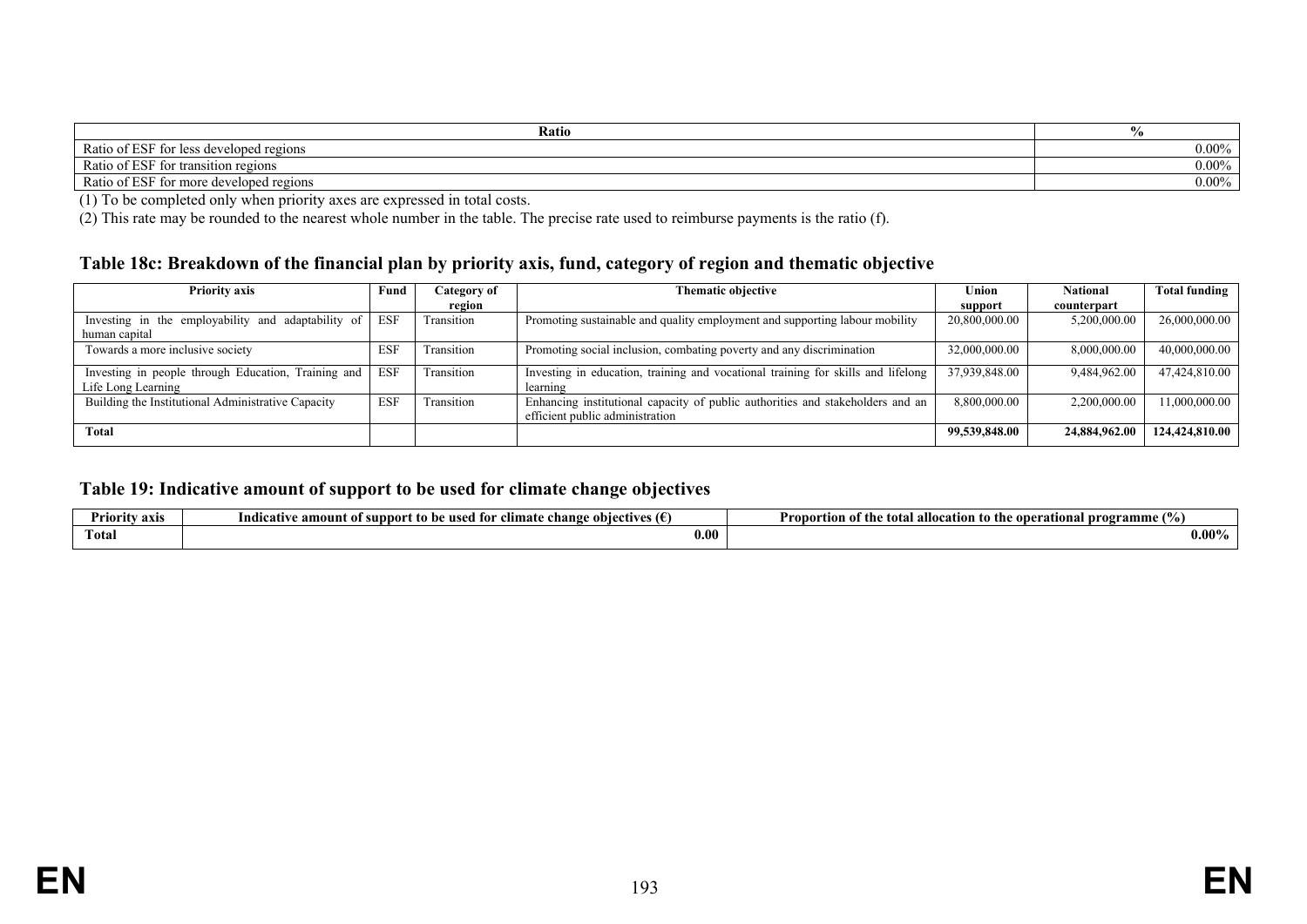| Ratio | % |
|---|---|
| Ratio of ESF for less developed regions | 0.00% |
| Ratio of ESF for transition regions | 0.00% |
| Ratio of ESF for more developed regions | 0.00% |

(1) To be completed only when priority axes are expressed in total costs.

(2) This rate may be rounded to the nearest whole number in the table. The precise rate used to reimburse payments is the ratio (f).

### Table 18c: Breakdown of the financial plan by priority axis, fund, category of region and thematic objective

| Priority axis | Fund | Category of region | Thematic objective | Union support | National counterpart | Total funding |
|---|---|---|---|---|---|---|
| Investing in the employability and adaptability of human capital | ESF | Transition | Promoting sustainable and quality employment and supporting labour mobility | 20,800,000.00 | 5,200,000.00 | 26,000,000.00 |
| Towards a more inclusive society | ESF | Transition | Promoting social inclusion, combating poverty and any discrimination | 32,000,000.00 | 8,000,000.00 | 40,000,000.00 |
| Investing in people through Education, Training and Life Long Learning | ESF | Transition | Investing in education, training and vocational training for skills and lifelong learning | 37,939,848.00 | 9,484,962.00 | 47,424,810.00 |
| Building the Institutional Administrative Capacity | ESF | Transition | Enhancing institutional capacity of public authorities and stakeholders and an efficient public administration | 8,800,000.00 | 2,200,000.00 | 11,000,000.00 |
| **Total** | | | | **99,539,848.00** | **24,884,962.00** | **124,424,810.00** |

### Table 19: Indicative amount of support to be used for climate change objectives

| Priority axis | Indicative amount of support to be used for climate change objectives (€) | Proportion of the total allocation to the operational programme (%) |
|---|---|---|
| **Total** | **0.00** | **0.00%** |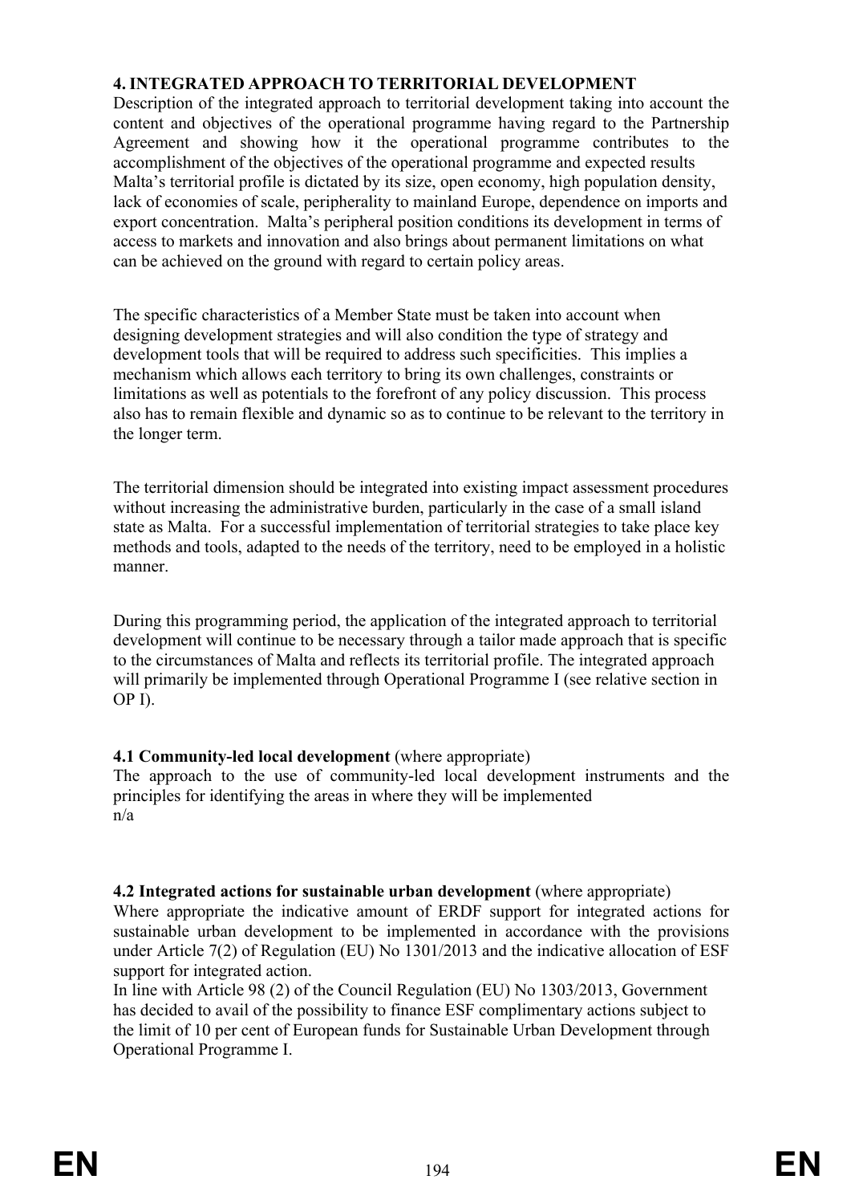## 4. INTEGRATED APPROACH TO TERRITORIAL DEVELOPMENT

Description of the integrated approach to territorial development taking into account the content and objectives of the operational programme having regard to the Partnership Agreement and showing how it the operational programme contributes to the accomplishment of the objectives of the operational programme and expected results

Malta's territorial profile is dictated by its size, open economy, high population density, lack of economies of scale, peripherality to mainland Europe, dependence on imports and export concentration. Malta's peripheral position conditions its development in terms of access to markets and innovation and also brings about permanent limitations on what can be achieved on the ground with regard to certain policy areas.

The specific characteristics of a Member State must be taken into account when designing development strategies and will also condition the type of strategy and development tools that will be required to address such specificities. This implies a mechanism which allows each territory to bring its own challenges, constraints or limitations as well as potentials to the forefront of any policy discussion. This process also has to remain flexible and dynamic so as to continue to be relevant to the territory in the longer term.

The territorial dimension should be integrated into existing impact assessment procedures without increasing the administrative burden, particularly in the case of a small island state as Malta. For a successful implementation of territorial strategies to take place key methods and tools, adapted to the needs of the territory, need to be employed in a holistic manner.

During this programming period, the application of the integrated approach to territorial development will continue to be necessary through a tailor made approach that is specific to the circumstances of Malta and reflects its territorial profile. The integrated approach will primarily be implemented through Operational Programme I (see relative section in OP I).

### 4.1 Community-led local development (where appropriate)

The approach to the use of community-led local development instruments and the principles for identifying the areas in where they will be implemented

n/a

### 4.2 Integrated actions for sustainable urban development (where appropriate)

Where appropriate the indicative amount of ERDF support for integrated actions for sustainable urban development to be implemented in accordance with the provisions under Article 7(2) of Regulation (EU) No 1301/2013 and the indicative allocation of ESF support for integrated action.

In line with Article 98 (2) of the Council Regulation (EU) No 1303/2013, Government has decided to avail of the possibility to finance ESF complimentary actions subject to the limit of 10 per cent of European funds for Sustainable Urban Development through Operational Programme I.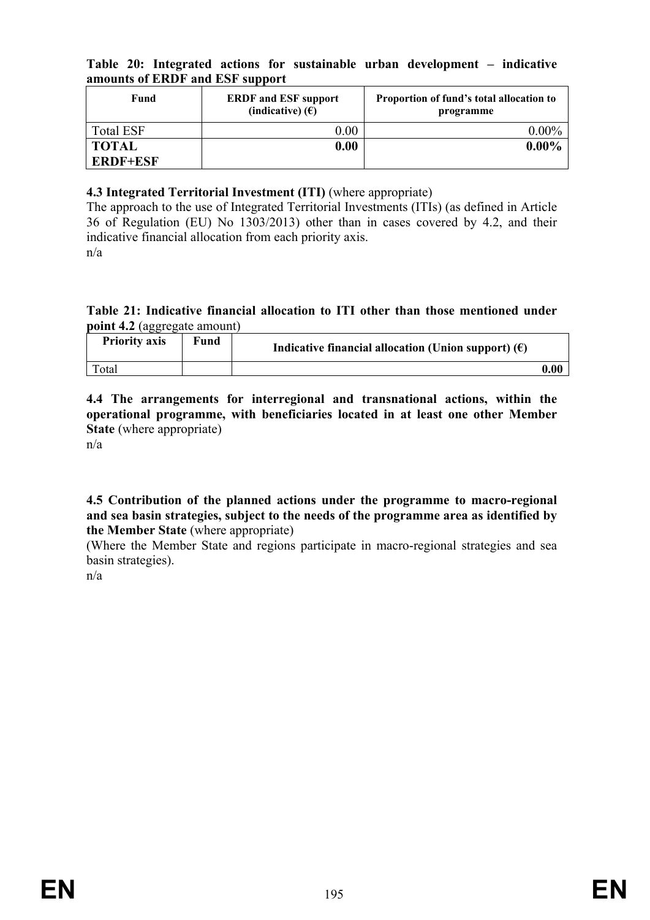**Table 20: Integrated actions for sustainable urban development – indicative amounts of ERDF and ESF support**

| Fund | ERDF and ESF support (indicative) (€) | Proportion of fund's total allocation to programme |
|---|---|---|
| Total ESF | 0.00 | 0.00% |
| **TOTAL ERDF+ESF** | **0.00** | **0.00%** |

**4.3 Integrated Territorial Investment (ITI)** (where appropriate)

The approach to the use of Integrated Territorial Investments (ITIs) (as defined in Article 36 of Regulation (EU) No 1303/2013) other than in cases covered by 4.2, and their indicative financial allocation from each priority axis.

n/a

**Table 21: Indicative financial allocation to ITI other than those mentioned under point 4.2** (aggregate amount)

| Priority axis | Fund | Indicative financial allocation (Union support) (€) |
|---|---|---|
| Total | | **0.00** |

**4.4 The arrangements for interregional and transnational actions, within the operational programme, with beneficiaries located in at least one other Member State** (where appropriate)

n/a

**4.5 Contribution of the planned actions under the programme to macro-regional and sea basin strategies, subject to the needs of the programme area as identified by the Member State** (where appropriate)

(Where the Member State and regions participate in macro-regional strategies and sea basin strategies).

n/a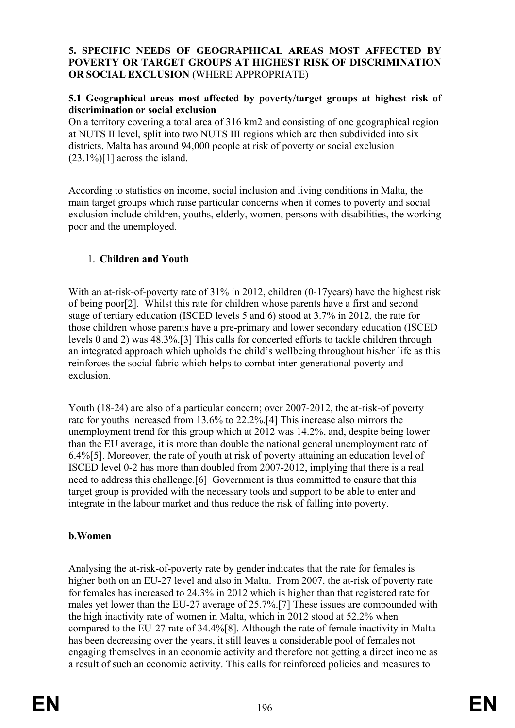**5. SPECIFIC NEEDS OF GEOGRAPHICAL AREAS MOST AFFECTED BY POVERTY OR TARGET GROUPS AT HIGHEST RISK OF DISCRIMINATION OR SOCIAL EXCLUSION** (WHERE APPROPRIATE)

**5.1 Geographical areas most affected by poverty/target groups at highest risk of discrimination or social exclusion**

On a territory covering a total area of 316 km2 and consisting of one geographical region at NUTS II level, split into two NUTS III regions which are then subdivided into six districts, Malta has around 94,000 people at risk of poverty or social exclusion (23.1%)[1] across the island.

According to statistics on income, social inclusion and living conditions in Malta, the main target groups which raise particular concerns when it comes to poverty and social exclusion include children, youths, elderly, women, persons with disabilities, the working poor and the unemployed.

1. **Children and Youth**

With an at-risk-of-poverty rate of 31% in 2012, children (0-17years) have the highest risk of being poor[2]. Whilst this rate for children whose parents have a first and second stage of tertiary education (ISCED levels 5 and 6) stood at 3.7% in 2012, the rate for those children whose parents have a pre-primary and lower secondary education (ISCED levels 0 and 2) was 48.3%.[3] This calls for concerted efforts to tackle children through an integrated approach which upholds the child's wellbeing throughout his/her life as this reinforces the social fabric which helps to combat inter-generational poverty and exclusion.

Youth (18-24) are also of a particular concern; over 2007-2012, the at-risk-of poverty rate for youths increased from 13.6% to 22.2%.[4] This increase also mirrors the unemployment trend for this group which at 2012 was 14.2%, and, despite being lower than the EU average, it is more than double the national general unemployment rate of 6.4%[5]. Moreover, the rate of youth at risk of poverty attaining an education level of ISCED level 0-2 has more than doubled from 2007-2012, implying that there is a real need to address this challenge.[6] Government is thus committed to ensure that this target group is provided with the necessary tools and support to be able to enter and integrate in the labour market and thus reduce the risk of falling into poverty.

**b.Women**

Analysing the at-risk-of-poverty rate by gender indicates that the rate for females is higher both on an EU-27 level and also in Malta. From 2007, the at-risk of poverty rate for females has increased to 24.3% in 2012 which is higher than that registered rate for males yet lower than the EU-27 average of 25.7%.[7] These issues are compounded with the high inactivity rate of women in Malta, which in 2012 stood at 52.2% when compared to the EU-27 rate of 34.4%[8]. Although the rate of female inactivity in Malta has been decreasing over the years, it still leaves a considerable pool of females not engaging themselves in an economic activity and therefore not getting a direct income as a result of such an economic activity. This calls for reinforced policies and measures to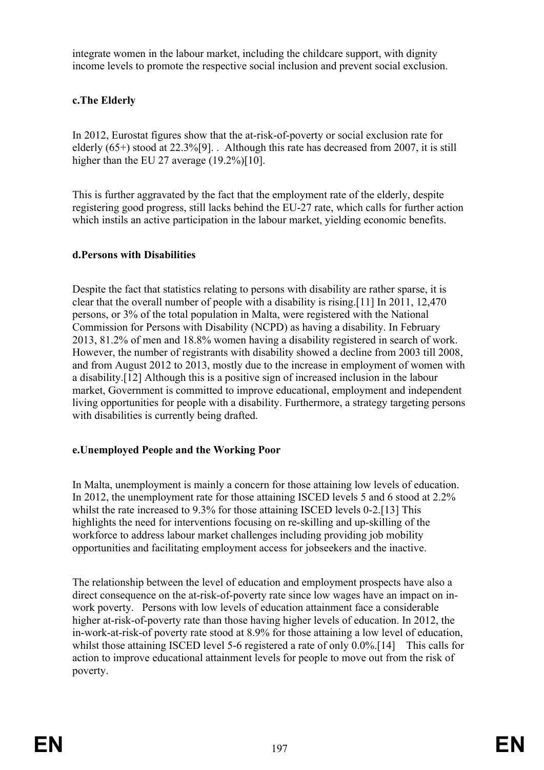integrate women in the labour market, including the childcare support, with dignity income levels to promote the respective social inclusion and prevent social exclusion.

**c.The Elderly**

In 2012, Eurostat figures show that the at-risk-of-poverty or social exclusion rate for elderly (65+) stood at 22.3%[9]. . Although this rate has decreased from 2007, it is still higher than the EU 27 average (19.2%)[10].

This is further aggravated by the fact that the employment rate of the elderly, despite registering good progress, still lacks behind the EU-27 rate, which calls for further action which instils an active participation in the labour market, yielding economic benefits.

**d.Persons with Disabilities**

Despite the fact that statistics relating to persons with disability are rather sparse, it is clear that the overall number of people with a disability is rising.[11] In 2011, 12,470 persons, or 3% of the total population in Malta, were registered with the National Commission for Persons with Disability (NCPD) as having a disability. In February 2013, 81.2% of men and 18.8% women having a disability registered in search of work. However, the number of registrants with disability showed a decline from 2003 till 2008, and from August 2012 to 2013, mostly due to the increase in employment of women with a disability.[12] Although this is a positive sign of increased inclusion in the labour market, Government is committed to improve educational, employment and independent living opportunities for people with a disability. Furthermore, a strategy targeting persons with disabilities is currently being drafted.

**e.Unemployed People and the Working Poor**

In Malta, unemployment is mainly a concern for those attaining low levels of education. In 2012, the unemployment rate for those attaining ISCED levels 5 and 6 stood at 2.2% whilst the rate increased to 9.3% for those attaining ISCED levels 0-2.[13] This highlights the need for interventions focusing on re-skilling and up-skilling of the workforce to address labour market challenges including providing job mobility opportunities and facilitating employment access for jobseekers and the inactive.

The relationship between the level of education and employment prospects have also a direct consequence on the at-risk-of-poverty rate since low wages have an impact on in-work poverty. Persons with low levels of education attainment face a considerable higher at-risk-of-poverty rate than those having higher levels of education. In 2012, the in-work-at-risk-of poverty rate stood at 8.9% for those attaining a low level of education, whilst those attaining ISCED level 5-6 registered a rate of only 0.0%.[14] This calls for action to improve educational attainment levels for people to move out from the risk of poverty.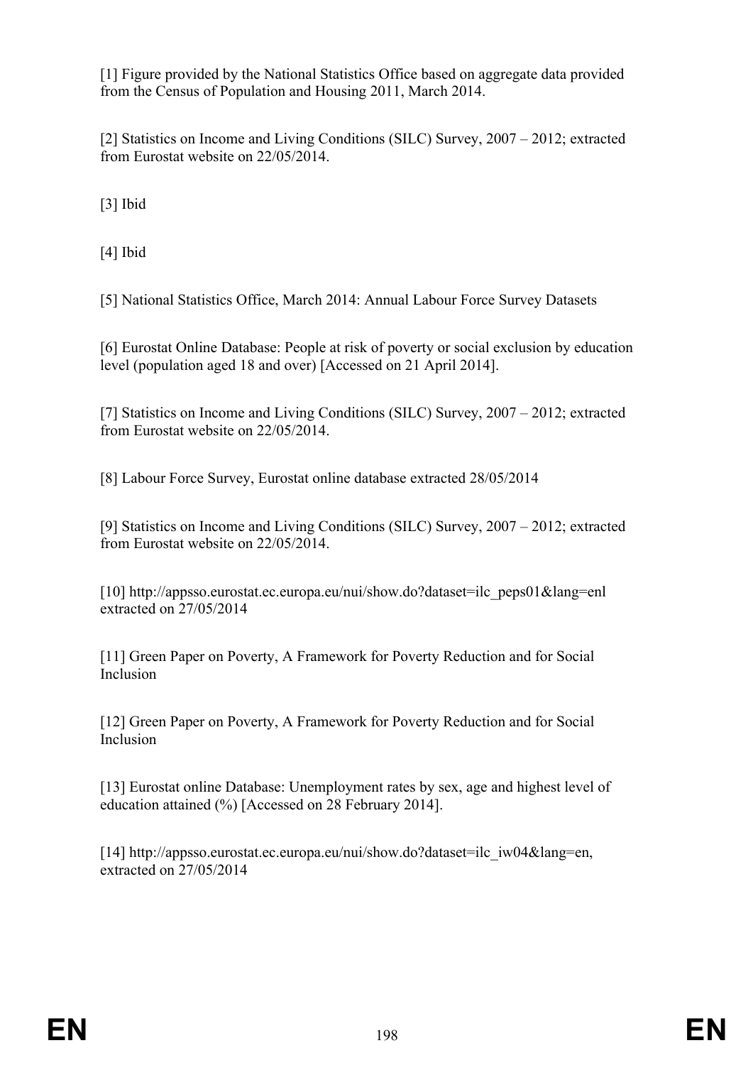[1] Figure provided by the National Statistics Office based on aggregate data provided from the Census of Population and Housing 2011, March 2014.

[2] Statistics on Income and Living Conditions (SILC) Survey, 2007 – 2012; extracted from Eurostat website on 22/05/2014.

[3] Ibid

[4] Ibid

[5] National Statistics Office, March 2014: Annual Labour Force Survey Datasets

[6] Eurostat Online Database: People at risk of poverty or social exclusion by education level (population aged 18 and over) [Accessed on 21 April 2014].

[7] Statistics on Income and Living Conditions (SILC) Survey, 2007 – 2012; extracted from Eurostat website on 22/05/2014.

[8] Labour Force Survey, Eurostat online database extracted 28/05/2014

[9] Statistics on Income and Living Conditions (SILC) Survey, 2007 – 2012; extracted from Eurostat website on 22/05/2014.

[10] http://appsso.eurostat.ec.europa.eu/nui/show.do?dataset=ilc_peps01&lang=enl extracted on 27/05/2014

[11] Green Paper on Poverty, A Framework for Poverty Reduction and for Social Inclusion

[12] Green Paper on Poverty, A Framework for Poverty Reduction and for Social Inclusion

[13] Eurostat online Database: Unemployment rates by sex, age and highest level of education attained (%) [Accessed on 28 February 2014].

[14] http://appsso.eurostat.ec.europa.eu/nui/show.do?dataset=ilc_iw04&lang=en, extracted on 27/05/2014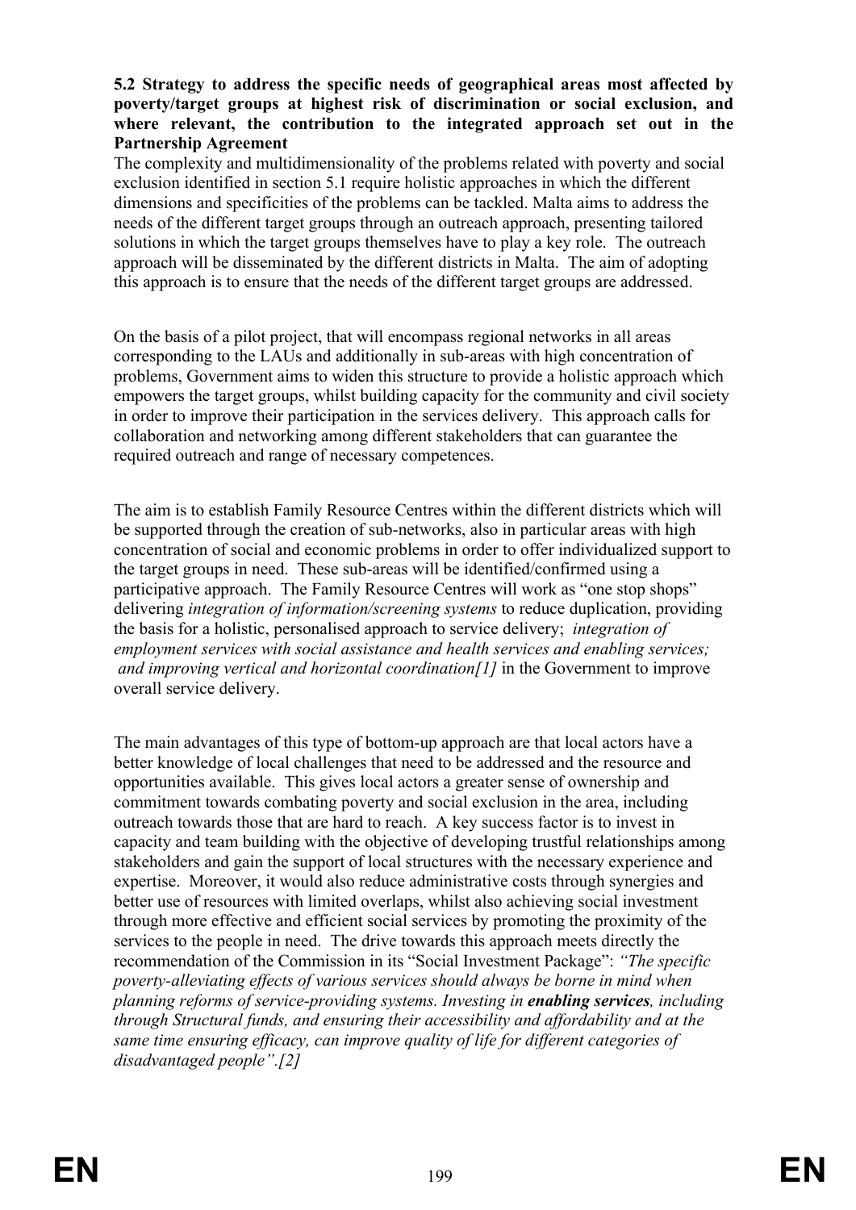**5.2 Strategy to address the specific needs of geographical areas most affected by poverty/target groups at highest risk of discrimination or social exclusion, and where relevant, the contribution to the integrated approach set out in the Partnership Agreement**

The complexity and multidimensionality of the problems related with poverty and social exclusion identified in section 5.1 require holistic approaches in which the different dimensions and specificities of the problems can be tackled. Malta aims to address the needs of the different target groups through an outreach approach, presenting tailored solutions in which the target groups themselves have to play a key role. The outreach approach will be disseminated by the different districts in Malta. The aim of adopting this approach is to ensure that the needs of the different target groups are addressed.

On the basis of a pilot project, that will encompass regional networks in all areas corresponding to the LAUs and additionally in sub-areas with high concentration of problems, Government aims to widen this structure to provide a holistic approach which empowers the target groups, whilst building capacity for the community and civil society in order to improve their participation in the services delivery. This approach calls for collaboration and networking among different stakeholders that can guarantee the required outreach and range of necessary competences.

The aim is to establish Family Resource Centres within the different districts which will be supported through the creation of sub-networks, also in particular areas with high concentration of social and economic problems in order to offer individualized support to the target groups in need. These sub-areas will be identified/confirmed using a participative approach. The Family Resource Centres will work as "one stop shops" delivering *integration of information/screening systems* to reduce duplication, providing the basis for a holistic, personalised approach to service delivery; *integration of employment services with social assistance and health services and enabling services; and improving vertical and horizontal coordination[1]* in the Government to improve overall service delivery.

The main advantages of this type of bottom-up approach are that local actors have a better knowledge of local challenges that need to be addressed and the resource and opportunities available. This gives local actors a greater sense of ownership and commitment towards combating poverty and social exclusion in the area, including outreach towards those that are hard to reach. A key success factor is to invest in capacity and team building with the objective of developing trustful relationships among stakeholders and gain the support of local structures with the necessary experience and expertise. Moreover, it would also reduce administrative costs through synergies and better use of resources with limited overlaps, whilst also achieving social investment through more effective and efficient social services by promoting the proximity of the services to the people in need. The drive towards this approach meets directly the recommendation of the Commission in its "Social Investment Package": *"The specific poverty-alleviating effects of various services should always be borne in mind when planning reforms of service-providing systems. Investing in **enabling services**, including through Structural funds, and ensuring their accessibility and affordability and at the same time ensuring efficacy, can improve quality of life for different categories of disadvantaged people".[2]*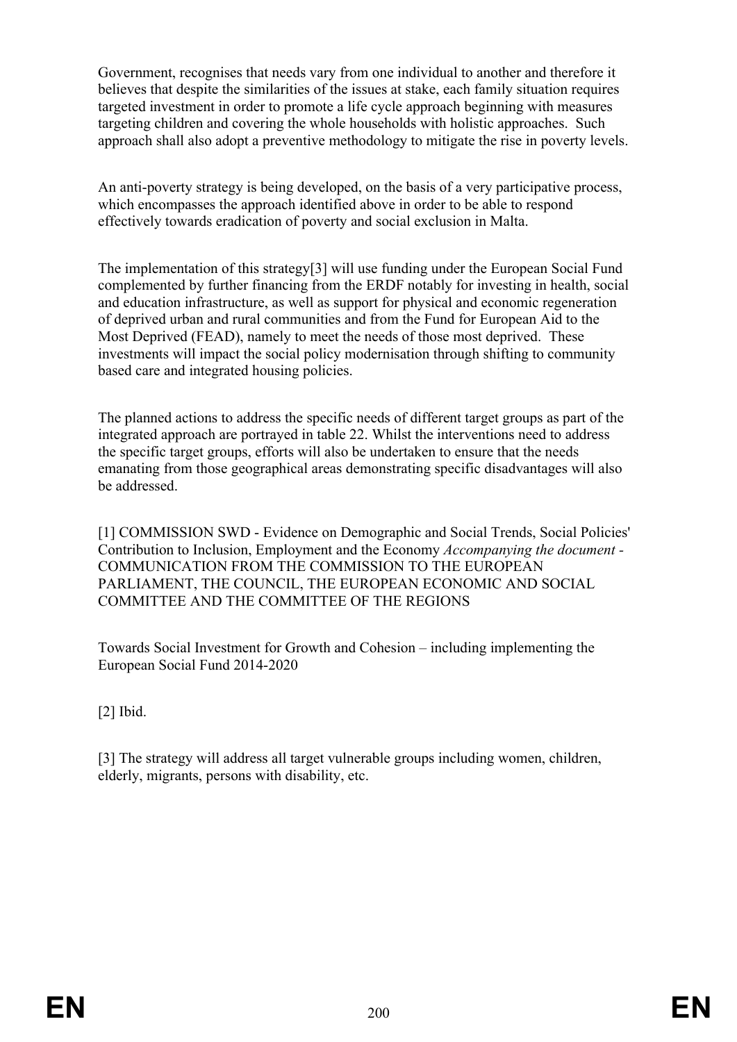Government, recognises that needs vary from one individual to another and therefore it believes that despite the similarities of the issues at stake, each family situation requires targeted investment in order to promote a life cycle approach beginning with measures targeting children and covering the whole households with holistic approaches. Such approach shall also adopt a preventive methodology to mitigate the rise in poverty levels.

An anti-poverty strategy is being developed, on the basis of a very participative process, which encompasses the approach identified above in order to be able to respond effectively towards eradication of poverty and social exclusion in Malta.

The implementation of this strategy[3] will use funding under the European Social Fund complemented by further financing from the ERDF notably for investing in health, social and education infrastructure, as well as support for physical and economic regeneration of deprived urban and rural communities and from the Fund for European Aid to the Most Deprived (FEAD), namely to meet the needs of those most deprived. These investments will impact the social policy modernisation through shifting to community based care and integrated housing policies.

The planned actions to address the specific needs of different target groups as part of the integrated approach are portrayed in table 22. Whilst the interventions need to address the specific target groups, efforts will also be undertaken to ensure that the needs emanating from those geographical areas demonstrating specific disadvantages will also be addressed.

[1] COMMISSION SWD - Evidence on Demographic and Social Trends, Social Policies' Contribution to Inclusion, Employment and the Economy *Accompanying the document* - COMMUNICATION FROM THE COMMISSION TO THE EUROPEAN PARLIAMENT, THE COUNCIL, THE EUROPEAN ECONOMIC AND SOCIAL COMMITTEE AND THE COMMITTEE OF THE REGIONS

Towards Social Investment for Growth and Cohesion – including implementing the European Social Fund 2014-2020

[2] Ibid.

[3] The strategy will address all target vulnerable groups including women, children, elderly, migrants, persons with disability, etc.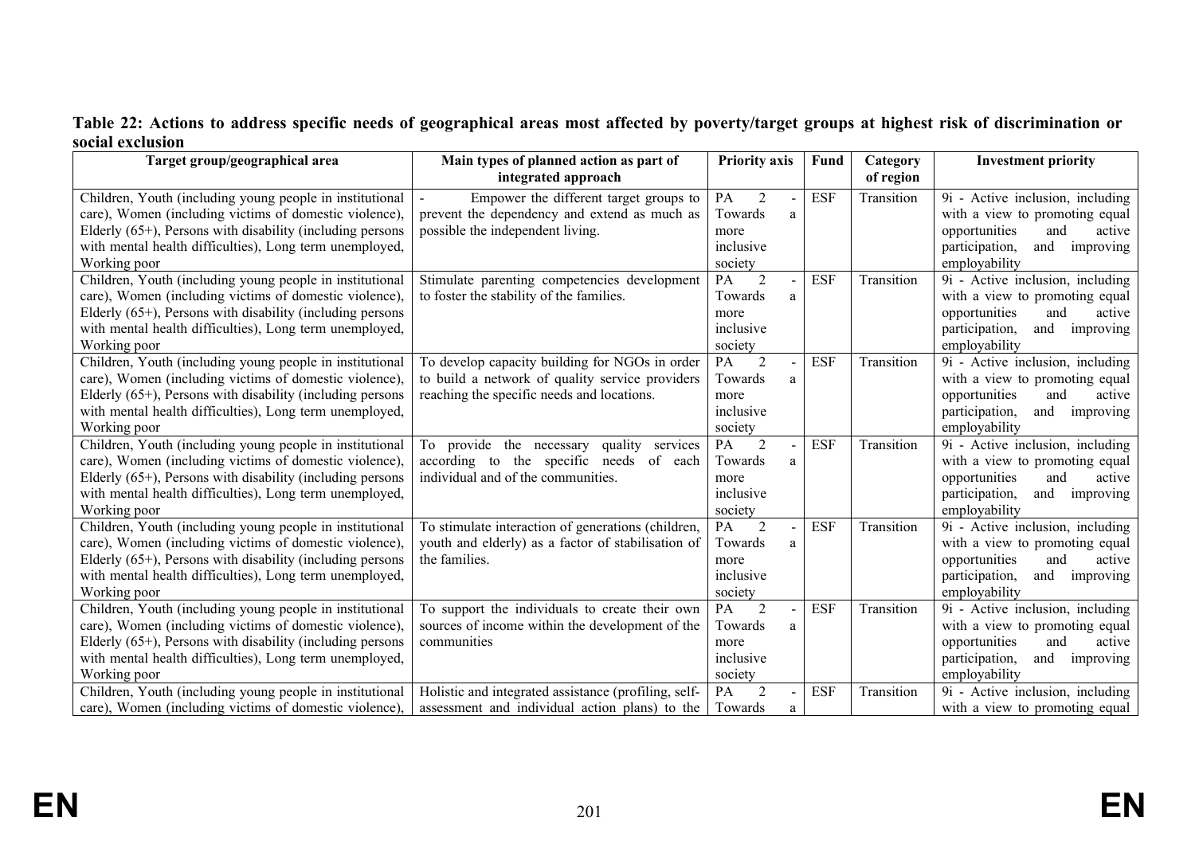**Table 22: Actions to address specific needs of geographical areas most affected by poverty/target groups at highest risk of discrimination or social exclusion**

| Target group/geographical area | Main types of planned action as part of integrated approach | Priority axis | Fund | Category of region | Investment priority |
|---|---|---|---|---|---|
| Children, Youth (including young people in institutional care), Women (including victims of domestic violence), Elderly (65+), Persons with disability (including persons with mental health difficulties), Long term unemployed, Working poor | - Empower the different target groups to prevent the dependency and extend as much as possible the independent living. | PA 2 - Towards a more inclusive society | ESF | Transition | 9i - Active inclusion, including with a view to promoting equal opportunities and active participation, and improving employability |
| Children, Youth (including young people in institutional care), Women (including victims of domestic violence), Elderly (65+), Persons with disability (including persons with mental health difficulties), Long term unemployed, Working poor | Stimulate parenting competencies development to foster the stability of the families. | PA 2 - Towards a more inclusive society | ESF | Transition | 9i - Active inclusion, including with a view to promoting equal opportunities and active participation, and improving employability |
| Children, Youth (including young people in institutional care), Women (including victims of domestic violence), Elderly (65+), Persons with disability (including persons with mental health difficulties), Long term unemployed, Working poor | To develop capacity building for NGOs in order to build a network of quality service providers reaching the specific needs and locations. | PA 2 - Towards a more inclusive society | ESF | Transition | 9i - Active inclusion, including with a view to promoting equal opportunities and active participation, and improving employability |
| Children, Youth (including young people in institutional care), Women (including victims of domestic violence), Elderly (65+), Persons with disability (including persons with mental health difficulties), Long term unemployed, Working poor | To provide the necessary quality services according to the specific needs of each individual and of the communities. | PA 2 - Towards a more inclusive society | ESF | Transition | 9i - Active inclusion, including with a view to promoting equal opportunities and active participation, and improving employability |
| Children, Youth (including young people in institutional care), Women (including victims of domestic violence), Elderly (65+), Persons with disability (including persons with mental health difficulties), Long term unemployed, Working poor | To stimulate interaction of generations (children, youth and elderly) as a factor of stabilisation of the families. | PA 2 - Towards a more inclusive society | ESF | Transition | 9i - Active inclusion, including with a view to promoting equal opportunities and active participation, and improving employability |
| Children, Youth (including young people in institutional care), Women (including victims of domestic violence), Elderly (65+), Persons with disability (including persons with mental health difficulties), Long term unemployed, Working poor | To support the individuals to create their own sources of income within the development of the communities | PA 2 - Towards a more inclusive society | ESF | Transition | 9i - Active inclusion, including with a view to promoting equal opportunities and active participation, and improving employability |
| Children, Youth (including young people in institutional care), Women (including victims of domestic violence), | Holistic and integrated assistance (profiling, self-assessment and individual action plans) to the | PA 2 - Towards a | ESF | Transition | 9i - Active inclusion, including with a view to promoting equal |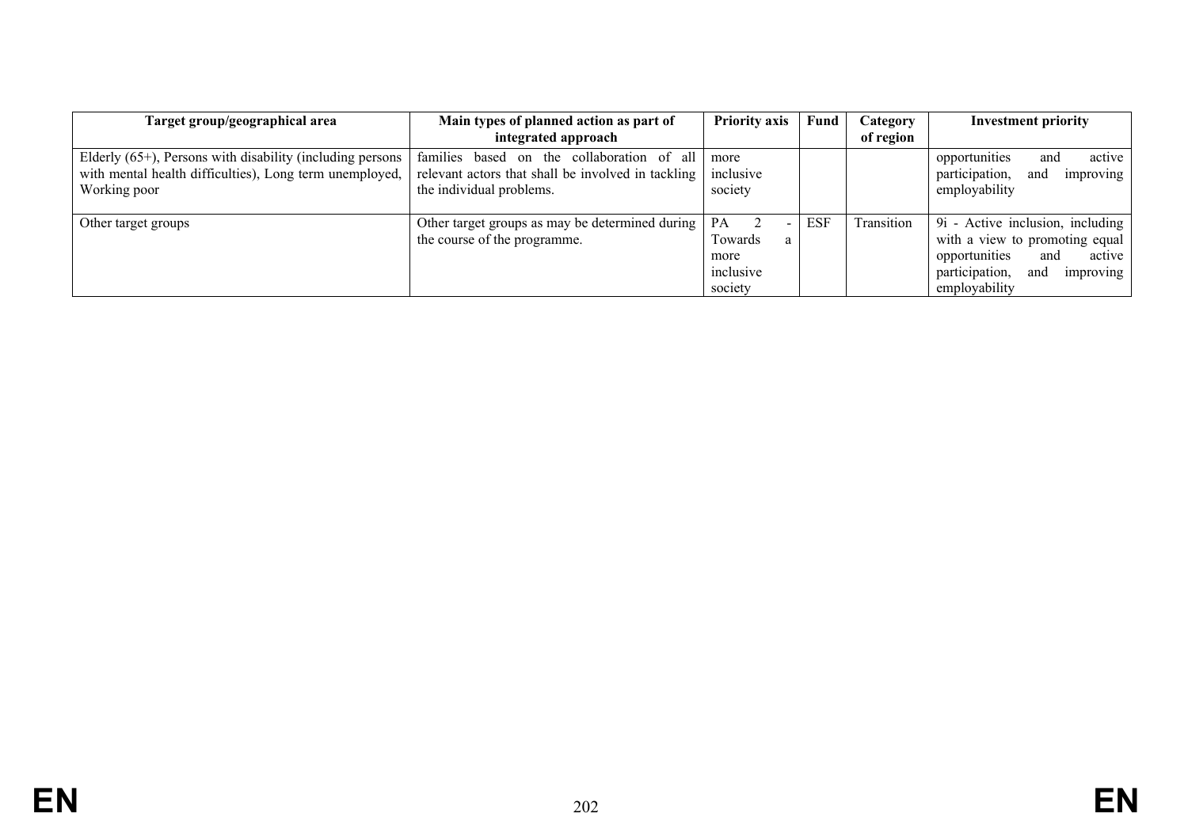| Target group/geographical area | Main types of planned action as part of integrated approach | Priority axis | Fund | Category of region | Investment priority |
|---|---|---|---|---|---|
| Elderly (65+), Persons with disability (including persons with mental health difficulties), Long term unemployed, Working poor | families based on the collaboration of all relevant actors that shall be involved in tackling the individual problems. | more inclusive society | | | opportunities and active participation, and improving employability |
| Other target groups | Other target groups as may be determined during the course of the programme. | PA 2 - Towards a more inclusive society | ESF | Transition | 9i - Active inclusion, including with a view to promoting equal opportunities and active participation, and improving employability |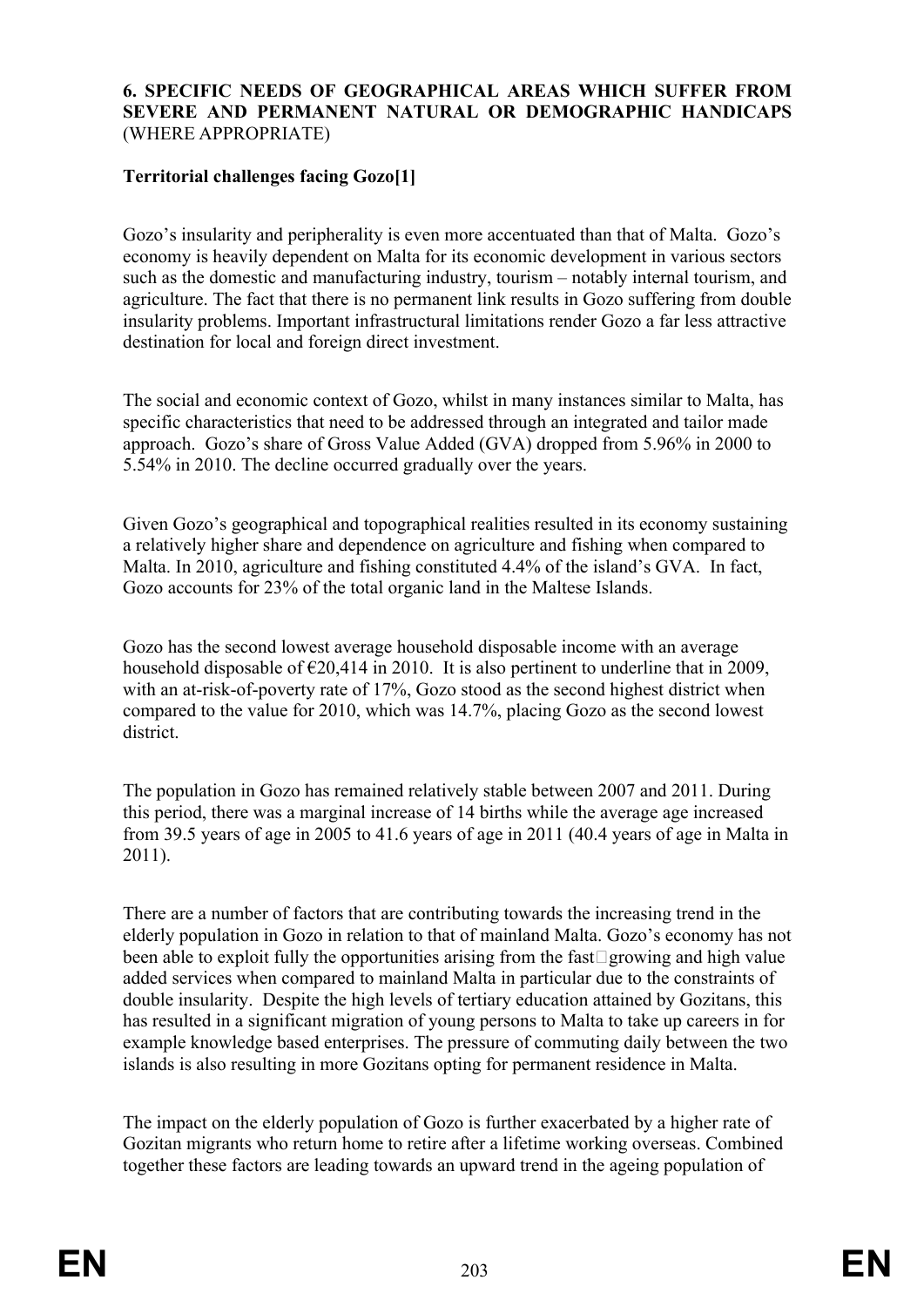## 6. SPECIFIC NEEDS OF GEOGRAPHICAL AREAS WHICH SUFFER FROM SEVERE AND PERMANENT NATURAL OR DEMOGRAPHIC HANDICAPS (WHERE APPROPRIATE)

**Territorial challenges facing Gozo[1]**

Gozo's insularity and peripherality is even more accentuated than that of Malta. Gozo's economy is heavily dependent on Malta for its economic development in various sectors such as the domestic and manufacturing industry, tourism – notably internal tourism, and agriculture. The fact that there is no permanent link results in Gozo suffering from double insularity problems. Important infrastructural limitations render Gozo a far less attractive destination for local and foreign direct investment.

The social and economic context of Gozo, whilst in many instances similar to Malta, has specific characteristics that need to be addressed through an integrated and tailor made approach. Gozo's share of Gross Value Added (GVA) dropped from 5.96% in 2000 to 5.54% in 2010. The decline occurred gradually over the years.

Given Gozo's geographical and topographical realities resulted in its economy sustaining a relatively higher share and dependence on agriculture and fishing when compared to Malta. In 2010, agriculture and fishing constituted 4.4% of the island's GVA. In fact, Gozo accounts for 23% of the total organic land in the Maltese Islands.

Gozo has the second lowest average household disposable income with an average household disposable of €20,414 in 2010. It is also pertinent to underline that in 2009, with an at-risk-of-poverty rate of 17%, Gozo stood as the second highest district when compared to the value for 2010, which was 14.7%, placing Gozo as the second lowest district.

The population in Gozo has remained relatively stable between 2007 and 2011. During this period, there was a marginal increase of 14 births while the average age increased from 39.5 years of age in 2005 to 41.6 years of age in 2011 (40.4 years of age in Malta in 2011).

There are a number of factors that are contributing towards the increasing trend in the elderly population in Gozo in relation to that of mainland Malta. Gozo's economy has not been able to exploit fully the opportunities arising from the fast-growing and high value added services when compared to mainland Malta in particular due to the constraints of double insularity. Despite the high levels of tertiary education attained by Gozitans, this has resulted in a significant migration of young persons to Malta to take up careers in for example knowledge based enterprises. The pressure of commuting daily between the two islands is also resulting in more Gozitans opting for permanent residence in Malta.

The impact on the elderly population of Gozo is further exacerbated by a higher rate of Gozitan migrants who return home to retire after a lifetime working overseas. Combined together these factors are leading towards an upward trend in the ageing population of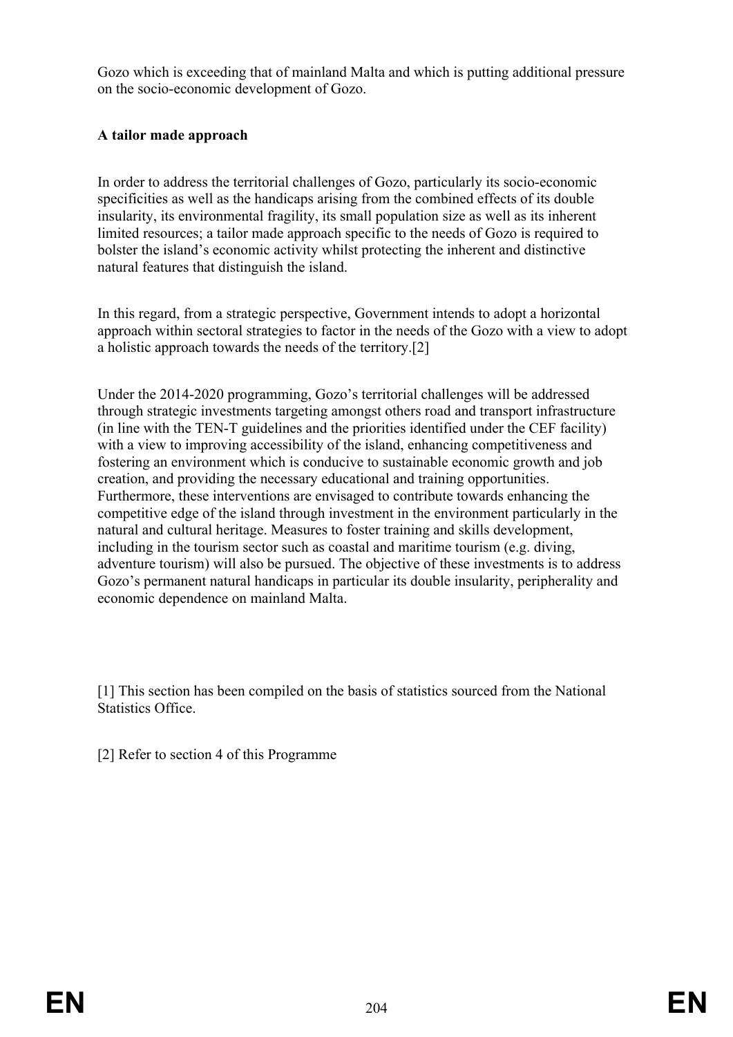Gozo which is exceeding that of mainland Malta and which is putting additional pressure on the socio-economic development of Gozo.

**A tailor made approach**

In order to address the territorial challenges of Gozo, particularly its socio-economic specificities as well as the handicaps arising from the combined effects of its double insularity, its environmental fragility, its small population size as well as its inherent limited resources; a tailor made approach specific to the needs of Gozo is required to bolster the island's economic activity whilst protecting the inherent and distinctive natural features that distinguish the island.

In this regard, from a strategic perspective, Government intends to adopt a horizontal approach within sectoral strategies to factor in the needs of the Gozo with a view to adopt a holistic approach towards the needs of the territory.[2]

Under the 2014-2020 programming, Gozo's territorial challenges will be addressed through strategic investments targeting amongst others road and transport infrastructure (in line with the TEN-T guidelines and the priorities identified under the CEF facility) with a view to improving accessibility of the island, enhancing competitiveness and fostering an environment which is conducive to sustainable economic growth and job creation, and providing the necessary educational and training opportunities. Furthermore, these interventions are envisaged to contribute towards enhancing the competitive edge of the island through investment in the environment particularly in the natural and cultural heritage. Measures to foster training and skills development, including in the tourism sector such as coastal and maritime tourism (e.g. diving, adventure tourism) will also be pursued. The objective of these investments is to address Gozo's permanent natural handicaps in particular its double insularity, peripherality and economic dependence on mainland Malta.

[1] This section has been compiled on the basis of statistics sourced from the National Statistics Office.

[2] Refer to section 4 of this Programme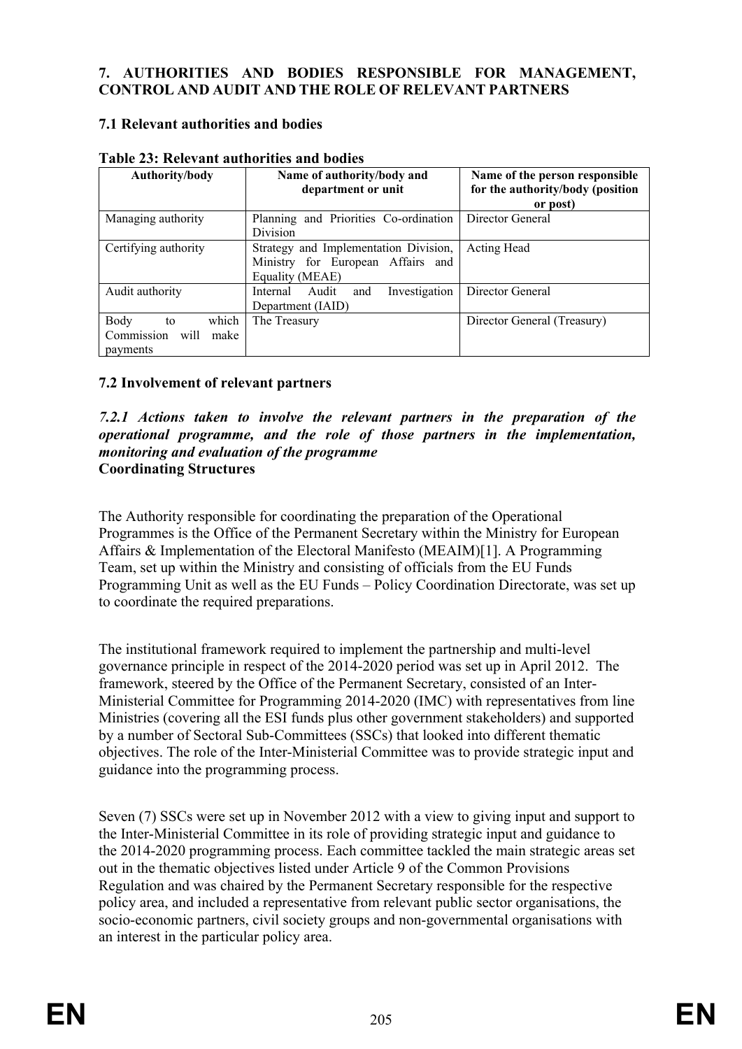# 7. AUTHORITIES AND BODIES RESPONSIBLE FOR MANAGEMENT, CONTROL AND AUDIT AND THE ROLE OF RELEVANT PARTNERS

## 7.1 Relevant authorities and bodies

**Table 23: Relevant authorities and bodies**

| Authority/body | Name of authority/body and department or unit | Name of the person responsible for the authority/body (position or post) |
|---|---|---|
| Managing authority | Planning and Priorities Co-ordination Division | Director General |
| Certifying authority | Strategy and Implementation Division, Ministry for European Affairs and Equality (MEAE) | Acting Head |
| Audit authority | Internal Audit and Investigation Department (IAID) | Director General |
| Body to which Commission will make payments | The Treasury | Director General (Treasury) |

## 7.2 Involvement of relevant partners

### *7.2.1 Actions taken to involve the relevant partners in the preparation of the operational programme, and the role of those partners in the implementation, monitoring and evaluation of the programme*

**Coordinating Structures**

The Authority responsible for coordinating the preparation of the Operational Programmes is the Office of the Permanent Secretary within the Ministry for European Affairs & Implementation of the Electoral Manifesto (MEAIM)[1]. A Programming Team, set up within the Ministry and consisting of officials from the EU Funds Programming Unit as well as the EU Funds – Policy Coordination Directorate, was set up to coordinate the required preparations.

The institutional framework required to implement the partnership and multi-level governance principle in respect of the 2014-2020 period was set up in April 2012. The framework, steered by the Office of the Permanent Secretary, consisted of an Inter-Ministerial Committee for Programming 2014-2020 (IMC) with representatives from line Ministries (covering all the ESI funds plus other government stakeholders) and supported by a number of Sectoral Sub-Committees (SSCs) that looked into different thematic objectives. The role of the Inter-Ministerial Committee was to provide strategic input and guidance into the programming process.

Seven (7) SSCs were set up in November 2012 with a view to giving input and support to the Inter-Ministerial Committee in its role of providing strategic input and guidance to the 2014-2020 programming process. Each committee tackled the main strategic areas set out in the thematic objectives listed under Article 9 of the Common Provisions Regulation and was chaired by the Permanent Secretary responsible for the respective policy area, and included a representative from relevant public sector organisations, the socio-economic partners, civil society groups and non-governmental organisations with an interest in the particular policy area.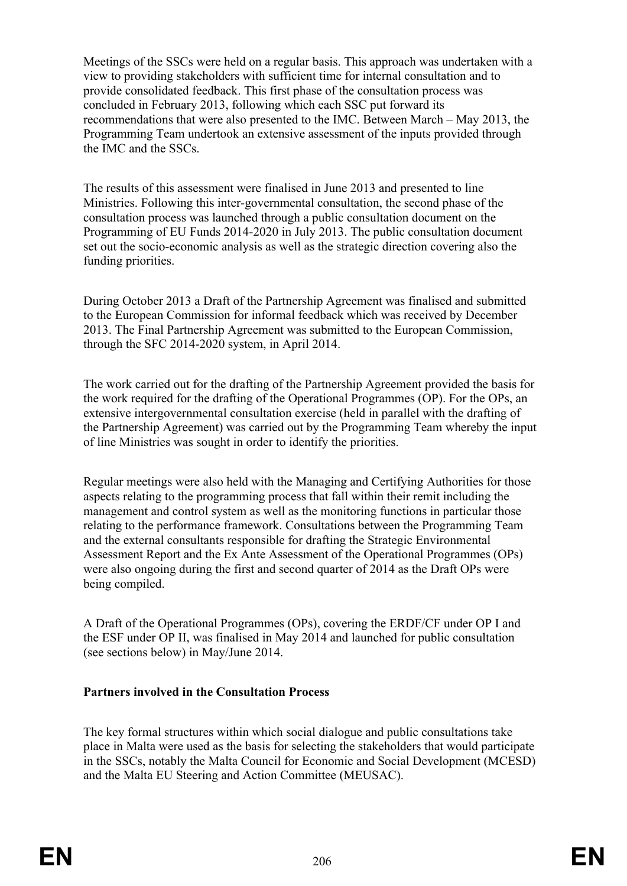Meetings of the SSCs were held on a regular basis. This approach was undertaken with a view to providing stakeholders with sufficient time for internal consultation and to provide consolidated feedback. This first phase of the consultation process was concluded in February 2013, following which each SSC put forward its recommendations that were also presented to the IMC. Between March – May 2013, the Programming Team undertook an extensive assessment of the inputs provided through the IMC and the SSCs.

The results of this assessment were finalised in June 2013 and presented to line Ministries. Following this inter-governmental consultation, the second phase of the consultation process was launched through a public consultation document on the Programming of EU Funds 2014-2020 in July 2013. The public consultation document set out the socio-economic analysis as well as the strategic direction covering also the funding priorities.

During October 2013 a Draft of the Partnership Agreement was finalised and submitted to the European Commission for informal feedback which was received by December 2013. The Final Partnership Agreement was submitted to the European Commission, through the SFC 2014-2020 system, in April 2014.

The work carried out for the drafting of the Partnership Agreement provided the basis for the work required for the drafting of the Operational Programmes (OP). For the OPs, an extensive intergovernmental consultation exercise (held in parallel with the drafting of the Partnership Agreement) was carried out by the Programming Team whereby the input of line Ministries was sought in order to identify the priorities.

Regular meetings were also held with the Managing and Certifying Authorities for those aspects relating to the programming process that fall within their remit including the management and control system as well as the monitoring functions in particular those relating to the performance framework. Consultations between the Programming Team and the external consultants responsible for drafting the Strategic Environmental Assessment Report and the Ex Ante Assessment of the Operational Programmes (OPs) were also ongoing during the first and second quarter of 2014 as the Draft OPs were being compiled.

A Draft of the Operational Programmes (OPs), covering the ERDF/CF under OP I and the ESF under OP II, was finalised in May 2014 and launched for public consultation (see sections below) in May/June 2014.

**Partners involved in the Consultation Process**

The key formal structures within which social dialogue and public consultations take place in Malta were used as the basis for selecting the stakeholders that would participate in the SSCs, notably the Malta Council for Economic and Social Development (MCESD) and the Malta EU Steering and Action Committee (MEUSAC).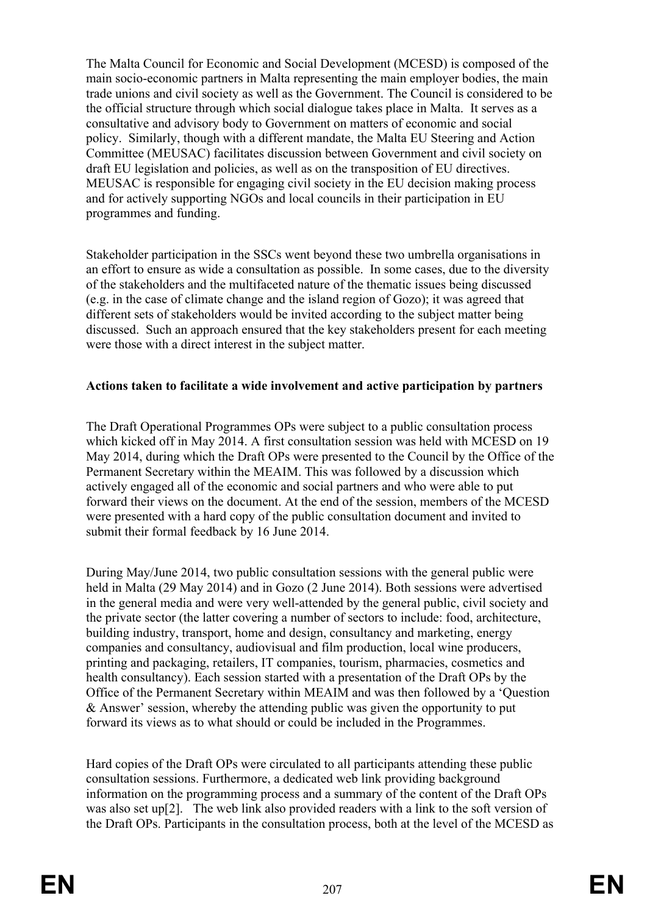The Malta Council for Economic and Social Development (MCESD) is composed of the main socio-economic partners in Malta representing the main employer bodies, the main trade unions and civil society as well as the Government. The Council is considered to be the official structure through which social dialogue takes place in Malta. It serves as a consultative and advisory body to Government on matters of economic and social policy. Similarly, though with a different mandate, the Malta EU Steering and Action Committee (MEUSAC) facilitates discussion between Government and civil society on draft EU legislation and policies, as well as on the transposition of EU directives. MEUSAC is responsible for engaging civil society in the EU decision making process and for actively supporting NGOs and local councils in their participation in EU programmes and funding.

Stakeholder participation in the SSCs went beyond these two umbrella organisations in an effort to ensure as wide a consultation as possible. In some cases, due to the diversity of the stakeholders and the multifaceted nature of the thematic issues being discussed (e.g. in the case of climate change and the island region of Gozo); it was agreed that different sets of stakeholders would be invited according to the subject matter being discussed. Such an approach ensured that the key stakeholders present for each meeting were those with a direct interest in the subject matter.

**Actions taken to facilitate a wide involvement and active participation by partners**

The Draft Operational Programmes OPs were subject to a public consultation process which kicked off in May 2014. A first consultation session was held with MCESD on 19 May 2014, during which the Draft OPs were presented to the Council by the Office of the Permanent Secretary within the MEAIM. This was followed by a discussion which actively engaged all of the economic and social partners and who were able to put forward their views on the document. At the end of the session, members of the MCESD were presented with a hard copy of the public consultation document and invited to submit their formal feedback by 16 June 2014.

During May/June 2014, two public consultation sessions with the general public were held in Malta (29 May 2014) and in Gozo (2 June 2014). Both sessions were advertised in the general media and were very well-attended by the general public, civil society and the private sector (the latter covering a number of sectors to include: food, architecture, building industry, transport, home and design, consultancy and marketing, energy companies and consultancy, audiovisual and film production, local wine producers, printing and packaging, retailers, IT companies, tourism, pharmacies, cosmetics and health consultancy). Each session started with a presentation of the Draft OPs by the Office of the Permanent Secretary within MEAIM and was then followed by a 'Question & Answer' session, whereby the attending public was given the opportunity to put forward its views as to what should or could be included in the Programmes.

Hard copies of the Draft OPs were circulated to all participants attending these public consultation sessions. Furthermore, a dedicated web link providing background information on the programming process and a summary of the content of the Draft OPs was also set up[2]. The web link also provided readers with a link to the soft version of the Draft OPs. Participants in the consultation process, both at the level of the MCESD as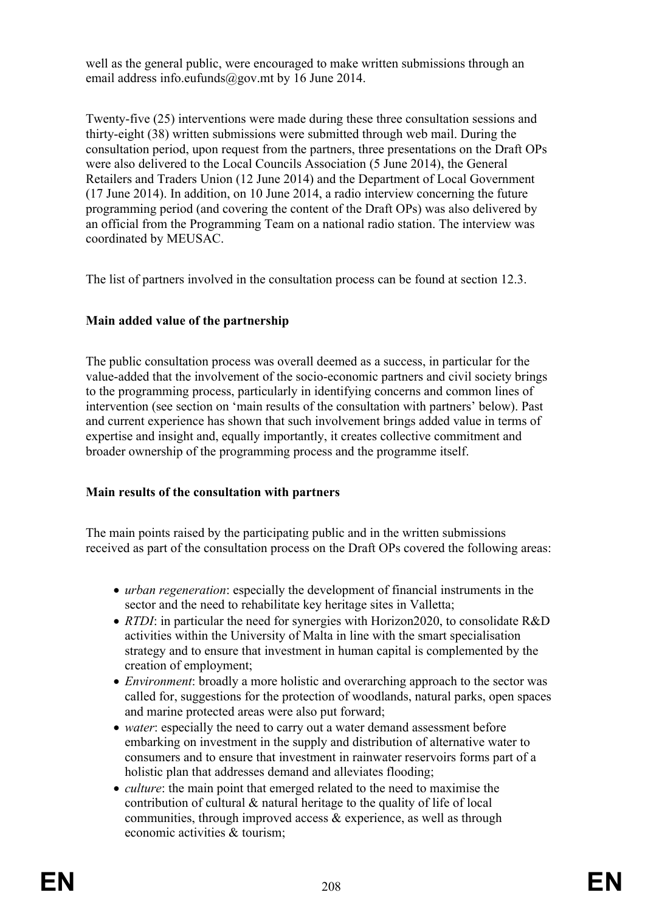well as the general public, were encouraged to make written submissions through an email address info.eufunds@gov.mt by 16 June 2014.

Twenty-five (25) interventions were made during these three consultation sessions and thirty-eight (38) written submissions were submitted through web mail. During the consultation period, upon request from the partners, three presentations on the Draft OPs were also delivered to the Local Councils Association (5 June 2014), the General Retailers and Traders Union (12 June 2014) and the Department of Local Government (17 June 2014). In addition, on 10 June 2014, a radio interview concerning the future programming period (and covering the content of the Draft OPs) was also delivered by an official from the Programming Team on a national radio station. The interview was coordinated by MEUSAC.

The list of partners involved in the consultation process can be found at section 12.3.

**Main added value of the partnership**

The public consultation process was overall deemed as a success, in particular for the value-added that the involvement of the socio-economic partners and civil society brings to the programming process, particularly in identifying concerns and common lines of intervention (see section on 'main results of the consultation with partners' below). Past and current experience has shown that such involvement brings added value in terms of expertise and insight and, equally importantly, it creates collective commitment and broader ownership of the programming process and the programme itself.

**Main results of the consultation with partners**

The main points raised by the participating public and in the written submissions received as part of the consultation process on the Draft OPs covered the following areas:

- *urban regeneration*: especially the development of financial instruments in the sector and the need to rehabilitate key heritage sites in Valletta;
- *RTDI*: in particular the need for synergies with Horizon2020, to consolidate R&D activities within the University of Malta in line with the smart specialisation strategy and to ensure that investment in human capital is complemented by the creation of employment;
- *Environment*: broadly a more holistic and overarching approach to the sector was called for, suggestions for the protection of woodlands, natural parks, open spaces and marine protected areas were also put forward;
- *water*: especially the need to carry out a water demand assessment before embarking on investment in the supply and distribution of alternative water to consumers and to ensure that investment in rainwater reservoirs forms part of a holistic plan that addresses demand and alleviates flooding;
- *culture*: the main point that emerged related to the need to maximise the contribution of cultural & natural heritage to the quality of life of local communities, through improved access & experience, as well as through economic activities & tourism;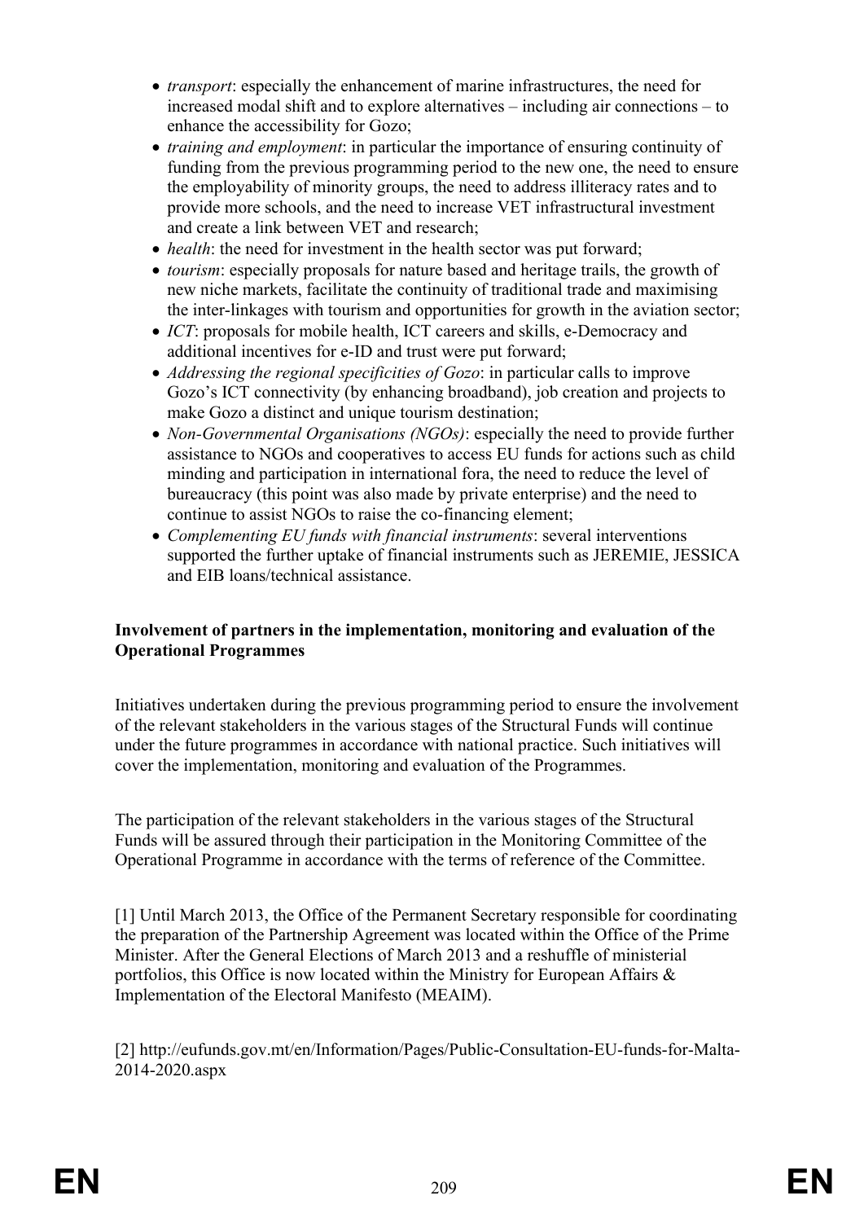- *transport*: especially the enhancement of marine infrastructures, the need for increased modal shift and to explore alternatives – including air connections – to enhance the accessibility for Gozo;
- *training and employment*: in particular the importance of ensuring continuity of funding from the previous programming period to the new one, the need to ensure the employability of minority groups, the need to address illiteracy rates and to provide more schools, and the need to increase VET infrastructural investment and create a link between VET and research;
- *health*: the need for investment in the health sector was put forward;
- *tourism*: especially proposals for nature based and heritage trails, the growth of new niche markets, facilitate the continuity of traditional trade and maximising the inter-linkages with tourism and opportunities for growth in the aviation sector;
- *ICT*: proposals for mobile health, ICT careers and skills, e-Democracy and additional incentives for e-ID and trust were put forward;
- *Addressing the regional specificities of Gozo*: in particular calls to improve Gozo's ICT connectivity (by enhancing broadband), job creation and projects to make Gozo a distinct and unique tourism destination;
- *Non-Governmental Organisations (NGOs)*: especially the need to provide further assistance to NGOs and cooperatives to access EU funds for actions such as child minding and participation in international fora, the need to reduce the level of bureaucracy (this point was also made by private enterprise) and the need to continue to assist NGOs to raise the co-financing element;
- *Complementing EU funds with financial instruments*: several interventions supported the further uptake of financial instruments such as JEREMIE, JESSICA and EIB loans/technical assistance.

**Involvement of partners in the implementation, monitoring and evaluation of the Operational Programmes**

Initiatives undertaken during the previous programming period to ensure the involvement of the relevant stakeholders in the various stages of the Structural Funds will continue under the future programmes in accordance with national practice. Such initiatives will cover the implementation, monitoring and evaluation of the Programmes.

The participation of the relevant stakeholders in the various stages of the Structural Funds will be assured through their participation in the Monitoring Committee of the Operational Programme in accordance with the terms of reference of the Committee.

[1] Until March 2013, the Office of the Permanent Secretary responsible for coordinating the preparation of the Partnership Agreement was located within the Office of the Prime Minister. After the General Elections of March 2013 and a reshuffle of ministerial portfolios, this Office is now located within the Ministry for European Affairs & Implementation of the Electoral Manifesto (MEAIM).

[2] http://eufunds.gov.mt/en/Information/Pages/Public-Consultation-EU-funds-for-Malta-2014-2020.aspx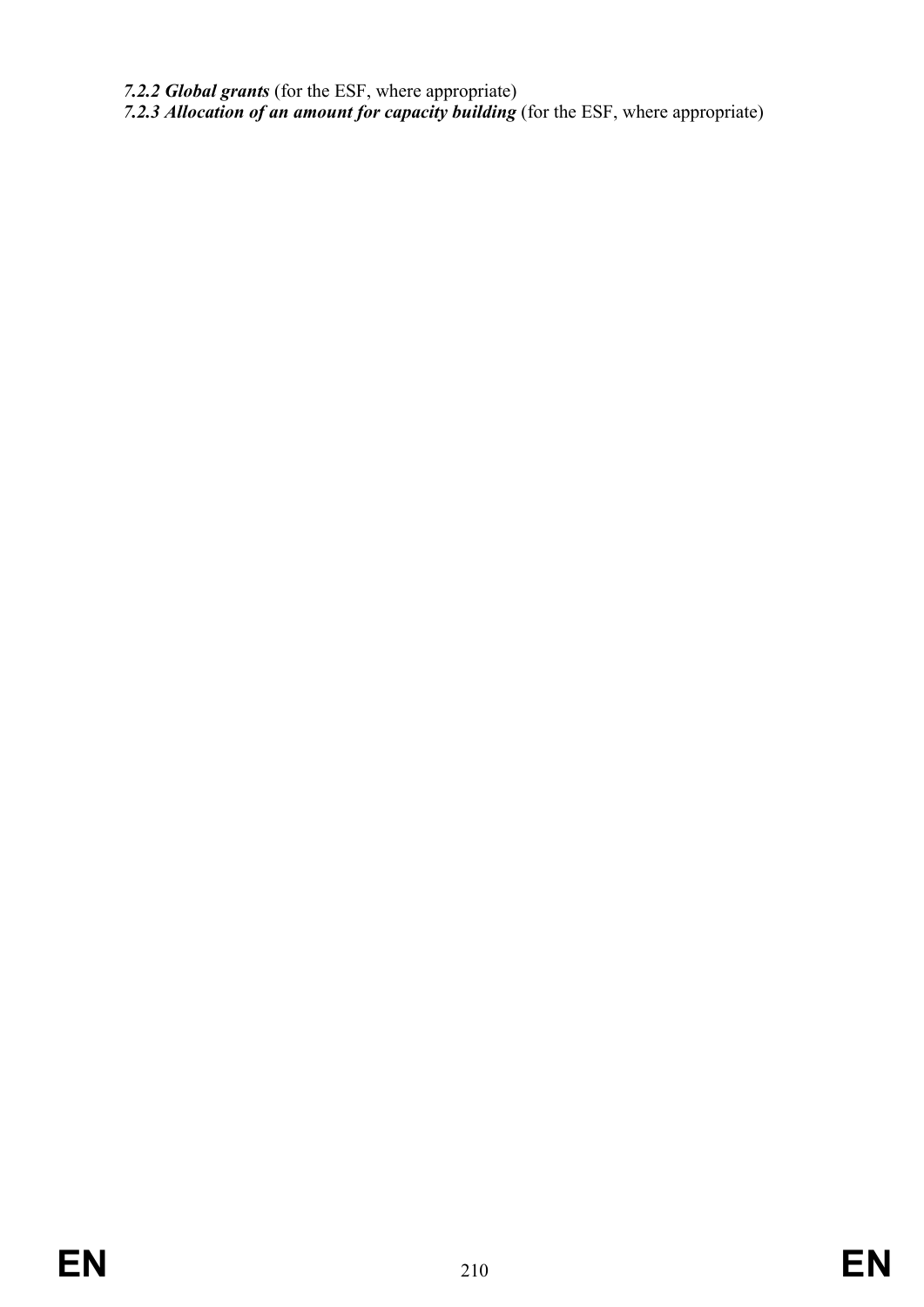***7.2.2 Global grants*** (for the ESF, where appropriate)

***7.2.3 Allocation of an amount for capacity building*** (for the ESF, where appropriate)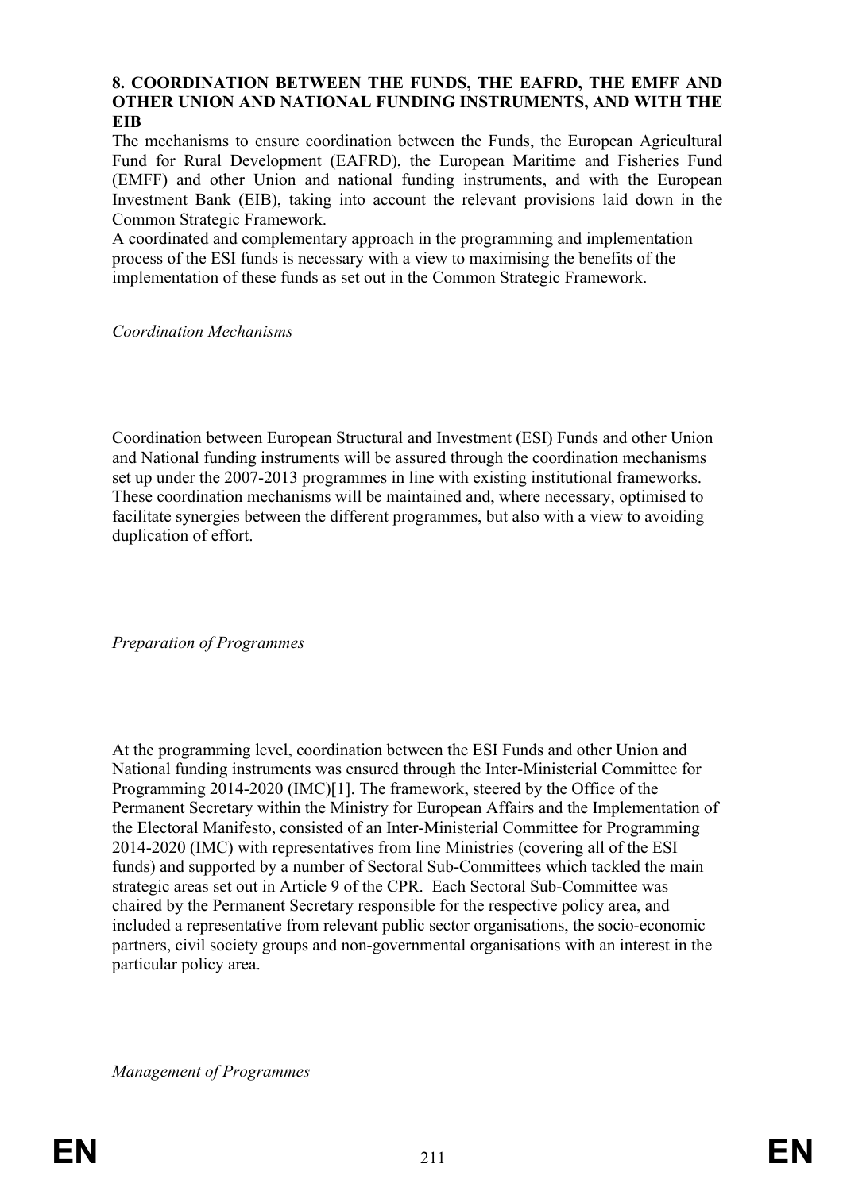## 8. COORDINATION BETWEEN THE FUNDS, THE EAFRD, THE EMFF AND OTHER UNION AND NATIONAL FUNDING INSTRUMENTS, AND WITH THE EIB

The mechanisms to ensure coordination between the Funds, the European Agricultural Fund for Rural Development (EAFRD), the European Maritime and Fisheries Fund (EMFF) and other Union and national funding instruments, and with the European Investment Bank (EIB), taking into account the relevant provisions laid down in the Common Strategic Framework.

A coordinated and complementary approach in the programming and implementation process of the ESI funds is necessary with a view to maximising the benefits of the implementation of these funds as set out in the Common Strategic Framework.

*Coordination Mechanisms*

Coordination between European Structural and Investment (ESI) Funds and other Union and National funding instruments will be assured through the coordination mechanisms set up under the 2007-2013 programmes in line with existing institutional frameworks. These coordination mechanisms will be maintained and, where necessary, optimised to facilitate synergies between the different programmes, but also with a view to avoiding duplication of effort.

*Preparation of Programmes*

At the programming level, coordination between the ESI Funds and other Union and National funding instruments was ensured through the Inter-Ministerial Committee for Programming 2014-2020 (IMC)[1]. The framework, steered by the Office of the Permanent Secretary within the Ministry for European Affairs and the Implementation of the Electoral Manifesto, consisted of an Inter-Ministerial Committee for Programming 2014-2020 (IMC) with representatives from line Ministries (covering all of the ESI funds) and supported by a number of Sectoral Sub-Committees which tackled the main strategic areas set out in Article 9 of the CPR. Each Sectoral Sub-Committee was chaired by the Permanent Secretary responsible for the respective policy area, and included a representative from relevant public sector organisations, the socio-economic partners, civil society groups and non-governmental organisations with an interest in the particular policy area.

*Management of Programmes*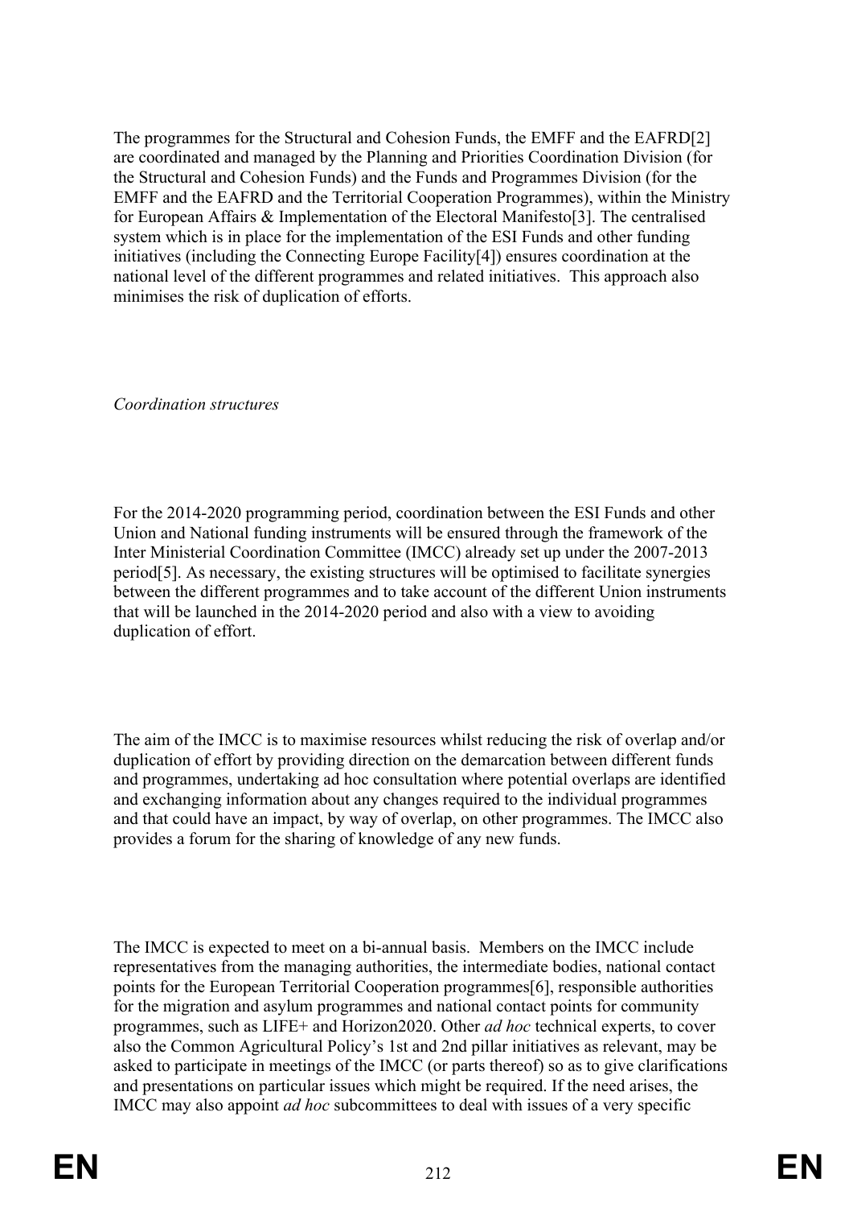The programmes for the Structural and Cohesion Funds, the EMFF and the EAFRD[2] are coordinated and managed by the Planning and Priorities Coordination Division (for the Structural and Cohesion Funds) and the Funds and Programmes Division (for the EMFF and the EAFRD and the Territorial Cooperation Programmes), within the Ministry for European Affairs & Implementation of the Electoral Manifesto[3]. The centralised system which is in place for the implementation of the ESI Funds and other funding initiatives (including the Connecting Europe Facility[4]) ensures coordination at the national level of the different programmes and related initiatives. This approach also minimises the risk of duplication of efforts.

*Coordination structures*

For the 2014-2020 programming period, coordination between the ESI Funds and other Union and National funding instruments will be ensured through the framework of the Inter Ministerial Coordination Committee (IMCC) already set up under the 2007-2013 period[5]. As necessary, the existing structures will be optimised to facilitate synergies between the different programmes and to take account of the different Union instruments that will be launched in the 2014-2020 period and also with a view to avoiding duplication of effort.

The aim of the IMCC is to maximise resources whilst reducing the risk of overlap and/or duplication of effort by providing direction on the demarcation between different funds and programmes, undertaking ad hoc consultation where potential overlaps are identified and exchanging information about any changes required to the individual programmes and that could have an impact, by way of overlap, on other programmes. The IMCC also provides a forum for the sharing of knowledge of any new funds.

The IMCC is expected to meet on a bi-annual basis. Members on the IMCC include representatives from the managing authorities, the intermediate bodies, national contact points for the European Territorial Cooperation programmes[6], responsible authorities for the migration and asylum programmes and national contact points for community programmes, such as LIFE+ and Horizon2020. Other *ad hoc* technical experts, to cover also the Common Agricultural Policy's 1st and 2nd pillar initiatives as relevant, may be asked to participate in meetings of the IMCC (or parts thereof) so as to give clarifications and presentations on particular issues which might be required. If the need arises, the IMCC may also appoint *ad hoc* subcommittees to deal with issues of a very specific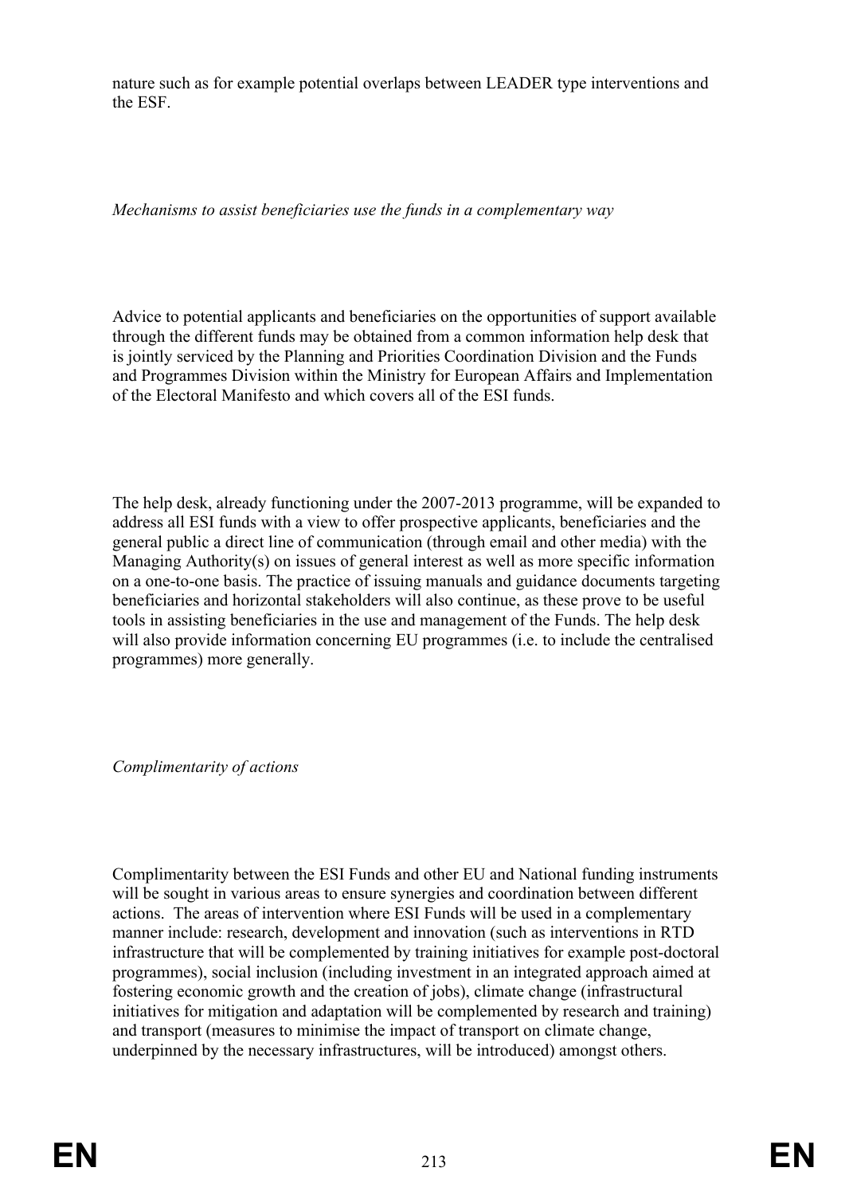nature such as for example potential overlaps between LEADER type interventions and the ESF.

*Mechanisms to assist beneficiaries use the funds in a complementary way*

Advice to potential applicants and beneficiaries on the opportunities of support available through the different funds may be obtained from a common information help desk that is jointly serviced by the Planning and Priorities Coordination Division and the Funds and Programmes Division within the Ministry for European Affairs and Implementation of the Electoral Manifesto and which covers all of the ESI funds.

The help desk, already functioning under the 2007-2013 programme, will be expanded to address all ESI funds with a view to offer prospective applicants, beneficiaries and the general public a direct line of communication (through email and other media) with the Managing Authority(s) on issues of general interest as well as more specific information on a one-to-one basis. The practice of issuing manuals and guidance documents targeting beneficiaries and horizontal stakeholders will also continue, as these prove to be useful tools in assisting beneficiaries in the use and management of the Funds. The help desk will also provide information concerning EU programmes (i.e. to include the centralised programmes) more generally.

*Complimentarity of actions*

Complimentarity between the ESI Funds and other EU and National funding instruments will be sought in various areas to ensure synergies and coordination between different actions. The areas of intervention where ESI Funds will be used in a complementary manner include: research, development and innovation (such as interventions in RTD infrastructure that will be complemented by training initiatives for example post-doctoral programmes), social inclusion (including investment in an integrated approach aimed at fostering economic growth and the creation of jobs), climate change (infrastructural initiatives for mitigation and adaptation will be complemented by research and training) and transport (measures to minimise the impact of transport on climate change, underpinned by the necessary infrastructures, will be introduced) amongst others.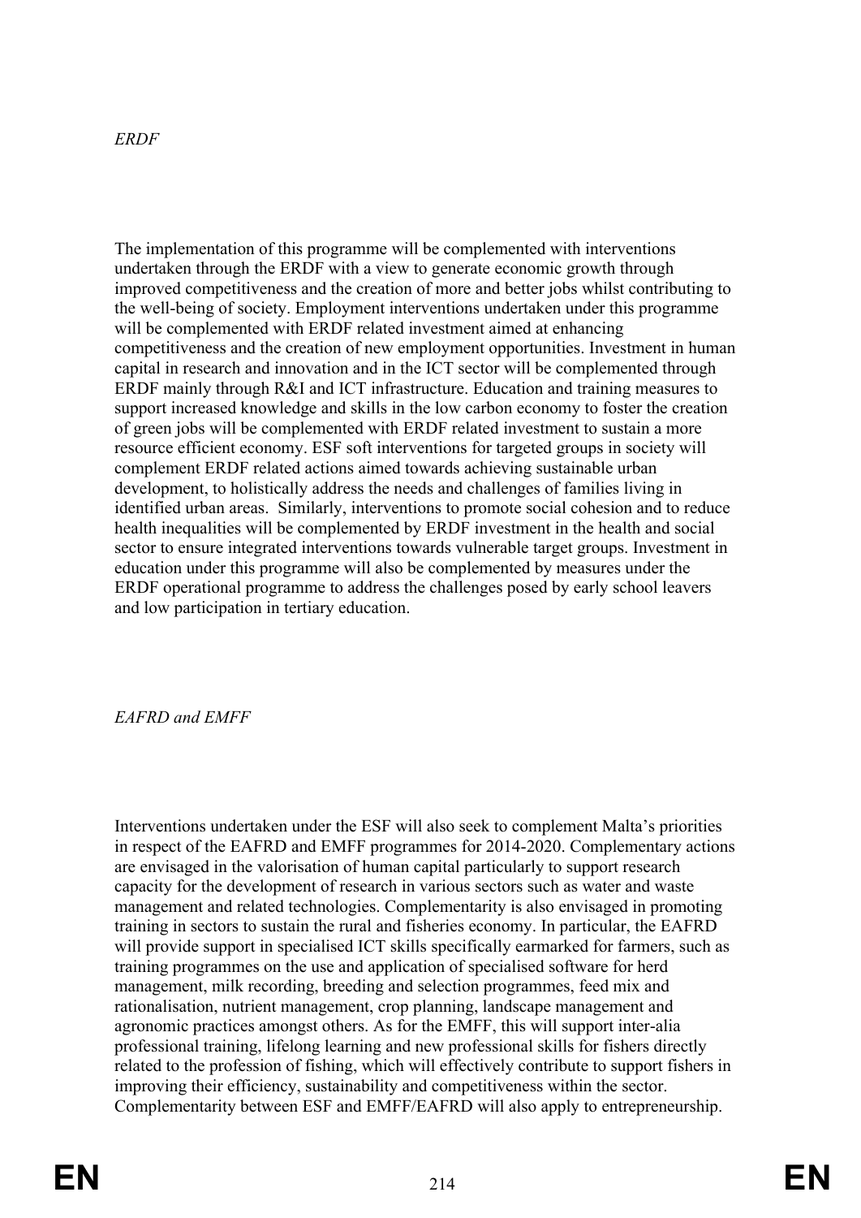*ERDF*

The implementation of this programme will be complemented with interventions undertaken through the ERDF with a view to generate economic growth through improved competitiveness and the creation of more and better jobs whilst contributing to the well-being of society. Employment interventions undertaken under this programme will be complemented with ERDF related investment aimed at enhancing competitiveness and the creation of new employment opportunities. Investment in human capital in research and innovation and in the ICT sector will be complemented through ERDF mainly through R&I and ICT infrastructure. Education and training measures to support increased knowledge and skills in the low carbon economy to foster the creation of green jobs will be complemented with ERDF related investment to sustain a more resource efficient economy. ESF soft interventions for targeted groups in society will complement ERDF related actions aimed towards achieving sustainable urban development, to holistically address the needs and challenges of families living in identified urban areas. Similarly, interventions to promote social cohesion and to reduce health inequalities will be complemented by ERDF investment in the health and social sector to ensure integrated interventions towards vulnerable target groups. Investment in education under this programme will also be complemented by measures under the ERDF operational programme to address the challenges posed by early school leavers and low participation in tertiary education.

*EAFRD and EMFF*

Interventions undertaken under the ESF will also seek to complement Malta's priorities in respect of the EAFRD and EMFF programmes for 2014-2020. Complementary actions are envisaged in the valorisation of human capital particularly to support research capacity for the development of research in various sectors such as water and waste management and related technologies. Complementarity is also envisaged in promoting training in sectors to sustain the rural and fisheries economy. In particular, the EAFRD will provide support in specialised ICT skills specifically earmarked for farmers, such as training programmes on the use and application of specialised software for herd management, milk recording, breeding and selection programmes, feed mix and rationalisation, nutrient management, crop planning, landscape management and agronomic practices amongst others. As for the EMFF, this will support inter-alia professional training, lifelong learning and new professional skills for fishers directly related to the profession of fishing, which will effectively contribute to support fishers in improving their efficiency, sustainability and competitiveness within the sector. Complementarity between ESF and EMFF/EAFRD will also apply to entrepreneurship.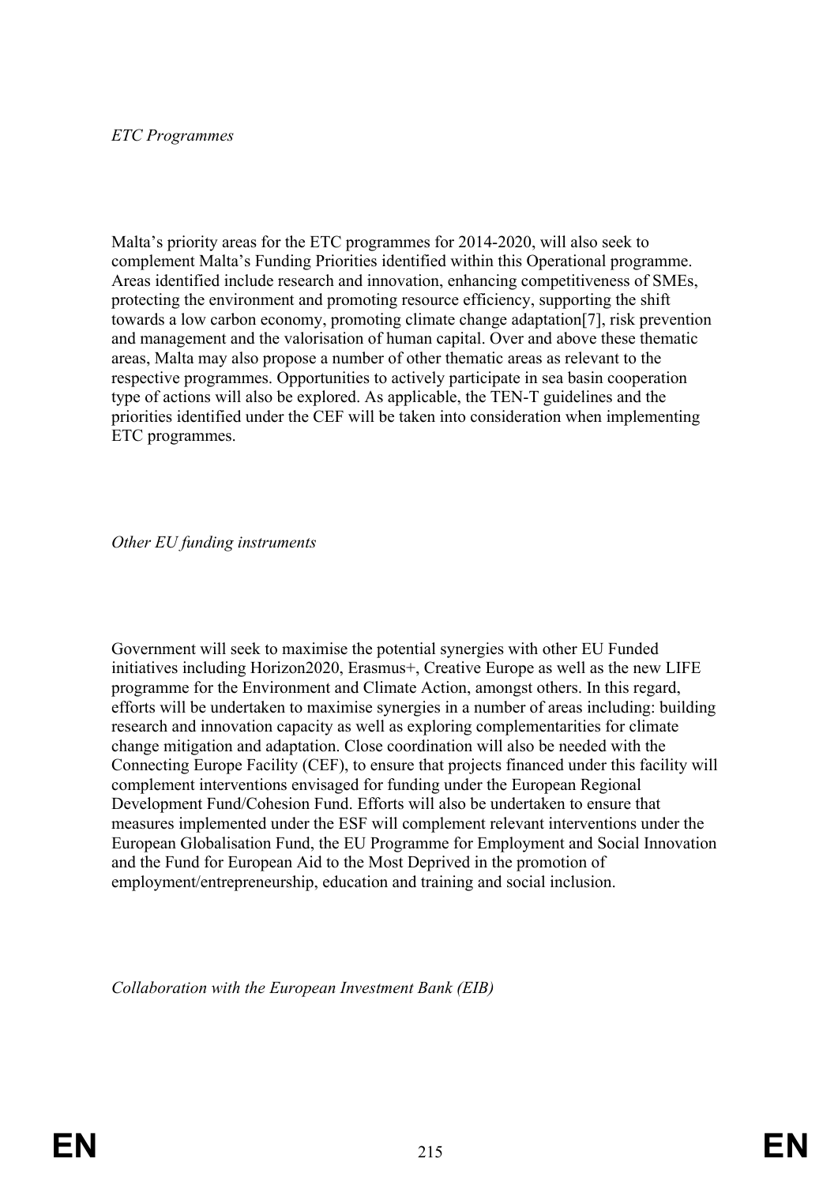*ETC Programmes*

Malta's priority areas for the ETC programmes for 2014-2020, will also seek to complement Malta's Funding Priorities identified within this Operational programme. Areas identified include research and innovation, enhancing competitiveness of SMEs, protecting the environment and promoting resource efficiency, supporting the shift towards a low carbon economy, promoting climate change adaptation[7], risk prevention and management and the valorisation of human capital. Over and above these thematic areas, Malta may also propose a number of other thematic areas as relevant to the respective programmes. Opportunities to actively participate in sea basin cooperation type of actions will also be explored. As applicable, the TEN-T guidelines and the priorities identified under the CEF will be taken into consideration when implementing ETC programmes.

*Other EU funding instruments*

Government will seek to maximise the potential synergies with other EU Funded initiatives including Horizon2020, Erasmus+, Creative Europe as well as the new LIFE programme for the Environment and Climate Action, amongst others. In this regard, efforts will be undertaken to maximise synergies in a number of areas including: building research and innovation capacity as well as exploring complementarities for climate change mitigation and adaptation. Close coordination will also be needed with the Connecting Europe Facility (CEF), to ensure that projects financed under this facility will complement interventions envisaged for funding under the European Regional Development Fund/Cohesion Fund. Efforts will also be undertaken to ensure that measures implemented under the ESF will complement relevant interventions under the European Globalisation Fund, the EU Programme for Employment and Social Innovation and the Fund for European Aid to the Most Deprived in the promotion of employment/entrepreneurship, education and training and social inclusion.

*Collaboration with the European Investment Bank (EIB)*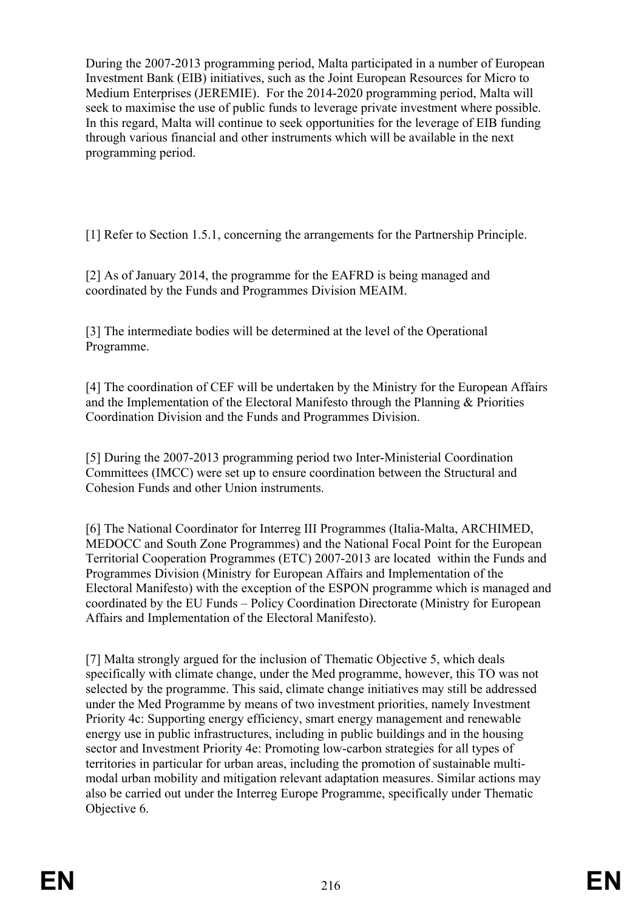During the 2007-2013 programming period, Malta participated in a number of European Investment Bank (EIB) initiatives, such as the Joint European Resources for Micro to Medium Enterprises (JEREMIE). For the 2014-2020 programming period, Malta will seek to maximise the use of public funds to leverage private investment where possible. In this regard, Malta will continue to seek opportunities for the leverage of EIB funding through various financial and other instruments which will be available in the next programming period.

[1] Refer to Section 1.5.1, concerning the arrangements for the Partnership Principle.

[2] As of January 2014, the programme for the EAFRD is being managed and coordinated by the Funds and Programmes Division MEAIM.

[3] The intermediate bodies will be determined at the level of the Operational Programme.

[4] The coordination of CEF will be undertaken by the Ministry for the European Affairs and the Implementation of the Electoral Manifesto through the Planning & Priorities Coordination Division and the Funds and Programmes Division.

[5] During the 2007-2013 programming period two Inter-Ministerial Coordination Committees (IMCC) were set up to ensure coordination between the Structural and Cohesion Funds and other Union instruments.

[6] The National Coordinator for Interreg III Programmes (Italia-Malta, ARCHIMED, MEDOCC and South Zone Programmes) and the National Focal Point for the European Territorial Cooperation Programmes (ETC) 2007-2013 are located within the Funds and Programmes Division (Ministry for European Affairs and Implementation of the Electoral Manifesto) with the exception of the ESPON programme which is managed and coordinated by the EU Funds – Policy Coordination Directorate (Ministry for European Affairs and Implementation of the Electoral Manifesto).

[7] Malta strongly argued for the inclusion of Thematic Objective 5, which deals specifically with climate change, under the Med programme, however, this TO was not selected by the programme. This said, climate change initiatives may still be addressed under the Med Programme by means of two investment priorities, namely Investment Priority 4c: Supporting energy efficiency, smart energy management and renewable energy use in public infrastructures, including in public buildings and in the housing sector and Investment Priority 4e: Promoting low-carbon strategies for all types of territories in particular for urban areas, including the promotion of sustainable multi-modal urban mobility and mitigation relevant adaptation measures. Similar actions may also be carried out under the Interreg Europe Programme, specifically under Thematic Objective 6.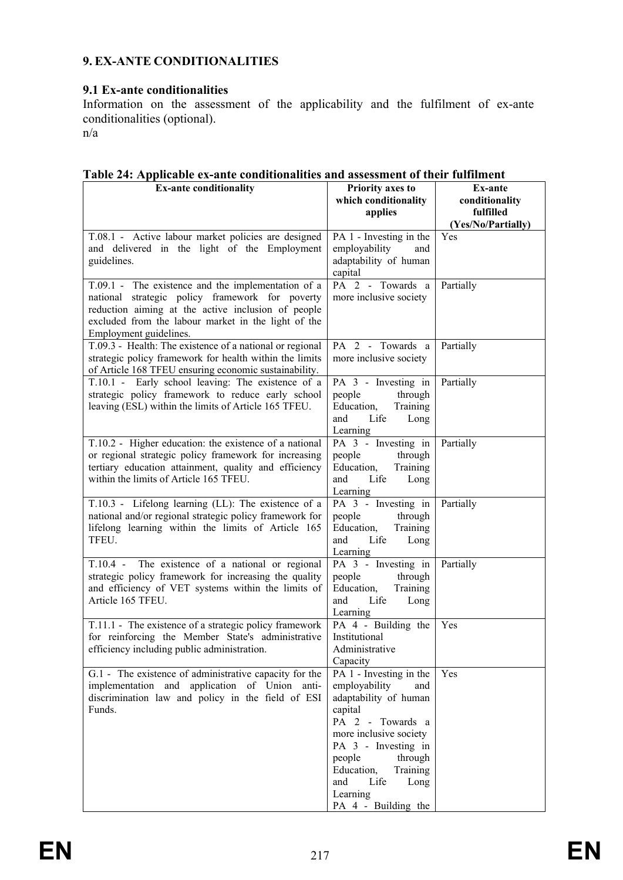## 9. EX-ANTE CONDITIONALITIES

### 9.1 Ex-ante conditionalities

Information on the assessment of the applicability and the fulfilment of ex-ante conditionalities (optional).

n/a

**Table 24: Applicable ex-ante conditionalities and assessment of their fulfilment**

| Ex-ante conditionality | Priority axes to which conditionality applies | Ex-ante conditionality fulfilled (Yes/No/Partially) |
|---|---|---|
| T.08.1 - Active labour market policies are designed and delivered in the light of the Employment guidelines. | PA 1 - Investing in the employability and adaptability of human capital | Yes |
| T.09.1 - The existence and the implementation of a national strategic policy framework for poverty reduction aiming at the active inclusion of people excluded from the labour market in the light of the Employment guidelines. | PA 2 - Towards a more inclusive society | Partially |
| T.09.3 - Health: The existence of a national or regional strategic policy framework for health within the limits of Article 168 TFEU ensuring economic sustainability. | PA 2 - Towards a more inclusive society | Partially |
| T.10.1 - Early school leaving: The existence of a strategic policy framework to reduce early school leaving (ESL) within the limits of Article 165 TFEU. | PA 3 - Investing in people through Education, Training and Life Long Learning | Partially |
| T.10.2 - Higher education: the existence of a national or regional strategic policy framework for increasing tertiary education attainment, quality and efficiency within the limits of Article 165 TFEU. | PA 3 - Investing in people through Education, Training and Life Long Learning | Partially |
| T.10.3 - Lifelong learning (LL): The existence of a national and/or regional strategic policy framework for lifelong learning within the limits of Article 165 TFEU. | PA 3 - Investing in people through Education, Training and Life Long Learning | Partially |
| T.10.4 - The existence of a national or regional strategic policy framework for increasing the quality and efficiency of VET systems within the limits of Article 165 TFEU. | PA 3 - Investing in people through Education, Training and Life Long Learning | Partially |
| T.11.1 - The existence of a strategic policy framework for reinforcing the Member State's administrative efficiency including public administration. | PA 4 - Building the Institutional Administrative Capacity | Yes |
| G.1 - The existence of administrative capacity for the implementation and application of Union anti-discrimination law and policy in the field of ESI Funds. | PA 1 - Investing in the employability and adaptability of human capital<br>PA 2 - Towards a more inclusive society<br>PA 3 - Investing in people through Education, Training and Life Long Learning<br>PA 4 - Building the | Yes |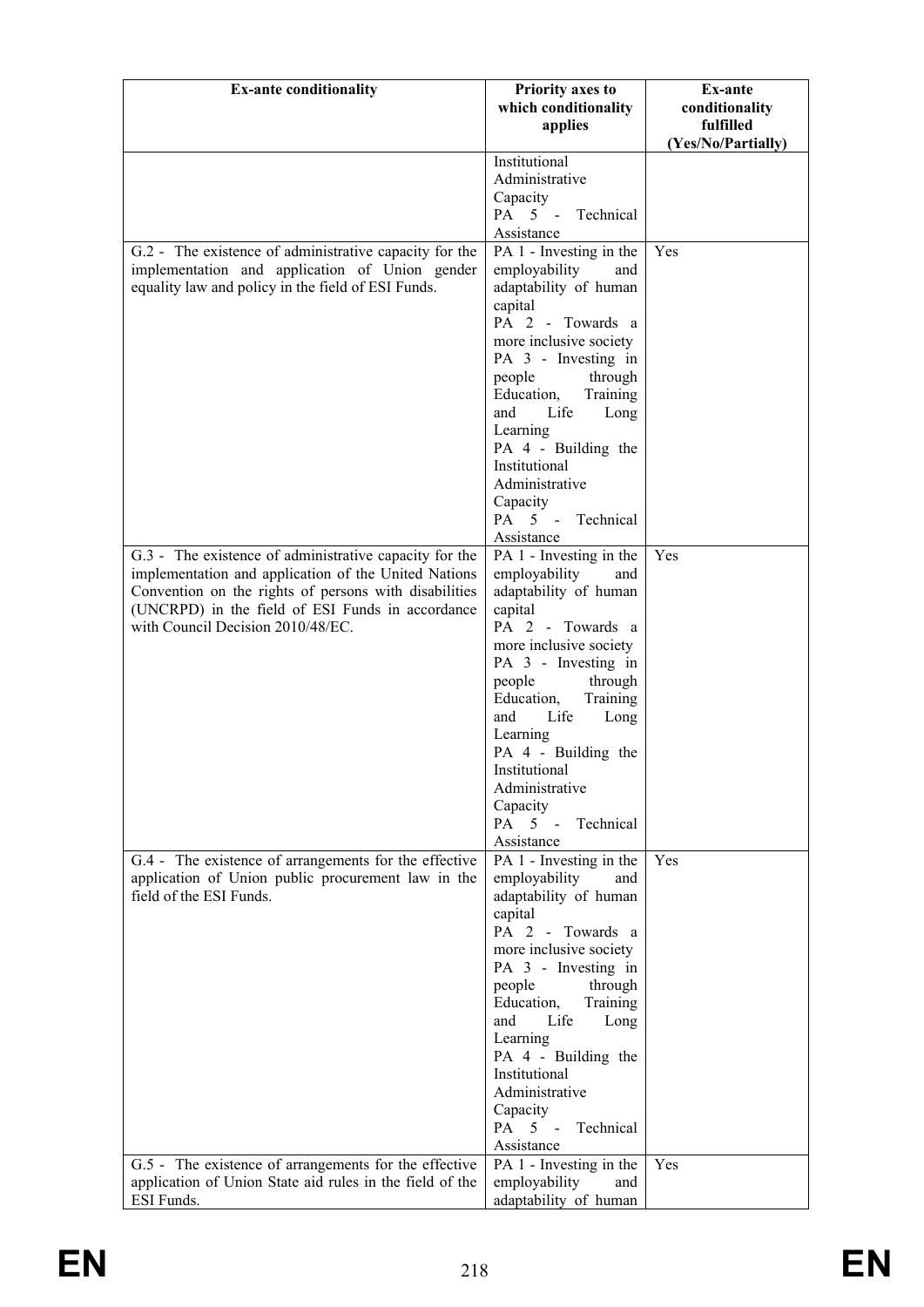| Ex-ante conditionality | Priority axes to which conditionality applies | Ex-ante conditionality fulfilled (Yes/No/Partially) |
|---|---|---|
| | Institutional Administrative Capacity<br>PA 5 - Technical Assistance | |
| G.2 - The existence of administrative capacity for the implementation and application of Union gender equality law and policy in the field of ESI Funds. | PA 1 - Investing in the employability and adaptability of human capital<br>PA 2 - Towards a more inclusive society<br>PA 3 - Investing in people through Education, Training and Life Long Learning<br>PA 4 - Building the Institutional Administrative Capacity<br>PA 5 - Technical Assistance | Yes |
| G.3 - The existence of administrative capacity for the implementation and application of the United Nations Convention on the rights of persons with disabilities (UNCRPD) in the field of ESI Funds in accordance with Council Decision 2010/48/EC. | PA 1 - Investing in the employability and adaptability of human capital<br>PA 2 - Towards a more inclusive society<br>PA 3 - Investing in people through Education, Training and Life Long Learning<br>PA 4 - Building the Institutional Administrative Capacity<br>PA 5 - Technical Assistance | Yes |
| G.4 - The existence of arrangements for the effective application of Union public procurement law in the field of the ESI Funds. | PA 1 - Investing in the employability and adaptability of human capital<br>PA 2 - Towards a more inclusive society<br>PA 3 - Investing in people through Education, Training and Life Long Learning<br>PA 4 - Building the Institutional Administrative Capacity<br>PA 5 - Technical Assistance | Yes |
| G.5 - The existence of arrangements for the effective application of Union State aid rules in the field of the ESI Funds. | PA 1 - Investing in the employability and adaptability of human | Yes |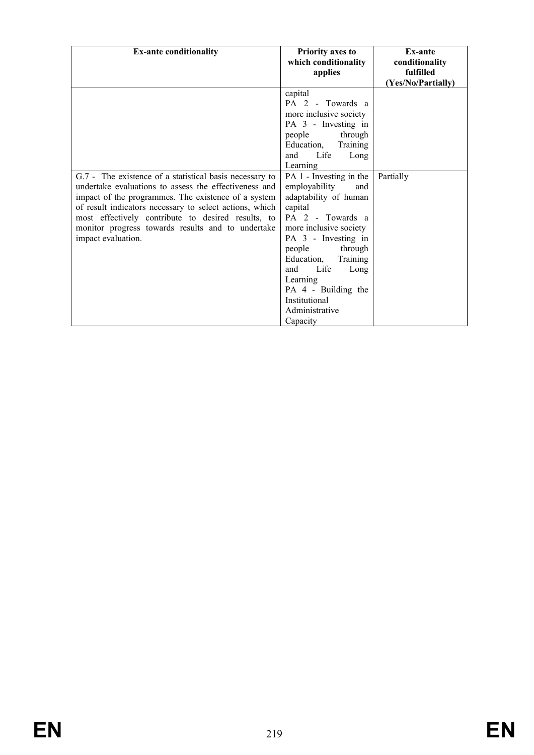| Ex-ante conditionality | Priority axes to which conditionality applies | Ex-ante conditionality fulfilled (Yes/No/Partially) |
| --- | --- | --- |
| | capital<br>PA 2 - Towards a more inclusive society<br>PA 3 - Investing in people through Education, Training and Life Long Learning | |
| G.7 - The existence of a statistical basis necessary to undertake evaluations to assess the effectiveness and impact of the programmes. The existence of a system of result indicators necessary to select actions, which most effectively contribute to desired results, to monitor progress towards results and to undertake impact evaluation. | PA 1 - Investing in the employability and adaptability of human capital<br>PA 2 - Towards a more inclusive society<br>PA 3 - Investing in people through Education, Training and Life Long Learning<br>PA 4 - Building the Institutional Administrative Capacity | Partially |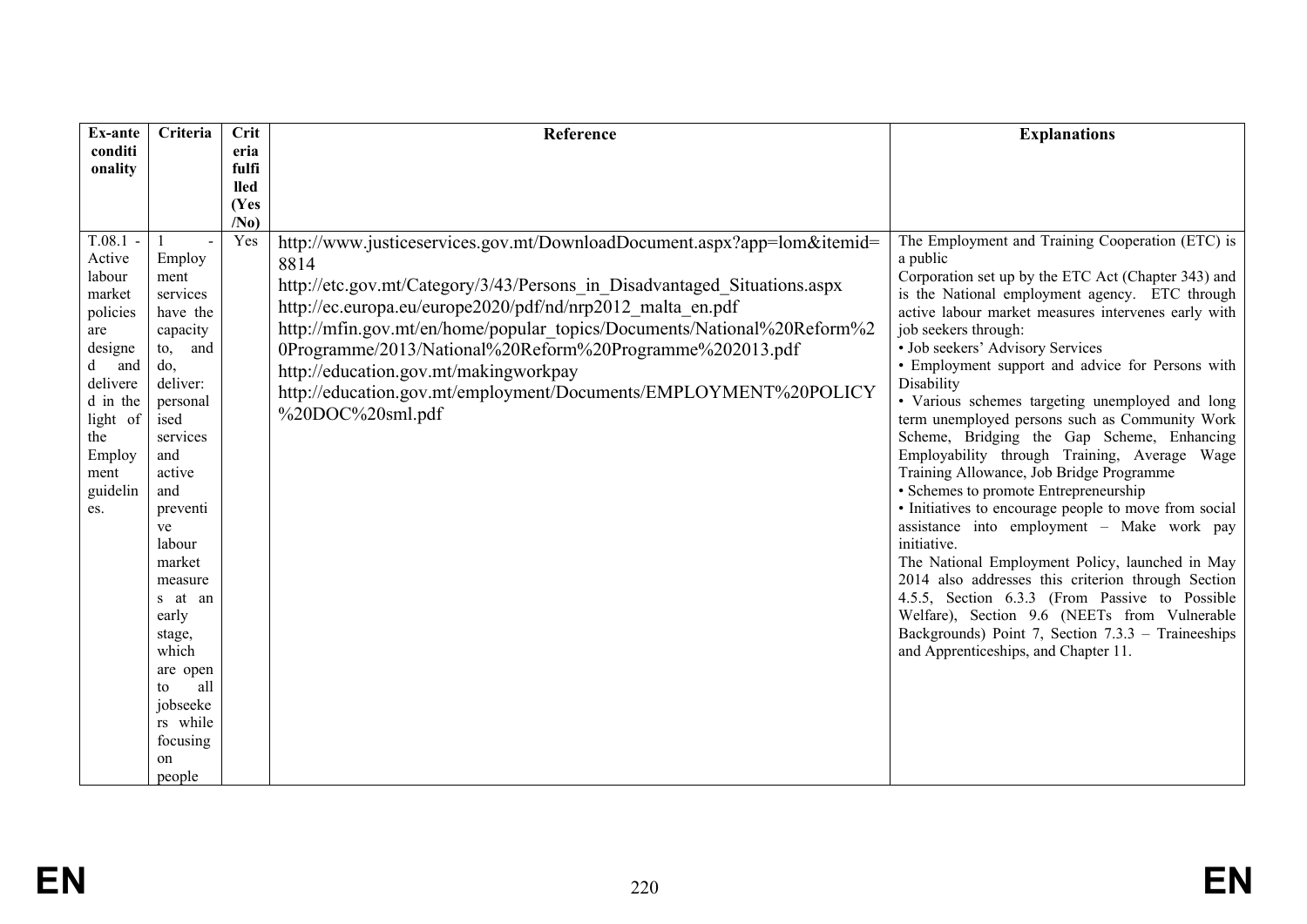| Ex-ante conditionality | Criteria | Criteria fulfilled (Yes/No) | Reference | Explanations |
|---|---|---|---|---|
| T.08.1 - Active labour market policies are designed and delivered in the light of the Employment guidelines. | 1 - Employment services have the capacity to, and do, deliver: personalised services and active and preventive labour market measures at an early stage, which are open to all jobseekers while focusing on people | Yes | http://www.justiceservices.gov.mt/DownloadDocument.aspx?app=lom&itemid=8814<br>http://etc.gov.mt/Category/3/43/Persons_in_Disadvantaged_Situations.aspx<br>http://ec.europa.eu/europe2020/pdf/nd/nrp2012_malta_en.pdf<br>http://mfin.gov.mt/en/home/popular_topics/Documents/National%20Reform%20Programme/2013/National%20Reform%20Programme%202013.pdf<br>http://education.gov.mt/makingworkpay<br>http://education.gov.mt/employment/Documents/EMPLOYMENT%20POLICY%20DOC%20sml.pdf | The Employment and Training Cooperation (ETC) is a public Corporation set up by the ETC Act (Chapter 343) and is the National employment agency. ETC through active labour market measures intervenes early with job seekers through:<br>• Job seekers' Advisory Services<br>• Employment support and advice for Persons with Disability<br>• Various schemes targeting unemployed and long term unemployed persons such as Community Work Scheme, Bridging the Gap Scheme, Enhancing Employability through Training, Average Wage Training Allowance, Job Bridge Programme<br>• Schemes to promote Entrepreneurship<br>• Initiatives to encourage people to move from social assistance into employment – Make work pay initiative.<br>The National Employment Policy, launched in May 2014 also addresses this criterion through Section 4.5.5, Section 6.3.3 (From Passive to Possible Welfare), Section 9.6 (NEETs from Vulnerable Backgrounds) Point 7, Section 7.3.3 – Traineeships and Apprenticeships, and Chapter 11. |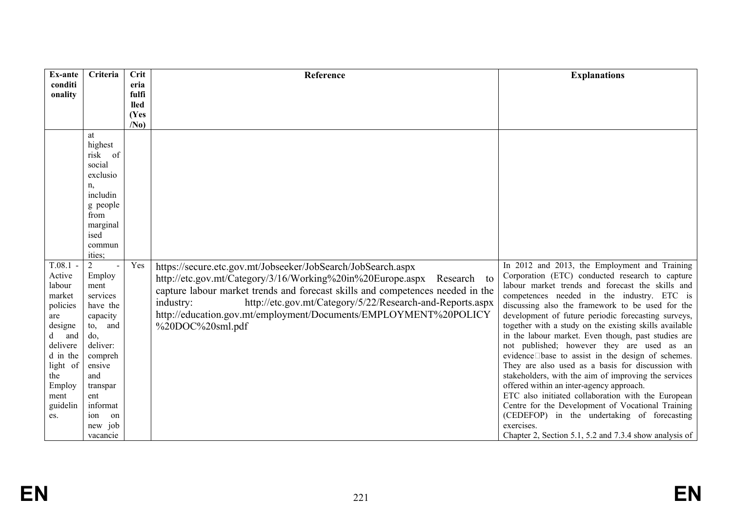| Ex-ante conditionality | Criteria | Criteria fulfilled (Yes/No) | Reference | Explanations |
|---|---|---|---|---|
| | at highest risk of social exclusion, including people from marginalised communities; | | | |
| T.08.1 - Active labour market policies are designed and delivered in the light of the Employment guidelines. | 2 - Employment services have the capacity to, and do, deliver: comprehensive and transparent information on new job vacancie | Yes | https://secure.etc.gov.mt/Jobseeker/JobSearch/JobSearch.aspx http://etc.gov.mt/Category/3/16/Working%20in%20Europe.aspx Research to capture labour market trends and forecast skills and competences needed in the industry: http://etc.gov.mt/Category/5/22/Research-and-Reports.aspx http://education.gov.mt/employment/Documents/EMPLOYMENT%20POLICY%20DOC%20sml.pdf | In 2012 and 2013, the Employment and Training Corporation (ETC) conducted research to capture labour market trends and forecast the skills and competences needed in the industry. ETC is discussing also the framework to be used for the development of future periodic forecasting surveys, together with a study on the existing skills available in the labour market. Even though, past studies are not published; however they are used as an evidence base to assist in the design of schemes. They are also used as a basis for discussion with stakeholders, with the aim of improving the services offered within an inter-agency approach.<br>ETC also initiated collaboration with the European Centre for the Development of Vocational Training (CEDEFOP) in the undertaking of forecasting exercises.<br>Chapter 2, Section 5.1, 5.2 and 7.3.4 show analysis of |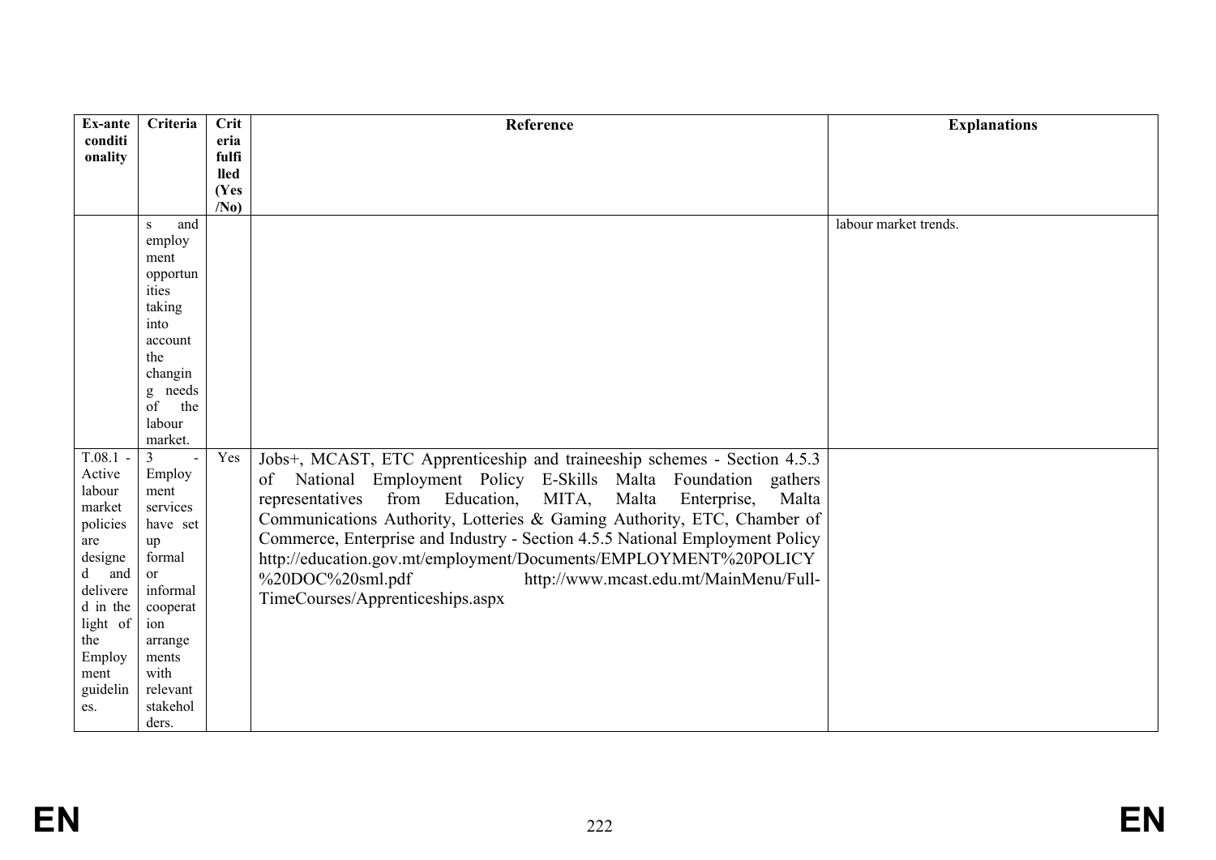| Ex-ante conditionality | Criteria | Criteria fulfilled (Yes/No) | Reference | Explanations |
|---|---|---|---|---|
| | s and employment opportunities taking into account the changing needs of the labour market. | | | labour market trends. |
| T.08.1 - Active labour market policies are designed and delivered in the light of the Employment guidelines. | 3 - Employment services have set up formal or informal cooperation arrangements with relevant stakeholders. | Yes | Jobs+, MCAST, ETC Apprenticeship and traineeship schemes - Section 4.5.3 of National Employment Policy E-Skills Malta Foundation gathers representatives from Education, MITA, Malta Enterprise, Malta Communications Authority, Lotteries & Gaming Authority, ETC, Chamber of Commerce, Enterprise and Industry - Section 4.5.5 National Employment Policy http://education.gov.mt/employment/Documents/EMPLOYMENT%20POLICY%20DOC%20sml.pdf http://www.mcast.edu.mt/MainMenu/Full-TimeCourses/Apprenticeships.aspx | |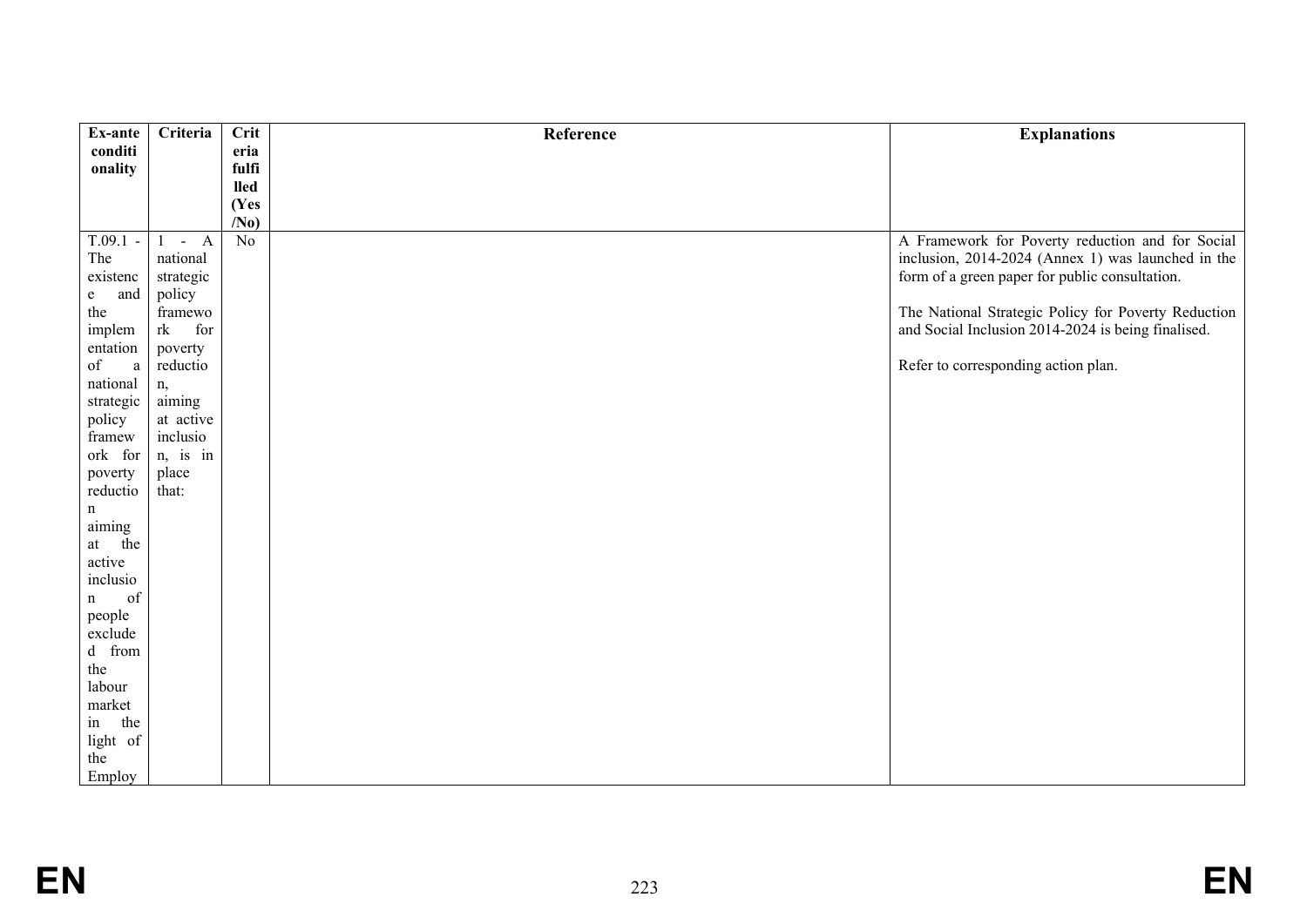| Ex-ante conditionality | Criteria | Criteria fulfilled (Yes/No) | Reference | Explanations |
|---|---|---|---|---|
| T.09.1 - The existence and the implementation of a national strategic policy framework for poverty reduction aiming at the active inclusion of people excluded from the labour market in the light of the Employ | 1 - A national strategic policy framework for poverty reduction, aiming at active inclusion, is in place that: | No | | A Framework for Poverty reduction and for Social inclusion, 2014-2024 (Annex 1) was launched in the form of a green paper for public consultation.<br><br>The National Strategic Policy for Poverty Reduction and Social Inclusion 2014-2024 is being finalised.<br><br>Refer to corresponding action plan. |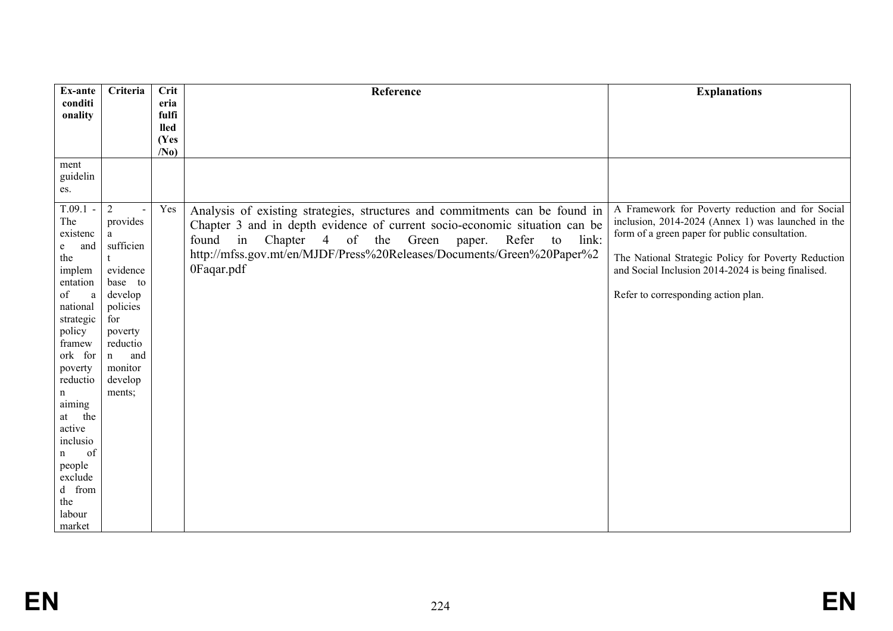| Ex-ante conditionality | Criteria | Criteria fulfilled (Yes/No) | Reference | Explanations |
|---|---|---|---|---|
| ment guidelines. | | | | |
| T.09.1 - The existence and the implementation of a national strategic policy framework for poverty reduction aiming at the active inclusion of people excluded from the labour market | 2 - provides a sufficient evidence base to develop policies for poverty reduction and monitor developments; | Yes | Analysis of existing strategies, structures and commitments can be found in Chapter 3 and in depth evidence of current socio-economic situation can be found in Chapter 4 of the Green paper. Refer to link: http://mfss.gov.mt/en/MJDF/Press%20Releases/Documents/Green%20Paper%20Faqar.pdf | A Framework for Poverty reduction and for Social inclusion, 2014-2024 (Annex 1) was launched in the form of a green paper for public consultation.<br><br>The National Strategic Policy for Poverty Reduction and Social Inclusion 2014-2024 is being finalised.<br><br>Refer to corresponding action plan. |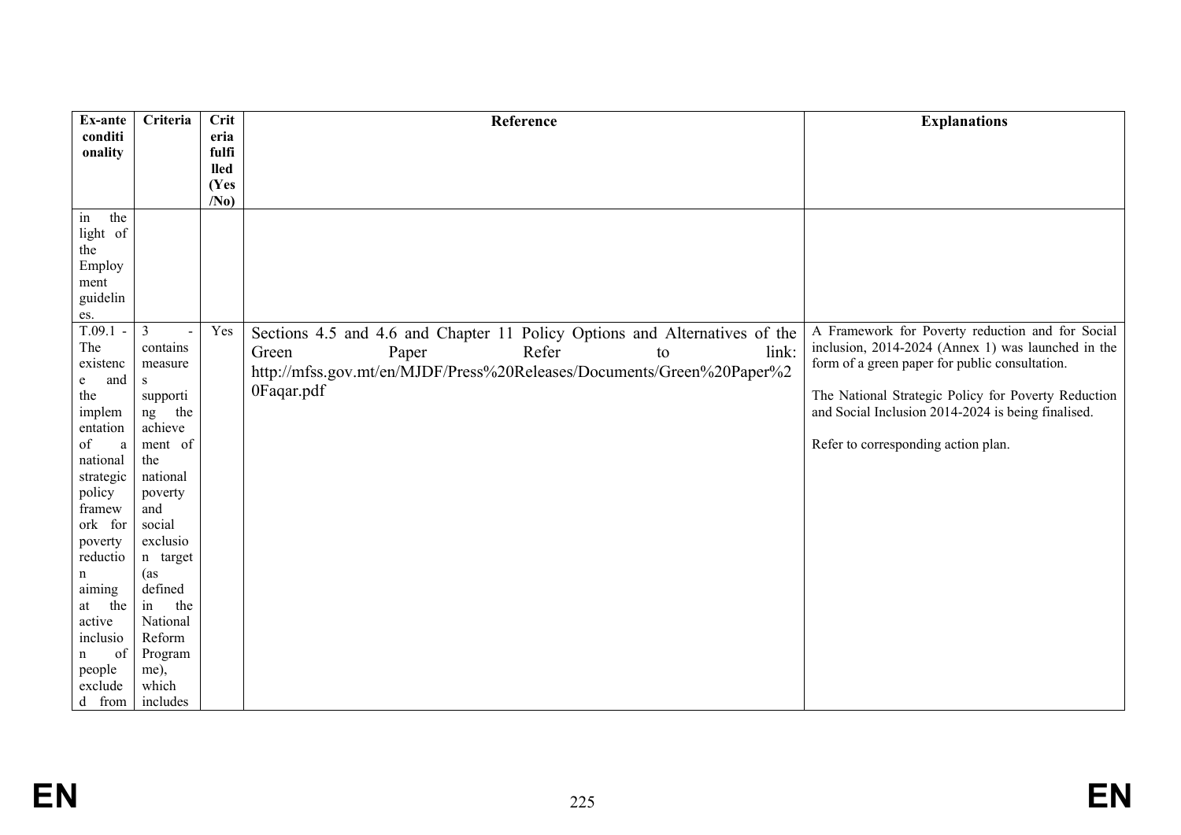| Ex-ante conditionality | Criteria | Criteria fulfilled (Yes/No) | Reference | Explanations |
|---|---|---|---|---|
| in the light of the Employment guidelines. | | | | |
| T.09.1 - The existence and the implementation of a national strategic policy framework for poverty reduction aiming at the active inclusion of people excluded from | 3 - contains measures supporting the achievement of the national poverty and social exclusion target (as defined in the National Reform Programme), which includes | Yes | Sections 4.5 and 4.6 and Chapter 11 Policy Options and Alternatives of the Green Paper Refer to link: http://mfss.gov.mt/en/MJDF/Press%20Releases/Documents/Green%20Paper%20Faqar.pdf | A Framework for Poverty reduction and for Social inclusion, 2014-2024 (Annex 1) was launched in the form of a green paper for public consultation.<br><br>The National Strategic Policy for Poverty Reduction and Social Inclusion 2014-2024 is being finalised.<br><br>Refer to corresponding action plan. |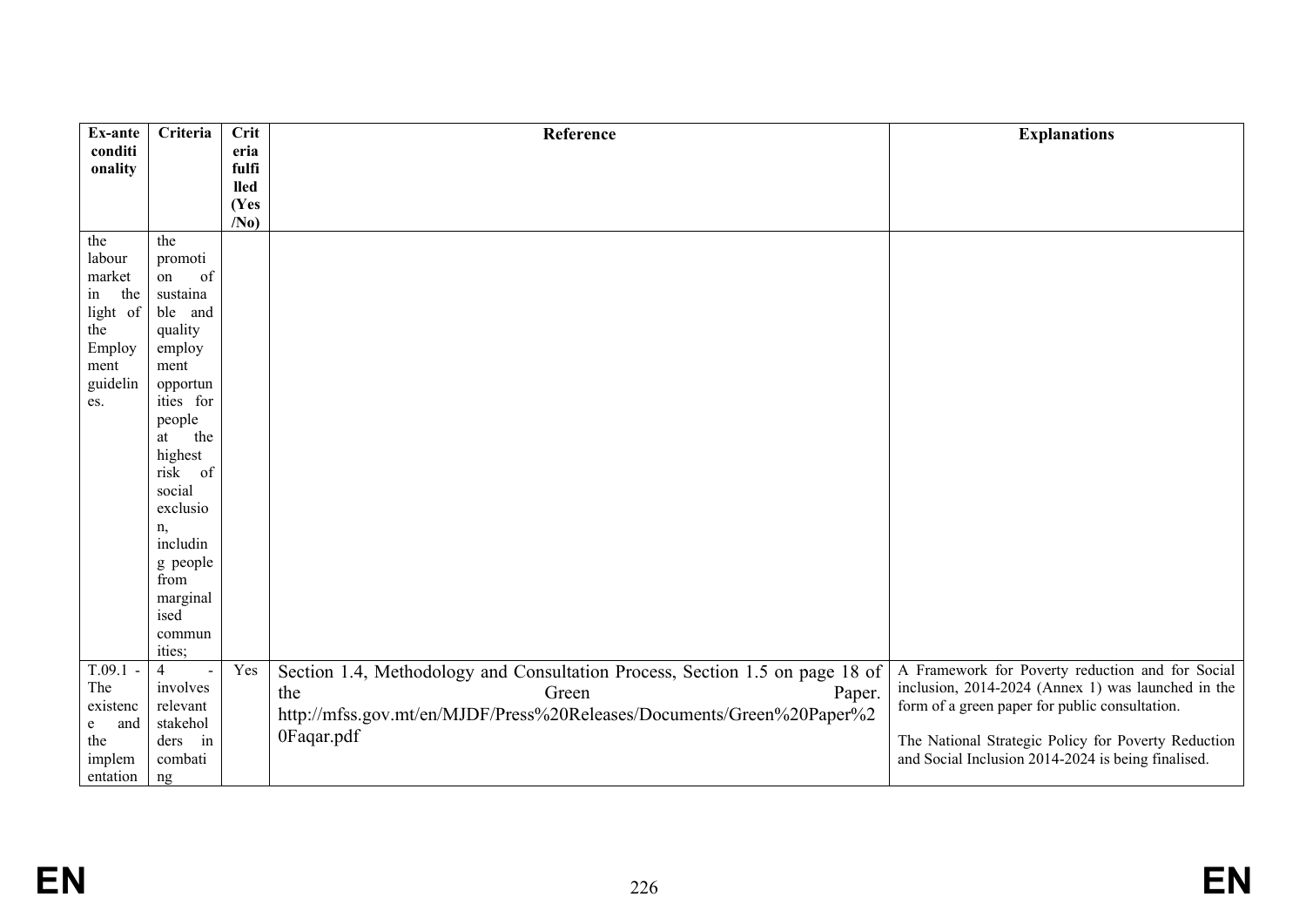| Ex-ante conditionality | Criteria | Criteria fulfilled (Yes/No) | Reference | Explanations |
|---|---|---|---|---|
| the labour market in the light of the Employment guidelines. | the promotion of sustainable and quality employment opportunities for people at the highest risk of social exclusion, including people from marginalised communities; | | | |
| T.09.1 - The existence and the implementation | 4 - involves relevant stakeholders in combating | Yes | Section 1.4, Methodology and Consultation Process, Section 1.5 on page 18 of the Green Paper. http://mfss.gov.mt/en/MJDF/Press%20Releases/Documents/Green%20Paper%20Faqar.pdf | A Framework for Poverty reduction and for Social inclusion, 2014-2024 (Annex 1) was launched in the form of a green paper for public consultation.<br><br>The National Strategic Policy for Poverty Reduction and Social Inclusion 2014-2024 is being finalised. |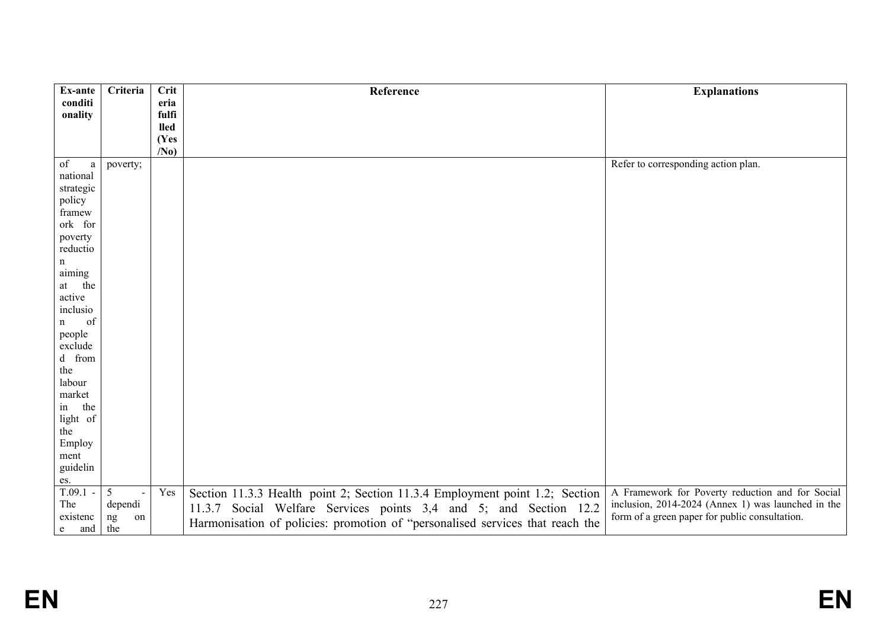| Ex-ante conditionality | Criteria | Criteria fulfilled (Yes/No) | Reference | Explanations |
|---|---|---|---|---|
| of a national strategic policy framework for poverty reduction aiming at the active inclusion of people excluded from the labour market in the light of the Employment guidelines. | poverty; | | | Refer to corresponding action plan. |
| T.09.1 - The existence and | 5 - depending on the | Yes | Section 11.3.3 Health point 2; Section 11.3.4 Employment point 1.2; Section 11.3.7 Social Welfare Services points 3,4 and 5; and Section 12.2 Harmonisation of policies: promotion of "personalised services that reach the | A Framework for Poverty reduction and for Social inclusion, 2014-2024 (Annex 1) was launched in the form of a green paper for public consultation. |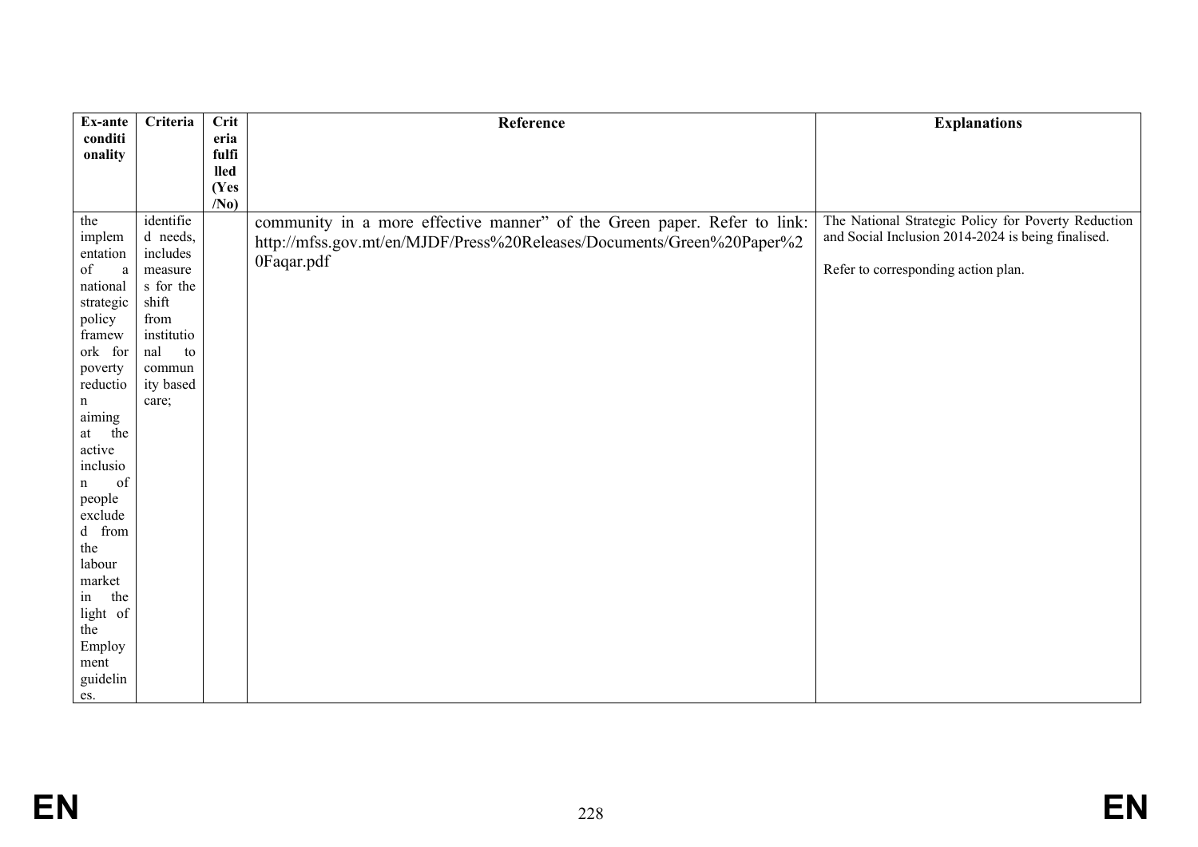| Ex-ante conditionality | Criteria | Criteria fulfilled (Yes/No) | Reference | Explanations |
|---|---|---|---|---|
| the implementation of a national strategic policy framework for poverty reduction aiming at the active inclusion of people excluded from the labour market in the light of the Employment guidelines. | identified needs, includes measures for the shift from institutional to community based care; | | community in a more effective manner" of the Green paper. Refer to link: http://mfss.gov.mt/en/MJDF/Press%20Releases/Documents/Green%20Paper%20Faqar.pdf | The National Strategic Policy for Poverty Reduction and Social Inclusion 2014-2024 is being finalised.<br><br>Refer to corresponding action plan. |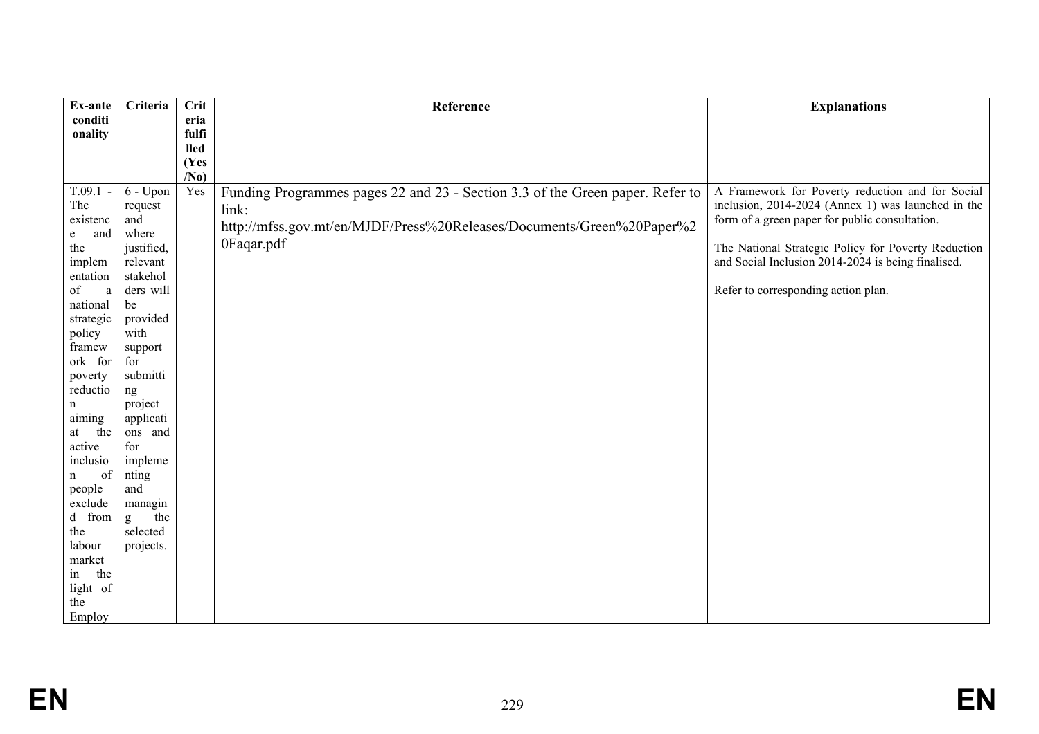| Ex-ante conditionality | Criteria | Criteria fulfilled (Yes/No) | Reference | Explanations |
|---|---|---|---|---|
| T.09.1 - The existence and the implementation of a national strategic policy framework for poverty reduction aiming at the active inclusion of people excluded from the labour market in the light of the Employ | 6 - Upon request and where justified, relevant stakeholders will be provided with support for submitting project applications and for implementing and managing the selected projects. | Yes | Funding Programmes pages 22 and 23 - Section 3.3 of the Green paper. Refer to link:<br>http://mfss.gov.mt/en/MJDF/Press%20Releases/Documents/Green%20Paper%20Faqar.pdf | A Framework for Poverty reduction and for Social inclusion, 2014-2024 (Annex 1) was launched in the form of a green paper for public consultation.<br><br>The National Strategic Policy for Poverty Reduction and Social Inclusion 2014-2024 is being finalised.<br><br>Refer to corresponding action plan. |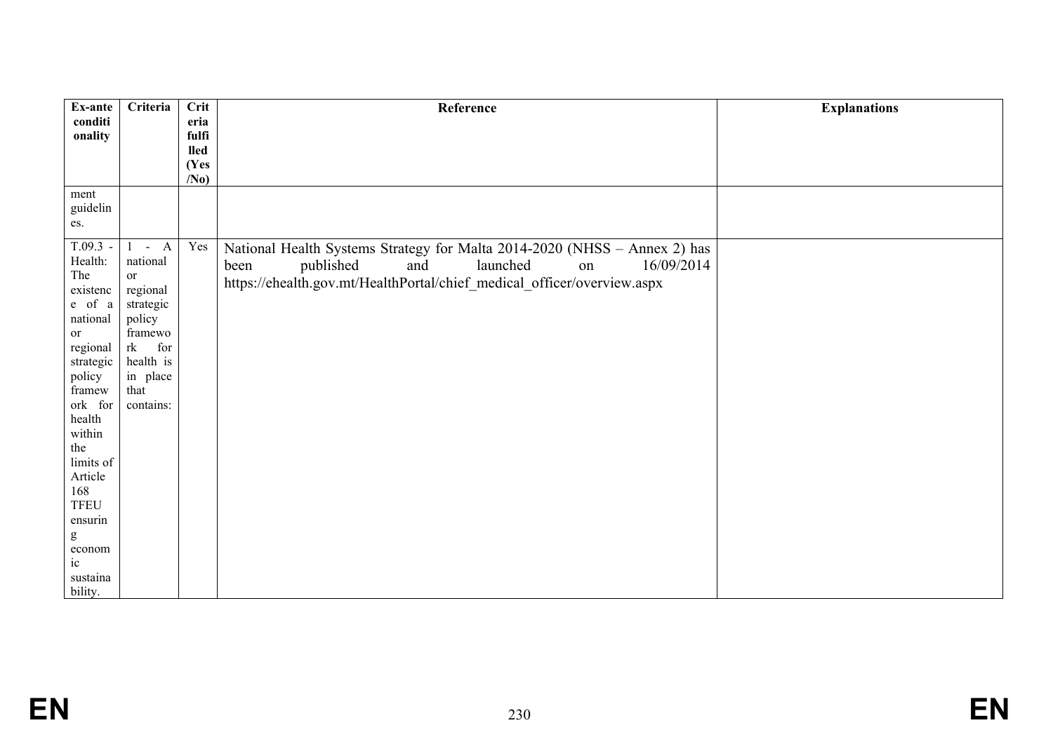| Ex-ante conditionality | Criteria | Criteria fulfilled (Yes/No) | Reference | Explanations |
|---|---|---|---|---|
| ment guidelines. | | | | |
| T.09.3 - Health: The existence of a national or regional strategic policy framework for health within the limits of Article 168 TFEU ensuring economic sustainability. | 1 - A national or regional strategic policy framework for health is in place that contains: | Yes | National Health Systems Strategy for Malta 2014-2020 (NHSS – Annex 2) has been published and launched on 16/09/2014 https://ehealth.gov.mt/HealthPortal/chief_medical_officer/overview.aspx | |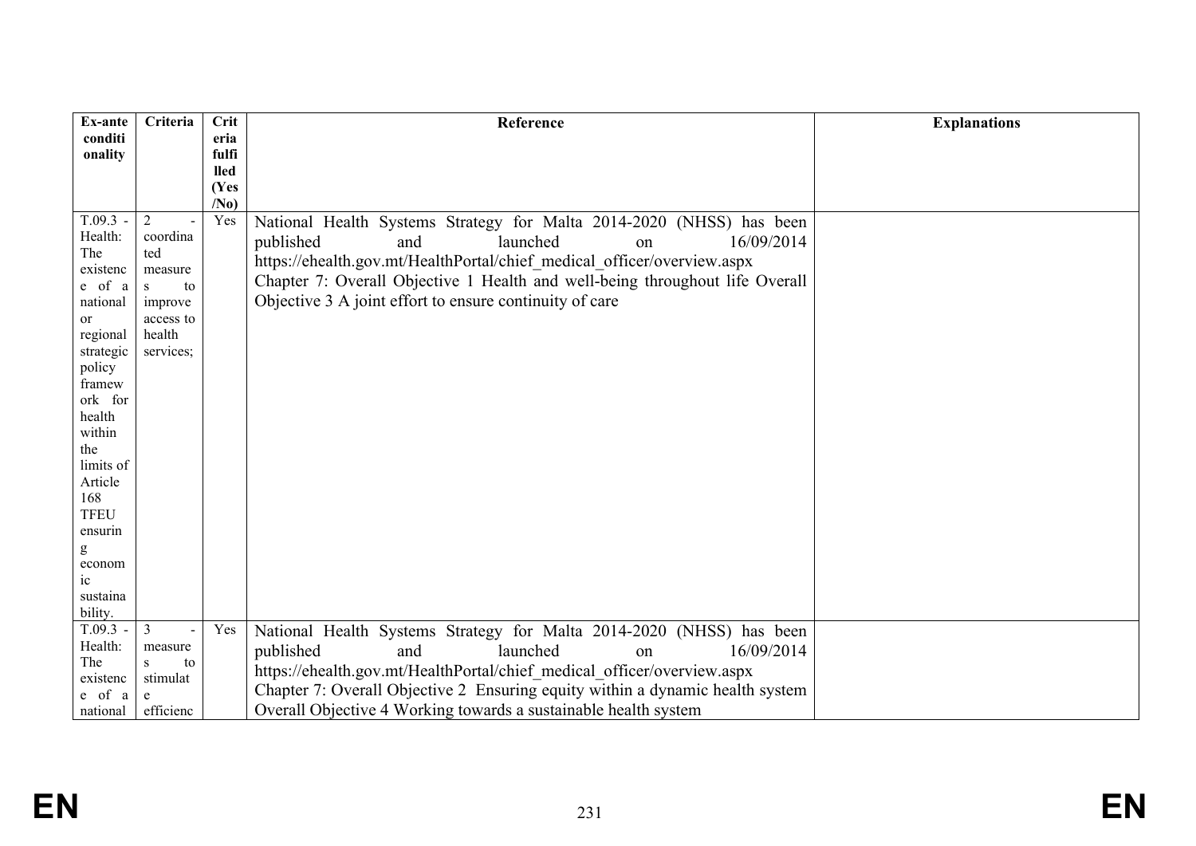| Ex-ante conditionality | Criteria | Criteria fulfilled (Yes/No) | Reference | Explanations |
|---|---|---|---|---|
| T.09.3 - Health: The existence of a national or regional strategic policy framework for health within the limits of Article 168 TFEU ensuring economic sustainability. | 2 - coordinated measures to improve access to health services; | Yes | National Health Systems Strategy for Malta 2014-2020 (NHSS) has been published and launched on 16/09/2014 https://ehealth.gov.mt/HealthPortal/chief_medical_officer/overview.aspx Chapter 7: Overall Objective 1 Health and well-being throughout life Overall Objective 3 A joint effort to ensure continuity of care | |
| T.09.3 - Health: The existence of a national | 3 - measures to stimulate efficienc | Yes | National Health Systems Strategy for Malta 2014-2020 (NHSS) has been published and launched on 16/09/2014 https://ehealth.gov.mt/HealthPortal/chief_medical_officer/overview.aspx Chapter 7: Overall Objective 2 Ensuring equity within a dynamic health system Overall Objective 4 Working towards a sustainable health system | |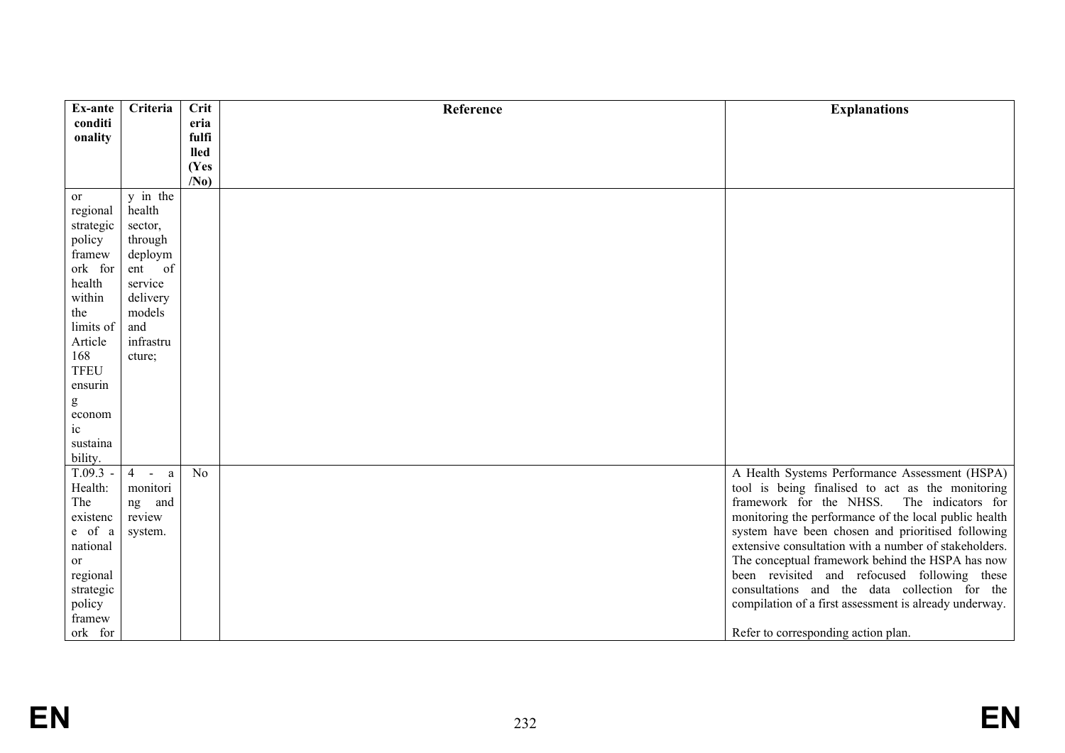| Ex-ante conditionality | Criteria | Criteria fulfilled (Yes/No) | Reference | Explanations |
|---|---|---|---|---|
| or regional strategic policy framework for health within the limits of Article 168 TFEU ensuring economic sustainability. | y in the health sector, through deployment of service delivery models and infrastructure; | | | |
| T.09.3 - Health: The existence of a national or regional strategic policy framework for | 4 - a monitoring and review system. | No | | A Health Systems Performance Assessment (HSPA) tool is being finalised to act as the monitoring framework for the NHSS. The indicators for monitoring the performance of the local public health system have been chosen and prioritised following extensive consultation with a number of stakeholders. The conceptual framework behind the HSPA has now been revisited and refocused following these consultations and the data collection for the compilation of a first assessment is already underway.<br><br>Refer to corresponding action plan. |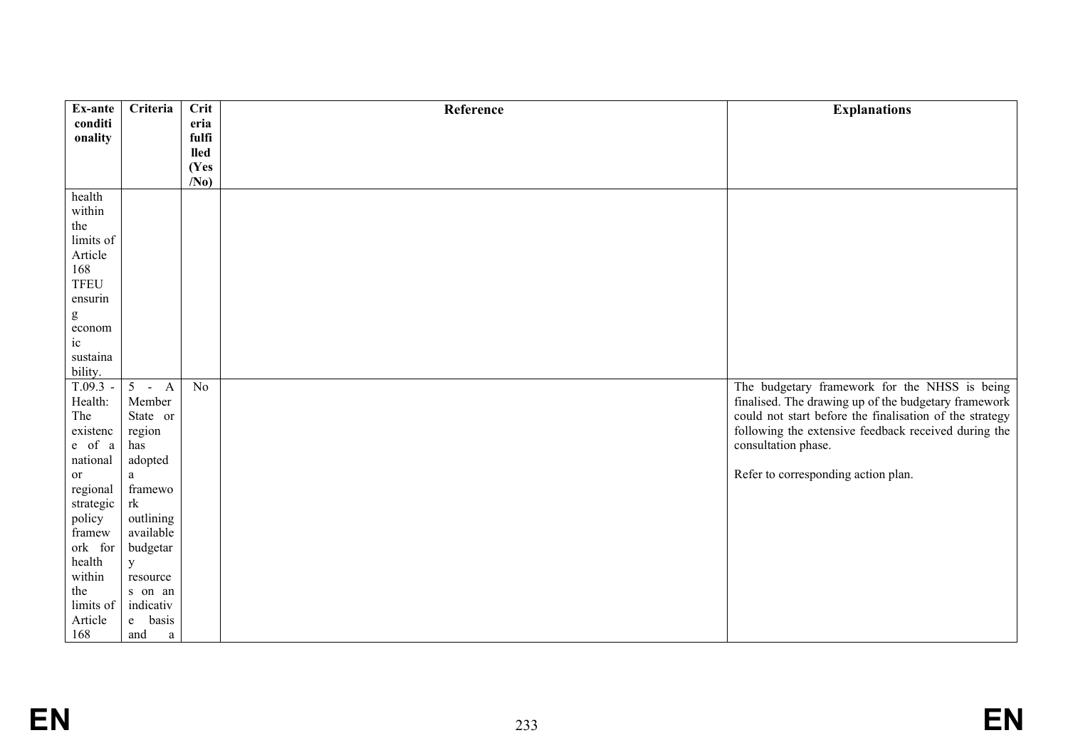| Ex-ante conditionality | Criteria | Criteria fulfilled (Yes/No) | Reference | Explanations |
| --- | --- | --- | --- | --- |
| health within the limits of Article 168 TFEU ensuring economic sustainability. | | | | |
| T.09.3 - Health: The existence of a national or regional strategic policy framework for health within the limits of Article 168 | 5 - A Member State or region has adopted a framework outlining available budgetary resources on an indicative basis and a | No | | The budgetary framework for the NHSS is being finalised. The drawing up of the budgetary framework could not start before the finalisation of the strategy following the extensive feedback received during the consultation phase.<br><br>Refer to corresponding action plan. |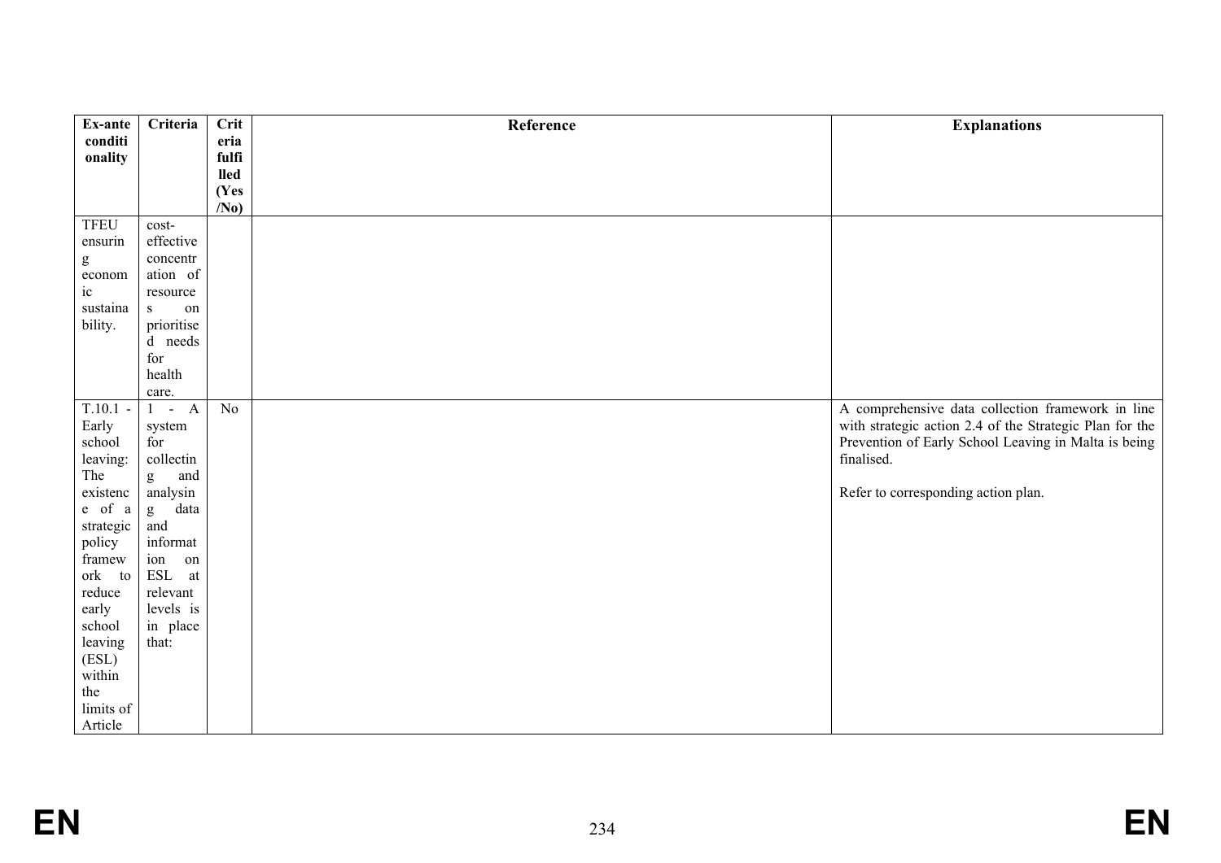| Ex-ante conditionality | Criteria | Criteria fulfilled (Yes/No) | Reference | Explanations |
|---|---|---|---|---|
| TFEU ensuring economic sustainability. | cost-effective concentration of resources on prioritised needs for health care. | | | |
| T.10.1 - Early school leaving: The existence of a strategic policy framework to reduce early school leaving (ESL) within the limits of Article | 1 - A system for collecting and analysing data and information on ESL at relevant levels is in place that: | No | | A comprehensive data collection framework in line with strategic action 2.4 of the Strategic Plan for the Prevention of Early School Leaving in Malta is being finalised.<br><br>Refer to corresponding action plan. |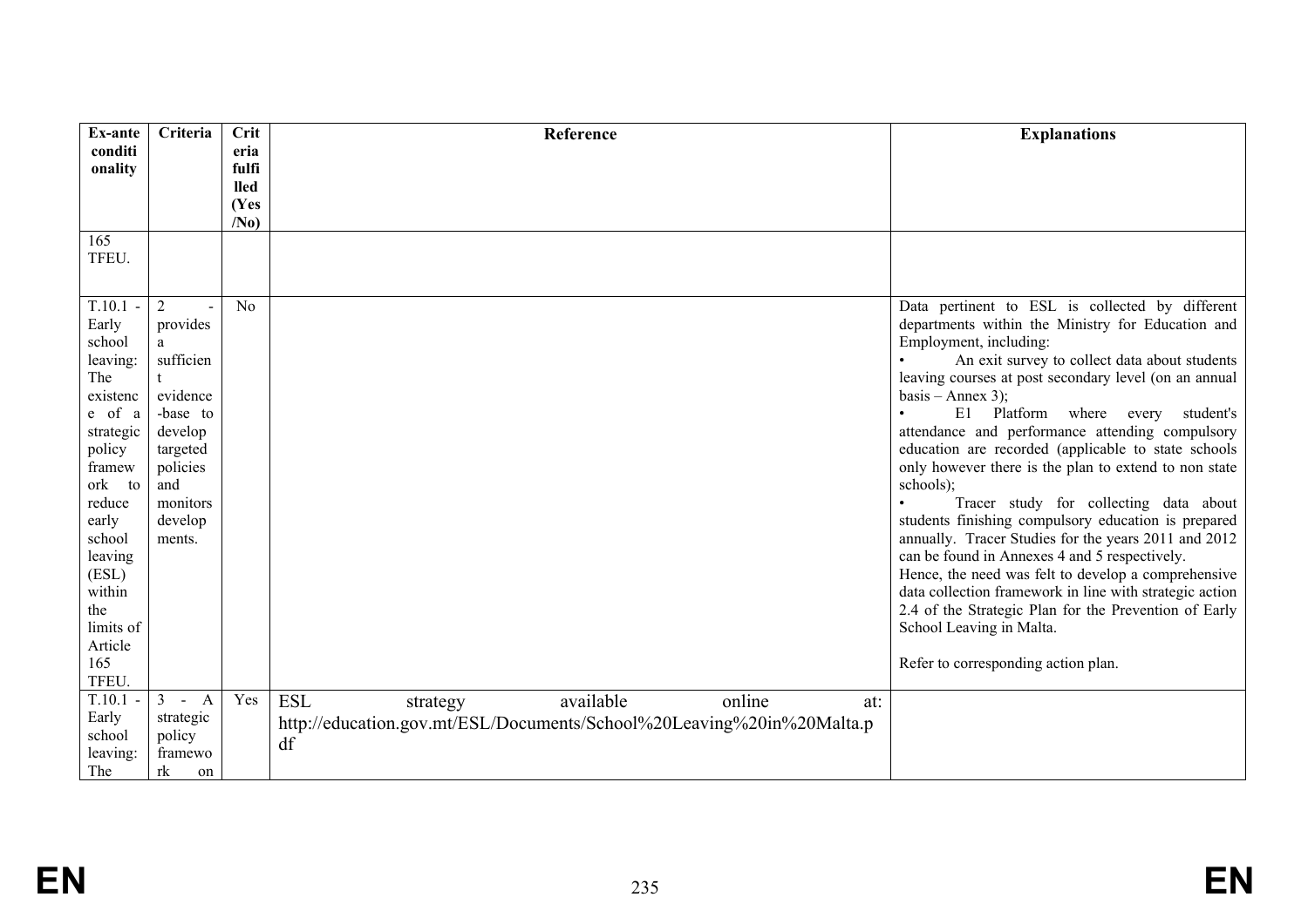| Ex-ante conditionality | Criteria | Criteria fulfilled (Yes/No) | Reference | Explanations |
|---|---|---|---|---|
| 165 TFEU. | | | | |
| T.10.1 - Early school leaving: The existence of a strategic policy framework to reduce early school leaving (ESL) within the limits of Article 165 TFEU. | 2 - provides a sufficient evidence-base to develop targeted policies and monitors developments. | No | | Data pertinent to ESL is collected by different departments within the Ministry for Education and Employment, including:<br>• An exit survey to collect data about students leaving courses at post secondary level (on an annual basis – Annex 3);<br>• E1 Platform where every student's attendance and performance attending compulsory education are recorded (applicable to state schools only however there is the plan to extend to non state schools);<br>• Tracer study for collecting data about students finishing compulsory education is prepared annually. Tracer Studies for the years 2011 and 2012 can be found in Annexes 4 and 5 respectively.<br>Hence, the need was felt to develop a comprehensive data collection framework in line with strategic action 2.4 of the Strategic Plan for the Prevention of Early School Leaving in Malta.<br><br>Refer to corresponding action plan. |
| T.10.1 - Early school leaving: The | 3 - A strategic policy framework on | Yes | ESL strategy available online at: http://education.gov.mt/ESL/Documents/School%20Leaving%20in%20Malta.pdf | |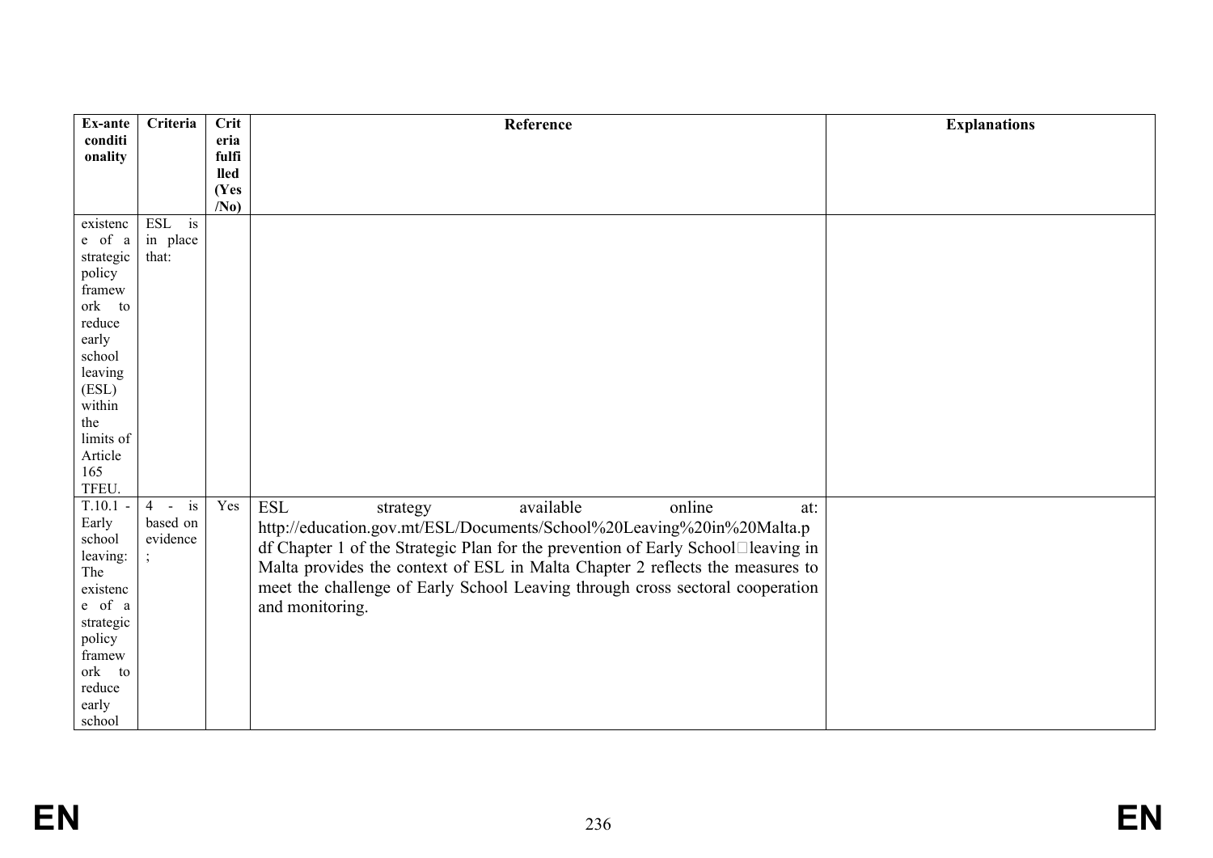| Ex-ante conditionality | Criteria | Criteria fulfilled (Yes/No) | Reference | Explanations |
| --- | --- | --- | --- | --- |
| existence of a strategic policy framework to reduce early school leaving (ESL) within the limits of Article 165 TFEU. | ESL is in place that: | | | |
| T.10.1 - Early school leaving: The existence of a strategic policy framework to reduce early school | 4 - is based on evidence ; | Yes | ESL strategy available online at: http://education.gov.mt/ESL/Documents/School%20Leaving%20in%20Malta.pdf Chapter 1 of the Strategic Plan for the prevention of Early School leaving in Malta provides the context of ESL in Malta Chapter 2 reflects the measures to meet the challenge of Early School Leaving through cross sectoral cooperation and monitoring. | |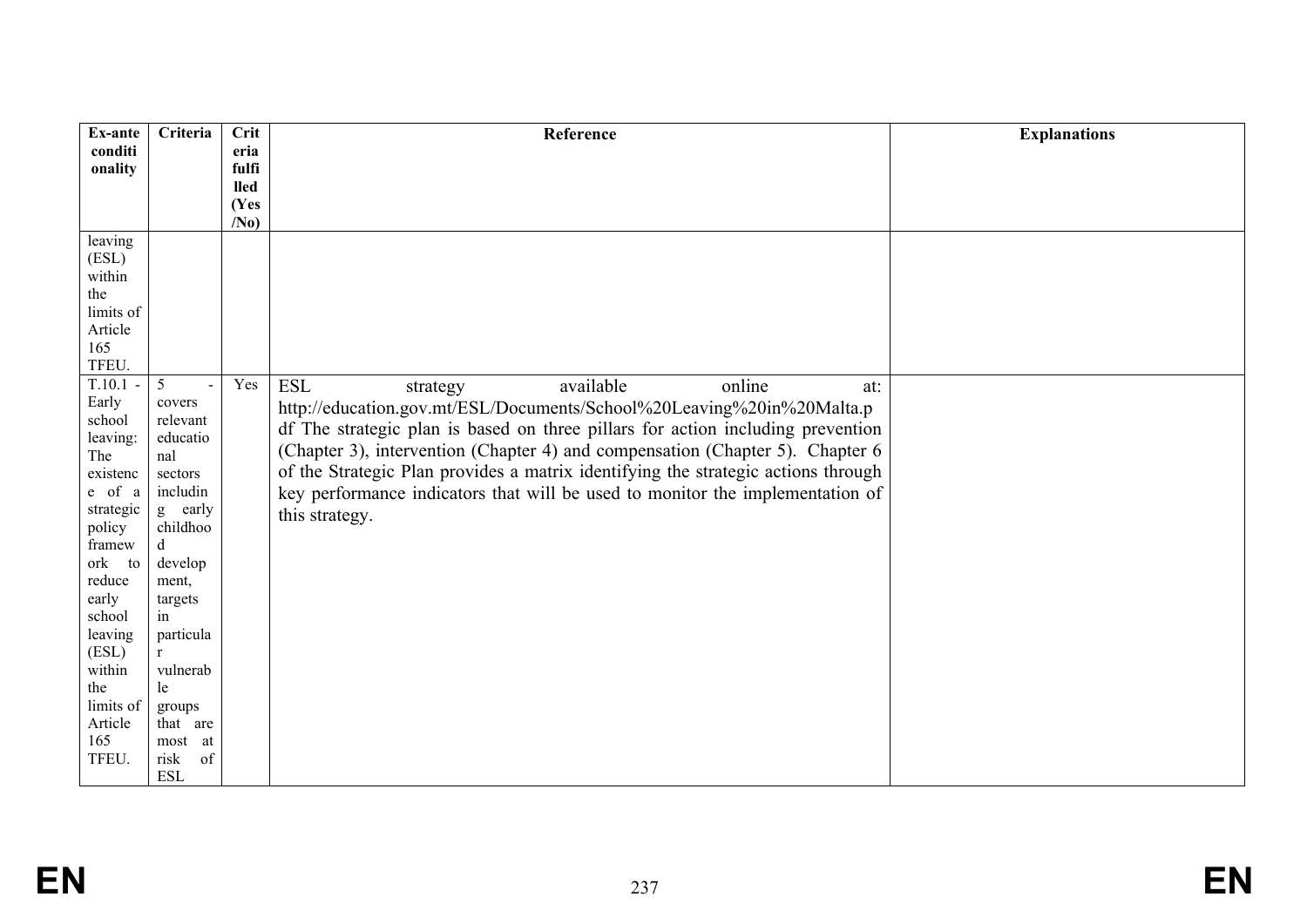| Ex-ante conditionality | Criteria | Criteria fulfilled (Yes/No) | Reference | Explanations |
|---|---|---|---|---|
| leaving (ESL) within the limits of Article 165 TFEU. | | | | |
| T.10.1 - Early school leaving: The existence of a strategic policy framework to reduce early school leaving (ESL) within the limits of Article 165 TFEU. | 5 - covers relevant educational sectors including early childhood development, targets in particular vulnerable groups that are most at risk of ESL | Yes | ESL strategy available online at: http://education.gov.mt/ESL/Documents/School%20Leaving%20in%20Malta.pdf The strategic plan is based on three pillars for action including prevention (Chapter 3), intervention (Chapter 4) and compensation (Chapter 5). Chapter 6 of the Strategic Plan provides a matrix identifying the strategic actions through key performance indicators that will be used to monitor the implementation of this strategy. | |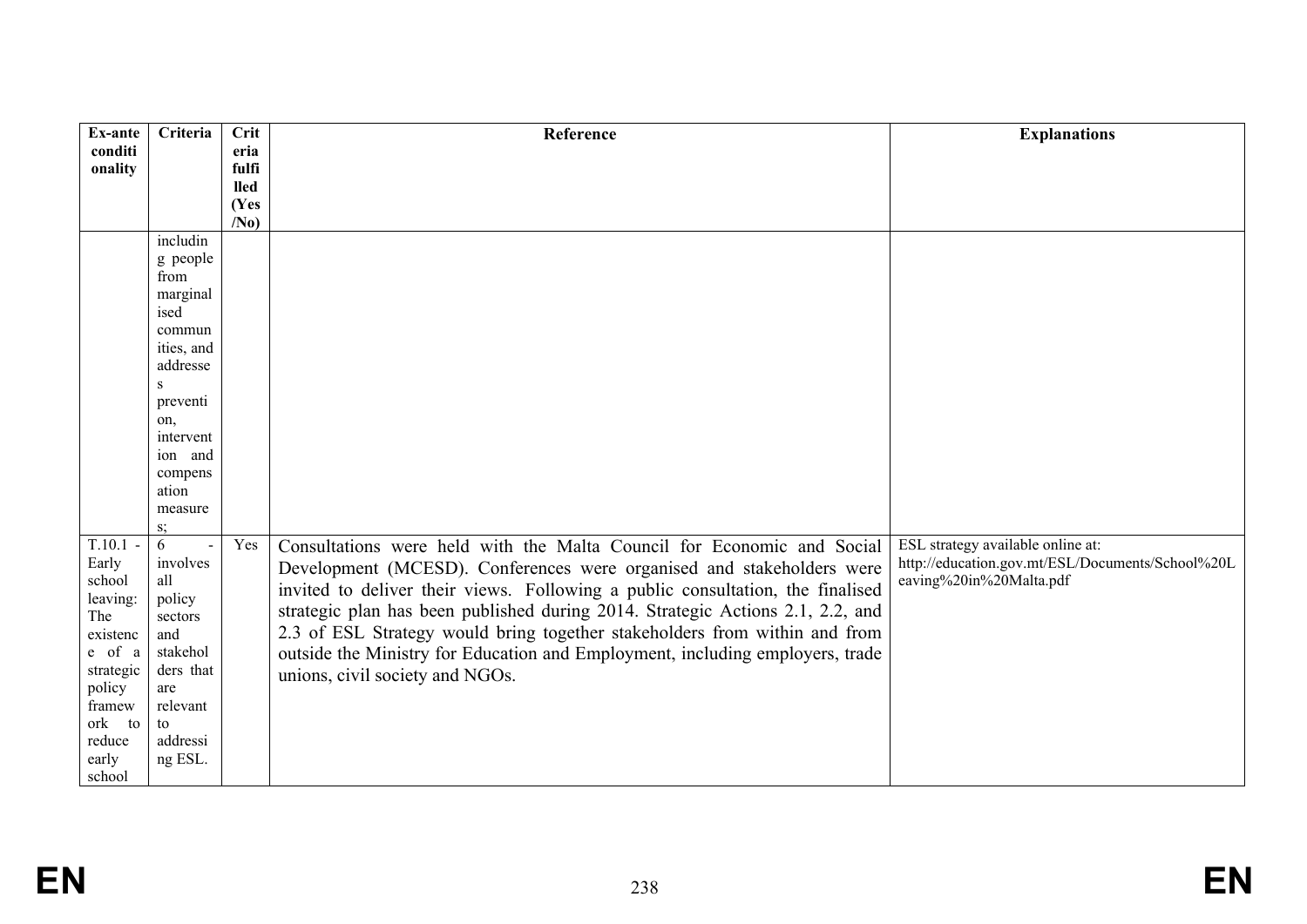| Ex-ante conditionality | Criteria | Criteria fulfilled (Yes/No) | Reference | Explanations |
|---|---|---|---|---|
| | including people from marginalised communities, and addresses prevention, intervention and compensation measures; | | | |
| T.10.1 - Early school leaving: The existence of a strategic policy framework to reduce early school | 6 - involves all policy sectors and stakeholders that are relevant to addressing ESL. | Yes | Consultations were held with the Malta Council for Economic and Social Development (MCESD). Conferences were organised and stakeholders were invited to deliver their views. Following a public consultation, the finalised strategic plan has been published during 2014. Strategic Actions 2.1, 2.2, and 2.3 of ESL Strategy would bring together stakeholders from within and from outside the Ministry for Education and Employment, including employers, trade unions, civil society and NGOs. | ESL strategy available online at: http://education.gov.mt/ESL/Documents/School%20Leaving%20in%20Malta.pdf |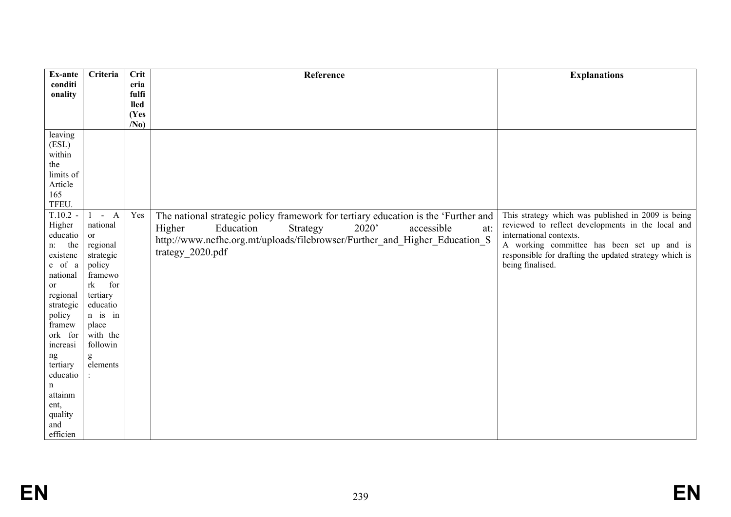| Ex-ante conditionality | Criteria | Criteria fulfilled (Yes/No) | Reference | Explanations |
|---|---|---|---|---|
| leaving (ESL) within the limits of Article 165 TFEU. | | | | |
| T.10.2 - Higher education: the existence of a national or regional strategic policy framework for increasing tertiary education attainment, quality and efficien | 1 - A national or regional strategic policy framework for tertiary education is in place with the following elements: | Yes | The national strategic policy framework for tertiary education is the 'Further and Higher Education Strategy 2020' accessible at: http://www.ncfhe.org.mt/uploads/filebrowser/Further_and_Higher_Education_Strategy_2020.pdf | This strategy which was published in 2009 is being reviewed to reflect developments in the local and international contexts.<br>A working committee has been set up and is responsible for drafting the updated strategy which is being finalised. |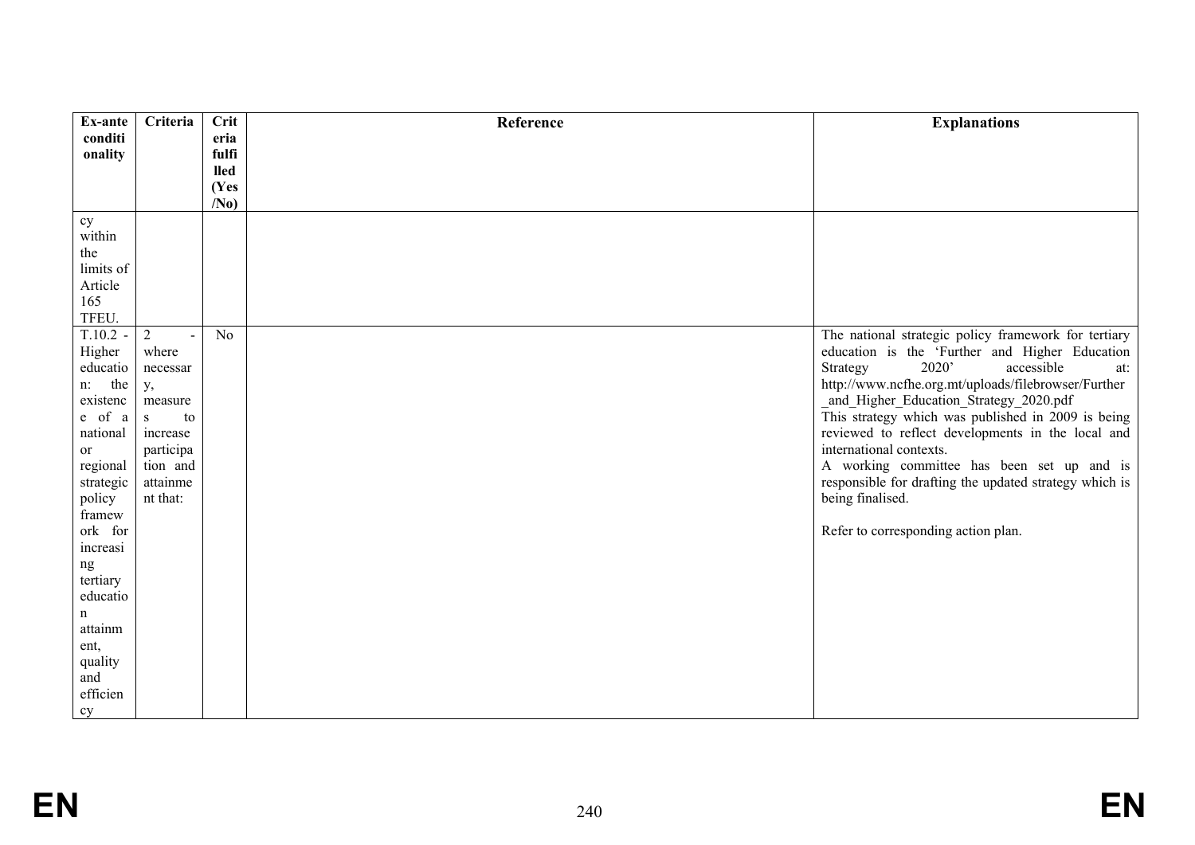| Ex-ante conditionality | Criteria | Criteria fulfilled (Yes/No) | Reference | Explanations |
| --- | --- | --- | --- | --- |
| cy within the limits of Article 165 TFEU. | | | | |
| T.10.2 - Higher education: the existence of a national or regional strategic policy framework for increasing tertiary education attainment, quality and efficiency | 2 - where necessary, measures to increase participation and attainment that: | No | | The national strategic policy framework for tertiary education is the 'Further and Higher Education Strategy 2020' accessible at: http://www.ncfhe.org.mt/uploads/filebrowser/Further_and_Higher_Education_Strategy_2020.pdf<br>This strategy which was published in 2009 is being reviewed to reflect developments in the local and international contexts.<br>A working committee has been set up and is responsible for drafting the updated strategy which is being finalised.<br><br>Refer to corresponding action plan. |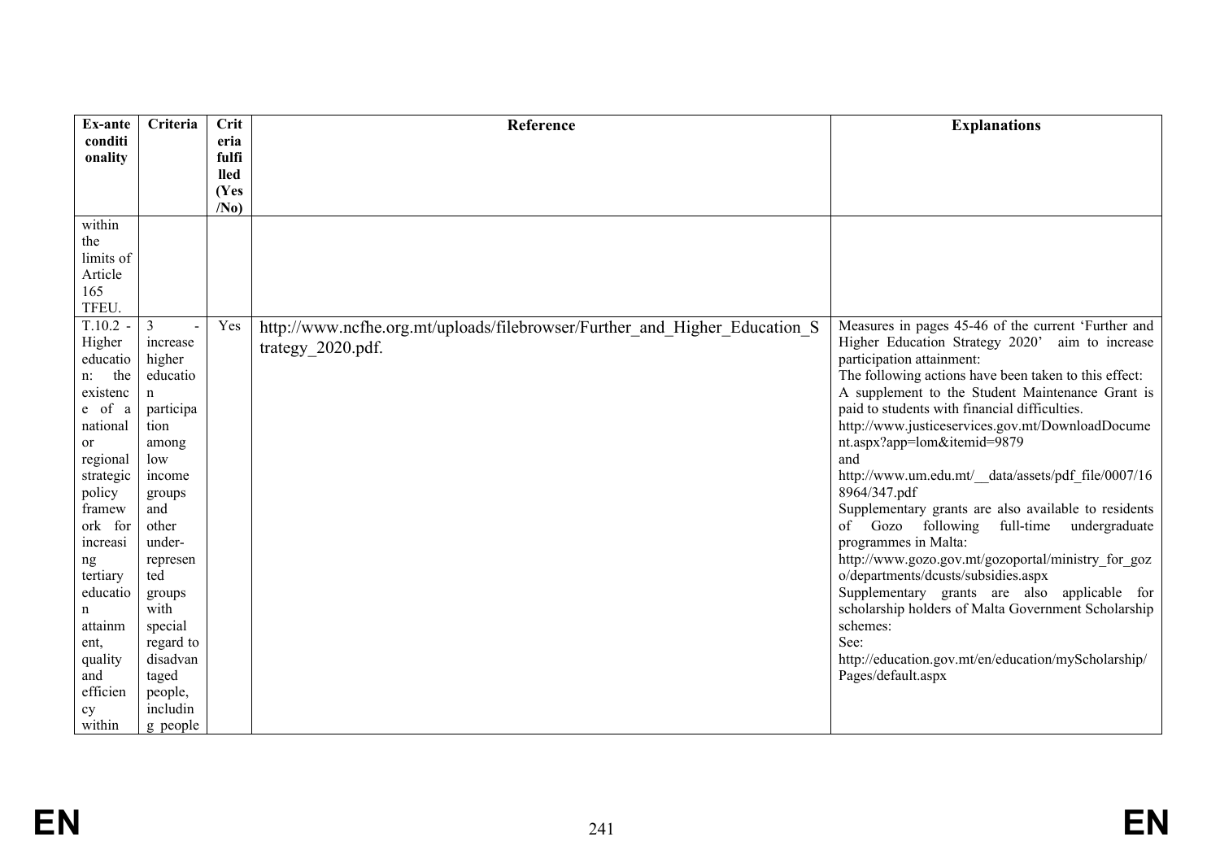| Ex-ante conditionality | Criteria | Criteria fulfilled (Yes/No) | Reference | Explanations |
|---|---|---|---|---|
| within the limits of Article 165 TFEU. | | | | |
| T.10.2 - Higher education: the existence of a national or regional strategic policy framework for increasing tertiary education attainment, quality and efficiency within | 3 - increase higher education participation among low income groups and other under-represented groups with special regard to disadvantaged people, including people | Yes | http://www.ncfhe.org.mt/uploads/filebrowser/Further_and_Higher_Education_Strategy_2020.pdf. | Measures in pages 45-46 of the current 'Further and Higher Education Strategy 2020' aim to increase participation attainment:<br>The following actions have been taken to this effect:<br>A supplement to the Student Maintenance Grant is paid to students with financial difficulties.<br>http://www.justiceservices.gov.mt/DownloadDocument.aspx?app=lom&itemid=9879<br>and<br>http://www.um.edu.mt/__data/assets/pdf_file/0007/168964/347.pdf<br>Supplementary grants are also available to residents of Gozo following full-time undergraduate programmes in Malta:<br>http://www.gozo.gov.mt/gozoportal/ministry_for_gozo/departments/dcusts/subsidies.aspx<br>Supplementary grants are also applicable for scholarship holders of Malta Government Scholarship schemes:<br>See:<br>http://education.gov.mt/en/education/myScholarship/Pages/default.aspx |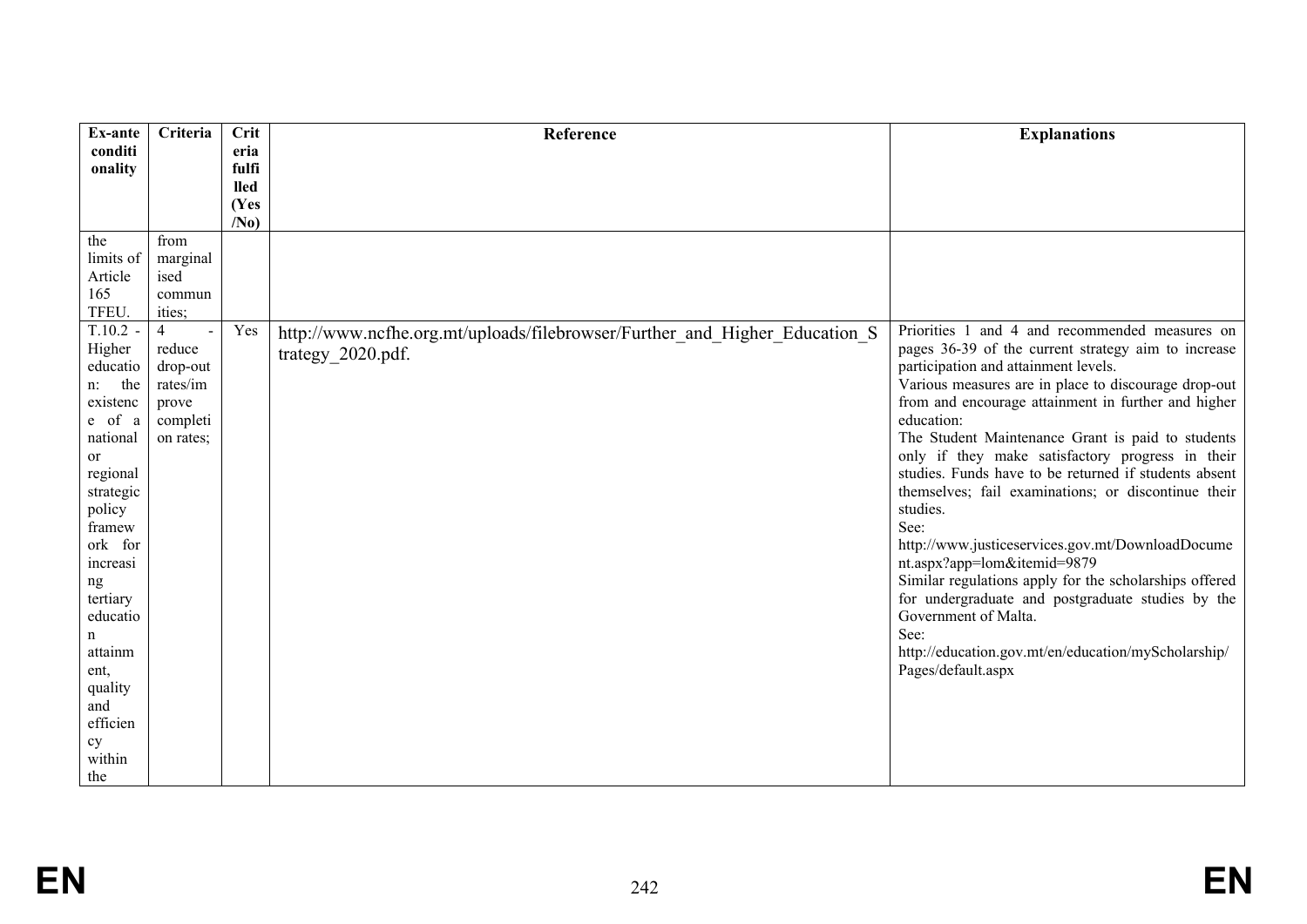| Ex-ante conditionality | Criteria | Criteria fulfilled (Yes/No) | Reference | Explanations |
|---|---|---|---|---|
| the limits of Article 165 TFEU. | from marginalised communities; | | | |
| T.10.2 - Higher education: the existence of a national or regional strategic policy framework for increasing tertiary education attainment, quality and efficiency within the | 4 - reduce drop-out rates/improve completion rates; | Yes | http://www.ncfhe.org.mt/uploads/filebrowser/Further_and_Higher_Education_Strategy_2020.pdf. | Priorities 1 and 4 and recommended measures on pages 36-39 of the current strategy aim to increase participation and attainment levels.<br>Various measures are in place to discourage drop-out from and encourage attainment in further and higher education:<br>The Student Maintenance Grant is paid to students only if they make satisfactory progress in their studies. Funds have to be returned if students absent themselves; fail examinations; or discontinue their studies.<br>See:<br>http://www.justiceservices.gov.mt/DownloadDocument.aspx?app=lom&itemid=9879<br>Similar regulations apply for the scholarships offered for undergraduate and postgraduate studies by the Government of Malta.<br>See:<br>http://education.gov.mt/en/education/myScholarship/Pages/default.aspx |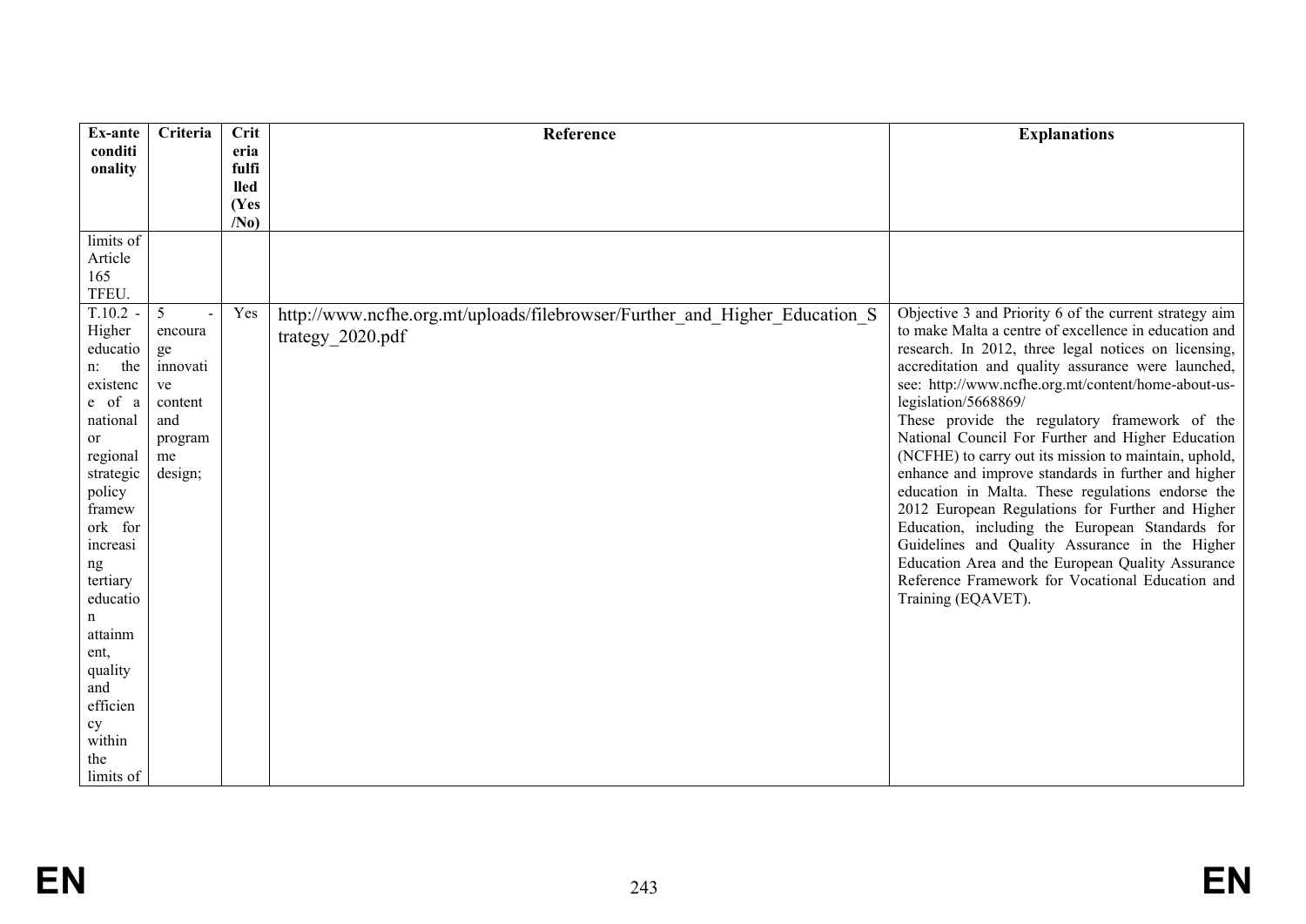| Ex-ante conditionality | Criteria | Criteria fulfilled (Yes/No) | Reference | Explanations |
|---|---|---|---|---|
| limits of Article 165 TFEU. | | | | |
| T.10.2 - Higher education: the existence of a national or regional strategic policy framework for increasing tertiary education attainment, quality and efficiency within the limits of | 5 - encourage innovative content and programme design; | Yes | http://www.ncfhe.org.mt/uploads/filebrowser/Further_and_Higher_Education_Strategy_2020.pdf | Objective 3 and Priority 6 of the current strategy aim to make Malta a centre of excellence in education and research. In 2012, three legal notices on licensing, accreditation and quality assurance were launched, see: http://www.ncfhe.org.mt/content/home-about-us-legislation/5668869/ These provide the regulatory framework of the National Council For Further and Higher Education (NCFHE) to carry out its mission to maintain, uphold, enhance and improve standards in further and higher education in Malta. These regulations endorse the 2012 European Regulations for Further and Higher Education, including the European Standards for Guidelines and Quality Assurance in the Higher Education Area and the European Quality Assurance Reference Framework for Vocational Education and Training (EQAVET). |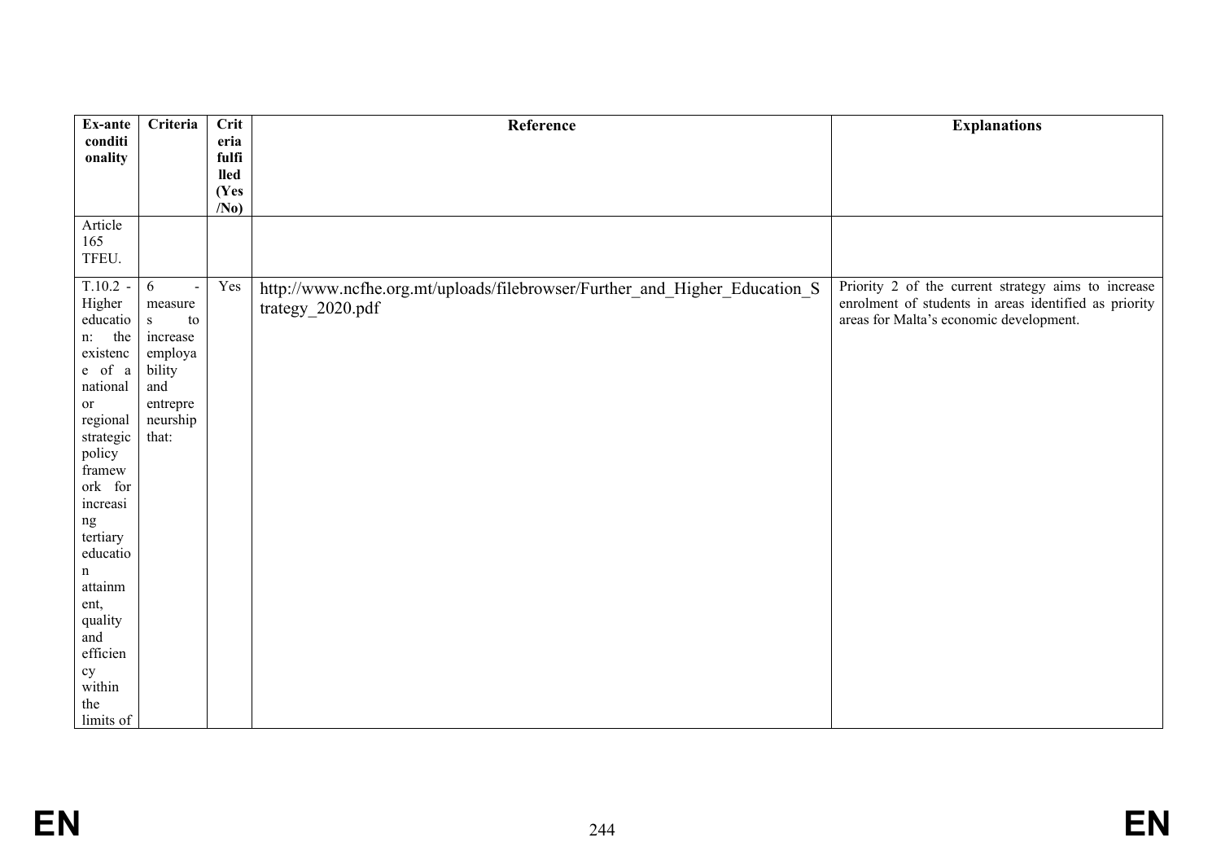| Ex-ante conditionality | Criteria | Criteria fulfilled (Yes/No) | Reference | Explanations |
|---|---|---|---|---|
| Article 165 TFEU. | | | | |
| T.10.2 - Higher education: the existence of a national or regional strategic policy framework for increasing tertiary education attainment, quality and efficiency within the limits of | 6 - measures to increase employability and entrepreneurship that: | Yes | http://www.ncfhe.org.mt/uploads/filebrowser/Further_and_Higher_Education_Strategy_2020.pdf | Priority 2 of the current strategy aims to increase enrolment of students in areas identified as priority areas for Malta's economic development. |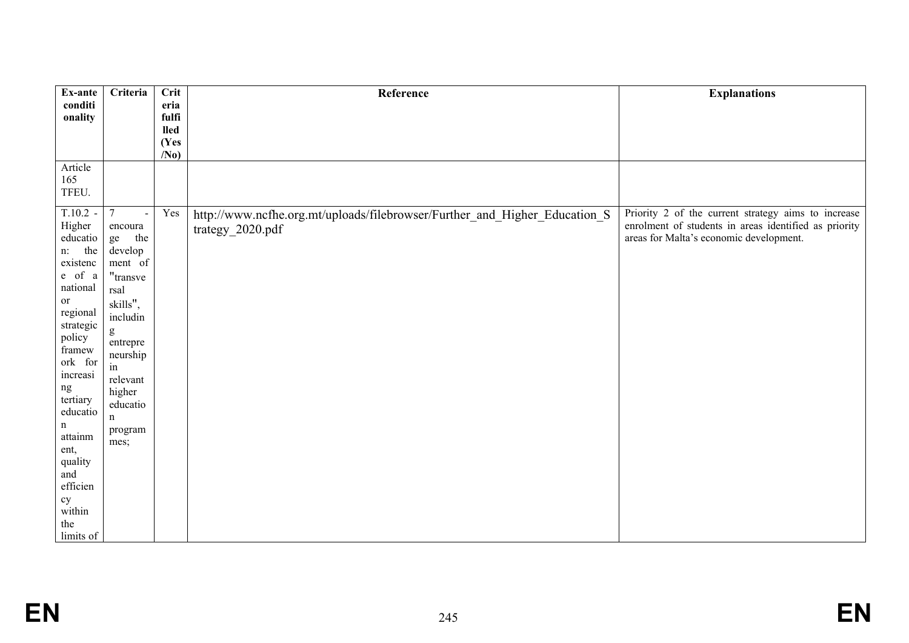| Ex-ante conditionality | Criteria | Criteria fulfilled (Yes/No) | Reference | Explanations |
|---|---|---|---|---|
| Article 165 TFEU. | | | | |
| T.10.2 - Higher education: the existence of a national or regional strategic policy framework for increasing tertiary education attainment, quality and efficiency within the limits of | 7 - encourage the development of "transversal skills", including entrepreneurship in relevant higher education programmes; | Yes | http://www.ncfhe.org.mt/uploads/filebrowser/Further_and_Higher_Education_Strategy_2020.pdf | Priority 2 of the current strategy aims to increase enrolment of students in areas identified as priority areas for Malta's economic development. |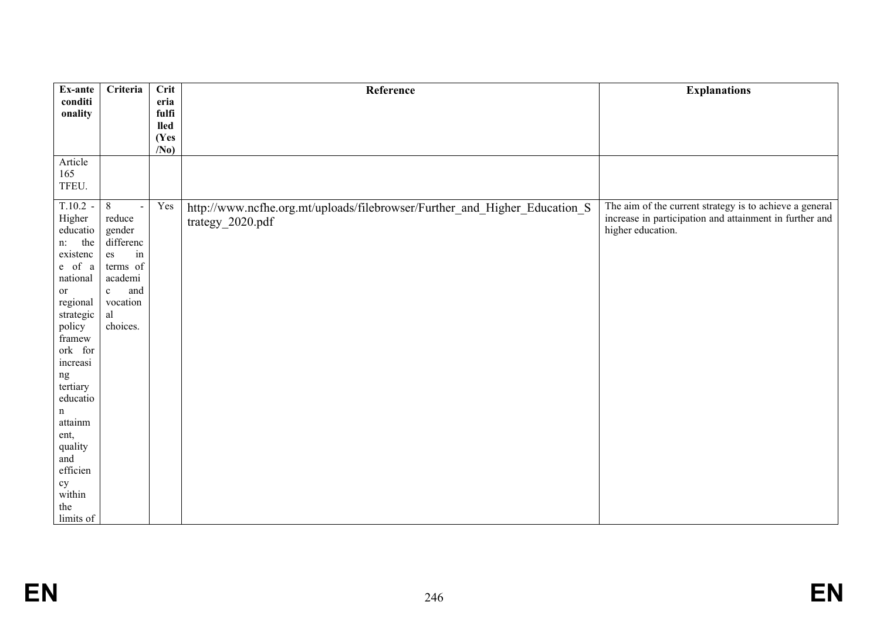| Ex-ante conditionality | Criteria | Criteria fulfilled (Yes/No) | Reference | Explanations |
|---|---|---|---|---|
| Article 165 TFEU. | | | | |
| T.10.2 - Higher education: the existence of a national or regional strategic policy framework for increasing tertiary education attainment, quality and efficiency within the limits of | 8 - reduce gender differences in terms of academic and vocational choices. | Yes | http://www.ncfhe.org.mt/uploads/filebrowser/Further_and_Higher_Education_Strategy_2020.pdf | The aim of the current strategy is to achieve a general increase in participation and attainment in further and higher education. |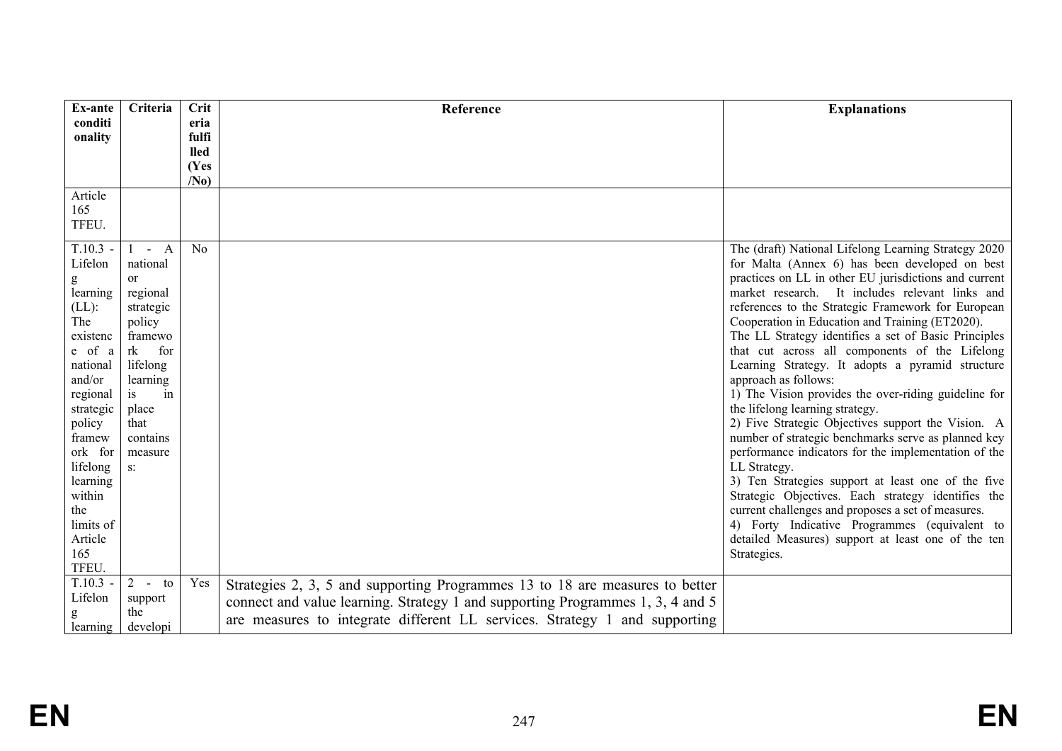| Ex-ante conditionality | Criteria | Criteria fulfilled (Yes/No) | Reference | Explanations |
|---|---|---|---|---|
| Article 165 TFEU. | | | | |
| T.10.3 - Lifelong learning (LL): The existence of a national and/or regional strategic policy framework for lifelong learning within the limits of Article 165 TFEU. | 1 - A national or regional strategic policy framework for lifelong learning is in place that contains measures: | No | | The (draft) National Lifelong Learning Strategy 2020 for Malta (Annex 6) has been developed on best practices on LL in other EU jurisdictions and current market research. It includes relevant links and references to the Strategic Framework for European Cooperation in Education and Training (ET2020).<br>The LL Strategy identifies a set of Basic Principles that cut across all components of the Lifelong Learning Strategy. It adopts a pyramid structure approach as follows:<br>1) The Vision provides the over-riding guideline for the lifelong learning strategy.<br>2) Five Strategic Objectives support the Vision. A number of strategic benchmarks serve as planned key performance indicators for the implementation of the LL Strategy.<br>3) Ten Strategies support at least one of the five Strategic Objectives. Each strategy identifies the current challenges and proposes a set of measures.<br>4) Forty Indicative Programmes (equivalent to detailed Measures) support at least one of the ten Strategies. |
| T.10.3 - Lifelong learning | 2 - to support the developi | Yes | Strategies 2, 3, 5 and supporting Programmes 13 to 18 are measures to better connect and value learning. Strategy 1 and supporting Programmes 1, 3, 4 and 5 are measures to integrate different LL services. Strategy 1 and supporting | |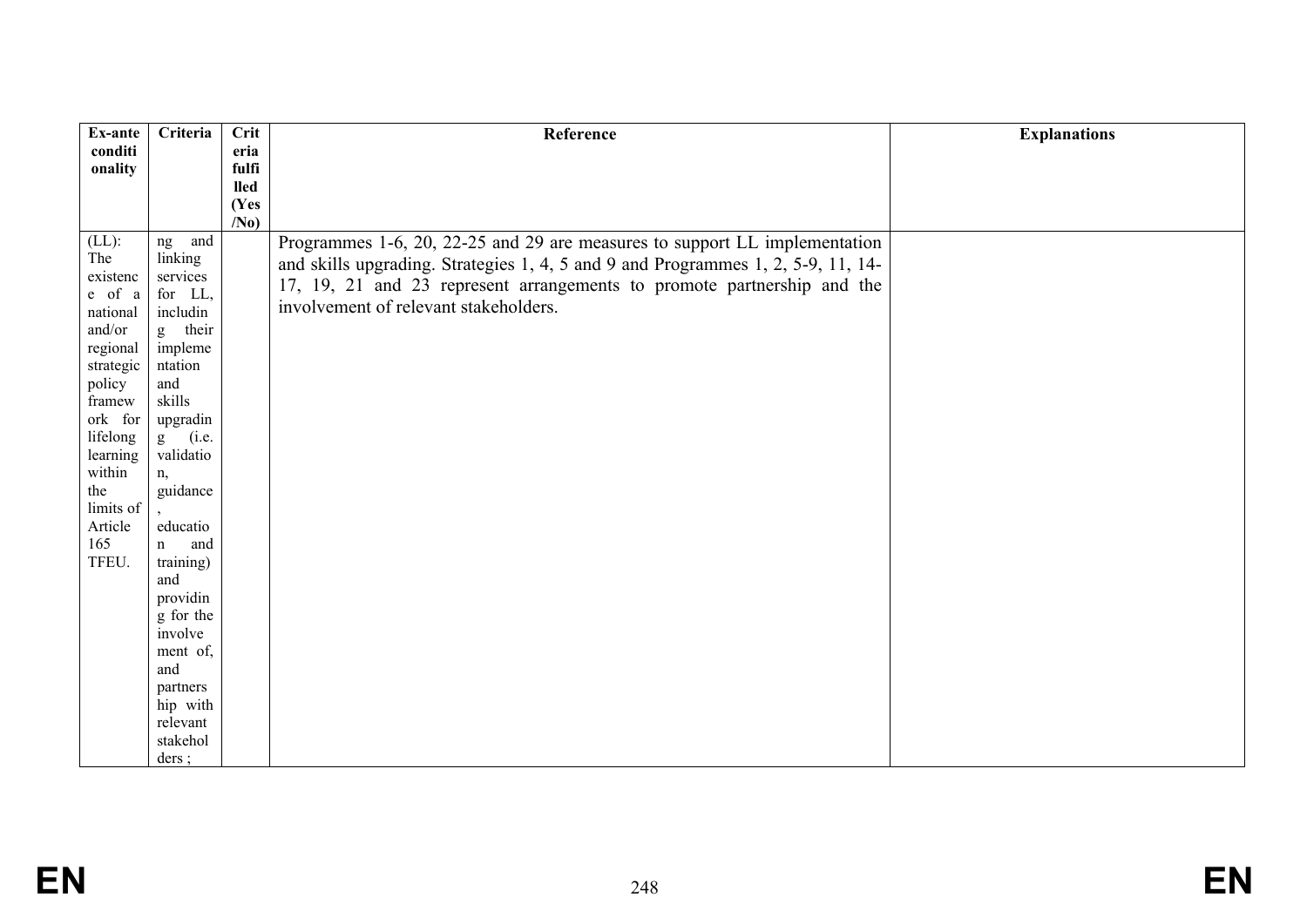| Ex-ante conditionality | Criteria | Criteria fulfilled (Yes/No) | Reference | Explanations |
|---|---|---|---|---|
| (LL): The existence of a national and/or regional strategic policy framework for lifelong learning within the limits of Article 165 TFEU. | ng and linking services for LL, including their implementation and skills upgrading (i.e. validation, guidance, education and training) and providing for the involvement of, and partnership with relevant stakeholders ; | | Programmes 1-6, 20, 22-25 and 29 are measures to support LL implementation and skills upgrading. Strategies 1, 4, 5 and 9 and Programmes 1, 2, 5-9, 11, 14-17, 19, 21 and 23 represent arrangements to promote partnership and the involvement of relevant stakeholders. | |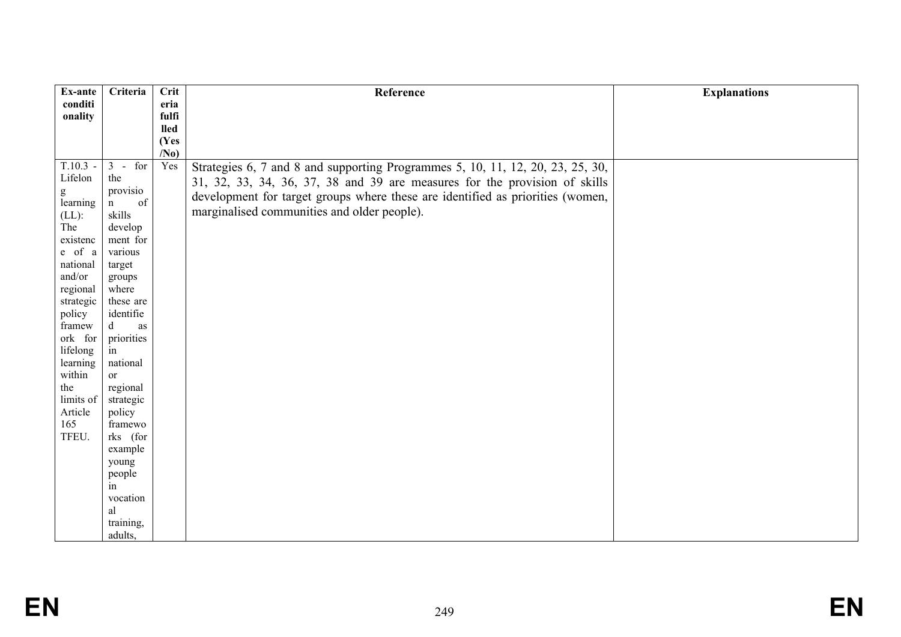| Ex-ante conditionality | Criteria | Criteria fulfilled (Yes/No) | Reference | Explanations |
|---|---|---|---|---|
| T.10.3 - Lifelong learning (LL): The existence of a national and/or regional strategic policy framework for lifelong learning within the limits of Article 165 TFEU. | 3 - for the provision of skills development for various target groups where these are identified as priorities in national or regional strategic policy frameworks (for example young people in vocational training, adults, | Yes | Strategies 6, 7 and 8 and supporting Programmes 5, 10, 11, 12, 20, 23, 25, 30, 31, 32, 33, 34, 36, 37, 38 and 39 are measures for the provision of skills development for target groups where these are identified as priorities (women, marginalised communities and older people). | |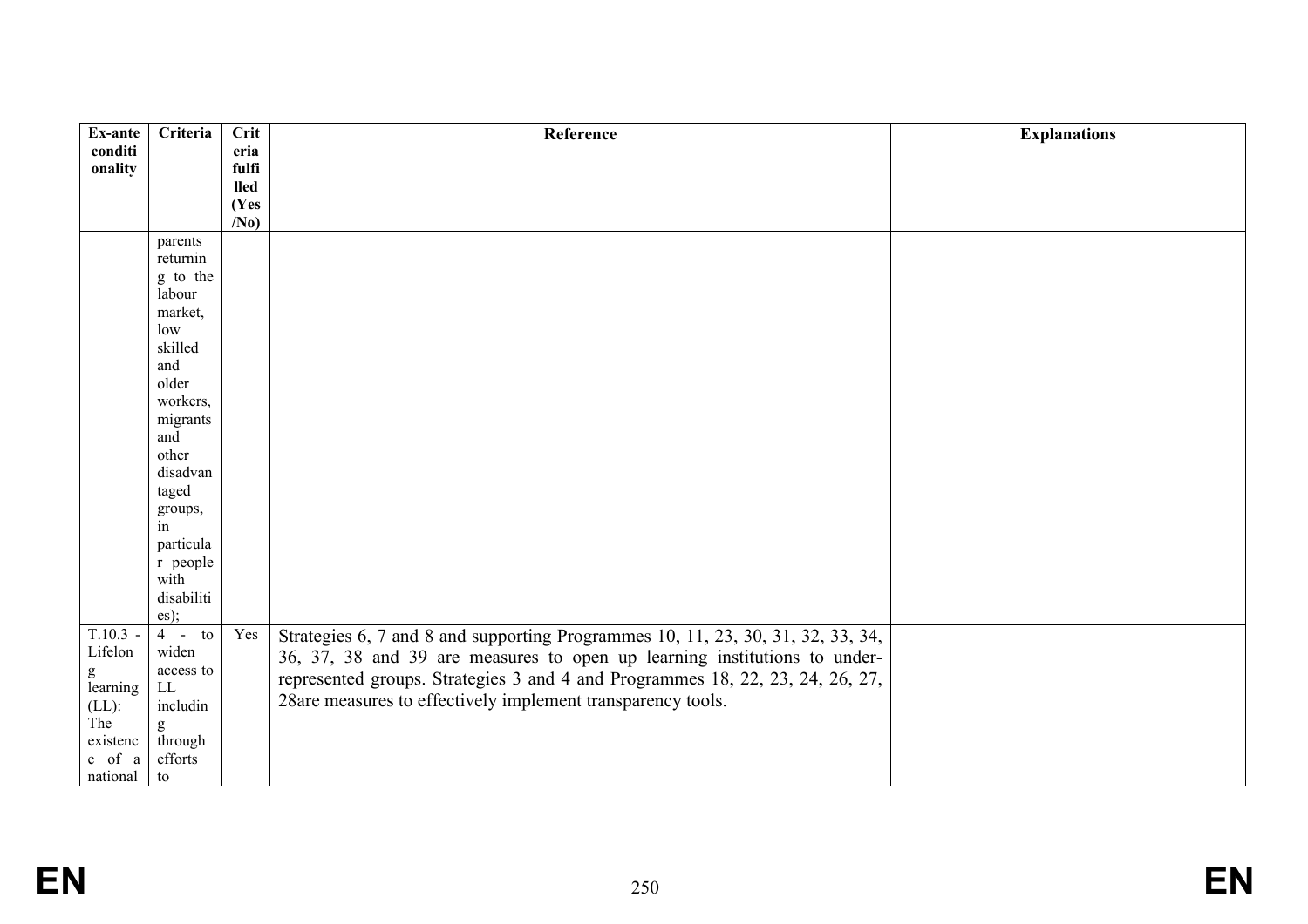| Ex-ante conditionality | Criteria | Criteria fulfilled (Yes/No) | Reference | Explanations |
|---|---|---|---|---|
| | parents returning to the labour market, low skilled and older workers, migrants and other disadvantaged groups, in particular people with disabilities); | | | |
| T.10.3 - Lifelong learning (LL): The existence of a national | 4 - to widen access to LL including through efforts to | Yes | Strategies 6, 7 and 8 and supporting Programmes 10, 11, 23, 30, 31, 32, 33, 34, 36, 37, 38 and 39 are measures to open up learning institutions to under-represented groups. Strategies 3 and 4 and Programmes 18, 22, 23, 24, 26, 27, 28are measures to effectively implement transparency tools. | |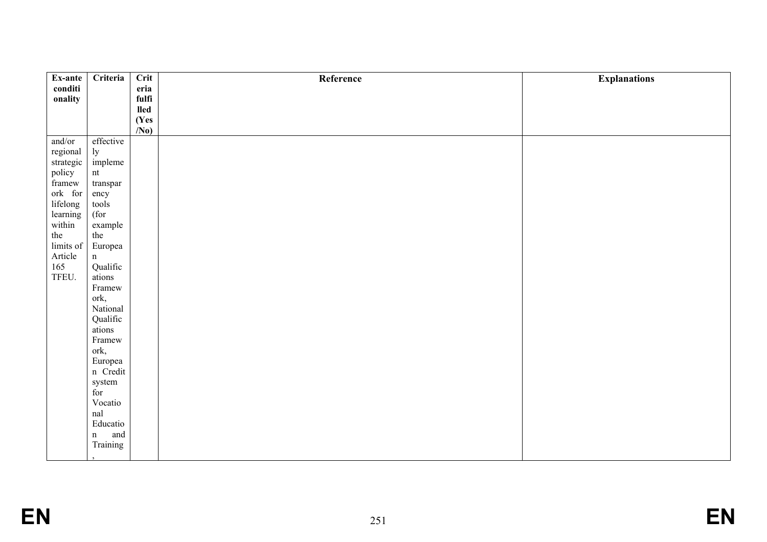| Ex-ante conditionality | Criteria | Criteria fulfilled (Yes/No) | Reference | Explanations |
| --- | --- | --- | --- | --- |
| and/or regional strategic policy framework for lifelong learning within the limits of Article 165 TFEU. | effectively implement transparency tools (for example the European Qualifications Framework, National Qualifications Framework, European Credit system for Vocational Education and Training, | | | |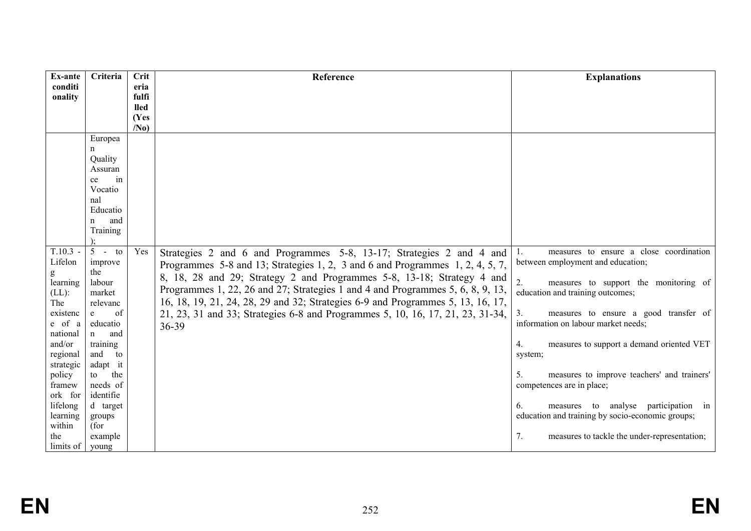| Ex-ante conditionality | Criteria | Criteria fulfilled (Yes/No) | Reference | Explanations |
| --- | --- | --- | --- | --- |
| | European Quality Assurance in Vocational Education and Training ); | | | |
| T.10.3 - Lifelong learning (LL): The existence of a national and/or regional strategic policy framework for lifelong learning within the limits of | 5 - to improve the labour market relevance of education and training and to adapt it to the needs of identified target groups (for example young | Yes | Strategies 2 and 6 and Programmes 5-8, 13-17; Strategies 2 and 4 and Programmes 5-8 and 13; Strategies 1, 2, 3 and 6 and Programmes 1, 2, 4, 5, 7, 8, 18, 28 and 29; Strategy 2 and Programmes 5-8, 13-18; Strategy 4 and Programmes 1, 22, 26 and 27; Strategies 1 and 4 and Programmes 5, 6, 8, 9, 13, 16, 18, 19, 21, 24, 28, 29 and 32; Strategies 6-9 and Programmes 5, 13, 16, 17, 21, 23, 31 and 33; Strategies 6-8 and Programmes 5, 10, 16, 17, 21, 23, 31-34, 36-39 | 1. measures to ensure a close coordination between employment and education;<br><br>2. measures to support the monitoring of education and training outcomes;<br><br>3. measures to ensure a good transfer of information on labour market needs;<br><br>4. measures to support a demand oriented VET system;<br><br>5. measures to improve teachers' and trainers' competences are in place;<br><br>6. measures to analyse participation in education and training by socio-economic groups;<br><br>7. measures to tackle the under-representation; |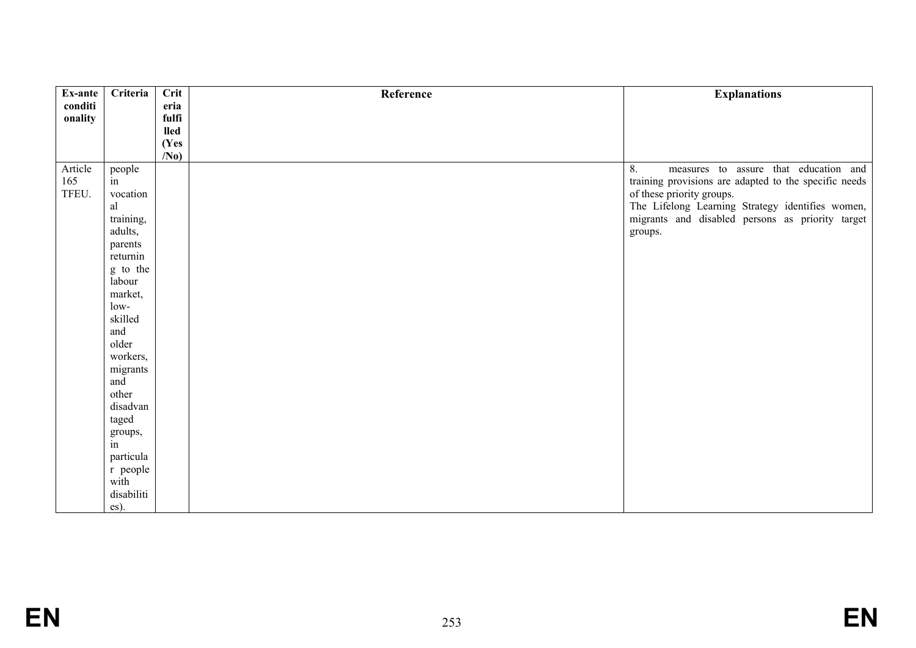| Ex-ante conditionality | Criteria | Criteria fulfilled (Yes/No) | Reference | Explanations |
|---|---|---|---|---|
| Article 165 TFEU. | people in vocational training, adults, parents returning to the labour market, low-skilled and older workers, migrants and other disadvantaged groups, in particular people with disabilities). | | | 8. measures to assure that education and training provisions are adapted to the specific needs of these priority groups.<br>The Lifelong Learning Strategy identifies women, migrants and disabled persons as priority target groups. |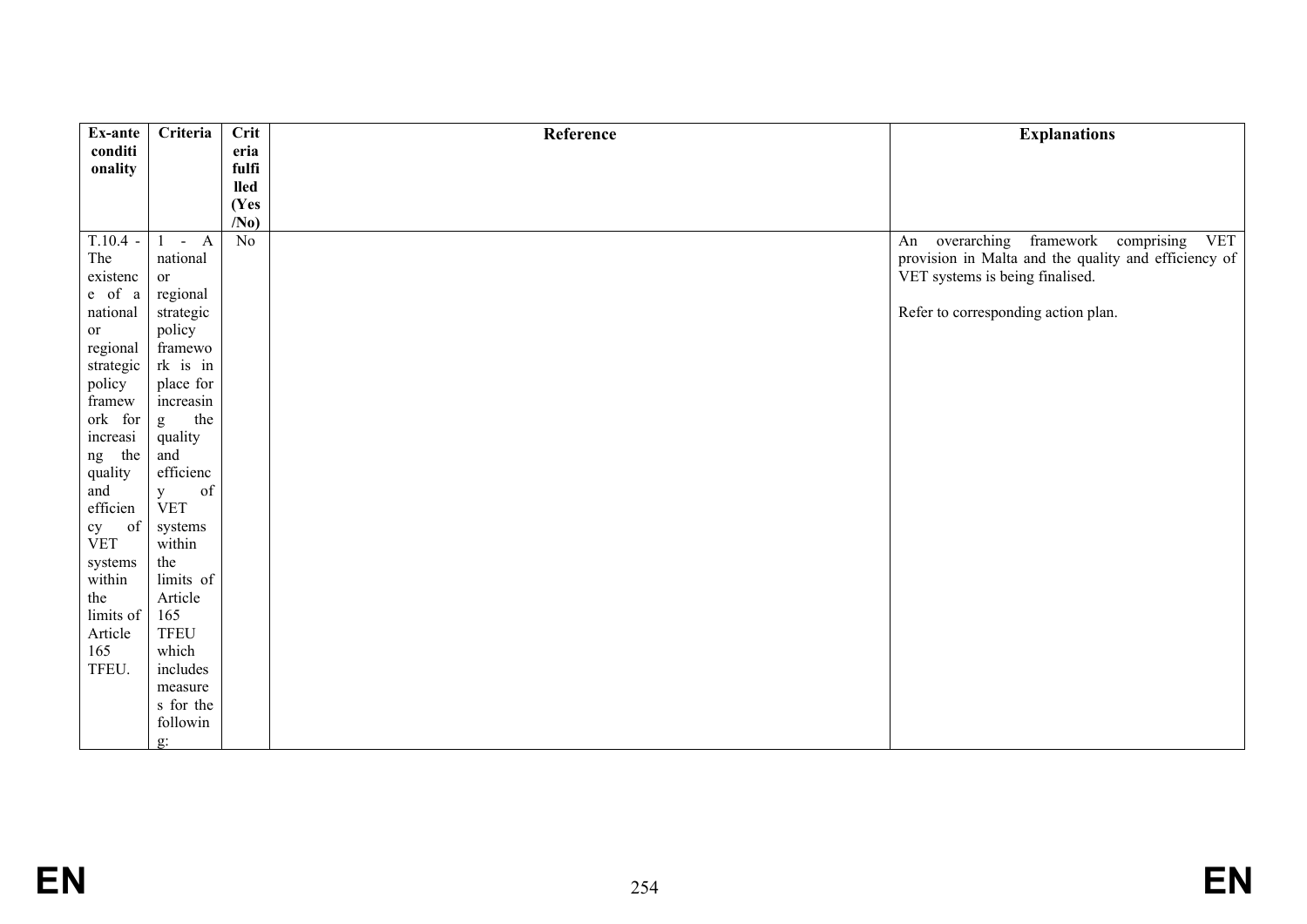| Ex-ante conditionality | Criteria | Criteria fulfilled (Yes/No) | Reference | Explanations |
|---|---|---|---|---|
| T.10.4 - The existence of a national or regional strategic policy framework for increasing the quality and efficiency of VET systems within the limits of Article 165 TFEU. | 1 - A national or regional strategic policy framework is in place for increasing the quality and efficiency of VET systems within the limits of Article 165 TFEU which includes measures for the following: | No | | An overarching framework comprising VET provision in Malta and the quality and efficiency of VET systems is being finalised.<br><br>Refer to corresponding action plan. |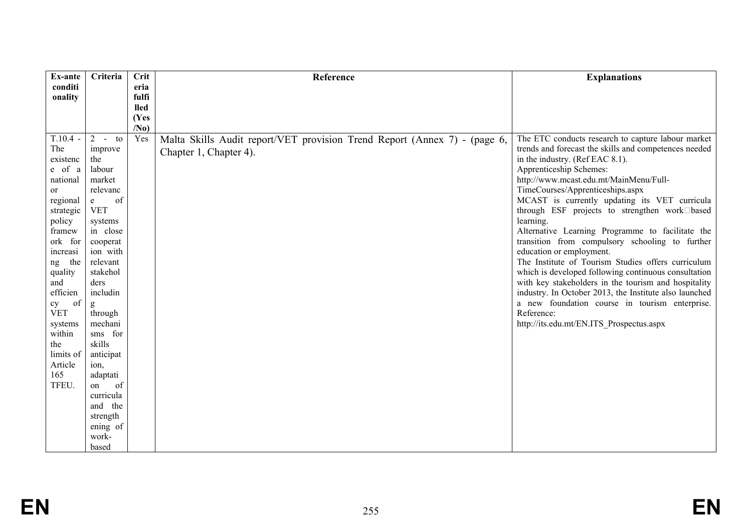| Ex-ante conditionality | Criteria | Criteria fulfilled (Yes/No) | Reference | Explanations |
|---|---|---|---|---|
| T.10.4 - The existence of a national or regional strategic policy framework for increasing the quality and efficiency of VET systems within the limits of Article 165 TFEU. | 2 - to improve the labour market relevance of VET systems in close cooperation with relevant stakeholders including through mechanisms for skills anticipation, adaptation of curricula and the strengthening of work-based | Yes | Malta Skills Audit report/VET provision Trend Report (Annex 7) - (page 6, Chapter 1, Chapter 4). | The ETC conducts research to capture labour market trends and forecast the skills and competences needed in the industry. (Ref EAC 8.1).<br>Apprenticeship Schemes:<br>http://www.mcast.edu.mt/MainMenu/Full-TimeCourses/Apprenticeships.aspx<br>MCAST is currently updating its VET curricula through ESF projects to strengthen work-based learning.<br>Alternative Learning Programme to facilitate the transition from compulsory schooling to further education or employment.<br>The Institute of Tourism Studies offers curriculum which is developed following continuous consultation with key stakeholders in the tourism and hospitality industry. In October 2013, the Institute also launched a new foundation course in tourism enterprise.<br>Reference:<br>http://its.edu.mt/EN.ITS_Prospectus.aspx |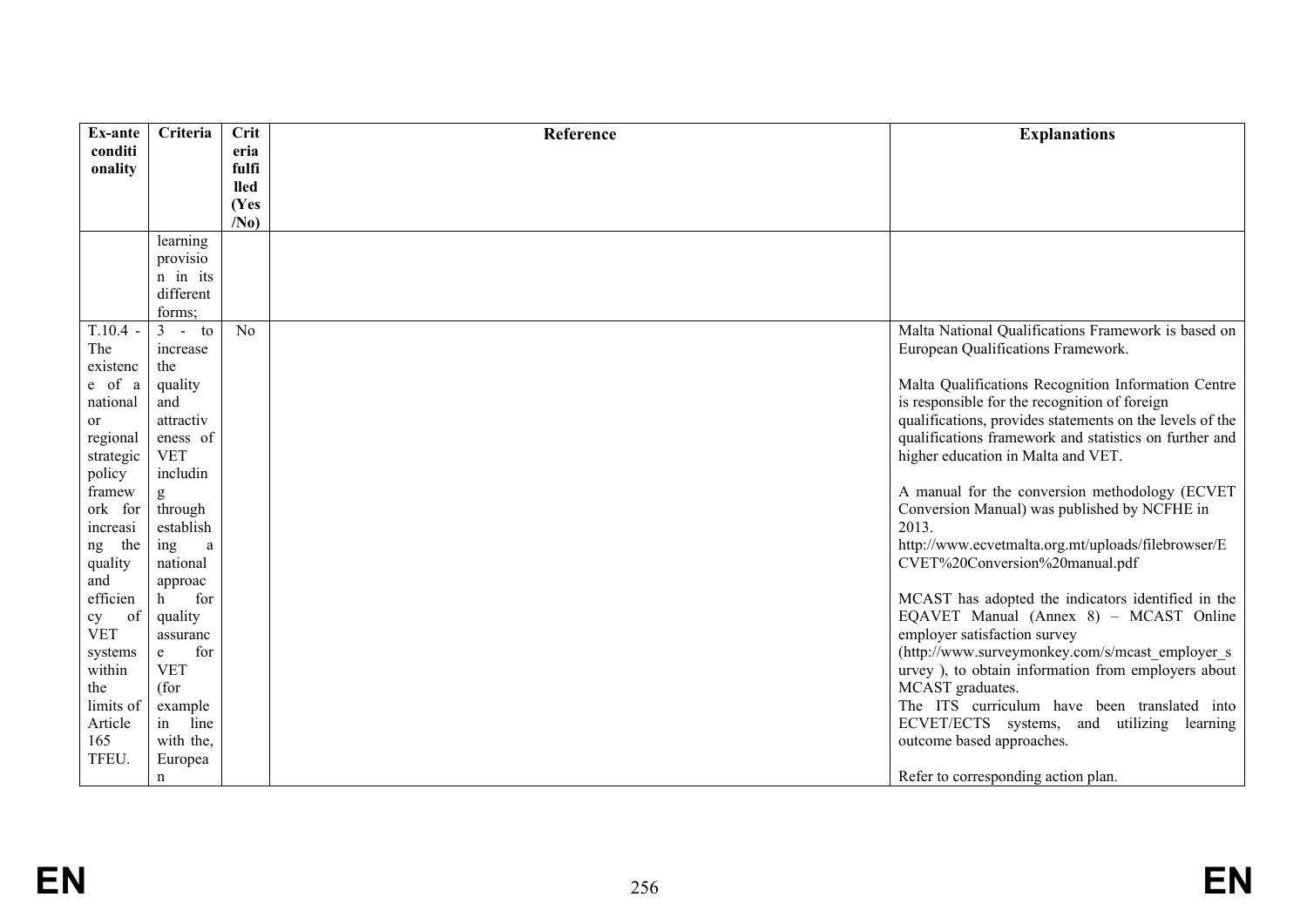| Ex-ante conditionality | Criteria | Criteria fulfilled (Yes/No) | Reference | Explanations |
|---|---|---|---|---|
| | learning provision in its different forms; | | | |
| T.10.4 - The existence of a national or regional strategic policy framework for increasing the quality and efficiency of VET systems within the limits of Article 165 TFEU. | 3 - to increase the quality and attractiveness of VET including through establishing a national approach for quality assurance for VET (for example in line with the, European | No | | Malta National Qualifications Framework is based on European Qualifications Framework.<br><br>Malta Qualifications Recognition Information Centre is responsible for the recognition of foreign qualifications, provides statements on the levels of the qualifications framework and statistics on further and higher education in Malta and VET.<br><br>A manual for the conversion methodology (ECVET Conversion Manual) was published by NCFHE in 2013.<br>http://www.ecvetmalta.org.mt/uploads/filebrowser/ECVET%20Conversion%20manual.pdf<br><br>MCAST has adopted the indicators identified in the EQAVET Manual (Annex 8) – MCAST Online employer satisfaction survey (http://www.surveymonkey.com/s/mcast_employer_survey ), to obtain information from employers about MCAST graduates.<br>The ITS curriculum have been translated into ECVET/ECTS systems, and utilizing learning outcome based approaches.<br><br>Refer to corresponding action plan. |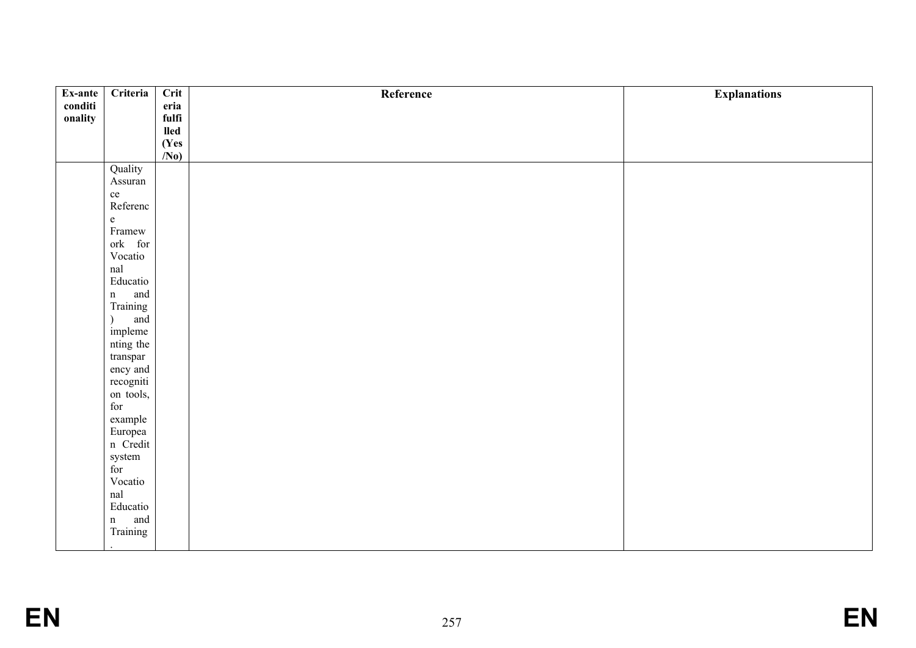| Ex-ante conditionality | Criteria | Criteria fulfilled (Yes/No) | Reference | Explanations |
| --- | --- | --- | --- | --- |
| | Quality Assurance Reference Framework for Vocational Education and Training) and implementing the transparency and recognition tools, for example European Credit system for Vocational Education and Training. | | | |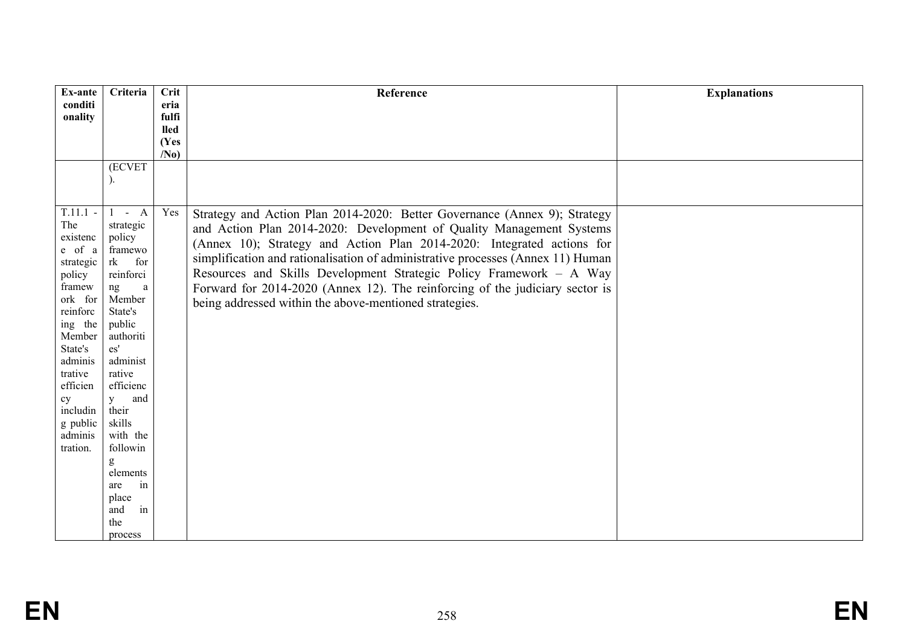| Ex-ante conditionality | Criteria | Criteria fulfilled (Yes/No) | Reference | Explanations |
|---|---|---|---|---|
| | (ECVET). | | | |
| T.11.1 - The existence of a strategic policy framework for reinforcing the Member State's administrative efficiency including public administration. | 1 - A strategic policy framework for reinforcing a Member State's public authorities' administrative efficiency and their skills with the following elements are in place and in the process | Yes | Strategy and Action Plan 2014-2020: Better Governance (Annex 9); Strategy and Action Plan 2014-2020: Development of Quality Management Systems (Annex 10); Strategy and Action Plan 2014-2020: Integrated actions for simplification and rationalisation of administrative processes (Annex 11) Human Resources and Skills Development Strategic Policy Framework – A Way Forward for 2014-2020 (Annex 12). The reinforcing of the judiciary sector is being addressed within the above-mentioned strategies. | |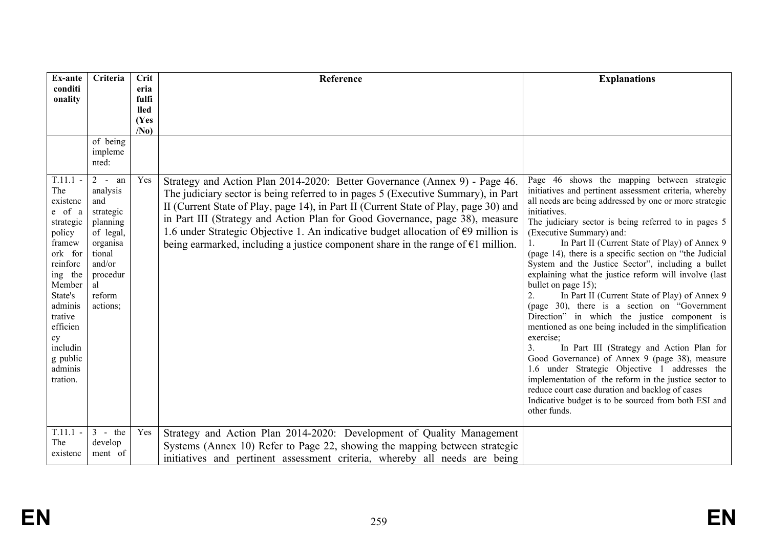| Ex-ante conditionality | Criteria | Criteria fulfilled (Yes/No) | Reference | Explanations |
|---|---|---|---|---|
| | of being implemented: | | | |
| T.11.1 - The existence of a strategic policy framework for reinforcing the Member State's administrative efficiency including public administration. | 2 - an analysis and strategic planning of legal, organisational and/or procedural reform actions; | Yes | Strategy and Action Plan 2014-2020: Better Governance (Annex 9) - Page 46. The judiciary sector is being referred to in pages 5 (Executive Summary), in Part II (Current State of Play, page 14), in Part II (Current State of Play, page 30) and in Part III (Strategy and Action Plan for Good Governance, page 38), measure 1.6 under Strategic Objective 1. An indicative budget allocation of €9 million is being earmarked, including a justice component share in the range of €1 million. | Page 46 shows the mapping between strategic initiatives and pertinent assessment criteria, whereby all needs are being addressed by one or more strategic initiatives.<br>The judiciary sector is being referred to in pages 5 (Executive Summary) and:<br>1. In Part II (Current State of Play) of Annex 9 (page 14), there is a specific section on "the Judicial System and the Justice Sector", including a bullet explaining what the justice reform will involve (last bullet on page 15);<br>2. In Part II (Current State of Play) of Annex 9 (page 30), there is a section on "Government Direction" in which the justice component is mentioned as one being included in the simplification exercise;<br>3. In Part III (Strategy and Action Plan for Good Governance) of Annex 9 (page 38), measure 1.6 under Strategic Objective 1 addresses the implementation of the reform in the justice sector to reduce court case duration and backlog of cases<br>Indicative budget is to be sourced from both ESI and other funds. |
| T.11.1 - The existenc | 3 - the development of | Yes | Strategy and Action Plan 2014-2020: Development of Quality Management Systems (Annex 10) Refer to Page 22, showing the mapping between strategic initiatives and pertinent assessment criteria, whereby all needs are being | |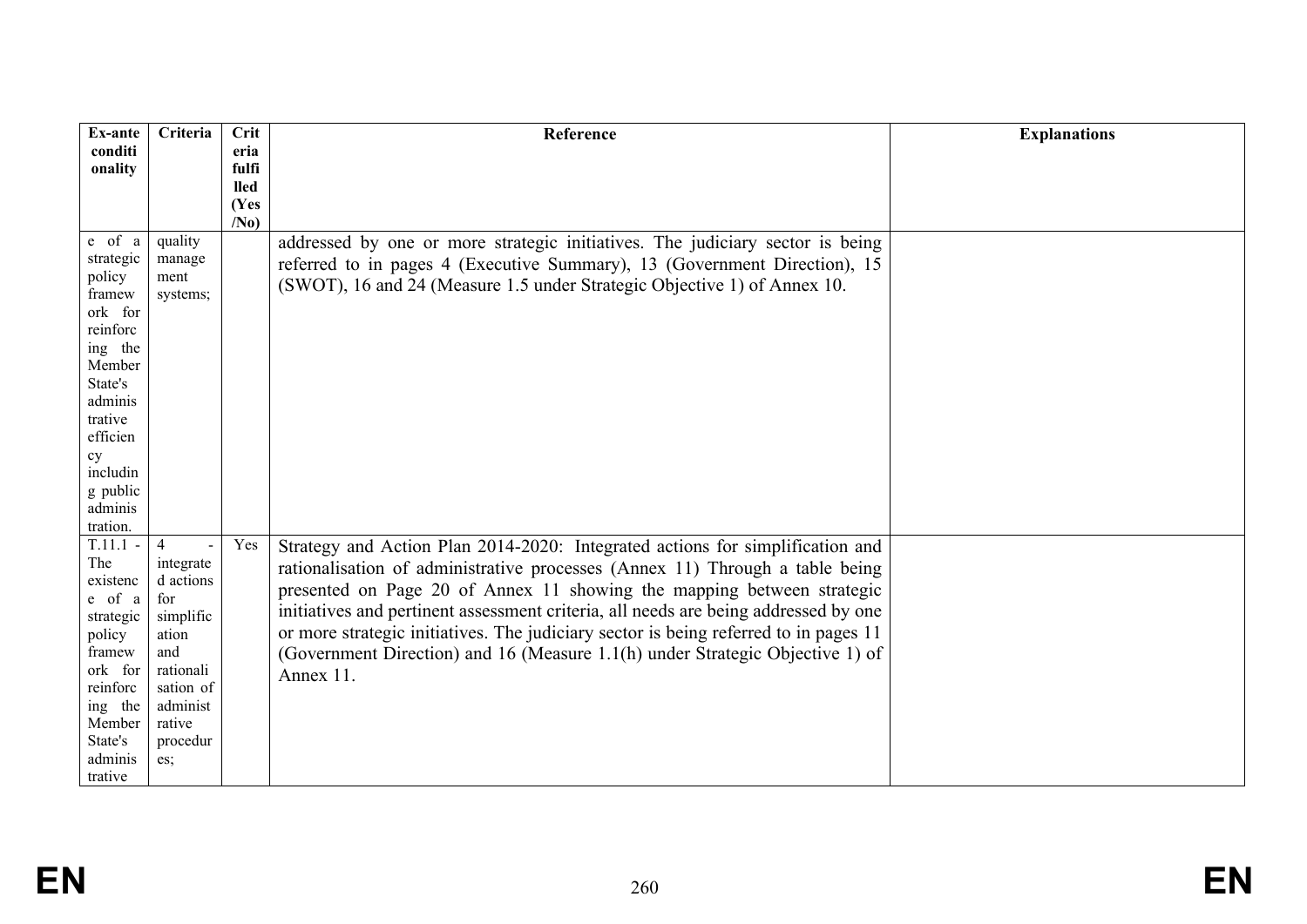| Ex-ante conditionality | Criteria | Criteria fulfilled (Yes/No) | Reference | Explanations |
|---|---|---|---|---|
| e of a strategic policy framework for reinforcing the Member State's administrative efficiency including public administration. | quality management systems; | | addressed by one or more strategic initiatives. The judiciary sector is being referred to in pages 4 (Executive Summary), 13 (Government Direction), 15 (SWOT), 16 and 24 (Measure 1.5 under Strategic Objective 1) of Annex 10. | |
| T.11.1 - The existence of a strategic policy framework for reinforcing the Member State's administrative | 4 - integrated actions for simplification and rationalisation of administrative procedures; | Yes | Strategy and Action Plan 2014-2020: Integrated actions for simplification and rationalisation of administrative processes (Annex 11) Through a table being presented on Page 20 of Annex 11 showing the mapping between strategic initiatives and pertinent assessment criteria, all needs are being addressed by one or more strategic initiatives. The judiciary sector is being referred to in pages 11 (Government Direction) and 16 (Measure 1.1(h) under Strategic Objective 1) of Annex 11. | |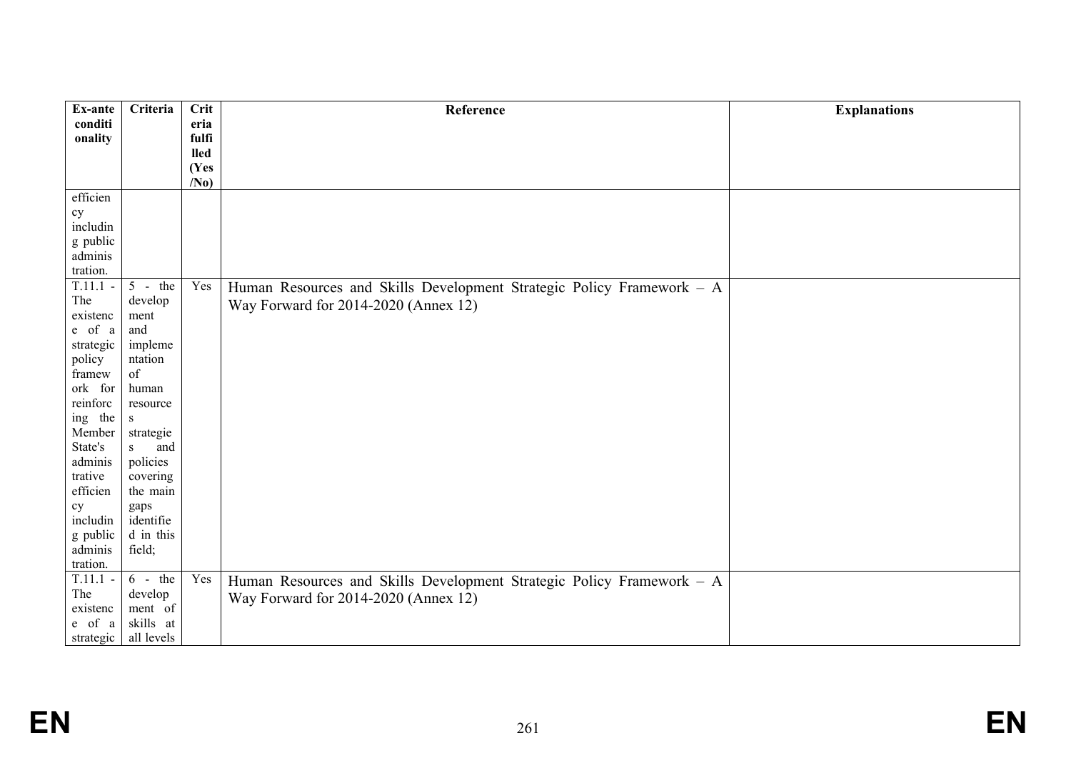| Ex-ante conditionality | Criteria | Criteria fulfilled (Yes/No) | Reference | Explanations |
| --- | --- | --- | --- | --- |
| efficiency including public administration. | | | | |
| T.11.1 - The existence of a strategic policy framework for reinforcing the Member State's administrative efficiency including public administration. | 5 - the development and implementation of human resources strategies and policies covering the main gaps identified in this field; | Yes | Human Resources and Skills Development Strategic Policy Framework – A Way Forward for 2014-2020 (Annex 12) | |
| T.11.1 - The existence of a strategic | 6 - the development of skills at all levels | Yes | Human Resources and Skills Development Strategic Policy Framework – A Way Forward for 2014-2020 (Annex 12) | |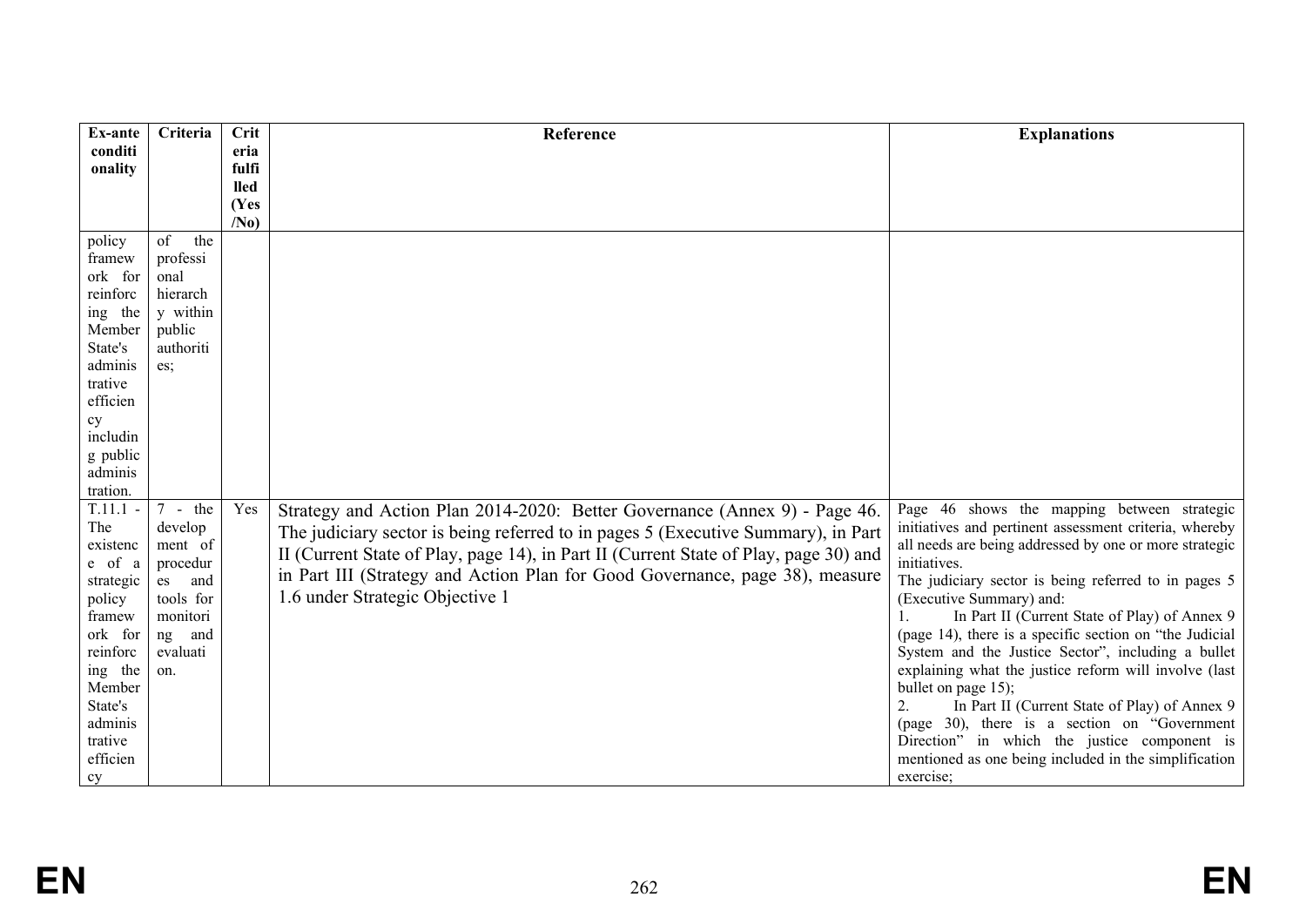| Ex-ante conditionality | Criteria | Criteria fulfilled (Yes/No) | Reference | Explanations |
|---|---|---|---|---|
| policy framework for reinforcing the Member State's administrative efficiency including public administration. | of the professional hierarchy within public authorities; | | | |
| T.11.1 - The existence of a strategic policy framework for reinforcing the Member State's administrative efficiency | 7 - the development of procedures and tools for monitoring and evaluation. | Yes | Strategy and Action Plan 2014-2020: Better Governance (Annex 9) - Page 46. The judiciary sector is being referred to in pages 5 (Executive Summary), in Part II (Current State of Play, page 14), in Part II (Current State of Play, page 30) and in Part III (Strategy and Action Plan for Good Governance, page 38), measure 1.6 under Strategic Objective 1 | Page 46 shows the mapping between strategic initiatives and pertinent assessment criteria, whereby all needs are being addressed by one or more strategic initiatives.<br>The judiciary sector is being referred to in pages 5 (Executive Summary) and:<br>1. In Part II (Current State of Play) of Annex 9 (page 14), there is a specific section on "the Judicial System and the Justice Sector", including a bullet explaining what the justice reform will involve (last bullet on page 15);<br>2. In Part II (Current State of Play) of Annex 9 (page 30), there is a section on "Government Direction" in which the justice component is mentioned as one being included in the simplification exercise; |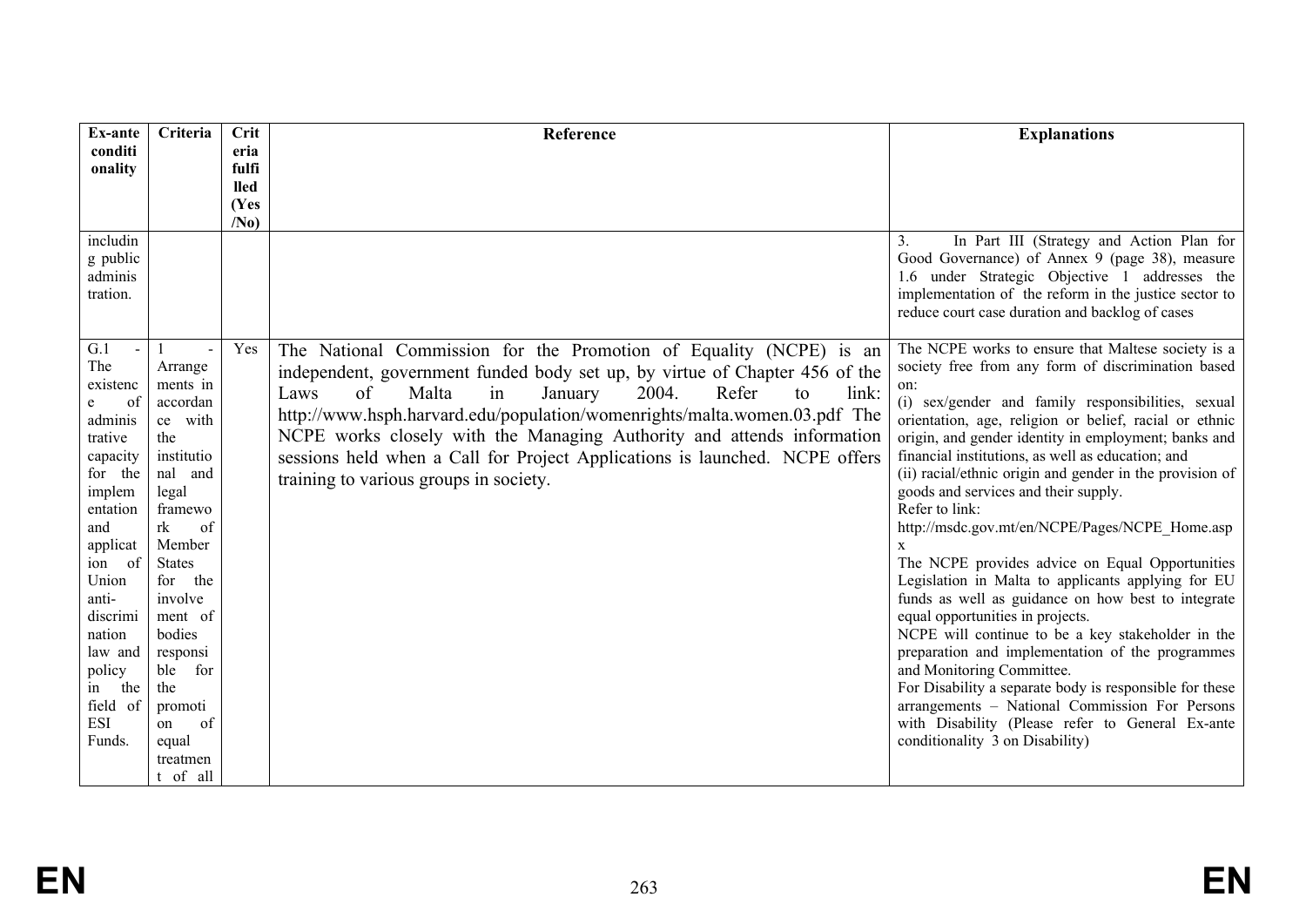| Ex-ante conditionality | Criteria | Criteria fulfilled (Yes /No) | Reference | Explanations |
|---|---|---|---|---|
| including public administration. | | | | 3. In Part III (Strategy and Action Plan for Good Governance) of Annex 9 (page 38), measure 1.6 under Strategic Objective 1 addresses the implementation of the reform in the justice sector to reduce court case duration and backlog of cases |
| G.1 - The existence of administrative capacity for the implementation and application of Union anti-discrimination law and policy in the field of ESI Funds. | 1 - Arrangements in accordance with the institutional and legal framework of Member States for the involvement of bodies responsible for the promotion of equal treatment of all | Yes | The National Commission for the Promotion of Equality (NCPE) is an independent, government funded body set up, by virtue of Chapter 456 of the Laws of Malta in January 2004. Refer to link: http://www.hsph.harvard.edu/population/womenrights/malta.women.03.pdf The NCPE works closely with the Managing Authority and attends information sessions held when a Call for Project Applications is launched. NCPE offers training to various groups in society. | The NCPE works to ensure that Maltese society is a society free from any form of discrimination based on:<br>(i) sex/gender and family responsibilities, sexual orientation, age, religion or belief, racial or ethnic origin, and gender identity in employment; banks and financial institutions, as well as education; and<br>(ii) racial/ethnic origin and gender in the provision of goods and services and their supply.<br>Refer to link:<br>http://msdc.gov.mt/en/NCPE/Pages/NCPE_Home.aspx<br>The NCPE provides advice on Equal Opportunities Legislation in Malta to applicants applying for EU funds as well as guidance on how best to integrate equal opportunities in projects.<br>NCPE will continue to be a key stakeholder in the preparation and implementation of the programmes and Monitoring Committee.<br>For Disability a separate body is responsible for these arrangements – National Commission For Persons with Disability (Please refer to General Ex-ante conditionality 3 on Disability) |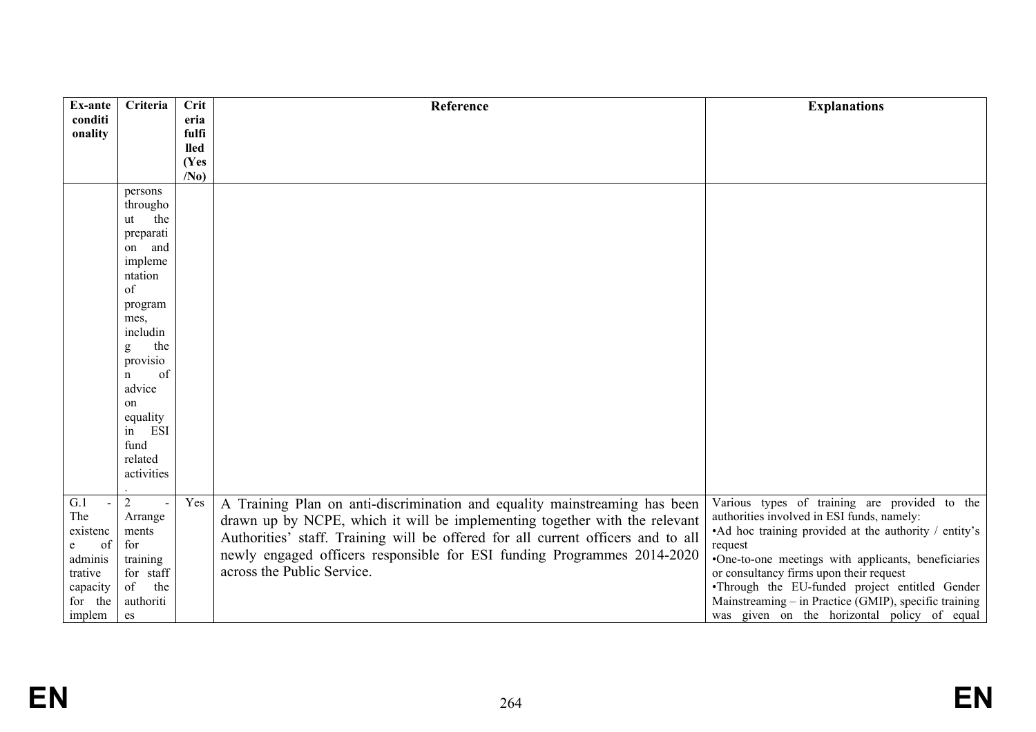| Ex-ante conditionality | Criteria | Criteria fulfilled (Yes/No) | Reference | Explanations |
|---|---|---|---|---|
| | persons throughout the preparation and implementation of programmes, including the provision of advice on equality in ESI fund related activities. | | | |
| G.1 - The existence of administrative capacity for the implem | 2 - Arrangements for training for staff of the authorities | Yes | A Training Plan on anti-discrimination and equality mainstreaming has been drawn up by NCPE, which it will be implementing together with the relevant Authorities' staff. Training will be offered for all current officers and to all newly engaged officers responsible for ESI funding Programmes 2014-2020 across the Public Service. | Various types of training are provided to the authorities involved in ESI funds, namely:<br>•Ad hoc training provided at the authority / entity's request<br>•One-to-one meetings with applicants, beneficiaries or consultancy firms upon their request<br>•Through the EU-funded project entitled Gender Mainstreaming – in Practice (GMIP), specific training was given on the horizontal policy of equal |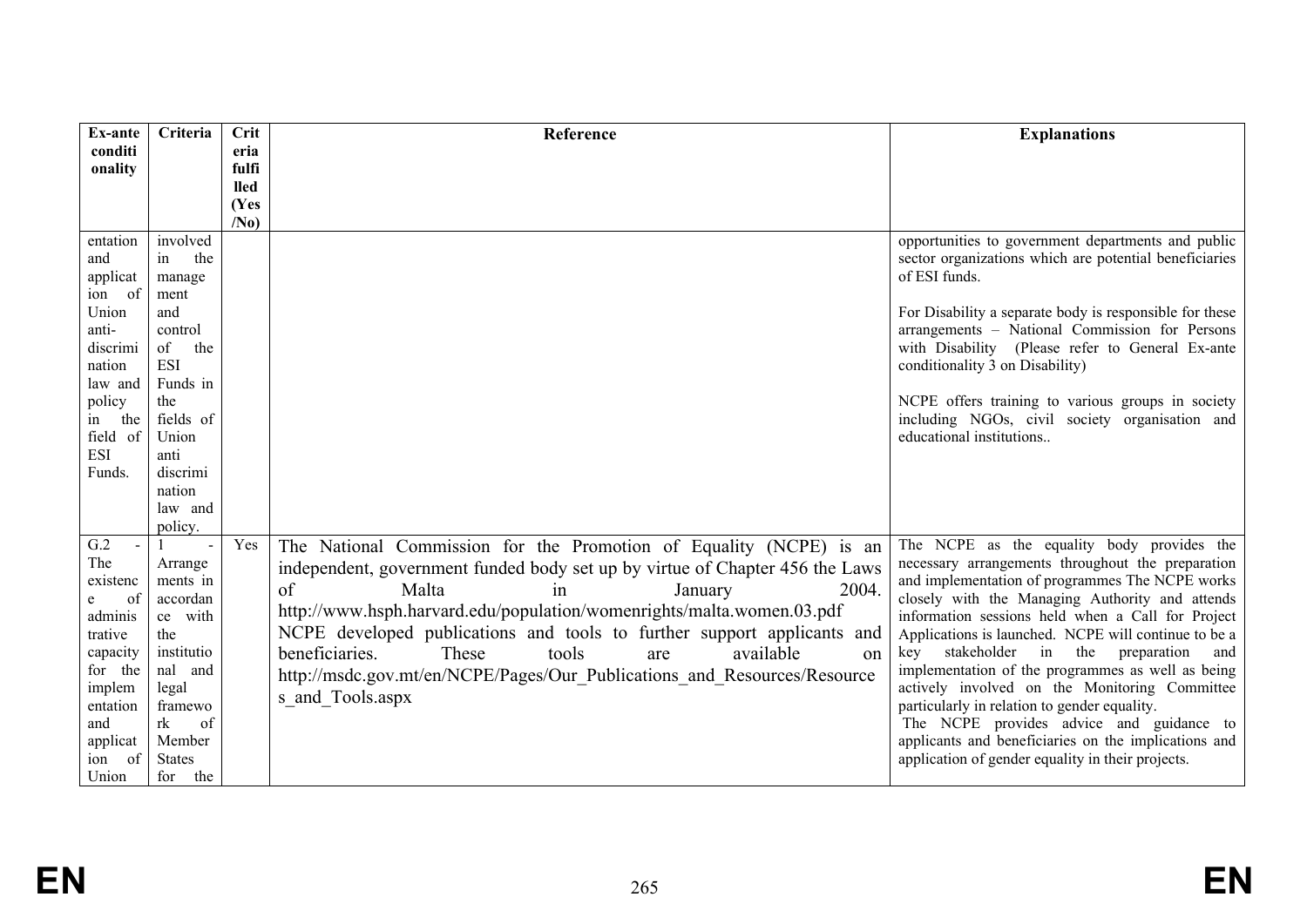| Ex-ante conditionality | Criteria | Criteria fulfilled (Yes/No) | Reference | Explanations |
|---|---|---|---|---|
| entation and application of Union anti-discrimination law and policy in the field of ESI Funds. | involved in the management and control of the ESI Funds in the fields of Union anti discrimination law and policy. | | | opportunities to government departments and public sector organizations which are potential beneficiaries of ESI funds.<br><br>For Disability a separate body is responsible for these arrangements – National Commission for Persons with Disability (Please refer to General Ex-ante conditionality 3 on Disability)<br><br>NCPE offers training to various groups in society including NGOs, civil society organisation and educational institutions.. |
| G.2 - The existence of administrative capacity for the implementation and application of Union | 1 - Arrangements in accordance with the institutional and legal framework of Member States for the | Yes | The National Commission for the Promotion of Equality (NCPE) is an independent, government funded body set up by virtue of Chapter 456 the Laws of Malta in January 2004. http://www.hsph.harvard.edu/population/womenrights/malta.women.03.pdf NCPE developed publications and tools to further support applicants and beneficiaries. These tools are available on http://msdc.gov.mt/en/NCPE/Pages/Our_Publications_and_Resources/Resources_and_Tools.aspx | The NCPE as the equality body provides the necessary arrangements throughout the preparation and implementation of programmes The NCPE works closely with the Managing Authority and attends information sessions held when a Call for Project Applications is launched. NCPE will continue to be a key stakeholder in the preparation and implementation of the programmes as well as being actively involved on the Monitoring Committee particularly in relation to gender equality.<br>The NCPE provides advice and guidance to applicants and beneficiaries on the implications and application of gender equality in their projects. |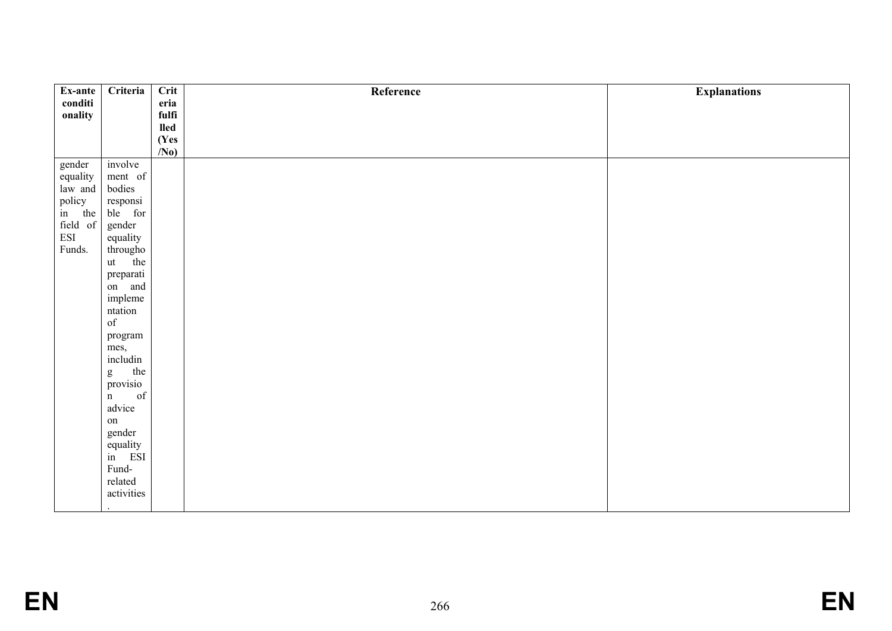| Ex-ante conditionality | Criteria | Criteria fulfilled (Yes/No) | Reference | Explanations |
|---|---|---|---|---|
| gender equality law and policy in the field of ESI Funds. | involvement of bodies responsible for gender equality throughout the preparation and implementation of programmes, including the provision of advice on gender equality in ESI Fund-related activities. | | | |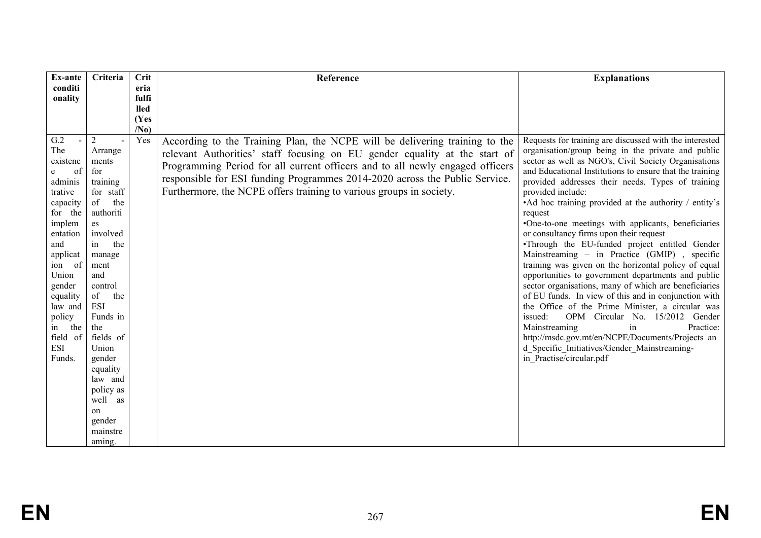| Ex-ante conditionality | Criteria | Criteria fulfilled (Yes/No) | Reference | Explanations |
|---|---|---|---|---|
| G.2 - The existence of administrative capacity for the implementation and application of Union gender equality law and policy in the field of ESI Funds. | 2 - Arrangements for training for staff of the authorities involved in the management and control of the ESI Funds in the fields of Union gender equality law and policy as well as on gender mainstreaming. | Yes | According to the Training Plan, the NCPE will be delivering training to the relevant Authorities' staff focusing on EU gender equality at the start of Programming Period for all current officers and to all newly engaged officers responsible for ESI funding Programmes 2014-2020 across the Public Service. Furthermore, the NCPE offers training to various groups in society. | Requests for training are discussed with the interested organisation/group being in the private and public sector as well as NGO's, Civil Society Organisations and Educational Institutions to ensure that the training provided addresses their needs. Types of training provided include:<br>•Ad hoc training provided at the authority / entity's request<br>•One-to-one meetings with applicants, beneficiaries or consultancy firms upon their request<br>•Through the EU-funded project entitled Gender Mainstreaming – in Practice (GMIP) , specific training was given on the horizontal policy of equal opportunities to government departments and public sector organisations, many of which are beneficiaries of EU funds. In view of this and in conjunction with the Office of the Prime Minister, a circular was issued: OPM Circular No. 15/2012 Gender Mainstreaming in Practice: http://msdc.gov.mt/en/NCPE/Documents/Projects_and_Specific_Initiatives/Gender_Mainstreaming-in_Practise/circular.pdf |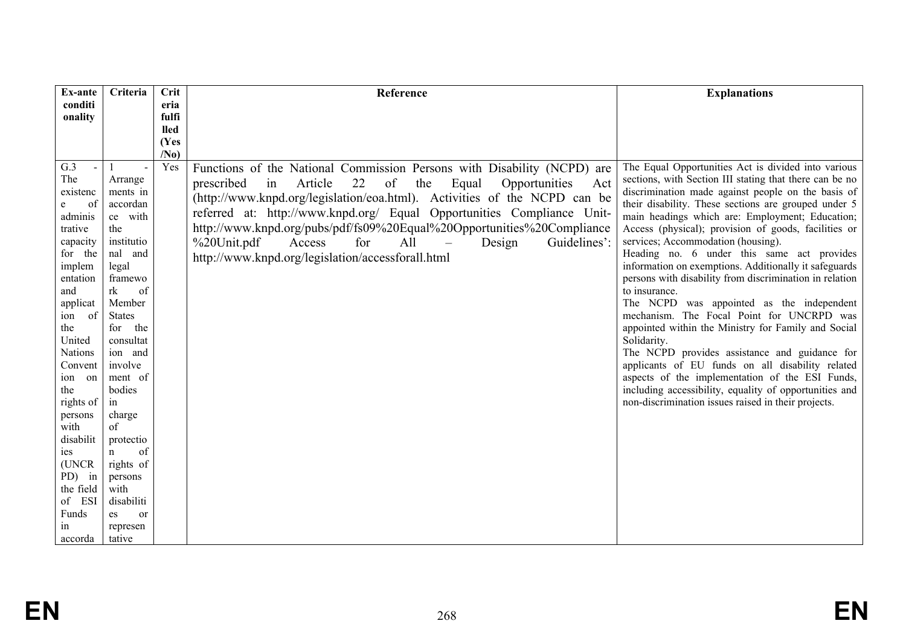| Ex-ante conditionality | Criteria | Criteria fulfilled (Yes/No) | Reference | Explanations |
|---|---|---|---|---|
| G.3 - The existence of administrative capacity for the implementation and application of the United Nations Convention on the rights of persons with disabilities (UNCRPD) in the field of ESI Funds in accorda | 1 - Arrangements in accordance with the institutional and legal framework of Member States for the consultation and involvement of bodies in charge of protection of rights of persons with disabilities or representative | Yes | Functions of the National Commission Persons with Disability (NCPD) are prescribed in Article 22 of the Equal Opportunities Act (http://www.knpd.org/legislation/eoa.html). Activities of the NCPD can be referred at: http://www.knpd.org/ Equal Opportunities Compliance Unit- http://www.knpd.org/pubs/pdf/fs09%20Equal%20Opportunities%20Compliance%20Unit.pdf Access for All – Design Guidelines': http://www.knpd.org/legislation/accessforall.html | The Equal Opportunities Act is divided into various sections, with Section III stating that there can be no discrimination made against people on the basis of their disability. These sections are grouped under 5 main headings which are: Employment; Education; Access (physical); provision of goods, facilities or services; Accommodation (housing).<br>Heading no. 6 under this same act provides information on exemptions. Additionally it safeguards persons with disability from discrimination in relation to insurance.<br>The NCPD was appointed as the independent mechanism. The Focal Point for UNCRPD was appointed within the Ministry for Family and Social Solidarity.<br>The NCPD provides assistance and guidance for applicants of EU funds on all disability related aspects of the implementation of the ESI Funds, including accessibility, equality of opportunities and non-discrimination issues raised in their projects. |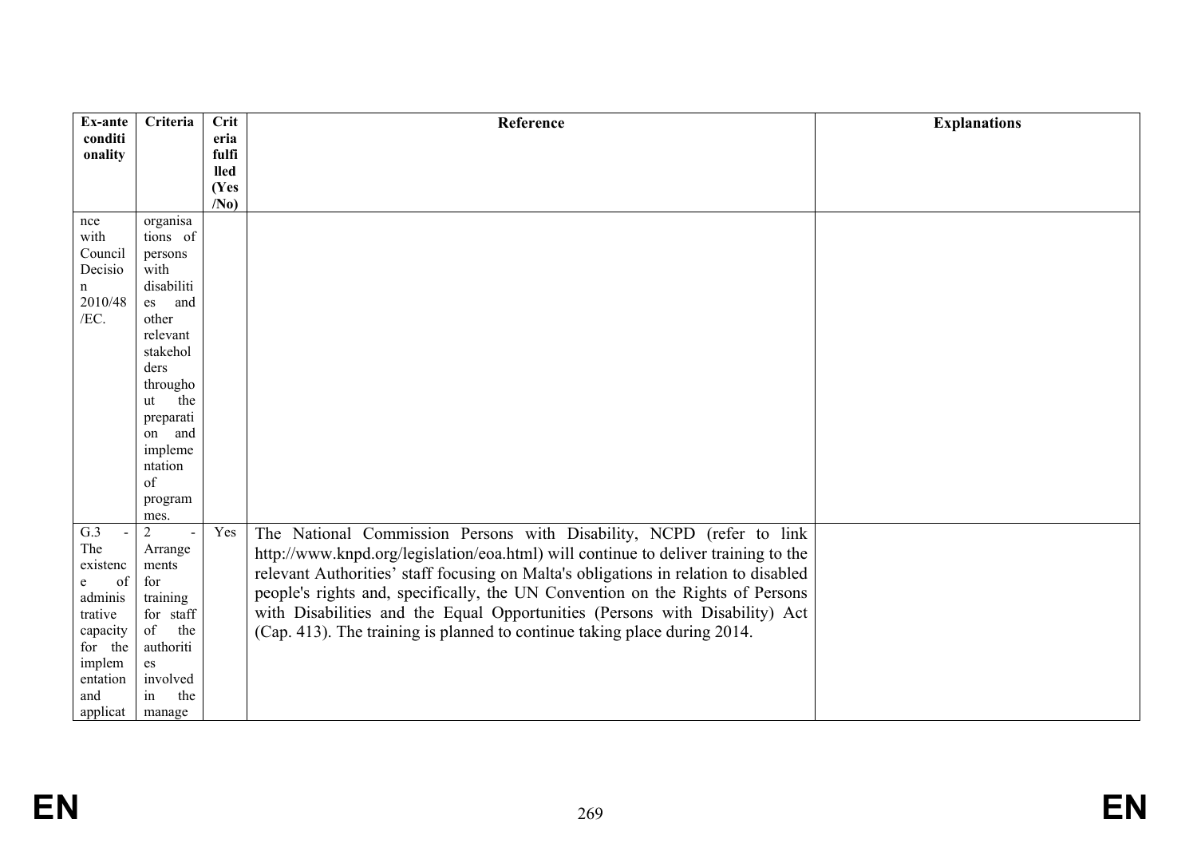| Ex-ante conditionality | Criteria | Criteria fulfilled (Yes/No) | Reference | Explanations |
|---|---|---|---|---|
| nce with Council Decision 2010/48/EC. | organisations of persons with disabilities and other relevant stakeholders throughout the preparation and implementation of programmes. | | | |
| G.3 - The existence of administrative capacity for the implementation and applicat | 2 - Arrangements for training for staff of the authorities involved in the manage | Yes | The National Commission Persons with Disability, NCPD (refer to link http://www.knpd.org/legislation/eoa.html) will continue to deliver training to the relevant Authorities' staff focusing on Malta's obligations in relation to disabled people's rights and, specifically, the UN Convention on the Rights of Persons with Disabilities and the Equal Opportunities (Persons with Disability) Act (Cap. 413). The training is planned to continue taking place during 2014. | |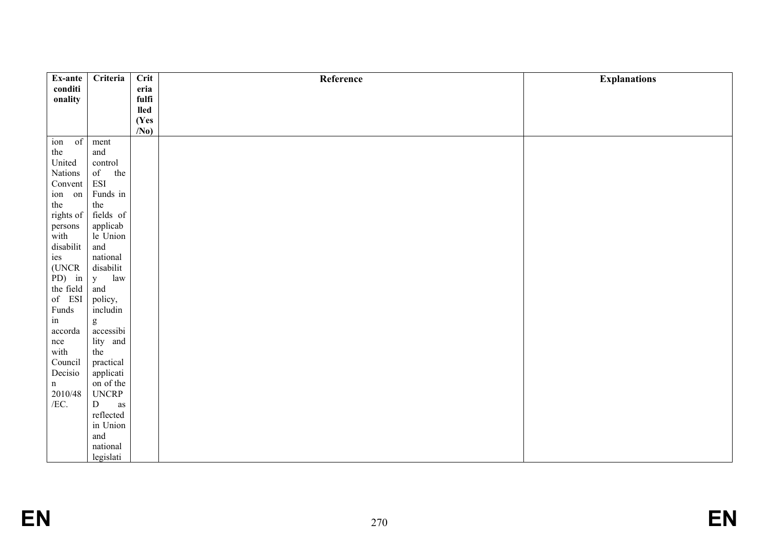| Ex-ante conditionality | Criteria | Criteria fulfilled (Yes/No) | Reference | Explanations |
| --- | --- | --- | --- | --- |
| ion of the United Nations Convention on the rights of persons with disabilities (UNCRPD) in the field of ESI Funds in accordance with Council Decision 2010/48/EC. | ment and control of the ESI Funds in the fields of applicable Union and national disability law and policy, including accessibility and the practical application of the UNCRPD as reflected in Union and national legislati | | | |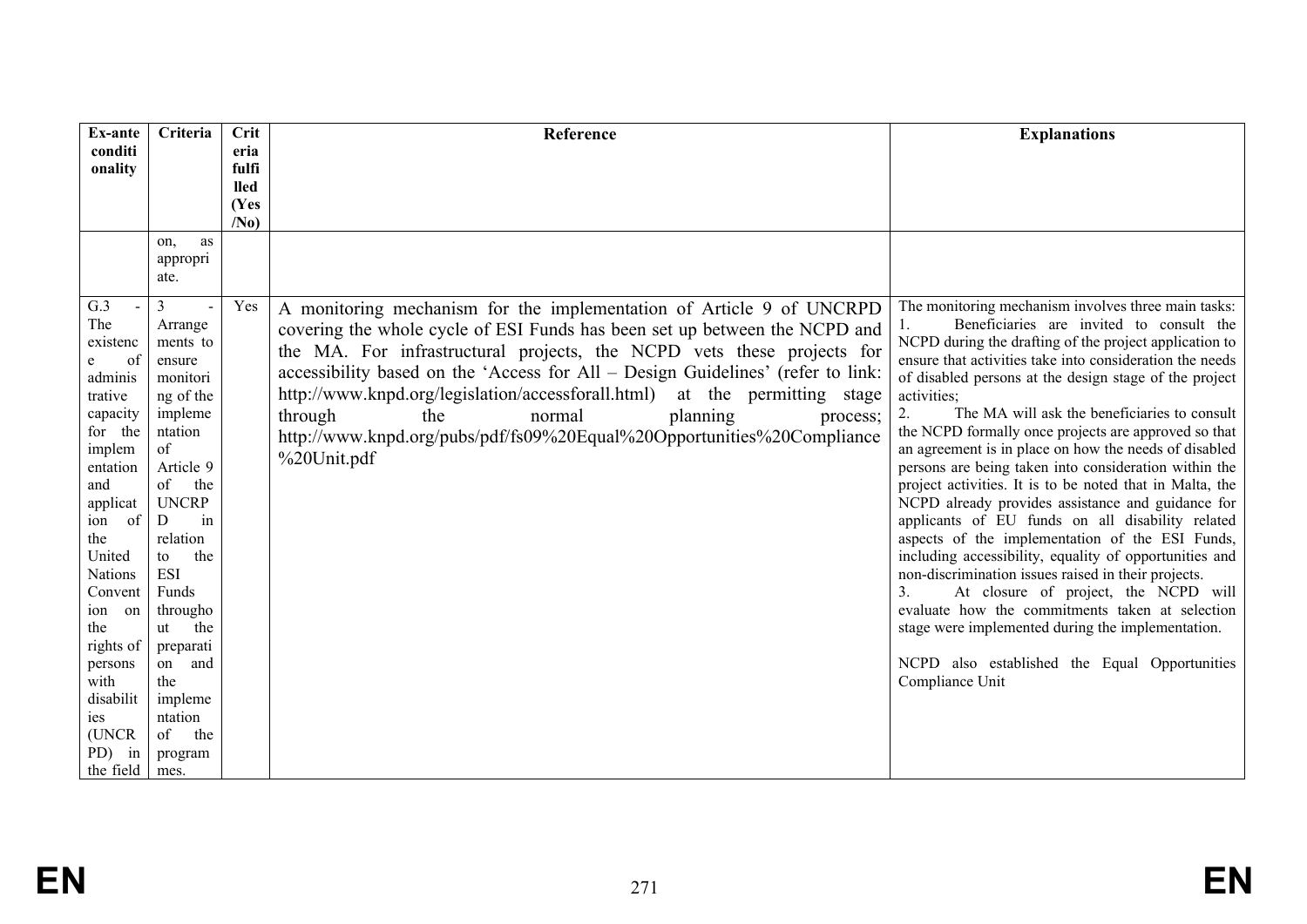| Ex-ante conditionality | Criteria | Criteria fulfilled (Yes/No) | Reference | Explanations |
|---|---|---|---|---|
| | on, as appropriate. | | | |
| G.3 - The existence of administrative capacity for the implementation and application of the United Nations Convention on the rights of persons with disabilities (UNCRPD) in the field | 3 - Arrangements to ensure monitoring of the implementation of Article 9 of the UNCRPD in relation to the ESI Funds throughout the preparation and the implementation of the programmes. | Yes | A monitoring mechanism for the implementation of Article 9 of UNCRPD covering the whole cycle of ESI Funds has been set up between the NCPD and the MA. For infrastructural projects, the NCPD vets these projects for accessibility based on the 'Access for All – Design Guidelines' (refer to link: http://www.knpd.org/legislation/accessforall.html) at the permitting stage through the normal planning process; http://www.knpd.org/pubs/pdf/fs09%20Equal%20Opportunities%20Compliance%20Unit.pdf | The monitoring mechanism involves three main tasks:<br>1. Beneficiaries are invited to consult the NCPD during the drafting of the project application to ensure that activities take into consideration the needs of disabled persons at the design stage of the project activities;<br>2. The MA will ask the beneficiaries to consult the NCPD formally once projects are approved so that an agreement is in place on how the needs of disabled persons are being taken into consideration within the project activities. It is to be noted that in Malta, the NCPD already provides assistance and guidance for applicants of EU funds on all disability related aspects of the implementation of the ESI Funds, including accessibility, equality of opportunities and non-discrimination issues raised in their projects.<br>3. At closure of project, the NCPD will evaluate how the commitments taken at selection stage were implemented during the implementation.<br><br>NCPD also established the Equal Opportunities Compliance Unit |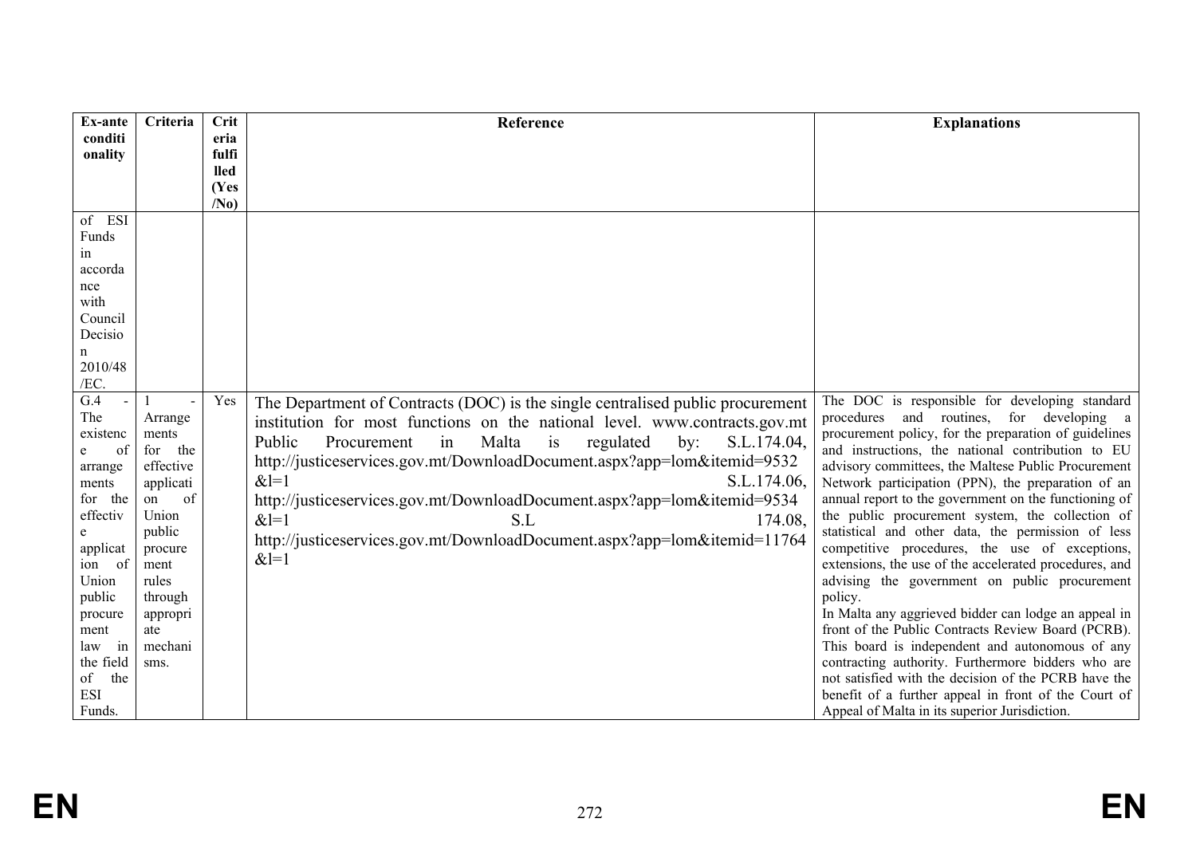| Ex-ante conditionality | Criteria | Criteria fulfilled (Yes/No) | Reference | Explanations |
|---|---|---|---|---|
| of ESI Funds in accordance with Council Decision 2010/48/EC. | | | | |
| G.4 - The existence of arrangements for the effective application of Union public procurement law in the field of the ESI Funds. | 1 - Arrangements for the effective application of Union public procurement rules through appropriate mechanisms. | Yes | The Department of Contracts (DOC) is the single centralised public procurement institution for most functions on the national level. www.contracts.gov.mt Public Procurement in Malta is regulated by: S.L.174.04, http://justiceservices.gov.mt/DownloadDocument.aspx?app=lom&itemid=9532&l=1 S.L.174.06, http://justiceservices.gov.mt/DownloadDocument.aspx?app=lom&itemid=9534&l=1 S.L 174.08, http://justiceservices.gov.mt/DownloadDocument.aspx?app=lom&itemid=11764&l=1 | The DOC is responsible for developing standard procedures and routines, for developing a procurement policy, for the preparation of guidelines and instructions, the national contribution to EU advisory committees, the Maltese Public Procurement Network participation (PPN), the preparation of an annual report to the government on the functioning of the public procurement system, the collection of statistical and other data, the permission of less competitive procedures, the use of exceptions, extensions, the use of the accelerated procedures, and advising the government on public procurement policy.<br>In Malta any aggrieved bidder can lodge an appeal in front of the Public Contracts Review Board (PCRB). This board is independent and autonomous of any contracting authority. Furthermore bidders who are not satisfied with the decision of the PCRB have the benefit of a further appeal in front of the Court of Appeal of Malta in its superior Jurisdiction. |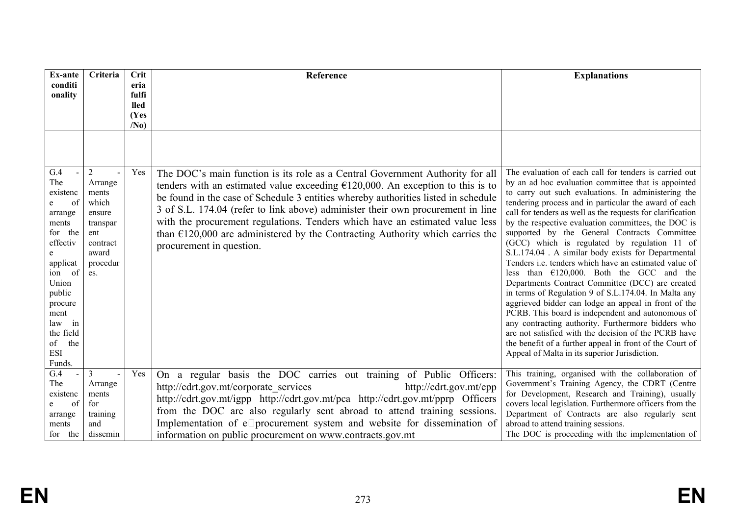| Ex-ante conditionality | Criteria | Criteria fulfilled (Yes/No) | Reference | Explanations |
|---|---|---|---|---|
| | | | | |
| G.4 - The existence of arrangements for the effective application of Union public procurement law in the field of the ESI Funds. | 2 - Arrangements which ensure transparent contract award procedures. | Yes | The DOC's main function is its role as a Central Government Authority for all tenders with an estimated value exceeding €120,000. An exception to this is to be found in the case of Schedule 3 entities whereby authorities listed in schedule 3 of S.L. 174.04 (refer to link above) administer their own procurement in line with the procurement regulations. Tenders which have an estimated value less than €120,000 are administered by the Contracting Authority which carries the procurement in question. | The evaluation of each call for tenders is carried out by an ad hoc evaluation committee that is appointed to carry out such evaluations. In administering the tendering process and in particular the award of each call for tenders as well as the requests for clarification by the respective evaluation committees, the DOC is supported by the General Contracts Committee (GCC) which is regulated by regulation 11 of S.L.174.04 . A similar body exists for Departmental Tenders i.e. tenders which have an estimated value of less than €120,000. Both the GCC and the Departments Contract Committee (DCC) are created in terms of Regulation 9 of S.L.174.04. In Malta any aggrieved bidder can lodge an appeal in front of the PCRB. This board is independent and autonomous of any contracting authority. Furthermore bidders who are not satisfied with the decision of the PCRB have the benefit of a further appeal in front of the Court of Appeal of Malta in its superior Jurisdiction. |
| G.4 - The existence of arrangements for the | 3 - Arrangements for training and dissemin | Yes | On a regular basis the DOC carries out training of Public Officers: http://cdrt.gov.mt/corporate_services http://cdrt.gov.mt/epp http://cdrt.gov.mt/igpp http://cdrt.gov.mt/pca http://cdrt.gov.mt/pprp Officers from the DOC are also regularly sent abroad to attend training sessions. Implementation of e procurement system and website for dissemination of information on public procurement on www.contracts.gov.mt | This training, organised with the collaboration of Government's Training Agency, the CDRT (Centre for Development, Research and Training), usually covers local legislation. Furthermore officers from the Department of Contracts are also regularly sent abroad to attend training sessions.<br>The DOC is proceeding with the implementation of |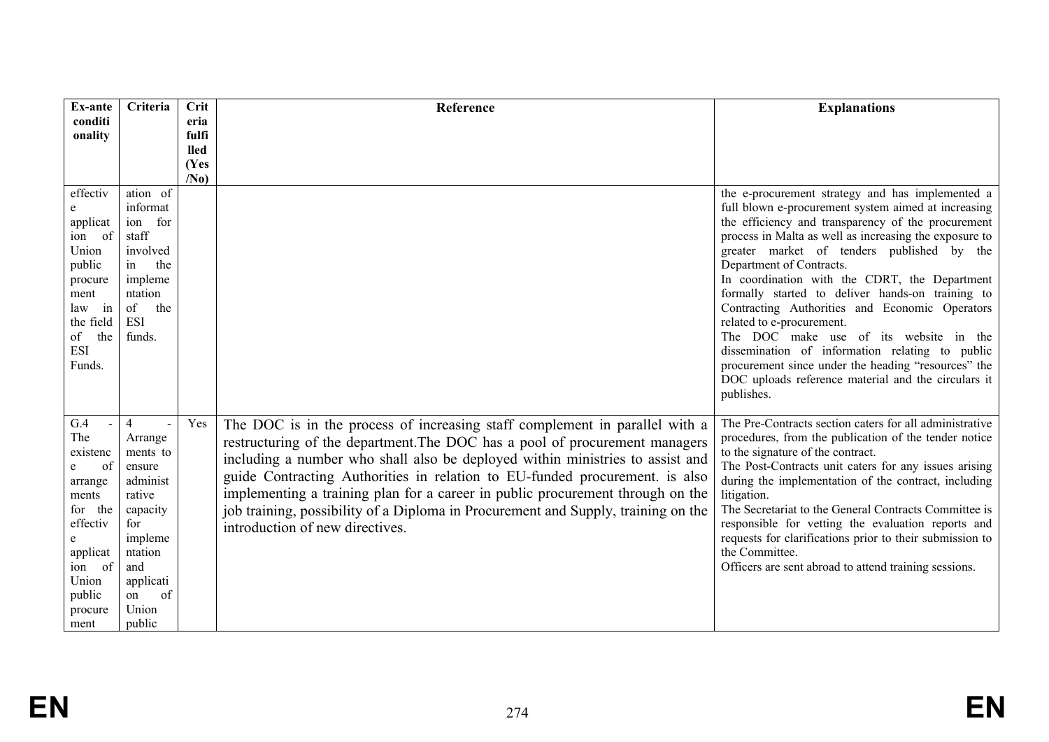| Ex-ante conditionality | Criteria | Criteria fulfilled (Yes/No) | Reference | Explanations |
|---|---|---|---|---|
| effective application of Union public procurement law in the field of the ESI Funds. | ation of information for staff involved in the implementation of the ESI funds. | | | the e-procurement strategy and has implemented a full blown e-procurement system aimed at increasing the efficiency and transparency of the procurement process in Malta as well as increasing the exposure to greater market of tenders published by the Department of Contracts.<br>In coordination with the CDRT, the Department formally started to deliver hands-on training to Contracting Authorities and Economic Operators related to e-procurement.<br>The DOC make use of its website in the dissemination of information relating to public procurement since under the heading "resources" the DOC uploads reference material and the circulars it publishes. |
| G.4 - The existence of arrangements for the effective application of Union public procurement | 4 - Arrangements to ensure administrative capacity for implementation and application of Union public | Yes | The DOC is in the process of increasing staff complement in parallel with a restructuring of the department.The DOC has a pool of procurement managers including a number who shall also be deployed within ministries to assist and guide Contracting Authorities in relation to EU-funded procurement. is also implementing a training plan for a career in public procurement through on the job training, possibility of a Diploma in Procurement and Supply, training on the introduction of new directives. | The Pre-Contracts section caters for all administrative procedures, from the publication of the tender notice to the signature of the contract.<br>The Post-Contracts unit caters for any issues arising during the implementation of the contract, including litigation.<br>The Secretariat to the General Contracts Committee is responsible for vetting the evaluation reports and requests for clarifications prior to their submission to the Committee.<br>Officers are sent abroad to attend training sessions. |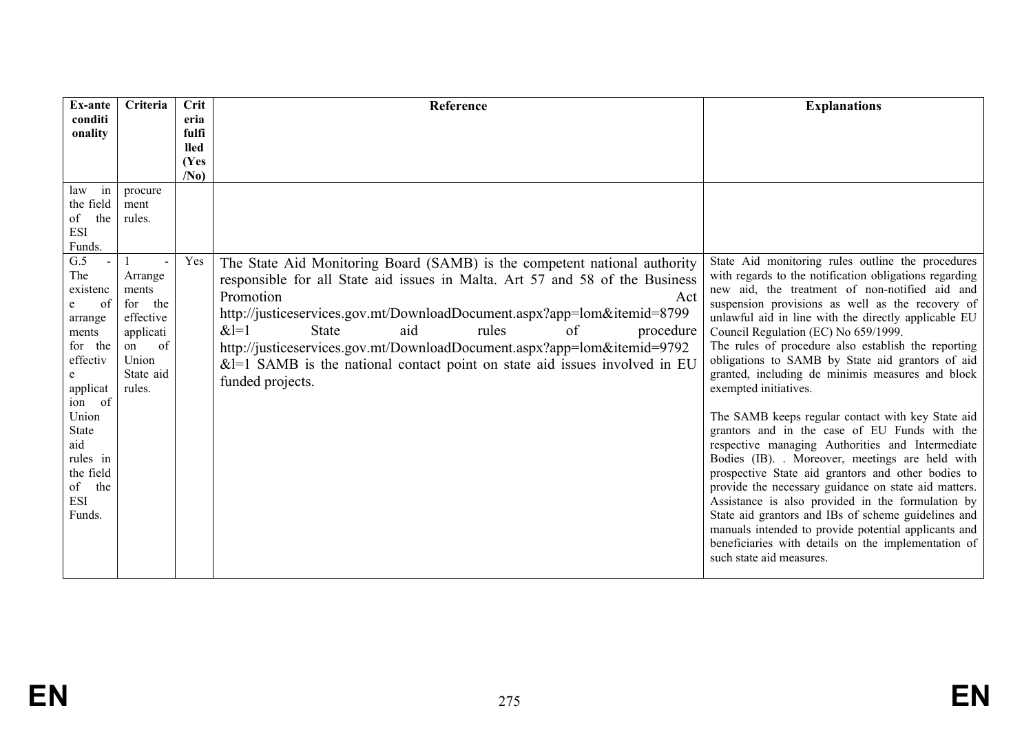| Ex-ante conditionality | Criteria | Criteria fulfilled (Yes/No) | Reference | Explanations |
|---|---|---|---|---|
| law in the field of the ESI Funds. | procurement rules. | | | |
| G.5 - The existence of arrangements for the effective application of Union State aid rules in the field of the ESI Funds. | 1 - Arrangements for the effective application of Union State aid rules. | Yes | The State Aid Monitoring Board (SAMB) is the competent national authority responsible for all State aid issues in Malta. Art 57 and 58 of the Business Promotion Act http://justiceservices.gov.mt/DownloadDocument.aspx?app=lom&itemid=8799&l=1 State aid rules of procedure http://justiceservices.gov.mt/DownloadDocument.aspx?app=lom&itemid=9792&l=1 SAMB is the national contact point on state aid issues involved in EU funded projects. | State Aid monitoring rules outline the procedures with regards to the notification obligations regarding new aid, the treatment of non-notified aid and suspension provisions as well as the recovery of unlawful aid in line with the directly applicable EU Council Regulation (EC) No 659/1999.<br>The rules of procedure also establish the reporting obligations to SAMB by State aid grantors of aid granted, including de minimis measures and block exempted initiatives.<br><br>The SAMB keeps regular contact with key State aid grantors and in the case of EU Funds with the respective managing Authorities and Intermediate Bodies (IB). . Moreover, meetings are held with prospective State aid grantors and other bodies to provide the necessary guidance on state aid matters. Assistance is also provided in the formulation by State aid grantors and IBs of scheme guidelines and manuals intended to provide potential applicants and beneficiaries with details on the implementation of such state aid measures. |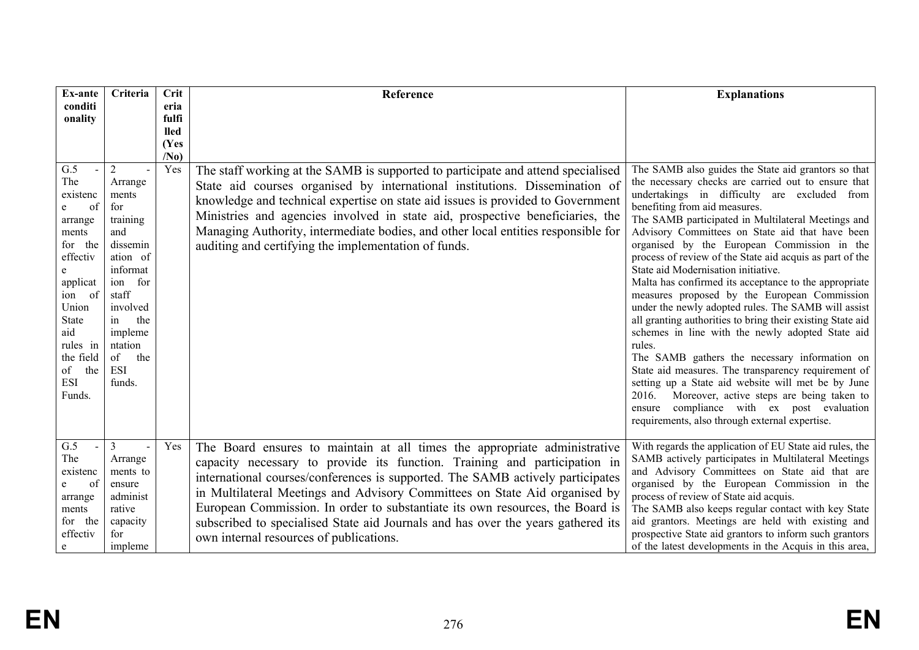| Ex-ante conditionality | Criteria | Criteria fulfilled (Yes/No) | Reference | Explanations |
|---|---|---|---|---|
| G.5 - The existence of arrangements for the effective application of Union State aid rules in the field of the ESI Funds. | 2 - Arrangements for training and dissemination of information for staff involved in the implementation of the ESI funds. | Yes | The staff working at the SAMB is supported to participate and attend specialised State aid courses organised by international institutions. Dissemination of knowledge and technical expertise on state aid issues is provided to Government Ministries and agencies involved in state aid, prospective beneficiaries, the Managing Authority, intermediate bodies, and other local entities responsible for auditing and certifying the implementation of funds. | The SAMB also guides the State aid grantors so that the necessary checks are carried out to ensure that undertakings in difficulty are excluded from benefiting from aid measures.<br>The SAMB participated in Multilateral Meetings and Advisory Committees on State aid that have been organised by the European Commission in the process of review of the State aid acquis as part of the State aid Modernisation initiative.<br>Malta has confirmed its acceptance to the appropriate measures proposed by the European Commission under the newly adopted rules. The SAMB will assist all granting authorities to bring their existing State aid schemes in line with the newly adopted State aid rules.<br>The SAMB gathers the necessary information on State aid measures. The transparency requirement of setting up a State aid website will met be by June 2016. Moreover, active steps are being taken to ensure compliance with ex post evaluation requirements, also through external expertise. |
| G.5 - The existence of arrangements for the effective | 3 - Arrangements to ensure administrative capacity for impleme | Yes | The Board ensures to maintain at all times the appropriate administrative capacity necessary to provide its function. Training and participation in international courses/conferences is supported. The SAMB actively participates in Multilateral Meetings and Advisory Committees on State Aid organised by European Commission. In order to substantiate its own resources, the Board is subscribed to specialised State aid Journals and has over the years gathered its own internal resources of publications. | With regards the application of EU State aid rules, the SAMB actively participates in Multilateral Meetings and Advisory Committees on State aid that are organised by the European Commission in the process of review of State aid acquis.<br>The SAMB also keeps regular contact with key State aid grantors. Meetings are held with existing and prospective State aid grantors to inform such grantors of the latest developments in the Acquis in this area, |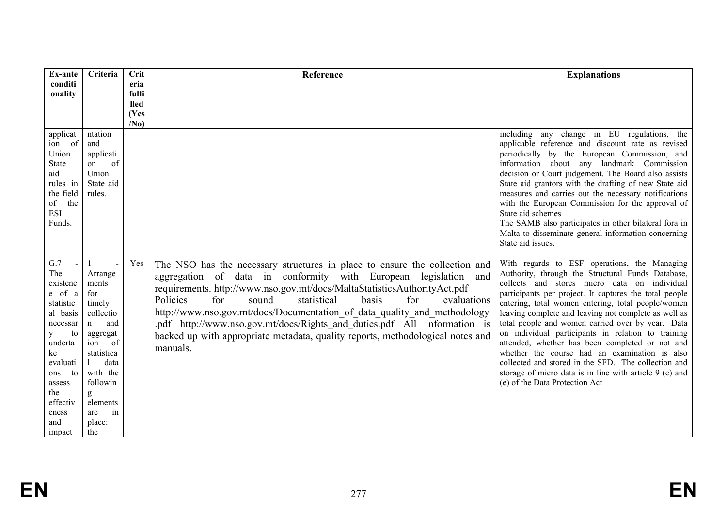| Ex-ante conditionality | Criteria | Criteria fulfilled (Yes/No) | Reference | Explanations |
|---|---|---|---|---|
| application of Union State aid rules in the field of the ESI Funds. | ntation and application of Union State aid rules. | | | including any change in EU regulations, the applicable reference and discount rate as revised periodically by the European Commission, and information about any landmark Commission decision or Court judgement. The Board also assists State aid grantors with the drafting of new State aid measures and carries out the necessary notifications with the European Commission for the approval of State aid schemes<br>The SAMB also participates in other bilateral fora in Malta to disseminate general information concerning State aid issues. |
| G.7 - The existence of a statistical basis necessary to undertake evaluations to assess the effectiveness and impact | 1 - Arrangements for timely collection and aggregation of statistical data with the following elements are in place: the | Yes | The NSO has the necessary structures in place to ensure the collection and aggregation of data in conformity with European legislation and requirements. http://www.nso.gov.mt/docs/MaltaStatisticsAuthorityAct.pdf Policies for sound statistical basis for evaluations http://www.nso.gov.mt/docs/Documentation_of_data_quality_and_methodology.pdf http://www.nso.gov.mt/docs/Rights_and_duties.pdf All information is backed up with appropriate metadata, quality reports, methodological notes and manuals. | With regards to ESF operations, the Managing Authority, through the Structural Funds Database, collects and stores micro data on individual participants per project. It captures the total people entering, total women entering, total people/women leaving complete and leaving not complete as well as total people and women carried over by year. Data on individual participants in relation to training attended, whether has been completed or not and whether the course had an examination is also collected and stored in the SFD. The collection and storage of micro data is in line with article 9 (c) and (e) of the Data Protection Act |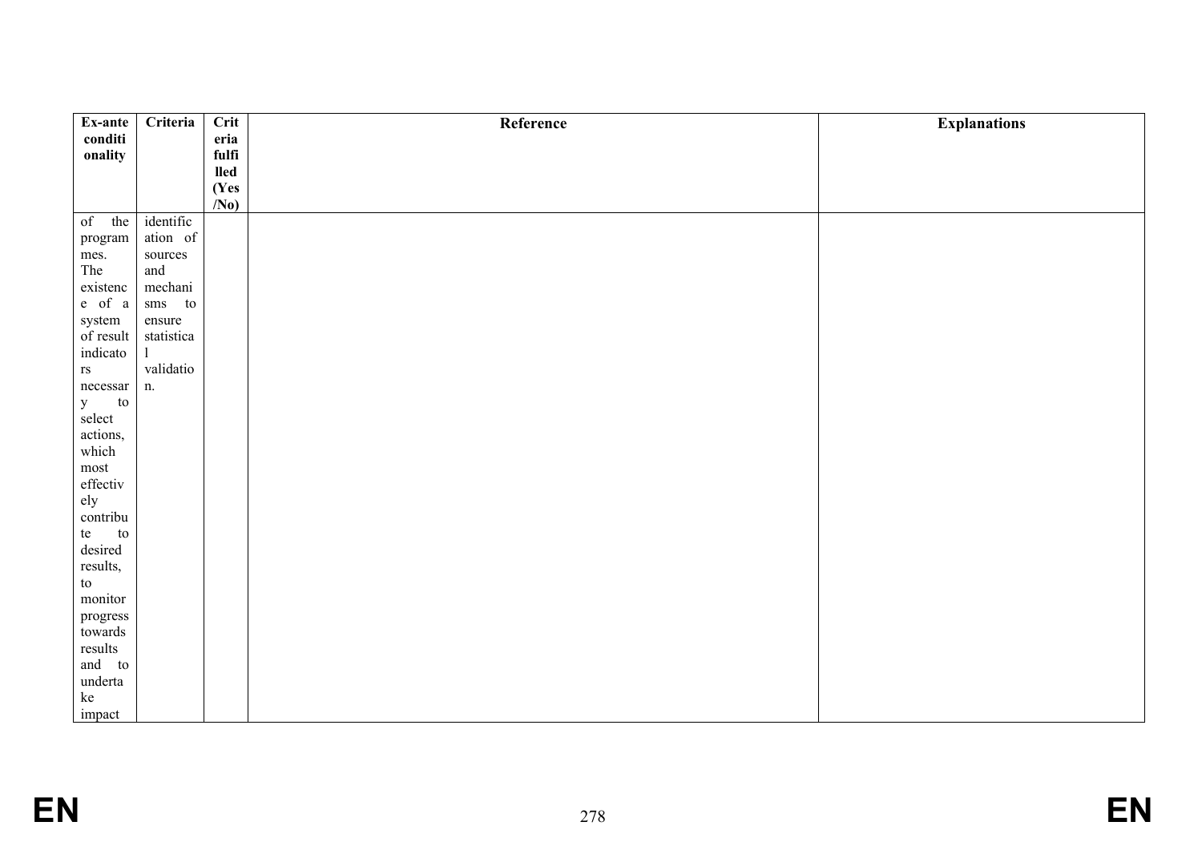| Ex-ante conditionality | Criteria | Criteria fulfilled (Yes/No) | Reference | Explanations |
|---|---|---|---|---|
| of the programmes. The existence of a system of result indicators necessary to select actions, which most effectively contribute to desired results, to monitor progress towards results and to undertake impact | identification of sources and mechanisms to ensure statistical validation. | | | |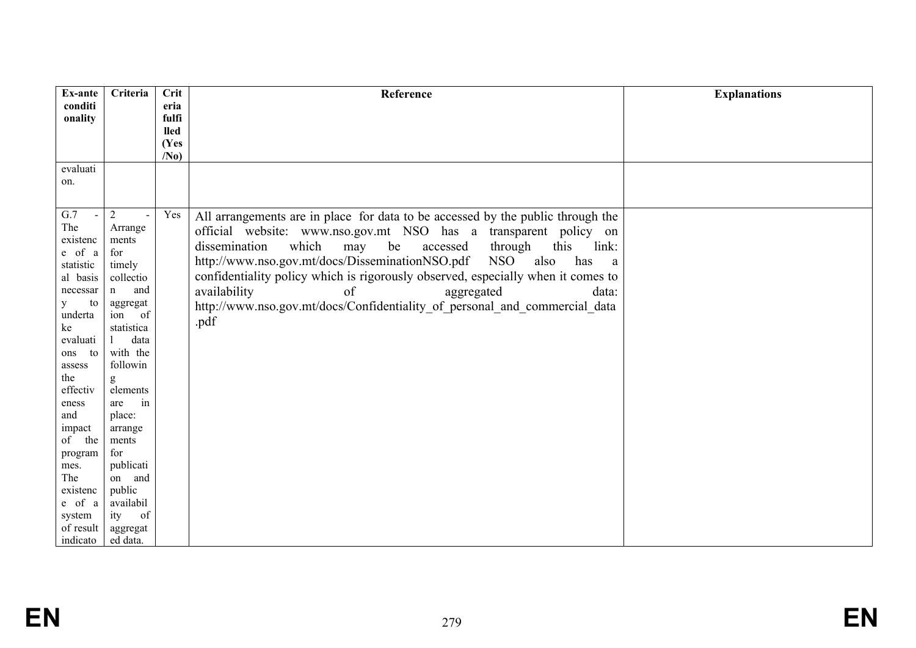| Ex-ante conditionality | Criteria | Criteria fulfilled (Yes/No) | Reference | Explanations |
| --- | --- | --- | --- | --- |
| evaluation. | | | | |
| G.7 - The existence of a statistical basis necessary to undertake evaluations to assess the effectiveness and impact of the programmes. The existence of a system of result indicato | 2 - Arrangements for timely collection and aggregation of statistical data with the following elements are in place: arrangements for publication and public availability of aggregated data. | Yes | All arrangements are in place for data to be accessed by the public through the official website: www.nso.gov.mt NSO has a transparent policy on dissemination which may be accessed through this link: http://www.nso.gov.mt/docs/DisseminationNSO.pdf NSO also has a confidentiality policy which is rigorously observed, especially when it comes to availability of aggregated data: http://www.nso.gov.mt/docs/Confidentiality_of_personal_and_commercial_data.pdf | |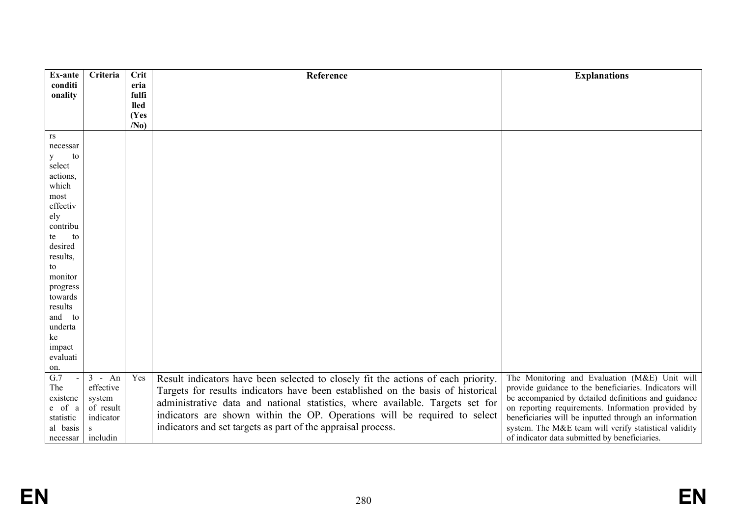| Ex-ante conditionality | Criteria | Criteria fulfilled (Yes/No) | Reference | Explanations |
|---|---|---|---|---|
| rs necessary to select actions, which most effectively contribute to desired results, to monitor progress towards results and to undertake impact evaluation. | | | | |
| G.7 - The existence of a statistical basis necessar | 3 - An effective system of result indicators includin | Yes | Result indicators have been selected to closely fit the actions of each priority. Targets for results indicators have been established on the basis of historical administrative data and national statistics, where available. Targets set for indicators are shown within the OP. Operations will be required to select indicators and set targets as part of the appraisal process. | The Monitoring and Evaluation (M&E) Unit will provide guidance to the beneficiaries. Indicators will be accompanied by detailed definitions and guidance on reporting requirements. Information provided by beneficiaries will be inputted through an information system. The M&E team will verify statistical validity of indicator data submitted by beneficiaries. |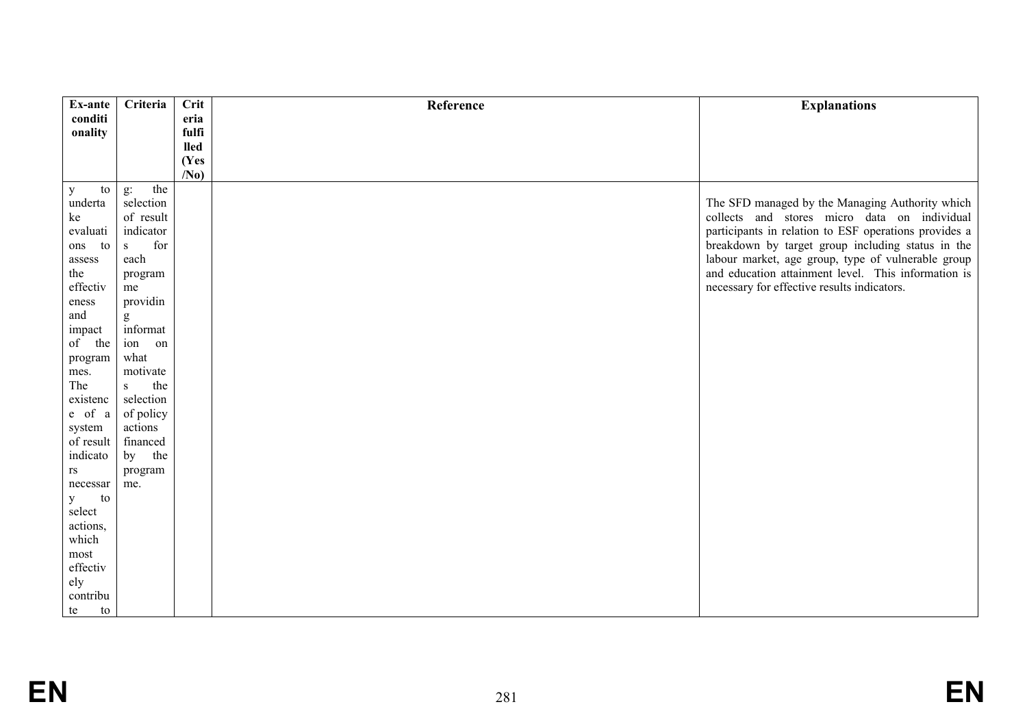| Ex-ante conditionality | Criteria | Criteria fulfilled (Yes/No) | Reference | Explanations |
|---|---|---|---|---|
| y to undertake evaluations to assess the effectiveness and impact of the programmes. The existence of a system of result indicators necessary to select actions, which most effectively contribute to | g: the selection of result indicators for each programme providing information on what motivates the selection of policy actions financed by the programme. | | | The SFD managed by the Managing Authority which collects and stores micro data on individual participants in relation to ESF operations provides a breakdown by target group including status in the labour market, age group, type of vulnerable group and education attainment level. This information is necessary for effective results indicators. |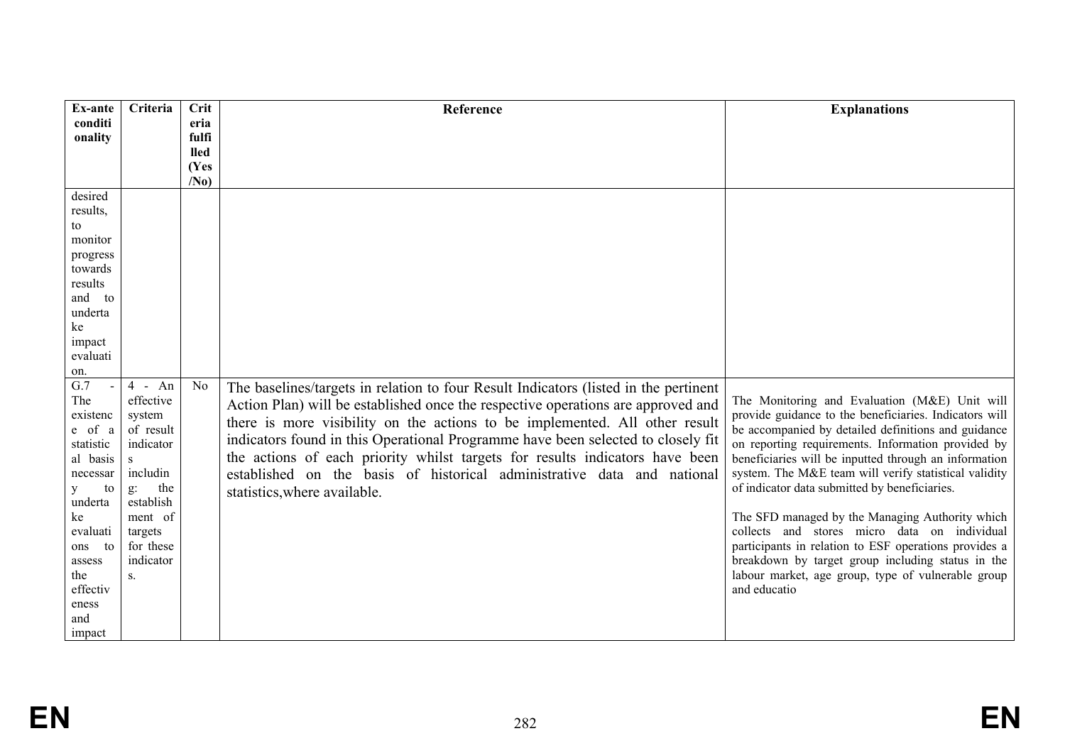| Ex-ante conditionality | Criteria | Criteria fulfilled (Yes/No) | Reference | Explanations |
|---|---|---|---|---|
| desired results, to monitor progress towards results and to undertake impact evaluation. | | | | |
| G.7 - The existence of a statistical basis necessary to undertake evaluations to assess the effectiveness and impact | 4 - An effective system of result indicators including: the establishment of targets for these indicators. | No | The baselines/targets in relation to four Result Indicators (listed in the pertinent Action Plan) will be established once the respective operations are approved and there is more visibility on the actions to be implemented. All other result indicators found in this Operational Programme have been selected to closely fit the actions of each priority whilst targets for results indicators have been established on the basis of historical administrative data and national statistics,where available. | The Monitoring and Evaluation (M&E) Unit will provide guidance to the beneficiaries. Indicators will be accompanied by detailed definitions and guidance on reporting requirements. Information provided by beneficiaries will be inputted through an information system. The M&E team will verify statistical validity of indicator data submitted by beneficiaries.<br><br>The SFD managed by the Managing Authority which collects and stores micro data on individual participants in relation to ESF operations provides a breakdown by target group including status in the labour market, age group, type of vulnerable group and educatio |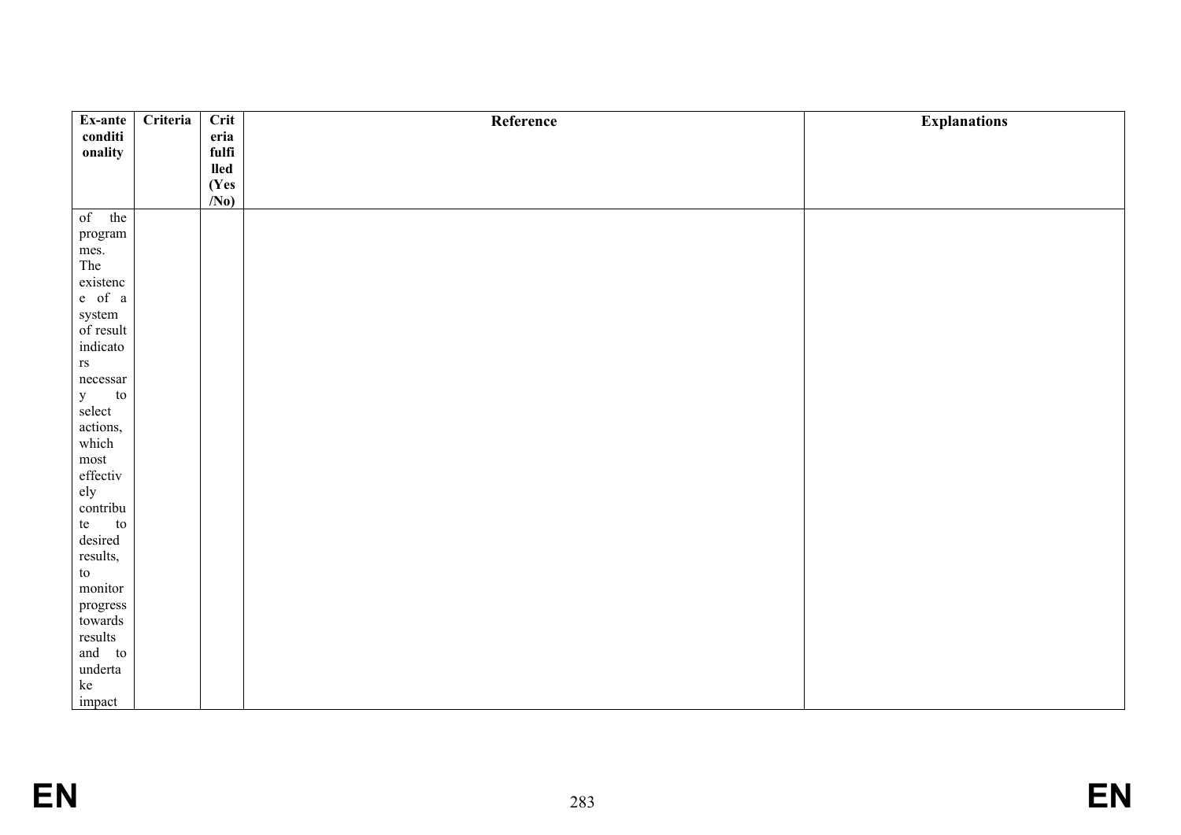| Ex-ante conditionality | Criteria | Criteria fulfilled (Yes/No) | Reference | Explanations |
|---|---|---|---|---|
| of the programmes. The existence of a system of result indicators necessary to select actions, which most effectively contribute to desired results, to monitor progress towards results and to undertake impact | | | | |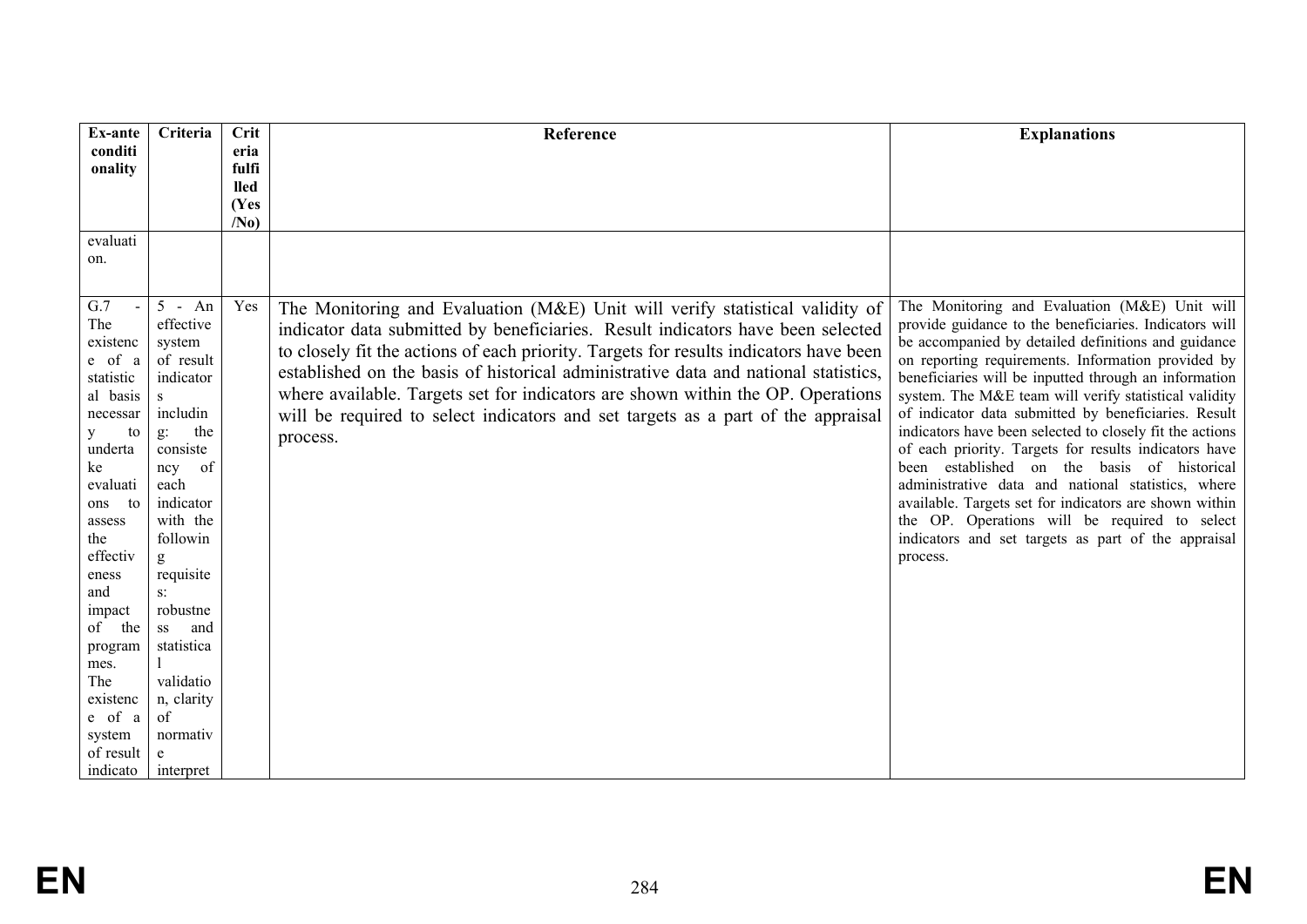| Ex-ante conditionality | Criteria | Criteria fulfilled (Yes/No) | Reference | Explanations |
|---|---|---|---|---|
| evaluation. | | | | |
| G.7 - The existence of a statistical basis necessary to undertake evaluations to assess the effectiveness and impact of the programmes. The existence of a system of result indicato | 5 - An effective system of result indicators including: the consistency of each indicator with the following requisites: robustness and statistical validation, clarity of normative interpret | Yes | The Monitoring and Evaluation (M&E) Unit will verify statistical validity of indicator data submitted by beneficiaries. Result indicators have been selected to closely fit the actions of each priority. Targets for results indicators have been established on the basis of historical administrative data and national statistics, where available. Targets set for indicators are shown within the OP. Operations will be required to select indicators and set targets as a part of the appraisal process. | The Monitoring and Evaluation (M&E) Unit will provide guidance to the beneficiaries. Indicators will be accompanied by detailed definitions and guidance on reporting requirements. Information provided by beneficiaries will be inputted through an information system. The M&E team will verify statistical validity of indicator data submitted by beneficiaries. Result indicators have been selected to closely fit the actions of each priority. Targets for results indicators have been established on the basis of historical administrative data and national statistics, where available. Targets set for indicators are shown within the OP. Operations will be required to select indicators and set targets as part of the appraisal process. |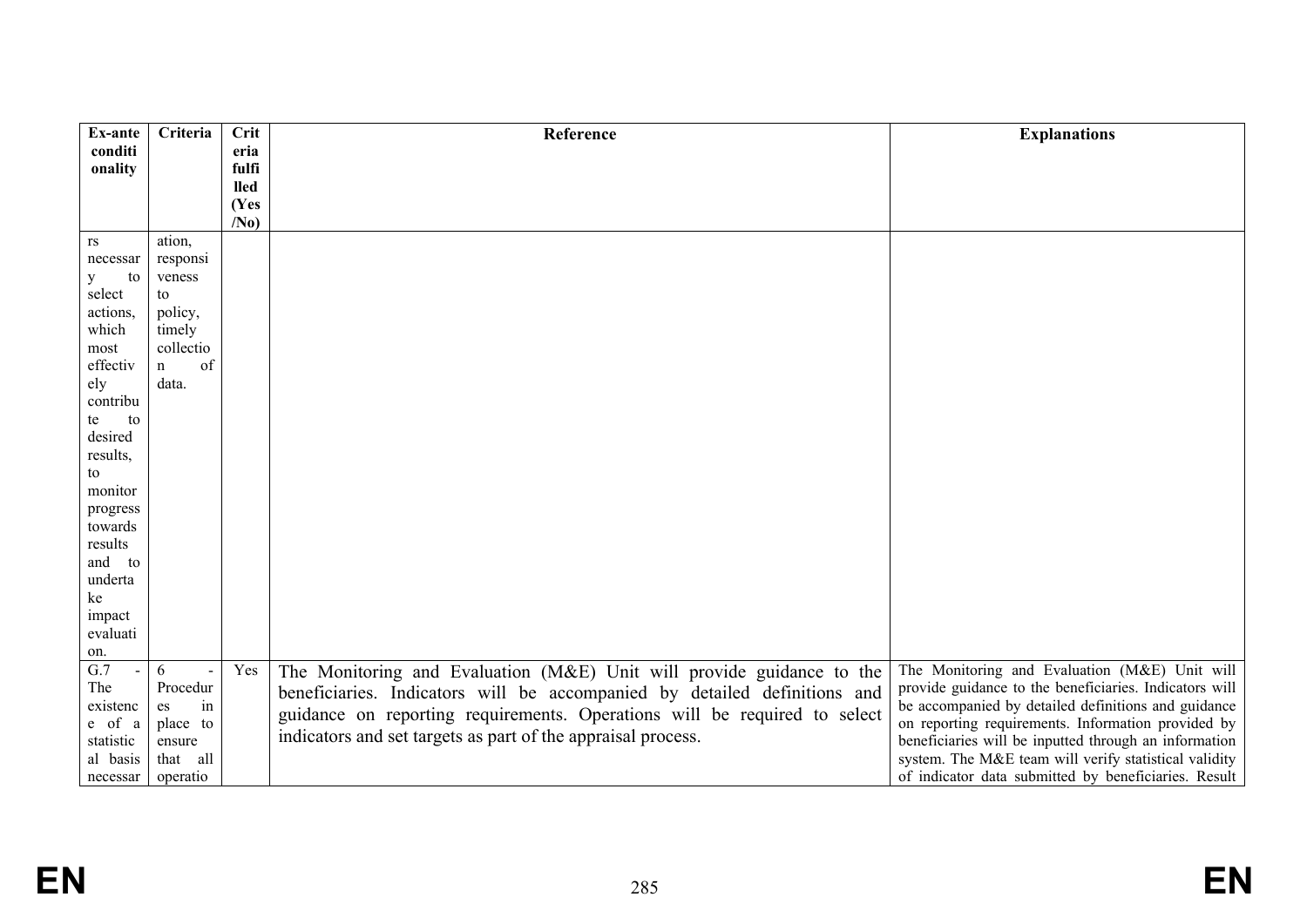| Ex-ante conditionality | Criteria | Criteria fulfilled (Yes/No) | Reference | Explanations |
|---|---|---|---|---|
| rs necessary to select actions, which most effectively contribute to desired results, to monitor progress towards results and to undertake impact evaluation. | ation, responsiveness to policy, timely collection of data. | | | |
| G.7 - The existence of a statistical basis necessar | 6 - Procedures in place to ensure that all operatio | Yes | The Monitoring and Evaluation (M&E) Unit will provide guidance to the beneficiaries. Indicators will be accompanied by detailed definitions and guidance on reporting requirements. Operations will be required to select indicators and set targets as part of the appraisal process. | The Monitoring and Evaluation (M&E) Unit will provide guidance to the beneficiaries. Indicators will be accompanied by detailed definitions and guidance on reporting requirements. Information provided by beneficiaries will be inputted through an information system. The M&E team will verify statistical validity of indicator data submitted by beneficiaries. Result |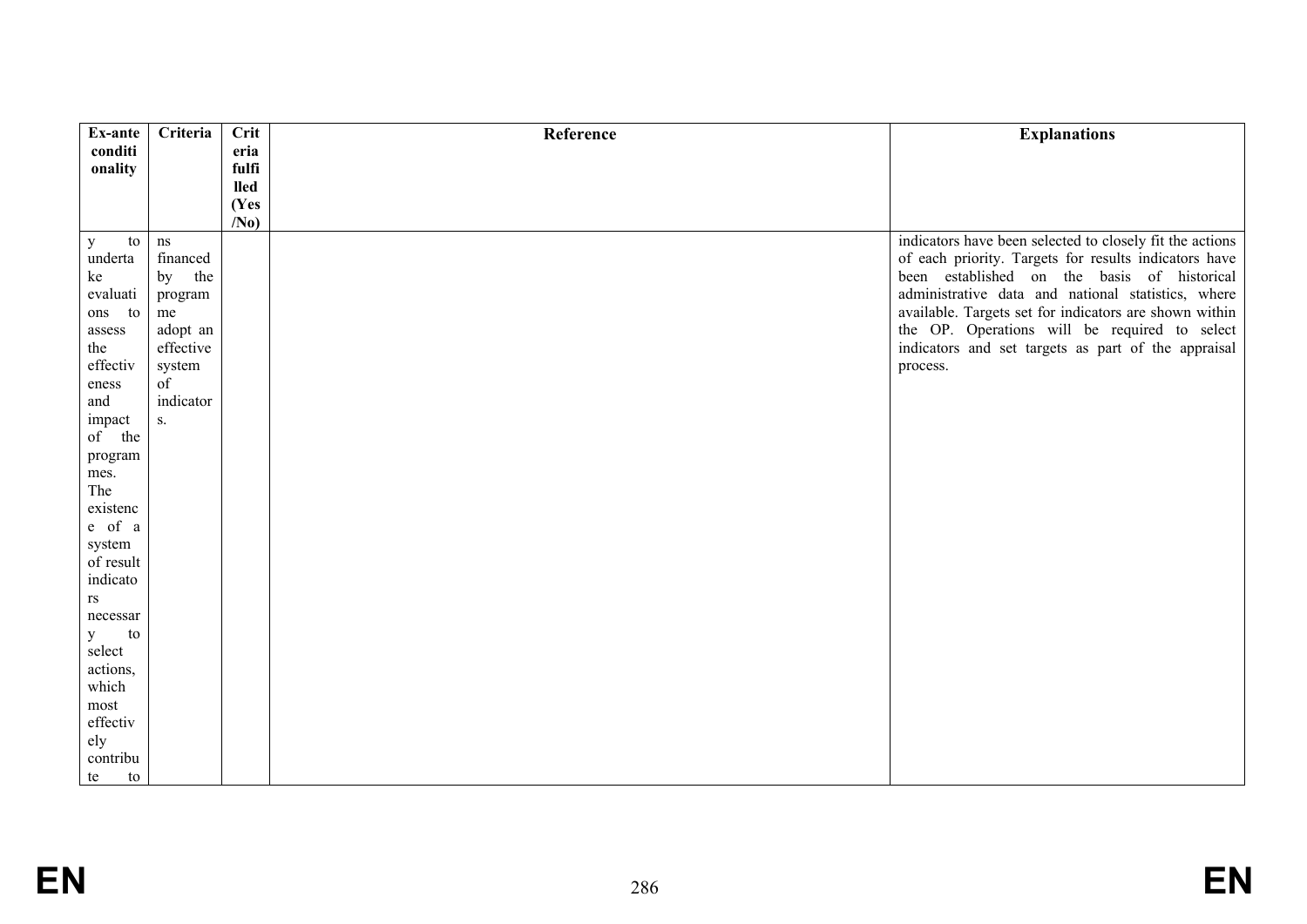| Ex-ante conditionality | Criteria | Criteria fulfilled (Yes/No) | Reference | Explanations |
|---|---|---|---|---|
| y to undertake evaluations to assess the effectiveness and impact of the programmes. The existence of a system of result indicators necessary to select actions, which most effectively contribute to | ns financed by the programme adopt an effective system of indicators. | | | indicators have been selected to closely fit the actions of each priority. Targets for results indicators have been established on the basis of historical administrative data and national statistics, where available. Targets set for indicators are shown within the OP. Operations will be required to select indicators and set targets as part of the appraisal process. |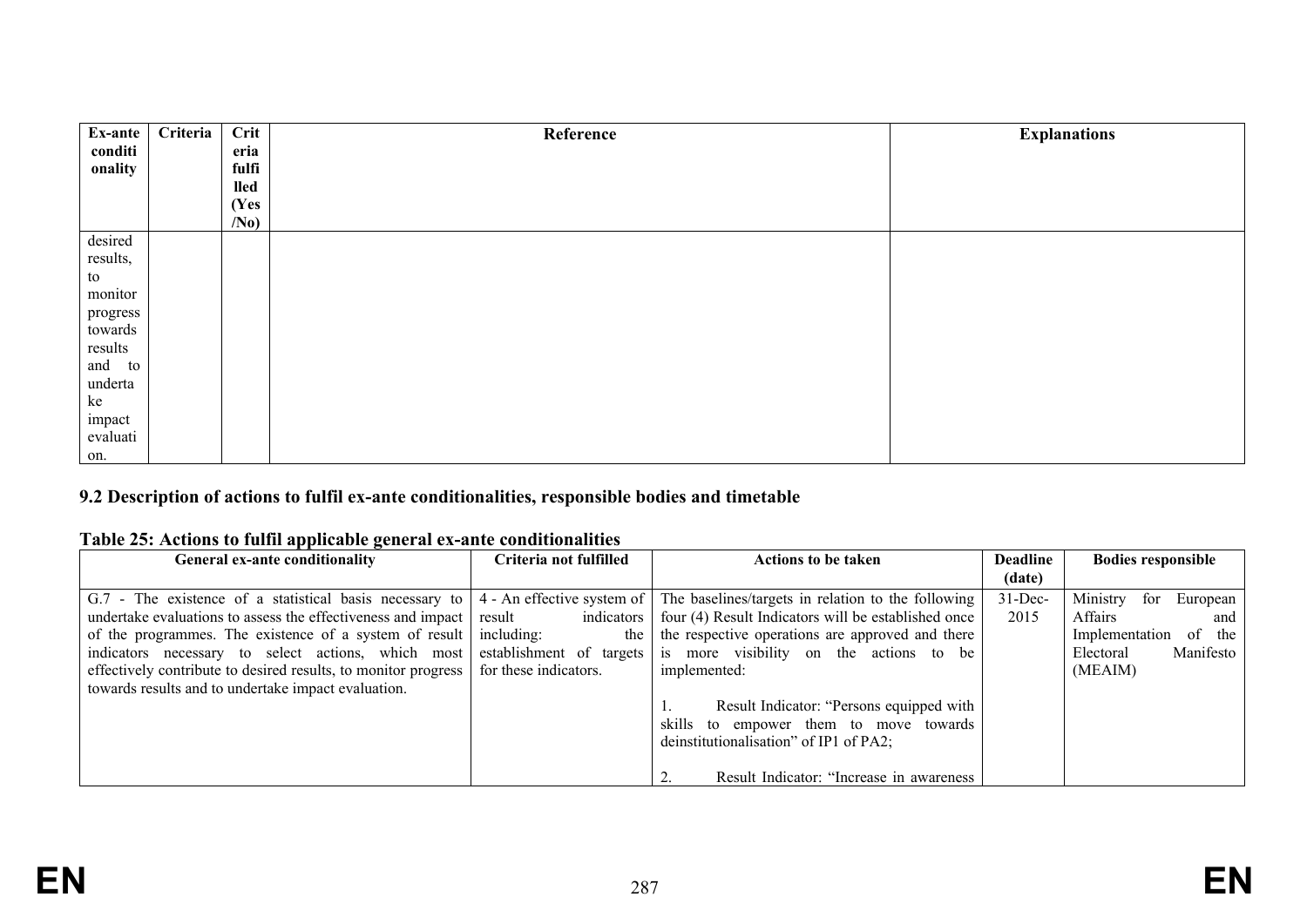| Ex-ante conditionality | Criteria | Criteria fulfilled (Yes/No) | Reference | Explanations |
|---|---|---|---|---|
| desired results, to monitor progress towards results and to undertake impact evaluation. | | | | |

## 9.2 Description of actions to fulfil ex-ante conditionalities, responsible bodies and timetable

### Table 25: Actions to fulfil applicable general ex-ante conditionalities

| General ex-ante conditionality | Criteria not fulfilled | Actions to be taken | Deadline (date) | Bodies responsible |
|---|---|---|---|---|
| G.7 - The existence of a statistical basis necessary to undertake evaluations to assess the effectiveness and impact of the programmes. The existence of a system of result indicators necessary to select actions, which most effectively contribute to desired results, to monitor progress towards results and to undertake impact evaluation. | 4 - An effective system of result indicators including: the establishment of targets for these indicators. | The baselines/targets in relation to the following four (4) Result Indicators will be established once the respective operations are approved and there is more visibility on the actions to be implemented:<br><br>1. Result Indicator: "Persons equipped with skills to empower them to move towards deinstitutionalisation" of IP1 of PA2;<br><br>2. Result Indicator: "Increase in awareness | 31-Dec-2015 | Ministry for European Affairs and Implementation of the Electoral Manifesto (MEAIM) |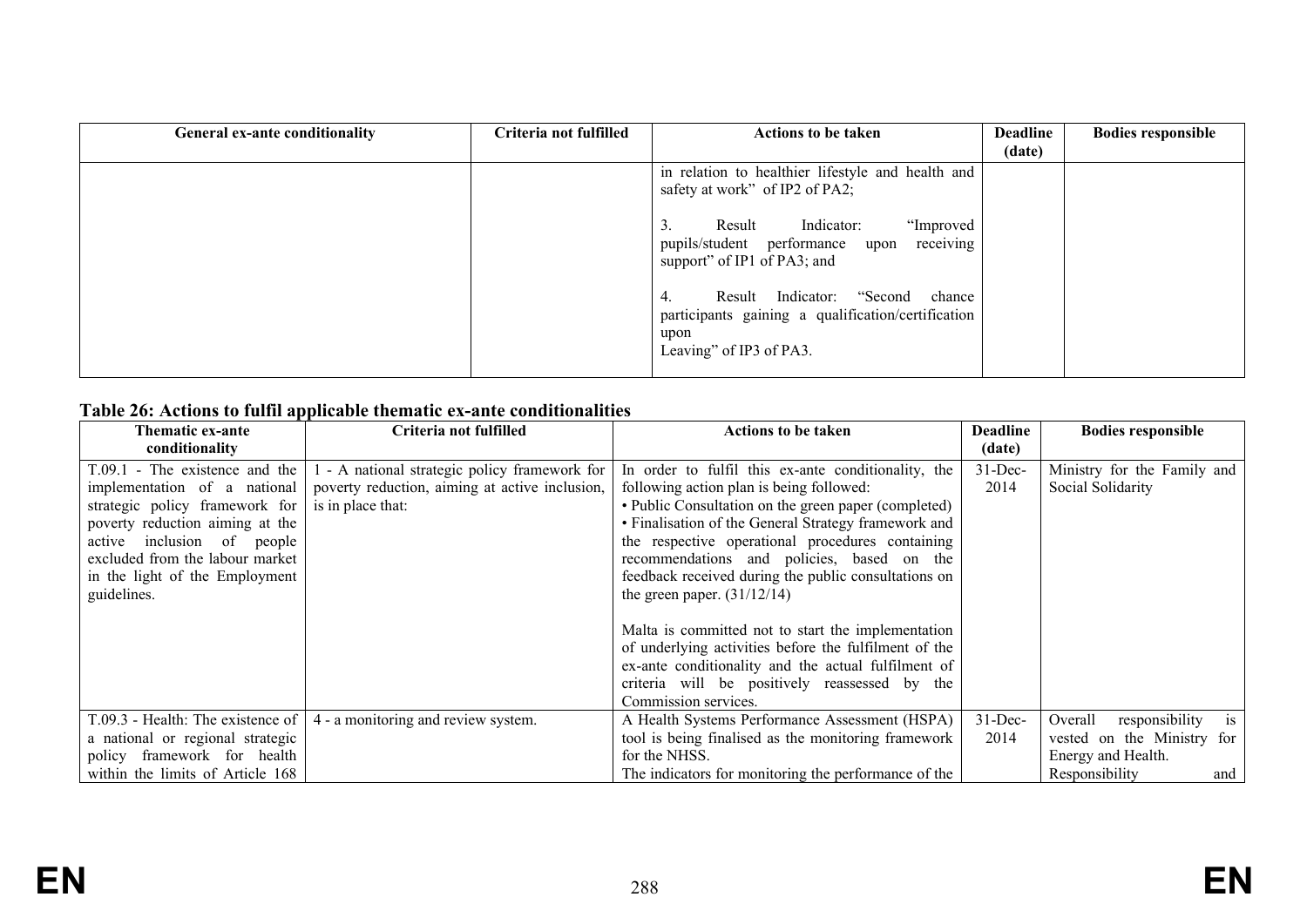| General ex-ante conditionality | Criteria not fulfilled | Actions to be taken | Deadline (date) | Bodies responsible |
|---|---|---|---|---|
| | | in relation to healthier lifestyle and health and safety at work" of IP2 of PA2;<br><br>3. Result Indicator: "Improved pupils/student performance upon receiving support" of IP1 of PA3; and<br><br>4. Result Indicator: "Second chance participants gaining a qualification/certification upon Leaving" of IP3 of PA3. | | |

**Table 26: Actions to fulfil applicable thematic ex-ante conditionalities**

| Thematic ex-ante conditionality | Criteria not fulfilled | Actions to be taken | Deadline (date) | Bodies responsible |
|---|---|---|---|---|
| T.09.1 - The existence and the implementation of a national strategic policy framework for poverty reduction aiming at the active inclusion of people excluded from the labour market in the light of the Employment guidelines. | 1 - A national strategic policy framework for poverty reduction, aiming at active inclusion, is in place that: | In order to fulfil this ex-ante conditionality, the following action plan is being followed:<br>• Public Consultation on the green paper (completed)<br>• Finalisation of the General Strategy framework and the respective operational procedures containing recommendations and policies, based on the feedback received during the public consultations on the green paper. (31/12/14)<br><br>Malta is committed not to start the implementation of underlying activities before the fulfilment of the ex-ante conditionality and the actual fulfilment of criteria will be positively reassessed by the Commission services. | 31-Dec-2014 | Ministry for the Family and Social Solidarity |
| T.09.3 - Health: The existence of a national or regional strategic policy framework for health within the limits of Article 168 | 4 - a monitoring and review system. | A Health Systems Performance Assessment (HSPA) tool is being finalised as the monitoring framework for the NHSS.<br>The indicators for monitoring the performance of the | 31-Dec-2014 | Overall responsibility is vested on the Ministry for Energy and Health.<br>Responsibility and |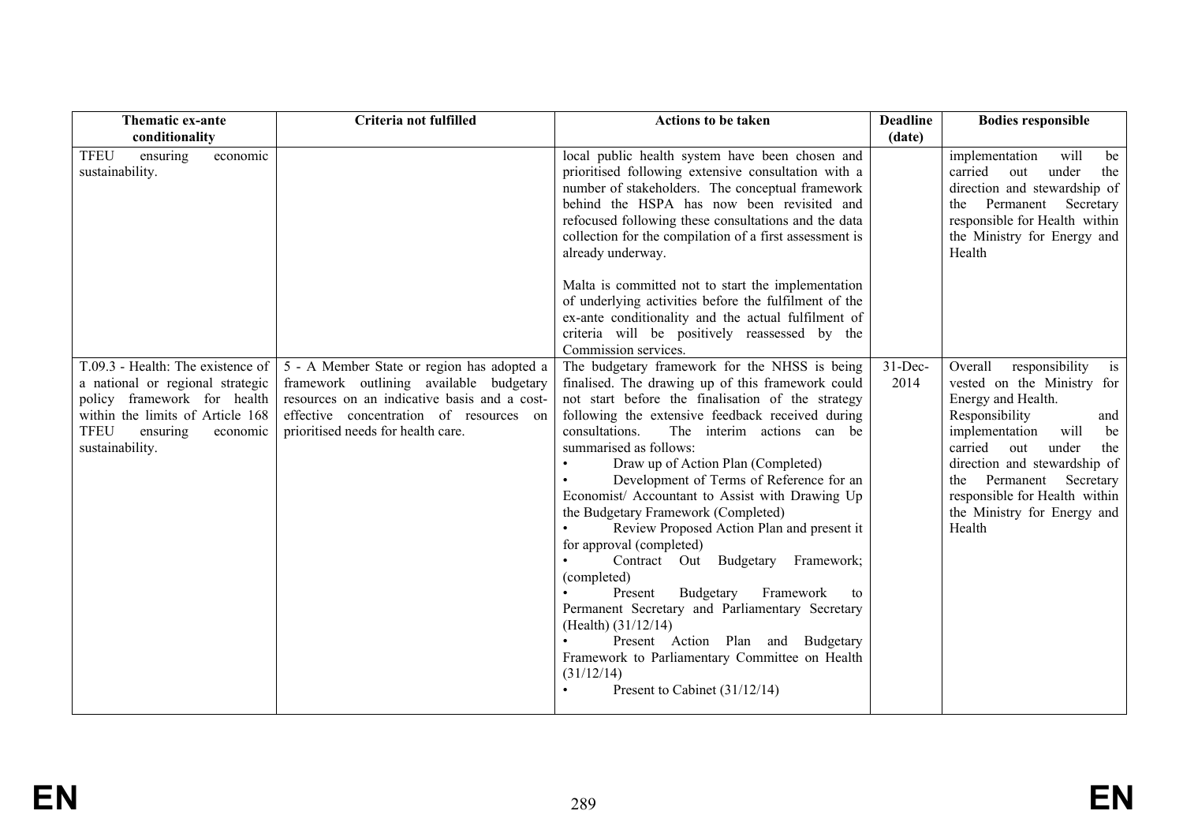| Thematic ex-ante conditionality | Criteria not fulfilled | Actions to be taken | Deadline (date) | Bodies responsible |
|---|---|---|---|---|
| TFEU ensuring economic sustainability. | | local public health system have been chosen and prioritised following extensive consultation with a number of stakeholders. The conceptual framework behind the HSPA has now been revisited and refocused following these consultations and the data collection for the compilation of a first assessment is already underway.<br><br>Malta is committed not to start the implementation of underlying activities before the fulfilment of the ex-ante conditionality and the actual fulfilment of criteria will be positively reassessed by the Commission services. | | implementation will be carried out under the direction and stewardship of the Permanent Secretary responsible for Health within the Ministry for Energy and Health |
| T.09.3 - Health: The existence of a national or regional strategic policy framework for health within the limits of Article 168 TFEU ensuring economic sustainability. | 5 - A Member State or region has adopted a framework outlining available budgetary resources on an indicative basis and a cost-effective concentration of resources on prioritised needs for health care. | The budgetary framework for the NHSS is being finalised. The drawing up of this framework could not start before the finalisation of the strategy following the extensive feedback received during consultations. The interim actions can be summarised as follows:<br>• Draw up of Action Plan (Completed)<br>• Development of Terms of Reference for an Economist/ Accountant to Assist with Drawing Up the Budgetary Framework (Completed)<br>• Review Proposed Action Plan and present it for approval (completed)<br>• Contract Out Budgetary Framework; (completed)<br>• Present Budgetary Framework to Permanent Secretary and Parliamentary Secretary (Health) (31/12/14)<br>• Present Action Plan and Budgetary Framework to Parliamentary Committee on Health (31/12/14)<br>• Present to Cabinet (31/12/14) | 31-Dec-2014 | Overall responsibility is vested on the Ministry for Energy and Health.<br>Responsibility and implementation will be carried out under the direction and stewardship of the Permanent Secretary responsible for Health within the Ministry for Energy and Health |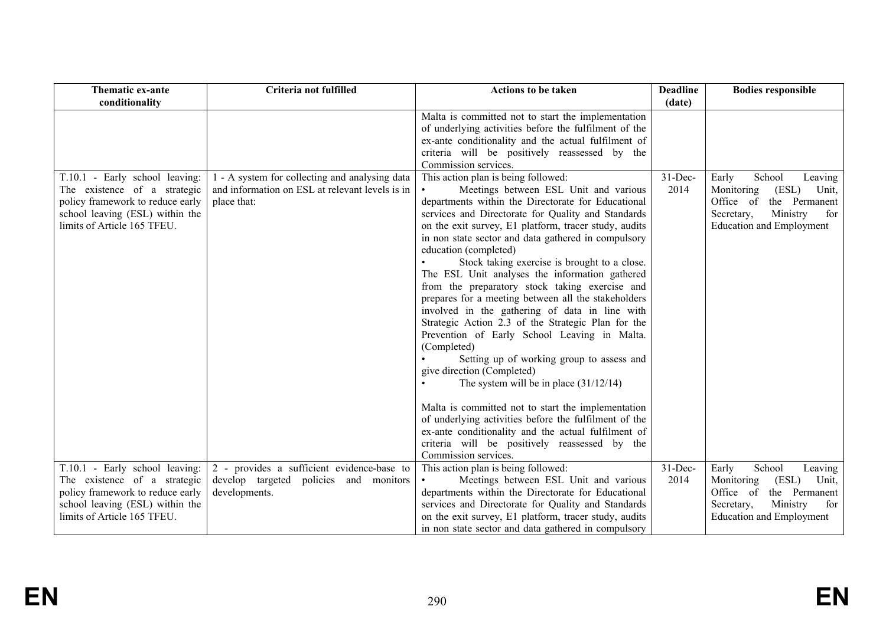| Thematic ex-ante conditionality | Criteria not fulfilled | Actions to be taken | Deadline (date) | Bodies responsible |
|---|---|---|---|---|
| | | Malta is committed not to start the implementation of underlying activities before the fulfilment of the ex-ante conditionality and the actual fulfilment of criteria will be positively reassessed by the Commission services. | | |
| T.10.1 - Early school leaving: The existence of a strategic policy framework to reduce early school leaving (ESL) within the limits of Article 165 TFEU. | 1 - A system for collecting and analysing data and information on ESL at relevant levels is in place that: | This action plan is being followed:<br>• Meetings between ESL Unit and various departments within the Directorate for Educational services and Directorate for Quality and Standards on the exit survey, E1 platform, tracer study, audits in non state sector and data gathered in compulsory education (completed)<br>• Stock taking exercise is brought to a close. The ESL Unit analyses the information gathered from the preparatory stock taking exercise and prepares for a meeting between all the stakeholders involved in the gathering of data in line with Strategic Action 2.3 of the Strategic Plan for the Prevention of Early School Leaving in Malta. (Completed)<br>• Setting up of working group to assess and give direction (Completed)<br>• The system will be in place (31/12/14)<br><br>Malta is committed not to start the implementation of underlying activities before the fulfilment of the ex-ante conditionality and the actual fulfilment of criteria will be positively reassessed by the Commission services. | 31-Dec-2014 | Early School Leaving Monitoring (ESL) Unit, Office of the Permanent Secretary, Ministry for Education and Employment |
| T.10.1 - Early school leaving: The existence of a strategic policy framework to reduce early school leaving (ESL) within the limits of Article 165 TFEU. | 2 - provides a sufficient evidence-base to develop targeted policies and monitors developments. | This action plan is being followed:<br>• Meetings between ESL Unit and various departments within the Directorate for Educational services and Directorate for Quality and Standards on the exit survey, E1 platform, tracer study, audits in non state sector and data gathered in compulsory | 31-Dec-2014 | Early School Leaving Monitoring (ESL) Unit, Office of the Permanent Secretary, Ministry for Education and Employment |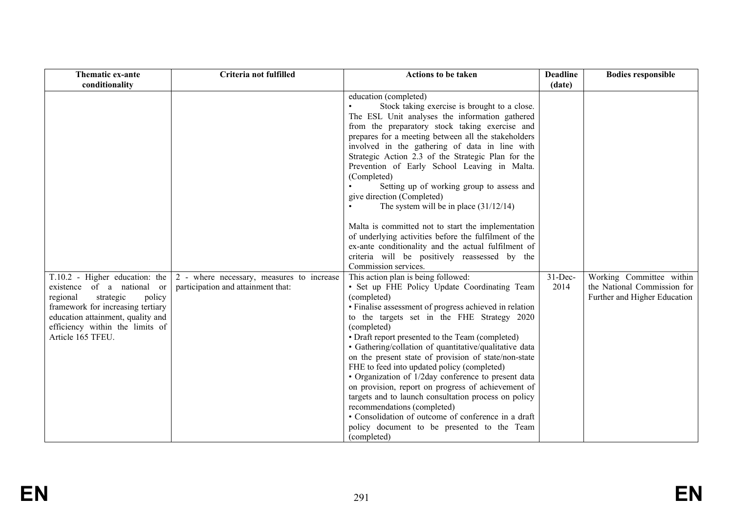| Thematic ex-ante conditionality | Criteria not fulfilled | Actions to be taken | Deadline (date) | Bodies responsible |
|---|---|---|---|---|
| | | education (completed)<br>• Stock taking exercise is brought to a close. The ESL Unit analyses the information gathered from the preparatory stock taking exercise and prepares for a meeting between all the stakeholders involved in the gathering of data in line with Strategic Action 2.3 of the Strategic Plan for the Prevention of Early School Leaving in Malta. (Completed)<br>• Setting up of working group to assess and give direction (Completed)<br>• The system will be in place (31/12/14)<br><br>Malta is committed not to start the implementation of underlying activities before the fulfilment of the ex-ante conditionality and the actual fulfilment of criteria will be positively reassessed by the Commission services. | | |
| T.10.2 - Higher education: the existence of a national or regional strategic policy framework for increasing tertiary education attainment, quality and efficiency within the limits of Article 165 TFEU. | 2 - where necessary, measures to increase participation and attainment that: | This action plan is being followed:<br>• Set up FHE Policy Update Coordinating Team (completed)<br>• Finalise assessment of progress achieved in relation to the targets set in the FHE Strategy 2020 (completed)<br>• Draft report presented to the Team (completed)<br>• Gathering/collation of quantitative/qualitative data on the present state of provision of state/non-state FHE to feed into updated policy (completed)<br>• Organization of 1/2day conference to present data on provision, report on progress of achievement of targets and to launch consultation process on policy recommendations (completed)<br>• Consolidation of outcome of conference in a draft policy document to be presented to the Team (completed) | 31-Dec-2014 | Working Committee within the National Commission for Further and Higher Education |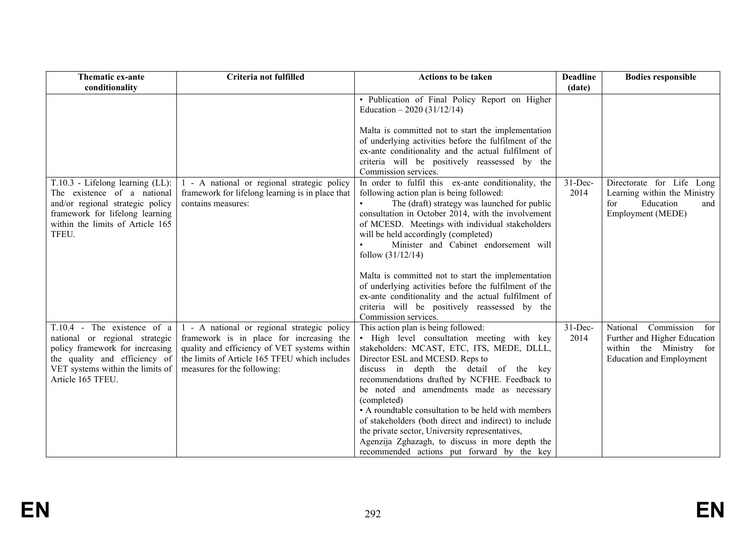| Thematic ex-ante conditionality | Criteria not fulfilled | Actions to be taken | Deadline (date) | Bodies responsible |
|---|---|---|---|---|
| | | • Publication of Final Policy Report on Higher Education – 2020 (31/12/14)<br><br>Malta is committed not to start the implementation of underlying activities before the fulfilment of the ex-ante conditionality and the actual fulfilment of criteria will be positively reassessed by the Commission services. | | |
| T.10.3 - Lifelong learning (LL): The existence of a national and/or regional strategic policy framework for lifelong learning within the limits of Article 165 TFEU. | 1 - A national or regional strategic policy framework for lifelong learning is in place that contains measures: | In order to fulfil this ex-ante conditionality, the following action plan is being followed:<br>• The (draft) strategy was launched for public consultation in October 2014, with the involvement of MCESD. Meetings with individual stakeholders will be held accordingly (completed)<br>• Minister and Cabinet endorsement will follow (31/12/14)<br><br>Malta is committed not to start the implementation of underlying activities before the fulfilment of the ex-ante conditionality and the actual fulfilment of criteria will be positively reassessed by the Commission services. | 31-Dec-2014 | Directorate for Life Long Learning within the Ministry for Education and Employment (MEDE) |
| T.10.4 - The existence of a national or regional strategic policy framework for increasing the quality and efficiency of VET systems within the limits of Article 165 TFEU. | 1 - A national or regional strategic policy framework is in place for increasing the quality and efficiency of VET systems within the limits of Article 165 TFEU which includes measures for the following: | This action plan is being followed:<br>• High level consultation meeting with key stakeholders: MCAST, ETC, ITS, MEDE, DLLL, Director ESL and MCESD. Reps to discuss in depth the detail of the key recommendations drafted by NCFHE. Feedback to be noted and amendments made as necessary (completed)<br>• A roundtable consultation to be held with members of stakeholders (both direct and indirect) to include the private sector, University representatives, Agenzija Zghazagh, to discuss in more depth the recommended actions put forward by the key | 31-Dec-2014 | National Commission for Further and Higher Education within the Ministry for Education and Employment |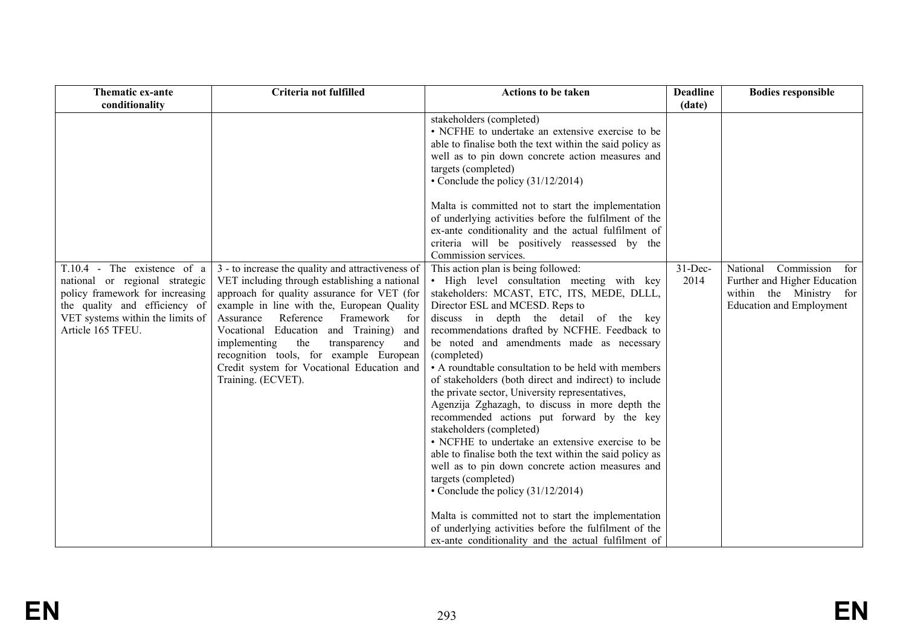| Thematic ex-ante conditionality | Criteria not fulfilled | Actions to be taken | Deadline (date) | Bodies responsible |
|---|---|---|---|---|
| | | stakeholders (completed)<br>• NCFHE to undertake an extensive exercise to be able to finalise both the text within the said policy as well as to pin down concrete action measures and targets (completed)<br>• Conclude the policy (31/12/2014)<br><br>Malta is committed not to start the implementation of underlying activities before the fulfilment of the ex-ante conditionality and the actual fulfilment of criteria will be positively reassessed by the Commission services. | | |
| T.10.4 - The existence of a national or regional strategic policy framework for increasing the quality and efficiency of VET systems within the limits of Article 165 TFEU. | 3 - to increase the quality and attractiveness of VET including through establishing a national approach for quality assurance for VET (for example in line with the, European Quality Assurance Reference Framework for Vocational Education and Training) and implementing the transparency and recognition tools, for example European Credit system for Vocational Education and Training. (ECVET). | This action plan is being followed:<br>• High level consultation meeting with key stakeholders: MCAST, ETC, ITS, MEDE, DLLL, Director ESL and MCESD. Reps to discuss in depth the detail of the key recommendations drafted by NCFHE. Feedback to be noted and amendments made as necessary (completed)<br>• A roundtable consultation to be held with members of stakeholders (both direct and indirect) to include the private sector, University representatives, Agenzija Zghazagh, to discuss in more depth the recommended actions put forward by the key stakeholders (completed)<br>• NCFHE to undertake an extensive exercise to be able to finalise both the text within the said policy as well as to pin down concrete action measures and targets (completed)<br>• Conclude the policy (31/12/2014)<br><br>Malta is committed not to start the implementation of underlying activities before the fulfilment of the ex-ante conditionality and the actual fulfilment of | 31-Dec-2014 | National Commission for Further and Higher Education within the Ministry for Education and Employment |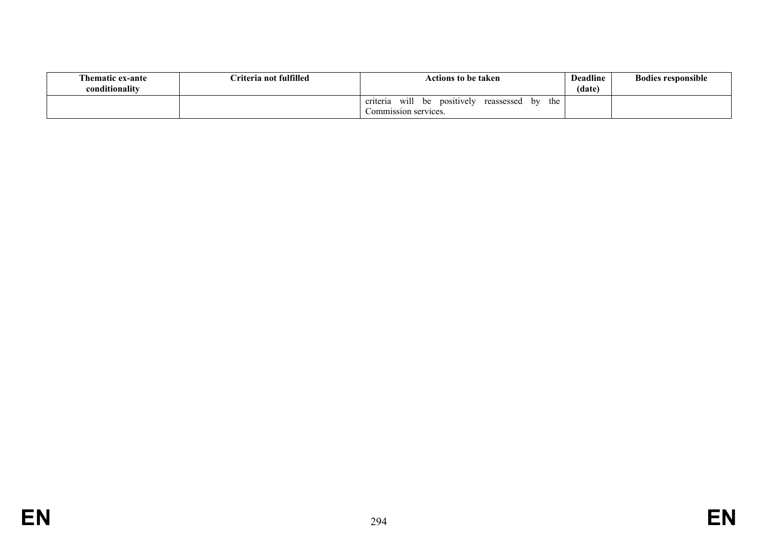| Thematic ex-ante conditionality | Criteria not fulfilled | Actions to be taken | Deadline (date) | Bodies responsible |
| --- | --- | --- | --- | --- |
| | | criteria will be positively reassessed by the Commission services. | | |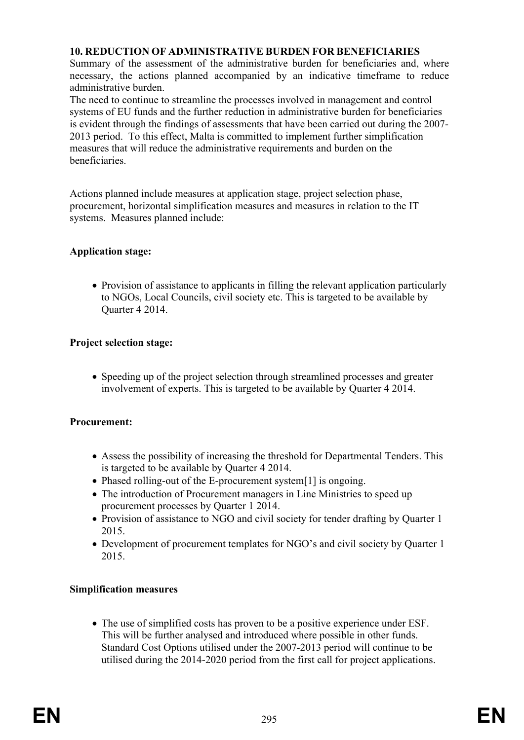## 10. REDUCTION OF ADMINISTRATIVE BURDEN FOR BENEFICIARIES

Summary of the assessment of the administrative burden for beneficiaries and, where necessary, the actions planned accompanied by an indicative timeframe to reduce administrative burden.

The need to continue to streamline the processes involved in management and control systems of EU funds and the further reduction in administrative burden for beneficiaries is evident through the findings of assessments that have been carried out during the 2007-2013 period. To this effect, Malta is committed to implement further simplification measures that will reduce the administrative requirements and burden on the beneficiaries.

Actions planned include measures at application stage, project selection phase, procurement, horizontal simplification measures and measures in relation to the IT systems. Measures planned include:

**Application stage:**

- Provision of assistance to applicants in filling the relevant application particularly to NGOs, Local Councils, civil society etc. This is targeted to be available by Quarter 4 2014.

**Project selection stage:**

- Speeding up of the project selection through streamlined processes and greater involvement of experts. This is targeted to be available by Quarter 4 2014.

**Procurement:**

- Assess the possibility of increasing the threshold for Departmental Tenders. This is targeted to be available by Quarter 4 2014.
- Phased rolling-out of the E-procurement system[1] is ongoing.
- The introduction of Procurement managers in Line Ministries to speed up procurement processes by Quarter 1 2014.
- Provision of assistance to NGO and civil society for tender drafting by Quarter 1 2015.
- Development of procurement templates for NGO's and civil society by Quarter 1 2015.

**Simplification measures**

- The use of simplified costs has proven to be a positive experience under ESF. This will be further analysed and introduced where possible in other funds. Standard Cost Options utilised under the 2007-2013 period will continue to be utilised during the 2014-2020 period from the first call for project applications.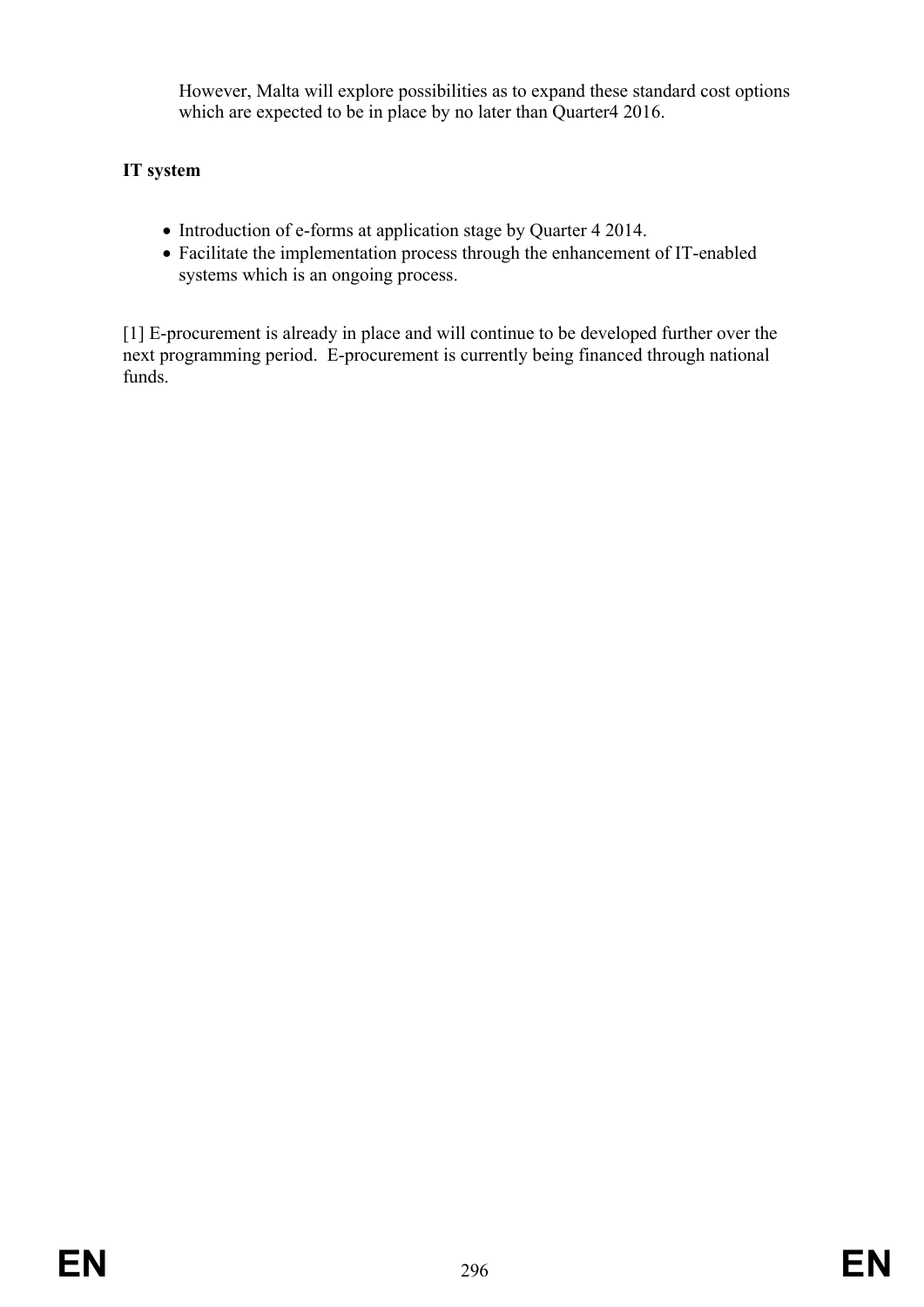However, Malta will explore possibilities as to expand these standard cost options which are expected to be in place by no later than Quarter4 2016.

**IT system**

- Introduction of e-forms at application stage by Quarter 4 2014.
- Facilitate the implementation process through the enhancement of IT-enabled systems which is an ongoing process.

[1] E-procurement is already in place and will continue to be developed further over the next programming period.  E-procurement is currently being financed through national funds.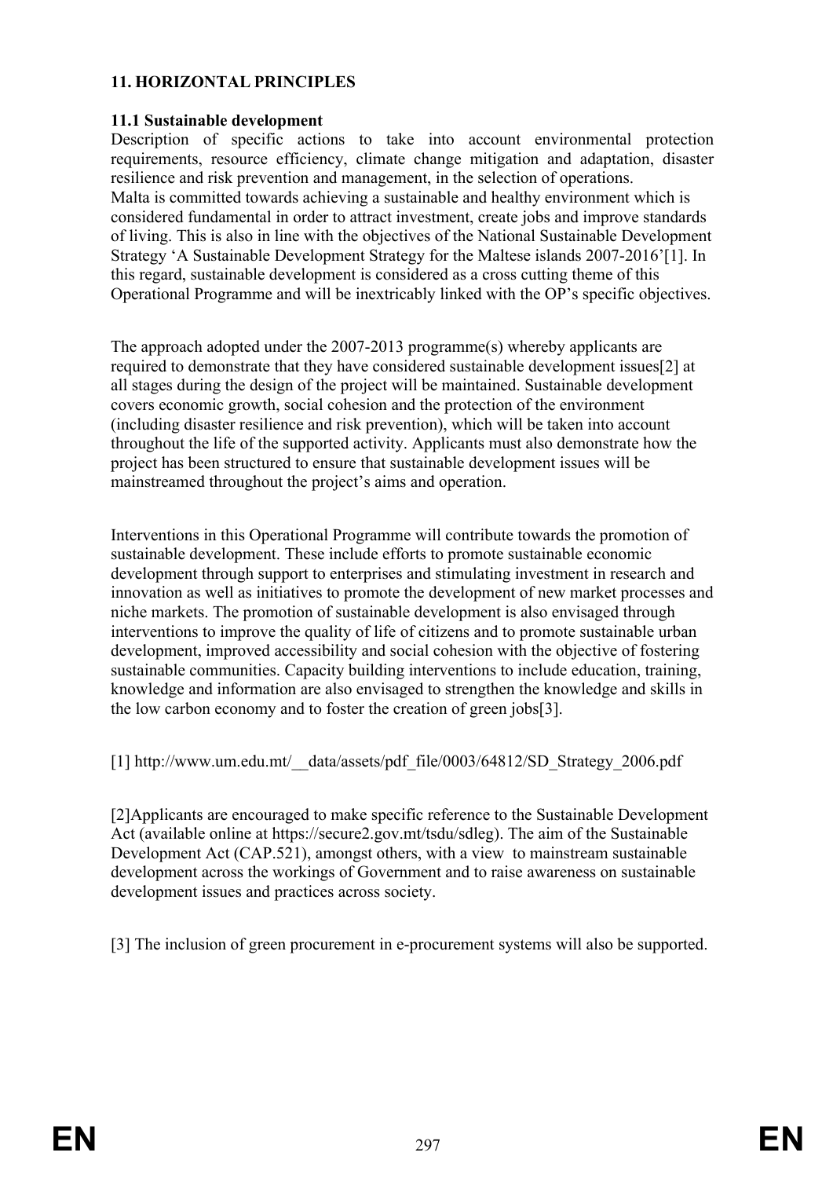## 11. HORIZONTAL PRINCIPLES

### 11.1 Sustainable development

Description of specific actions to take into account environmental protection requirements, resource efficiency, climate change mitigation and adaptation, disaster resilience and risk prevention and management, in the selection of operations.

Malta is committed towards achieving a sustainable and healthy environment which is considered fundamental in order to attract investment, create jobs and improve standards of living. This is also in line with the objectives of the National Sustainable Development Strategy 'A Sustainable Development Strategy for the Maltese islands 2007-2016'[1]. In this regard, sustainable development is considered as a cross cutting theme of this Operational Programme and will be inextricably linked with the OP's specific objectives.

The approach adopted under the 2007-2013 programme(s) whereby applicants are required to demonstrate that they have considered sustainable development issues[2] at all stages during the design of the project will be maintained. Sustainable development covers economic growth, social cohesion and the protection of the environment (including disaster resilience and risk prevention), which will be taken into account throughout the life of the supported activity. Applicants must also demonstrate how the project has been structured to ensure that sustainable development issues will be mainstreamed throughout the project's aims and operation.

Interventions in this Operational Programme will contribute towards the promotion of sustainable development. These include efforts to promote sustainable economic development through support to enterprises and stimulating investment in research and innovation as well as initiatives to promote the development of new market processes and niche markets. The promotion of sustainable development is also envisaged through interventions to improve the quality of life of citizens and to promote sustainable urban development, improved accessibility and social cohesion with the objective of fostering sustainable communities. Capacity building interventions to include education, training, knowledge and information are also envisaged to strengthen the knowledge and skills in the low carbon economy and to foster the creation of green jobs[3].

[1] http://www.um.edu.mt/__data/assets/pdf_file/0003/64812/SD_Strategy_2006.pdf

[2]Applicants are encouraged to make specific reference to the Sustainable Development Act (available online at https://secure2.gov.mt/tsdu/sdleg). The aim of the Sustainable Development Act (CAP.521), amongst others, with a view to mainstream sustainable development across the workings of Government and to raise awareness on sustainable development issues and practices across society.

[3] The inclusion of green procurement in e-procurement systems will also be supported.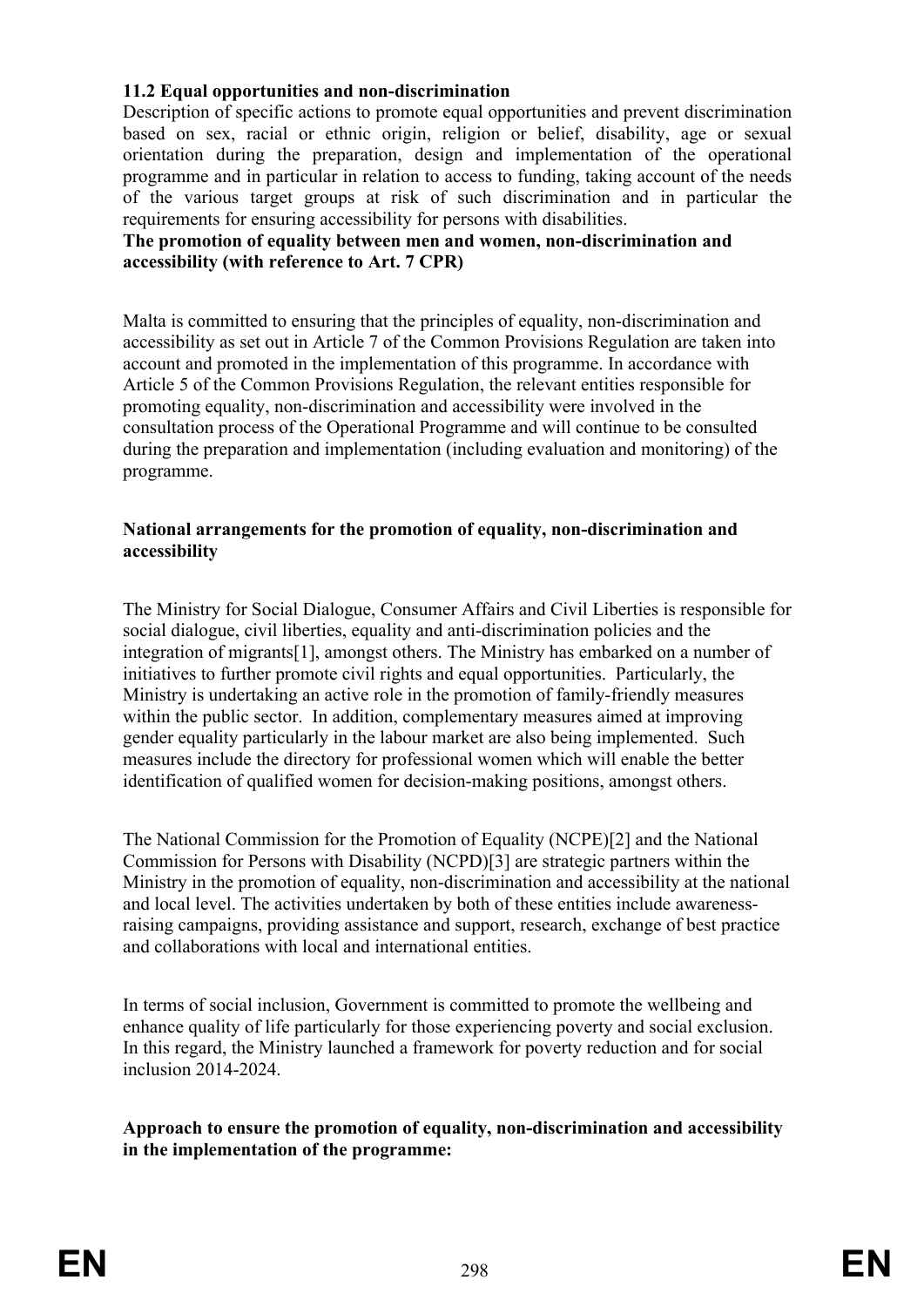### 11.2 Equal opportunities and non-discrimination

Description of specific actions to promote equal opportunities and prevent discrimination based on sex, racial or ethnic origin, religion or belief, disability, age or sexual orientation during the preparation, design and implementation of the operational programme and in particular in relation to access to funding, taking account of the needs of the various target groups at risk of such discrimination and in particular the requirements for ensuring accessibility for persons with disabilities.

**The promotion of equality between men and women, non-discrimination and accessibility (with reference to Art. 7 CPR)**

Malta is committed to ensuring that the principles of equality, non-discrimination and accessibility as set out in Article 7 of the Common Provisions Regulation are taken into account and promoted in the implementation of this programme. In accordance with Article 5 of the Common Provisions Regulation, the relevant entities responsible for promoting equality, non-discrimination and accessibility were involved in the consultation process of the Operational Programme and will continue to be consulted during the preparation and implementation (including evaluation and monitoring) of the programme.

**National arrangements for the promotion of equality, non-discrimination and accessibility**

The Ministry for Social Dialogue, Consumer Affairs and Civil Liberties is responsible for social dialogue, civil liberties, equality and anti-discrimination policies and the integration of migrants[1], amongst others. The Ministry has embarked on a number of initiatives to further promote civil rights and equal opportunities. Particularly, the Ministry is undertaking an active role in the promotion of family-friendly measures within the public sector. In addition, complementary measures aimed at improving gender equality particularly in the labour market are also being implemented. Such measures include the directory for professional women which will enable the better identification of qualified women for decision-making positions, amongst others.

The National Commission for the Promotion of Equality (NCPE)[2] and the National Commission for Persons with Disability (NCPD)[3] are strategic partners within the Ministry in the promotion of equality, non-discrimination and accessibility at the national and local level. The activities undertaken by both of these entities include awareness-raising campaigns, providing assistance and support, research, exchange of best practice and collaborations with local and international entities.

In terms of social inclusion, Government is committed to promote the wellbeing and enhance quality of life particularly for those experiencing poverty and social exclusion. In this regard, the Ministry launched a framework for poverty reduction and for social inclusion 2014-2024.

**Approach to ensure the promotion of equality, non-discrimination and accessibility in the implementation of the programme:**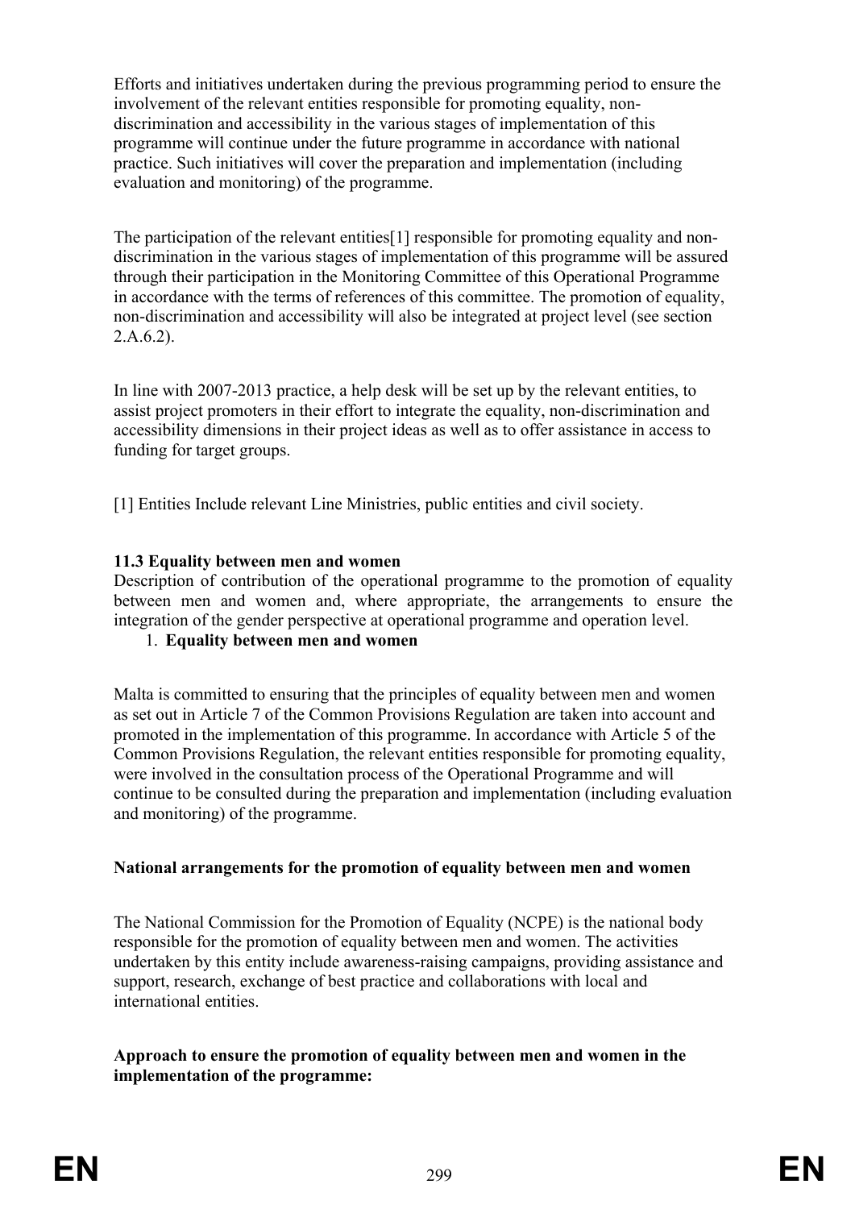Efforts and initiatives undertaken during the previous programming period to ensure the involvement of the relevant entities responsible for promoting equality, non-discrimination and accessibility in the various stages of implementation of this programme will continue under the future programme in accordance with national practice. Such initiatives will cover the preparation and implementation (including evaluation and monitoring) of the programme.

The participation of the relevant entities[1] responsible for promoting equality and non-discrimination in the various stages of implementation of this programme will be assured through their participation in the Monitoring Committee of this Operational Programme in accordance with the terms of references of this committee. The promotion of equality, non-discrimination and accessibility will also be integrated at project level (see section 2.A.6.2).

In line with 2007-2013 practice, a help desk will be set up by the relevant entities, to assist project promoters in their effort to integrate the equality, non-discrimination and accessibility dimensions in their project ideas as well as to offer assistance in access to funding for target groups.

[1] Entities Include relevant Line Ministries, public entities and civil society.

### 11.3 Equality between men and women

Description of contribution of the operational programme to the promotion of equality between men and women and, where appropriate, the arrangements to ensure the integration of the gender perspective at operational programme and operation level.

1. **Equality between men and women**

Malta is committed to ensuring that the principles of equality between men and women as set out in Article 7 of the Common Provisions Regulation are taken into account and promoted in the implementation of this programme. In accordance with Article 5 of the Common Provisions Regulation, the relevant entities responsible for promoting equality, were involved in the consultation process of the Operational Programme and will continue to be consulted during the preparation and implementation (including evaluation and monitoring) of the programme.

**National arrangements for the promotion of equality between men and women**

The National Commission for the Promotion of Equality (NCPE) is the national body responsible for the promotion of equality between men and women. The activities undertaken by this entity include awareness-raising campaigns, providing assistance and support, research, exchange of best practice and collaborations with local and international entities.

**Approach to ensure the promotion of equality between men and women in the implementation of the programme:**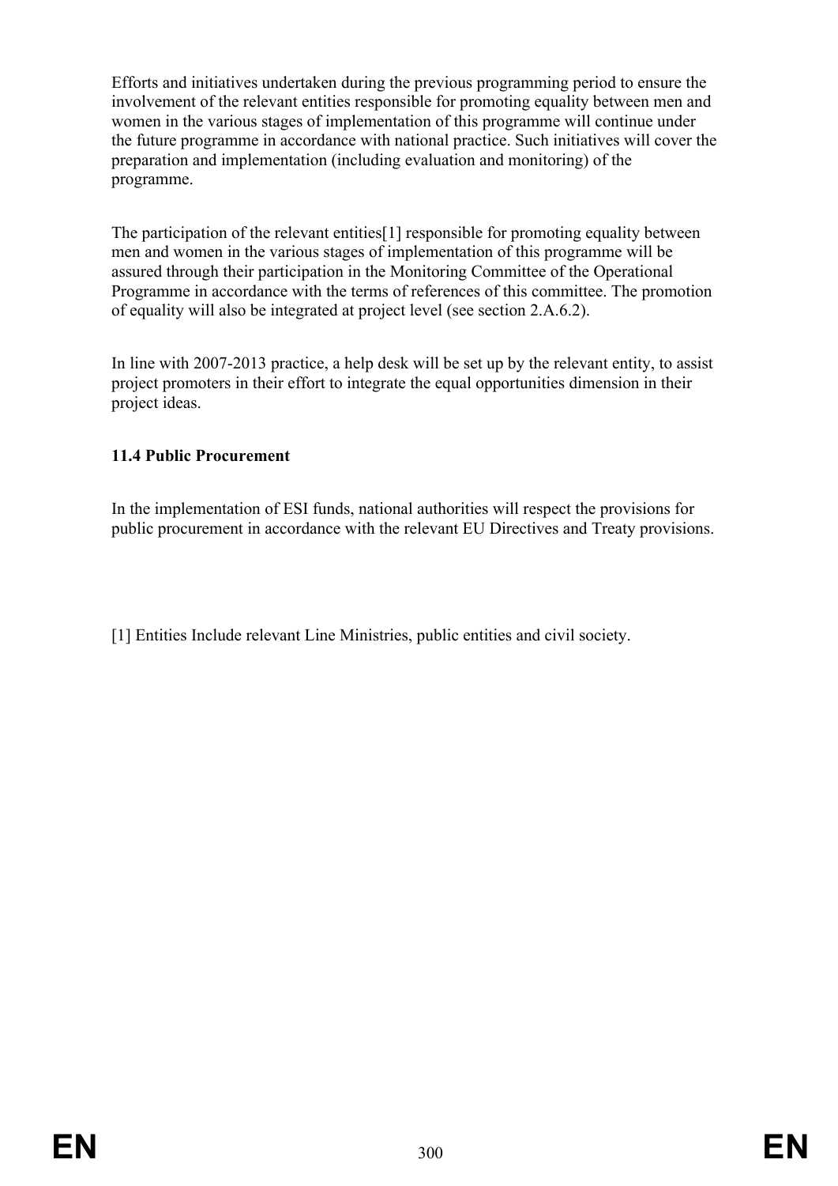Efforts and initiatives undertaken during the previous programming period to ensure the involvement of the relevant entities responsible for promoting equality between men and women in the various stages of implementation of this programme will continue under the future programme in accordance with national practice. Such initiatives will cover the preparation and implementation (including evaluation and monitoring) of the programme.

The participation of the relevant entities[1] responsible for promoting equality between men and women in the various stages of implementation of this programme will be assured through their participation in the Monitoring Committee of the Operational Programme in accordance with the terms of references of this committee. The promotion of equality will also be integrated at project level (see section 2.A.6.2).

In line with 2007-2013 practice, a help desk will be set up by the relevant entity, to assist project promoters in their effort to integrate the equal opportunities dimension in their project ideas.

### 11.4 Public Procurement

In the implementation of ESI funds, national authorities will respect the provisions for public procurement in accordance with the relevant EU Directives and Treaty provisions.

[1] Entities Include relevant Line Ministries, public entities and civil society.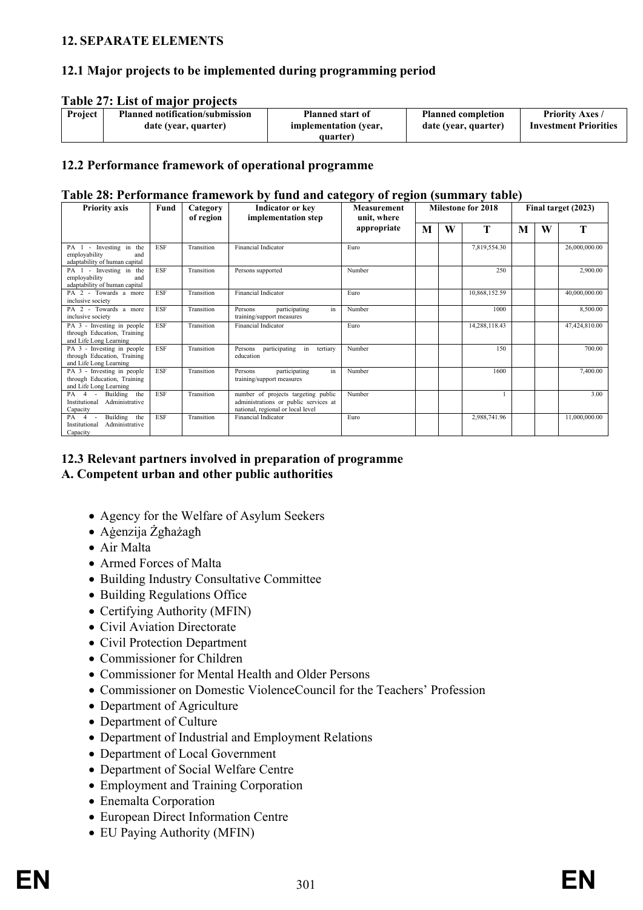## 12. SEPARATE ELEMENTS

### 12.1 Major projects to be implemented during programming period

**Table 27: List of major projects**

| Project | Planned notification/submission date (year, quarter) | Planned start of implementation (year, quarter) | Planned completion date (year, quarter) | Priority Axes / Investment Priorities |
|---|---|---|---|---|

### 12.2 Performance framework of operational programme

**Table 28: Performance framework by fund and category of region (summary table)**

| Priority axis | Fund | Category of region | Indicator or key implementation step | Measurement unit, where appropriate | Milestone for 2018 | | | Final target (2023) | | |
|---|---|---|---|---|---|---|---|---|---|---|
| | | | | | M | W | T | M | W | T |
| PA 1 - Investing in the employability and adaptability of human capital | ESF | Transition | Financial Indicator | Euro | | | 7,819,554.30 | | | 26,000,000.00 |
| PA 1 - Investing in the employability and adaptability of human capital | ESF | Transition | Persons supported | Number | | | 250 | | | 2,900.00 |
| PA 2 - Towards a more inclusive society | ESF | Transition | Financial Indicator | Euro | | | 10,868,152.59 | | | 40,000,000.00 |
| PA 2 - Towards a more inclusive society | ESF | Transition | Persons participating in training/support measures | Number | | | 1000 | | | 8,500.00 |
| PA 3 - Investing in people through Education, Training and Life Long Learning | ESF | Transition | Financial Indicator | Euro | | | 14,288,118.43 | | | 47,424,810.00 |
| PA 3 - Investing in people through Education, Training and Life Long Learning | ESF | Transition | Persons participating in tertiary education | Number | | | 150 | | | 700.00 |
| PA 3 - Investing in people through Education, Training and Life Long Learning | ESF | Transition | Persons participating in training/support measures | Number | | | 1600 | | | 7,400.00 |
| PA 4 - Building the Institutional Administrative Capacity | ESF | Transition | number of projects targeting public administrations or public services at national, regional or local level | Number | | | 1 | | | 3.00 |
| PA 4 - Building the Institutional Administrative Capacity | ESF | Transition | Financial Indicator | Euro | | | 2,988,741.96 | | | 11,000,000.00 |

### 12.3 Relevant partners involved in preparation of programme

**A. Competent urban and other public authorities**

- Agency for the Welfare of Asylum Seekers
- Aġenzija Żgħażagħ
- Air Malta
- Armed Forces of Malta
- Building Industry Consultative Committee
- Building Regulations Office
- Certifying Authority (MFIN)
- Civil Aviation Directorate
- Civil Protection Department
- Commissioner for Children
- Commissioner for Mental Health and Older Persons
- Commissioner on Domestic ViolenceCouncil for the Teachers' Profession
- Department of Agriculture
- Department of Culture
- Department of Industrial and Employment Relations
- Department of Local Government
- Department of Social Welfare Centre
- Employment and Training Corporation
- Enemalta Corporation
- European Direct Information Centre
- EU Paying Authority (MFIN)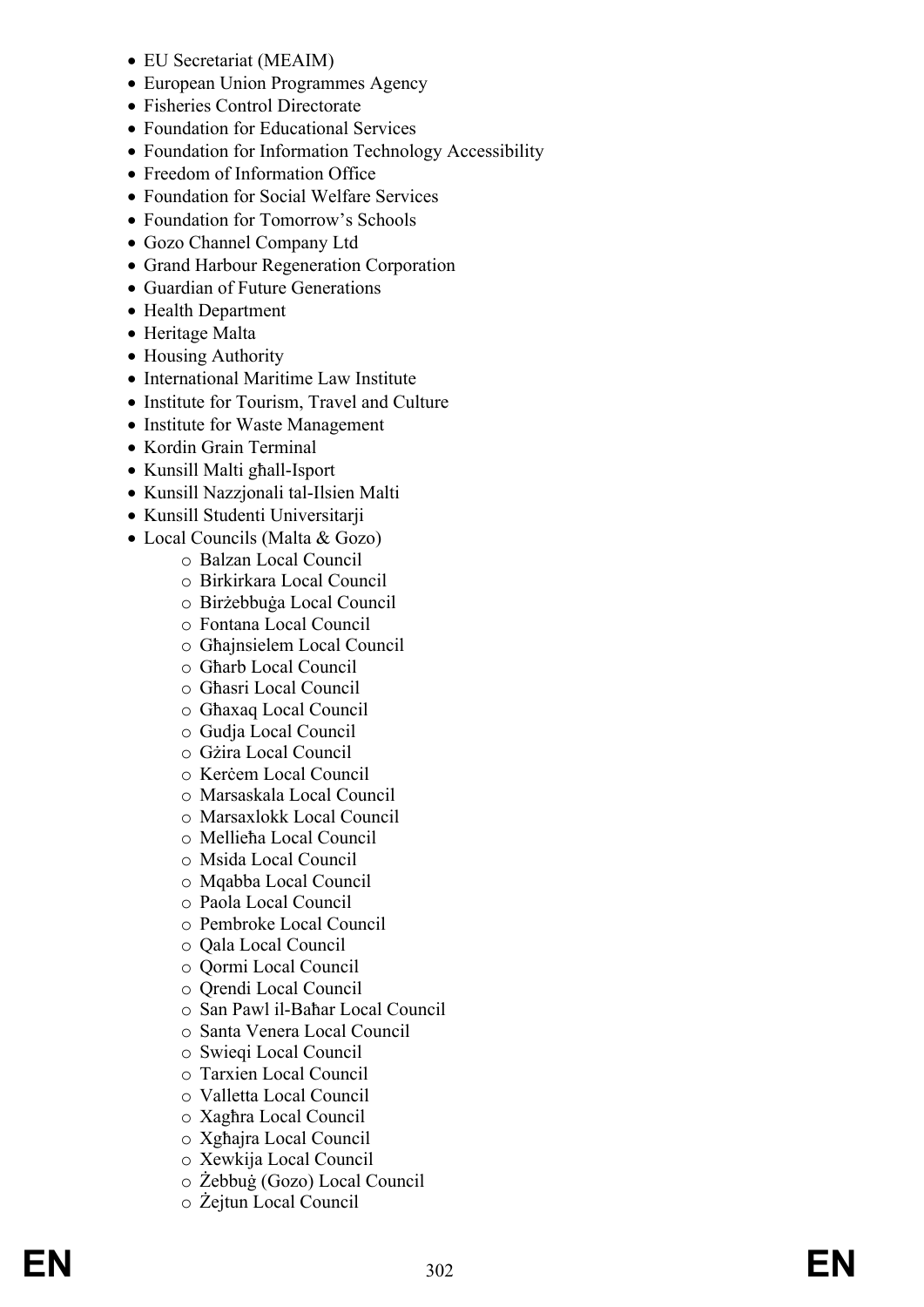- EU Secretariat (MEAIM)
- European Union Programmes Agency
- Fisheries Control Directorate
- Foundation for Educational Services
- Foundation for Information Technology Accessibility
- Freedom of Information Office
- Foundation for Social Welfare Services
- Foundation for Tomorrow's Schools
- Gozo Channel Company Ltd
- Grand Harbour Regeneration Corporation
- Guardian of Future Generations
- Health Department
- Heritage Malta
- Housing Authority
- International Maritime Law Institute
- Institute for Tourism, Travel and Culture
- Institute for Waste Management
- Kordin Grain Terminal
- Kunsill Malti għall-Isport
- Kunsill Nazzjonali tal-Ilsien Malti
- Kunsill Studenti Universitarji
- Local Councils (Malta & Gozo)
    - Balzan Local Council
    - Birkirkara Local Council
    - Birżebbuġa Local Council
    - Fontana Local Council
    - Għajnsielem Local Council
    - Għarb Local Council
    - Għasri Local Council
    - Għaxaq Local Council
    - Gudja Local Council
    - Gżira Local Council
    - Kerċem Local Council
    - Marsaskala Local Council
    - Marsaxlokk Local Council
    - Mellieħa Local Council
    - Msida Local Council
    - Mqabba Local Council
    - Paola Local Council
    - Pembroke Local Council
    - Qala Local Council
    - Qormi Local Council
    - Qrendi Local Council
    - San Pawl il-Baħar Local Council
    - Santa Venera Local Council
    - Swieqi Local Council
    - Tarxien Local Council
    - Valletta Local Council
    - Xagħra Local Council
    - Xgħajra Local Council
    - Xewkija Local Council
    - Żebbuġ (Gozo) Local Council
    - Żejtun Local Council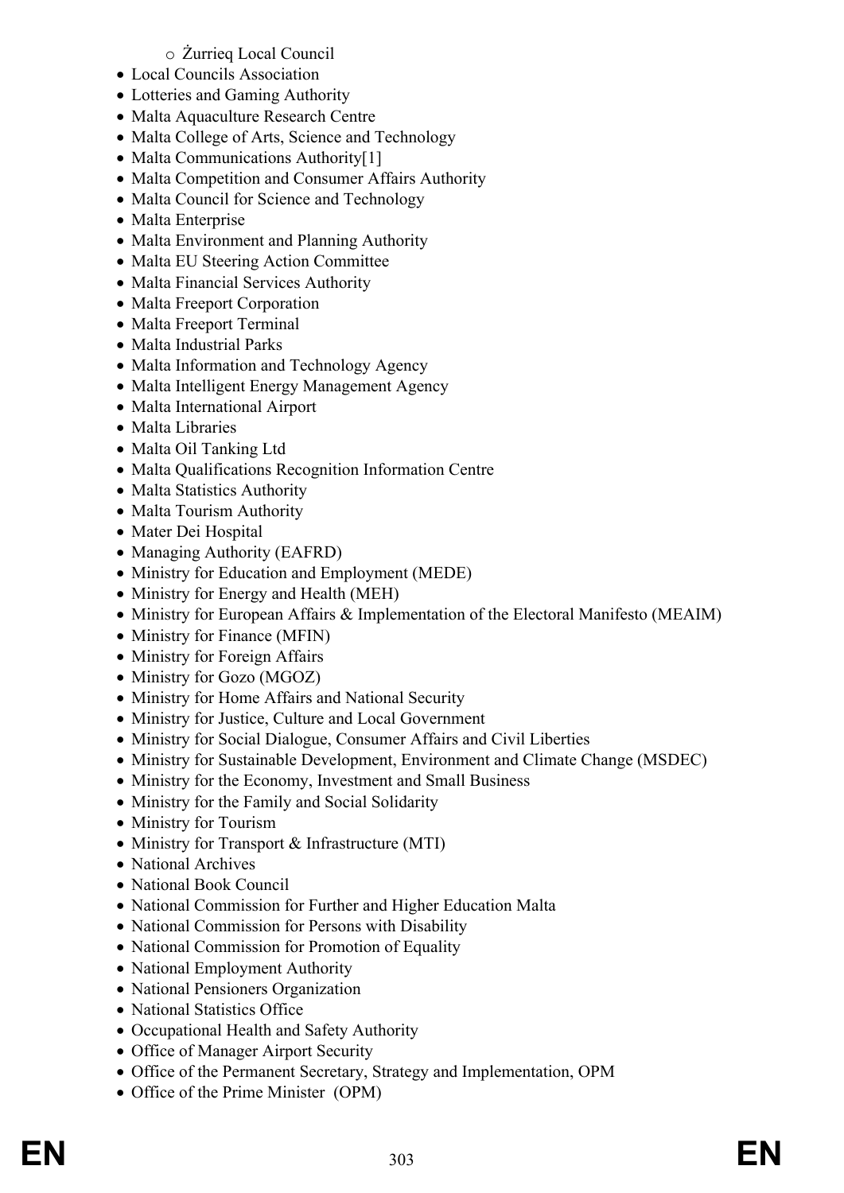- Żurrieq Local Council
- Local Councils Association
- Lotteries and Gaming Authority
- Malta Aquaculture Research Centre
- Malta College of Arts, Science and Technology
- Malta Communications Authority[1]
- Malta Competition and Consumer Affairs Authority
- Malta Council for Science and Technology
- Malta Enterprise
- Malta Environment and Planning Authority
- Malta EU Steering Action Committee
- Malta Financial Services Authority
- Malta Freeport Corporation
- Malta Freeport Terminal
- Malta Industrial Parks
- Malta Information and Technology Agency
- Malta Intelligent Energy Management Agency
- Malta International Airport
- Malta Libraries
- Malta Oil Tanking Ltd
- Malta Qualifications Recognition Information Centre
- Malta Statistics Authority
- Malta Tourism Authority
- Mater Dei Hospital
- Managing Authority (EAFRD)
- Ministry for Education and Employment (MEDE)
- Ministry for Energy and Health (MEH)
- Ministry for European Affairs & Implementation of the Electoral Manifesto (MEAIM)
- Ministry for Finance (MFIN)
- Ministry for Foreign Affairs
- Ministry for Gozo (MGOZ)
- Ministry for Home Affairs and National Security
- Ministry for Justice, Culture and Local Government
- Ministry for Social Dialogue, Consumer Affairs and Civil Liberties
- Ministry for Sustainable Development, Environment and Climate Change (MSDEC)
- Ministry for the Economy, Investment and Small Business
- Ministry for the Family and Social Solidarity
- Ministry for Tourism
- Ministry for Transport & Infrastructure (MTI)
- National Archives
- National Book Council
- National Commission for Further and Higher Education Malta
- National Commission for Persons with Disability
- National Commission for Promotion of Equality
- National Employment Authority
- National Pensioners Organization
- National Statistics Office
- Occupational Health and Safety Authority
- Office of Manager Airport Security
- Office of the Permanent Secretary, Strategy and Implementation, OPM
- Office of the Prime Minister (OPM)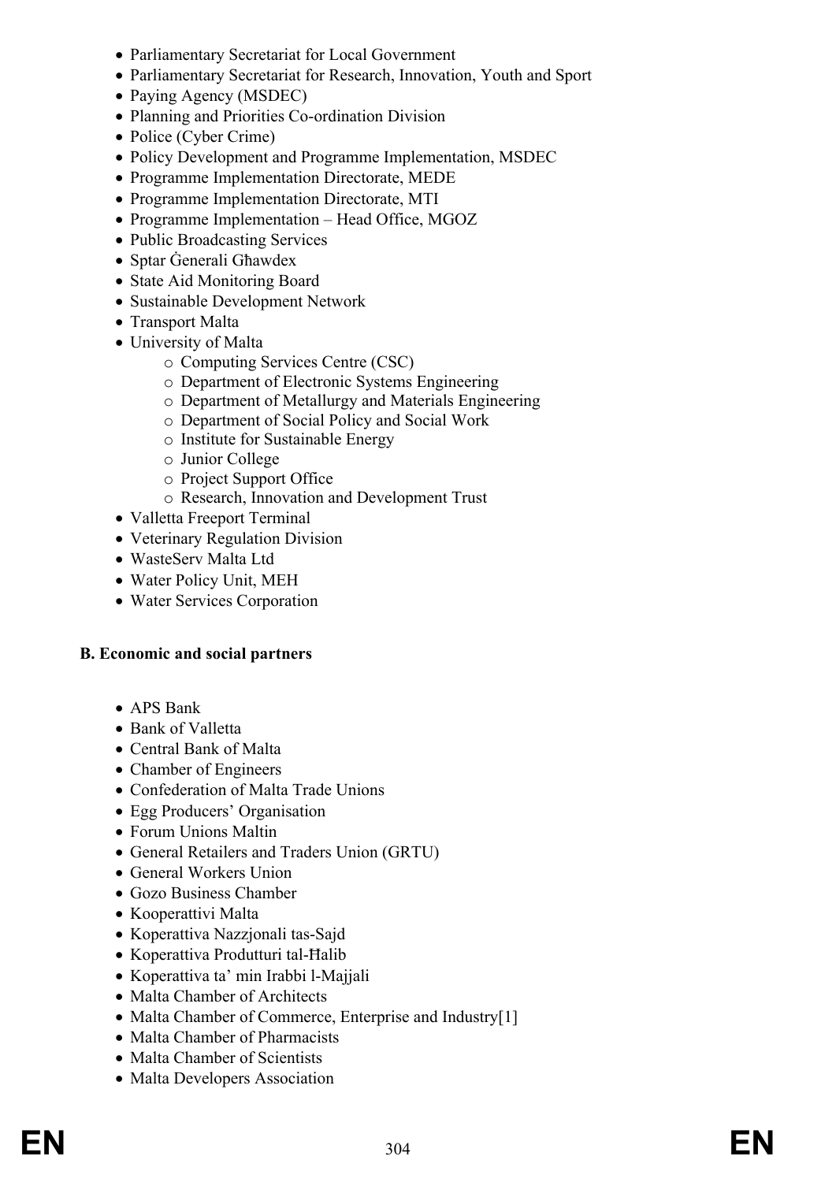- Parliamentary Secretariat for Local Government
- Parliamentary Secretariat for Research, Innovation, Youth and Sport
- Paying Agency (MSDEC)
- Planning and Priorities Co-ordination Division
- Police (Cyber Crime)
- Policy Development and Programme Implementation, MSDEC
- Programme Implementation Directorate, MEDE
- Programme Implementation Directorate, MTI
- Programme Implementation – Head Office, MGOZ
- Public Broadcasting Services
- Sptar Ġenerali Għawdex
- State Aid Monitoring Board
- Sustainable Development Network
- Transport Malta
- University of Malta
    - Computing Services Centre (CSC)
    - Department of Electronic Systems Engineering
    - Department of Metallurgy and Materials Engineering
    - Department of Social Policy and Social Work
    - Institute for Sustainable Energy
    - Junior College
    - Project Support Office
    - Research, Innovation and Development Trust
- Valletta Freeport Terminal
- Veterinary Regulation Division
- WasteServ Malta Ltd
- Water Policy Unit, MEH
- Water Services Corporation

**B. Economic and social partners**

- APS Bank
- Bank of Valletta
- Central Bank of Malta
- Chamber of Engineers
- Confederation of Malta Trade Unions
- Egg Producers' Organisation
- Forum Unions Maltin
- General Retailers and Traders Union (GRTU)
- General Workers Union
- Gozo Business Chamber
- Kooperattivi Malta
- Koperattiva Nazzjonali tas-Sajd
- Koperattiva Produtturi tal-Ħalib
- Koperattiva ta' min Irabbi l-Majjali
- Malta Chamber of Architects
- Malta Chamber of Commerce, Enterprise and Industry[1]
- Malta Chamber of Pharmacists
- Malta Chamber of Scientists
- Malta Developers Association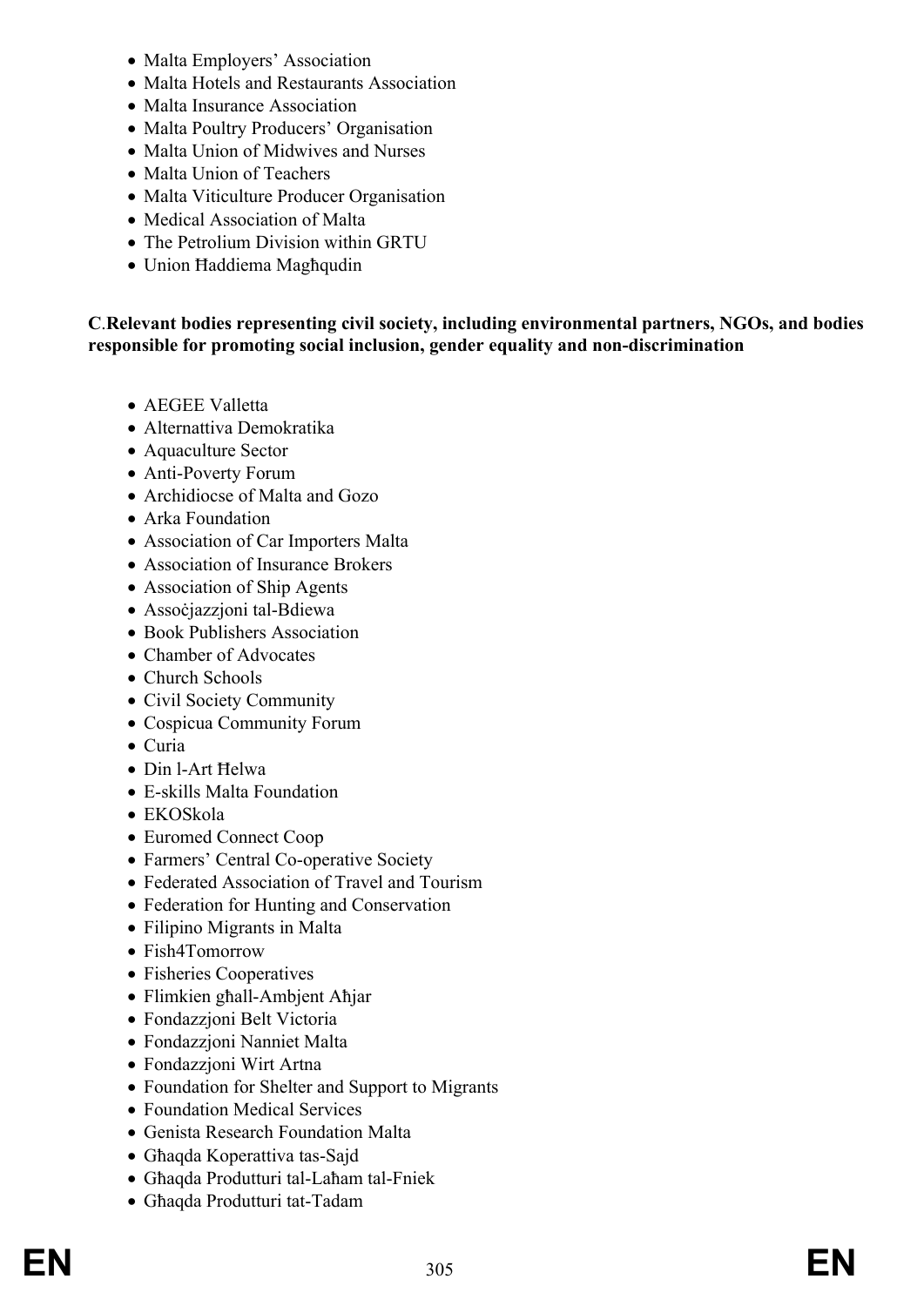- Malta Employers' Association
- Malta Hotels and Restaurants Association
- Malta Insurance Association
- Malta Poultry Producers' Organisation
- Malta Union of Midwives and Nurses
- Malta Union of Teachers
- Malta Viticulture Producer Organisation
- Medical Association of Malta
- The Petrolium Division within GRTU
- Union Ħaddiema Magħqudin

**C**.**Relevant bodies representing civil society, including environmental partners, NGOs, and bodies responsible for promoting social inclusion, gender equality and non-discrimination**

- AEGEE Valletta
- Alternattiva Demokratika
- Aquaculture Sector
- Anti-Poverty Forum
- Archidiocse of Malta and Gozo
- Arka Foundation
- Association of Car Importers Malta
- Association of Insurance Brokers
- Association of Ship Agents
- Assoċjazzjoni tal-Bdiewa
- Book Publishers Association
- Chamber of Advocates
- Church Schools
- Civil Society Community
- Cospicua Community Forum
- Curia
- Din l-Art Ħelwa
- E-skills Malta Foundation
- EKOSkola
- Euromed Connect Coop
- Farmers' Central Co-operative Society
- Federated Association of Travel and Tourism
- Federation for Hunting and Conservation
- Filipino Migrants in Malta
- Fish4Tomorrow
- Fisheries Cooperatives
- Flimkien għall-Ambjent Aħjar
- Fondazzjoni Belt Victoria
- Fondazzjoni Nanniet Malta
- Fondazzjoni Wirt Artna
- Foundation for Shelter and Support to Migrants
- Foundation Medical Services
- Genista Research Foundation Malta
- Għaqda Koperattiva tas-Sajd
- Għaqda Produtturi tal-Laħam tal-Fniek
- Għaqda Produtturi tat-Tadam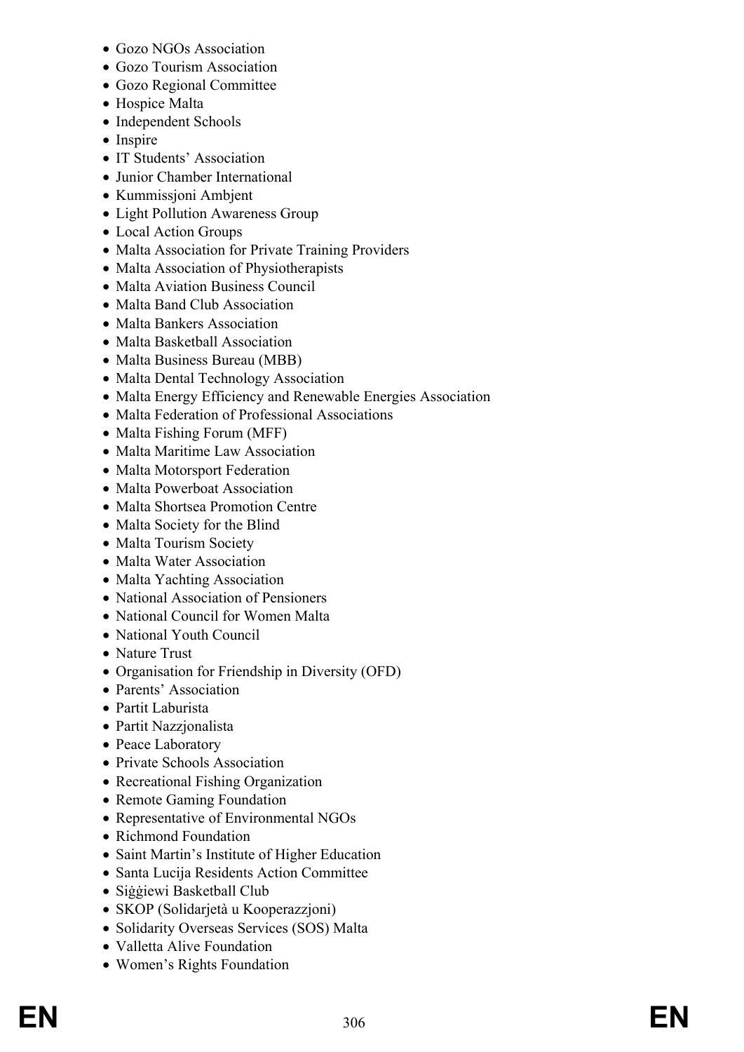- Gozo NGOs Association
- Gozo Tourism Association
- Gozo Regional Committee
- Hospice Malta
- Independent Schools
- Inspire
- IT Students' Association
- Junior Chamber International
- Kummissjoni Ambjent
- Light Pollution Awareness Group
- Local Action Groups
- Malta Association for Private Training Providers
- Malta Association of Physiotherapists
- Malta Aviation Business Council
- Malta Band Club Association
- Malta Bankers Association
- Malta Basketball Association
- Malta Business Bureau (MBB)
- Malta Dental Technology Association
- Malta Energy Efficiency and Renewable Energies Association
- Malta Federation of Professional Associations
- Malta Fishing Forum (MFF)
- Malta Maritime Law Association
- Malta Motorsport Federation
- Malta Powerboat Association
- Malta Shortsea Promotion Centre
- Malta Society for the Blind
- Malta Tourism Society
- Malta Water Association
- Malta Yachting Association
- National Association of Pensioners
- National Council for Women Malta
- National Youth Council
- Nature Trust
- Organisation for Friendship in Diversity (OFD)
- Parents' Association
- Partit Laburista
- Partit Nazzjonalista
- Peace Laboratory
- Private Schools Association
- Recreational Fishing Organization
- Remote Gaming Foundation
- Representative of Environmental NGOs
- Richmond Foundation
- Saint Martin's Institute of Higher Education
- Santa Lucija Residents Action Committee
- Siġġiewi Basketball Club
- SKOP (Solidarjetà u Kooperazzjoni)
- Solidarity Overseas Services (SOS) Malta
- Valletta Alive Foundation
- Women's Rights Foundation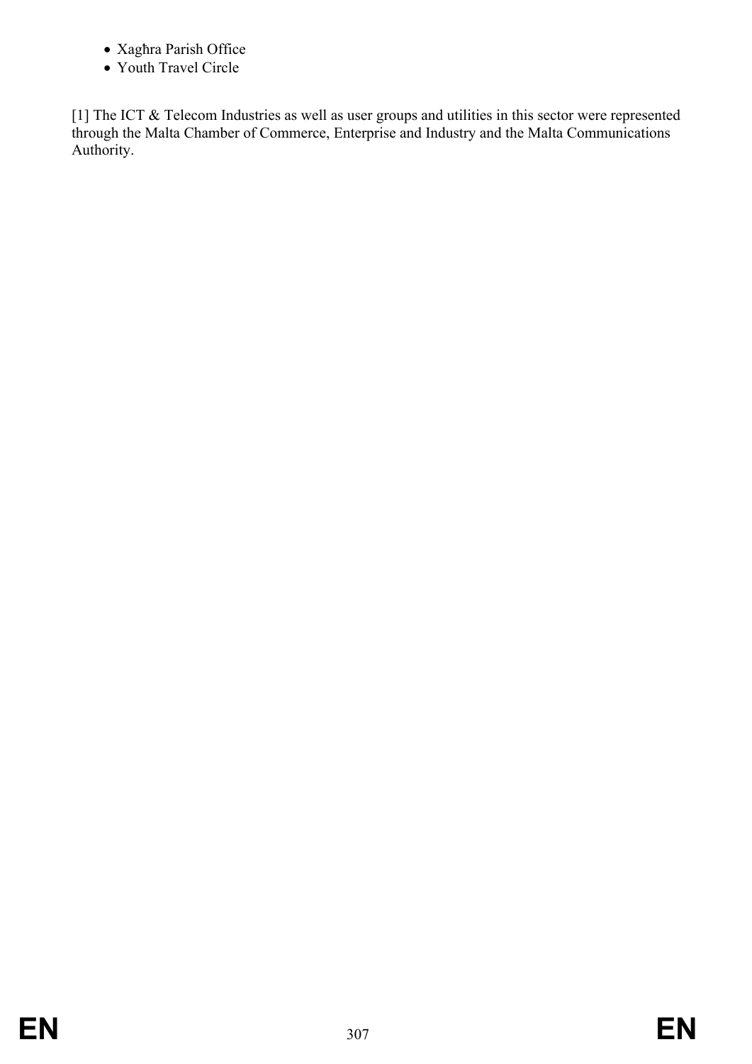- Xagħra Parish Office
- Youth Travel Circle

[1] The ICT & Telecom Industries as well as user groups and utilities in this sector were represented through the Malta Chamber of Commerce, Enterprise and Industry and the Malta Communications Authority.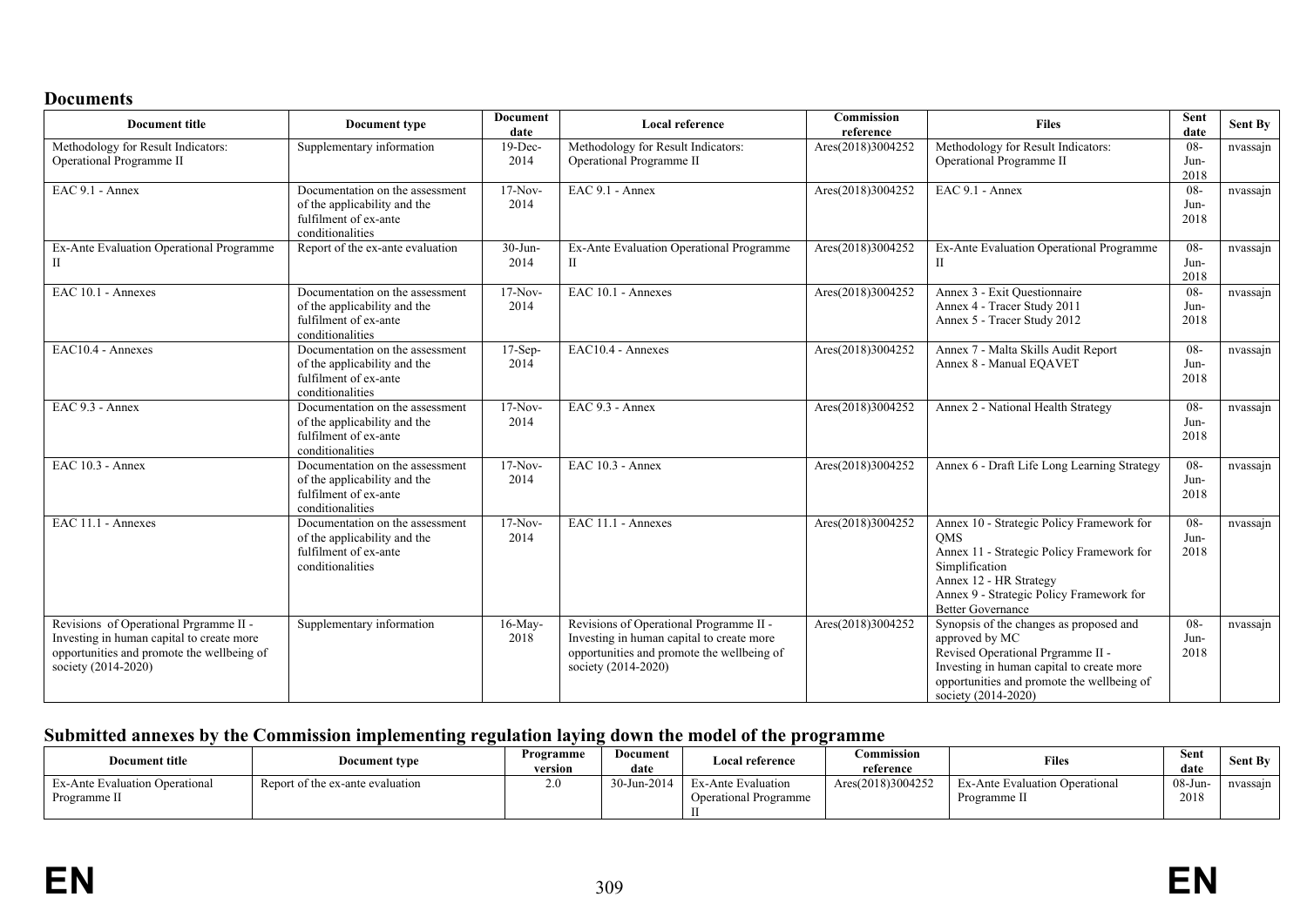## Documents

| Document title | Document type | Document date | Local reference | Commission reference | Files | Sent date | Sent By |
|---|---|---|---|---|---|---|---|
| Methodology for Result Indicators: Operational Programme II | Supplementary information | 19-Dec-2014 | Methodology for Result Indicators: Operational Programme II | Ares(2018)3004252 | Methodology for Result Indicators: Operational Programme II | 08-Jun-2018 | nvassajn |
| EAC 9.1 - Annex | Documentation on the assessment of the applicability and the fulfilment of ex-ante conditionalities | 17-Nov-2014 | EAC 9.1 - Annex | Ares(2018)3004252 | EAC 9.1 - Annex | 08-Jun-2018 | nvassajn |
| Ex-Ante Evaluation Operational Programme II | Report of the ex-ante evaluation | 30-Jun-2014 | Ex-Ante Evaluation Operational Programme II | Ares(2018)3004252 | Ex-Ante Evaluation Operational Programme II | 08-Jun-2018 | nvassajn |
| EAC 10.1 - Annexes | Documentation on the assessment of the applicability and the fulfilment of ex-ante conditionalities | 17-Nov-2014 | EAC 10.1 - Annexes | Ares(2018)3004252 | Annex 3 - Exit Questionnaire<br>Annex 4 - Tracer Study 2011<br>Annex 5 - Tracer Study 2012 | 08-Jun-2018 | nvassajn |
| EAC10.4 - Annexes | Documentation on the assessment of the applicability and the fulfilment of ex-ante conditionalities | 17-Sep-2014 | EAC10.4 - Annexes | Ares(2018)3004252 | Annex 7 - Malta Skills Audit Report<br>Annex 8 - Manual EQAVET | 08-Jun-2018 | nvassajn |
| EAC 9.3 - Annex | Documentation on the assessment of the applicability and the fulfilment of ex-ante conditionalities | 17-Nov-2014 | EAC 9.3 - Annex | Ares(2018)3004252 | Annex 2 - National Health Strategy | 08-Jun-2018 | nvassajn |
| EAC 10.3 - Annex | Documentation on the assessment of the applicability and the fulfilment of ex-ante conditionalities | 17-Nov-2014 | EAC 10.3 - Annex | Ares(2018)3004252 | Annex 6 - Draft Life Long Learning Strategy | 08-Jun-2018 | nvassajn |
| EAC 11.1 - Annexes | Documentation on the assessment of the applicability and the fulfilment of ex-ante conditionalities | 17-Nov-2014 | EAC 11.1 - Annexes | Ares(2018)3004252 | Annex 10 - Strategic Policy Framework for QMS<br>Annex 11 - Strategic Policy Framework for Simplification<br>Annex 12 - HR Strategy<br>Annex 9 - Strategic Policy Framework for Better Governance | 08-Jun-2018 | nvassajn |
| Revisions of Operational Prgramme II - Investing in human capital to create more opportunities and promote the wellbeing of society (2014-2020) | Supplementary information | 16-May-2018 | Revisions of Operational Programme II - Investing in human capital to create more opportunities and promote the wellbeing of society (2014-2020) | Ares(2018)3004252 | Synopsis of the changes as proposed and approved by MC<br>Revised Operational Prgramme II - Investing in human capital to create more opportunities and promote the wellbeing of society (2014-2020) | 08-Jun-2018 | nvassajn |

## Submitted annexes by the Commission implementing regulation laying down the model of the programme

| Document title | Document type | Programme version | Document date | Local reference | Commission reference | Files | Sent date | Sent By |
|---|---|---|---|---|---|---|---|---|
| Ex-Ante Evaluation Operational Programme II | Report of the ex-ante evaluation | 2.0 | 30-Jun-2014 | Ex-Ante Evaluation Operational Programme II | Ares(2018)3004252 | Ex-Ante Evaluation Operational Programme II | 08-Jun-2018 | nvassajn |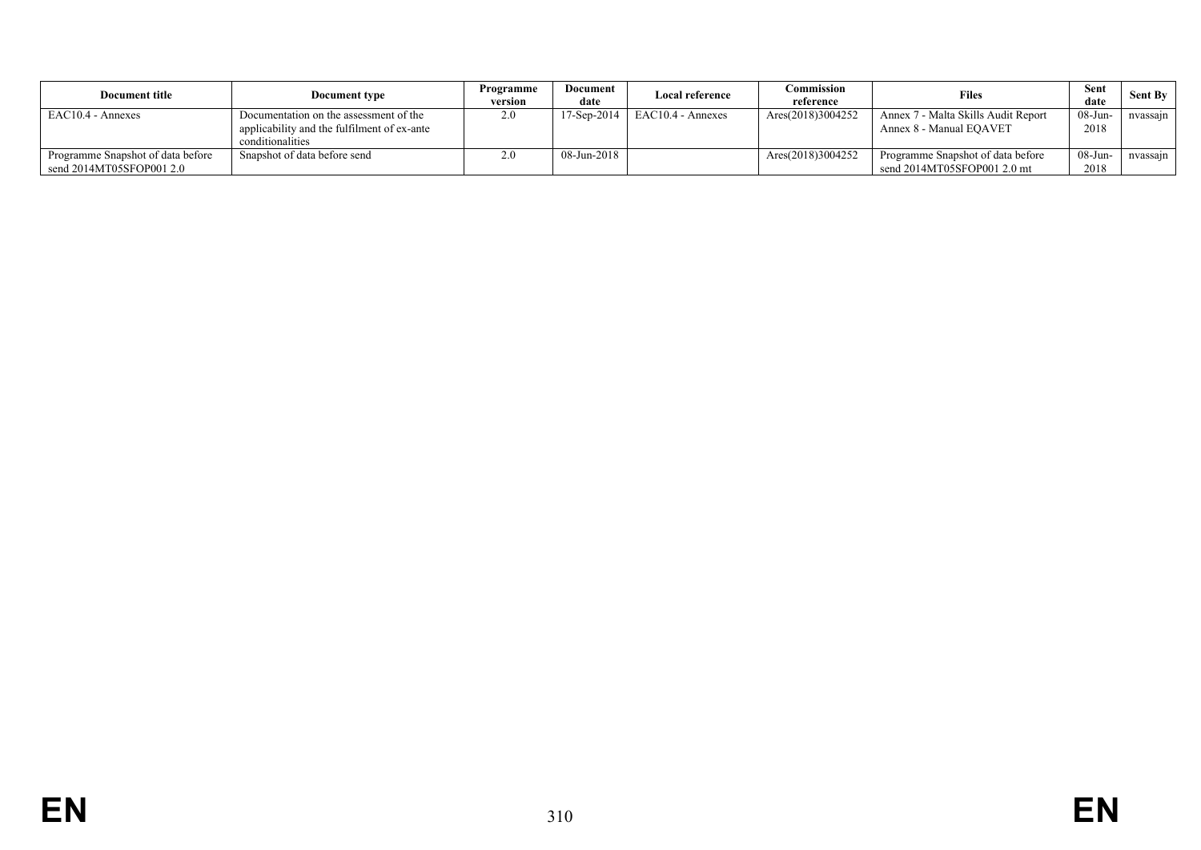| Document title | Document type | Programme version | Document date | Local reference | Commission reference | Files | Sent date | Sent By |
|---|---|---|---|---|---|---|---|---|
| EAC10.4 - Annexes | Documentation on the assessment of the applicability and the fulfilment of ex-ante conditionalities | 2.0 | 17-Sep-2014 | EAC10.4 - Annexes | Ares(2018)3004252 | Annex 7 - Malta Skills Audit Report<br>Annex 8 - Manual EQAVET | 08-Jun-2018 | nvassajn |
| Programme Snapshot of data before send 2014MT05SFOP001 2.0 | Snapshot of data before send | 2.0 | 08-Jun-2018 | | Ares(2018)3004252 | Programme Snapshot of data before send 2014MT05SFOP001 2.0 mt | 08-Jun-2018 | nvassajn |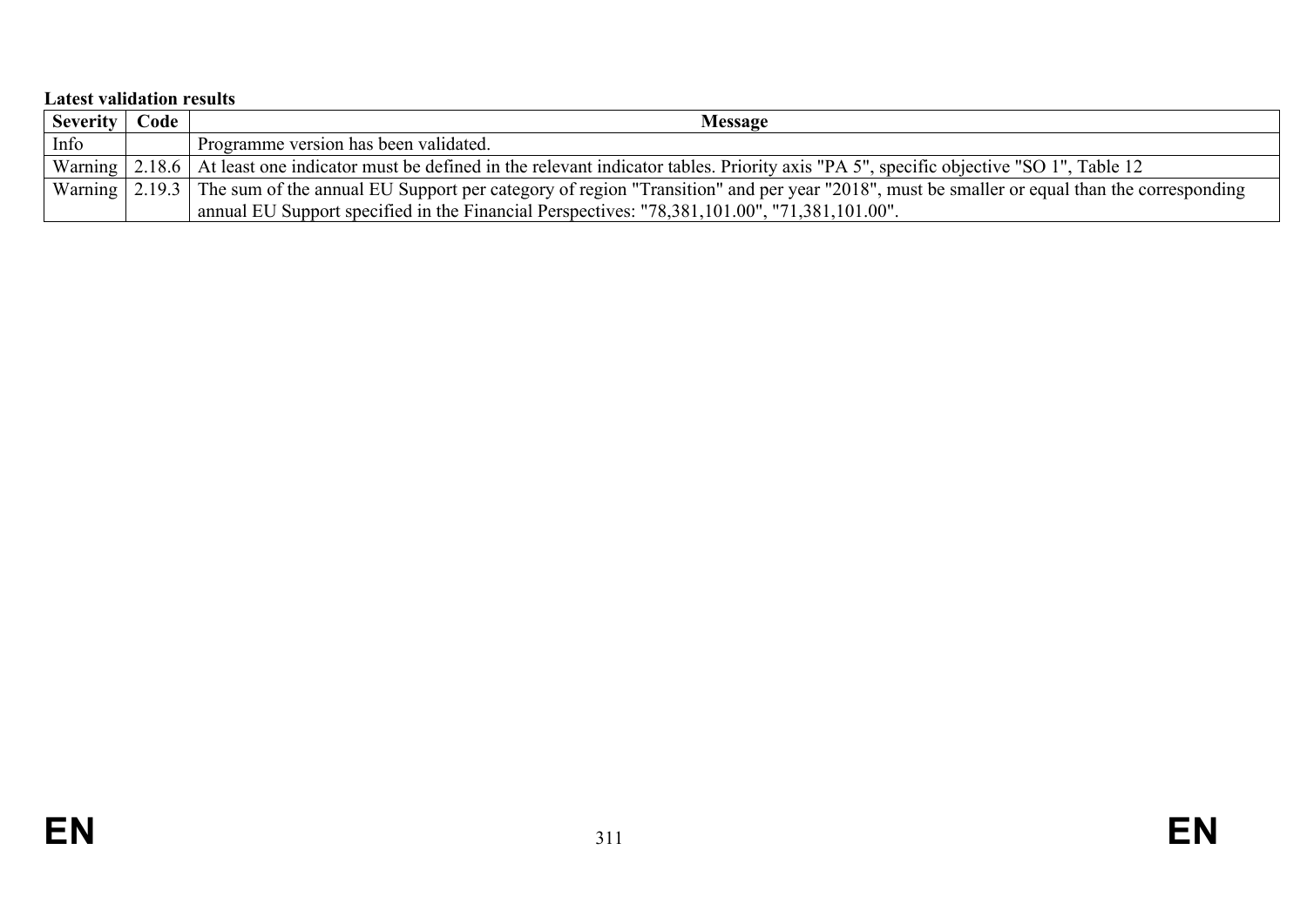**Latest validation results**

| Severity | Code | Message |
| --- | --- | --- |
| Info | | Programme version has been validated. |
| Warning | 2.18.6 | At least one indicator must be defined in the relevant indicator tables. Priority axis "PA 5", specific objective "SO 1", Table 12 |
| Warning | 2.19.3 | The sum of the annual EU Support per category of region "Transition" and per year "2018", must be smaller or equal than the corresponding annual EU Support specified in the Financial Perspectives: "78,381,101.00", "71,381,101.00". |